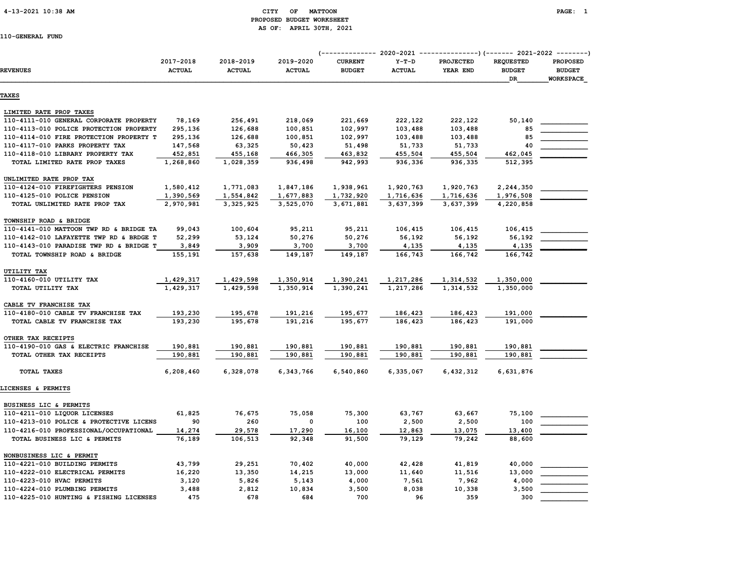CITY OF MATTOON
PROPOSED BUDGET WORKSHEET
AS OF: APRIL 30TH, 2021

110-GENERAL FUND

| REVENUES | 2017-2018 ACTUAL | 2018-2019 ACTUAL | 2019-2020 ACTUAL | 2020-2021 CURRENT BUDGET | 2020-2021 Y-T-D ACTUAL | 2020-2021 PROJECTED YEAR END | 2021-2022 REQUESTED BUDGET DR | 2021-2022 PROPOSED BUDGET WORKSPACE |
|---|---|---|---|---|---|---|---|---|
| **TAXES** | | | | | | | | |
| LIMITED RATE PROP TAXES | | | | | | | | |
| 110-4111-010 GENERAL CORPORATE PROPERTY | 78,169 | 256,491 | 218,069 | 221,669 | 222,122 | 222,122 | 50,140 | |
| 110-4113-010 POLICE PROTECTION PROPERTY | 295,136 | 126,688 | 100,851 | 102,997 | 103,488 | 103,488 | 85 | |
| 110-4114-010 FIRE PROTECTION PROPERTY T | 295,136 | 126,688 | 100,851 | 102,997 | 103,488 | 103,488 | 85 | |
| 110-4117-010 PARKS PROPERTY TAX | 147,568 | 63,325 | 50,423 | 51,498 | 51,733 | 51,733 | 40 | |
| 110-4118-010 LIBRARY PROPERTY TAX | 452,851 | 455,168 | 466,305 | 463,832 | 455,504 | 455,504 | 462,045 | |
| TOTAL LIMITED RATE PROP TAXES | 1,268,860 | 1,028,359 | 936,498 | 942,993 | 936,336 | 936,335 | 512,395 | |
| UNLIMITED RATE PROP TAX | | | | | | | | |
| 110-4124-010 FIREFIGHTERS PENSION | 1,580,412 | 1,771,083 | 1,847,186 | 1,938,961 | 1,920,763 | 1,920,763 | 2,244,350 | |
| 110-4125-010 POLICE PENSION | 1,390,569 | 1,554,842 | 1,677,883 | 1,732,920 | 1,716,636 | 1,716,636 | 1,976,508 | |
| TOTAL UNLIMITED RATE PROP TAX | 2,970,981 | 3,325,925 | 3,525,070 | 3,671,881 | 3,637,399 | 3,637,399 | 4,220,858 | |
| TOWNSHIP ROAD & BRIDGE | | | | | | | | |
| 110-4141-010 MATTOON TWP RD & BRIDGE TA | 99,043 | 100,604 | 95,211 | 95,211 | 106,415 | 106,415 | 106,415 | |
| 110-4142-010 LAFAYETTE TWP RD & BRDGE T | 52,299 | 53,124 | 50,276 | 50,276 | 56,192 | 56,192 | 56,192 | |
| 110-4143-010 PARADISE TWP RD & BRIDGE T | 3,849 | 3,909 | 3,700 | 3,700 | 4,135 | 4,135 | 4,135 | |
| TOTAL TOWNSHIP ROAD & BRIDGE | 155,191 | 157,638 | 149,187 | 149,187 | 166,743 | 166,742 | 166,742 | |
| UTILITY TAX | | | | | | | | |
| 110-4160-010 UTILITY TAX | 1,429,317 | 1,429,598 | 1,350,914 | 1,390,241 | 1,217,286 | 1,314,532 | 1,350,000 | |
| TOTAL UTILITY TAX | 1,429,317 | 1,429,598 | 1,350,914 | 1,390,241 | 1,217,286 | 1,314,532 | 1,350,000 | |
| CABLE TV FRANCHISE TAX | | | | | | | | |
| 110-4180-010 CABLE TV FRANCHISE TAX | 193,230 | 195,678 | 191,216 | 195,677 | 186,423 | 186,423 | 191,000 | |
| TOTAL CABLE TV FRANCHISE TAX | 193,230 | 195,678 | 191,216 | 195,677 | 186,423 | 186,423 | 191,000 | |
| OTHER TAX RECEIPTS | | | | | | | | |
| 110-4190-010 GAS & ELECTRIC FRANCHISE | 190,881 | 190,881 | 190,881 | 190,881 | 190,881 | 190,881 | 190,881 | |
| TOTAL OTHER TAX RECEIPTS | 190,881 | 190,881 | 190,881 | 190,881 | 190,881 | 190,881 | 190,881 | |
| TOTAL TAXES | 6,208,460 | 6,328,078 | 6,343,766 | 6,540,860 | 6,335,067 | 6,432,312 | 6,631,876 | |
| **LICENSES & PERMITS** | | | | | | | | |
| BUSINESS LIC & PERMITS | | | | | | | | |
| 110-4211-010 LIQUOR LICENSES | 61,825 | 76,675 | 75,058 | 75,300 | 63,767 | 63,667 | 75,100 | |
| 110-4213-010 POLICE & PROTECTIVE LICENS | 90 | 260 | 0 | 100 | 2,500 | 2,500 | 100 | |
| 110-4216-010 PROFESSIONAL/OCCUPATIONAL | 14,274 | 29,578 | 17,290 | 16,100 | 12,863 | 13,075 | 13,400 | |
| TOTAL BUSINESS LIC & PERMITS | 76,189 | 106,513 | 92,348 | 91,500 | 79,129 | 79,242 | 88,600 | |
| NONBUSINESS LIC & PERMIT | | | | | | | | |
| 110-4221-010 BUILDING PERMITS | 43,799 | 29,251 | 70,402 | 40,000 | 42,428 | 41,819 | 40,000 | |
| 110-4222-010 ELECTRICAL PERMITS | 16,220 | 13,350 | 14,215 | 13,000 | 11,640 | 11,516 | 13,000 | |
| 110-4223-010 HVAC PERMITS | 3,120 | 5,826 | 5,143 | 4,000 | 7,561 | 7,962 | 4,000 | |
| 110-4224-010 PLUMBING PERMITS | 3,488 | 2,812 | 10,834 | 3,500 | 8,038 | 10,338 | 3,500 | |
| 110-4225-010 HUNTING & FISHING LICENSES | 475 | 678 | 684 | 700 | 96 | 359 | 300 | |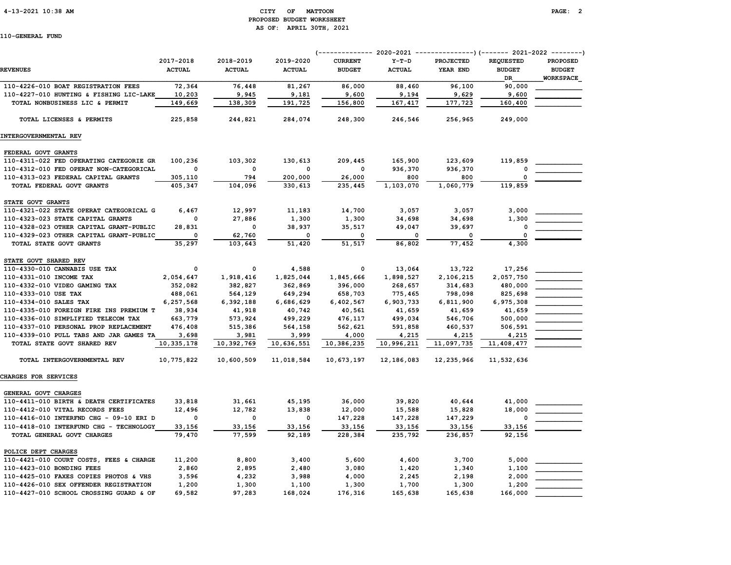CITY OF MATTOON
PROPOSED BUDGET WORKSHEET
AS OF: APRIL 30TH, 2021

110-GENERAL FUND

| REVENUES | 2017-2018 ACTUAL | 2018-2019 ACTUAL | 2019-2020 ACTUAL | 2020-2021 CURRENT BUDGET | 2020-2021 Y-T-D ACTUAL | 2020-2021 PROJECTED YEAR END | 2021-2022 REQUESTED BUDGET DR | 2021-2022 PROPOSED BUDGET WORKSPACE |
|---|---|---|---|---|---|---|---|---|
| 110-4226-010 BOAT REGISTRATION FEES | 72,364 | 76,448 | 81,267 | 86,000 | 88,460 | 96,100 | 90,000 | |
| 110-4227-010 HUNTING & FISHING LIC-LAKE | 10,203 | 9,945 | 9,181 | 9,600 | 9,194 | 9,629 | 9,600 | |
| TOTAL NONBUSINESS LIC & PERMIT | 149,669 | 138,309 | 191,725 | 156,800 | 167,417 | 177,723 | 160,400 | |
| TOTAL LICENSES & PERMITS | 225,858 | 244,821 | 284,074 | 248,300 | 246,546 | 256,965 | 249,000 | |
| **INTERGOVERNMENTAL REV** | | | | | | | | |
| **FEDERAL GOVT GRANTS** | | | | | | | | |
| 110-4311-022 FED OPERATING CATEGORIE GR | 100,236 | 103,302 | 130,613 | 209,445 | 165,900 | 123,609 | 119,859 | |
| 110-4312-010 FED OPERAT NON-CATEGORICAL | 0 | 0 | 0 | 0 | 936,370 | 936,370 | 0 | |
| 110-4313-023 FEDERAL CAPITAL GRANTS | 305,110 | 794 | 200,000 | 26,000 | 800 | 800 | 0 | |
| TOTAL FEDERAL GOVT GRANTS | 405,347 | 104,096 | 330,613 | 235,445 | 1,103,070 | 1,060,779 | 119,859 | |
| **STATE GOVT GRANTS** | | | | | | | | |
| 110-4321-022 STATE OPERAT CATEGORICAL G | 6,467 | 12,997 | 11,183 | 14,700 | 3,057 | 3,057 | 3,000 | |
| 110-4323-023 STATE CAPITAL GRANTS | 0 | 27,886 | 1,300 | 1,300 | 34,698 | 34,698 | 1,300 | |
| 110-4328-023 OTHER CAPITAL GRANT-PUBLIC | 28,831 | 0 | 38,937 | 35,517 | 49,047 | 39,697 | 0 | |
| 110-4329-023 OTHER CAPITAL GRANT-PUBLIC | 0 | 62,760 | 0 | 0 | 0 | 0 | 0 | |
| TOTAL STATE GOVT GRANTS | 35,297 | 103,643 | 51,420 | 51,517 | 86,802 | 77,452 | 4,300 | |
| **STATE GOVT SHARED REV** | | | | | | | | |
| 110-4330-010 CANNABIS USE TAX | 0 | 0 | 4,588 | 0 | 13,064 | 13,722 | 17,256 | |
| 110-4331-010 INCOME TAX | 2,054,647 | 1,918,416 | 1,825,044 | 1,845,666 | 1,898,527 | 2,106,215 | 2,057,750 | |
| 110-4332-010 VIDEO GAMING TAX | 352,082 | 382,827 | 362,869 | 396,000 | 268,657 | 314,683 | 480,000 | |
| 110-4333-010 USE TAX | 488,061 | 564,129 | 649,294 | 658,703 | 775,465 | 798,098 | 825,698 | |
| 110-4334-010 SALES TAX | 6,257,568 | 6,392,188 | 6,686,629 | 6,402,567 | 6,903,733 | 6,811,900 | 6,975,308 | |
| 110-4335-010 FOREIGN FIRE INS PREMIUM T | 38,934 | 41,918 | 40,742 | 40,561 | 41,659 | 41,659 | 41,659 | |
| 110-4336-010 SIMPLIFIED TELECOM TAX | 663,779 | 573,924 | 499,229 | 476,117 | 499,034 | 546,706 | 500,000 | |
| 110-4337-010 PERSONAL PROP REPLACEMENT | 476,408 | 515,386 | 564,158 | 562,621 | 591,858 | 460,537 | 506,591 | |
| 110-4339-010 PULL TABS AND JAR GAMES TA | 3,698 | 3,981 | 3,999 | 4,000 | 4,215 | 4,215 | 4,215 | |
| TOTAL STATE GOVT SHARED REV | 10,335,178 | 10,392,769 | 10,636,551 | 10,386,235 | 10,996,211 | 11,097,735 | 11,408,477 | |
| TOTAL INTERGOVERNMENTAL REV | 10,775,822 | 10,600,509 | 11,018,584 | 10,673,197 | 12,186,083 | 12,235,966 | 11,532,636 | |
| **CHARGES FOR SERVICES** | | | | | | | | |
| **GENERAL GOVT CHARGES** | | | | | | | | |
| 110-4411-010 BIRTH & DEATH CERTIFICATES | 33,818 | 31,661 | 45,195 | 36,000 | 39,820 | 40,644 | 41,000 | |
| 110-4412-010 VITAL RECORDS FEES | 12,496 | 12,782 | 13,838 | 12,000 | 15,588 | 15,828 | 18,000 | |
| 110-4416-010 INTERFND CHG - 09-10 ERI D | 0 | 0 | 0 | 147,228 | 147,228 | 147,229 | 0 | |
| 110-4418-010 INTERFUND CHG - TECHNOLOGY | 33,156 | 33,156 | 33,156 | 33,156 | 33,156 | 33,156 | 33,156 | |
| TOTAL GENERAL GOVT CHARGES | 79,470 | 77,599 | 92,189 | 228,384 | 235,792 | 236,857 | 92,156 | |
| **POLICE DEPT CHARGES** | | | | | | | | |
| 110-4421-010 COURT COSTS, FEES & CHARGE | 11,200 | 8,800 | 3,400 | 5,600 | 4,600 | 3,700 | 5,000 | |
| 110-4423-010 BONDING FEES | 2,860 | 2,895 | 2,480 | 3,080 | 1,420 | 1,340 | 1,100 | |
| 110-4425-010 FAXES COPIES PHOTOS & VHS | 3,596 | 4,232 | 3,988 | 4,000 | 2,245 | 2,198 | 2,000 | |
| 110-4426-010 SEX OFFENDER REGISTRATION | 1,200 | 1,300 | 1,100 | 1,300 | 1,700 | 1,300 | 1,200 | |
| 110-4427-010 SCHOOL CROSSING GUARD & OF | 69,582 | 97,283 | 168,024 | 176,316 | 165,638 | 165,638 | 166,000 | |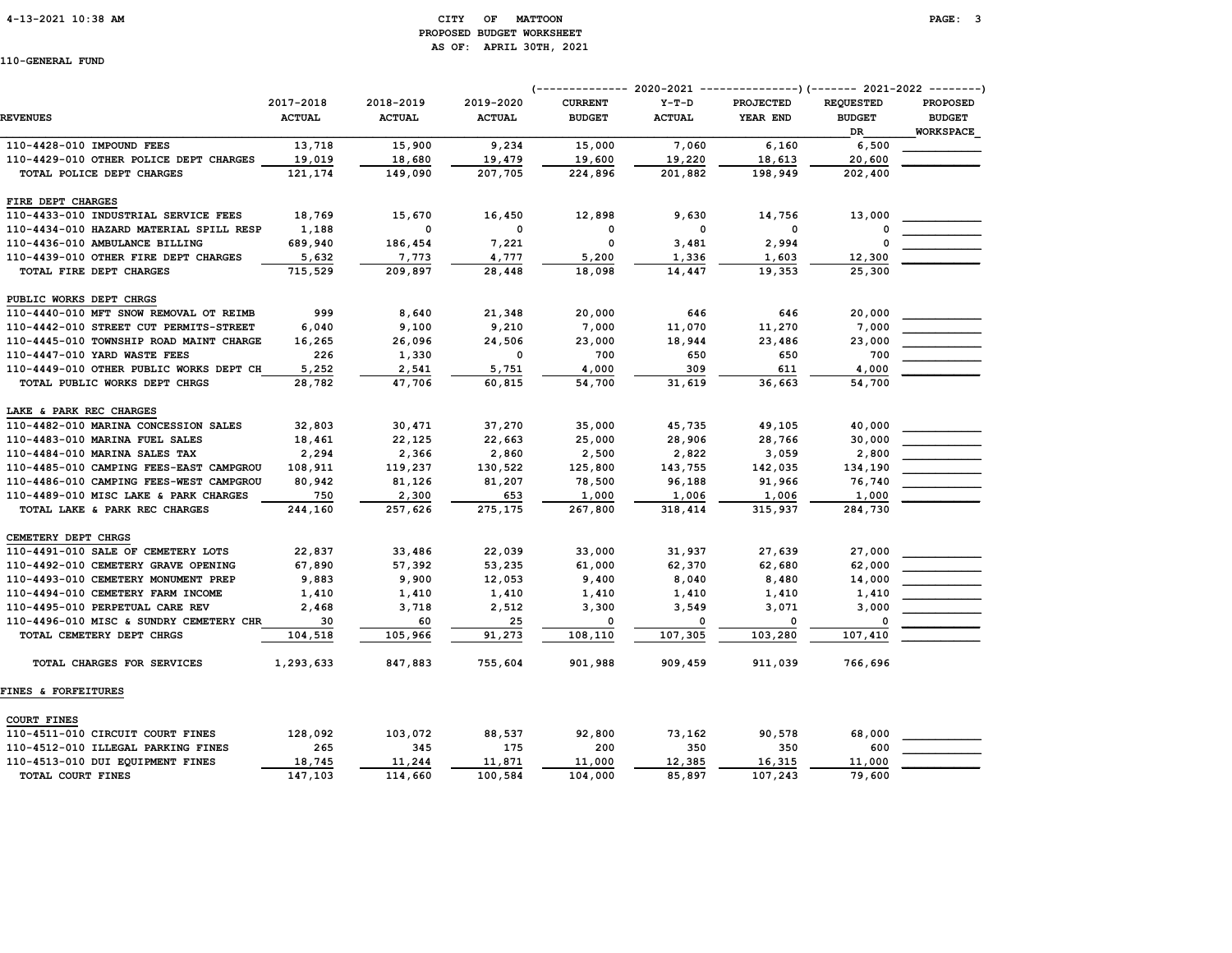CITY OF MATTOON
PROPOSED BUDGET WORKSHEET
AS OF: APRIL 30TH, 2021

110-GENERAL FUND

| REVENUES | 2017-2018 ACTUAL | 2018-2019 ACTUAL | 2019-2020 ACTUAL | 2020-2021 CURRENT BUDGET | 2020-2021 Y-T-D ACTUAL | 2020-2021 PROJECTED YEAR END | 2021-2022 REQUESTED BUDGET DR | 2021-2022 PROPOSED BUDGET WORKSPACE |
|---|---|---|---|---|---|---|---|---|
| 110-4428-010 IMPOUND FEES | 13,718 | 15,900 | 9,234 | 15,000 | 7,060 | 6,160 | 6,500 | |
| 110-4429-010 OTHER POLICE DEPT CHARGES | 19,019 | 18,680 | 19,479 | 19,600 | 19,220 | 18,613 | 20,600 | |
| TOTAL POLICE DEPT CHARGES | 121,174 | 149,090 | 207,705 | 224,896 | 201,882 | 198,949 | 202,400 | |
| FIRE DEPT CHARGES | | | | | | | | |
| 110-4433-010 INDUSTRIAL SERVICE FEES | 18,769 | 15,670 | 16,450 | 12,898 | 9,630 | 14,756 | 13,000 | |
| 110-4434-010 HAZARD MATERIAL SPILL RESP | 1,188 | 0 | 0 | 0 | 0 | 0 | 0 | |
| 110-4436-010 AMBULANCE BILLING | 689,940 | 186,454 | 7,221 | 0 | 3,481 | 2,994 | 0 | |
| 110-4439-010 OTHER FIRE DEPT CHARGES | 5,632 | 7,773 | 4,777 | 5,200 | 1,336 | 1,603 | 12,300 | |
| TOTAL FIRE DEPT CHARGES | 715,529 | 209,897 | 28,448 | 18,098 | 14,447 | 19,353 | 25,300 | |
| PUBLIC WORKS DEPT CHRGS | | | | | | | | |
| 110-4440-010 MFT SNOW REMOVAL OT REIMB | 999 | 8,640 | 21,348 | 20,000 | 646 | 646 | 20,000 | |
| 110-4442-010 STREET CUT PERMITS-STREET | 6,040 | 9,100 | 9,210 | 7,000 | 11,070 | 11,270 | 7,000 | |
| 110-4445-010 TOWNSHIP ROAD MAINT CHARGE | 16,265 | 26,096 | 24,506 | 23,000 | 18,944 | 23,486 | 23,000 | |
| 110-4447-010 YARD WASTE FEES | 226 | 1,330 | 0 | 700 | 650 | 650 | 700 | |
| 110-4449-010 OTHER PUBLIC WORKS DEPT CH | 5,252 | 2,541 | 5,751 | 4,000 | 309 | 611 | 4,000 | |
| TOTAL PUBLIC WORKS DEPT CHRGS | 28,782 | 47,706 | 60,815 | 54,700 | 31,619 | 36,663 | 54,700 | |
| LAKE & PARK REC CHARGES | | | | | | | | |
| 110-4482-010 MARINA CONCESSION SALES | 32,803 | 30,471 | 37,270 | 35,000 | 45,735 | 49,105 | 40,000 | |
| 110-4483-010 MARINA FUEL SALES | 18,461 | 22,125 | 22,663 | 25,000 | 28,906 | 28,766 | 30,000 | |
| 110-4484-010 MARINA SALES TAX | 2,294 | 2,366 | 2,860 | 2,500 | 2,822 | 3,059 | 2,800 | |
| 110-4485-010 CAMPING FEES-EAST CAMPGROU | 108,911 | 119,237 | 130,522 | 125,800 | 143,755 | 142,035 | 134,190 | |
| 110-4486-010 CAMPING FEES-WEST CAMPGROU | 80,942 | 81,126 | 81,207 | 78,500 | 96,188 | 91,966 | 76,740 | |
| 110-4489-010 MISC LAKE & PARK CHARGES | 750 | 2,300 | 653 | 1,000 | 1,006 | 1,006 | 1,000 | |
| TOTAL LAKE & PARK REC CHARGES | 244,160 | 257,626 | 275,175 | 267,800 | 318,414 | 315,937 | 284,730 | |
| CEMETERY DEPT CHRGS | | | | | | | | |
| 110-4491-010 SALE OF CEMETERY LOTS | 22,837 | 33,486 | 22,039 | 33,000 | 31,937 | 27,639 | 27,000 | |
| 110-4492-010 CEMETERY GRAVE OPENING | 67,890 | 57,392 | 53,235 | 61,000 | 62,370 | 62,680 | 62,000 | |
| 110-4493-010 CEMETERY MONUMENT PREP | 9,883 | 9,900 | 12,053 | 9,400 | 8,040 | 8,480 | 14,000 | |
| 110-4494-010 CEMETERY FARM INCOME | 1,410 | 1,410 | 1,410 | 1,410 | 1,410 | 1,410 | 1,410 | |
| 110-4495-010 PERPETUAL CARE REV | 2,468 | 3,718 | 2,512 | 3,300 | 3,549 | 3,071 | 3,000 | |
| 110-4496-010 MISC & SUNDRY CEMETERY CHR | 30 | 60 | 25 | 0 | 0 | 0 | 0 | |
| TOTAL CEMETERY DEPT CHRGS | 104,518 | 105,966 | 91,273 | 108,110 | 107,305 | 103,280 | 107,410 | |
| TOTAL CHARGES FOR SERVICES | 1,293,633 | 847,883 | 755,604 | 901,988 | 909,459 | 911,039 | 766,696 | |
| FINES & FORFEITURES | | | | | | | | |
| COURT FINES | | | | | | | | |
| 110-4511-010 CIRCUIT COURT FINES | 128,092 | 103,072 | 88,537 | 92,800 | 73,162 | 90,578 | 68,000 | |
| 110-4512-010 ILLEGAL PARKING FINES | 265 | 345 | 175 | 200 | 350 | 350 | 600 | |
| 110-4513-010 DUI EQUIPMENT FINES | 18,745 | 11,244 | 11,871 | 11,000 | 12,385 | 16,315 | 11,000 | |
| TOTAL COURT FINES | 147,103 | 114,660 | 100,584 | 104,000 | 85,897 | 107,243 | 79,600 | |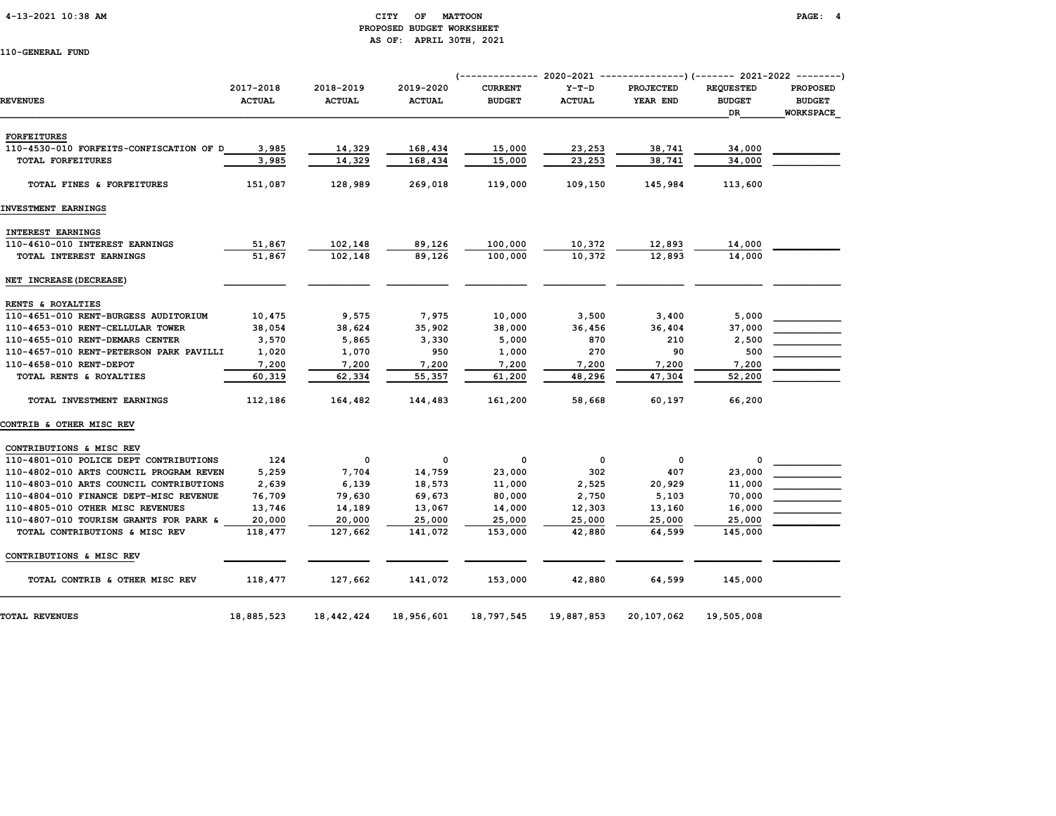CITY OF MATTOON
PROPOSED BUDGET WORKSHEET
AS OF: APRIL 30TH, 2021

110-GENERAL FUND

| REVENUES | 2017-2018 ACTUAL | 2018-2019 ACTUAL | 2019-2020 ACTUAL | 2020-2021 CURRENT BUDGET | 2020-2021 Y-T-D ACTUAL | 2020-2021 PROJECTED YEAR END | 2021-2022 REQUESTED BUDGET DR | 2021-2022 PROPOSED BUDGET WORKSPACE |
|---|---|---|---|---|---|---|---|---|
| **FORFEITURES** | | | | | | | | |
| 110-4530-010 FORFEITS-CONFISCATION OF D | 3,985 | 14,329 | 168,434 | 15,000 | 23,253 | 38,741 | 34,000 | |
| TOTAL FORFEITURES | 3,985 | 14,329 | 168,434 | 15,000 | 23,253 | 38,741 | 34,000 | |
| TOTAL FINES & FORFEITURES | 151,087 | 128,989 | 269,018 | 119,000 | 109,150 | 145,984 | 113,600 | |
| **INVESTMENT EARNINGS** | | | | | | | | |
| INTEREST EARNINGS | | | | | | | | |
| 110-4610-010 INTEREST EARNINGS | 51,867 | 102,148 | 89,126 | 100,000 | 10,372 | 12,893 | 14,000 | |
| TOTAL INTEREST EARNINGS | 51,867 | 102,148 | 89,126 | 100,000 | 10,372 | 12,893 | 14,000 | |
| NET INCREASE(DECREASE) | | | | | | | | |
| RENTS & ROYALTIES | | | | | | | | |
| 110-4651-010 RENT-BURGESS AUDITORIUM | 10,475 | 9,575 | 7,975 | 10,000 | 3,500 | 3,400 | 5,000 | |
| 110-4653-010 RENT-CELLULAR TOWER | 38,054 | 38,624 | 35,902 | 38,000 | 36,456 | 36,404 | 37,000 | |
| 110-4655-010 RENT-DEMARS CENTER | 3,570 | 5,865 | 3,330 | 5,000 | 870 | 210 | 2,500 | |
| 110-4657-010 RENT-PETERSON PARK PAVILLI | 1,020 | 1,070 | 950 | 1,000 | 270 | 90 | 500 | |
| 110-4658-010 RENT-DEPOT | 7,200 | 7,200 | 7,200 | 7,200 | 7,200 | 7,200 | 7,200 | |
| TOTAL RENTS & ROYALTIES | 60,319 | 62,334 | 55,357 | 61,200 | 48,296 | 47,304 | 52,200 | |
| TOTAL INVESTMENT EARNINGS | 112,186 | 164,482 | 144,483 | 161,200 | 58,668 | 60,197 | 66,200 | |
| **CONTRIB & OTHER MISC REV** | | | | | | | | |
| CONTRIBUTIONS & MISC REV | | | | | | | | |
| 110-4801-010 POLICE DEPT CONTRIBUTIONS | 124 | 0 | 0 | 0 | 0 | 0 | 0 | |
| 110-4802-010 ARTS COUNCIL PROGRAM REVEN | 5,259 | 7,704 | 14,759 | 23,000 | 302 | 407 | 23,000 | |
| 110-4803-010 ARTS COUNCIL CONTRIBUTIONS | 2,639 | 6,139 | 18,573 | 11,000 | 2,525 | 20,929 | 11,000 | |
| 110-4804-010 FINANCE DEPT-MISC REVENUE | 76,709 | 79,630 | 69,673 | 80,000 | 2,750 | 5,103 | 70,000 | |
| 110-4805-010 OTHER MISC REVENUES | 13,746 | 14,189 | 13,067 | 14,000 | 12,303 | 13,160 | 16,000 | |
| 110-4807-010 TOURISM GRANTS FOR PARK & | 20,000 | 20,000 | 25,000 | 25,000 | 25,000 | 25,000 | 25,000 | |
| TOTAL CONTRIBUTIONS & MISC REV | 118,477 | 127,662 | 141,072 | 153,000 | 42,880 | 64,599 | 145,000 | |
| CONTRIBUTIONS & MISC REV | | | | | | | | |
| TOTAL CONTRIB & OTHER MISC REV | 118,477 | 127,662 | 141,072 | 153,000 | 42,880 | 64,599 | 145,000 | |
| **TOTAL REVENUES** | 18,885,523 | 18,442,424 | 18,956,601 | 18,797,545 | 19,887,853 | 20,107,062 | 19,505,008 | |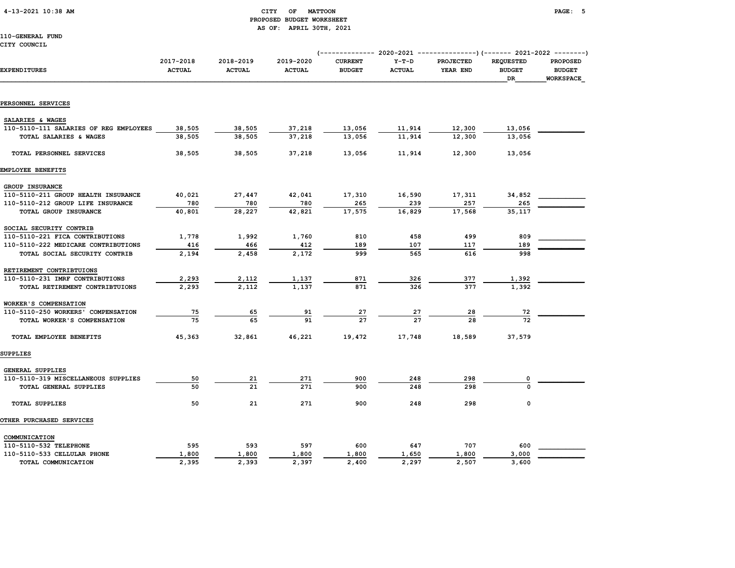CITY OF MATTOON
PROPOSED BUDGET WORKSHEET
AS OF: APRIL 30TH, 2021

110-GENERAL FUND
CITY COUNCIL

| EXPENDITURES | 2017-2018 ACTUAL | 2018-2019 ACTUAL | 2019-2020 ACTUAL | 2020-2021 CURRENT BUDGET | 2020-2021 Y-T-D ACTUAL | 2020-2021 PROJECTED YEAR END | 2021-2022 REQUESTED BUDGET DR | 2021-2022 PROPOSED BUDGET WORKSPACE |
|---|---|---|---|---|---|---|---|---|
| **PERSONNEL SERVICES** | | | | | | | | |
| SALARIES & WAGES | | | | | | | | |
| 110-5110-111 SALARIES OF REG EMPLOYEES | 38,505 | 38,505 | 37,218 | 13,056 | 11,914 | 12,300 | 13,056 | |
| TOTAL SALARIES & WAGES | 38,505 | 38,505 | 37,218 | 13,056 | 11,914 | 12,300 | 13,056 | |
| TOTAL PERSONNEL SERVICES | 38,505 | 38,505 | 37,218 | 13,056 | 11,914 | 12,300 | 13,056 | |
| **EMPLOYEE BENEFITS** | | | | | | | | |
| GROUP INSURANCE | | | | | | | | |
| 110-5110-211 GROUP HEALTH INSURANCE | 40,021 | 27,447 | 42,041 | 17,310 | 16,590 | 17,311 | 34,852 | |
| 110-5110-212 GROUP LIFE INSURANCE | 780 | 780 | 780 | 265 | 239 | 257 | 265 | |
| TOTAL GROUP INSURANCE | 40,801 | 28,227 | 42,821 | 17,575 | 16,829 | 17,568 | 35,117 | |
| SOCIAL SECURITY CONTRIB | | | | | | | | |
| 110-5110-221 FICA CONTRIBUTIONS | 1,778 | 1,992 | 1,760 | 810 | 458 | 499 | 809 | |
| 110-5110-222 MEDICARE CONTRIBUTIONS | 416 | 466 | 412 | 189 | 107 | 117 | 189 | |
| TOTAL SOCIAL SECURITY CONTRIB | 2,194 | 2,458 | 2,172 | 999 | 565 | 616 | 998 | |
| RETIREMENT CONTRIBTUIONS | | | | | | | | |
| 110-5110-231 IMRF CONTRIBUTIONS | 2,293 | 2,112 | 1,137 | 871 | 326 | 377 | 1,392 | |
| TOTAL RETIREMENT CONTRIBTUIONS | 2,293 | 2,112 | 1,137 | 871 | 326 | 377 | 1,392 | |
| WORKER'S COMPENSATION | | | | | | | | |
| 110-5110-250 WORKERS' COMPENSATION | 75 | 65 | 91 | 27 | 27 | 28 | 72 | |
| TOTAL WORKER'S COMPENSATION | 75 | 65 | 91 | 27 | 27 | 28 | 72 | |
| TOTAL EMPLOYEE BENEFITS | 45,363 | 32,861 | 46,221 | 19,472 | 17,748 | 18,589 | 37,579 | |
| **SUPPLIES** | | | | | | | | |
| GENERAL SUPPLIES | | | | | | | | |
| 110-5110-319 MISCELLANEOUS SUPPLIES | 50 | 21 | 271 | 900 | 248 | 298 | 0 | |
| TOTAL GENERAL SUPPLIES | 50 | 21 | 271 | 900 | 248 | 298 | 0 | |
| TOTAL SUPPLIES | 50 | 21 | 271 | 900 | 248 | 298 | 0 | |
| **OTHER PURCHASED SERVICES** | | | | | | | | |
| COMMUNICATION | | | | | | | | |
| 110-5110-532 TELEPHONE | 595 | 593 | 597 | 600 | 647 | 707 | 600 | |
| 110-5110-533 CELLULAR PHONE | 1,800 | 1,800 | 1,800 | 1,800 | 1,650 | 1,800 | 3,000 | |
| TOTAL COMMUNICATION | 2,395 | 2,393 | 2,397 | 2,400 | 2,297 | 2,507 | 3,600 | |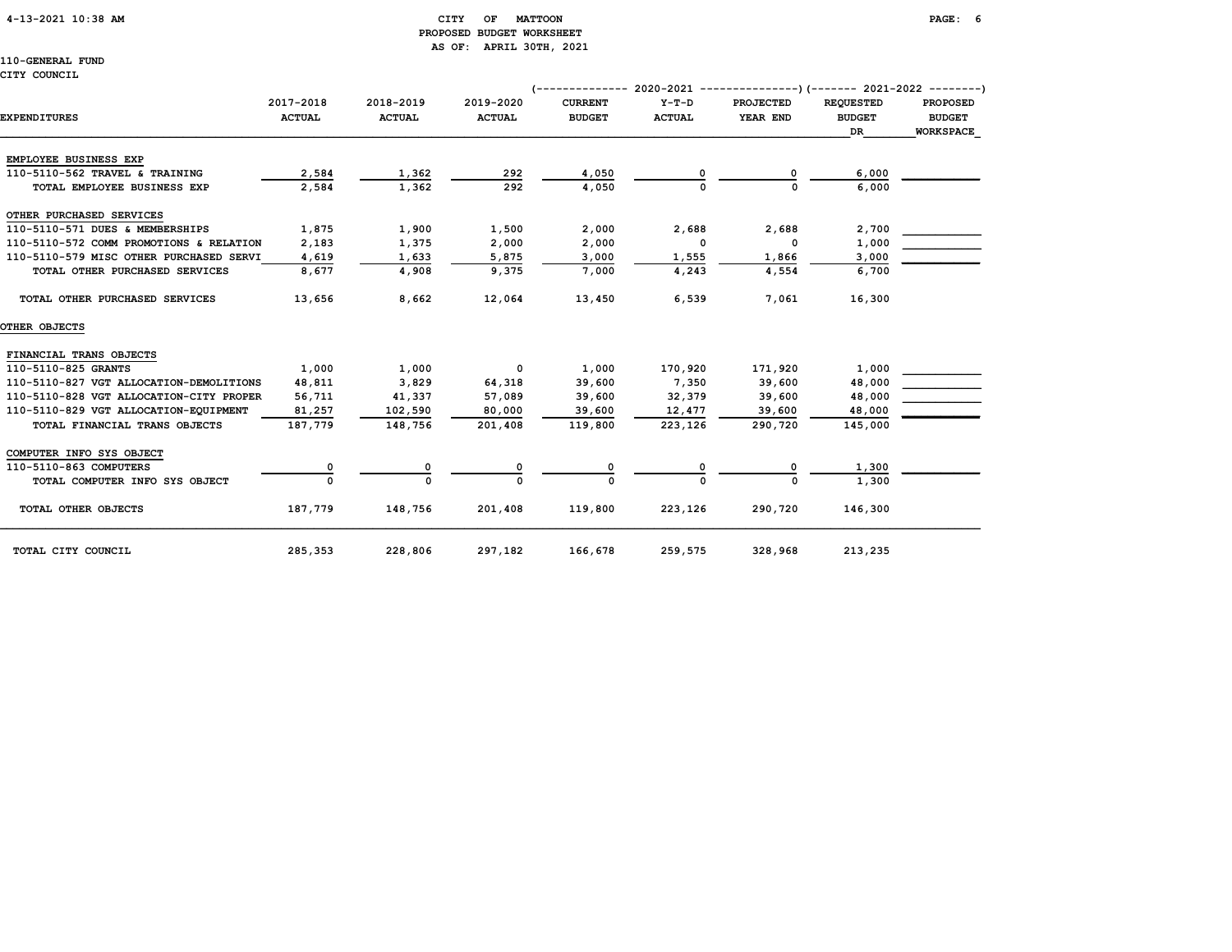# CITY OF MATTOON
## PROPOSED BUDGET WORKSHEET
### AS OF: APRIL 30TH, 2021

110-GENERAL FUND
CITY COUNCIL

| EXPENDITURES | 2017-2018 ACTUAL | 2018-2019 ACTUAL | 2019-2020 ACTUAL | 2020-2021 CURRENT BUDGET | 2020-2021 Y-T-D ACTUAL | 2020-2021 PROJECTED YEAR END | 2021-2022 REQUESTED BUDGET DR | 2021-2022 PROPOSED BUDGET WORKSPACE |
|---|---|---|---|---|---|---|---|---|
| **EMPLOYEE BUSINESS EXP** | | | | | | | | |
| 110-5110-562 TRAVEL & TRAINING | 2,584 | 1,362 | 292 | 4,050 | 0 | 0 | 6,000 | |
| TOTAL EMPLOYEE BUSINESS EXP | 2,584 | 1,362 | 292 | 4,050 | 0 | 0 | 6,000 | |
| **OTHER PURCHASED SERVICES** | | | | | | | | |
| 110-5110-571 DUES & MEMBERSHIPS | 1,875 | 1,900 | 1,500 | 2,000 | 2,688 | 2,688 | 2,700 | |
| 110-5110-572 COMM PROMOTIONS & RELATION | 2,183 | 1,375 | 2,000 | 2,000 | 0 | 0 | 1,000 | |
| 110-5110-579 MISC OTHER PURCHASED SERVI | 4,619 | 1,633 | 5,875 | 3,000 | 1,555 | 1,866 | 3,000 | |
| TOTAL OTHER PURCHASED SERVICES | 8,677 | 4,908 | 9,375 | 7,000 | 4,243 | 4,554 | 6,700 | |
| TOTAL OTHER PURCHASED SERVICES | 13,656 | 8,662 | 12,064 | 13,450 | 6,539 | 7,061 | 16,300 | |
| **OTHER OBJECTS** | | | | | | | | |
| **FINANCIAL TRANS OBJECTS** | | | | | | | | |
| 110-5110-825 GRANTS | 1,000 | 1,000 | 0 | 1,000 | 170,920 | 171,920 | 1,000 | |
| 110-5110-827 VGT ALLOCATION-DEMOLITIONS | 48,811 | 3,829 | 64,318 | 39,600 | 7,350 | 39,600 | 48,000 | |
| 110-5110-828 VGT ALLOCATION-CITY PROPER | 56,711 | 41,337 | 57,089 | 39,600 | 32,379 | 39,600 | 48,000 | |
| 110-5110-829 VGT ALLOCATION-EQUIPMENT | 81,257 | 102,590 | 80,000 | 39,600 | 12,477 | 39,600 | 48,000 | |
| TOTAL FINANCIAL TRANS OBJECTS | 187,779 | 148,756 | 201,408 | 119,800 | 223,126 | 290,720 | 145,000 | |
| **COMPUTER INFO SYS OBJECT** | | | | | | | | |
| 110-5110-863 COMPUTERS | 0 | 0 | 0 | 0 | 0 | 0 | 1,300 | |
| TOTAL COMPUTER INFO SYS OBJECT | 0 | 0 | 0 | 0 | 0 | 0 | 1,300 | |
| TOTAL OTHER OBJECTS | 187,779 | 148,756 | 201,408 | 119,800 | 223,126 | 290,720 | 146,300 | |
| TOTAL CITY COUNCIL | 285,353 | 228,806 | 297,182 | 166,678 | 259,575 | 328,968 | 213,235 | |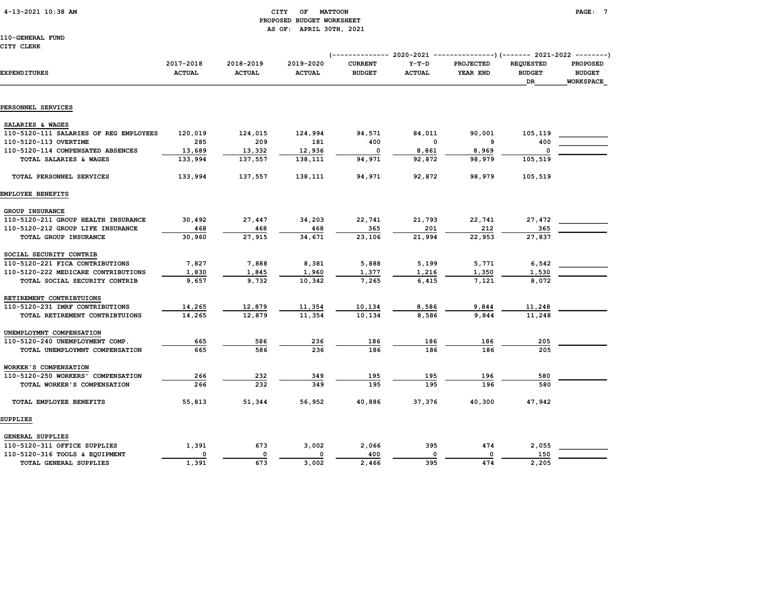CITY OF MATTOON
PROPOSED BUDGET WORKSHEET
AS OF: APRIL 30TH, 2021

110-GENERAL FUND
CITY CLERK

| EXPENDITURES | 2017-2018 ACTUAL | 2018-2019 ACTUAL | 2019-2020 ACTUAL | 2020-2021 CURRENT BUDGET | 2020-2021 Y-T-D ACTUAL | 2020-2021 PROJECTED YEAR END | 2021-2022 REQUESTED BUDGET DR | 2021-2022 PROPOSED BUDGET WORKSPACE |
|---|---|---|---|---|---|---|---|---|
| **PERSONNEL SERVICES** | | | | | | | | |
| SALARIES & WAGES | | | | | | | | |
| 110-5120-111 SALARIES OF REG EMPLOYEES | 120,019 | 124,015 | 124,994 | 94,571 | 84,011 | 90,001 | 105,119 | |
| 110-5120-113 OVERTIME | 285 | 209 | 181 | 400 | 0 | 9 | 400 | |
| 110-5120-114 COMPENSATED ABSENCES | 13,689 | 13,332 | 12,936 | 0 | 8,861 | 8,969 | 0 | |
| TOTAL SALARIES & WAGES | 133,994 | 137,557 | 138,111 | 94,971 | 92,872 | 98,979 | 105,519 | |
| TOTAL PERSONNEL SERVICES | 133,994 | 137,557 | 138,111 | 94,971 | 92,872 | 98,979 | 105,519 | |
| **EMPLOYEE BENEFITS** | | | | | | | | |
| GROUP INSURANCE | | | | | | | | |
| 110-5120-211 GROUP HEALTH INSURANCE | 30,492 | 27,447 | 34,203 | 22,741 | 21,793 | 22,741 | 27,472 | |
| 110-5120-212 GROUP LIFE INSURANCE | 468 | 468 | 468 | 365 | 201 | 212 | 365 | |
| TOTAL GROUP INSURANCE | 30,960 | 27,915 | 34,671 | 23,106 | 21,994 | 22,953 | 27,837 | |
| SOCIAL SECURITY CONTRIB | | | | | | | | |
| 110-5120-221 FICA CONTRIBUTIONS | 7,827 | 7,888 | 8,381 | 5,888 | 5,199 | 5,771 | 6,542 | |
| 110-5120-222 MEDICARE CONTRIBUTIONS | 1,830 | 1,845 | 1,960 | 1,377 | 1,216 | 1,350 | 1,530 | |
| TOTAL SOCIAL SECURITY CONTRIB | 9,657 | 9,732 | 10,342 | 7,265 | 6,415 | 7,121 | 8,072 | |
| RETIREMENT CONTRIBTUIONS | | | | | | | | |
| 110-5120-231 IMRF CONTRIBUTIONS | 14,265 | 12,879 | 11,354 | 10,134 | 8,586 | 9,844 | 11,248 | |
| TOTAL RETIREMENT CONTRIBTUIONS | 14,265 | 12,879 | 11,354 | 10,134 | 8,586 | 9,844 | 11,248 | |
| UNEMPLOYMNT COMPENSATION | | | | | | | | |
| 110-5120-240 UNEMPLOYMENT COMP. | 665 | 586 | 236 | 186 | 186 | 186 | 205 | |
| TOTAL UNEMPLOYMNT COMPENSATION | 665 | 586 | 236 | 186 | 186 | 186 | 205 | |
| WORKER'S COMPENSATION | | | | | | | | |
| 110-5120-250 WORKERS' COMPENSATION | 266 | 232 | 349 | 195 | 195 | 196 | 580 | |
| TOTAL WORKER'S COMPENSATION | 266 | 232 | 349 | 195 | 195 | 196 | 580 | |
| TOTAL EMPLOYEE BENEFITS | 55,813 | 51,344 | 56,952 | 40,886 | 37,376 | 40,300 | 47,942 | |
| **SUPPLIES** | | | | | | | | |
| GENERAL SUPPLIES | | | | | | | | |
| 110-5120-311 OFFICE SUPPLIES | 1,391 | 673 | 3,002 | 2,066 | 395 | 474 | 2,055 | |
| 110-5120-316 TOOLS & EQUIPMENT | 0 | 0 | 0 | 400 | 0 | 0 | 150 | |
| TOTAL GENERAL SUPPLIES | 1,391 | 673 | 3,002 | 2,466 | 395 | 474 | 2,205 | |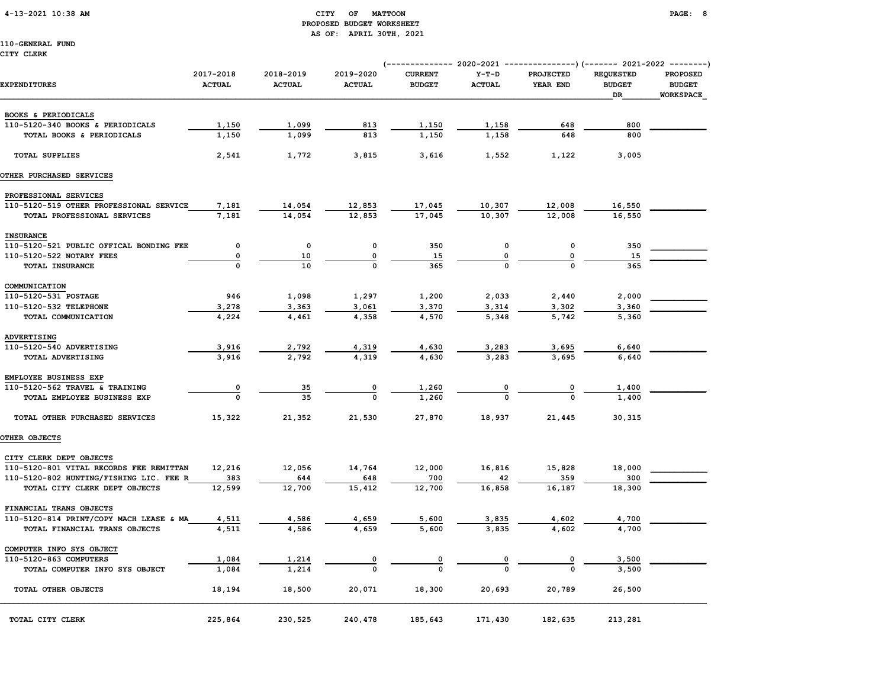CITY OF MATTOON
PROPOSED BUDGET WORKSHEET
AS OF: APRIL 30TH, 2021

110-GENERAL FUND
CITY CLERK

| EXPENDITURES | 2017-2018 ACTUAL | 2018-2019 ACTUAL | 2019-2020 ACTUAL | 2020-2021 CURRENT BUDGET | 2020-2021 Y-T-D ACTUAL | 2020-2021 PROJECTED YEAR END | 2021-2022 REQUESTED BUDGET DR | 2021-2022 PROPOSED BUDGET WORKSPACE |
|---|---|---|---|---|---|---|---|---|
| BOOKS & PERIODICALS | | | | | | | | |
| 110-5120-340 BOOKS & PERIODICALS | 1,150 | 1,099 | 813 | 1,150 | 1,158 | 648 | 800 | |
| TOTAL BOOKS & PERIODICALS | 1,150 | 1,099 | 813 | 1,150 | 1,158 | 648 | 800 | |
| TOTAL SUPPLIES | 2,541 | 1,772 | 3,815 | 3,616 | 1,552 | 1,122 | 3,005 | |
| OTHER PURCHASED SERVICES | | | | | | | | |
| PROFESSIONAL SERVICES | | | | | | | | |
| 110-5120-519 OTHER PROFESSIONAL SERVICE | 7,181 | 14,054 | 12,853 | 17,045 | 10,307 | 12,008 | 16,550 | |
| TOTAL PROFESSIONAL SERVICES | 7,181 | 14,054 | 12,853 | 17,045 | 10,307 | 12,008 | 16,550 | |
| INSURANCE | | | | | | | | |
| 110-5120-521 PUBLIC OFFICAL BONDING FEE | 0 | 0 | 0 | 350 | 0 | 0 | 350 | |
| 110-5120-522 NOTARY FEES | 0 | 10 | 0 | 15 | 0 | 0 | 15 | |
| TOTAL INSURANCE | 0 | 10 | 0 | 365 | 0 | 0 | 365 | |
| COMMUNICATION | | | | | | | | |
| 110-5120-531 POSTAGE | 946 | 1,098 | 1,297 | 1,200 | 2,033 | 2,440 | 2,000 | |
| 110-5120-532 TELEPHONE | 3,278 | 3,363 | 3,061 | 3,370 | 3,314 | 3,302 | 3,360 | |
| TOTAL COMMUNICATION | 4,224 | 4,461 | 4,358 | 4,570 | 5,348 | 5,742 | 5,360 | |
| ADVERTISING | | | | | | | | |
| 110-5120-540 ADVERTISING | 3,916 | 2,792 | 4,319 | 4,630 | 3,283 | 3,695 | 6,640 | |
| TOTAL ADVERTISING | 3,916 | 2,792 | 4,319 | 4,630 | 3,283 | 3,695 | 6,640 | |
| EMPLOYEE BUSINESS EXP | | | | | | | | |
| 110-5120-562 TRAVEL & TRAINING | 0 | 35 | 0 | 1,260 | 0 | 0 | 1,400 | |
| TOTAL EMPLOYEE BUSINESS EXP | 0 | 35 | 0 | 1,260 | 0 | 0 | 1,400 | |
| TOTAL OTHER PURCHASED SERVICES | 15,322 | 21,352 | 21,530 | 27,870 | 18,937 | 21,445 | 30,315 | |
| OTHER OBJECTS | | | | | | | | |
| CITY CLERK DEPT OBJECTS | | | | | | | | |
| 110-5120-801 VITAL RECORDS FEE REMITTAN | 12,216 | 12,056 | 14,764 | 12,000 | 16,816 | 15,828 | 18,000 | |
| 110-5120-802 HUNTING/FISHING LIC. FEE R | 383 | 644 | 648 | 700 | 42 | 359 | 300 | |
| TOTAL CITY CLERK DEPT OBJECTS | 12,599 | 12,700 | 15,412 | 12,700 | 16,858 | 16,187 | 18,300 | |
| FINANCIAL TRANS OBJECTS | | | | | | | | |
| 110-5120-814 PRINT/COPY MACH LEASE & MA | 4,511 | 4,586 | 4,659 | 5,600 | 3,835 | 4,602 | 4,700 | |
| TOTAL FINANCIAL TRANS OBJECTS | 4,511 | 4,586 | 4,659 | 5,600 | 3,835 | 4,602 | 4,700 | |
| COMPUTER INFO SYS OBJECT | | | | | | | | |
| 110-5120-863 COMPUTERS | 1,084 | 1,214 | 0 | 0 | 0 | 0 | 3,500 | |
| TOTAL COMPUTER INFO SYS OBJECT | 1,084 | 1,214 | 0 | 0 | 0 | 0 | 3,500 | |
| TOTAL OTHER OBJECTS | 18,194 | 18,500 | 20,071 | 18,300 | 20,693 | 20,789 | 26,500 | |
| TOTAL CITY CLERK | 225,864 | 230,525 | 240,478 | 185,643 | 171,430 | 182,635 | 213,281 | |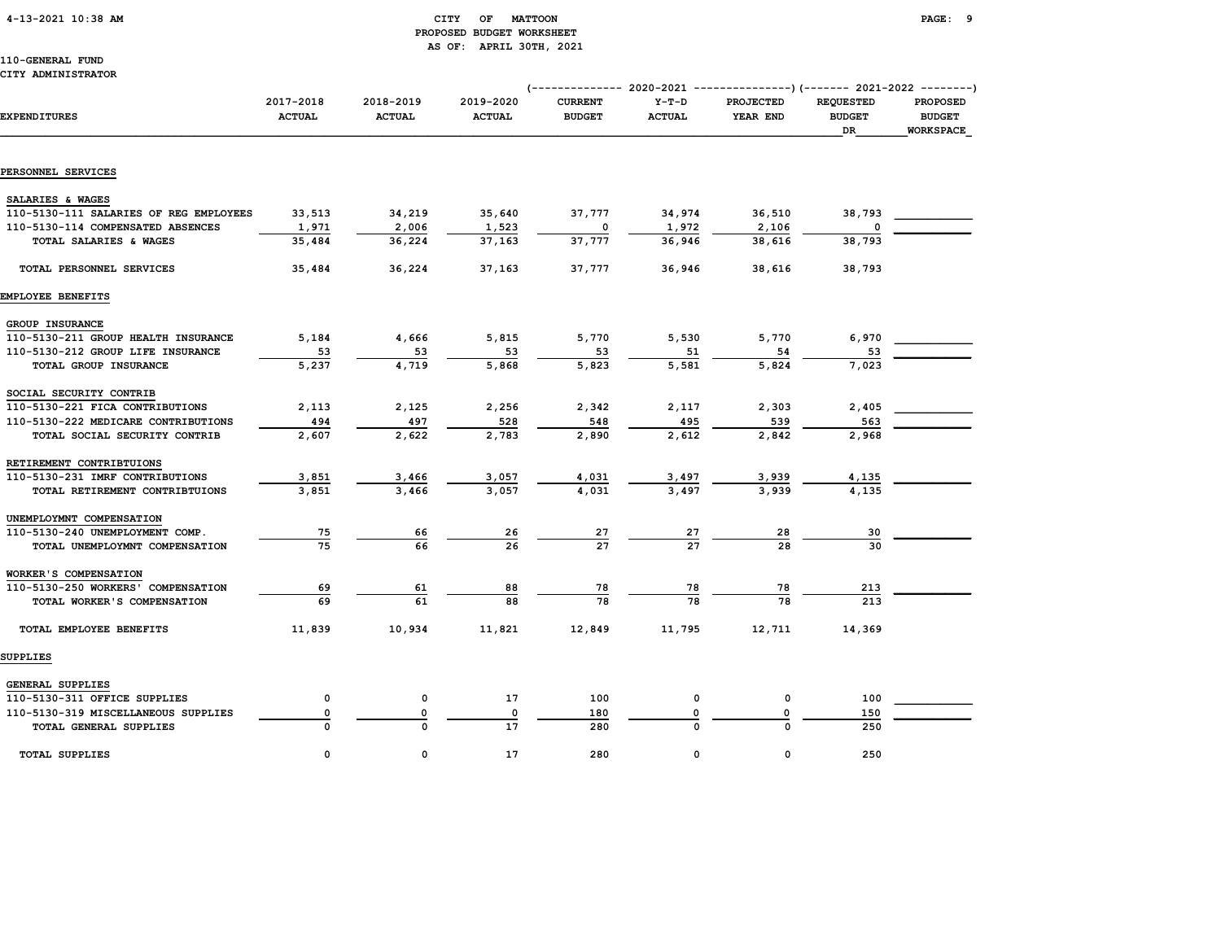CITY OF MATTOON
PROPOSED BUDGET WORKSHEET
AS OF: APRIL 30TH, 2021

110-GENERAL FUND
CITY ADMINISTRATOR

| EXPENDITURES | 2017-2018 ACTUAL | 2018-2019 ACTUAL | 2019-2020 ACTUAL | 2020-2021 CURRENT BUDGET | 2020-2021 Y-T-D ACTUAL | 2020-2021 PROJECTED YEAR END | 2021-2022 REQUESTED BUDGET DR | 2021-2022 PROPOSED BUDGET WORKSPACE |
|---|---|---|---|---|---|---|---|---|
| **PERSONNEL SERVICES** | | | | | | | | |
| SALARIES & WAGES | | | | | | | | |
| 110-5130-111 SALARIES OF REG EMPLOYEES | 33,513 | 34,219 | 35,640 | 37,777 | 34,974 | 36,510 | 38,793 | |
| 110-5130-114 COMPENSATED ABSENCES | 1,971 | 2,006 | 1,523 | 0 | 1,972 | 2,106 | 0 | |
| TOTAL SALARIES & WAGES | 35,484 | 36,224 | 37,163 | 37,777 | 36,946 | 38,616 | 38,793 | |
| TOTAL PERSONNEL SERVICES | 35,484 | 36,224 | 37,163 | 37,777 | 36,946 | 38,616 | 38,793 | |
| **EMPLOYEE BENEFITS** | | | | | | | | |
| GROUP INSURANCE | | | | | | | | |
| 110-5130-211 GROUP HEALTH INSURANCE | 5,184 | 4,666 | 5,815 | 5,770 | 5,530 | 5,770 | 6,970 | |
| 110-5130-212 GROUP LIFE INSURANCE | 53 | 53 | 53 | 53 | 51 | 54 | 53 | |
| TOTAL GROUP INSURANCE | 5,237 | 4,719 | 5,868 | 5,823 | 5,581 | 5,824 | 7,023 | |
| SOCIAL SECURITY CONTRIB | | | | | | | | |
| 110-5130-221 FICA CONTRIBUTIONS | 2,113 | 2,125 | 2,256 | 2,342 | 2,117 | 2,303 | 2,405 | |
| 110-5130-222 MEDICARE CONTRIBUTIONS | 494 | 497 | 528 | 548 | 495 | 539 | 563 | |
| TOTAL SOCIAL SECURITY CONTRIB | 2,607 | 2,622 | 2,783 | 2,890 | 2,612 | 2,842 | 2,968 | |
| RETIREMENT CONTRIBTUIONS | | | | | | | | |
| 110-5130-231 IMRF CONTRIBUTIONS | 3,851 | 3,466 | 3,057 | 4,031 | 3,497 | 3,939 | 4,135 | |
| TOTAL RETIREMENT CONTRIBTUIONS | 3,851 | 3,466 | 3,057 | 4,031 | 3,497 | 3,939 | 4,135 | |
| UNEMPLOYMNT COMPENSATION | | | | | | | | |
| 110-5130-240 UNEMPLOYMENT COMP. | 75 | 66 | 26 | 27 | 27 | 28 | 30 | |
| TOTAL UNEMPLOYMNT COMPENSATION | 75 | 66 | 26 | 27 | 27 | 28 | 30 | |
| WORKER'S COMPENSATION | | | | | | | | |
| 110-5130-250 WORKERS' COMPENSATION | 69 | 61 | 88 | 78 | 78 | 78 | 213 | |
| TOTAL WORKER'S COMPENSATION | 69 | 61 | 88 | 78 | 78 | 78 | 213 | |
| TOTAL EMPLOYEE BENEFITS | 11,839 | 10,934 | 11,821 | 12,849 | 11,795 | 12,711 | 14,369 | |
| **SUPPLIES** | | | | | | | | |
| GENERAL SUPPLIES | | | | | | | | |
| 110-5130-311 OFFICE SUPPLIES | 0 | 0 | 17 | 100 | 0 | 0 | 100 | |
| 110-5130-319 MISCELLANEOUS SUPPLIES | 0 | 0 | 0 | 180 | 0 | 0 | 150 | |
| TOTAL GENERAL SUPPLIES | 0 | 0 | 17 | 280 | 0 | 0 | 250 | |
| TOTAL SUPPLIES | 0 | 0 | 17 | 280 | 0 | 0 | 250 | |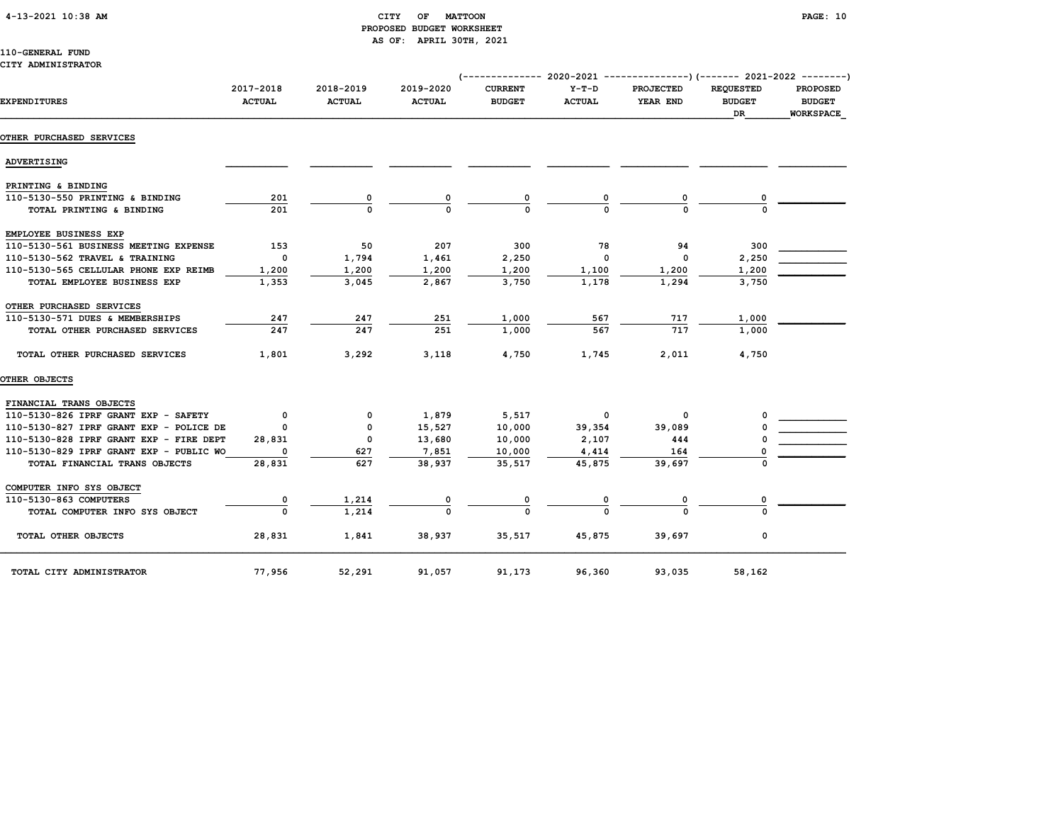CITY OF MATTOON
PROPOSED BUDGET WORKSHEET
AS OF: APRIL 30TH, 2021

110-GENERAL FUND
CITY ADMINISTRATOR

| EXPENDITURES | 2017-2018 ACTUAL | 2018-2019 ACTUAL | 2019-2020 ACTUAL | 2020-2021 CURRENT BUDGET | 2020-2021 Y-T-D ACTUAL | 2020-2021 PROJECTED YEAR END | 2021-2022 REQUESTED BUDGET DR | 2021-2022 PROPOSED BUDGET WORKSPACE |
|---|---|---|---|---|---|---|---|---|
| **OTHER PURCHASED SERVICES** | | | | | | | | |
| ADVERTISING | | | | | | | | |
| PRINTING & BINDING | | | | | | | | |
| 110-5130-550 PRINTING & BINDING | 201 | 0 | 0 | 0 | 0 | 0 | 0 | |
| TOTAL PRINTING & BINDING | 201 | 0 | 0 | 0 | 0 | 0 | 0 | |
| EMPLOYEE BUSINESS EXP | | | | | | | | |
| 110-5130-561 BUSINESS MEETING EXPENSE | 153 | 50 | 207 | 300 | 78 | 94 | 300 | |
| 110-5130-562 TRAVEL & TRAINING | 0 | 1,794 | 1,461 | 2,250 | 0 | 0 | 2,250 | |
| 110-5130-565 CELLULAR PHONE EXP REIMB | 1,200 | 1,200 | 1,200 | 1,200 | 1,100 | 1,200 | 1,200 | |
| TOTAL EMPLOYEE BUSINESS EXP | 1,353 | 3,045 | 2,867 | 3,750 | 1,178 | 1,294 | 3,750 | |
| OTHER PURCHASED SERVICES | | | | | | | | |
| 110-5130-571 DUES & MEMBERSHIPS | 247 | 247 | 251 | 1,000 | 567 | 717 | 1,000 | |
| TOTAL OTHER PURCHASED SERVICES | 247 | 247 | 251 | 1,000 | 567 | 717 | 1,000 | |
| TOTAL OTHER PURCHASED SERVICES | 1,801 | 3,292 | 3,118 | 4,750 | 1,745 | 2,011 | 4,750 | |
| **OTHER OBJECTS** | | | | | | | | |
| FINANCIAL TRANS OBJECTS | | | | | | | | |
| 110-5130-826 IPRF GRANT EXP - SAFETY | 0 | 0 | 1,879 | 5,517 | 0 | 0 | 0 | |
| 110-5130-827 IPRF GRANT EXP - POLICE DE | 0 | 0 | 15,527 | 10,000 | 39,354 | 39,089 | 0 | |
| 110-5130-828 IPRF GRANT EXP - FIRE DEPT | 28,831 | 0 | 13,680 | 10,000 | 2,107 | 444 | 0 | |
| 110-5130-829 IPRF GRANT EXP - PUBLIC WO | 0 | 627 | 7,851 | 10,000 | 4,414 | 164 | 0 | |
| TOTAL FINANCIAL TRANS OBJECTS | 28,831 | 627 | 38,937 | 35,517 | 45,875 | 39,697 | 0 | |
| COMPUTER INFO SYS OBJECT | | | | | | | | |
| 110-5130-863 COMPUTERS | 0 | 1,214 | 0 | 0 | 0 | 0 | 0 | |
| TOTAL COMPUTER INFO SYS OBJECT | 0 | 1,214 | 0 | 0 | 0 | 0 | 0 | |
| TOTAL OTHER OBJECTS | 28,831 | 1,841 | 38,937 | 35,517 | 45,875 | 39,697 | 0 | |
| TOTAL CITY ADMINISTRATOR | 77,956 | 52,291 | 91,057 | 91,173 | 96,360 | 93,035 | 58,162 | |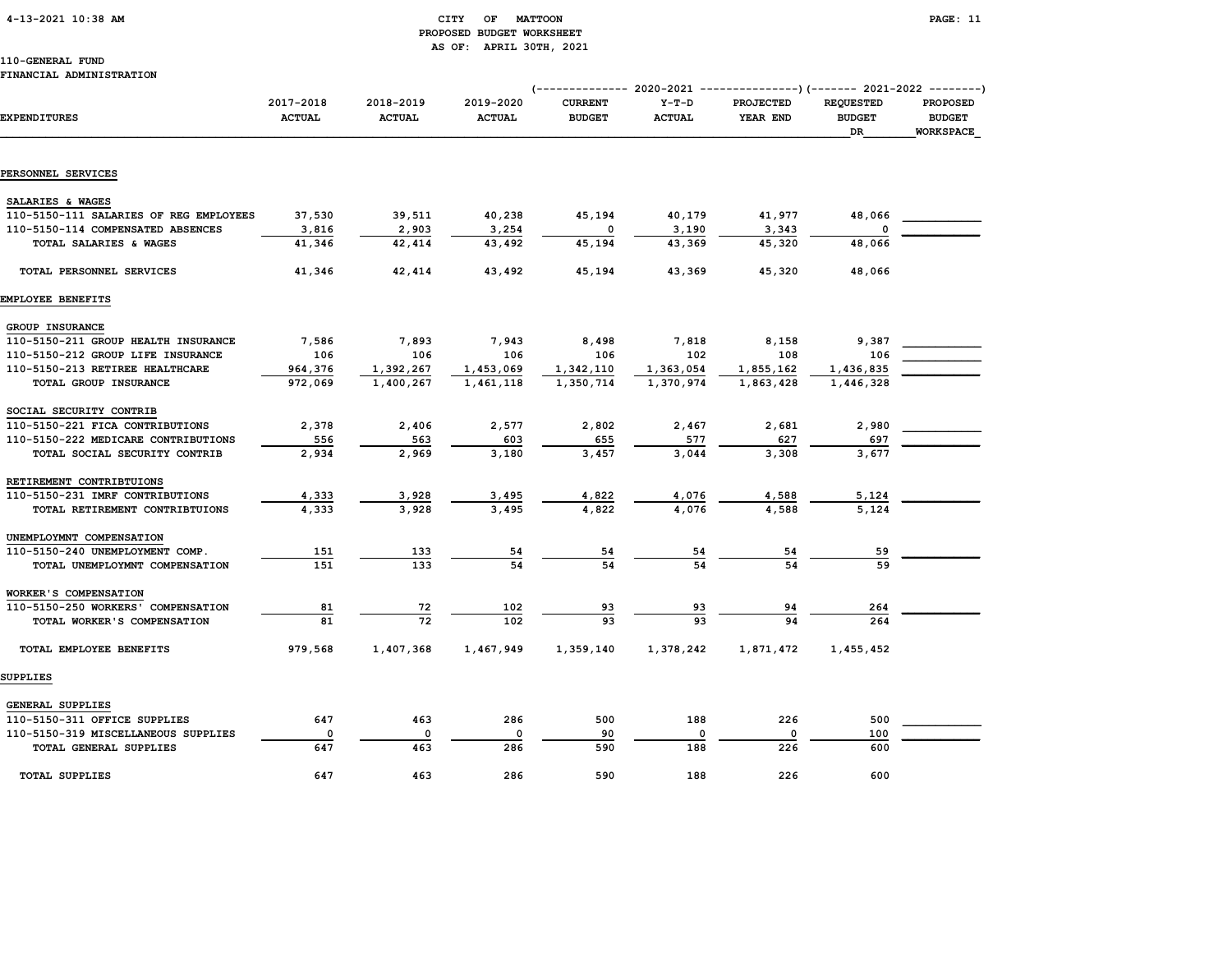CITY OF MATTOON
PROPOSED BUDGET WORKSHEET
AS OF: APRIL 30TH, 2021

110-GENERAL FUND
FINANCIAL ADMINISTRATION

| EXPENDITURES | 2017-2018 ACTUAL | 2018-2019 ACTUAL | 2019-2020 ACTUAL | 2020-2021 CURRENT BUDGET | 2020-2021 Y-T-D ACTUAL | 2020-2021 PROJECTED YEAR END | 2021-2022 REQUESTED BUDGET DR | 2021-2022 PROPOSED BUDGET WORKSPACE |
|---|---|---|---|---|---|---|---|---|
| **PERSONNEL SERVICES** | | | | | | | | |
| SALARIES & WAGES | | | | | | | | |
| 110-5150-111 SALARIES OF REG EMPLOYEES | 37,530 | 39,511 | 40,238 | 45,194 | 40,179 | 41,977 | 48,066 | |
| 110-5150-114 COMPENSATED ABSENCES | 3,816 | 2,903 | 3,254 | 0 | 3,190 | 3,343 | 0 | |
| TOTAL SALARIES & WAGES | 41,346 | 42,414 | 43,492 | 45,194 | 43,369 | 45,320 | 48,066 | |
| TOTAL PERSONNEL SERVICES | 41,346 | 42,414 | 43,492 | 45,194 | 43,369 | 45,320 | 48,066 | |
| **EMPLOYEE BENEFITS** | | | | | | | | |
| GROUP INSURANCE | | | | | | | | |
| 110-5150-211 GROUP HEALTH INSURANCE | 7,586 | 7,893 | 7,943 | 8,498 | 7,818 | 8,158 | 9,387 | |
| 110-5150-212 GROUP LIFE INSURANCE | 106 | 106 | 106 | 106 | 102 | 108 | 106 | |
| 110-5150-213 RETIREE HEALTHCARE | 964,376 | 1,392,267 | 1,453,069 | 1,342,110 | 1,363,054 | 1,855,162 | 1,436,835 | |
| TOTAL GROUP INSURANCE | 972,069 | 1,400,267 | 1,461,118 | 1,350,714 | 1,370,974 | 1,863,428 | 1,446,328 | |
| SOCIAL SECURITY CONTRIB | | | | | | | | |
| 110-5150-221 FICA CONTRIBUTIONS | 2,378 | 2,406 | 2,577 | 2,802 | 2,467 | 2,681 | 2,980 | |
| 110-5150-222 MEDICARE CONTRIBUTIONS | 556 | 563 | 603 | 655 | 577 | 627 | 697 | |
| TOTAL SOCIAL SECURITY CONTRIB | 2,934 | 2,969 | 3,180 | 3,457 | 3,044 | 3,308 | 3,677 | |
| RETIREMENT CONTRIBTUIONS | | | | | | | | |
| 110-5150-231 IMRF CONTRIBUTIONS | 4,333 | 3,928 | 3,495 | 4,822 | 4,076 | 4,588 | 5,124 | |
| TOTAL RETIREMENT CONTRIBTUIONS | 4,333 | 3,928 | 3,495 | 4,822 | 4,076 | 4,588 | 5,124 | |
| UNEMPLOYMNT COMPENSATION | | | | | | | | |
| 110-5150-240 UNEMPLOYMENT COMP. | 151 | 133 | 54 | 54 | 54 | 54 | 59 | |
| TOTAL UNEMPLOYMNT COMPENSATION | 151 | 133 | 54 | 54 | 54 | 54 | 59 | |
| WORKER'S COMPENSATION | | | | | | | | |
| 110-5150-250 WORKERS' COMPENSATION | 81 | 72 | 102 | 93 | 93 | 94 | 264 | |
| TOTAL WORKER'S COMPENSATION | 81 | 72 | 102 | 93 | 93 | 94 | 264 | |
| TOTAL EMPLOYEE BENEFITS | 979,568 | 1,407,368 | 1,467,949 | 1,359,140 | 1,378,242 | 1,871,472 | 1,455,452 | |
| **SUPPLIES** | | | | | | | | |
| GENERAL SUPPLIES | | | | | | | | |
| 110-5150-311 OFFICE SUPPLIES | 647 | 463 | 286 | 500 | 188 | 226 | 500 | |
| 110-5150-319 MISCELLANEOUS SUPPLIES | 0 | 0 | 0 | 90 | 0 | 0 | 100 | |
| TOTAL GENERAL SUPPLIES | 647 | 463 | 286 | 590 | 188 | 226 | 600 | |
| TOTAL SUPPLIES | 647 | 463 | 286 | 590 | 188 | 226 | 600 | |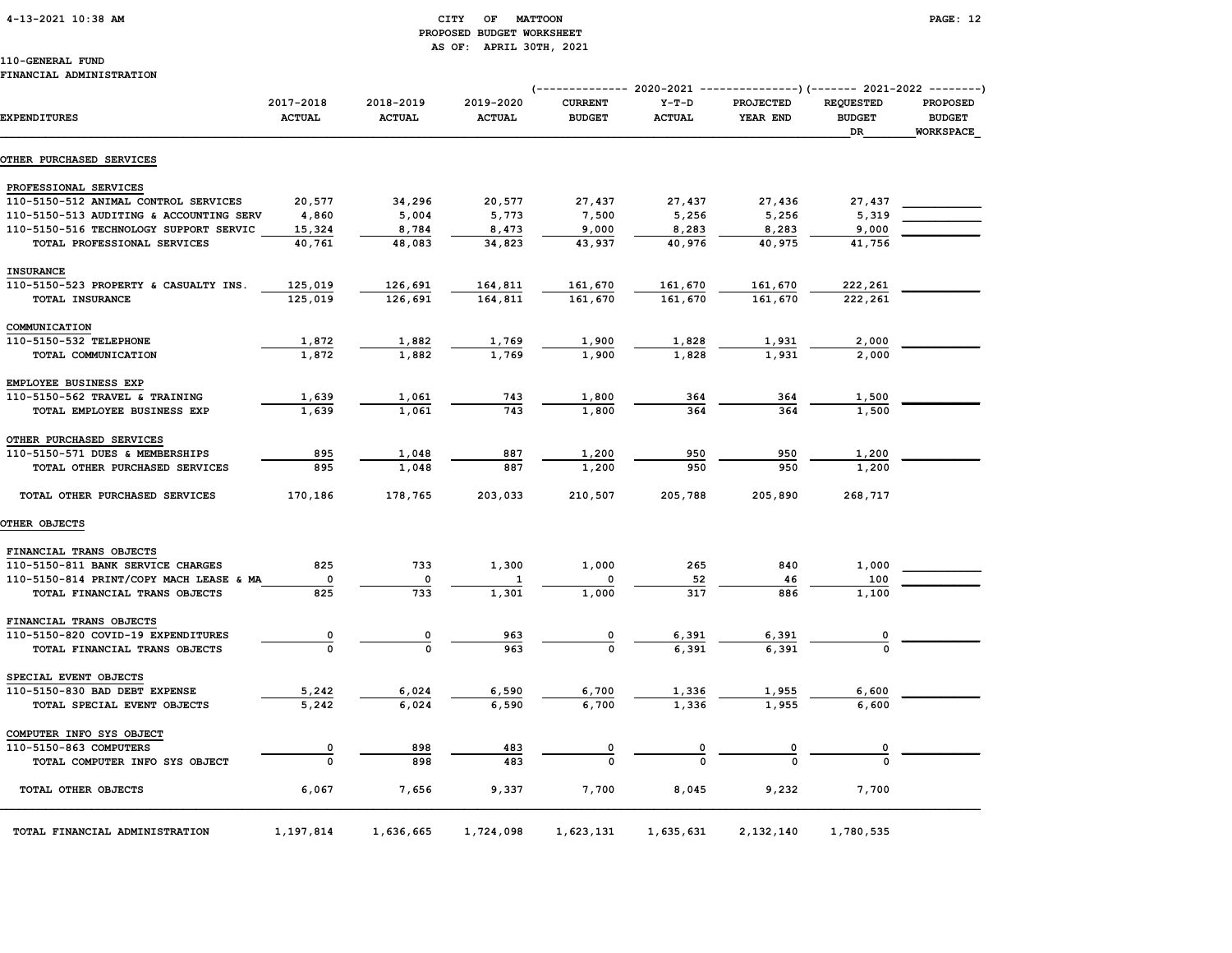CITY OF MATTOON
PROPOSED BUDGET WORKSHEET
AS OF: APRIL 30TH, 2021

110-GENERAL FUND
FINANCIAL ADMINISTRATION

| EXPENDITURES | 2017-2018 ACTUAL | 2018-2019 ACTUAL | 2019-2020 ACTUAL | 2020-2021 CURRENT BUDGET | 2020-2021 Y-T-D ACTUAL | 2020-2021 PROJECTED YEAR END | 2021-2022 REQUESTED BUDGET DR | 2021-2022 PROPOSED BUDGET WORKSPACE |
|---|---|---|---|---|---|---|---|---|
| **OTHER PURCHASED SERVICES** | | | | | | | | |
| PROFESSIONAL SERVICES | | | | | | | | |
| 110-5150-512 ANIMAL CONTROL SERVICES | 20,577 | 34,296 | 20,577 | 27,437 | 27,437 | 27,436 | 27,437 | |
| 110-5150-513 AUDITING & ACCOUNTING SERV | 4,860 | 5,004 | 5,773 | 7,500 | 5,256 | 5,256 | 5,319 | |
| 110-5150-516 TECHNOLOGY SUPPORT SERVIC | 15,324 | 8,784 | 8,473 | 9,000 | 8,283 | 8,283 | 9,000 | |
| TOTAL PROFESSIONAL SERVICES | 40,761 | 48,083 | 34,823 | 43,937 | 40,976 | 40,975 | 41,756 | |
| INSURANCE | | | | | | | | |
| 110-5150-523 PROPERTY & CASUALTY INS. | 125,019 | 126,691 | 164,811 | 161,670 | 161,670 | 161,670 | 222,261 | |
| TOTAL INSURANCE | 125,019 | 126,691 | 164,811 | 161,670 | 161,670 | 161,670 | 222,261 | |
| COMMUNICATION | | | | | | | | |
| 110-5150-532 TELEPHONE | 1,872 | 1,882 | 1,769 | 1,900 | 1,828 | 1,931 | 2,000 | |
| TOTAL COMMUNICATION | 1,872 | 1,882 | 1,769 | 1,900 | 1,828 | 1,931 | 2,000 | |
| EMPLOYEE BUSINESS EXP | | | | | | | | |
| 110-5150-562 TRAVEL & TRAINING | 1,639 | 1,061 | 743 | 1,800 | 364 | 364 | 1,500 | |
| TOTAL EMPLOYEE BUSINESS EXP | 1,639 | 1,061 | 743 | 1,800 | 364 | 364 | 1,500 | |
| OTHER PURCHASED SERVICES | | | | | | | | |
| 110-5150-571 DUES & MEMBERSHIPS | 895 | 1,048 | 887 | 1,200 | 950 | 950 | 1,200 | |
| TOTAL OTHER PURCHASED SERVICES | 895 | 1,048 | 887 | 1,200 | 950 | 950 | 1,200 | |
| TOTAL OTHER PURCHASED SERVICES | 170,186 | 178,765 | 203,033 | 210,507 | 205,788 | 205,890 | 268,717 | |
| **OTHER OBJECTS** | | | | | | | | |
| FINANCIAL TRANS OBJECTS | | | | | | | | |
| 110-5150-811 BANK SERVICE CHARGES | 825 | 733 | 1,300 | 1,000 | 265 | 840 | 1,000 | |
| 110-5150-814 PRINT/COPY MACH LEASE & MA | 0 | 0 | 1 | 0 | 52 | 46 | 100 | |
| TOTAL FINANCIAL TRANS OBJECTS | 825 | 733 | 1,301 | 1,000 | 317 | 886 | 1,100 | |
| FINANCIAL TRANS OBJECTS | | | | | | | | |
| 110-5150-820 COVID-19 EXPENDITURES | 0 | 0 | 963 | 0 | 6,391 | 6,391 | 0 | |
| TOTAL FINANCIAL TRANS OBJECTS | 0 | 0 | 963 | 0 | 6,391 | 6,391 | 0 | |
| SPECIAL EVENT OBJECTS | | | | | | | | |
| 110-5150-830 BAD DEBT EXPENSE | 5,242 | 6,024 | 6,590 | 6,700 | 1,336 | 1,955 | 6,600 | |
| TOTAL SPECIAL EVENT OBJECTS | 5,242 | 6,024 | 6,590 | 6,700 | 1,336 | 1,955 | 6,600 | |
| COMPUTER INFO SYS OBJECT | | | | | | | | |
| 110-5150-863 COMPUTERS | 0 | 898 | 483 | 0 | 0 | 0 | 0 | |
| TOTAL COMPUTER INFO SYS OBJECT | 0 | 898 | 483 | 0 | 0 | 0 | 0 | |
| TOTAL OTHER OBJECTS | 6,067 | 7,656 | 9,337 | 7,700 | 8,045 | 9,232 | 7,700 | |
| TOTAL FINANCIAL ADMINISTRATION | 1,197,814 | 1,636,665 | 1,724,098 | 1,623,131 | 1,635,631 | 2,132,140 | 1,780,535 | |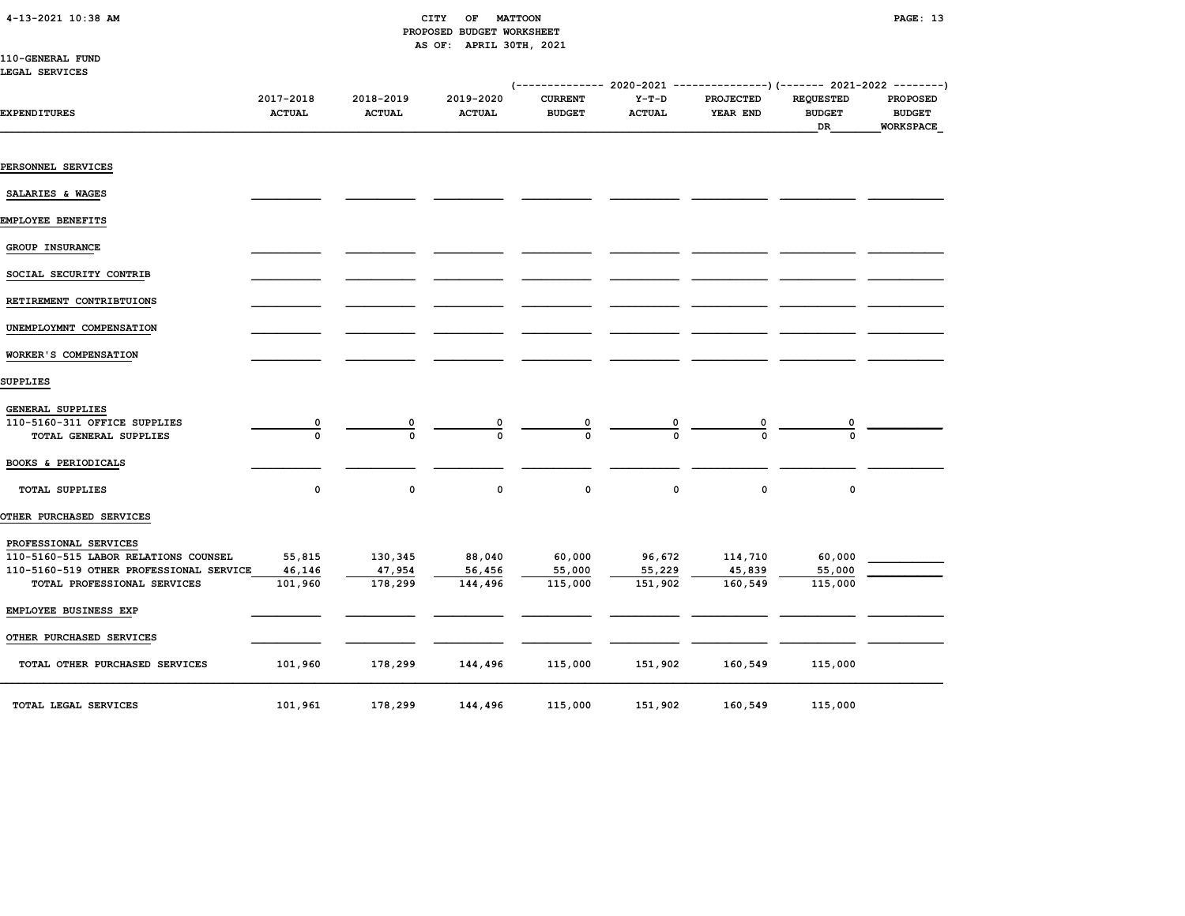CITY OF MATTOON
PROPOSED BUDGET WORKSHEET
AS OF: APRIL 30TH, 2021

110-GENERAL FUND
LEGAL SERVICES

| EXPENDITURES | 2017-2018 ACTUAL | 2018-2019 ACTUAL | 2019-2020 ACTUAL | 2020-2021 CURRENT BUDGET | 2020-2021 Y-T-D ACTUAL | 2020-2021 PROJECTED YEAR END | 2021-2022 REQUESTED BUDGET DR | 2021-2022 PROPOSED BUDGET WORKSPACE |
|---|---|---|---|---|---|---|---|---|
| PERSONNEL SERVICES | | | | | | | | |
| SALARIES & WAGES | | | | | | | | |
| EMPLOYEE BENEFITS | | | | | | | | |
| GROUP INSURANCE | | | | | | | | |
| SOCIAL SECURITY CONTRIB | | | | | | | | |
| RETIREMENT CONTRIBTUIONS | | | | | | | | |
| UNEMPLOYMNT COMPENSATION | | | | | | | | |
| WORKER'S COMPENSATION | | | | | | | | |
| SUPPLIES | | | | | | | | |
| GENERAL SUPPLIES | | | | | | | | |
| 110-5160-311 OFFICE SUPPLIES | 0 | 0 | 0 | 0 | 0 | 0 | 0 | |
| TOTAL GENERAL SUPPLIES | 0 | 0 | 0 | 0 | 0 | 0 | 0 | |
| BOOKS & PERIODICALS | | | | | | | | |
| TOTAL SUPPLIES | 0 | 0 | 0 | 0 | 0 | 0 | 0 | |
| OTHER PURCHASED SERVICES | | | | | | | | |
| PROFESSIONAL SERVICES | | | | | | | | |
| 110-5160-515 LABOR RELATIONS COUNSEL | 55,815 | 130,345 | 88,040 | 60,000 | 96,672 | 114,710 | 60,000 | |
| 110-5160-519 OTHER PROFESSIONAL SERVICE | 46,146 | 47,954 | 56,456 | 55,000 | 55,229 | 45,839 | 55,000 | |
| TOTAL PROFESSIONAL SERVICES | 101,960 | 178,299 | 144,496 | 115,000 | 151,902 | 160,549 | 115,000 | |
| EMPLOYEE BUSINESS EXP | | | | | | | | |
| OTHER PURCHASED SERVICES | | | | | | | | |
| TOTAL OTHER PURCHASED SERVICES | 101,960 | 178,299 | 144,496 | 115,000 | 151,902 | 160,549 | 115,000 | |
| TOTAL LEGAL SERVICES | 101,961 | 178,299 | 144,496 | 115,000 | 151,902 | 160,549 | 115,000 | |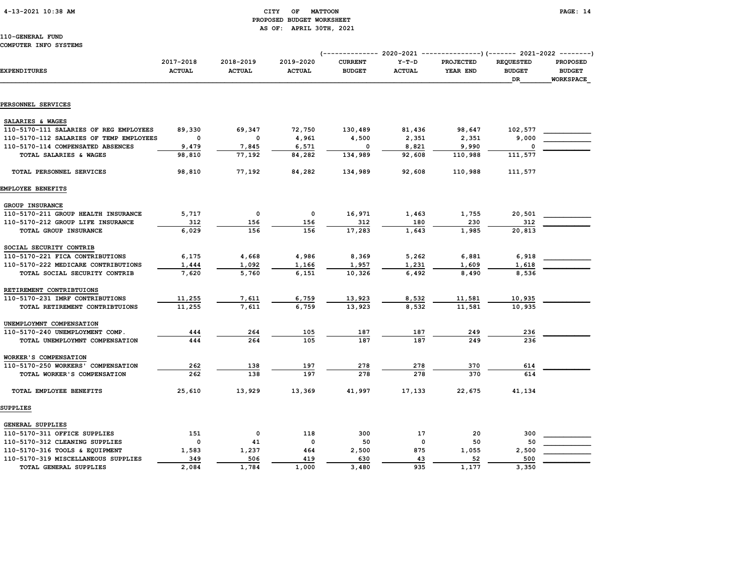# CITY OF MATTOON
## PROPOSED BUDGET WORKSHEET
### AS OF: APRIL 30TH, 2021

4-13-2021 10:38 AM

110-GENERAL FUND
COMPUTER INFO SYSTEMS

| EXPENDITURES | 2017-2018 ACTUAL | 2018-2019 ACTUAL | 2019-2020 ACTUAL | 2020-2021 CURRENT BUDGET | 2020-2021 Y-T-D ACTUAL | 2020-2021 PROJECTED YEAR END | 2021-2022 REQUESTED BUDGET DR | 2021-2022 PROPOSED BUDGET WORKSPACE |
|---|---|---|---|---|---|---|---|---|
| **PERSONNEL SERVICES** | | | | | | | | |
| SALARIES & WAGES | | | | | | | | |
| 110-5170-111 SALARIES OF REG EMPLOYEES | 89,330 | 69,347 | 72,750 | 130,489 | 81,436 | 98,647 | 102,577 | |
| 110-5170-112 SALARIES OF TEMP EMPLOYEES | 0 | 0 | 4,961 | 4,500 | 2,351 | 2,351 | 9,000 | |
| 110-5170-114 COMPENSATED ABSENCES | 9,479 | 7,845 | 6,571 | 0 | 8,821 | 9,990 | 0 | |
| TOTAL SALARIES & WAGES | 98,810 | 77,192 | 84,282 | 134,989 | 92,608 | 110,988 | 111,577 | |
| TOTAL PERSONNEL SERVICES | 98,810 | 77,192 | 84,282 | 134,989 | 92,608 | 110,988 | 111,577 | |
| **EMPLOYEE BENEFITS** | | | | | | | | |
| GROUP INSURANCE | | | | | | | | |
| 110-5170-211 GROUP HEALTH INSURANCE | 5,717 | 0 | 0 | 16,971 | 1,463 | 1,755 | 20,501 | |
| 110-5170-212 GROUP LIFE INSURANCE | 312 | 156 | 156 | 312 | 180 | 230 | 312 | |
| TOTAL GROUP INSURANCE | 6,029 | 156 | 156 | 17,283 | 1,643 | 1,985 | 20,813 | |
| SOCIAL SECURITY CONTRIB | | | | | | | | |
| 110-5170-221 FICA CONTRIBUTIONS | 6,175 | 4,668 | 4,986 | 8,369 | 5,262 | 6,881 | 6,918 | |
| 110-5170-222 MEDICARE CONTRIBUTIONS | 1,444 | 1,092 | 1,166 | 1,957 | 1,231 | 1,609 | 1,618 | |
| TOTAL SOCIAL SECURITY CONTRIB | 7,620 | 5,760 | 6,151 | 10,326 | 6,492 | 8,490 | 8,536 | |
| RETIREMENT CONTRIBTUIONS | | | | | | | | |
| 110-5170-231 IMRF CONTRIBUTIONS | 11,255 | 7,611 | 6,759 | 13,923 | 8,532 | 11,581 | 10,935 | |
| TOTAL RETIREMENT CONTRIBTUIONS | 11,255 | 7,611 | 6,759 | 13,923 | 8,532 | 11,581 | 10,935 | |
| UNEMPLOYMNT COMPENSATION | | | | | | | | |
| 110-5170-240 UNEMPLOYMENT COMP. | 444 | 264 | 105 | 187 | 187 | 249 | 236 | |
| TOTAL UNEMPLOYMNT COMPENSATION | 444 | 264 | 105 | 187 | 187 | 249 | 236 | |
| WORKER'S COMPENSATION | | | | | | | | |
| 110-5170-250 WORKERS' COMPENSATION | 262 | 138 | 197 | 278 | 278 | 370 | 614 | |
| TOTAL WORKER'S COMPENSATION | 262 | 138 | 197 | 278 | 278 | 370 | 614 | |
| TOTAL EMPLOYEE BENEFITS | 25,610 | 13,929 | 13,369 | 41,997 | 17,133 | 22,675 | 41,134 | |
| **SUPPLIES** | | | | | | | | |
| GENERAL SUPPLIES | | | | | | | | |
| 110-5170-311 OFFICE SUPPLIES | 151 | 0 | 118 | 300 | 17 | 20 | 300 | |
| 110-5170-312 CLEANING SUPPLIES | 0 | 41 | 0 | 50 | 0 | 50 | 50 | |
| 110-5170-316 TOOLS & EQUIPMENT | 1,583 | 1,237 | 464 | 2,500 | 875 | 1,055 | 2,500 | |
| 110-5170-319 MISCELLANEOUS SUPPLIES | 349 | 506 | 419 | 630 | 43 | 52 | 500 | |
| TOTAL GENERAL SUPPLIES | 2,084 | 1,784 | 1,000 | 3,480 | 935 | 1,177 | 3,350 | |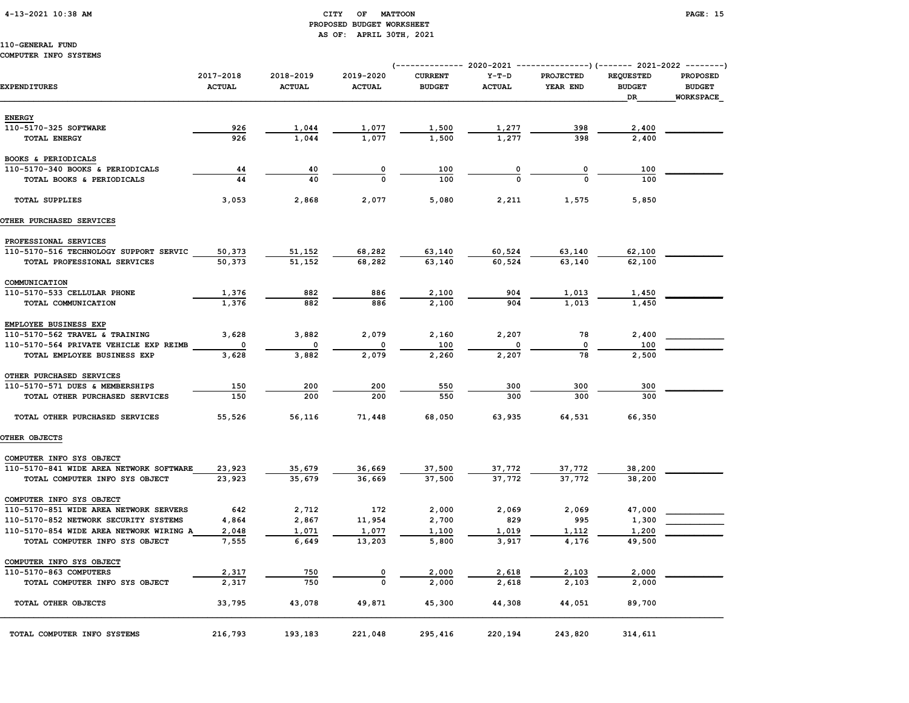CITY OF MATTOON
PROPOSED BUDGET WORKSHEET
AS OF: APRIL 30TH, 2021

110-GENERAL FUND
COMPUTER INFO SYSTEMS

| EXPENDITURES | 2017-2018 ACTUAL | 2018-2019 ACTUAL | 2019-2020 ACTUAL | 2020-2021 CURRENT BUDGET | 2020-2021 Y-T-D ACTUAL | 2020-2021 PROJECTED YEAR END | 2021-2022 REQUESTED BUDGET DR | 2021-2022 PROPOSED BUDGET WORKSPACE |
|---|---|---|---|---|---|---|---|---|
| **ENERGY** | | | | | | | | |
| 110-5170-325 SOFTWARE | 926 | 1,044 | 1,077 | 1,500 | 1,277 | 398 | 2,400 | |
| TOTAL ENERGY | 926 | 1,044 | 1,077 | 1,500 | 1,277 | 398 | 2,400 | |
| **BOOKS & PERIODICALS** | | | | | | | | |
| 110-5170-340 BOOKS & PERIODICALS | 44 | 40 | 0 | 100 | 0 | 0 | 100 | |
| TOTAL BOOKS & PERIODICALS | 44 | 40 | 0 | 100 | 0 | 0 | 100 | |
| TOTAL SUPPLIES | 3,053 | 2,868 | 2,077 | 5,080 | 2,211 | 1,575 | 5,850 | |
| **OTHER PURCHASED SERVICES** | | | | | | | | |
| **PROFESSIONAL SERVICES** | | | | | | | | |
| 110-5170-516 TECHNOLOGY SUPPORT SERVIC | 50,373 | 51,152 | 68,282 | 63,140 | 60,524 | 63,140 | 62,100 | |
| TOTAL PROFESSIONAL SERVICES | 50,373 | 51,152 | 68,282 | 63,140 | 60,524 | 63,140 | 62,100 | |
| **COMMUNICATION** | | | | | | | | |
| 110-5170-533 CELLULAR PHONE | 1,376 | 882 | 886 | 2,100 | 904 | 1,013 | 1,450 | |
| TOTAL COMMUNICATION | 1,376 | 882 | 886 | 2,100 | 904 | 1,013 | 1,450 | |
| **EMPLOYEE BUSINESS EXP** | | | | | | | | |
| 110-5170-562 TRAVEL & TRAINING | 3,628 | 3,882 | 2,079 | 2,160 | 2,207 | 78 | 2,400 | |
| 110-5170-564 PRIVATE VEHICLE EXP REIMB | 0 | 0 | 0 | 100 | 0 | 0 | 100 | |
| TOTAL EMPLOYEE BUSINESS EXP | 3,628 | 3,882 | 2,079 | 2,260 | 2,207 | 78 | 2,500 | |
| **OTHER PURCHASED SERVICES** | | | | | | | | |
| 110-5170-571 DUES & MEMBERSHIPS | 150 | 200 | 200 | 550 | 300 | 300 | 300 | |
| TOTAL OTHER PURCHASED SERVICES | 150 | 200 | 200 | 550 | 300 | 300 | 300 | |
| TOTAL OTHER PURCHASED SERVICES | 55,526 | 56,116 | 71,448 | 68,050 | 63,935 | 64,531 | 66,350 | |
| **OTHER OBJECTS** | | | | | | | | |
| **COMPUTER INFO SYS OBJECT** | | | | | | | | |
| 110-5170-841 WIDE AREA NETWORK SOFTWARE | 23,923 | 35,679 | 36,669 | 37,500 | 37,772 | 37,772 | 38,200 | |
| TOTAL COMPUTER INFO SYS OBJECT | 23,923 | 35,679 | 36,669 | 37,500 | 37,772 | 37,772 | 38,200 | |
| **COMPUTER INFO SYS OBJECT** | | | | | | | | |
| 110-5170-851 WIDE AREA NETWORK SERVERS | 642 | 2,712 | 172 | 2,000 | 2,069 | 2,069 | 47,000 | |
| 110-5170-852 NETWORK SECURITY SYSTEMS | 4,864 | 2,867 | 11,954 | 2,700 | 829 | 995 | 1,300 | |
| 110-5170-854 WIDE AREA NETWORK WIRING A | 2,048 | 1,071 | 1,077 | 1,100 | 1,019 | 1,112 | 1,200 | |
| TOTAL COMPUTER INFO SYS OBJECT | 7,555 | 6,649 | 13,203 | 5,800 | 3,917 | 4,176 | 49,500 | |
| **COMPUTER INFO SYS OBJECT** | | | | | | | | |
| 110-5170-863 COMPUTERS | 2,317 | 750 | 0 | 2,000 | 2,618 | 2,103 | 2,000 | |
| TOTAL COMPUTER INFO SYS OBJECT | 2,317 | 750 | 0 | 2,000 | 2,618 | 2,103 | 2,000 | |
| TOTAL OTHER OBJECTS | 33,795 | 43,078 | 49,871 | 45,300 | 44,308 | 44,051 | 89,700 | |
| TOTAL COMPUTER INFO SYSTEMS | 216,793 | 193,183 | 221,048 | 295,416 | 220,194 | 243,820 | 314,611 | |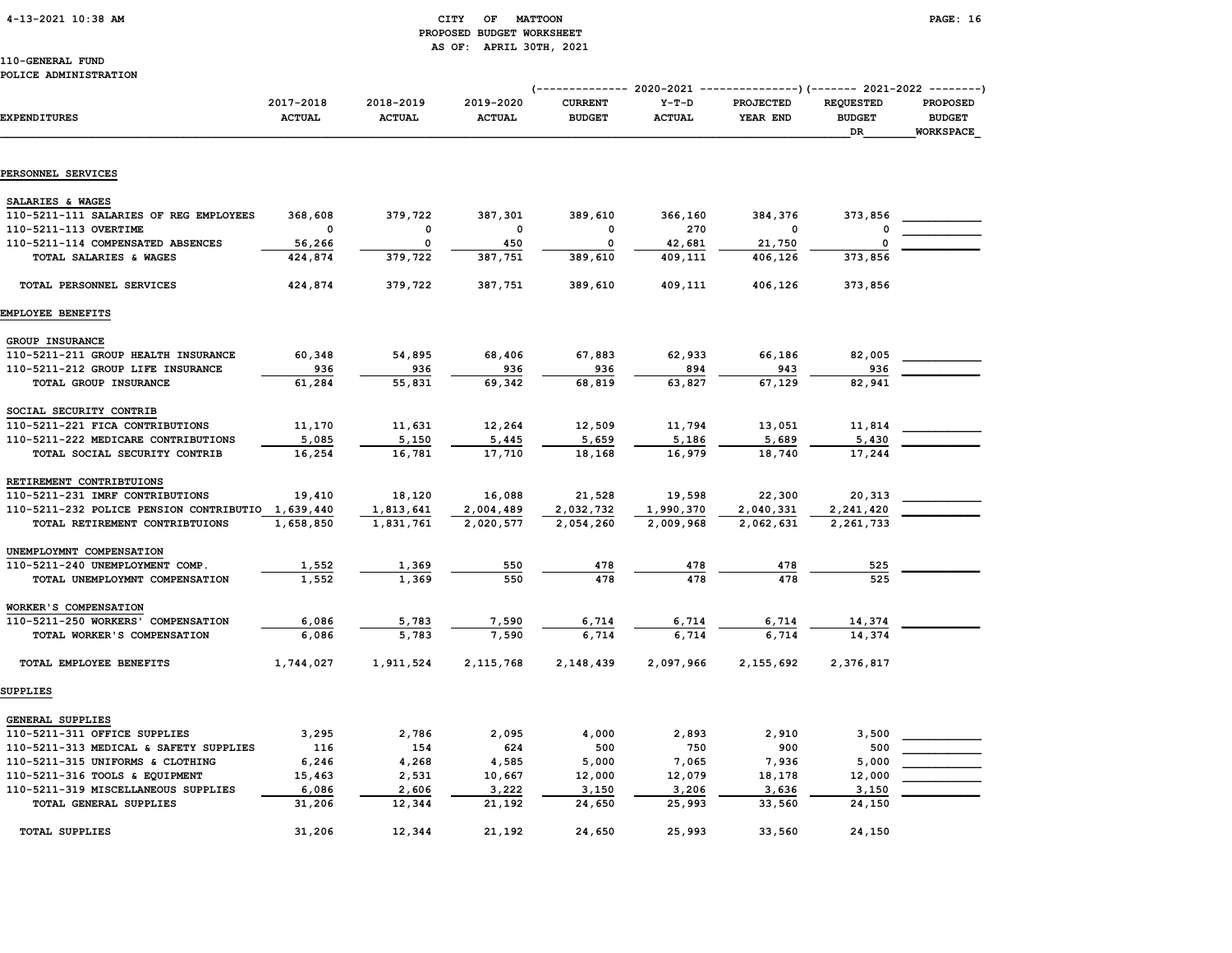# CITY OF MATTOON

## PROPOSED BUDGET WORKSHEET

AS OF: APRIL 30TH, 2021

4-13-2021 10:38 AM

110-GENERAL FUND

POLICE ADMINISTRATION

| EXPENDITURES | 2017-2018 ACTUAL | 2018-2019 ACTUAL | 2019-2020 ACTUAL | 2020-2021 CURRENT BUDGET | 2020-2021 Y-T-D ACTUAL | 2020-2021 PROJECTED YEAR END | 2021-2022 REQUESTED BUDGET DR | 2021-2022 PROPOSED BUDGET WORKSPACE |
|---|---|---|---|---|---|---|---|---|
| **PERSONNEL SERVICES** | | | | | | | | |
| SALARIES & WAGES | | | | | | | | |
| 110-5211-111 SALARIES OF REG EMPLOYEES | 368,608 | 379,722 | 387,301 | 389,610 | 366,160 | 384,376 | 373,856 | |
| 110-5211-113 OVERTIME | 0 | 0 | 0 | 0 | 270 | 0 | 0 | |
| 110-5211-114 COMPENSATED ABSENCES | 56,266 | 0 | 450 | 0 | 42,681 | 21,750 | 0 | |
| TOTAL SALARIES & WAGES | 424,874 | 379,722 | 387,751 | 389,610 | 409,111 | 406,126 | 373,856 | |
| TOTAL PERSONNEL SERVICES | 424,874 | 379,722 | 387,751 | 389,610 | 409,111 | 406,126 | 373,856 | |
| **EMPLOYEE BENEFITS** | | | | | | | | |
| GROUP INSURANCE | | | | | | | | |
| 110-5211-211 GROUP HEALTH INSURANCE | 60,348 | 54,895 | 68,406 | 67,883 | 62,933 | 66,186 | 82,005 | |
| 110-5211-212 GROUP LIFE INSURANCE | 936 | 936 | 936 | 936 | 894 | 943 | 936 | |
| TOTAL GROUP INSURANCE | 61,284 | 55,831 | 69,342 | 68,819 | 63,827 | 67,129 | 82,941 | |
| SOCIAL SECURITY CONTRIB | | | | | | | | |
| 110-5211-221 FICA CONTRIBUTIONS | 11,170 | 11,631 | 12,264 | 12,509 | 11,794 | 13,051 | 11,814 | |
| 110-5211-222 MEDICARE CONTRIBUTIONS | 5,085 | 5,150 | 5,445 | 5,659 | 5,186 | 5,689 | 5,430 | |
| TOTAL SOCIAL SECURITY CONTRIB | 16,254 | 16,781 | 17,710 | 18,168 | 16,979 | 18,740 | 17,244 | |
| RETIREMENT CONTRIBTUIONS | | | | | | | | |
| 110-5211-231 IMRF CONTRIBUTIONS | 19,410 | 18,120 | 16,088 | 21,528 | 19,598 | 22,300 | 20,313 | |
| 110-5211-232 POLICE PENSION CONTRIBUTIO | 1,639,440 | 1,813,641 | 2,004,489 | 2,032,732 | 1,990,370 | 2,040,331 | 2,241,420 | |
| TOTAL RETIREMENT CONTRIBTUIONS | 1,658,850 | 1,831,761 | 2,020,577 | 2,054,260 | 2,009,968 | 2,062,631 | 2,261,733 | |
| UNEMPLOYMNT COMPENSATION | | | | | | | | |
| 110-5211-240 UNEMPLOYMENT COMP. | 1,552 | 1,369 | 550 | 478 | 478 | 478 | 525 | |
| TOTAL UNEMPLOYMNT COMPENSATION | 1,552 | 1,369 | 550 | 478 | 478 | 478 | 525 | |
| WORKER'S COMPENSATION | | | | | | | | |
| 110-5211-250 WORKERS' COMPENSATION | 6,086 | 5,783 | 7,590 | 6,714 | 6,714 | 6,714 | 14,374 | |
| TOTAL WORKER'S COMPENSATION | 6,086 | 5,783 | 7,590 | 6,714 | 6,714 | 6,714 | 14,374 | |
| TOTAL EMPLOYEE BENEFITS | 1,744,027 | 1,911,524 | 2,115,768 | 2,148,439 | 2,097,966 | 2,155,692 | 2,376,817 | |
| **SUPPLIES** | | | | | | | | |
| GENERAL SUPPLIES | | | | | | | | |
| 110-5211-311 OFFICE SUPPLIES | 3,295 | 2,786 | 2,095 | 4,000 | 2,893 | 2,910 | 3,500 | |
| 110-5211-313 MEDICAL & SAFETY SUPPLIES | 116 | 154 | 624 | 500 | 750 | 900 | 500 | |
| 110-5211-315 UNIFORMS & CLOTHING | 6,246 | 4,268 | 4,585 | 5,000 | 7,065 | 7,936 | 5,000 | |
| 110-5211-316 TOOLS & EQUIPMENT | 15,463 | 2,531 | 10,667 | 12,000 | 12,079 | 18,178 | 12,000 | |
| 110-5211-319 MISCELLANEOUS SUPPLIES | 6,086 | 2,606 | 3,222 | 3,150 | 3,206 | 3,636 | 3,150 | |
| TOTAL GENERAL SUPPLIES | 31,206 | 12,344 | 21,192 | 24,650 | 25,993 | 33,560 | 24,150 | |
| TOTAL SUPPLIES | 31,206 | 12,344 | 21,192 | 24,650 | 25,993 | 33,560 | 24,150 | |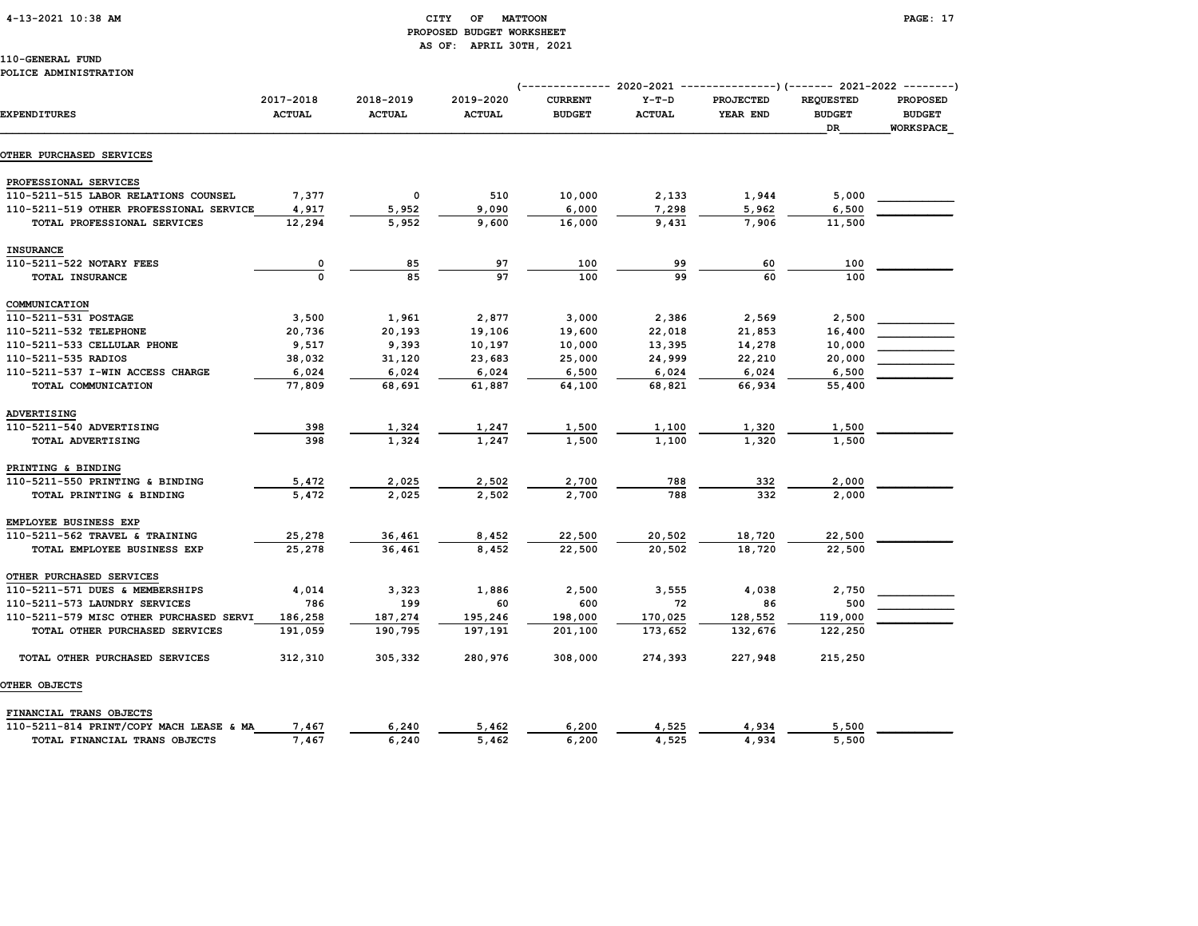CITY OF MATTOON
PROPOSED BUDGET WORKSHEET
AS OF: APRIL 30TH, 2021

110-GENERAL FUND
POLICE ADMINISTRATION

| EXPENDITURES | 2017-2018 ACTUAL | 2018-2019 ACTUAL | 2019-2020 ACTUAL | 2020-2021 CURRENT BUDGET | 2020-2021 Y-T-D ACTUAL | 2020-2021 PROJECTED YEAR END | 2021-2022 REQUESTED BUDGET DR | 2021-2022 PROPOSED BUDGET WORKSPACE |
|---|---|---|---|---|---|---|---|---|
| **OTHER PURCHASED SERVICES** | | | | | | | | |
| PROFESSIONAL SERVICES | | | | | | | | |
| 110-5211-515 LABOR RELATIONS COUNSEL | 7,377 | 0 | 510 | 10,000 | 2,133 | 1,944 | 5,000 | |
| 110-5211-519 OTHER PROFESSIONAL SERVICE | 4,917 | 5,952 | 9,090 | 6,000 | 7,298 | 5,962 | 6,500 | |
| TOTAL PROFESSIONAL SERVICES | 12,294 | 5,952 | 9,600 | 16,000 | 9,431 | 7,906 | 11,500 | |
| INSURANCE | | | | | | | | |
| 110-5211-522 NOTARY FEES | 0 | 85 | 97 | 100 | 99 | 60 | 100 | |
| TOTAL INSURANCE | 0 | 85 | 97 | 100 | 99 | 60 | 100 | |
| COMMUNICATION | | | | | | | | |
| 110-5211-531 POSTAGE | 3,500 | 1,961 | 2,877 | 3,000 | 2,386 | 2,569 | 2,500 | |
| 110-5211-532 TELEPHONE | 20,736 | 20,193 | 19,106 | 19,600 | 22,018 | 21,853 | 16,400 | |
| 110-5211-533 CELLULAR PHONE | 9,517 | 9,393 | 10,197 | 10,000 | 13,395 | 14,278 | 10,000 | |
| 110-5211-535 RADIOS | 38,032 | 31,120 | 23,683 | 25,000 | 24,999 | 22,210 | 20,000 | |
| 110-5211-537 I-WIN ACCESS CHARGE | 6,024 | 6,024 | 6,024 | 6,500 | 6,024 | 6,024 | 6,500 | |
| TOTAL COMMUNICATION | 77,809 | 68,691 | 61,887 | 64,100 | 68,821 | 66,934 | 55,400 | |
| ADVERTISING | | | | | | | | |
| 110-5211-540 ADVERTISING | 398 | 1,324 | 1,247 | 1,500 | 1,100 | 1,320 | 1,500 | |
| TOTAL ADVERTISING | 398 | 1,324 | 1,247 | 1,500 | 1,100 | 1,320 | 1,500 | |
| PRINTING & BINDING | | | | | | | | |
| 110-5211-550 PRINTING & BINDING | 5,472 | 2,025 | 2,502 | 2,700 | 788 | 332 | 2,000 | |
| TOTAL PRINTING & BINDING | 5,472 | 2,025 | 2,502 | 2,700 | 788 | 332 | 2,000 | |
| EMPLOYEE BUSINESS EXP | | | | | | | | |
| 110-5211-562 TRAVEL & TRAINING | 25,278 | 36,461 | 8,452 | 22,500 | 20,502 | 18,720 | 22,500 | |
| TOTAL EMPLOYEE BUSINESS EXP | 25,278 | 36,461 | 8,452 | 22,500 | 20,502 | 18,720 | 22,500 | |
| OTHER PURCHASED SERVICES | | | | | | | | |
| 110-5211-571 DUES & MEMBERSHIPS | 4,014 | 3,323 | 1,886 | 2,500 | 3,555 | 4,038 | 2,750 | |
| 110-5211-573 LAUNDRY SERVICES | 786 | 199 | 60 | 600 | 72 | 86 | 500 | |
| 110-5211-579 MISC OTHER PURCHASED SERVI | 186,258 | 187,274 | 195,246 | 198,000 | 170,025 | 128,552 | 119,000 | |
| TOTAL OTHER PURCHASED SERVICES | 191,059 | 190,795 | 197,191 | 201,100 | 173,652 | 132,676 | 122,250 | |
| TOTAL OTHER PURCHASED SERVICES | 312,310 | 305,332 | 280,976 | 308,000 | 274,393 | 227,948 | 215,250 | |
| **OTHER OBJECTS** | | | | | | | | |
| FINANCIAL TRANS OBJECTS | | | | | | | | |
| 110-5211-814 PRINT/COPY MACH LEASE & MA | 7,467 | 6,240 | 5,462 | 6,200 | 4,525 | 4,934 | 5,500 | |
| TOTAL FINANCIAL TRANS OBJECTS | 7,467 | 6,240 | 5,462 | 6,200 | 4,525 | 4,934 | 5,500 | |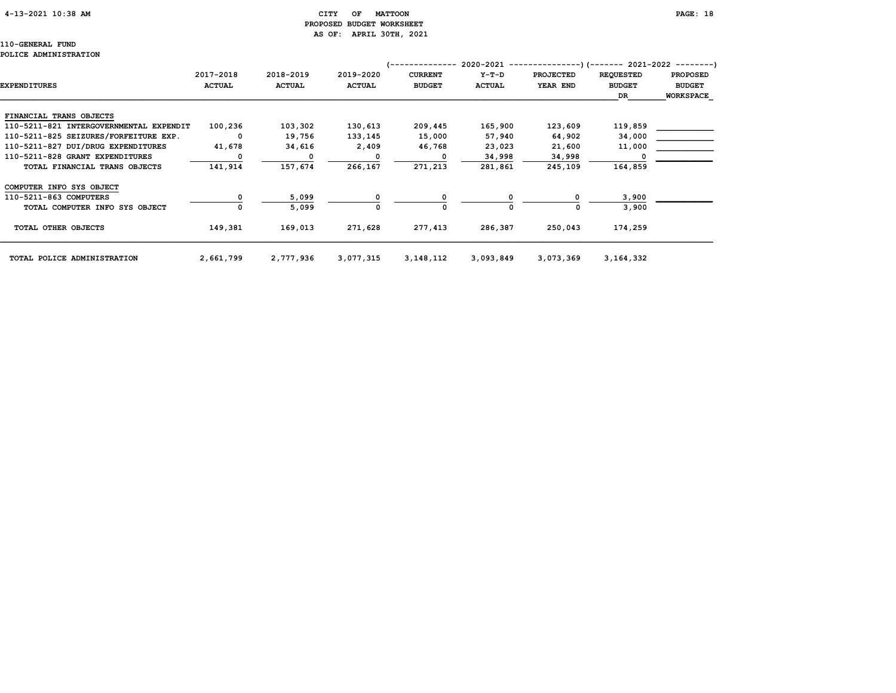CITY OF MATTOON
PROPOSED BUDGET WORKSHEET
AS OF: APRIL 30TH, 2021

110-GENERAL FUND
POLICE ADMINISTRATION

| EXPENDITURES | 2017-2018 ACTUAL | 2018-2019 ACTUAL | 2019-2020 ACTUAL | 2020-2021 CURRENT BUDGET | 2020-2021 Y-T-D ACTUAL | 2020-2021 PROJECTED YEAR END | 2021-2022 REQUESTED BUDGET DR | 2021-2022 PROPOSED BUDGET WORKSPACE |
|---|---|---|---|---|---|---|---|---|
| FINANCIAL TRANS OBJECTS | | | | | | | | |
| 110-5211-821 INTERGOVERNMENTAL EXPENDIT | 100,236 | 103,302 | 130,613 | 209,445 | 165,900 | 123,609 | 119,859 | |
| 110-5211-825 SEIZURES/FORFEITURE EXP. | 0 | 19,756 | 133,145 | 15,000 | 57,940 | 64,902 | 34,000 | |
| 110-5211-827 DUI/DRUG EXPENDITURES | 41,678 | 34,616 | 2,409 | 46,768 | 23,023 | 21,600 | 11,000 | |
| 110-5211-828 GRANT EXPENDITURES | 0 | 0 | 0 | 0 | 34,998 | 34,998 | 0 | |
| TOTAL FINANCIAL TRANS OBJECTS | 141,914 | 157,674 | 266,167 | 271,213 | 281,861 | 245,109 | 164,859 | |
| COMPUTER INFO SYS OBJECT | | | | | | | | |
| 110-5211-863 COMPUTERS | 0 | 5,099 | 0 | 0 | 0 | 0 | 3,900 | |
| TOTAL COMPUTER INFO SYS OBJECT | 0 | 5,099 | 0 | 0 | 0 | 0 | 3,900 | |
| TOTAL OTHER OBJECTS | 149,381 | 169,013 | 271,628 | 277,413 | 286,387 | 250,043 | 174,259 | |
| TOTAL POLICE ADMINISTRATION | 2,661,799 | 2,777,936 | 3,077,315 | 3,148,112 | 3,093,849 | 3,073,369 | 3,164,332 | |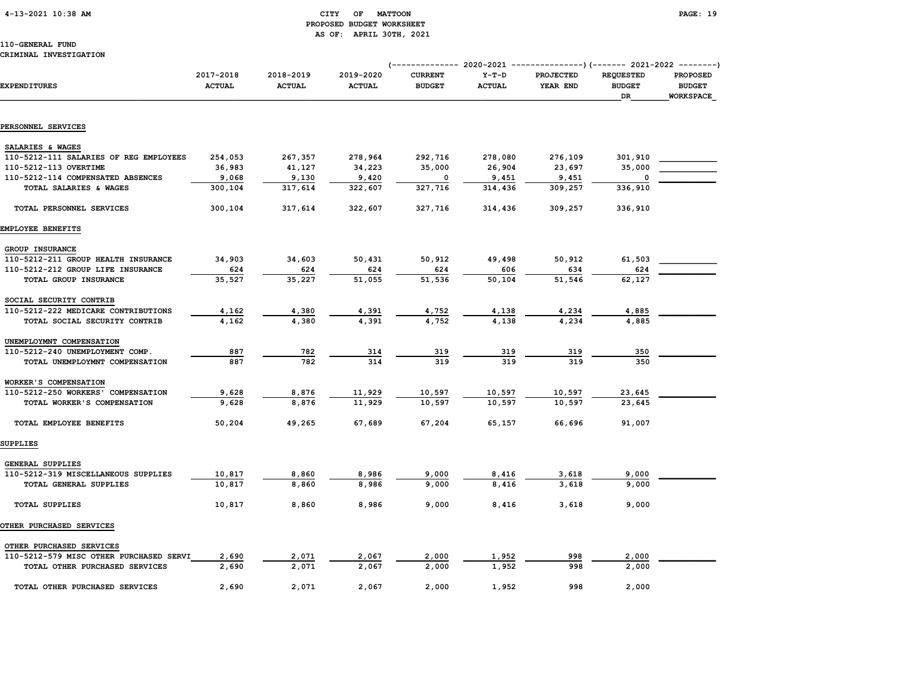CITY OF MATTOON
PROPOSED BUDGET WORKSHEET
AS OF: APRIL 30TH, 2021

110-GENERAL FUND
CRIMINAL INVESTIGATION

| EXPENDITURES | 2017-2018 ACTUAL | 2018-2019 ACTUAL | 2019-2020 ACTUAL | 2020-2021 CURRENT BUDGET | 2020-2021 Y-T-D ACTUAL | 2020-2021 PROJECTED YEAR END | 2021-2022 REQUESTED BUDGET DR | 2021-2022 PROPOSED BUDGET WORKSPACE |
|---|---|---|---|---|---|---|---|---|
| **PERSONNEL SERVICES** | | | | | | | | |
| SALARIES & WAGES | | | | | | | | |
| 110-5212-111 SALARIES OF REG EMPLOYEES | 254,053 | 267,357 | 278,964 | 292,716 | 278,080 | 276,109 | 301,910 | |
| 110-5212-113 OVERTIME | 36,983 | 41,127 | 34,223 | 35,000 | 26,904 | 23,697 | 35,000 | |
| 110-5212-114 COMPENSATED ABSENCES | 9,068 | 9,130 | 9,420 | 0 | 9,451 | 9,451 | 0 | |
| TOTAL SALARIES & WAGES | 300,104 | 317,614 | 322,607 | 327,716 | 314,436 | 309,257 | 336,910 | |
| TOTAL PERSONNEL SERVICES | 300,104 | 317,614 | 322,607 | 327,716 | 314,436 | 309,257 | 336,910 | |
| **EMPLOYEE BENEFITS** | | | | | | | | |
| GROUP INSURANCE | | | | | | | | |
| 110-5212-211 GROUP HEALTH INSURANCE | 34,903 | 34,603 | 50,431 | 50,912 | 49,498 | 50,912 | 61,503 | |
| 110-5212-212 GROUP LIFE INSURANCE | 624 | 624 | 624 | 624 | 606 | 634 | 624 | |
| TOTAL GROUP INSURANCE | 35,527 | 35,227 | 51,055 | 51,536 | 50,104 | 51,546 | 62,127 | |
| SOCIAL SECURITY CONTRIB | | | | | | | | |
| 110-5212-222 MEDICARE CONTRIBUTIONS | 4,162 | 4,380 | 4,391 | 4,752 | 4,138 | 4,234 | 4,885 | |
| TOTAL SOCIAL SECURITY CONTRIB | 4,162 | 4,380 | 4,391 | 4,752 | 4,138 | 4,234 | 4,885 | |
| UNEMPLOYMNT COMPENSATION | | | | | | | | |
| 110-5212-240 UNEMPLOYMENT COMP. | 887 | 782 | 314 | 319 | 319 | 319 | 350 | |
| TOTAL UNEMPLOYMNT COMPENSATION | 887 | 782 | 314 | 319 | 319 | 319 | 350 | |
| WORKER'S COMPENSATION | | | | | | | | |
| 110-5212-250 WORKERS' COMPENSATION | 9,628 | 8,876 | 11,929 | 10,597 | 10,597 | 10,597 | 23,645 | |
| TOTAL WORKER'S COMPENSATION | 9,628 | 8,876 | 11,929 | 10,597 | 10,597 | 10,597 | 23,645 | |
| TOTAL EMPLOYEE BENEFITS | 50,204 | 49,265 | 67,689 | 67,204 | 65,157 | 66,696 | 91,007 | |
| **SUPPLIES** | | | | | | | | |
| GENERAL SUPPLIES | | | | | | | | |
| 110-5212-319 MISCELLANEOUS SUPPLIES | 10,817 | 8,860 | 8,986 | 9,000 | 8,416 | 3,618 | 9,000 | |
| TOTAL GENERAL SUPPLIES | 10,817 | 8,860 | 8,986 | 9,000 | 8,416 | 3,618 | 9,000 | |
| TOTAL SUPPLIES | 10,817 | 8,860 | 8,986 | 9,000 | 8,416 | 3,618 | 9,000 | |
| **OTHER PURCHASED SERVICES** | | | | | | | | |
| OTHER PURCHASED SERVICES | | | | | | | | |
| 110-5212-579 MISC OTHER PURCHASED SERVI | 2,690 | 2,071 | 2,067 | 2,000 | 1,952 | 998 | 2,000 | |
| TOTAL OTHER PURCHASED SERVICES | 2,690 | 2,071 | 2,067 | 2,000 | 1,952 | 998 | 2,000 | |
| TOTAL OTHER PURCHASED SERVICES | 2,690 | 2,071 | 2,067 | 2,000 | 1,952 | 998 | 2,000 | |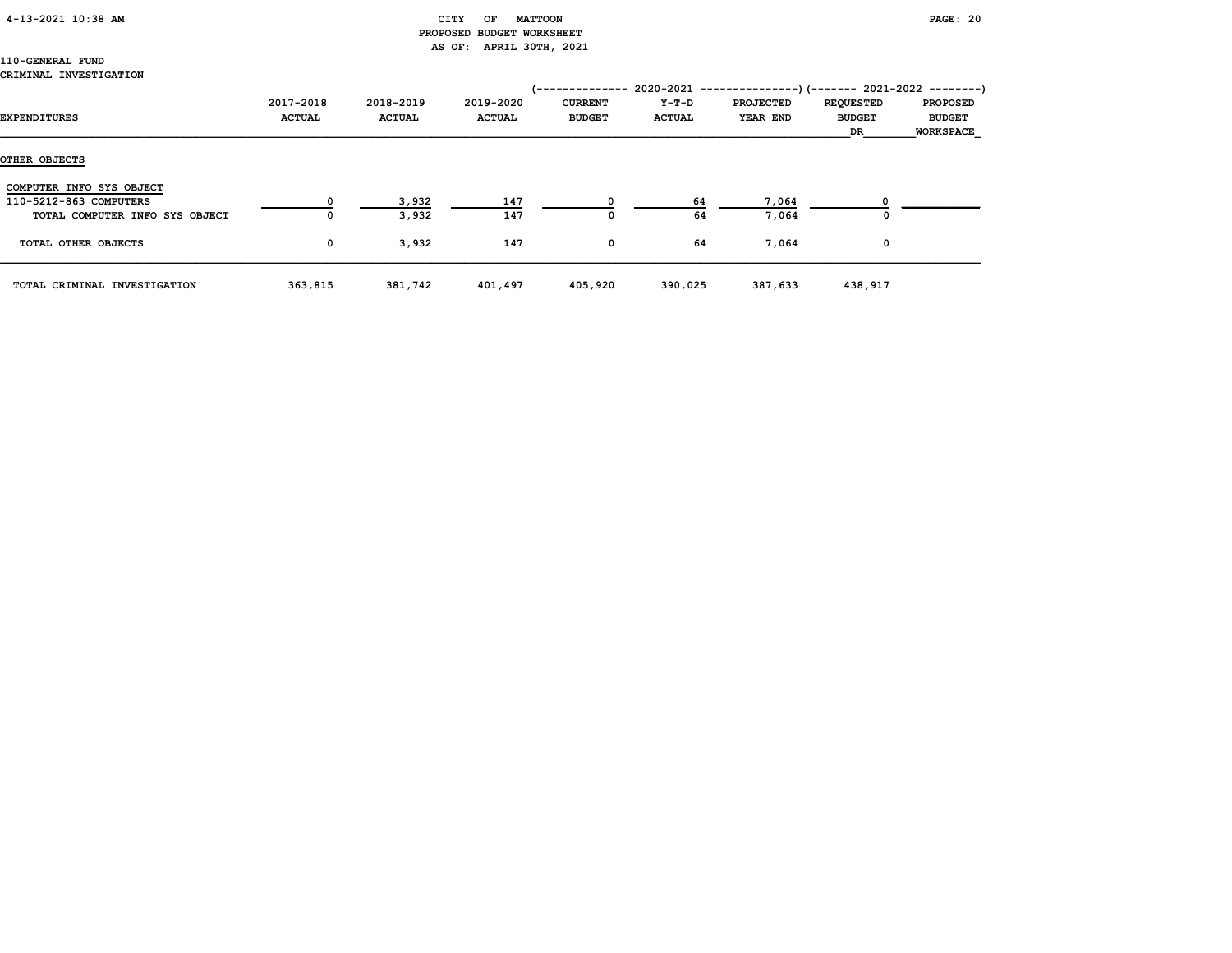CITY OF MATTOON
PROPOSED BUDGET WORKSHEET
AS OF: APRIL 30TH, 2021

110-GENERAL FUND
CRIMINAL INVESTIGATION

| EXPENDITURES | 2017-2018 ACTUAL | 2018-2019 ACTUAL | 2019-2020 ACTUAL | 2020-2021 CURRENT BUDGET | 2020-2021 Y-T-D ACTUAL | 2020-2021 PROJECTED YEAR END | 2021-2022 REQUESTED BUDGET DR | 2021-2022 PROPOSED BUDGET WORKSPACE |
|---|---|---|---|---|---|---|---|---|
| **OTHER OBJECTS** | | | | | | | | |
| COMPUTER INFO SYS OBJECT | | | | | | | | |
| 110-5212-863 COMPUTERS | 0 | 3,932 | 147 | 0 | 64 | 7,064 | 0 | |
| TOTAL COMPUTER INFO SYS OBJECT | 0 | 3,932 | 147 | 0 | 64 | 7,064 | 0 | |
| TOTAL OTHER OBJECTS | 0 | 3,932 | 147 | 0 | 64 | 7,064 | 0 | |
| TOTAL CRIMINAL INVESTIGATION | 363,815 | 381,742 | 401,497 | 405,920 | 390,025 | 387,633 | 438,917 | |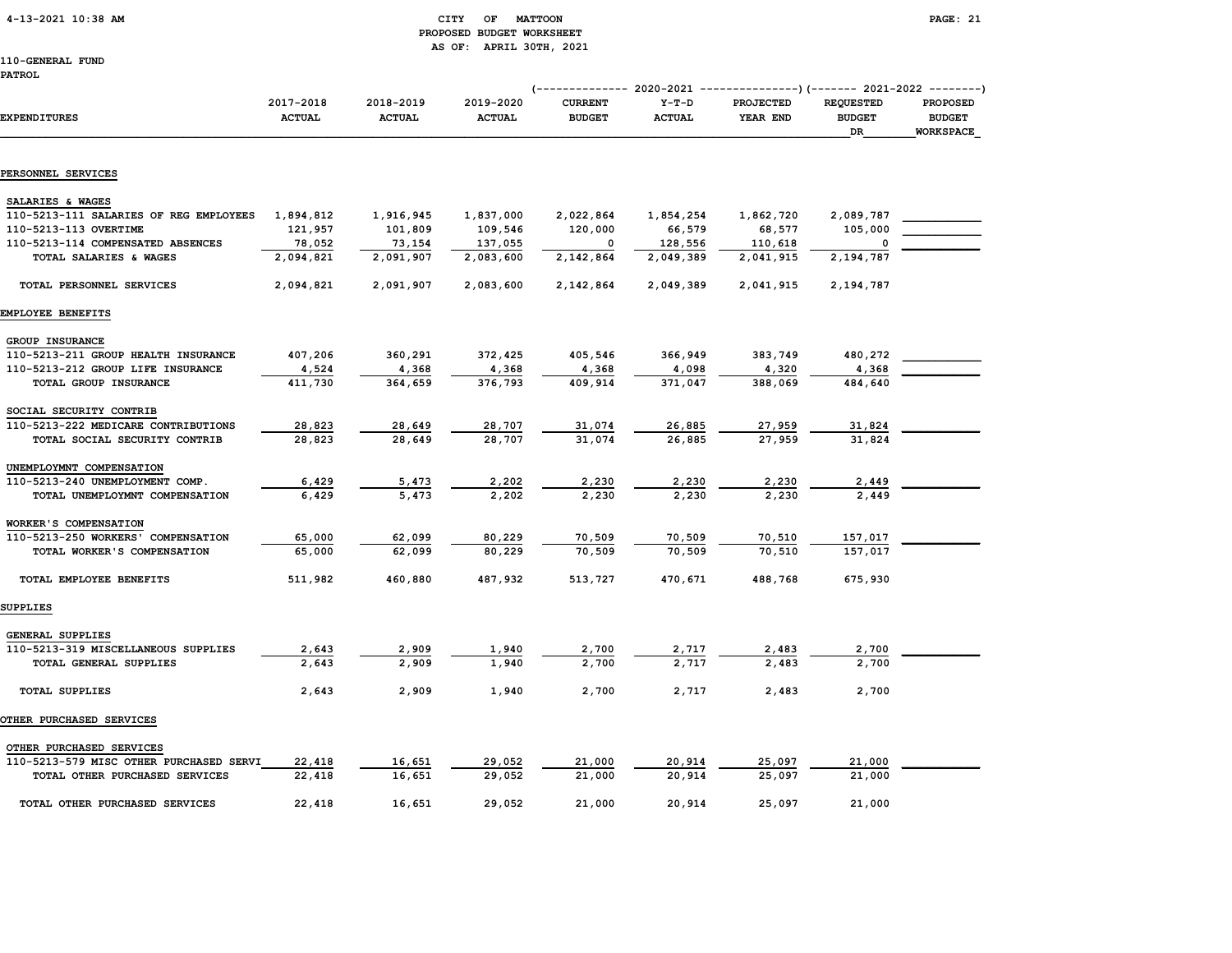CITY OF MATTOON
PROPOSED BUDGET WORKSHEET
AS OF: APRIL 30TH, 2021

110-GENERAL FUND
PATROL

| EXPENDITURES | 2017-2018 ACTUAL | 2018-2019 ACTUAL | 2019-2020 ACTUAL | 2020-2021 CURRENT BUDGET | 2020-2021 Y-T-D ACTUAL | 2020-2021 PROJECTED YEAR END | 2021-2022 REQUESTED BUDGET DR | 2021-2022 PROPOSED BUDGET WORKSPACE |
|---|---|---|---|---|---|---|---|---|
| **PERSONNEL SERVICES** | | | | | | | | |
| SALARIES & WAGES | | | | | | | | |
| 110-5213-111 SALARIES OF REG EMPLOYEES | 1,894,812 | 1,916,945 | 1,837,000 | 2,022,864 | 1,854,254 | 1,862,720 | 2,089,787 | |
| 110-5213-113 OVERTIME | 121,957 | 101,809 | 109,546 | 120,000 | 66,579 | 68,577 | 105,000 | |
| 110-5213-114 COMPENSATED ABSENCES | 78,052 | 73,154 | 137,055 | 0 | 128,556 | 110,618 | 0 | |
| TOTAL SALARIES & WAGES | 2,094,821 | 2,091,907 | 2,083,600 | 2,142,864 | 2,049,389 | 2,041,915 | 2,194,787 | |
| TOTAL PERSONNEL SERVICES | 2,094,821 | 2,091,907 | 2,083,600 | 2,142,864 | 2,049,389 | 2,041,915 | 2,194,787 | |
| **EMPLOYEE BENEFITS** | | | | | | | | |
| GROUP INSURANCE | | | | | | | | |
| 110-5213-211 GROUP HEALTH INSURANCE | 407,206 | 360,291 | 372,425 | 405,546 | 366,949 | 383,749 | 480,272 | |
| 110-5213-212 GROUP LIFE INSURANCE | 4,524 | 4,368 | 4,368 | 4,368 | 4,098 | 4,320 | 4,368 | |
| TOTAL GROUP INSURANCE | 411,730 | 364,659 | 376,793 | 409,914 | 371,047 | 388,069 | 484,640 | |
| SOCIAL SECURITY CONTRIB | | | | | | | | |
| 110-5213-222 MEDICARE CONTRIBUTIONS | 28,823 | 28,649 | 28,707 | 31,074 | 26,885 | 27,959 | 31,824 | |
| TOTAL SOCIAL SECURITY CONTRIB | 28,823 | 28,649 | 28,707 | 31,074 | 26,885 | 27,959 | 31,824 | |
| UNEMPLOYMNT COMPENSATION | | | | | | | | |
| 110-5213-240 UNEMPLOYMENT COMP. | 6,429 | 5,473 | 2,202 | 2,230 | 2,230 | 2,230 | 2,449 | |
| TOTAL UNEMPLOYMNT COMPENSATION | 6,429 | 5,473 | 2,202 | 2,230 | 2,230 | 2,230 | 2,449 | |
| WORKER'S COMPENSATION | | | | | | | | |
| 110-5213-250 WORKERS' COMPENSATION | 65,000 | 62,099 | 80,229 | 70,509 | 70,509 | 70,510 | 157,017 | |
| TOTAL WORKER'S COMPENSATION | 65,000 | 62,099 | 80,229 | 70,509 | 70,509 | 70,510 | 157,017 | |
| TOTAL EMPLOYEE BENEFITS | 511,982 | 460,880 | 487,932 | 513,727 | 470,671 | 488,768 | 675,930 | |
| **SUPPLIES** | | | | | | | | |
| GENERAL SUPPLIES | | | | | | | | |
| 110-5213-319 MISCELLANEOUS SUPPLIES | 2,643 | 2,909 | 1,940 | 2,700 | 2,717 | 2,483 | 2,700 | |
| TOTAL GENERAL SUPPLIES | 2,643 | 2,909 | 1,940 | 2,700 | 2,717 | 2,483 | 2,700 | |
| TOTAL SUPPLIES | 2,643 | 2,909 | 1,940 | 2,700 | 2,717 | 2,483 | 2,700 | |
| **OTHER PURCHASED SERVICES** | | | | | | | | |
| OTHER PURCHASED SERVICES | | | | | | | | |
| 110-5213-579 MISC OTHER PURCHASED SERVI | 22,418 | 16,651 | 29,052 | 21,000 | 20,914 | 25,097 | 21,000 | |
| TOTAL OTHER PURCHASED SERVICES | 22,418 | 16,651 | 29,052 | 21,000 | 20,914 | 25,097 | 21,000 | |
| TOTAL OTHER PURCHASED SERVICES | 22,418 | 16,651 | 29,052 | 21,000 | 20,914 | 25,097 | 21,000 | |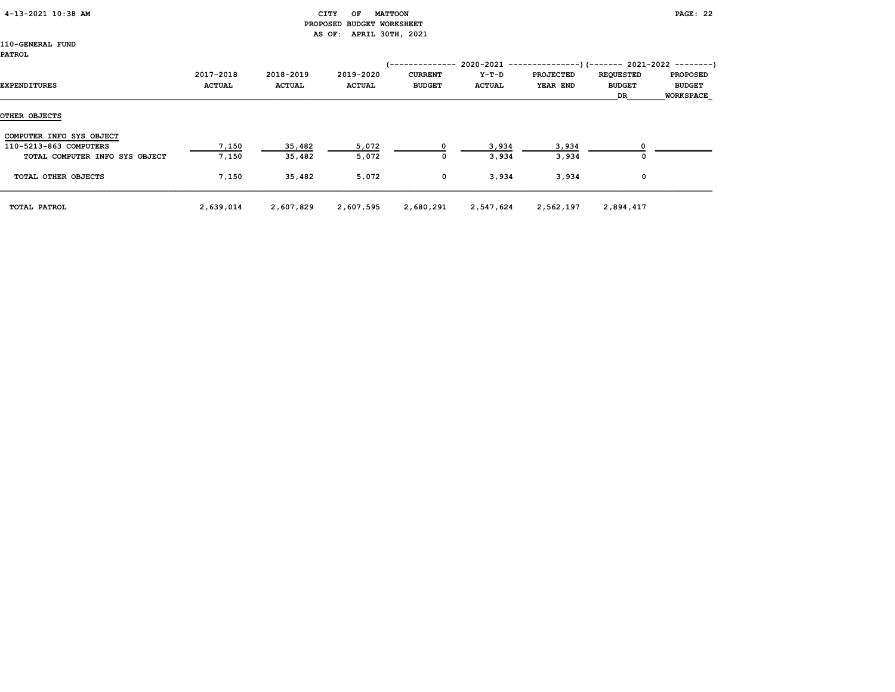CITY OF MATTOON
PROPOSED BUDGET WORKSHEET
AS OF: APRIL 30TH, 2021

110-GENERAL FUND
PATROL

| EXPENDITURES | 2017-2018 ACTUAL | 2018-2019 ACTUAL | 2019-2020 ACTUAL | 2020-2021 CURRENT BUDGET | 2020-2021 Y-T-D ACTUAL | 2020-2021 PROJECTED YEAR END | 2021-2022 REQUESTED BUDGET DR | 2021-2022 PROPOSED BUDGET WORKSPACE |
|---|---|---|---|---|---|---|---|---|
| OTHER OBJECTS | | | | | | | | |
| COMPUTER INFO SYS OBJECT | | | | | | | | |
| 110-5213-863 COMPUTERS | 7,150 | 35,482 | 5,072 | 0 | 3,934 | 3,934 | 0 | |
| TOTAL COMPUTER INFO SYS OBJECT | 7,150 | 35,482 | 5,072 | 0 | 3,934 | 3,934 | 0 | |
| TOTAL OTHER OBJECTS | 7,150 | 35,482 | 5,072 | 0 | 3,934 | 3,934 | 0 | |
| TOTAL PATROL | 2,639,014 | 2,607,829 | 2,607,595 | 2,680,291 | 2,547,624 | 2,562,197 | 2,894,417 | |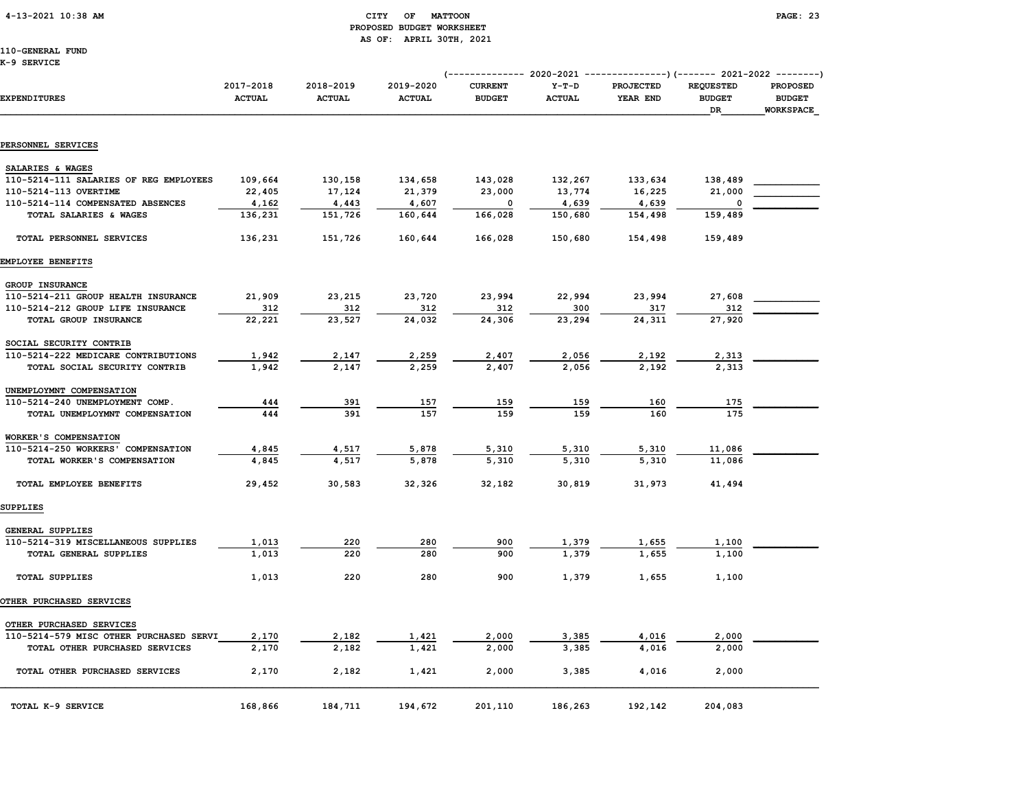CITY OF MATTOON
PROPOSED BUDGET WORKSHEET
AS OF: APRIL 30TH, 2021

110-GENERAL FUND
K-9 SERVICE

| EXPENDITURES | 2017-2018 ACTUAL | 2018-2019 ACTUAL | 2019-2020 ACTUAL | 2020-2021 CURRENT BUDGET | 2020-2021 Y-T-D ACTUAL | 2020-2021 PROJECTED YEAR END | 2021-2022 REQUESTED BUDGET DR | 2021-2022 PROPOSED BUDGET WORKSPACE |
|---|---|---|---|---|---|---|---|---|
| **PERSONNEL SERVICES** | | | | | | | | |
| SALARIES & WAGES | | | | | | | | |
| 110-5214-111 SALARIES OF REG EMPLOYEES | 109,664 | 130,158 | 134,658 | 143,028 | 132,267 | 133,634 | 138,489 | |
| 110-5214-113 OVERTIME | 22,405 | 17,124 | 21,379 | 23,000 | 13,774 | 16,225 | 21,000 | |
| 110-5214-114 COMPENSATED ABSENCES | 4,162 | 4,443 | 4,607 | 0 | 4,639 | 4,639 | 0 | |
| TOTAL SALARIES & WAGES | 136,231 | 151,726 | 160,644 | 166,028 | 150,680 | 154,498 | 159,489 | |
| TOTAL PERSONNEL SERVICES | 136,231 | 151,726 | 160,644 | 166,028 | 150,680 | 154,498 | 159,489 | |
| **EMPLOYEE BENEFITS** | | | | | | | | |
| GROUP INSURANCE | | | | | | | | |
| 110-5214-211 GROUP HEALTH INSURANCE | 21,909 | 23,215 | 23,720 | 23,994 | 22,994 | 23,994 | 27,608 | |
| 110-5214-212 GROUP LIFE INSURANCE | 312 | 312 | 312 | 312 | 300 | 317 | 312 | |
| TOTAL GROUP INSURANCE | 22,221 | 23,527 | 24,032 | 24,306 | 23,294 | 24,311 | 27,920 | |
| SOCIAL SECURITY CONTRIB | | | | | | | | |
| 110-5214-222 MEDICARE CONTRIBUTIONS | 1,942 | 2,147 | 2,259 | 2,407 | 2,056 | 2,192 | 2,313 | |
| TOTAL SOCIAL SECURITY CONTRIB | 1,942 | 2,147 | 2,259 | 2,407 | 2,056 | 2,192 | 2,313 | |
| UNEMPLOYMNT COMPENSATION | | | | | | | | |
| 110-5214-240 UNEMPLOYMENT COMP. | 444 | 391 | 157 | 159 | 159 | 160 | 175 | |
| TOTAL UNEMPLOYMNT COMPENSATION | 444 | 391 | 157 | 159 | 159 | 160 | 175 | |
| WORKER'S COMPENSATION | | | | | | | | |
| 110-5214-250 WORKERS' COMPENSATION | 4,845 | 4,517 | 5,878 | 5,310 | 5,310 | 5,310 | 11,086 | |
| TOTAL WORKER'S COMPENSATION | 4,845 | 4,517 | 5,878 | 5,310 | 5,310 | 5,310 | 11,086 | |
| TOTAL EMPLOYEE BENEFITS | 29,452 | 30,583 | 32,326 | 32,182 | 30,819 | 31,973 | 41,494 | |
| **SUPPLIES** | | | | | | | | |
| GENERAL SUPPLIES | | | | | | | | |
| 110-5214-319 MISCELLANEOUS SUPPLIES | 1,013 | 220 | 280 | 900 | 1,379 | 1,655 | 1,100 | |
| TOTAL GENERAL SUPPLIES | 1,013 | 220 | 280 | 900 | 1,379 | 1,655 | 1,100 | |
| TOTAL SUPPLIES | 1,013 | 220 | 280 | 900 | 1,379 | 1,655 | 1,100 | |
| **OTHER PURCHASED SERVICES** | | | | | | | | |
| OTHER PURCHASED SERVICES | | | | | | | | |
| 110-5214-579 MISC OTHER PURCHASED SERVI | 2,170 | 2,182 | 1,421 | 2,000 | 3,385 | 4,016 | 2,000 | |
| TOTAL OTHER PURCHASED SERVICES | 2,170 | 2,182 | 1,421 | 2,000 | 3,385 | 4,016 | 2,000 | |
| TOTAL OTHER PURCHASED SERVICES | 2,170 | 2,182 | 1,421 | 2,000 | 3,385 | 4,016 | 2,000 | |
| TOTAL K-9 SERVICE | 168,866 | 184,711 | 194,672 | 201,110 | 186,263 | 192,142 | 204,083 | |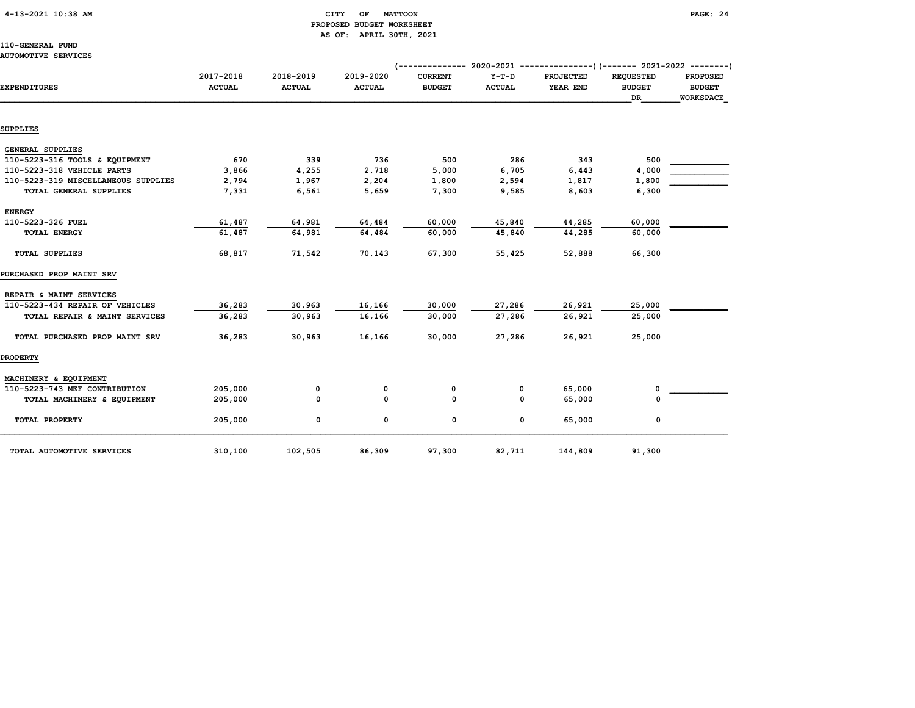CITY OF MATTOON
PROPOSED BUDGET WORKSHEET
AS OF: APRIL 30TH, 2021

110-GENERAL FUND
AUTOMOTIVE SERVICES

| EXPENDITURES | 2017-2018 ACTUAL | 2018-2019 ACTUAL | 2019-2020 ACTUAL | 2020-2021 CURRENT BUDGET | 2020-2021 Y-T-D ACTUAL | 2020-2021 PROJECTED YEAR END | 2021-2022 REQUESTED BUDGET DR | 2021-2022 PROPOSED BUDGET WORKSPACE |
|---|---|---|---|---|---|---|---|---|
| **SUPPLIES** | | | | | | | | |
| GENERAL SUPPLIES | | | | | | | | |
| 110-5223-316 TOOLS & EQUIPMENT | 670 | 339 | 736 | 500 | 286 | 343 | 500 | |
| 110-5223-318 VEHICLE PARTS | 3,866 | 4,255 | 2,718 | 5,000 | 6,705 | 6,443 | 4,000 | |
| 110-5223-319 MISCELLANEOUS SUPPLIES | 2,794 | 1,967 | 2,204 | 1,800 | 2,594 | 1,817 | 1,800 | |
| TOTAL GENERAL SUPPLIES | 7,331 | 6,561 | 5,659 | 7,300 | 9,585 | 8,603 | 6,300 | |
| ENERGY | | | | | | | | |
| 110-5223-326 FUEL | 61,487 | 64,981 | 64,484 | 60,000 | 45,840 | 44,285 | 60,000 | |
| TOTAL ENERGY | 61,487 | 64,981 | 64,484 | 60,000 | 45,840 | 44,285 | 60,000 | |
| TOTAL SUPPLIES | 68,817 | 71,542 | 70,143 | 67,300 | 55,425 | 52,888 | 66,300 | |
| **PURCHASED PROP MAINT SRV** | | | | | | | | |
| REPAIR & MAINT SERVICES | | | | | | | | |
| 110-5223-434 REPAIR OF VEHICLES | 36,283 | 30,963 | 16,166 | 30,000 | 27,286 | 26,921 | 25,000 | |
| TOTAL REPAIR & MAINT SERVICES | 36,283 | 30,963 | 16,166 | 30,000 | 27,286 | 26,921 | 25,000 | |
| TOTAL PURCHASED PROP MAINT SRV | 36,283 | 30,963 | 16,166 | 30,000 | 27,286 | 26,921 | 25,000 | |
| **PROPERTY** | | | | | | | | |
| MACHINERY & EQUIPMENT | | | | | | | | |
| 110-5223-743 MEF CONTRIBUTION | 205,000 | 0 | 0 | 0 | 0 | 65,000 | 0 | |
| TOTAL MACHINERY & EQUIPMENT | 205,000 | 0 | 0 | 0 | 0 | 65,000 | 0 | |
| TOTAL PROPERTY | 205,000 | 0 | 0 | 0 | 0 | 65,000 | 0 | |
| TOTAL AUTOMOTIVE SERVICES | 310,100 | 102,505 | 86,309 | 97,300 | 82,711 | 144,809 | 91,300 | |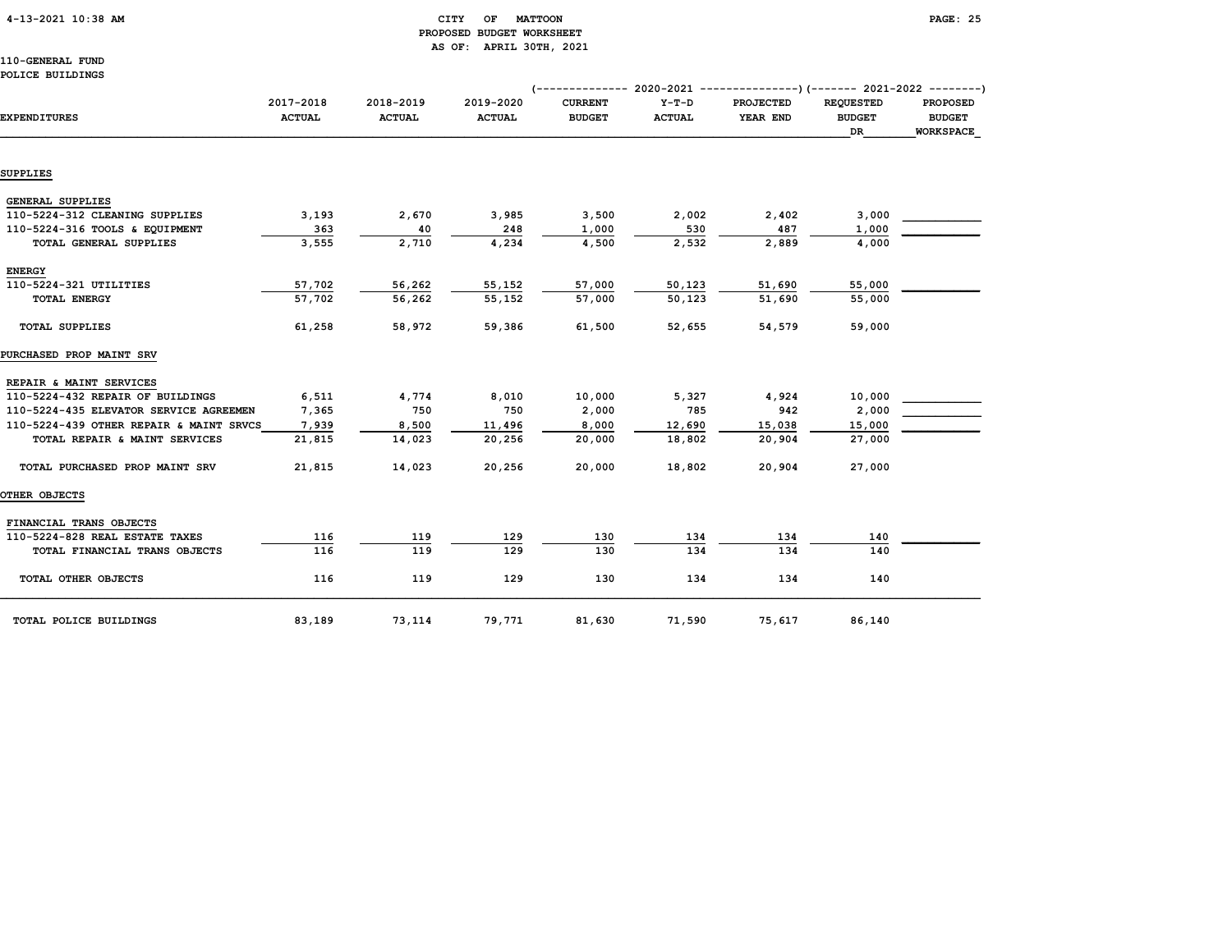CITY OF MATTOON
PROPOSED BUDGET WORKSHEET
AS OF: APRIL 30TH, 2021

110-GENERAL FUND
POLICE BUILDINGS

| EXPENDITURES | 2017-2018 ACTUAL | 2018-2019 ACTUAL | 2019-2020 ACTUAL | 2020-2021 CURRENT BUDGET | 2020-2021 Y-T-D ACTUAL | 2020-2021 PROJECTED YEAR END | 2021-2022 REQUESTED BUDGET DR | 2021-2022 PROPOSED BUDGET WORKSPACE |
|---|---|---|---|---|---|---|---|---|
| **SUPPLIES** | | | | | | | | |
| GENERAL SUPPLIES | | | | | | | | |
| 110-5224-312 CLEANING SUPPLIES | 3,193 | 2,670 | 3,985 | 3,500 | 2,002 | 2,402 | 3,000 | |
| 110-5224-316 TOOLS & EQUIPMENT | 363 | 40 | 248 | 1,000 | 530 | 487 | 1,000 | |
| TOTAL GENERAL SUPPLIES | 3,555 | 2,710 | 4,234 | 4,500 | 2,532 | 2,889 | 4,000 | |
| ENERGY | | | | | | | | |
| 110-5224-321 UTILITIES | 57,702 | 56,262 | 55,152 | 57,000 | 50,123 | 51,690 | 55,000 | |
| TOTAL ENERGY | 57,702 | 56,262 | 55,152 | 57,000 | 50,123 | 51,690 | 55,000 | |
| TOTAL SUPPLIES | 61,258 | 58,972 | 59,386 | 61,500 | 52,655 | 54,579 | 59,000 | |
| **PURCHASED PROP MAINT SRV** | | | | | | | | |
| REPAIR & MAINT SERVICES | | | | | | | | |
| 110-5224-432 REPAIR OF BUILDINGS | 6,511 | 4,774 | 8,010 | 10,000 | 5,327 | 4,924 | 10,000 | |
| 110-5224-435 ELEVATOR SERVICE AGREEMEN | 7,365 | 750 | 750 | 2,000 | 785 | 942 | 2,000 | |
| 110-5224-439 OTHER REPAIR & MAINT SRVCS | 7,939 | 8,500 | 11,496 | 8,000 | 12,690 | 15,038 | 15,000 | |
| TOTAL REPAIR & MAINT SERVICES | 21,815 | 14,023 | 20,256 | 20,000 | 18,802 | 20,904 | 27,000 | |
| TOTAL PURCHASED PROP MAINT SRV | 21,815 | 14,023 | 20,256 | 20,000 | 18,802 | 20,904 | 27,000 | |
| **OTHER OBJECTS** | | | | | | | | |
| FINANCIAL TRANS OBJECTS | | | | | | | | |
| 110-5224-828 REAL ESTATE TAXES | 116 | 119 | 129 | 130 | 134 | 134 | 140 | |
| TOTAL FINANCIAL TRANS OBJECTS | 116 | 119 | 129 | 130 | 134 | 134 | 140 | |
| TOTAL OTHER OBJECTS | 116 | 119 | 129 | 130 | 134 | 134 | 140 | |
| TOTAL POLICE BUILDINGS | 83,189 | 73,114 | 79,771 | 81,630 | 71,590 | 75,617 | 86,140 | |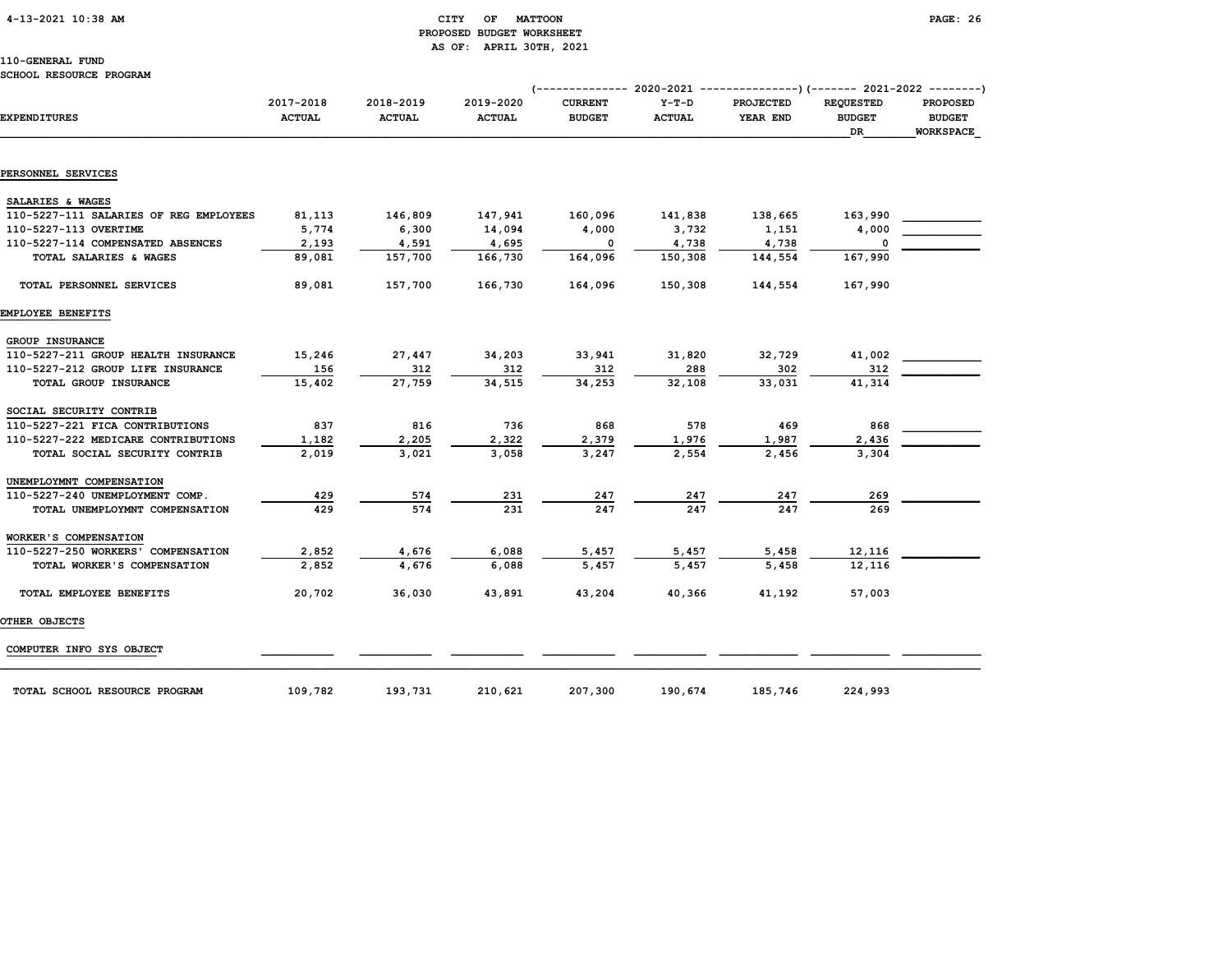CITY OF MATTOON
PROPOSED BUDGET WORKSHEET
AS OF: APRIL 30TH, 2021

110-GENERAL FUND
SCHOOL RESOURCE PROGRAM

| EXPENDITURES | 2017-2018 ACTUAL | 2018-2019 ACTUAL | 2019-2020 ACTUAL | 2020-2021 CURRENT BUDGET | 2020-2021 Y-T-D ACTUAL | 2020-2021 PROJECTED YEAR END | 2021-2022 REQUESTED BUDGET DR | 2021-2022 PROPOSED BUDGET WORKSPACE |
|---|---|---|---|---|---|---|---|---|
| **PERSONNEL SERVICES** | | | | | | | | |
| SALARIES & WAGES | | | | | | | | |
| 110-5227-111 SALARIES OF REG EMPLOYEES | 81,113 | 146,809 | 147,941 | 160,096 | 141,838 | 138,665 | 163,990 | |
| 110-5227-113 OVERTIME | 5,774 | 6,300 | 14,094 | 4,000 | 3,732 | 1,151 | 4,000 | |
| 110-5227-114 COMPENSATED ABSENCES | 2,193 | 4,591 | 4,695 | 0 | 4,738 | 4,738 | 0 | |
| TOTAL SALARIES & WAGES | 89,081 | 157,700 | 166,730 | 164,096 | 150,308 | 144,554 | 167,990 | |
| TOTAL PERSONNEL SERVICES | 89,081 | 157,700 | 166,730 | 164,096 | 150,308 | 144,554 | 167,990 | |
| **EMPLOYEE BENEFITS** | | | | | | | | |
| GROUP INSURANCE | | | | | | | | |
| 110-5227-211 GROUP HEALTH INSURANCE | 15,246 | 27,447 | 34,203 | 33,941 | 31,820 | 32,729 | 41,002 | |
| 110-5227-212 GROUP LIFE INSURANCE | 156 | 312 | 312 | 312 | 288 | 302 | 312 | |
| TOTAL GROUP INSURANCE | 15,402 | 27,759 | 34,515 | 34,253 | 32,108 | 33,031 | 41,314 | |
| SOCIAL SECURITY CONTRIB | | | | | | | | |
| 110-5227-221 FICA CONTRIBUTIONS | 837 | 816 | 736 | 868 | 578 | 469 | 868 | |
| 110-5227-222 MEDICARE CONTRIBUTIONS | 1,182 | 2,205 | 2,322 | 2,379 | 1,976 | 1,987 | 2,436 | |
| TOTAL SOCIAL SECURITY CONTRIB | 2,019 | 3,021 | 3,058 | 3,247 | 2,554 | 2,456 | 3,304 | |
| UNEMPLOYMNT COMPENSATION | | | | | | | | |
| 110-5227-240 UNEMPLOYMENT COMP. | 429 | 574 | 231 | 247 | 247 | 247 | 269 | |
| TOTAL UNEMPLOYMNT COMPENSATION | 429 | 574 | 231 | 247 | 247 | 247 | 269 | |
| WORKER'S COMPENSATION | | | | | | | | |
| 110-5227-250 WORKERS' COMPENSATION | 2,852 | 4,676 | 6,088 | 5,457 | 5,457 | 5,458 | 12,116 | |
| TOTAL WORKER'S COMPENSATION | 2,852 | 4,676 | 6,088 | 5,457 | 5,457 | 5,458 | 12,116 | |
| TOTAL EMPLOYEE BENEFITS | 20,702 | 36,030 | 43,891 | 43,204 | 40,366 | 41,192 | 57,003 | |
| **OTHER OBJECTS** | | | | | | | | |
| COMPUTER INFO SYS OBJECT | | | | | | | | |
| TOTAL SCHOOL RESOURCE PROGRAM | 109,782 | 193,731 | 210,621 | 207,300 | 190,674 | 185,746 | 224,993 | |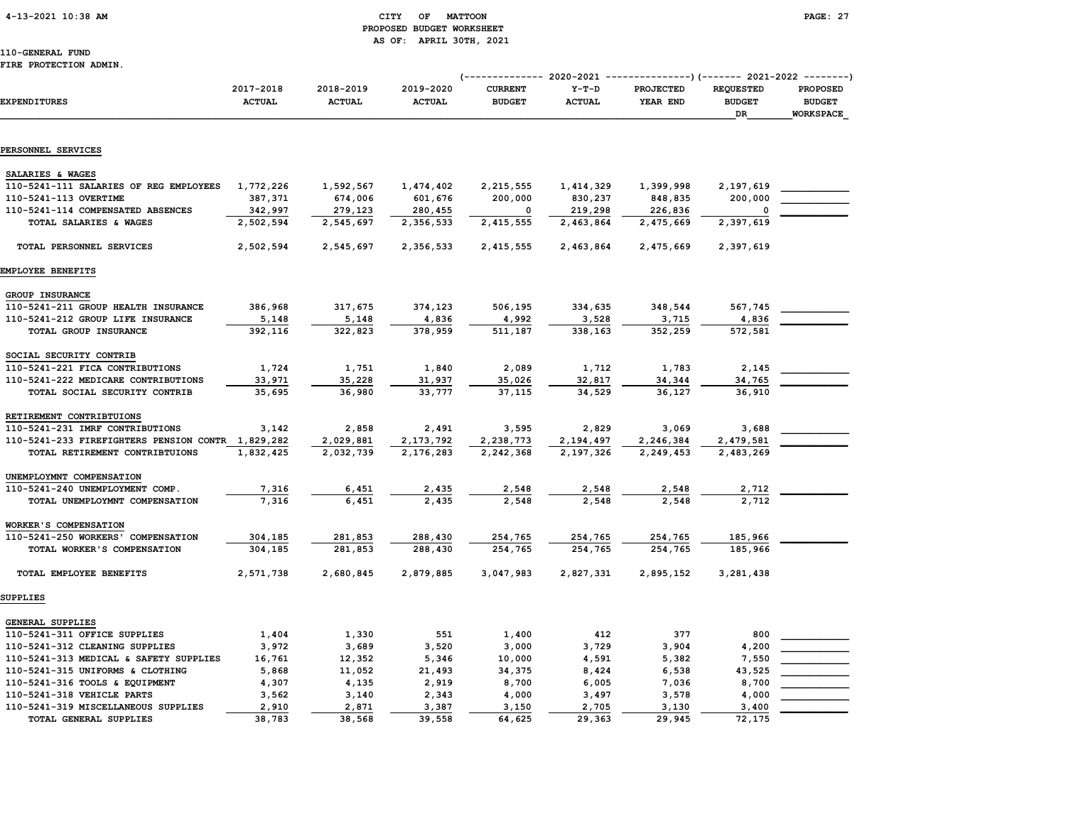CITY OF MATTOON
PROPOSED BUDGET WORKSHEET
AS OF: APRIL 30TH, 2021

110-GENERAL FUND
FIRE PROTECTION ADMIN.

| EXPENDITURES | 2017-2018 ACTUAL | 2018-2019 ACTUAL | 2019-2020 ACTUAL | 2020-2021 CURRENT BUDGET | 2020-2021 Y-T-D ACTUAL | 2020-2021 PROJECTED YEAR END | 2021-2022 REQUESTED BUDGET DR | 2021-2022 PROPOSED BUDGET WORKSPACE |
|---|---|---|---|---|---|---|---|---|
| **PERSONNEL SERVICES** | | | | | | | | |
| SALARIES & WAGES | | | | | | | | |
| 110-5241-111 SALARIES OF REG EMPLOYEES | 1,772,226 | 1,592,567 | 1,474,402 | 2,215,555 | 1,414,329 | 1,399,998 | 2,197,619 | |
| 110-5241-113 OVERTIME | 387,371 | 674,006 | 601,676 | 200,000 | 830,237 | 848,835 | 200,000 | |
| 110-5241-114 COMPENSATED ABSENCES | 342,997 | 279,123 | 280,455 | 0 | 219,298 | 226,836 | 0 | |
| TOTAL SALARIES & WAGES | 2,502,594 | 2,545,697 | 2,356,533 | 2,415,555 | 2,463,864 | 2,475,669 | 2,397,619 | |
| TOTAL PERSONNEL SERVICES | 2,502,594 | 2,545,697 | 2,356,533 | 2,415,555 | 2,463,864 | 2,475,669 | 2,397,619 | |
| **EMPLOYEE BENEFITS** | | | | | | | | |
| GROUP INSURANCE | | | | | | | | |
| 110-5241-211 GROUP HEALTH INSURANCE | 386,968 | 317,675 | 374,123 | 506,195 | 334,635 | 348,544 | 567,745 | |
| 110-5241-212 GROUP LIFE INSURANCE | 5,148 | 5,148 | 4,836 | 4,992 | 3,528 | 3,715 | 4,836 | |
| TOTAL GROUP INSURANCE | 392,116 | 322,823 | 378,959 | 511,187 | 338,163 | 352,259 | 572,581 | |
| SOCIAL SECURITY CONTRIB | | | | | | | | |
| 110-5241-221 FICA CONTRIBUTIONS | 1,724 | 1,751 | 1,840 | 2,089 | 1,712 | 1,783 | 2,145 | |
| 110-5241-222 MEDICARE CONTRIBUTIONS | 33,971 | 35,228 | 31,937 | 35,026 | 32,817 | 34,344 | 34,765 | |
| TOTAL SOCIAL SECURITY CONTRIB | 35,695 | 36,980 | 33,777 | 37,115 | 34,529 | 36,127 | 36,910 | |
| RETIREMENT CONTRIBTUIONS | | | | | | | | |
| 110-5241-231 IMRF CONTRIBUTIONS | 3,142 | 2,858 | 2,491 | 3,595 | 2,829 | 3,069 | 3,688 | |
| 110-5241-233 FIREFIGHTERS PENSION CONTR | 1,829,282 | 2,029,881 | 2,173,792 | 2,238,773 | 2,194,497 | 2,246,384 | 2,479,581 | |
| TOTAL RETIREMENT CONTRIBTUIONS | 1,832,425 | 2,032,739 | 2,176,283 | 2,242,368 | 2,197,326 | 2,249,453 | 2,483,269 | |
| UNEMPLOYMNT COMPENSATION | | | | | | | | |
| 110-5241-240 UNEMPLOYMENT COMP. | 7,316 | 6,451 | 2,435 | 2,548 | 2,548 | 2,548 | 2,712 | |
| TOTAL UNEMPLOYMNT COMPENSATION | 7,316 | 6,451 | 2,435 | 2,548 | 2,548 | 2,548 | 2,712 | |
| WORKER'S COMPENSATION | | | | | | | | |
| 110-5241-250 WORKERS' COMPENSATION | 304,185 | 281,853 | 288,430 | 254,765 | 254,765 | 254,765 | 185,966 | |
| TOTAL WORKER'S COMPENSATION | 304,185 | 281,853 | 288,430 | 254,765 | 254,765 | 254,765 | 185,966 | |
| TOTAL EMPLOYEE BENEFITS | 2,571,738 | 2,680,845 | 2,879,885 | 3,047,983 | 2,827,331 | 2,895,152 | 3,281,438 | |
| **SUPPLIES** | | | | | | | | |
| GENERAL SUPPLIES | | | | | | | | |
| 110-5241-311 OFFICE SUPPLIES | 1,404 | 1,330 | 551 | 1,400 | 412 | 377 | 800 | |
| 110-5241-312 CLEANING SUPPLIES | 3,972 | 3,689 | 3,520 | 3,000 | 3,729 | 3,904 | 4,200 | |
| 110-5241-313 MEDICAL & SAFETY SUPPLIES | 16,761 | 12,352 | 5,346 | 10,000 | 4,591 | 5,382 | 7,550 | |
| 110-5241-315 UNIFORMS & CLOTHING | 5,868 | 11,052 | 21,493 | 34,375 | 8,424 | 6,538 | 43,525 | |
| 110-5241-316 TOOLS & EQUIPMENT | 4,307 | 4,135 | 2,919 | 8,700 | 6,005 | 7,036 | 8,700 | |
| 110-5241-318 VEHICLE PARTS | 3,562 | 3,140 | 2,343 | 4,000 | 3,497 | 3,578 | 4,000 | |
| 110-5241-319 MISCELLANEOUS SUPPLIES | 2,910 | 2,871 | 3,387 | 3,150 | 2,705 | 3,130 | 3,400 | |
| TOTAL GENERAL SUPPLIES | 38,783 | 38,568 | 39,558 | 64,625 | 29,363 | 29,945 | 72,175 | |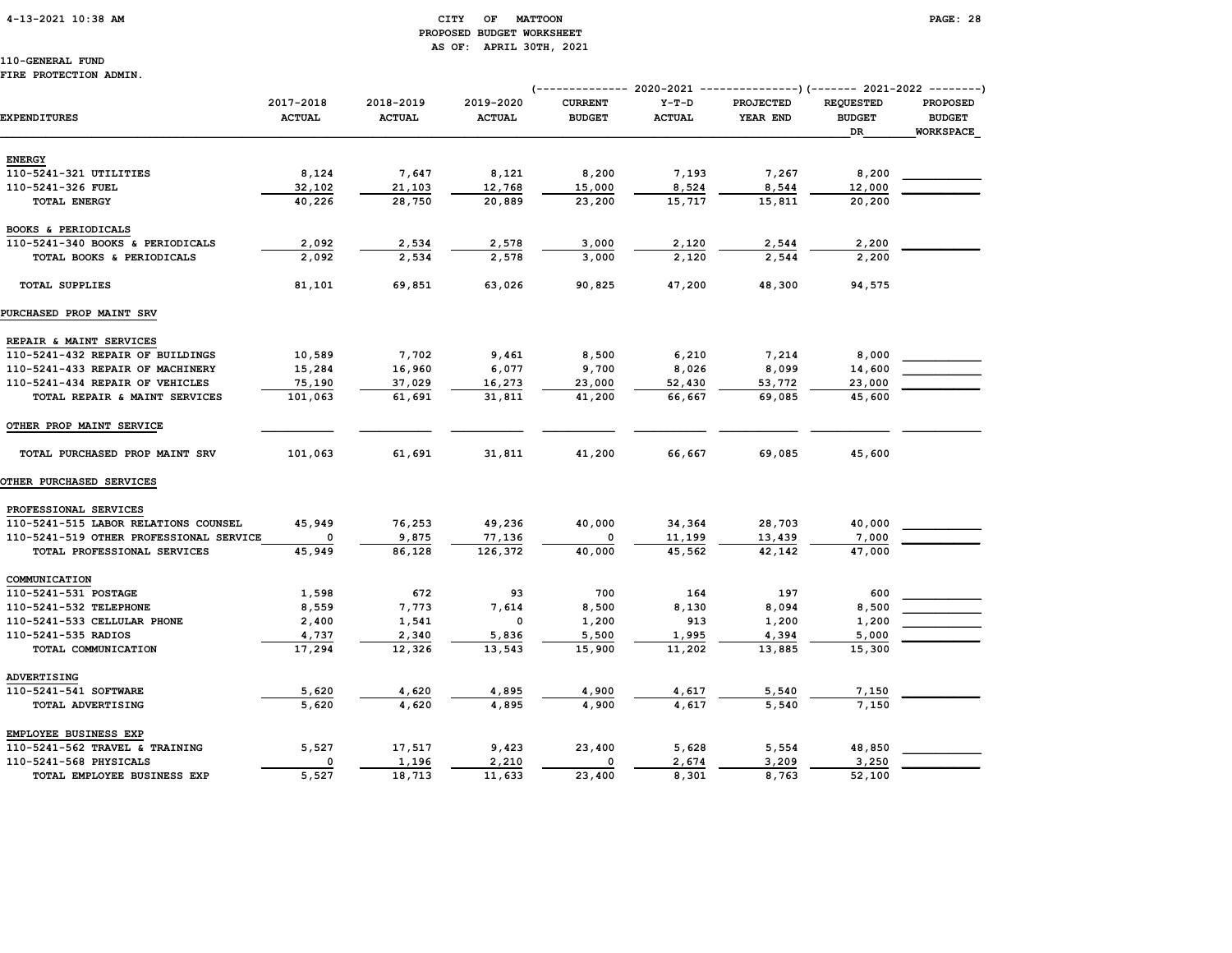CITY OF MATTOON
PROPOSED BUDGET WORKSHEET
AS OF: APRIL 30TH, 2021

110-GENERAL FUND
FIRE PROTECTION ADMIN.

| EXPENDITURES | 2017-2018 ACTUAL | 2018-2019 ACTUAL | 2019-2020 ACTUAL | 2020-2021 CURRENT BUDGET | 2020-2021 Y-T-D ACTUAL | 2020-2021 PROJECTED YEAR END | 2021-2022 REQUESTED BUDGET DR | 2021-2022 PROPOSED BUDGET WORKSPACE |
|---|---|---|---|---|---|---|---|---|
| **ENERGY** | | | | | | | | |
| 110-5241-321 UTILITIES | 8,124 | 7,647 | 8,121 | 8,200 | 7,193 | 7,267 | 8,200 | |
| 110-5241-326 FUEL | 32,102 | 21,103 | 12,768 | 15,000 | 8,524 | 8,544 | 12,000 | |
| TOTAL ENERGY | 40,226 | 28,750 | 20,889 | 23,200 | 15,717 | 15,811 | 20,200 | |
| **BOOKS & PERIODICALS** | | | | | | | | |
| 110-5241-340 BOOKS & PERIODICALS | 2,092 | 2,534 | 2,578 | 3,000 | 2,120 | 2,544 | 2,200 | |
| TOTAL BOOKS & PERIODICALS | 2,092 | 2,534 | 2,578 | 3,000 | 2,120 | 2,544 | 2,200 | |
| TOTAL SUPPLIES | 81,101 | 69,851 | 63,026 | 90,825 | 47,200 | 48,300 | 94,575 | |
| **PURCHASED PROP MAINT SRV** | | | | | | | | |
| **REPAIR & MAINT SERVICES** | | | | | | | | |
| 110-5241-432 REPAIR OF BUILDINGS | 10,589 | 7,702 | 9,461 | 8,500 | 6,210 | 7,214 | 8,000 | |
| 110-5241-433 REPAIR OF MACHINERY | 15,284 | 16,960 | 6,077 | 9,700 | 8,026 | 8,099 | 14,600 | |
| 110-5241-434 REPAIR OF VEHICLES | 75,190 | 37,029 | 16,273 | 23,000 | 52,430 | 53,772 | 23,000 | |
| TOTAL REPAIR & MAINT SERVICES | 101,063 | 61,691 | 31,811 | 41,200 | 66,667 | 69,085 | 45,600 | |
| **OTHER PROP MAINT SERVICE** | | | | | | | | |
| TOTAL PURCHASED PROP MAINT SRV | 101,063 | 61,691 | 31,811 | 41,200 | 66,667 | 69,085 | 45,600 | |
| **OTHER PURCHASED SERVICES** | | | | | | | | |
| **PROFESSIONAL SERVICES** | | | | | | | | |
| 110-5241-515 LABOR RELATIONS COUNSEL | 45,949 | 76,253 | 49,236 | 40,000 | 34,364 | 28,703 | 40,000 | |
| 110-5241-519 OTHER PROFESSIONAL SERVICE | 0 | 9,875 | 77,136 | 0 | 11,199 | 13,439 | 7,000 | |
| TOTAL PROFESSIONAL SERVICES | 45,949 | 86,128 | 126,372 | 40,000 | 45,562 | 42,142 | 47,000 | |
| **COMMUNICATION** | | | | | | | | |
| 110-5241-531 POSTAGE | 1,598 | 672 | 93 | 700 | 164 | 197 | 600 | |
| 110-5241-532 TELEPHONE | 8,559 | 7,773 | 7,614 | 8,500 | 8,130 | 8,094 | 8,500 | |
| 110-5241-533 CELLULAR PHONE | 2,400 | 1,541 | 0 | 1,200 | 913 | 1,200 | 1,200 | |
| 110-5241-535 RADIOS | 4,737 | 2,340 | 5,836 | 5,500 | 1,995 | 4,394 | 5,000 | |
| TOTAL COMMUNICATION | 17,294 | 12,326 | 13,543 | 15,900 | 11,202 | 13,885 | 15,300 | |
| **ADVERTISING** | | | | | | | | |
| 110-5241-541 SOFTWARE | 5,620 | 4,620 | 4,895 | 4,900 | 4,617 | 5,540 | 7,150 | |
| TOTAL ADVERTISING | 5,620 | 4,620 | 4,895 | 4,900 | 4,617 | 5,540 | 7,150 | |
| **EMPLOYEE BUSINESS EXP** | | | | | | | | |
| 110-5241-562 TRAVEL & TRAINING | 5,527 | 17,517 | 9,423 | 23,400 | 5,628 | 5,554 | 48,850 | |
| 110-5241-568 PHYSICALS | 0 | 1,196 | 2,210 | 0 | 2,674 | 3,209 | 3,250 | |
| TOTAL EMPLOYEE BUSINESS EXP | 5,527 | 18,713 | 11,633 | 23,400 | 8,301 | 8,763 | 52,100 | |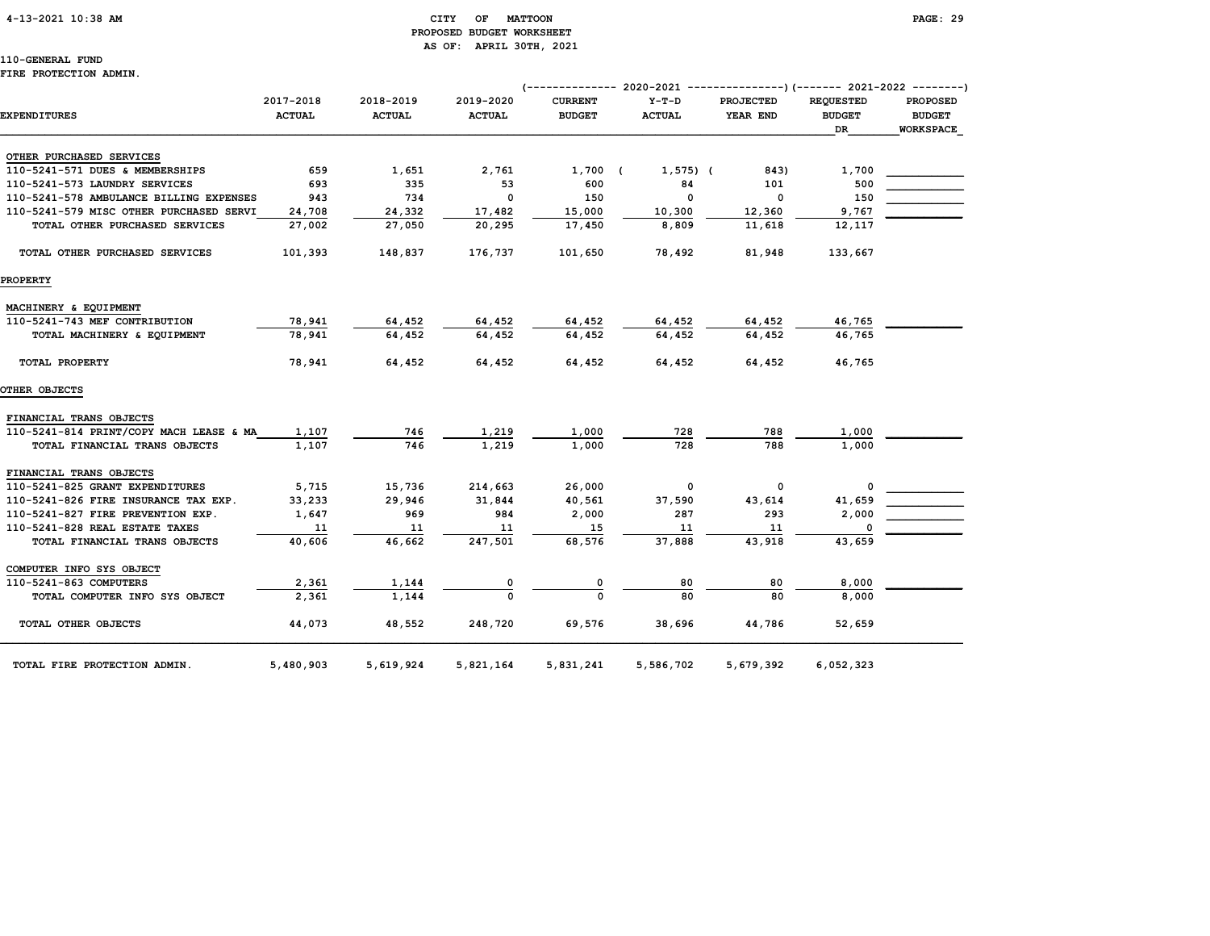CITY OF MATTOON
PROPOSED BUDGET WORKSHEET
AS OF: APRIL 30TH, 2021

110-GENERAL FUND
FIRE PROTECTION ADMIN.

| EXPENDITURES | 2017-2018 ACTUAL | 2018-2019 ACTUAL | 2019-2020 ACTUAL | 2020-2021 CURRENT BUDGET | 2020-2021 Y-T-D ACTUAL | 2020-2021 PROJECTED YEAR END | 2021-2022 REQUESTED BUDGET DR | 2021-2022 PROPOSED BUDGET WORKSPACE |
|---|---|---|---|---|---|---|---|---|
| OTHER PURCHASED SERVICES | | | | | | | | |
| 110-5241-571 DUES & MEMBERSHIPS | 659 | 1,651 | 2,761 | 1,700 | (1,575) | (843) | 1,700 | |
| 110-5241-573 LAUNDRY SERVICES | 693 | 335 | 53 | 600 | 84 | 101 | 500 | |
| 110-5241-578 AMBULANCE BILLING EXPENSES | 943 | 734 | 0 | 150 | 0 | 0 | 150 | |
| 110-5241-579 MISC OTHER PURCHASED SERVI | 24,708 | 24,332 | 17,482 | 15,000 | 10,300 | 12,360 | 9,767 | |
| TOTAL OTHER PURCHASED SERVICES | 27,002 | 27,050 | 20,295 | 17,450 | 8,809 | 11,618 | 12,117 | |
| TOTAL OTHER PURCHASED SERVICES | 101,393 | 148,837 | 176,737 | 101,650 | 78,492 | 81,948 | 133,667 | |
| PROPERTY | | | | | | | | |
| MACHINERY & EQUIPMENT | | | | | | | | |
| 110-5241-743 MEF CONTRIBUTION | 78,941 | 64,452 | 64,452 | 64,452 | 64,452 | 64,452 | 46,765 | |
| TOTAL MACHINERY & EQUIPMENT | 78,941 | 64,452 | 64,452 | 64,452 | 64,452 | 64,452 | 46,765 | |
| TOTAL PROPERTY | 78,941 | 64,452 | 64,452 | 64,452 | 64,452 | 64,452 | 46,765 | |
| OTHER OBJECTS | | | | | | | | |
| FINANCIAL TRANS OBJECTS | | | | | | | | |
| 110-5241-814 PRINT/COPY MACH LEASE & MA | 1,107 | 746 | 1,219 | 1,000 | 728 | 788 | 1,000 | |
| TOTAL FINANCIAL TRANS OBJECTS | 1,107 | 746 | 1,219 | 1,000 | 728 | 788 | 1,000 | |
| FINANCIAL TRANS OBJECTS | | | | | | | | |
| 110-5241-825 GRANT EXPENDITURES | 5,715 | 15,736 | 214,663 | 26,000 | 0 | 0 | 0 | |
| 110-5241-826 FIRE INSURANCE TAX EXP. | 33,233 | 29,946 | 31,844 | 40,561 | 37,590 | 43,614 | 41,659 | |
| 110-5241-827 FIRE PREVENTION EXP. | 1,647 | 969 | 984 | 2,000 | 287 | 293 | 2,000 | |
| 110-5241-828 REAL ESTATE TAXES | 11 | 11 | 11 | 15 | 11 | 11 | 0 | |
| TOTAL FINANCIAL TRANS OBJECTS | 40,606 | 46,662 | 247,501 | 68,576 | 37,888 | 43,918 | 43,659 | |
| COMPUTER INFO SYS OBJECT | | | | | | | | |
| 110-5241-863 COMPUTERS | 2,361 | 1,144 | 0 | 0 | 80 | 80 | 8,000 | |
| TOTAL COMPUTER INFO SYS OBJECT | 2,361 | 1,144 | 0 | 0 | 80 | 80 | 8,000 | |
| TOTAL OTHER OBJECTS | 44,073 | 48,552 | 248,720 | 69,576 | 38,696 | 44,786 | 52,659 | |
| TOTAL FIRE PROTECTION ADMIN. | 5,480,903 | 5,619,924 | 5,821,164 | 5,831,241 | 5,586,702 | 5,679,392 | 6,052,323 | |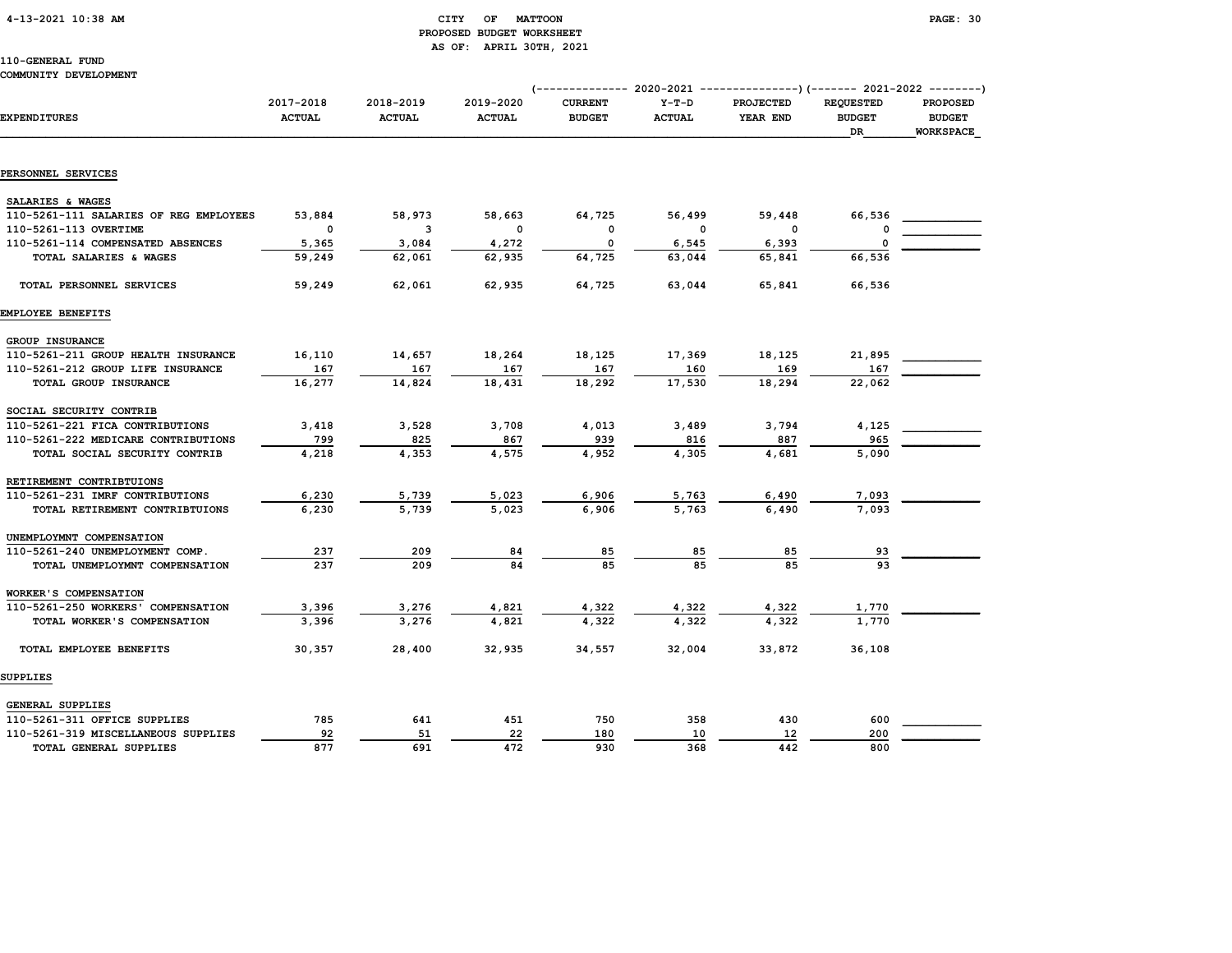# CITY OF MATTOON
## PROPOSED BUDGET WORKSHEET
### AS OF: APRIL 30TH, 2021

110-GENERAL FUND
COMMUNITY DEVELOPMENT

| EXPENDITURES | 2017-2018 ACTUAL | 2018-2019 ACTUAL | 2019-2020 ACTUAL | 2020-2021 CURRENT BUDGET | 2020-2021 Y-T-D ACTUAL | 2020-2021 PROJECTED YEAR END | 2021-2022 REQUESTED BUDGET DR | 2021-2022 PROPOSED BUDGET WORKSPACE |
|---|---|---|---|---|---|---|---|---|
| **PERSONNEL SERVICES** | | | | | | | | |
| SALARIES & WAGES | | | | | | | | |
| 110-5261-111 SALARIES OF REG EMPLOYEES | 53,884 | 58,973 | 58,663 | 64,725 | 56,499 | 59,448 | 66,536 | |
| 110-5261-113 OVERTIME | 0 | 3 | 0 | 0 | 0 | 0 | 0 | |
| 110-5261-114 COMPENSATED ABSENCES | 5,365 | 3,084 | 4,272 | 0 | 6,545 | 6,393 | 0 | |
| TOTAL SALARIES & WAGES | 59,249 | 62,061 | 62,935 | 64,725 | 63,044 | 65,841 | 66,536 | |
| TOTAL PERSONNEL SERVICES | 59,249 | 62,061 | 62,935 | 64,725 | 63,044 | 65,841 | 66,536 | |
| **EMPLOYEE BENEFITS** | | | | | | | | |
| GROUP INSURANCE | | | | | | | | |
| 110-5261-211 GROUP HEALTH INSURANCE | 16,110 | 14,657 | 18,264 | 18,125 | 17,369 | 18,125 | 21,895 | |
| 110-5261-212 GROUP LIFE INSURANCE | 167 | 167 | 167 | 167 | 160 | 169 | 167 | |
| TOTAL GROUP INSURANCE | 16,277 | 14,824 | 18,431 | 18,292 | 17,530 | 18,294 | 22,062 | |
| SOCIAL SECURITY CONTRIB | | | | | | | | |
| 110-5261-221 FICA CONTRIBUTIONS | 3,418 | 3,528 | 3,708 | 4,013 | 3,489 | 3,794 | 4,125 | |
| 110-5261-222 MEDICARE CONTRIBUTIONS | 799 | 825 | 867 | 939 | 816 | 887 | 965 | |
| TOTAL SOCIAL SECURITY CONTRIB | 4,218 | 4,353 | 4,575 | 4,952 | 4,305 | 4,681 | 5,090 | |
| RETIREMENT CONTRIBTUIONS | | | | | | | | |
| 110-5261-231 IMRF CONTRIBUTIONS | 6,230 | 5,739 | 5,023 | 6,906 | 5,763 | 6,490 | 7,093 | |
| TOTAL RETIREMENT CONTRIBTUIONS | 6,230 | 5,739 | 5,023 | 6,906 | 5,763 | 6,490 | 7,093 | |
| UNEMPLOYMNT COMPENSATION | | | | | | | | |
| 110-5261-240 UNEMPLOYMENT COMP. | 237 | 209 | 84 | 85 | 85 | 85 | 93 | |
| TOTAL UNEMPLOYMNT COMPENSATION | 237 | 209 | 84 | 85 | 85 | 85 | 93 | |
| WORKER'S COMPENSATION | | | | | | | | |
| 110-5261-250 WORKERS' COMPENSATION | 3,396 | 3,276 | 4,821 | 4,322 | 4,322 | 4,322 | 1,770 | |
| TOTAL WORKER'S COMPENSATION | 3,396 | 3,276 | 4,821 | 4,322 | 4,322 | 4,322 | 1,770 | |
| TOTAL EMPLOYEE BENEFITS | 30,357 | 28,400 | 32,935 | 34,557 | 32,004 | 33,872 | 36,108 | |
| **SUPPLIES** | | | | | | | | |
| GENERAL SUPPLIES | | | | | | | | |
| 110-5261-311 OFFICE SUPPLIES | 785 | 641 | 451 | 750 | 358 | 430 | 600 | |
| 110-5261-319 MISCELLANEOUS SUPPLIES | 92 | 51 | 22 | 180 | 10 | 12 | 200 | |
| TOTAL GENERAL SUPPLIES | 877 | 691 | 472 | 930 | 368 | 442 | 800 | |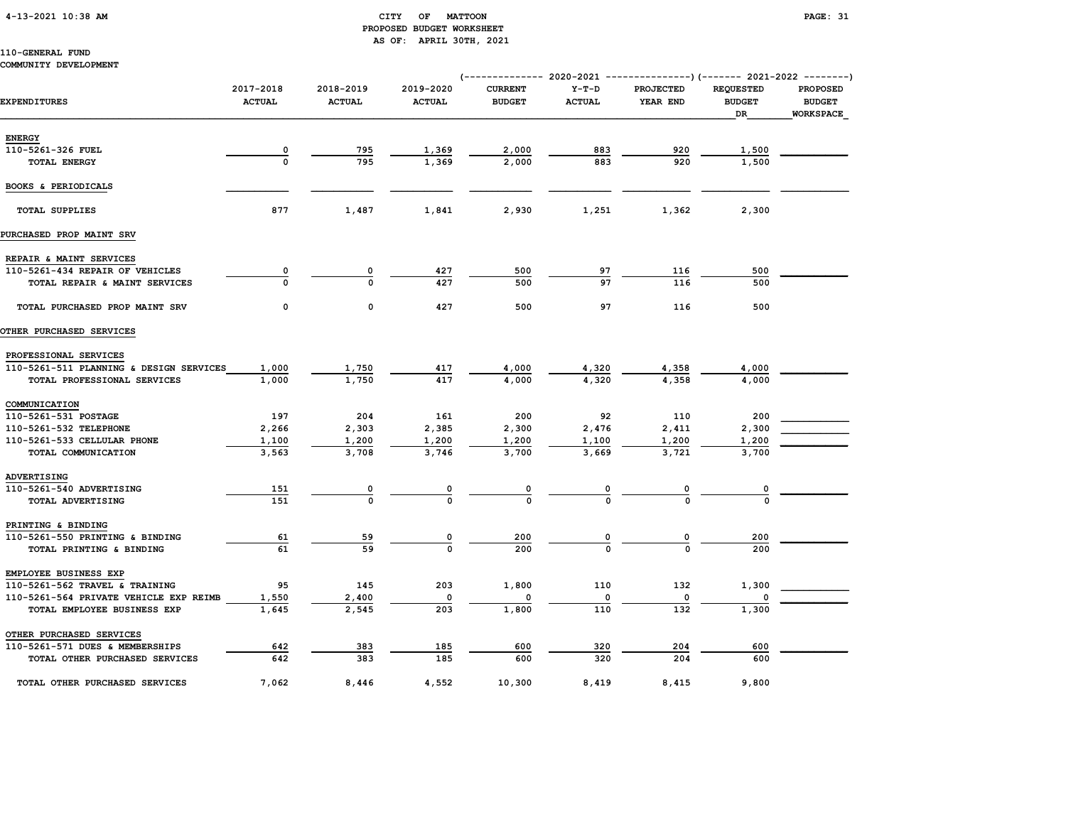CITY OF MATTOON
PROPOSED BUDGET WORKSHEET
AS OF: APRIL 30TH, 2021

110-GENERAL FUND
COMMUNITY DEVELOPMENT

| EXPENDITURES | 2017-2018 ACTUAL | 2018-2019 ACTUAL | 2019-2020 ACTUAL | 2020-2021 CURRENT BUDGET | 2020-2021 Y-T-D ACTUAL | 2020-2021 PROJECTED YEAR END | 2021-2022 REQUESTED BUDGET DR | 2021-2022 PROPOSED BUDGET WORKSPACE |
|---|---|---|---|---|---|---|---|---|
| ENERGY | | | | | | | | |
| 110-5261-326 FUEL | 0 | 795 | 1,369 | 2,000 | 883 | 920 | 1,500 | |
| TOTAL ENERGY | 0 | 795 | 1,369 | 2,000 | 883 | 920 | 1,500 | |
| BOOKS & PERIODICALS | | | | | | | | |
| TOTAL SUPPLIES | 877 | 1,487 | 1,841 | 2,930 | 1,251 | 1,362 | 2,300 | |
| PURCHASED PROP MAINT SRV | | | | | | | | |
| REPAIR & MAINT SERVICES | | | | | | | | |
| 110-5261-434 REPAIR OF VEHICLES | 0 | 0 | 427 | 500 | 97 | 116 | 500 | |
| TOTAL REPAIR & MAINT SERVICES | 0 | 0 | 427 | 500 | 97 | 116 | 500 | |
| TOTAL PURCHASED PROP MAINT SRV | 0 | 0 | 427 | 500 | 97 | 116 | 500 | |
| OTHER PURCHASED SERVICES | | | | | | | | |
| PROFESSIONAL SERVICES | | | | | | | | |
| 110-5261-511 PLANNING & DESIGN SERVICES | 1,000 | 1,750 | 417 | 4,000 | 4,320 | 4,358 | 4,000 | |
| TOTAL PROFESSIONAL SERVICES | 1,000 | 1,750 | 417 | 4,000 | 4,320 | 4,358 | 4,000 | |
| COMMUNICATION | | | | | | | | |
| 110-5261-531 POSTAGE | 197 | 204 | 161 | 200 | 92 | 110 | 200 | |
| 110-5261-532 TELEPHONE | 2,266 | 2,303 | 2,385 | 2,300 | 2,476 | 2,411 | 2,300 | |
| 110-5261-533 CELLULAR PHONE | 1,100 | 1,200 | 1,200 | 1,200 | 1,100 | 1,200 | 1,200 | |
| TOTAL COMMUNICATION | 3,563 | 3,708 | 3,746 | 3,700 | 3,669 | 3,721 | 3,700 | |
| ADVERTISING | | | | | | | | |
| 110-5261-540 ADVERTISING | 151 | 0 | 0 | 0 | 0 | 0 | 0 | |
| TOTAL ADVERTISING | 151 | 0 | 0 | 0 | 0 | 0 | 0 | |
| PRINTING & BINDING | | | | | | | | |
| 110-5261-550 PRINTING & BINDING | 61 | 59 | 0 | 200 | 0 | 0 | 200 | |
| TOTAL PRINTING & BINDING | 61 | 59 | 0 | 200 | 0 | 0 | 200 | |
| EMPLOYEE BUSINESS EXP | | | | | | | | |
| 110-5261-562 TRAVEL & TRAINING | 95 | 145 | 203 | 1,800 | 110 | 132 | 1,300 | |
| 110-5261-564 PRIVATE VEHICLE EXP REIMB | 1,550 | 2,400 | 0 | 0 | 0 | 0 | 0 | |
| TOTAL EMPLOYEE BUSINESS EXP | 1,645 | 2,545 | 203 | 1,800 | 110 | 132 | 1,300 | |
| OTHER PURCHASED SERVICES | | | | | | | | |
| 110-5261-571 DUES & MEMBERSHIPS | 642 | 383 | 185 | 600 | 320 | 204 | 600 | |
| TOTAL OTHER PURCHASED SERVICES | 642 | 383 | 185 | 600 | 320 | 204 | 600 | |
| TOTAL OTHER PURCHASED SERVICES | 7,062 | 8,446 | 4,552 | 10,300 | 8,419 | 8,415 | 9,800 | |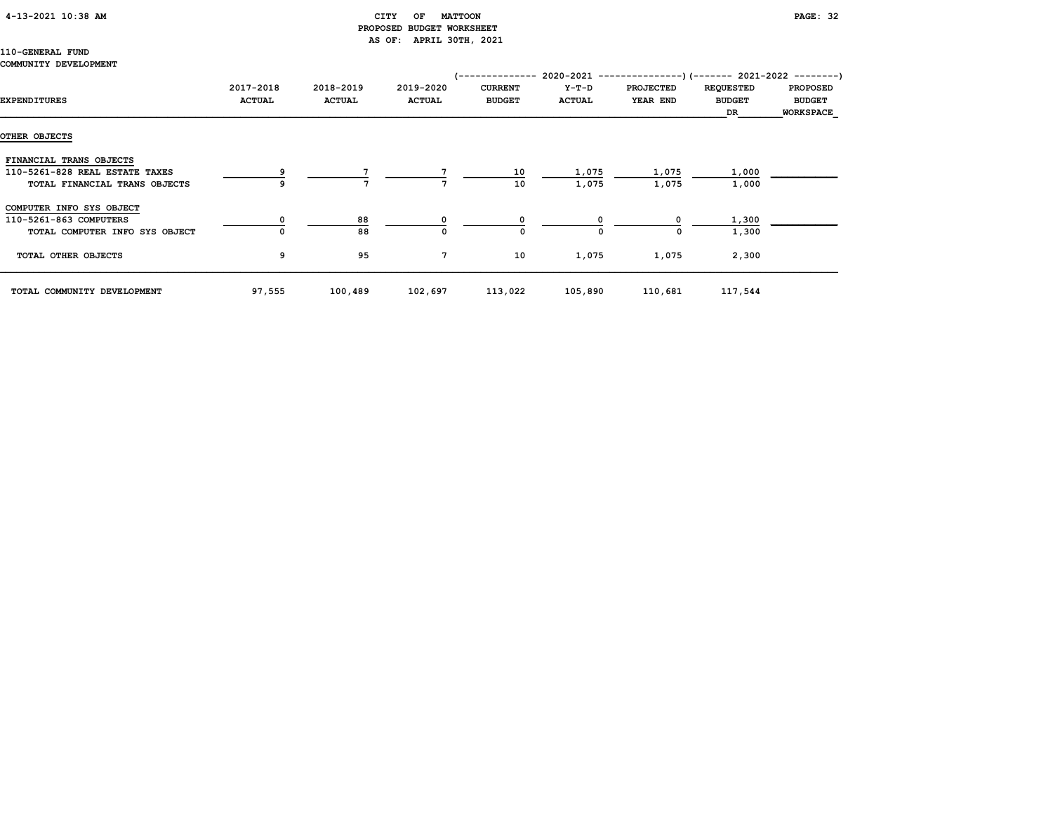CITY OF MATTOON
PROPOSED BUDGET WORKSHEET
AS OF: APRIL 30TH, 2021

110-GENERAL FUND
COMMUNITY DEVELOPMENT

| EXPENDITURES | 2017-2018 ACTUAL | 2018-2019 ACTUAL | 2019-2020 ACTUAL | 2020-2021 CURRENT BUDGET | 2020-2021 Y-T-D ACTUAL | 2020-2021 PROJECTED YEAR END | 2021-2022 REQUESTED BUDGET DR | 2021-2022 PROPOSED BUDGET WORKSPACE |
|---|---|---|---|---|---|---|---|---|
| **OTHER OBJECTS** | | | | | | | | |
| FINANCIAL TRANS OBJECTS | | | | | | | | |
| 110-5261-828 REAL ESTATE TAXES | 9 | 7 | 7 | 10 | 1,075 | 1,075 | 1,000 | |
| TOTAL FINANCIAL TRANS OBJECTS | 9 | 7 | 7 | 10 | 1,075 | 1,075 | 1,000 | |
| COMPUTER INFO SYS OBJECT | | | | | | | | |
| 110-5261-863 COMPUTERS | 0 | 88 | 0 | 0 | 0 | 0 | 1,300 | |
| TOTAL COMPUTER INFO SYS OBJECT | 0 | 88 | 0 | 0 | 0 | 0 | 1,300 | |
| TOTAL OTHER OBJECTS | 9 | 95 | 7 | 10 | 1,075 | 1,075 | 2,300 | |
| TOTAL COMMUNITY DEVELOPMENT | 97,555 | 100,489 | 102,697 | 113,022 | 105,890 | 110,681 | 117,544 | |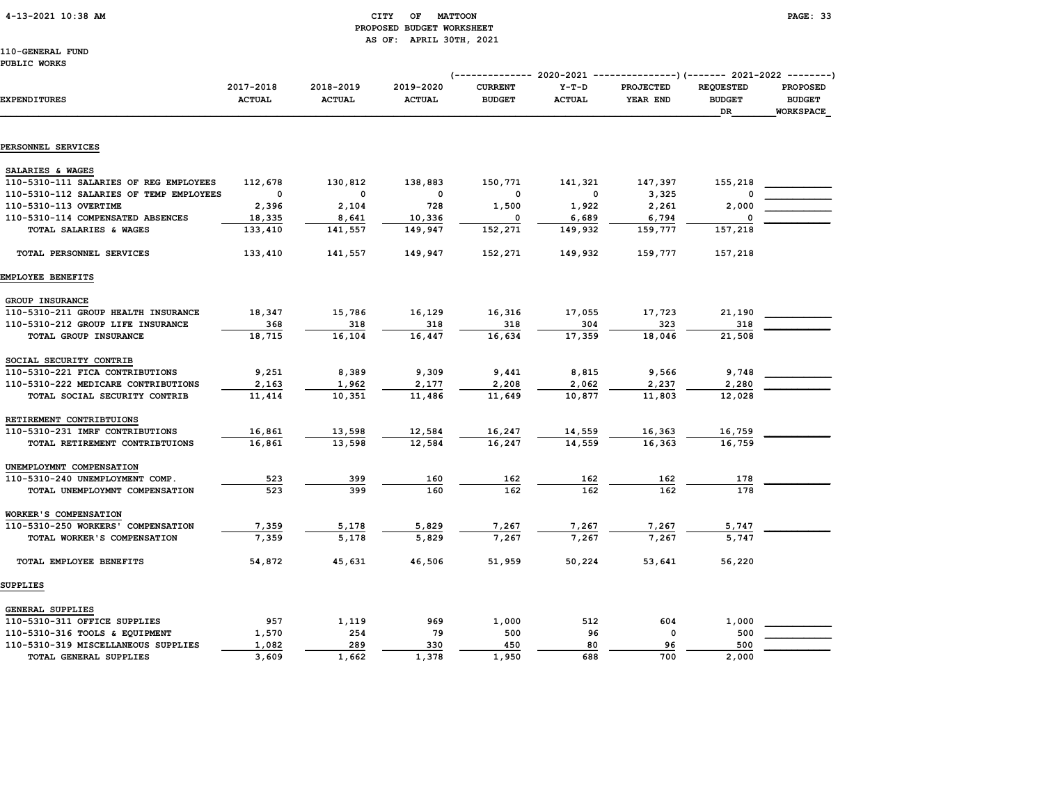# CITY OF MATTOON
## PROPOSED BUDGET WORKSHEET
### AS OF: APRIL 30TH, 2021

110-GENERAL FUND
PUBLIC WORKS

| EXPENDITURES | 2017-2018 ACTUAL | 2018-2019 ACTUAL | 2019-2020 ACTUAL | 2020-2021 CURRENT BUDGET | 2020-2021 Y-T-D ACTUAL | 2020-2021 PROJECTED YEAR END | 2021-2022 REQUESTED BUDGET DR | 2021-2022 PROPOSED BUDGET WORKSPACE |
|---|---|---|---|---|---|---|---|---|
| **PERSONNEL SERVICES** | | | | | | | | |
| SALARIES & WAGES | | | | | | | | |
| 110-5310-111 SALARIES OF REG EMPLOYEES | 112,678 | 130,812 | 138,883 | 150,771 | 141,321 | 147,397 | 155,218 | |
| 110-5310-112 SALARIES OF TEMP EMPLOYEES | 0 | 0 | 0 | 0 | 0 | 3,325 | 0 | |
| 110-5310-113 OVERTIME | 2,396 | 2,104 | 728 | 1,500 | 1,922 | 2,261 | 2,000 | |
| 110-5310-114 COMPENSATED ABSENCES | 18,335 | 8,641 | 10,336 | 0 | 6,689 | 6,794 | 0 | |
| TOTAL SALARIES & WAGES | 133,410 | 141,557 | 149,947 | 152,271 | 149,932 | 159,777 | 157,218 | |
| TOTAL PERSONNEL SERVICES | 133,410 | 141,557 | 149,947 | 152,271 | 149,932 | 159,777 | 157,218 | |
| **EMPLOYEE BENEFITS** | | | | | | | | |
| GROUP INSURANCE | | | | | | | | |
| 110-5310-211 GROUP HEALTH INSURANCE | 18,347 | 15,786 | 16,129 | 16,316 | 17,055 | 17,723 | 21,190 | |
| 110-5310-212 GROUP LIFE INSURANCE | 368 | 318 | 318 | 318 | 304 | 323 | 318 | |
| TOTAL GROUP INSURANCE | 18,715 | 16,104 | 16,447 | 16,634 | 17,359 | 18,046 | 21,508 | |
| SOCIAL SECURITY CONTRIB | | | | | | | | |
| 110-5310-221 FICA CONTRIBUTIONS | 9,251 | 8,389 | 9,309 | 9,441 | 8,815 | 9,566 | 9,748 | |
| 110-5310-222 MEDICARE CONTRIBUTIONS | 2,163 | 1,962 | 2,177 | 2,208 | 2,062 | 2,237 | 2,280 | |
| TOTAL SOCIAL SECURITY CONTRIB | 11,414 | 10,351 | 11,486 | 11,649 | 10,877 | 11,803 | 12,028 | |
| RETIREMENT CONTRIBTUIONS | | | | | | | | |
| 110-5310-231 IMRF CONTRIBUTIONS | 16,861 | 13,598 | 12,584 | 16,247 | 14,559 | 16,363 | 16,759 | |
| TOTAL RETIREMENT CONTRIBTUIONS | 16,861 | 13,598 | 12,584 | 16,247 | 14,559 | 16,363 | 16,759 | |
| UNEMPLOYMNT COMPENSATION | | | | | | | | |
| 110-5310-240 UNEMPLOYMENT COMP. | 523 | 399 | 160 | 162 | 162 | 162 | 178 | |
| TOTAL UNEMPLOYMNT COMPENSATION | 523 | 399 | 160 | 162 | 162 | 162 | 178 | |
| WORKER'S COMPENSATION | | | | | | | | |
| 110-5310-250 WORKERS' COMPENSATION | 7,359 | 5,178 | 5,829 | 7,267 | 7,267 | 7,267 | 5,747 | |
| TOTAL WORKER'S COMPENSATION | 7,359 | 5,178 | 5,829 | 7,267 | 7,267 | 7,267 | 5,747 | |
| TOTAL EMPLOYEE BENEFITS | 54,872 | 45,631 | 46,506 | 51,959 | 50,224 | 53,641 | 56,220 | |
| **SUPPLIES** | | | | | | | | |
| GENERAL SUPPLIES | | | | | | | | |
| 110-5310-311 OFFICE SUPPLIES | 957 | 1,119 | 969 | 1,000 | 512 | 604 | 1,000 | |
| 110-5310-316 TOOLS & EQUIPMENT | 1,570 | 254 | 79 | 500 | 96 | 0 | 500 | |
| 110-5310-319 MISCELLANEOUS SUPPLIES | 1,082 | 289 | 330 | 450 | 80 | 96 | 500 | |
| TOTAL GENERAL SUPPLIES | 3,609 | 1,662 | 1,378 | 1,950 | 688 | 700 | 2,000 | |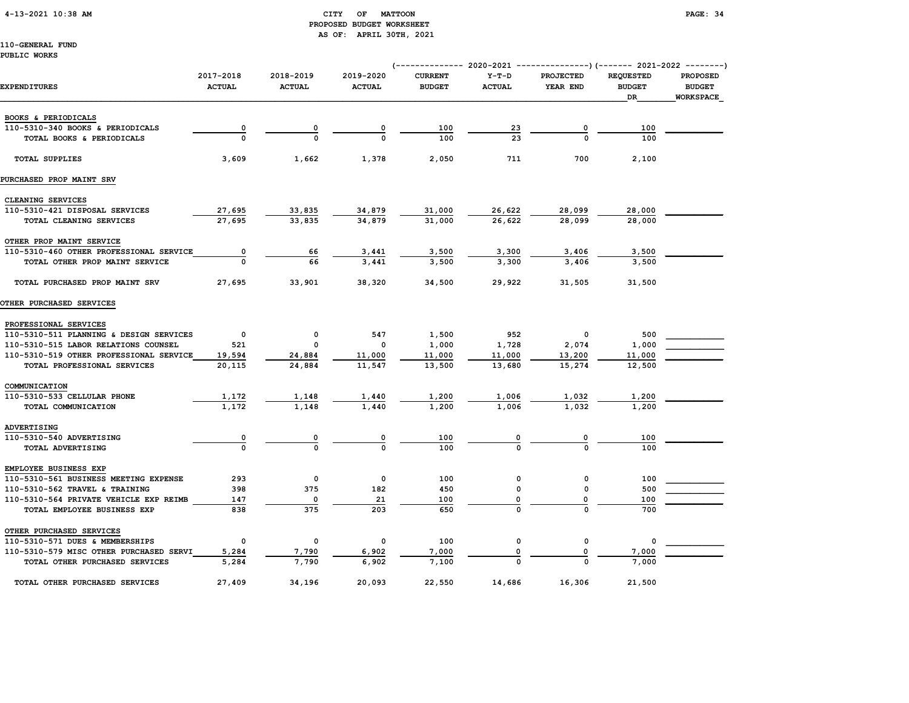CITY OF MATTOON
PROPOSED BUDGET WORKSHEET
AS OF: APRIL 30TH, 2021

110-GENERAL FUND
PUBLIC WORKS

| EXPENDITURES | 2017-2018 ACTUAL | 2018-2019 ACTUAL | 2019-2020 ACTUAL | 2020-2021 CURRENT BUDGET | 2020-2021 Y-T-D ACTUAL | 2020-2021 PROJECTED YEAR END | 2021-2022 REQUESTED BUDGET DR | 2021-2022 PROPOSED BUDGET WORKSPACE |
|---|---|---|---|---|---|---|---|---|
| BOOKS & PERIODICALS | | | | | | | | |
| 110-5310-340 BOOKS & PERIODICALS | 0 | 0 | 0 | 100 | 23 | 0 | 100 | |
| TOTAL BOOKS & PERIODICALS | 0 | 0 | 0 | 100 | 23 | 0 | 100 | |
| TOTAL SUPPLIES | 3,609 | 1,662 | 1,378 | 2,050 | 711 | 700 | 2,100 | |
| PURCHASED PROP MAINT SRV | | | | | | | | |
| CLEANING SERVICES | | | | | | | | |
| 110-5310-421 DISPOSAL SERVICES | 27,695 | 33,835 | 34,879 | 31,000 | 26,622 | 28,099 | 28,000 | |
| TOTAL CLEANING SERVICES | 27,695 | 33,835 | 34,879 | 31,000 | 26,622 | 28,099 | 28,000 | |
| OTHER PROP MAINT SERVICE | | | | | | | | |
| 110-5310-460 OTHER PROFESSIONAL SERVICE | 0 | 66 | 3,441 | 3,500 | 3,300 | 3,406 | 3,500 | |
| TOTAL OTHER PROP MAINT SERVICE | 0 | 66 | 3,441 | 3,500 | 3,300 | 3,406 | 3,500 | |
| TOTAL PURCHASED PROP MAINT SRV | 27,695 | 33,901 | 38,320 | 34,500 | 29,922 | 31,505 | 31,500 | |
| OTHER PURCHASED SERVICES | | | | | | | | |
| PROFESSIONAL SERVICES | | | | | | | | |
| 110-5310-511 PLANNING & DESIGN SERVICES | 0 | 0 | 547 | 1,500 | 952 | 0 | 500 | |
| 110-5310-515 LABOR RELATIONS COUNSEL | 521 | 0 | 0 | 1,000 | 1,728 | 2,074 | 1,000 | |
| 110-5310-519 OTHER PROFESSIONAL SERVICE | 19,594 | 24,884 | 11,000 | 11,000 | 11,000 | 13,200 | 11,000 | |
| TOTAL PROFESSIONAL SERVICES | 20,115 | 24,884 | 11,547 | 13,500 | 13,680 | 15,274 | 12,500 | |
| COMMUNICATION | | | | | | | | |
| 110-5310-533 CELLULAR PHONE | 1,172 | 1,148 | 1,440 | 1,200 | 1,006 | 1,032 | 1,200 | |
| TOTAL COMMUNICATION | 1,172 | 1,148 | 1,440 | 1,200 | 1,006 | 1,032 | 1,200 | |
| ADVERTISING | | | | | | | | |
| 110-5310-540 ADVERTISING | 0 | 0 | 0 | 100 | 0 | 0 | 100 | |
| TOTAL ADVERTISING | 0 | 0 | 0 | 100 | 0 | 0 | 100 | |
| EMPLOYEE BUSINESS EXP | | | | | | | | |
| 110-5310-561 BUSINESS MEETING EXPENSE | 293 | 0 | 0 | 100 | 0 | 0 | 100 | |
| 110-5310-562 TRAVEL & TRAINING | 398 | 375 | 182 | 450 | 0 | 0 | 500 | |
| 110-5310-564 PRIVATE VEHICLE EXP REIMB | 147 | 0 | 21 | 100 | 0 | 0 | 100 | |
| TOTAL EMPLOYEE BUSINESS EXP | 838 | 375 | 203 | 650 | 0 | 0 | 700 | |
| OTHER PURCHASED SERVICES | | | | | | | | |
| 110-5310-571 DUES & MEMBERSHIPS | 0 | 0 | 0 | 100 | 0 | 0 | 0 | |
| 110-5310-579 MISC OTHER PURCHASED SERVI | 5,284 | 7,790 | 6,902 | 7,000 | 0 | 0 | 7,000 | |
| TOTAL OTHER PURCHASED SERVICES | 5,284 | 7,790 | 6,902 | 7,100 | 0 | 0 | 7,000 | |
| TOTAL OTHER PURCHASED SERVICES | 27,409 | 34,196 | 20,093 | 22,550 | 14,686 | 16,306 | 21,500 | |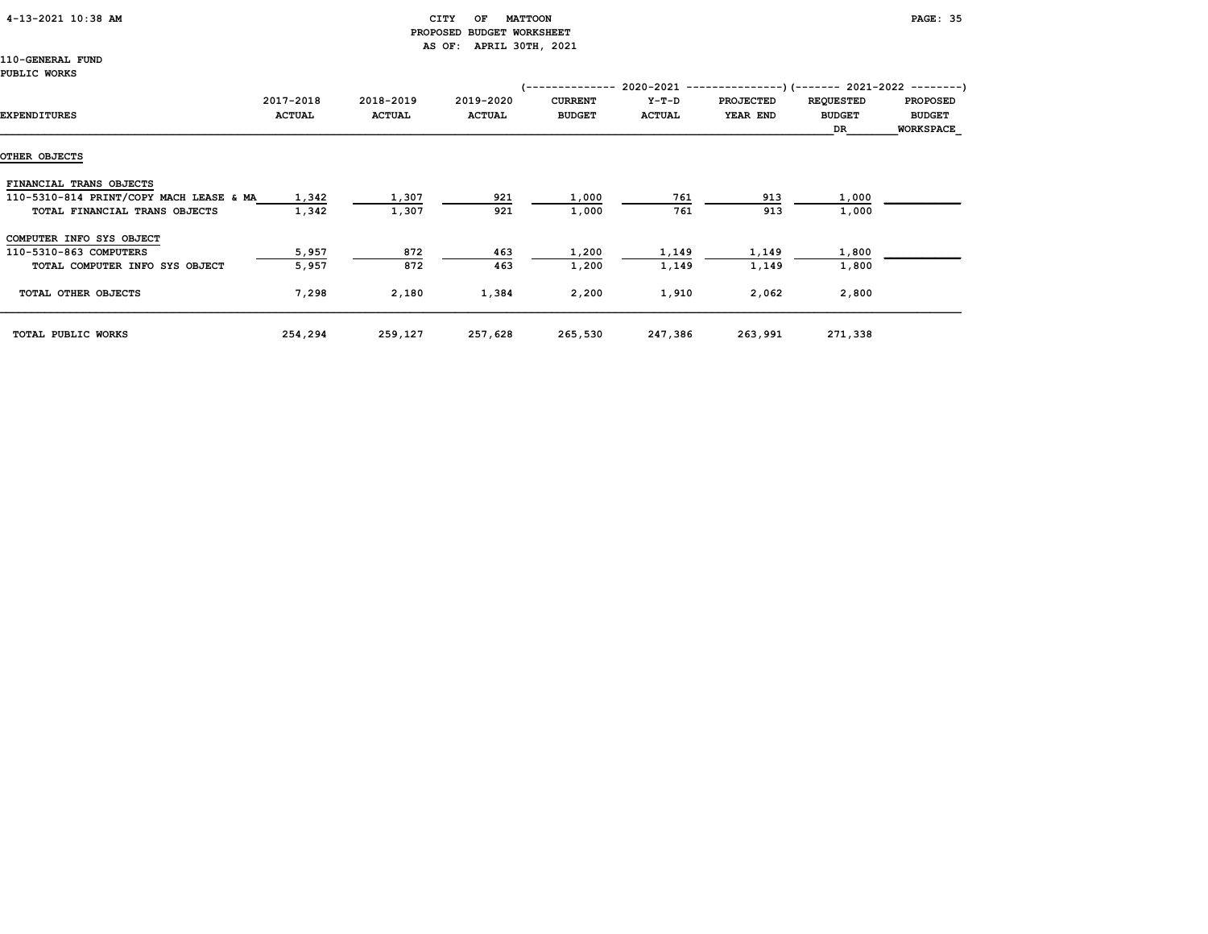CITY OF MATTOON
PROPOSED BUDGET WORKSHEET
AS OF: APRIL 30TH, 2021

110-GENERAL FUND
PUBLIC WORKS

| EXPENDITURES | 2017-2018 ACTUAL | 2018-2019 ACTUAL | 2019-2020 ACTUAL | 2020-2021 CURRENT BUDGET | 2020-2021 Y-T-D ACTUAL | 2020-2021 PROJECTED YEAR END | 2021-2022 REQUESTED BUDGET DR | 2021-2022 PROPOSED BUDGET WORKSPACE |
|---|---|---|---|---|---|---|---|---|
| **OTHER OBJECTS** | | | | | | | | |
| FINANCIAL TRANS OBJECTS | | | | | | | | |
| 110-5310-814 PRINT/COPY MACH LEASE & MA | 1,342 | 1,307 | 921 | 1,000 | 761 | 913 | 1,000 | |
| TOTAL FINANCIAL TRANS OBJECTS | 1,342 | 1,307 | 921 | 1,000 | 761 | 913 | 1,000 | |
| COMPUTER INFO SYS OBJECT | | | | | | | | |
| 110-5310-863 COMPUTERS | 5,957 | 872 | 463 | 1,200 | 1,149 | 1,149 | 1,800 | |
| TOTAL COMPUTER INFO SYS OBJECT | 5,957 | 872 | 463 | 1,200 | 1,149 | 1,149 | 1,800 | |
| TOTAL OTHER OBJECTS | 7,298 | 2,180 | 1,384 | 2,200 | 1,910 | 2,062 | 2,800 | |
| TOTAL PUBLIC WORKS | 254,294 | 259,127 | 257,628 | 265,530 | 247,386 | 263,991 | 271,338 | |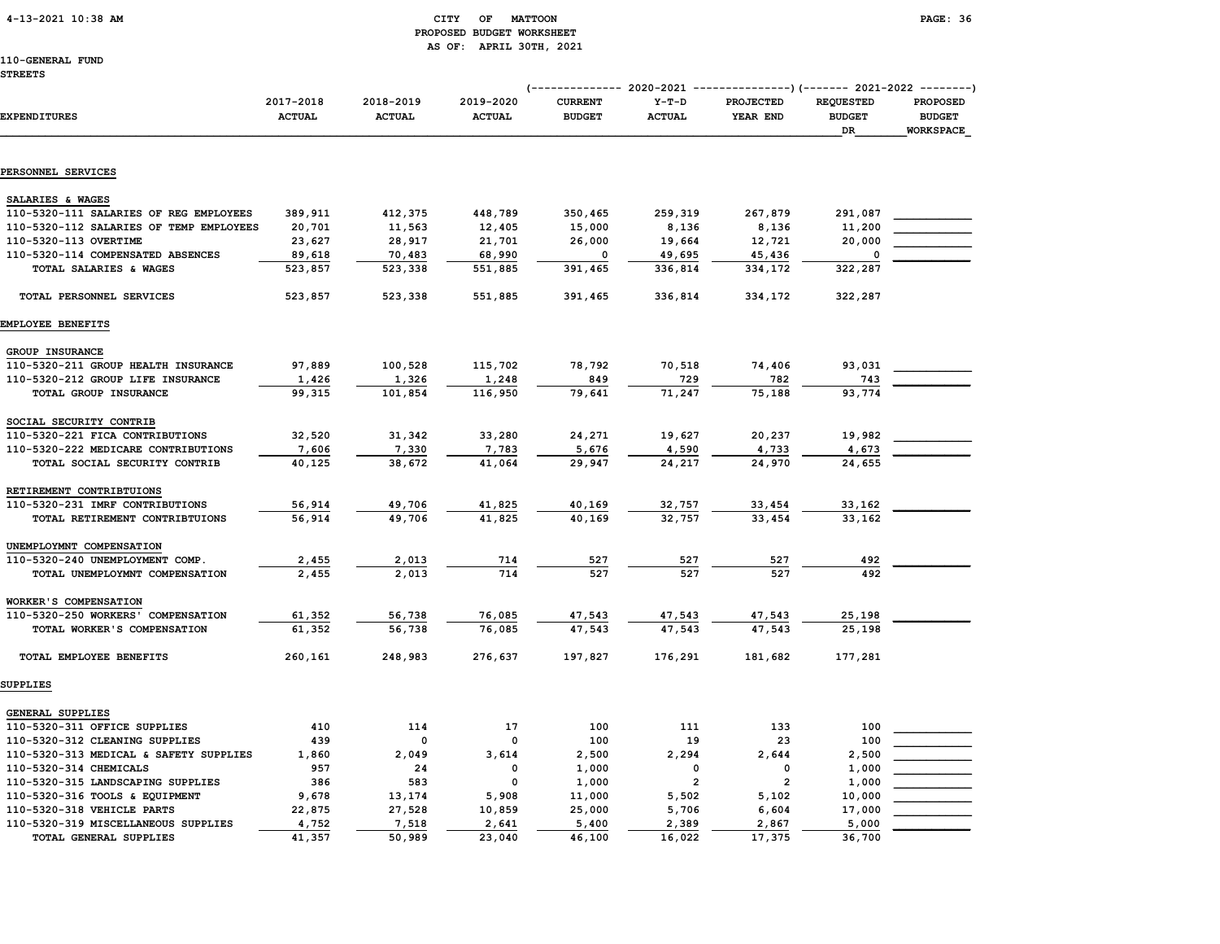CITY OF MATTOON
PROPOSED BUDGET WORKSHEET
AS OF: APRIL 30TH, 2021

110-GENERAL FUND
STREETS

| EXPENDITURES | 2017-2018 ACTUAL | 2018-2019 ACTUAL | 2019-2020 ACTUAL | 2020-2021 CURRENT BUDGET | 2020-2021 Y-T-D ACTUAL | 2020-2021 PROJECTED YEAR END | 2021-2022 REQUESTED BUDGET DR | 2021-2022 PROPOSED BUDGET WORKSPACE |
|---|---|---|---|---|---|---|---|---|
| **PERSONNEL SERVICES** | | | | | | | | |
| SALARIES & WAGES | | | | | | | | |
| 110-5320-111 SALARIES OF REG EMPLOYEES | 389,911 | 412,375 | 448,789 | 350,465 | 259,319 | 267,879 | 291,087 | |
| 110-5320-112 SALARIES OF TEMP EMPLOYEES | 20,701 | 11,563 | 12,405 | 15,000 | 8,136 | 8,136 | 11,200 | |
| 110-5320-113 OVERTIME | 23,627 | 28,917 | 21,701 | 26,000 | 19,664 | 12,721 | 20,000 | |
| 110-5320-114 COMPENSATED ABSENCES | 89,618 | 70,483 | 68,990 | 0 | 49,695 | 45,436 | 0 | |
| TOTAL SALARIES & WAGES | 523,857 | 523,338 | 551,885 | 391,465 | 336,814 | 334,172 | 322,287 | |
| TOTAL PERSONNEL SERVICES | 523,857 | 523,338 | 551,885 | 391,465 | 336,814 | 334,172 | 322,287 | |
| **EMPLOYEE BENEFITS** | | | | | | | | |
| GROUP INSURANCE | | | | | | | | |
| 110-5320-211 GROUP HEALTH INSURANCE | 97,889 | 100,528 | 115,702 | 78,792 | 70,518 | 74,406 | 93,031 | |
| 110-5320-212 GROUP LIFE INSURANCE | 1,426 | 1,326 | 1,248 | 849 | 729 | 782 | 743 | |
| TOTAL GROUP INSURANCE | 99,315 | 101,854 | 116,950 | 79,641 | 71,247 | 75,188 | 93,774 | |
| SOCIAL SECURITY CONTRIB | | | | | | | | |
| 110-5320-221 FICA CONTRIBUTIONS | 32,520 | 31,342 | 33,280 | 24,271 | 19,627 | 20,237 | 19,982 | |
| 110-5320-222 MEDICARE CONTRIBUTIONS | 7,606 | 7,330 | 7,783 | 5,676 | 4,590 | 4,733 | 4,673 | |
| TOTAL SOCIAL SECURITY CONTRIB | 40,125 | 38,672 | 41,064 | 29,947 | 24,217 | 24,970 | 24,655 | |
| RETIREMENT CONTRIBTUIONS | | | | | | | | |
| 110-5320-231 IMRF CONTRIBUTIONS | 56,914 | 49,706 | 41,825 | 40,169 | 32,757 | 33,454 | 33,162 | |
| TOTAL RETIREMENT CONTRIBTUIONS | 56,914 | 49,706 | 41,825 | 40,169 | 32,757 | 33,454 | 33,162 | |
| UNEMPLOYMNT COMPENSATION | | | | | | | | |
| 110-5320-240 UNEMPLOYMENT COMP. | 2,455 | 2,013 | 714 | 527 | 527 | 527 | 492 | |
| TOTAL UNEMPLOYMNT COMPENSATION | 2,455 | 2,013 | 714 | 527 | 527 | 527 | 492 | |
| WORKER'S COMPENSATION | | | | | | | | |
| 110-5320-250 WORKERS' COMPENSATION | 61,352 | 56,738 | 76,085 | 47,543 | 47,543 | 47,543 | 25,198 | |
| TOTAL WORKER'S COMPENSATION | 61,352 | 56,738 | 76,085 | 47,543 | 47,543 | 47,543 | 25,198 | |
| TOTAL EMPLOYEE BENEFITS | 260,161 | 248,983 | 276,637 | 197,827 | 176,291 | 181,682 | 177,281 | |
| **SUPPLIES** | | | | | | | | |
| GENERAL SUPPLIES | | | | | | | | |
| 110-5320-311 OFFICE SUPPLIES | 410 | 114 | 17 | 100 | 111 | 133 | 100 | |
| 110-5320-312 CLEANING SUPPLIES | 439 | 0 | 0 | 100 | 19 | 23 | 100 | |
| 110-5320-313 MEDICAL & SAFETY SUPPLIES | 1,860 | 2,049 | 3,614 | 2,500 | 2,294 | 2,644 | 2,500 | |
| 110-5320-314 CHEMICALS | 957 | 24 | 0 | 1,000 | 0 | 0 | 1,000 | |
| 110-5320-315 LANDSCAPING SUPPLIES | 386 | 583 | 0 | 1,000 | 2 | 2 | 1,000 | |
| 110-5320-316 TOOLS & EQUIPMENT | 9,678 | 13,174 | 5,908 | 11,000 | 5,502 | 5,102 | 10,000 | |
| 110-5320-318 VEHICLE PARTS | 22,875 | 27,528 | 10,859 | 25,000 | 5,706 | 6,604 | 17,000 | |
| 110-5320-319 MISCELLANEOUS SUPPLIES | 4,752 | 7,518 | 2,641 | 5,400 | 2,389 | 2,867 | 5,000 | |
| TOTAL GENERAL SUPPLIES | 41,357 | 50,989 | 23,040 | 46,100 | 16,022 | 17,375 | 36,700 | |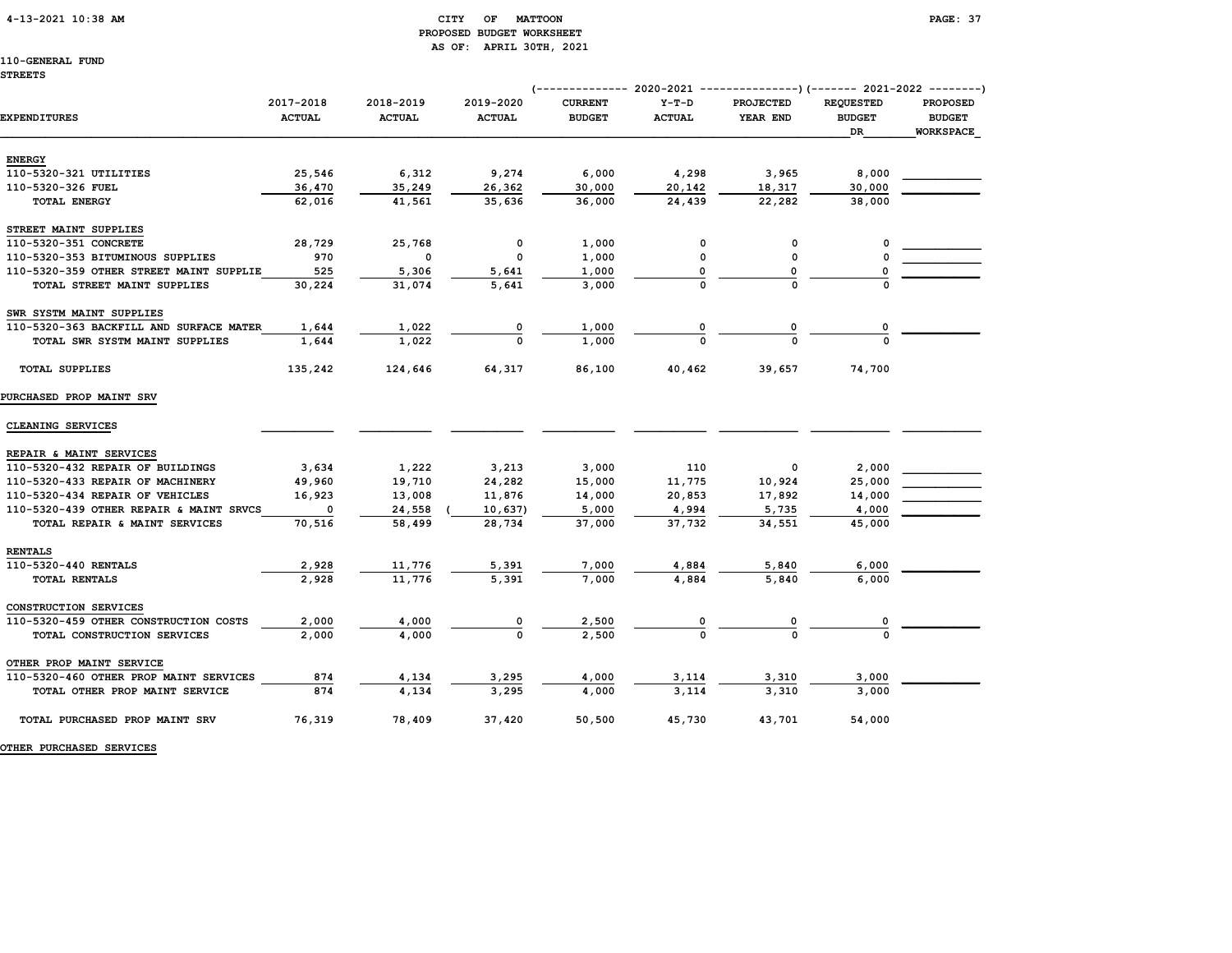CITY OF MATTOON
PROPOSED BUDGET WORKSHEET
AS OF: APRIL 30TH, 2021

110-GENERAL FUND
STREETS

| EXPENDITURES | 2017-2018 ACTUAL | 2018-2019 ACTUAL | 2019-2020 ACTUAL | 2020-2021 CURRENT BUDGET | 2020-2021 Y-T-D ACTUAL | 2020-2021 PROJECTED YEAR END | 2021-2022 REQUESTED BUDGET DR | 2021-2022 PROPOSED BUDGET WORKSPACE |
|---|---|---|---|---|---|---|---|---|
| **ENERGY** | | | | | | | | |
| 110-5320-321 UTILITIES | 25,546 | 6,312 | 9,274 | 6,000 | 4,298 | 3,965 | 8,000 | |
| 110-5320-326 FUEL | 36,470 | 35,249 | 26,362 | 30,000 | 20,142 | 18,317 | 30,000 | |
| TOTAL ENERGY | 62,016 | 41,561 | 35,636 | 36,000 | 24,439 | 22,282 | 38,000 | |
| **STREET MAINT SUPPLIES** | | | | | | | | |
| 110-5320-351 CONCRETE | 28,729 | 25,768 | 0 | 1,000 | 0 | 0 | 0 | |
| 110-5320-353 BITUMINOUS SUPPLIES | 970 | 0 | 0 | 1,000 | 0 | 0 | 0 | |
| 110-5320-359 OTHER STREET MAINT SUPPLIE | 525 | 5,306 | 5,641 | 1,000 | 0 | 0 | 0 | |
| TOTAL STREET MAINT SUPPLIES | 30,224 | 31,074 | 5,641 | 3,000 | 0 | 0 | 0 | |
| **SWR SYSTM MAINT SUPPLIES** | | | | | | | | |
| 110-5320-363 BACKFILL AND SURFACE MATER | 1,644 | 1,022 | 0 | 1,000 | 0 | 0 | 0 | |
| TOTAL SWR SYSTM MAINT SUPPLIES | 1,644 | 1,022 | 0 | 1,000 | 0 | 0 | 0 | |
| TOTAL SUPPLIES | 135,242 | 124,646 | 64,317 | 86,100 | 40,462 | 39,657 | 74,700 | |
| **PURCHASED PROP MAINT SRV** | | | | | | | | |
| **CLEANING SERVICES** | | | | | | | | |
| **REPAIR & MAINT SERVICES** | | | | | | | | |
| 110-5320-432 REPAIR OF BUILDINGS | 3,634 | 1,222 | 3,213 | 3,000 | 110 | 0 | 2,000 | |
| 110-5320-433 REPAIR OF MACHINERY | 49,960 | 19,710 | 24,282 | 15,000 | 11,775 | 10,924 | 25,000 | |
| 110-5320-434 REPAIR OF VEHICLES | 16,923 | 13,008 | 11,876 | 14,000 | 20,853 | 17,892 | 14,000 | |
| 110-5320-439 OTHER REPAIR & MAINT SRVCS | 0 | 24,558 | ( 10,637) | 5,000 | 4,994 | 5,735 | 4,000 | |
| TOTAL REPAIR & MAINT SERVICES | 70,516 | 58,499 | 28,734 | 37,000 | 37,732 | 34,551 | 45,000 | |
| **RENTALS** | | | | | | | | |
| 110-5320-440 RENTALS | 2,928 | 11,776 | 5,391 | 7,000 | 4,884 | 5,840 | 6,000 | |
| TOTAL RENTALS | 2,928 | 11,776 | 5,391 | 7,000 | 4,884 | 5,840 | 6,000 | |
| **CONSTRUCTION SERVICES** | | | | | | | | |
| 110-5320-459 OTHER CONSTRUCTION COSTS | 2,000 | 4,000 | 0 | 2,500 | 0 | 0 | 0 | |
| TOTAL CONSTRUCTION SERVICES | 2,000 | 4,000 | 0 | 2,500 | 0 | 0 | 0 | |
| **OTHER PROP MAINT SERVICE** | | | | | | | | |
| 110-5320-460 OTHER PROP MAINT SERVICES | 874 | 4,134 | 3,295 | 4,000 | 3,114 | 3,310 | 3,000 | |
| TOTAL OTHER PROP MAINT SERVICE | 874 | 4,134 | 3,295 | 4,000 | 3,114 | 3,310 | 3,000 | |
| TOTAL PURCHASED PROP MAINT SRV | 76,319 | 78,409 | 37,420 | 50,500 | 45,730 | 43,701 | 54,000 | |

**OTHER PURCHASED SERVICES**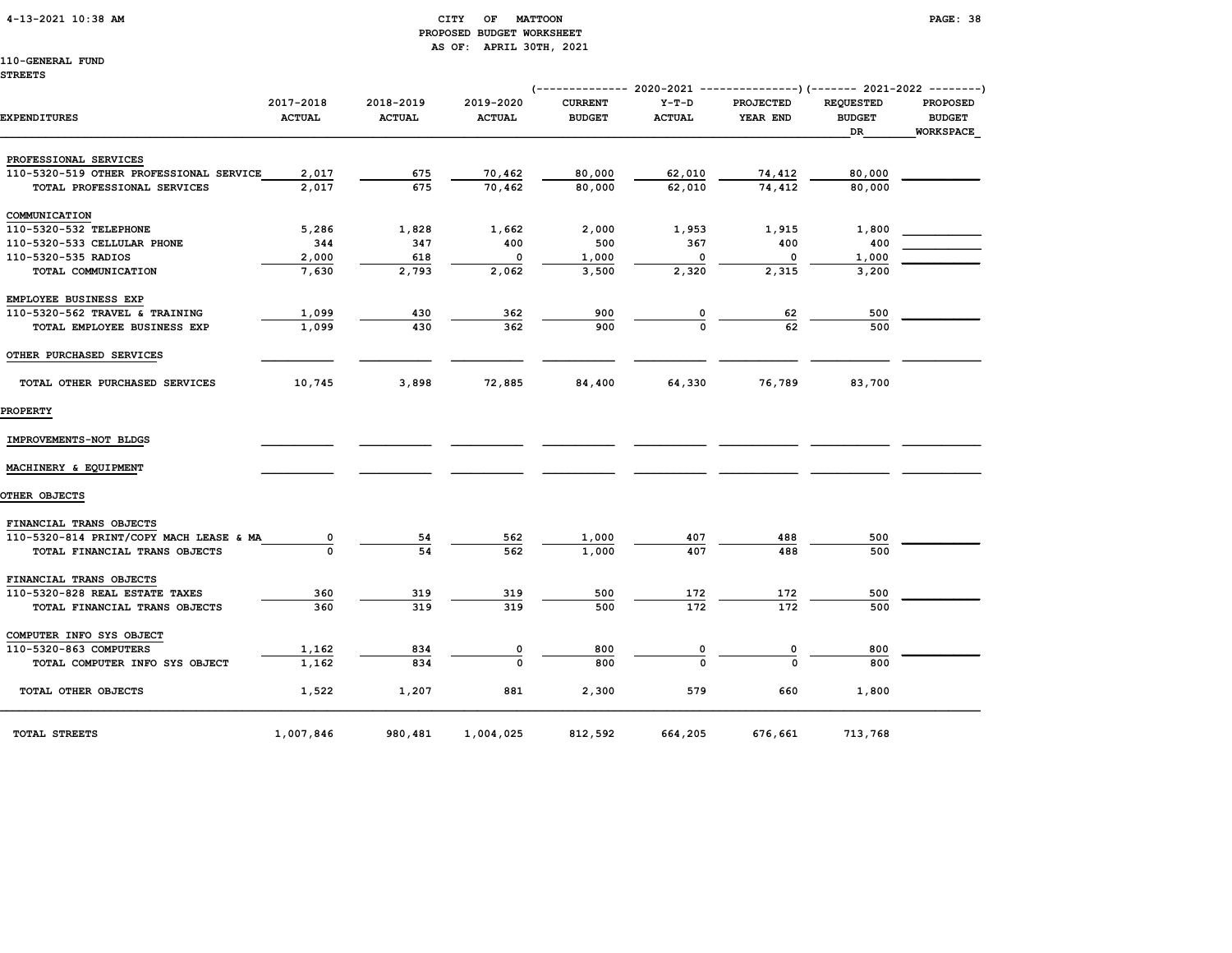CITY OF MATTOON
PROPOSED BUDGET WORKSHEET
AS OF: APRIL 30TH, 2021

110-GENERAL FUND
STREETS

| EXPENDITURES | 2017-2018 ACTUAL | 2018-2019 ACTUAL | 2019-2020 ACTUAL | 2020-2021 CURRENT BUDGET | 2020-2021 Y-T-D ACTUAL | 2020-2021 PROJECTED YEAR END | 2021-2022 REQUESTED BUDGET DR | 2021-2022 PROPOSED BUDGET WORKSPACE |
|---|---|---|---|---|---|---|---|---|
| PROFESSIONAL SERVICES | | | | | | | | |
| 110-5320-519 OTHER PROFESSIONAL SERVICE | 2,017 | 675 | 70,462 | 80,000 | 62,010 | 74,412 | 80,000 | |
| TOTAL PROFESSIONAL SERVICES | 2,017 | 675 | 70,462 | 80,000 | 62,010 | 74,412 | 80,000 | |
| COMMUNICATION | | | | | | | | |
| 110-5320-532 TELEPHONE | 5,286 | 1,828 | 1,662 | 2,000 | 1,953 | 1,915 | 1,800 | |
| 110-5320-533 CELLULAR PHONE | 344 | 347 | 400 | 500 | 367 | 400 | 400 | |
| 110-5320-535 RADIOS | 2,000 | 618 | 0 | 1,000 | 0 | 0 | 1,000 | |
| TOTAL COMMUNICATION | 7,630 | 2,793 | 2,062 | 3,500 | 2,320 | 2,315 | 3,200 | |
| EMPLOYEE BUSINESS EXP | | | | | | | | |
| 110-5320-562 TRAVEL & TRAINING | 1,099 | 430 | 362 | 900 | 0 | 62 | 500 | |
| TOTAL EMPLOYEE BUSINESS EXP | 1,099 | 430 | 362 | 900 | 0 | 62 | 500 | |
| OTHER PURCHASED SERVICES | | | | | | | | |
| TOTAL OTHER PURCHASED SERVICES | 10,745 | 3,898 | 72,885 | 84,400 | 64,330 | 76,789 | 83,700 | |
| PROPERTY | | | | | | | | |
| IMPROVEMENTS-NOT BLDGS | | | | | | | | |
| MACHINERY & EQUIPMENT | | | | | | | | |
| OTHER OBJECTS | | | | | | | | |
| FINANCIAL TRANS OBJECTS | | | | | | | | |
| 110-5320-814 PRINT/COPY MACH LEASE & MA | 0 | 54 | 562 | 1,000 | 407 | 488 | 500 | |
| TOTAL FINANCIAL TRANS OBJECTS | 0 | 54 | 562 | 1,000 | 407 | 488 | 500 | |
| FINANCIAL TRANS OBJECTS | | | | | | | | |
| 110-5320-828 REAL ESTATE TAXES | 360 | 319 | 319 | 500 | 172 | 172 | 500 | |
| TOTAL FINANCIAL TRANS OBJECTS | 360 | 319 | 319 | 500 | 172 | 172 | 500 | |
| COMPUTER INFO SYS OBJECT | | | | | | | | |
| 110-5320-863 COMPUTERS | 1,162 | 834 | 0 | 800 | 0 | 0 | 800 | |
| TOTAL COMPUTER INFO SYS OBJECT | 1,162 | 834 | 0 | 800 | 0 | 0 | 800 | |
| TOTAL OTHER OBJECTS | 1,522 | 1,207 | 881 | 2,300 | 579 | 660 | 1,800 | |
| TOTAL STREETS | 1,007,846 | 980,481 | 1,004,025 | 812,592 | 664,205 | 676,661 | 713,768 | |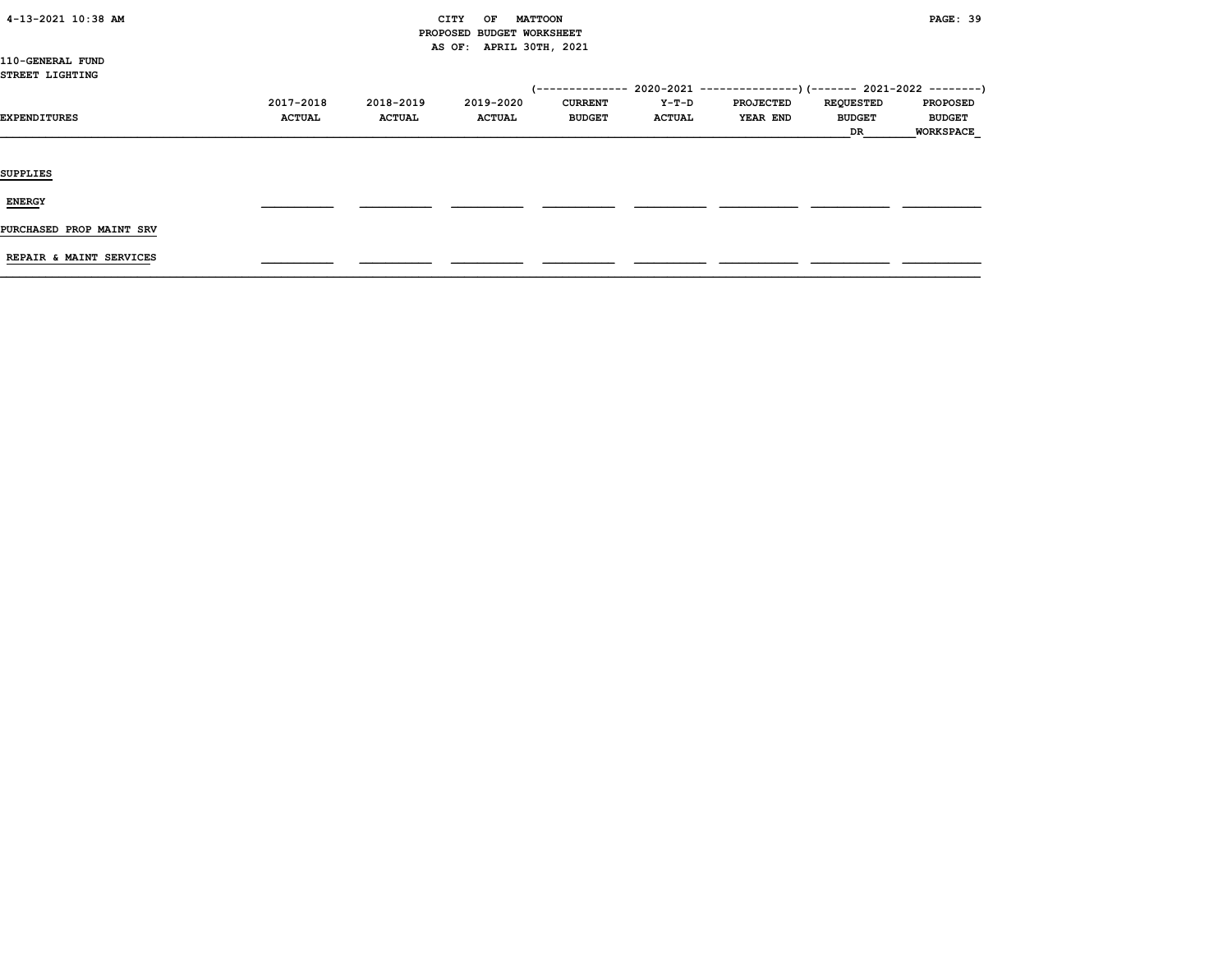110-GENERAL FUND
STREET LIGHTING

| EXPENDITURES | 2017-2018 ACTUAL | 2018-2019 ACTUAL | 2019-2020 ACTUAL | 2020-2021 CURRENT BUDGET | 2020-2021 Y-T-D ACTUAL | 2020-2021 PROJECTED YEAR END | 2021-2022 REQUESTED BUDGET DR | 2021-2022 PROPOSED BUDGET WORKSPACE |
|---|---|---|---|---|---|---|---|---|
| SUPPLIES | | | | | | | | |
| ENERGY | | | | | | | | |
| PURCHASED PROP MAINT SRV | | | | | | | | |
| REPAIR & MAINT SERVICES | | | | | | | | |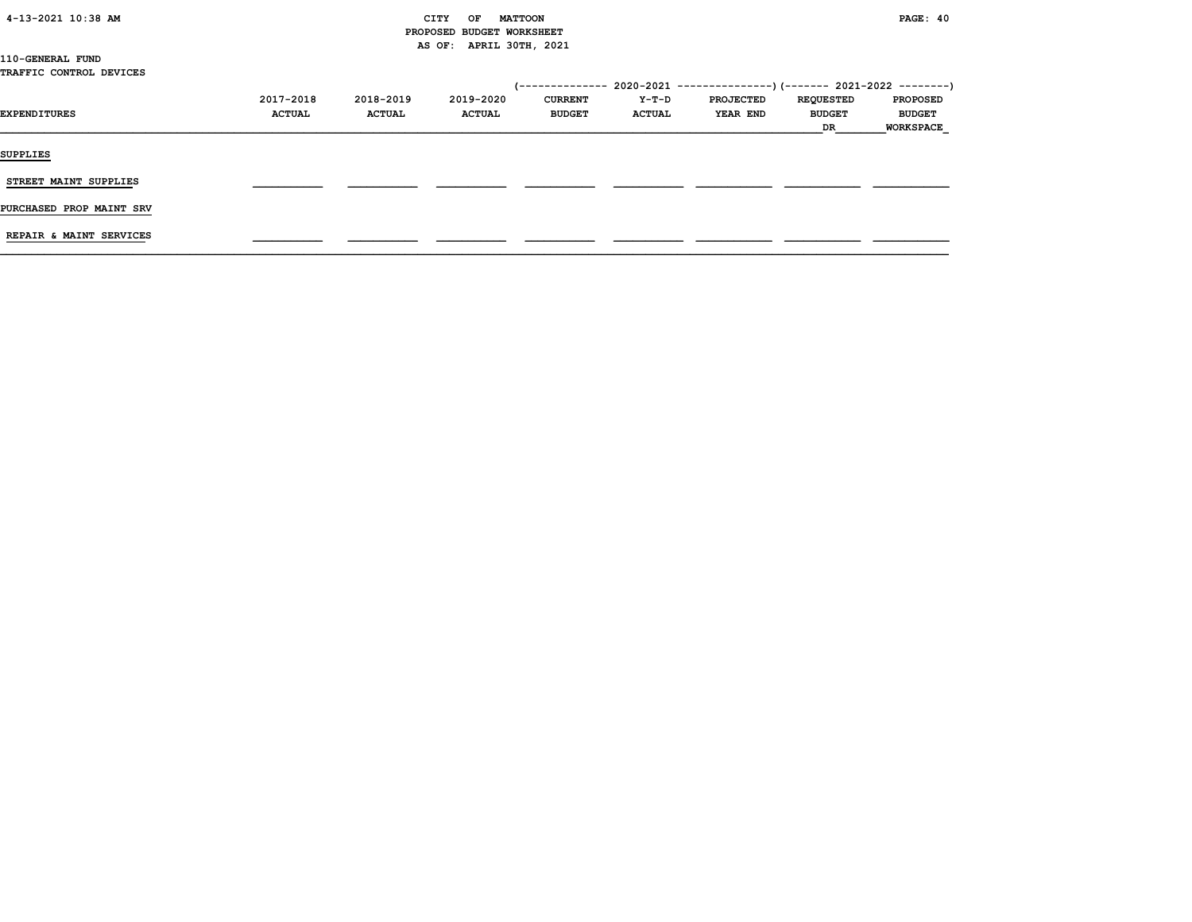CITY OF MATTOON
PROPOSED BUDGET WORKSHEET
AS OF: APRIL 30TH, 2021

110-GENERAL FUND
TRAFFIC CONTROL DEVICES

| EXPENDITURES | 2017-2018 ACTUAL | 2018-2019 ACTUAL | 2019-2020 ACTUAL | 2020-2021 CURRENT BUDGET | 2020-2021 Y-T-D ACTUAL | 2020-2021 PROJECTED YEAR END | 2021-2022 REQUESTED BUDGET DR | 2021-2022 PROPOSED BUDGET WORKSPACE |
|---|---|---|---|---|---|---|---|---|
| **SUPPLIES** | | | | | | | | |
| STREET MAINT SUPPLIES | | | | | | | | |
| **PURCHASED PROP MAINT SRV** | | | | | | | | |
| REPAIR & MAINT SERVICES | | | | | | | | |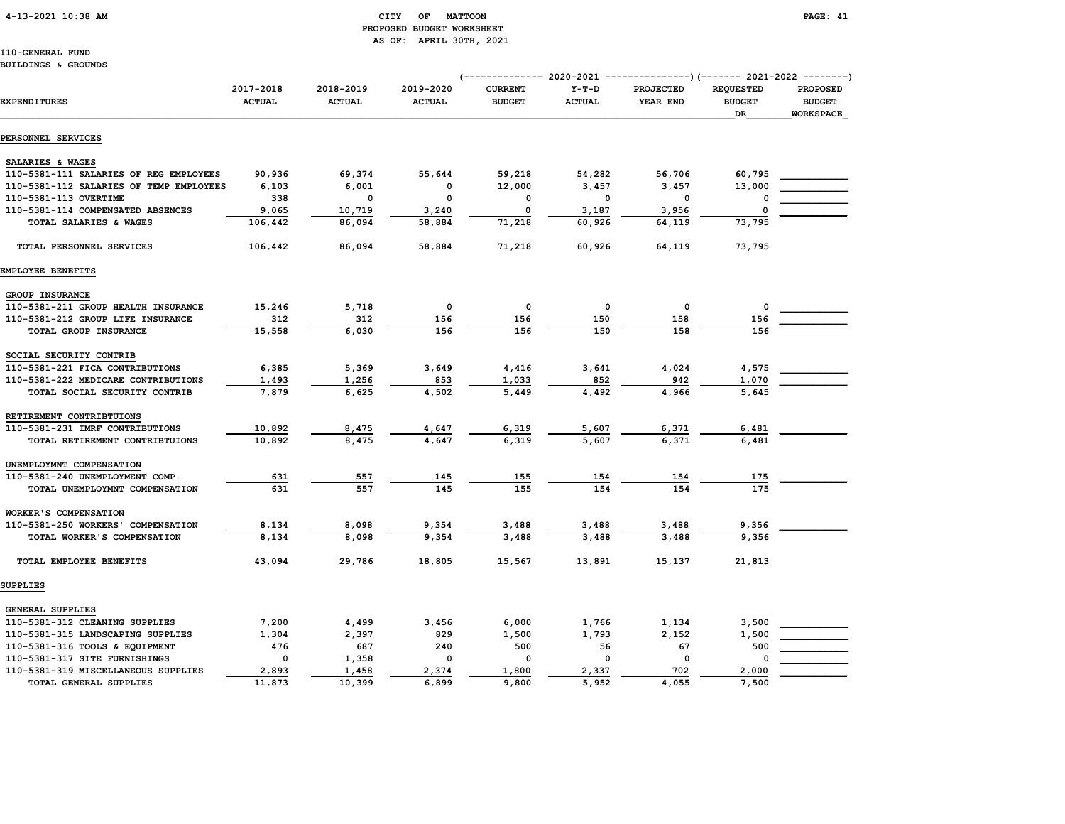CITY OF MATTOON
PROPOSED BUDGET WORKSHEET
AS OF: APRIL 30TH, 2021

110-GENERAL FUND
BUILDINGS & GROUNDS

| EXPENDITURES | 2017-2018 ACTUAL | 2018-2019 ACTUAL | 2019-2020 ACTUAL | 2020-2021 CURRENT BUDGET | 2020-2021 Y-T-D ACTUAL | 2020-2021 PROJECTED YEAR END | 2021-2022 REQUESTED BUDGET DR | 2021-2022 PROPOSED BUDGET WORKSPACE |
|---|---|---|---|---|---|---|---|---|
| **PERSONNEL SERVICES** | | | | | | | | |
| SALARIES & WAGES | | | | | | | | |
| 110-5381-111 SALARIES OF REG EMPLOYEES | 90,936 | 69,374 | 55,644 | 59,218 | 54,282 | 56,706 | 60,795 | |
| 110-5381-112 SALARIES OF TEMP EMPLOYEES | 6,103 | 6,001 | 0 | 12,000 | 3,457 | 3,457 | 13,000 | |
| 110-5381-113 OVERTIME | 338 | 0 | 0 | 0 | 0 | 0 | 0 | |
| 110-5381-114 COMPENSATED ABSENCES | 9,065 | 10,719 | 3,240 | 0 | 3,187 | 3,956 | 0 | |
| TOTAL SALARIES & WAGES | 106,442 | 86,094 | 58,884 | 71,218 | 60,926 | 64,119 | 73,795 | |
| TOTAL PERSONNEL SERVICES | 106,442 | 86,094 | 58,884 | 71,218 | 60,926 | 64,119 | 73,795 | |
| **EMPLOYEE BENEFITS** | | | | | | | | |
| GROUP INSURANCE | | | | | | | | |
| 110-5381-211 GROUP HEALTH INSURANCE | 15,246 | 5,718 | 0 | 0 | 0 | 0 | 0 | |
| 110-5381-212 GROUP LIFE INSURANCE | 312 | 312 | 156 | 156 | 150 | 158 | 156 | |
| TOTAL GROUP INSURANCE | 15,558 | 6,030 | 156 | 156 | 150 | 158 | 156 | |
| SOCIAL SECURITY CONTRIB | | | | | | | | |
| 110-5381-221 FICA CONTRIBUTIONS | 6,385 | 5,369 | 3,649 | 4,416 | 3,641 | 4,024 | 4,575 | |
| 110-5381-222 MEDICARE CONTRIBUTIONS | 1,493 | 1,256 | 853 | 1,033 | 852 | 942 | 1,070 | |
| TOTAL SOCIAL SECURITY CONTRIB | 7,879 | 6,625 | 4,502 | 5,449 | 4,492 | 4,966 | 5,645 | |
| RETIREMENT CONTRIBTUIONS | | | | | | | | |
| 110-5381-231 IMRF CONTRIBUTIONS | 10,892 | 8,475 | 4,647 | 6,319 | 5,607 | 6,371 | 6,481 | |
| TOTAL RETIREMENT CONTRIBTUIONS | 10,892 | 8,475 | 4,647 | 6,319 | 5,607 | 6,371 | 6,481 | |
| UNEMPLOYMNT COMPENSATION | | | | | | | | |
| 110-5381-240 UNEMPLOYMENT COMP. | 631 | 557 | 145 | 155 | 154 | 154 | 175 | |
| TOTAL UNEMPLOYMNT COMPENSATION | 631 | 557 | 145 | 155 | 154 | 154 | 175 | |
| WORKER'S COMPENSATION | | | | | | | | |
| 110-5381-250 WORKERS' COMPENSATION | 8,134 | 8,098 | 9,354 | 3,488 | 3,488 | 3,488 | 9,356 | |
| TOTAL WORKER'S COMPENSATION | 8,134 | 8,098 | 9,354 | 3,488 | 3,488 | 3,488 | 9,356 | |
| TOTAL EMPLOYEE BENEFITS | 43,094 | 29,786 | 18,805 | 15,567 | 13,891 | 15,137 | 21,813 | |
| **SUPPLIES** | | | | | | | | |
| GENERAL SUPPLIES | | | | | | | | |
| 110-5381-312 CLEANING SUPPLIES | 7,200 | 4,499 | 3,456 | 6,000 | 1,766 | 1,134 | 3,500 | |
| 110-5381-315 LANDSCAPING SUPPLIES | 1,304 | 2,397 | 829 | 1,500 | 1,793 | 2,152 | 1,500 | |
| 110-5381-316 TOOLS & EQUIPMENT | 476 | 687 | 240 | 500 | 56 | 67 | 500 | |
| 110-5381-317 SITE FURNISHINGS | 0 | 1,358 | 0 | 0 | 0 | 0 | 0 | |
| 110-5381-319 MISCELLANEOUS SUPPLIES | 2,893 | 1,458 | 2,374 | 1,800 | 2,337 | 702 | 2,000 | |
| TOTAL GENERAL SUPPLIES | 11,873 | 10,399 | 6,899 | 9,800 | 5,952 | 4,055 | 7,500 | |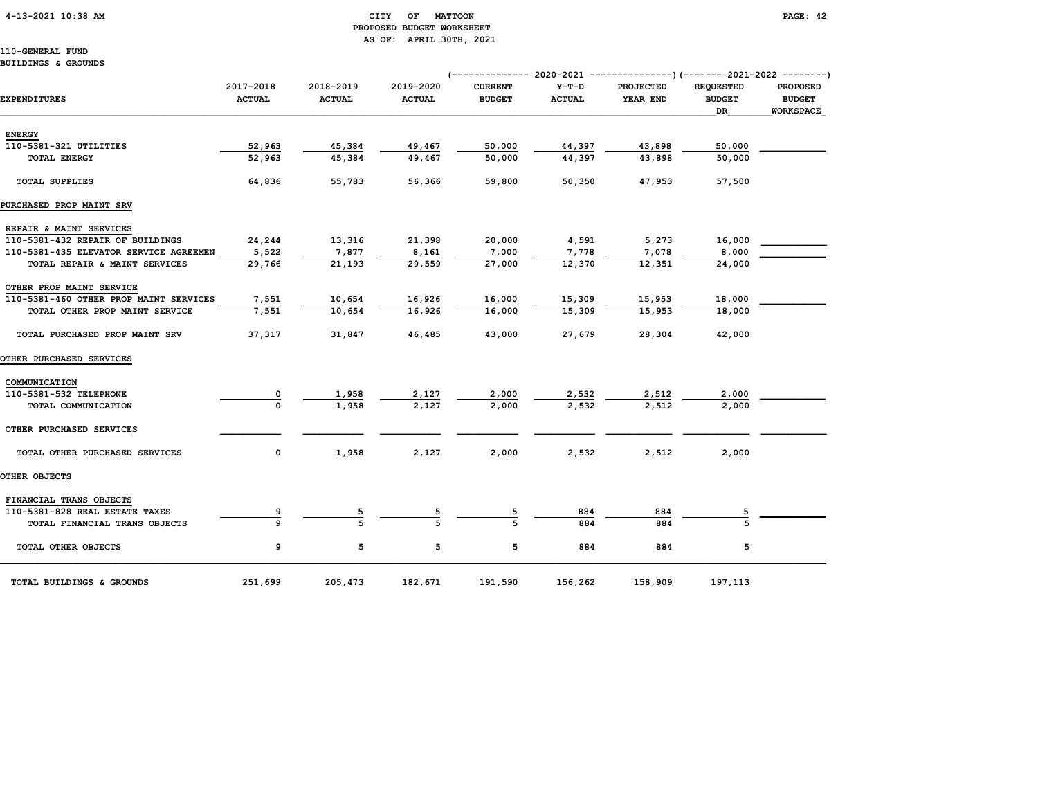CITY OF MATTOON
PROPOSED BUDGET WORKSHEET
AS OF: APRIL 30TH, 2021

110-GENERAL FUND
BUILDINGS & GROUNDS

| EXPENDITURES | 2017-2018 ACTUAL | 2018-2019 ACTUAL | 2019-2020 ACTUAL | 2020-2021 CURRENT BUDGET | 2020-2021 Y-T-D ACTUAL | 2020-2021 PROJECTED YEAR END | 2021-2022 REQUESTED BUDGET DR | 2021-2022 PROPOSED BUDGET WORKSPACE |
|---|---|---|---|---|---|---|---|---|
| **ENERGY** | | | | | | | | |
| 110-5381-321 UTILITIES | 52,963 | 45,384 | 49,467 | 50,000 | 44,397 | 43,898 | 50,000 | |
| TOTAL ENERGY | 52,963 | 45,384 | 49,467 | 50,000 | 44,397 | 43,898 | 50,000 | |
| TOTAL SUPPLIES | 64,836 | 55,783 | 56,366 | 59,800 | 50,350 | 47,953 | 57,500 | |
| **PURCHASED PROP MAINT SRV** | | | | | | | | |
| **REPAIR & MAINT SERVICES** | | | | | | | | |
| 110-5381-432 REPAIR OF BUILDINGS | 24,244 | 13,316 | 21,398 | 20,000 | 4,591 | 5,273 | 16,000 | |
| 110-5381-435 ELEVATOR SERVICE AGREEMEN | 5,522 | 7,877 | 8,161 | 7,000 | 7,778 | 7,078 | 8,000 | |
| TOTAL REPAIR & MAINT SERVICES | 29,766 | 21,193 | 29,559 | 27,000 | 12,370 | 12,351 | 24,000 | |
| **OTHER PROP MAINT SERVICE** | | | | | | | | |
| 110-5381-460 OTHER PROP MAINT SERVICES | 7,551 | 10,654 | 16,926 | 16,000 | 15,309 | 15,953 | 18,000 | |
| TOTAL OTHER PROP MAINT SERVICE | 7,551 | 10,654 | 16,926 | 16,000 | 15,309 | 15,953 | 18,000 | |
| TOTAL PURCHASED PROP MAINT SRV | 37,317 | 31,847 | 46,485 | 43,000 | 27,679 | 28,304 | 42,000 | |
| **OTHER PURCHASED SERVICES** | | | | | | | | |
| **COMMUNICATION** | | | | | | | | |
| 110-5381-532 TELEPHONE | 0 | 1,958 | 2,127 | 2,000 | 2,532 | 2,512 | 2,000 | |
| TOTAL COMMUNICATION | 0 | 1,958 | 2,127 | 2,000 | 2,532 | 2,512 | 2,000 | |
| **OTHER PURCHASED SERVICES** | | | | | | | | |
| TOTAL OTHER PURCHASED SERVICES | 0 | 1,958 | 2,127 | 2,000 | 2,532 | 2,512 | 2,000 | |
| **OTHER OBJECTS** | | | | | | | | |
| **FINANCIAL TRANS OBJECTS** | | | | | | | | |
| 110-5381-828 REAL ESTATE TAXES | 9 | 5 | 5 | 5 | 884 | 884 | 5 | |
| TOTAL FINANCIAL TRANS OBJECTS | 9 | 5 | 5 | 5 | 884 | 884 | 5 | |
| TOTAL OTHER OBJECTS | 9 | 5 | 5 | 5 | 884 | 884 | 5 | |
| TOTAL BUILDINGS & GROUNDS | 251,699 | 205,473 | 182,671 | 191,590 | 156,262 | 158,909 | 197,113 | |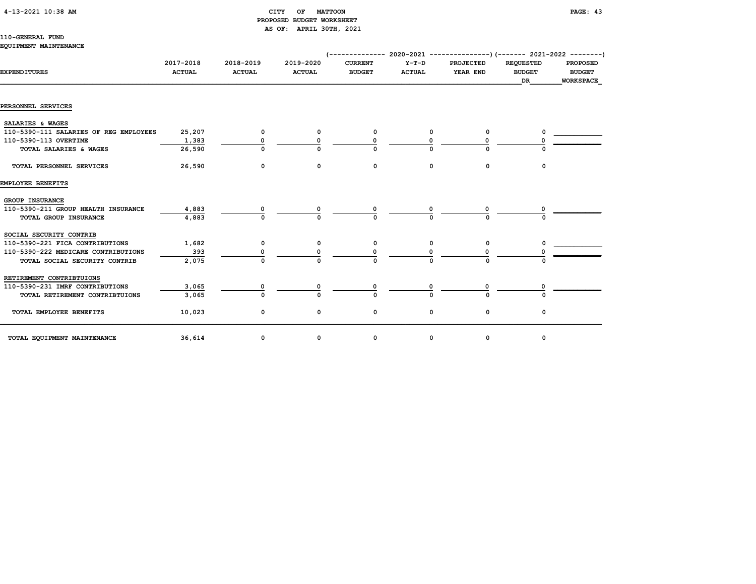CITY OF MATTOON
PROPOSED BUDGET WORKSHEET
AS OF: APRIL 30TH, 2021

110-GENERAL FUND
EQUIPMENT MAINTENANCE

| EXPENDITURES | 2017-2018 ACTUAL | 2018-2019 ACTUAL | 2019-2020 ACTUAL | 2020-2021 CURRENT BUDGET | 2020-2021 Y-T-D ACTUAL | 2020-2021 PROJECTED YEAR END | 2021-2022 REQUESTED BUDGET DR | 2021-2022 PROPOSED BUDGET WORKSPACE |
|---|---|---|---|---|---|---|---|---|
| **PERSONNEL SERVICES** | | | | | | | | |
| SALARIES & WAGES | | | | | | | | |
| 110-5390-111 SALARIES OF REG EMPLOYEES | 25,207 | 0 | 0 | 0 | 0 | 0 | 0 | |
| 110-5390-113 OVERTIME | 1,383 | 0 | 0 | 0 | 0 | 0 | 0 | |
| TOTAL SALARIES & WAGES | 26,590 | 0 | 0 | 0 | 0 | 0 | 0 | |
| TOTAL PERSONNEL SERVICES | 26,590 | 0 | 0 | 0 | 0 | 0 | 0 | |
| **EMPLOYEE BENEFITS** | | | | | | | | |
| GROUP INSURANCE | | | | | | | | |
| 110-5390-211 GROUP HEALTH INSURANCE | 4,883 | 0 | 0 | 0 | 0 | 0 | 0 | |
| TOTAL GROUP INSURANCE | 4,883 | 0 | 0 | 0 | 0 | 0 | 0 | |
| SOCIAL SECURITY CONTRIB | | | | | | | | |
| 110-5390-221 FICA CONTRIBUTIONS | 1,682 | 0 | 0 | 0 | 0 | 0 | 0 | |
| 110-5390-222 MEDICARE CONTRIBUTIONS | 393 | 0 | 0 | 0 | 0 | 0 | 0 | |
| TOTAL SOCIAL SECURITY CONTRIB | 2,075 | 0 | 0 | 0 | 0 | 0 | 0 | |
| RETIREMENT CONTRIBTUIONS | | | | | | | | |
| 110-5390-231 IMRF CONTRIBUTIONS | 3,065 | 0 | 0 | 0 | 0 | 0 | 0 | |
| TOTAL RETIREMENT CONTRIBTUIONS | 3,065 | 0 | 0 | 0 | 0 | 0 | 0 | |
| TOTAL EMPLOYEE BENEFITS | 10,023 | 0 | 0 | 0 | 0 | 0 | 0 | |
| TOTAL EQUIPMENT MAINTENANCE | 36,614 | 0 | 0 | 0 | 0 | 0 | 0 | |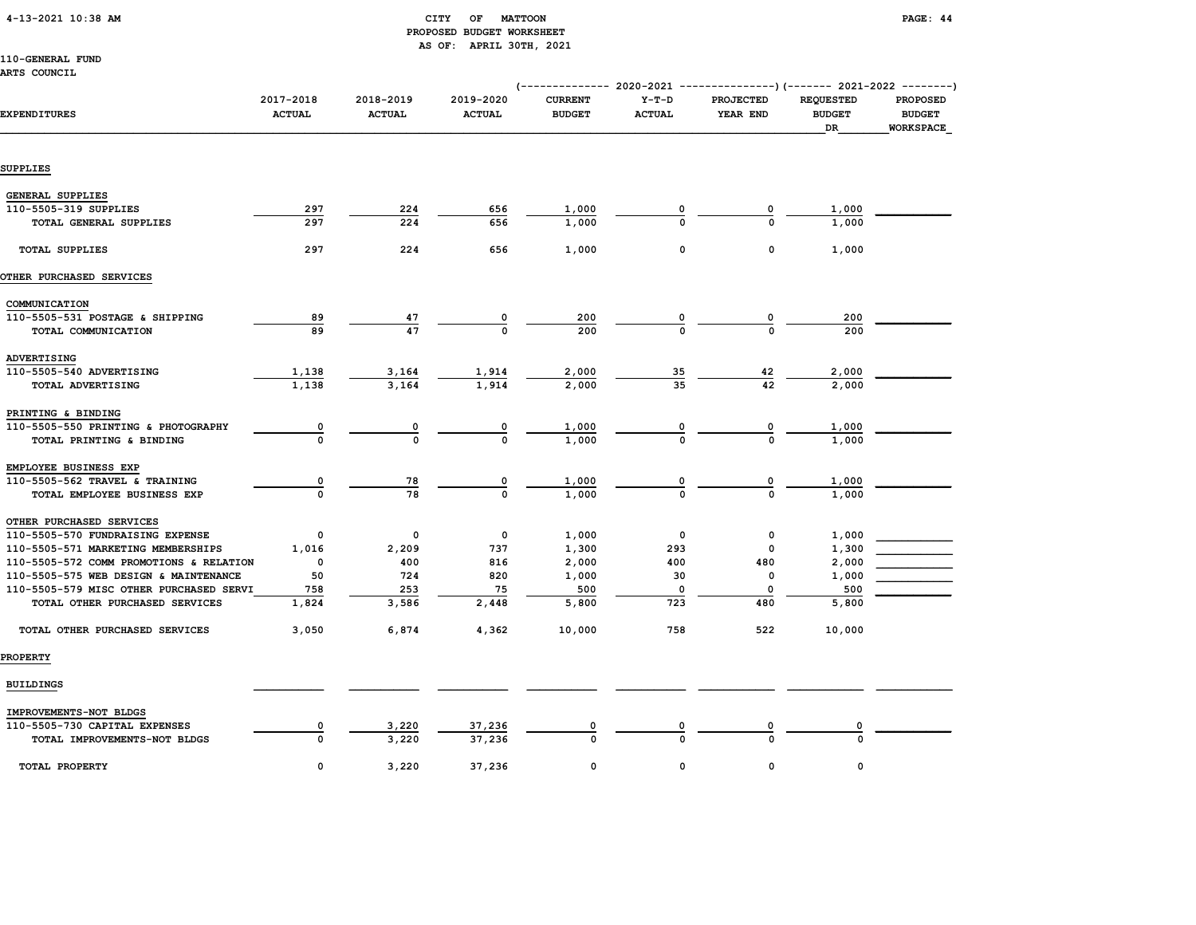CITY OF MATTOON
PROPOSED BUDGET WORKSHEET
AS OF: APRIL 30TH, 2021

4-13-2021 10:38 AM

110-GENERAL FUND
ARTS COUNCIL

| EXPENDITURES | 2017-2018 ACTUAL | 2018-2019 ACTUAL | 2019-2020 ACTUAL | 2020-2021 CURRENT BUDGET | 2020-2021 Y-T-D ACTUAL | 2020-2021 PROJECTED YEAR END | 2021-2022 REQUESTED BUDGET DR | 2021-2022 PROPOSED BUDGET WORKSPACE |
|---|---|---|---|---|---|---|---|---|
| **SUPPLIES** | | | | | | | | |
| GENERAL SUPPLIES | | | | | | | | |
| 110-5505-319 SUPPLIES | 297 | 224 | 656 | 1,000 | 0 | 0 | 1,000 | |
| TOTAL GENERAL SUPPLIES | 297 | 224 | 656 | 1,000 | 0 | 0 | 1,000 | |
| TOTAL SUPPLIES | 297 | 224 | 656 | 1,000 | 0 | 0 | 1,000 | |
| **OTHER PURCHASED SERVICES** | | | | | | | | |
| COMMUNICATION | | | | | | | | |
| 110-5505-531 POSTAGE & SHIPPING | 89 | 47 | 0 | 200 | 0 | 0 | 200 | |
| TOTAL COMMUNICATION | 89 | 47 | 0 | 200 | 0 | 0 | 200 | |
| ADVERTISING | | | | | | | | |
| 110-5505-540 ADVERTISING | 1,138 | 3,164 | 1,914 | 2,000 | 35 | 42 | 2,000 | |
| TOTAL ADVERTISING | 1,138 | 3,164 | 1,914 | 2,000 | 35 | 42 | 2,000 | |
| PRINTING & BINDING | | | | | | | | |
| 110-5505-550 PRINTING & PHOTOGRAPHY | 0 | 0 | 0 | 1,000 | 0 | 0 | 1,000 | |
| TOTAL PRINTING & BINDING | 0 | 0 | 0 | 1,000 | 0 | 0 | 1,000 | |
| EMPLOYEE BUSINESS EXP | | | | | | | | |
| 110-5505-562 TRAVEL & TRAINING | 0 | 78 | 0 | 1,000 | 0 | 0 | 1,000 | |
| TOTAL EMPLOYEE BUSINESS EXP | 0 | 78 | 0 | 1,000 | 0 | 0 | 1,000 | |
| OTHER PURCHASED SERVICES | | | | | | | | |
| 110-5505-570 FUNDRAISING EXPENSE | 0 | 0 | 0 | 1,000 | 0 | 0 | 1,000 | |
| 110-5505-571 MARKETING MEMBERSHIPS | 1,016 | 2,209 | 737 | 1,300 | 293 | 0 | 1,300 | |
| 110-5505-572 COMM PROMOTIONS & RELATION | 0 | 400 | 816 | 2,000 | 400 | 480 | 2,000 | |
| 110-5505-575 WEB DESIGN & MAINTENANCE | 50 | 724 | 820 | 1,000 | 30 | 0 | 1,000 | |
| 110-5505-579 MISC OTHER PURCHASED SERVI | 758 | 253 | 75 | 500 | 0 | 0 | 500 | |
| TOTAL OTHER PURCHASED SERVICES | 1,824 | 3,586 | 2,448 | 5,800 | 723 | 480 | 5,800 | |
| TOTAL OTHER PURCHASED SERVICES | 3,050 | 6,874 | 4,362 | 10,000 | 758 | 522 | 10,000 | |
| **PROPERTY** | | | | | | | | |
| BUILDINGS | | | | | | | | |
| IMPROVEMENTS-NOT BLDGS | | | | | | | | |
| 110-5505-730 CAPITAL EXPENSES | 0 | 3,220 | 37,236 | 0 | 0 | 0 | 0 | |
| TOTAL IMPROVEMENTS-NOT BLDGS | 0 | 3,220 | 37,236 | 0 | 0 | 0 | 0 | |
| TOTAL PROPERTY | 0 | 3,220 | 37,236 | 0 | 0 | 0 | 0 | |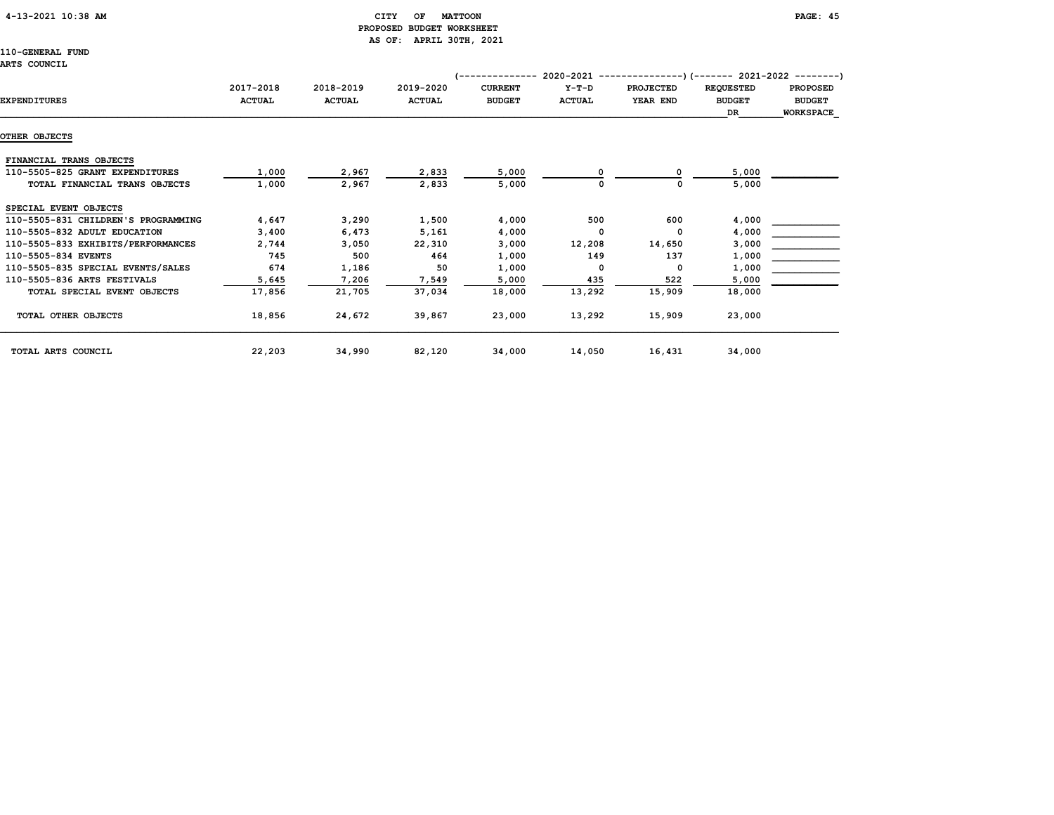CITY OF MATTOON
PROPOSED BUDGET WORKSHEET
AS OF: APRIL 30TH, 2021

110-GENERAL FUND
ARTS COUNCIL

| EXPENDITURES | 2017-2018 ACTUAL | 2018-2019 ACTUAL | 2019-2020 ACTUAL | 2020-2021 CURRENT BUDGET | 2020-2021 Y-T-D ACTUAL | 2020-2021 PROJECTED YEAR END | 2021-2022 REQUESTED BUDGET DR | 2021-2022 PROPOSED BUDGET WORKSPACE |
|---|---|---|---|---|---|---|---|---|
| **OTHER OBJECTS** | | | | | | | | |
| FINANCIAL TRANS OBJECTS | | | | | | | | |
| 110-5505-825 GRANT EXPENDITURES | 1,000 | 2,967 | 2,833 | 5,000 | 0 | 0 | 5,000 | |
| TOTAL FINANCIAL TRANS OBJECTS | 1,000 | 2,967 | 2,833 | 5,000 | 0 | 0 | 5,000 | |
| SPECIAL EVENT OBJECTS | | | | | | | | |
| 110-5505-831 CHILDREN'S PROGRAMMING | 4,647 | 3,290 | 1,500 | 4,000 | 500 | 600 | 4,000 | |
| 110-5505-832 ADULT EDUCATION | 3,400 | 6,473 | 5,161 | 4,000 | 0 | 0 | 4,000 | |
| 110-5505-833 EXHIBITS/PERFORMANCES | 2,744 | 3,050 | 22,310 | 3,000 | 12,208 | 14,650 | 3,000 | |
| 110-5505-834 EVENTS | 745 | 500 | 464 | 1,000 | 149 | 137 | 1,000 | |
| 110-5505-835 SPECIAL EVENTS/SALES | 674 | 1,186 | 50 | 1,000 | 0 | 0 | 1,000 | |
| 110-5505-836 ARTS FESTIVALS | 5,645 | 7,206 | 7,549 | 5,000 | 435 | 522 | 5,000 | |
| TOTAL SPECIAL EVENT OBJECTS | 17,856 | 21,705 | 37,034 | 18,000 | 13,292 | 15,909 | 18,000 | |
| TOTAL OTHER OBJECTS | 18,856 | 24,672 | 39,867 | 23,000 | 13,292 | 15,909 | 23,000 | |
| TOTAL ARTS COUNCIL | 22,203 | 34,990 | 82,120 | 34,000 | 14,050 | 16,431 | 34,000 | |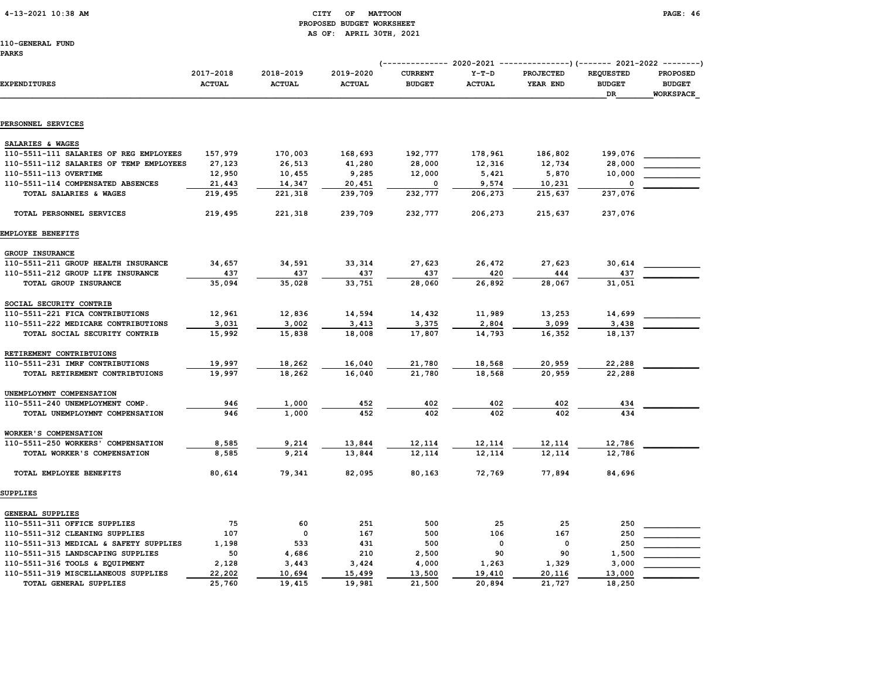CITY OF MATTOON
PROPOSED BUDGET WORKSHEET
AS OF: APRIL 30TH, 2021

110-GENERAL FUND
PARKS

| EXPENDITURES | 2017-2018 ACTUAL | 2018-2019 ACTUAL | 2019-2020 ACTUAL | 2020-2021 CURRENT BUDGET | 2020-2021 Y-T-D ACTUAL | 2020-2021 PROJECTED YEAR END | 2021-2022 REQUESTED BUDGET DR | 2021-2022 PROPOSED BUDGET WORKSPACE |
|---|---|---|---|---|---|---|---|---|
| **PERSONNEL SERVICES** | | | | | | | | |
| SALARIES & WAGES | | | | | | | | |
| 110-5511-111 SALARIES OF REG EMPLOYEES | 157,979 | 170,003 | 168,693 | 192,777 | 178,961 | 186,802 | 199,076 | |
| 110-5511-112 SALARIES OF TEMP EMPLOYEES | 27,123 | 26,513 | 41,280 | 28,000 | 12,316 | 12,734 | 28,000 | |
| 110-5511-113 OVERTIME | 12,950 | 10,455 | 9,285 | 12,000 | 5,421 | 5,870 | 10,000 | |
| 110-5511-114 COMPENSATED ABSENCES | 21,443 | 14,347 | 20,451 | 0 | 9,574 | 10,231 | 0 | |
| TOTAL SALARIES & WAGES | 219,495 | 221,318 | 239,709 | 232,777 | 206,273 | 215,637 | 237,076 | |
| TOTAL PERSONNEL SERVICES | 219,495 | 221,318 | 239,709 | 232,777 | 206,273 | 215,637 | 237,076 | |
| **EMPLOYEE BENEFITS** | | | | | | | | |
| GROUP INSURANCE | | | | | | | | |
| 110-5511-211 GROUP HEALTH INSURANCE | 34,657 | 34,591 | 33,314 | 27,623 | 26,472 | 27,623 | 30,614 | |
| 110-5511-212 GROUP LIFE INSURANCE | 437 | 437 | 437 | 437 | 420 | 444 | 437 | |
| TOTAL GROUP INSURANCE | 35,094 | 35,028 | 33,751 | 28,060 | 26,892 | 28,067 | 31,051 | |
| SOCIAL SECURITY CONTRIB | | | | | | | | |
| 110-5511-221 FICA CONTRIBUTIONS | 12,961 | 12,836 | 14,594 | 14,432 | 11,989 | 13,253 | 14,699 | |
| 110-5511-222 MEDICARE CONTRIBUTIONS | 3,031 | 3,002 | 3,413 | 3,375 | 2,804 | 3,099 | 3,438 | |
| TOTAL SOCIAL SECURITY CONTRIB | 15,992 | 15,838 | 18,008 | 17,807 | 14,793 | 16,352 | 18,137 | |
| RETIREMENT CONTRIBTUIONS | | | | | | | | |
| 110-5511-231 IMRF CONTRIBUTIONS | 19,997 | 18,262 | 16,040 | 21,780 | 18,568 | 20,959 | 22,288 | |
| TOTAL RETIREMENT CONTRIBTUIONS | 19,997 | 18,262 | 16,040 | 21,780 | 18,568 | 20,959 | 22,288 | |
| UNEMPLOYMNT COMPENSATION | | | | | | | | |
| 110-5511-240 UNEMPLOYMENT COMP. | 946 | 1,000 | 452 | 402 | 402 | 402 | 434 | |
| TOTAL UNEMPLOYMNT COMPENSATION | 946 | 1,000 | 452 | 402 | 402 | 402 | 434 | |
| WORKER'S COMPENSATION | | | | | | | | |
| 110-5511-250 WORKERS' COMPENSATION | 8,585 | 9,214 | 13,844 | 12,114 | 12,114 | 12,114 | 12,786 | |
| TOTAL WORKER'S COMPENSATION | 8,585 | 9,214 | 13,844 | 12,114 | 12,114 | 12,114 | 12,786 | |
| TOTAL EMPLOYEE BENEFITS | 80,614 | 79,341 | 82,095 | 80,163 | 72,769 | 77,894 | 84,696 | |
| **SUPPLIES** | | | | | | | | |
| GENERAL SUPPLIES | | | | | | | | |
| 110-5511-311 OFFICE SUPPLIES | 75 | 60 | 251 | 500 | 25 | 25 | 250 | |
| 110-5511-312 CLEANING SUPPLIES | 107 | 0 | 167 | 500 | 106 | 167 | 250 | |
| 110-5511-313 MEDICAL & SAFETY SUPPLIES | 1,198 | 533 | 431 | 500 | 0 | 0 | 250 | |
| 110-5511-315 LANDSCAPING SUPPLIES | 50 | 4,686 | 210 | 2,500 | 90 | 90 | 1,500 | |
| 110-5511-316 TOOLS & EQUIPMENT | 2,128 | 3,443 | 3,424 | 4,000 | 1,263 | 1,329 | 3,000 | |
| 110-5511-319 MISCELLANEOUS SUPPLIES | 22,202 | 10,694 | 15,499 | 13,500 | 19,410 | 20,116 | 13,000 | |
| TOTAL GENERAL SUPPLIES | 25,760 | 19,415 | 19,981 | 21,500 | 20,894 | 21,727 | 18,250 | |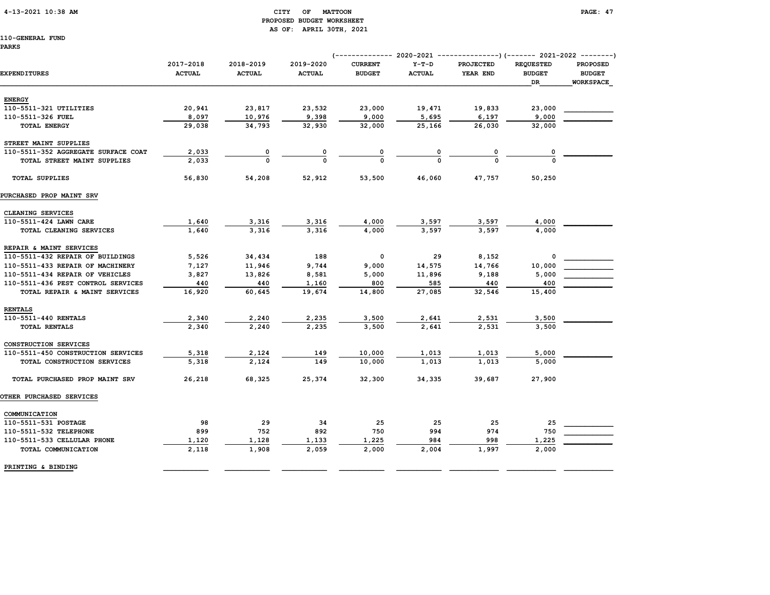# CITY OF MATTOON
## PROPOSED BUDGET WORKSHEET
### AS OF: APRIL 30TH, 2021

110-GENERAL FUND
PARKS

| EXPENDITURES | 2017-2018 ACTUAL | 2018-2019 ACTUAL | 2019-2020 ACTUAL | 2020-2021 CURRENT BUDGET | 2020-2021 Y-T-D ACTUAL | 2020-2021 PROJECTED YEAR END | 2021-2022 REQUESTED BUDGET DR | 2021-2022 PROPOSED BUDGET WORKSPACE |
|---|---|---|---|---|---|---|---|---|
| **ENERGY** | | | | | | | | |
| 110-5511-321 UTILITIES | 20,941 | 23,817 | 23,532 | 23,000 | 19,471 | 19,833 | 23,000 | |
| 110-5511-326 FUEL | 8,097 | 10,976 | 9,398 | 9,000 | 5,695 | 6,197 | 9,000 | |
| TOTAL ENERGY | 29,038 | 34,793 | 32,930 | 32,000 | 25,166 | 26,030 | 32,000 | |
| **STREET MAINT SUPPLIES** | | | | | | | | |
| 110-5511-352 AGGREGATE SURFACE COAT | 2,033 | 0 | 0 | 0 | 0 | 0 | 0 | |
| TOTAL STREET MAINT SUPPLIES | 2,033 | 0 | 0 | 0 | 0 | 0 | 0 | |
| TOTAL SUPPLIES | 56,830 | 54,208 | 52,912 | 53,500 | 46,060 | 47,757 | 50,250 | |
| **PURCHASED PROP MAINT SRV** | | | | | | | | |
| **CLEANING SERVICES** | | | | | | | | |
| 110-5511-424 LAWN CARE | 1,640 | 3,316 | 3,316 | 4,000 | 3,597 | 3,597 | 4,000 | |
| TOTAL CLEANING SERVICES | 1,640 | 3,316 | 3,316 | 4,000 | 3,597 | 3,597 | 4,000 | |
| **REPAIR & MAINT SERVICES** | | | | | | | | |
| 110-5511-432 REPAIR OF BUILDINGS | 5,526 | 34,434 | 188 | 0 | 29 | 8,152 | 0 | |
| 110-5511-433 REPAIR OF MACHINERY | 7,127 | 11,946 | 9,744 | 9,000 | 14,575 | 14,766 | 10,000 | |
| 110-5511-434 REPAIR OF VEHICLES | 3,827 | 13,826 | 8,581 | 5,000 | 11,896 | 9,188 | 5,000 | |
| 110-5511-436 PEST CONTROL SERVICES | 440 | 440 | 1,160 | 800 | 585 | 440 | 400 | |
| TOTAL REPAIR & MAINT SERVICES | 16,920 | 60,645 | 19,674 | 14,800 | 27,085 | 32,546 | 15,400 | |
| **RENTALS** | | | | | | | | |
| 110-5511-440 RENTALS | 2,340 | 2,240 | 2,235 | 3,500 | 2,641 | 2,531 | 3,500 | |
| TOTAL RENTALS | 2,340 | 2,240 | 2,235 | 3,500 | 2,641 | 2,531 | 3,500 | |
| **CONSTRUCTION SERVICES** | | | | | | | | |
| 110-5511-450 CONSTRUCTION SERVICES | 5,318 | 2,124 | 149 | 10,000 | 1,013 | 1,013 | 5,000 | |
| TOTAL CONSTRUCTION SERVICES | 5,318 | 2,124 | 149 | 10,000 | 1,013 | 1,013 | 5,000 | |
| TOTAL PURCHASED PROP MAINT SRV | 26,218 | 68,325 | 25,374 | 32,300 | 34,335 | 39,687 | 27,900 | |
| **OTHER PURCHASED SERVICES** | | | | | | | | |
| **COMMUNICATION** | | | | | | | | |
| 110-5511-531 POSTAGE | 98 | 29 | 34 | 25 | 25 | 25 | 25 | |
| 110-5511-532 TELEPHONE | 899 | 752 | 892 | 750 | 994 | 974 | 750 | |
| 110-5511-533 CELLULAR PHONE | 1,120 | 1,128 | 1,133 | 1,225 | 984 | 998 | 1,225 | |
| TOTAL COMMUNICATION | 2,118 | 1,908 | 2,059 | 2,000 | 2,004 | 1,997 | 2,000 | |
| **PRINTING & BINDING** | | | | | | | | |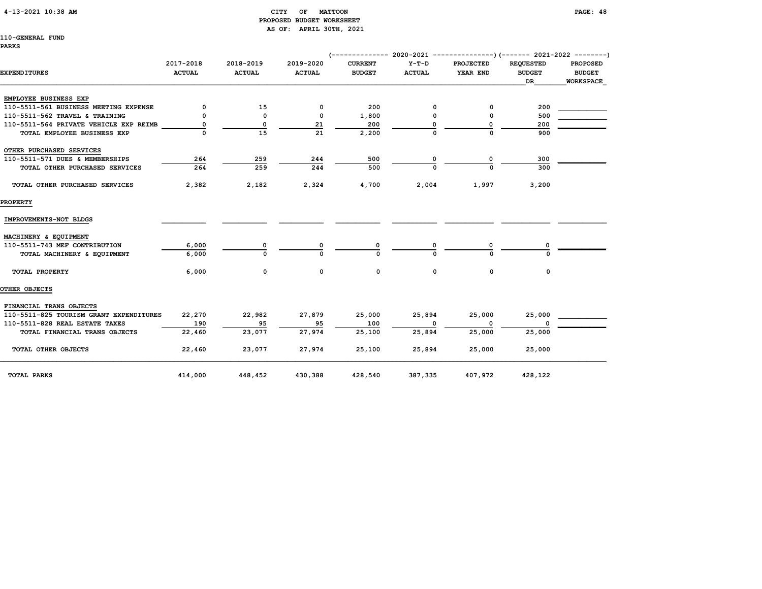CITY OF MATTOON
PROPOSED BUDGET WORKSHEET
AS OF: APRIL 30TH, 2021

110-GENERAL FUND
PARKS

| EXPENDITURES | 2017-2018 ACTUAL | 2018-2019 ACTUAL | 2019-2020 ACTUAL | 2020-2021 CURRENT BUDGET | 2020-2021 Y-T-D ACTUAL | 2020-2021 PROJECTED YEAR END | 2021-2022 REQUESTED BUDGET DR | 2021-2022 PROPOSED BUDGET WORKSPACE |
|---|---|---|---|---|---|---|---|---|
| EMPLOYEE BUSINESS EXP | | | | | | | | |
| 110-5511-561 BUSINESS MEETING EXPENSE | 0 | 15 | 0 | 200 | 0 | 0 | 200 | |
| 110-5511-562 TRAVEL & TRAINING | 0 | 0 | 0 | 1,800 | 0 | 0 | 500 | |
| 110-5511-564 PRIVATE VEHICLE EXP REIMB | 0 | 0 | 21 | 200 | 0 | 0 | 200 | |
| TOTAL EMPLOYEE BUSINESS EXP | 0 | 15 | 21 | 2,200 | 0 | 0 | 900 | |
| OTHER PURCHASED SERVICES | | | | | | | | |
| 110-5511-571 DUES & MEMBERSHIPS | 264 | 259 | 244 | 500 | 0 | 0 | 300 | |
| TOTAL OTHER PURCHASED SERVICES | 264 | 259 | 244 | 500 | 0 | 0 | 300 | |
| TOTAL OTHER PURCHASED SERVICES | 2,382 | 2,182 | 2,324 | 4,700 | 2,004 | 1,997 | 3,200 | |
| PROPERTY | | | | | | | | |
| IMPROVEMENTS-NOT BLDGS | | | | | | | | |
| MACHINERY & EQUIPMENT | | | | | | | | |
| 110-5511-743 MEF CONTRIBUTION | 6,000 | 0 | 0 | 0 | 0 | 0 | 0 | |
| TOTAL MACHINERY & EQUIPMENT | 6,000 | 0 | 0 | 0 | 0 | 0 | 0 | |
| TOTAL PROPERTY | 6,000 | 0 | 0 | 0 | 0 | 0 | 0 | |
| OTHER OBJECTS | | | | | | | | |
| FINANCIAL TRANS OBJECTS | | | | | | | | |
| 110-5511-825 TOURISM GRANT EXPENDITURES | 22,270 | 22,982 | 27,879 | 25,000 | 25,894 | 25,000 | 25,000 | |
| 110-5511-828 REAL ESTATE TAXES | 190 | 95 | 95 | 100 | 0 | 0 | 0 | |
| TOTAL FINANCIAL TRANS OBJECTS | 22,460 | 23,077 | 27,974 | 25,100 | 25,894 | 25,000 | 25,000 | |
| TOTAL OTHER OBJECTS | 22,460 | 23,077 | 27,974 | 25,100 | 25,894 | 25,000 | 25,000 | |
| TOTAL PARKS | 414,000 | 448,452 | 430,388 | 428,540 | 387,335 | 407,972 | 428,122 | |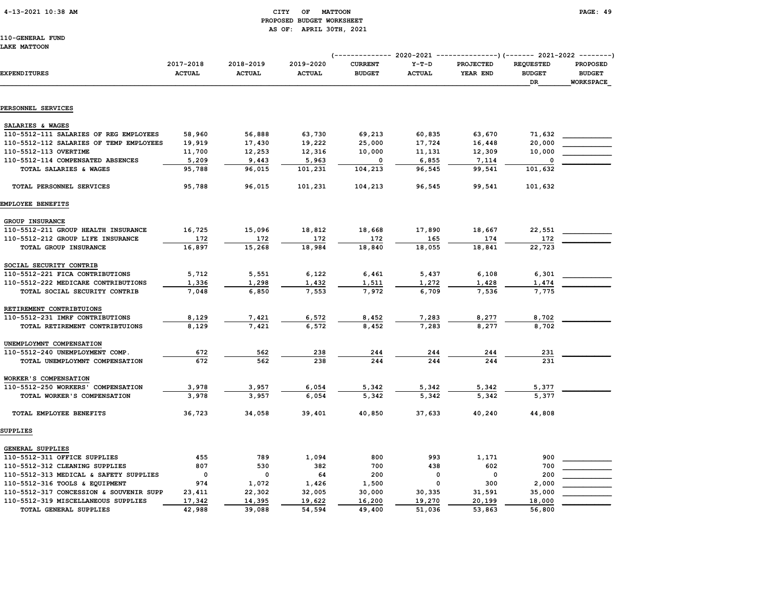CITY OF MATTOON
PROPOSED BUDGET WORKSHEET
AS OF: APRIL 30TH, 2021

110-GENERAL FUND
LAKE MATTOON

| EXPENDITURES | 2017-2018 ACTUAL | 2018-2019 ACTUAL | 2019-2020 ACTUAL | 2020-2021 CURRENT BUDGET | 2020-2021 Y-T-D ACTUAL | 2020-2021 PROJECTED YEAR END | 2021-2022 REQUESTED BUDGET DR | 2021-2022 PROPOSED BUDGET WORKSPACE |
|---|---|---|---|---|---|---|---|---|
| **PERSONNEL SERVICES** | | | | | | | | |
| SALARIES & WAGES | | | | | | | | |
| 110-5512-111 SALARIES OF REG EMPLOYEES | 58,960 | 56,888 | 63,730 | 69,213 | 60,835 | 63,670 | 71,632 | |
| 110-5512-112 SALARIES OF TEMP EMPLOYEES | 19,919 | 17,430 | 19,222 | 25,000 | 17,724 | 16,448 | 20,000 | |
| 110-5512-113 OVERTIME | 11,700 | 12,253 | 12,316 | 10,000 | 11,131 | 12,309 | 10,000 | |
| 110-5512-114 COMPENSATED ABSENCES | 5,209 | 9,443 | 5,963 | 0 | 6,855 | 7,114 | 0 | |
| TOTAL SALARIES & WAGES | 95,788 | 96,015 | 101,231 | 104,213 | 96,545 | 99,541 | 101,632 | |
| TOTAL PERSONNEL SERVICES | 95,788 | 96,015 | 101,231 | 104,213 | 96,545 | 99,541 | 101,632 | |
| **EMPLOYEE BENEFITS** | | | | | | | | |
| GROUP INSURANCE | | | | | | | | |
| 110-5512-211 GROUP HEALTH INSURANCE | 16,725 | 15,096 | 18,812 | 18,668 | 17,890 | 18,667 | 22,551 | |
| 110-5512-212 GROUP LIFE INSURANCE | 172 | 172 | 172 | 172 | 165 | 174 | 172 | |
| TOTAL GROUP INSURANCE | 16,897 | 15,268 | 18,984 | 18,840 | 18,055 | 18,841 | 22,723 | |
| SOCIAL SECURITY CONTRIB | | | | | | | | |
| 110-5512-221 FICA CONTRIBUTIONS | 5,712 | 5,551 | 6,122 | 6,461 | 5,437 | 6,108 | 6,301 | |
| 110-5512-222 MEDICARE CONTRIBUTIONS | 1,336 | 1,298 | 1,432 | 1,511 | 1,272 | 1,428 | 1,474 | |
| TOTAL SOCIAL SECURITY CONTRIB | 7,048 | 6,850 | 7,553 | 7,972 | 6,709 | 7,536 | 7,775 | |
| RETIREMENT CONTRIBTUIONS | | | | | | | | |
| 110-5512-231 IMRF CONTRIBUTIONS | 8,129 | 7,421 | 6,572 | 8,452 | 7,283 | 8,277 | 8,702 | |
| TOTAL RETIREMENT CONTRIBTUIONS | 8,129 | 7,421 | 6,572 | 8,452 | 7,283 | 8,277 | 8,702 | |
| UNEMPLOYMNT COMPENSATION | | | | | | | | |
| 110-5512-240 UNEMPLOYMENT COMP. | 672 | 562 | 238 | 244 | 244 | 244 | 231 | |
| TOTAL UNEMPLOYMNT COMPENSATION | 672 | 562 | 238 | 244 | 244 | 244 | 231 | |
| WORKER'S COMPENSATION | | | | | | | | |
| 110-5512-250 WORKERS' COMPENSATION | 3,978 | 3,957 | 6,054 | 5,342 | 5,342 | 5,342 | 5,377 | |
| TOTAL WORKER'S COMPENSATION | 3,978 | 3,957 | 6,054 | 5,342 | 5,342 | 5,342 | 5,377 | |
| TOTAL EMPLOYEE BENEFITS | 36,723 | 34,058 | 39,401 | 40,850 | 37,633 | 40,240 | 44,808 | |
| **SUPPLIES** | | | | | | | | |
| GENERAL SUPPLIES | | | | | | | | |
| 110-5512-311 OFFICE SUPPLIES | 455 | 789 | 1,094 | 800 | 993 | 1,171 | 900 | |
| 110-5512-312 CLEANING SUPPLIES | 807 | 530 | 382 | 700 | 438 | 602 | 700 | |
| 110-5512-313 MEDICAL & SAFETY SUPPLIES | 0 | 0 | 64 | 200 | 0 | 0 | 200 | |
| 110-5512-316 TOOLS & EQUIPMENT | 974 | 1,072 | 1,426 | 1,500 | 0 | 300 | 2,000 | |
| 110-5512-317 CONCESSION & SOUVENIR SUPP | 23,411 | 22,302 | 32,005 | 30,000 | 30,335 | 31,591 | 35,000 | |
| 110-5512-319 MISCELLANEOUS SUPPLIES | 17,342 | 14,395 | 19,622 | 16,200 | 19,270 | 20,199 | 18,000 | |
| TOTAL GENERAL SUPPLIES | 42,988 | 39,088 | 54,594 | 49,400 | 51,036 | 53,863 | 56,800 | |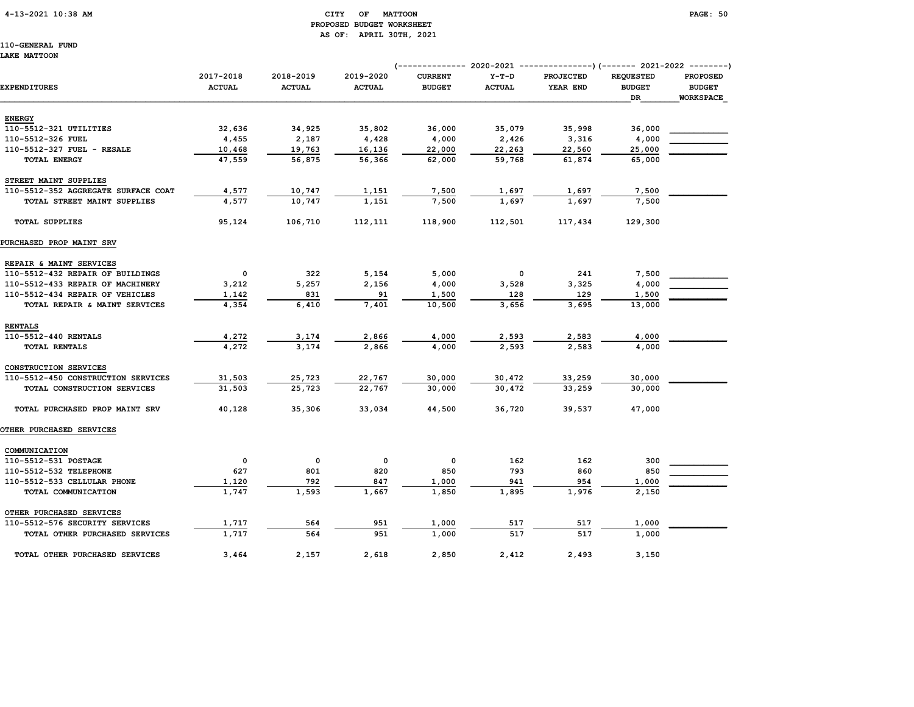CITY OF MATTOON
PROPOSED BUDGET WORKSHEET
AS OF: APRIL 30TH, 2021

110-GENERAL FUND
LAKE MATTOON

| EXPENDITURES | 2017-2018 ACTUAL | 2018-2019 ACTUAL | 2019-2020 ACTUAL | 2020-2021 CURRENT BUDGET | 2020-2021 Y-T-D ACTUAL | 2020-2021 PROJECTED YEAR END | 2021-2022 REQUESTED BUDGET DR | 2021-2022 PROPOSED BUDGET WORKSPACE |
|---|---|---|---|---|---|---|---|---|
| **ENERGY** | | | | | | | | |
| 110-5512-321 UTILITIES | 32,636 | 34,925 | 35,802 | 36,000 | 35,079 | 35,998 | 36,000 | |
| 110-5512-326 FUEL | 4,455 | 2,187 | 4,428 | 4,000 | 2,426 | 3,316 | 4,000 | |
| 110-5512-327 FUEL - RESALE | 10,468 | 19,763 | 16,136 | 22,000 | 22,263 | 22,560 | 25,000 | |
| TOTAL ENERGY | 47,559 | 56,875 | 56,366 | 62,000 | 59,768 | 61,874 | 65,000 | |
| **STREET MAINT SUPPLIES** | | | | | | | | |
| 110-5512-352 AGGREGATE SURFACE COAT | 4,577 | 10,747 | 1,151 | 7,500 | 1,697 | 1,697 | 7,500 | |
| TOTAL STREET MAINT SUPPLIES | 4,577 | 10,747 | 1,151 | 7,500 | 1,697 | 1,697 | 7,500 | |
| TOTAL SUPPLIES | 95,124 | 106,710 | 112,111 | 118,900 | 112,501 | 117,434 | 129,300 | |
| **PURCHASED PROP MAINT SRV** | | | | | | | | |
| **REPAIR & MAINT SERVICES** | | | | | | | | |
| 110-5512-432 REPAIR OF BUILDINGS | 0 | 322 | 5,154 | 5,000 | 0 | 241 | 7,500 | |
| 110-5512-433 REPAIR OF MACHINERY | 3,212 | 5,257 | 2,156 | 4,000 | 3,528 | 3,325 | 4,000 | |
| 110-5512-434 REPAIR OF VEHICLES | 1,142 | 831 | 91 | 1,500 | 128 | 129 | 1,500 | |
| TOTAL REPAIR & MAINT SERVICES | 4,354 | 6,410 | 7,401 | 10,500 | 3,656 | 3,695 | 13,000 | |
| **RENTALS** | | | | | | | | |
| 110-5512-440 RENTALS | 4,272 | 3,174 | 2,866 | 4,000 | 2,593 | 2,583 | 4,000 | |
| TOTAL RENTALS | 4,272 | 3,174 | 2,866 | 4,000 | 2,593 | 2,583 | 4,000 | |
| **CONSTRUCTION SERVICES** | | | | | | | | |
| 110-5512-450 CONSTRUCTION SERVICES | 31,503 | 25,723 | 22,767 | 30,000 | 30,472 | 33,259 | 30,000 | |
| TOTAL CONSTRUCTION SERVICES | 31,503 | 25,723 | 22,767 | 30,000 | 30,472 | 33,259 | 30,000 | |
| TOTAL PURCHASED PROP MAINT SRV | 40,128 | 35,306 | 33,034 | 44,500 | 36,720 | 39,537 | 47,000 | |
| **OTHER PURCHASED SERVICES** | | | | | | | | |
| **COMMUNICATION** | | | | | | | | |
| 110-5512-531 POSTAGE | 0 | 0 | 0 | 0 | 162 | 162 | 300 | |
| 110-5512-532 TELEPHONE | 627 | 801 | 820 | 850 | 793 | 860 | 850 | |
| 110-5512-533 CELLULAR PHONE | 1,120 | 792 | 847 | 1,000 | 941 | 954 | 1,000 | |
| TOTAL COMMUNICATION | 1,747 | 1,593 | 1,667 | 1,850 | 1,895 | 1,976 | 2,150 | |
| **OTHER PURCHASED SERVICES** | | | | | | | | |
| 110-5512-576 SECURITY SERVICES | 1,717 | 564 | 951 | 1,000 | 517 | 517 | 1,000 | |
| TOTAL OTHER PURCHASED SERVICES | 1,717 | 564 | 951 | 1,000 | 517 | 517 | 1,000 | |
| TOTAL OTHER PURCHASED SERVICES | 3,464 | 2,157 | 2,618 | 2,850 | 2,412 | 2,493 | 3,150 | |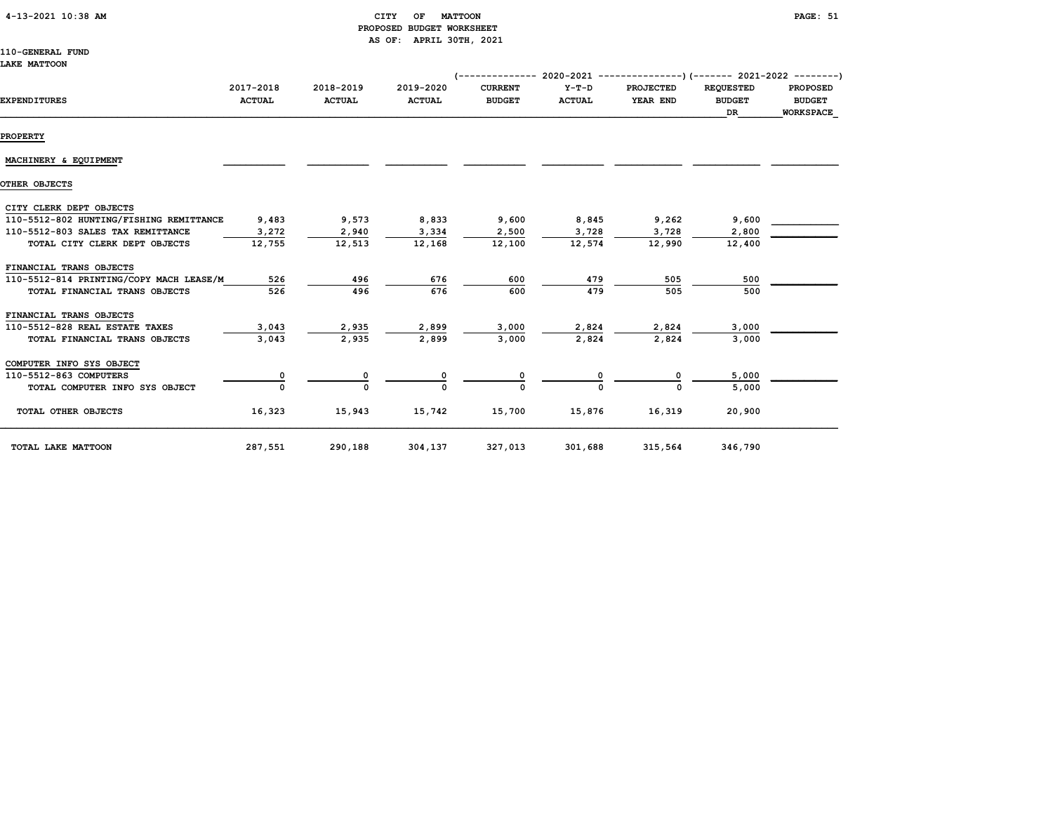CITY OF MATTOON
PROPOSED BUDGET WORKSHEET
AS OF: APRIL 30TH, 2021

110-GENERAL FUND
LAKE MATTOON

| EXPENDITURES | 2017-2018 ACTUAL | 2018-2019 ACTUAL | 2019-2020 ACTUAL | 2020-2021 CURRENT BUDGET | 2020-2021 Y-T-D ACTUAL | 2020-2021 PROJECTED YEAR END | 2021-2022 REQUESTED BUDGET DR | 2021-2022 PROPOSED BUDGET WORKSPACE |
|---|---|---|---|---|---|---|---|---|
| **PROPERTY** | | | | | | | | |
| MACHINERY & EQUIPMENT | | | | | | | | |
| **OTHER OBJECTS** | | | | | | | | |
| CITY CLERK DEPT OBJECTS | | | | | | | | |
| 110-5512-802 HUNTING/FISHING REMITTANCE | 9,483 | 9,573 | 8,833 | 9,600 | 8,845 | 9,262 | 9,600 | |
| 110-5512-803 SALES TAX REMITTANCE | 3,272 | 2,940 | 3,334 | 2,500 | 3,728 | 3,728 | 2,800 | |
| TOTAL CITY CLERK DEPT OBJECTS | 12,755 | 12,513 | 12,168 | 12,100 | 12,574 | 12,990 | 12,400 | |
| FINANCIAL TRANS OBJECTS | | | | | | | | |
| 110-5512-814 PRINTING/COPY MACH LEASE/M | 526 | 496 | 676 | 600 | 479 | 505 | 500 | |
| TOTAL FINANCIAL TRANS OBJECTS | 526 | 496 | 676 | 600 | 479 | 505 | 500 | |
| FINANCIAL TRANS OBJECTS | | | | | | | | |
| 110-5512-828 REAL ESTATE TAXES | 3,043 | 2,935 | 2,899 | 3,000 | 2,824 | 2,824 | 3,000 | |
| TOTAL FINANCIAL TRANS OBJECTS | 3,043 | 2,935 | 2,899 | 3,000 | 2,824 | 2,824 | 3,000 | |
| COMPUTER INFO SYS OBJECT | | | | | | | | |
| 110-5512-863 COMPUTERS | 0 | 0 | 0 | 0 | 0 | 0 | 5,000 | |
| TOTAL COMPUTER INFO SYS OBJECT | 0 | 0 | 0 | 0 | 0 | 0 | 5,000 | |
| TOTAL OTHER OBJECTS | 16,323 | 15,943 | 15,742 | 15,700 | 15,876 | 16,319 | 20,900 | |
| TOTAL LAKE MATTOON | 287,551 | 290,188 | 304,137 | 327,013 | 301,688 | 315,564 | 346,790 | |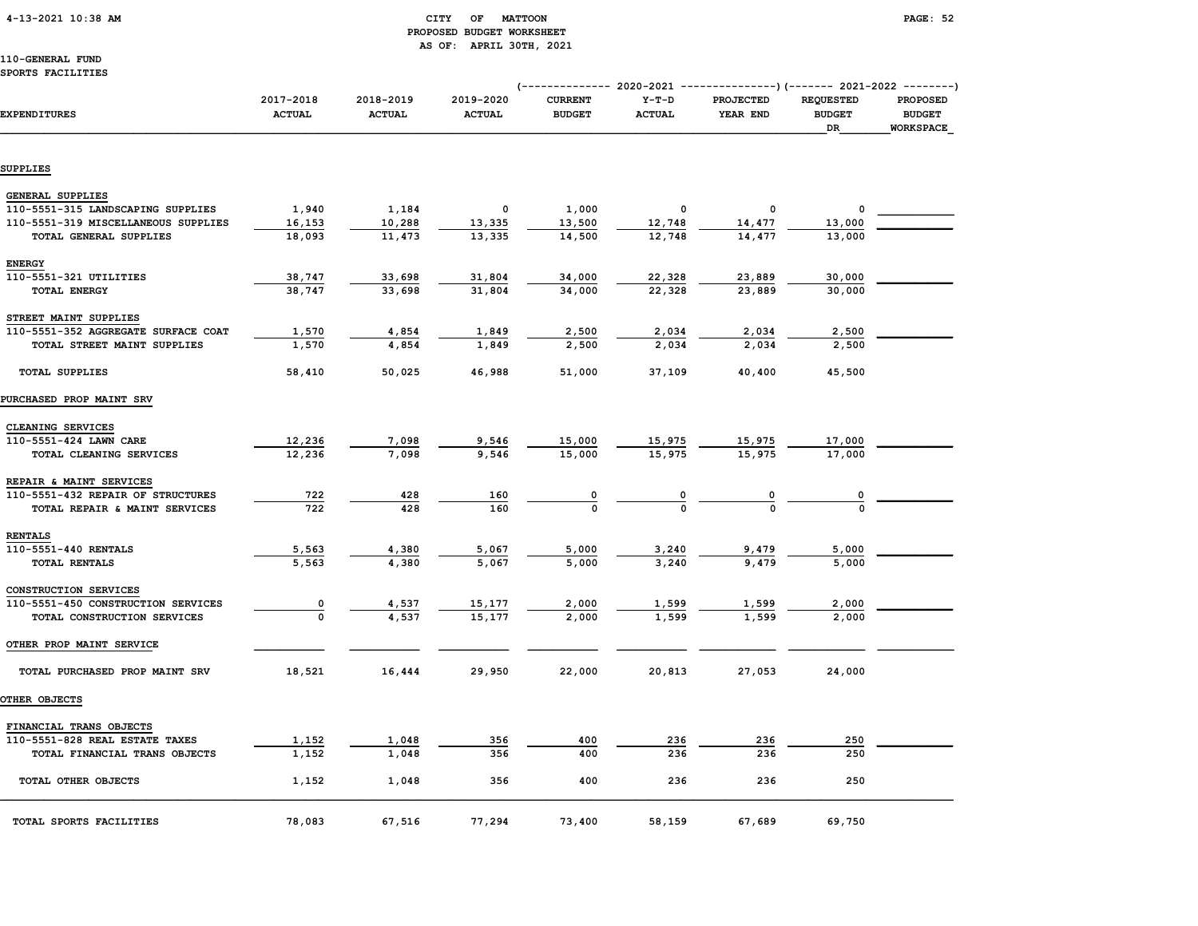CITY OF MATTOON
PROPOSED BUDGET WORKSHEET
AS OF: APRIL 30TH, 2021

110-GENERAL FUND
SPORTS FACILITIES

| EXPENDITURES | 2017-2018 ACTUAL | 2018-2019 ACTUAL | 2019-2020 ACTUAL | 2020-2021 CURRENT BUDGET | 2020-2021 Y-T-D ACTUAL | 2020-2021 PROJECTED YEAR END | 2021-2022 REQUESTED BUDGET DR | 2021-2022 PROPOSED BUDGET WORKSPACE |
|---|---|---|---|---|---|---|---|---|
| **SUPPLIES** | | | | | | | | |
| GENERAL SUPPLIES | | | | | | | | |
| 110-5551-315 LANDSCAPING SUPPLIES | 1,940 | 1,184 | 0 | 1,000 | 0 | 0 | 0 | |
| 110-5551-319 MISCELLANEOUS SUPPLIES | 16,153 | 10,288 | 13,335 | 13,500 | 12,748 | 14,477 | 13,000 | |
| TOTAL GENERAL SUPPLIES | 18,093 | 11,473 | 13,335 | 14,500 | 12,748 | 14,477 | 13,000 | |
| ENERGY | | | | | | | | |
| 110-5551-321 UTILITIES | 38,747 | 33,698 | 31,804 | 34,000 | 22,328 | 23,889 | 30,000 | |
| TOTAL ENERGY | 38,747 | 33,698 | 31,804 | 34,000 | 22,328 | 23,889 | 30,000 | |
| STREET MAINT SUPPLIES | | | | | | | | |
| 110-5551-352 AGGREGATE SURFACE COAT | 1,570 | 4,854 | 1,849 | 2,500 | 2,034 | 2,034 | 2,500 | |
| TOTAL STREET MAINT SUPPLIES | 1,570 | 4,854 | 1,849 | 2,500 | 2,034 | 2,034 | 2,500 | |
| TOTAL SUPPLIES | 58,410 | 50,025 | 46,988 | 51,000 | 37,109 | 40,400 | 45,500 | |
| **PURCHASED PROP MAINT SRV** | | | | | | | | |
| CLEANING SERVICES | | | | | | | | |
| 110-5551-424 LAWN CARE | 12,236 | 7,098 | 9,546 | 15,000 | 15,975 | 15,975 | 17,000 | |
| TOTAL CLEANING SERVICES | 12,236 | 7,098 | 9,546 | 15,000 | 15,975 | 15,975 | 17,000 | |
| REPAIR & MAINT SERVICES | | | | | | | | |
| 110-5551-432 REPAIR OF STRUCTURES | 722 | 428 | 160 | 0 | 0 | 0 | 0 | |
| TOTAL REPAIR & MAINT SERVICES | 722 | 428 | 160 | 0 | 0 | 0 | 0 | |
| RENTALS | | | | | | | | |
| 110-5551-440 RENTALS | 5,563 | 4,380 | 5,067 | 5,000 | 3,240 | 9,479 | 5,000 | |
| TOTAL RENTALS | 5,563 | 4,380 | 5,067 | 5,000 | 3,240 | 9,479 | 5,000 | |
| CONSTRUCTION SERVICES | | | | | | | | |
| 110-5551-450 CONSTRUCTION SERVICES | 0 | 4,537 | 15,177 | 2,000 | 1,599 | 1,599 | 2,000 | |
| TOTAL CONSTRUCTION SERVICES | 0 | 4,537 | 15,177 | 2,000 | 1,599 | 1,599 | 2,000 | |
| OTHER PROP MAINT SERVICE | | | | | | | | |
| TOTAL PURCHASED PROP MAINT SRV | 18,521 | 16,444 | 29,950 | 22,000 | 20,813 | 27,053 | 24,000 | |
| **OTHER OBJECTS** | | | | | | | | |
| FINANCIAL TRANS OBJECTS | | | | | | | | |
| 110-5551-828 REAL ESTATE TAXES | 1,152 | 1,048 | 356 | 400 | 236 | 236 | 250 | |
| TOTAL FINANCIAL TRANS OBJECTS | 1,152 | 1,048 | 356 | 400 | 236 | 236 | 250 | |
| TOTAL OTHER OBJECTS | 1,152 | 1,048 | 356 | 400 | 236 | 236 | 250 | |
| TOTAL SPORTS FACILITIES | 78,083 | 67,516 | 77,294 | 73,400 | 58,159 | 67,689 | 69,750 | |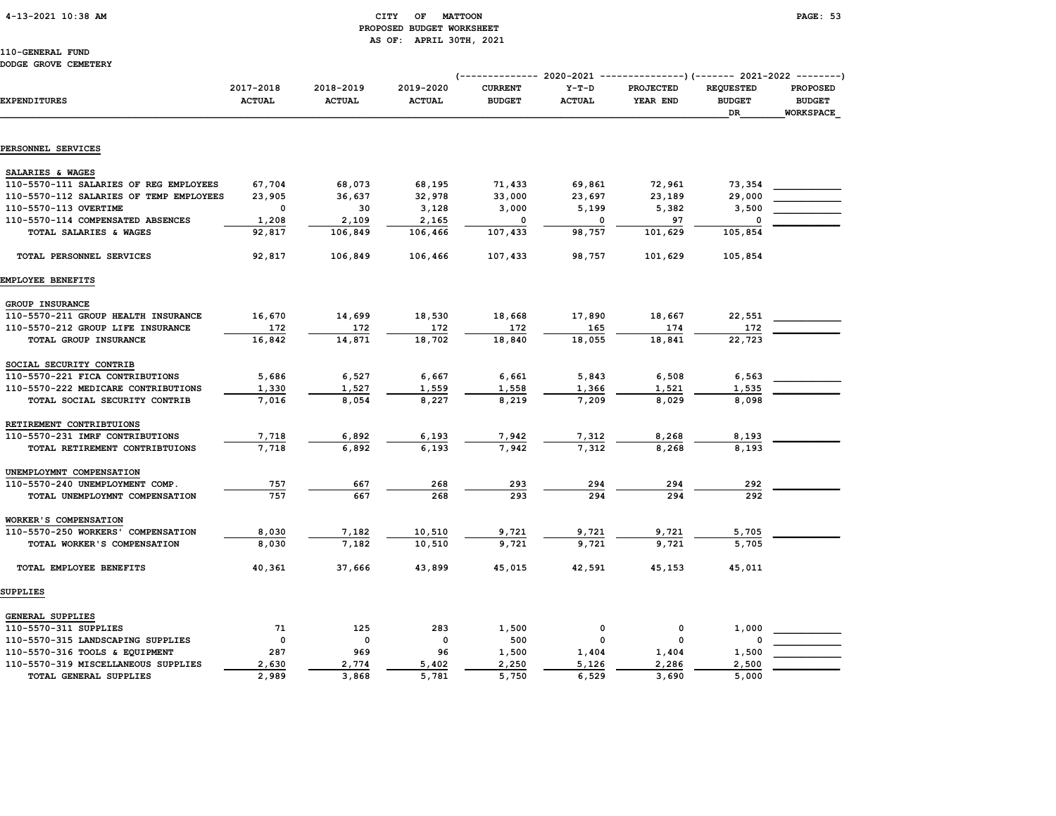# CITY OF MATTOON
## PROPOSED BUDGET WORKSHEET
### AS OF: APRIL 30TH, 2021

110-GENERAL FUND
DODGE GROVE CEMETERY

| EXPENDITURES | 2017-2018 ACTUAL | 2018-2019 ACTUAL | 2019-2020 ACTUAL | 2020-2021 CURRENT BUDGET | 2020-2021 Y-T-D ACTUAL | 2020-2021 PROJECTED YEAR END | 2021-2022 REQUESTED BUDGET DR | 2021-2022 PROPOSED BUDGET WORKSPACE |
|---|---|---|---|---|---|---|---|---|
| **PERSONNEL SERVICES** | | | | | | | | |
| SALARIES & WAGES | | | | | | | | |
| 110-5570-111 SALARIES OF REG EMPLOYEES | 67,704 | 68,073 | 68,195 | 71,433 | 69,861 | 72,961 | 73,354 | |
| 110-5570-112 SALARIES OF TEMP EMPLOYEES | 23,905 | 36,637 | 32,978 | 33,000 | 23,697 | 23,189 | 29,000 | |
| 110-5570-113 OVERTIME | 0 | 30 | 3,128 | 3,000 | 5,199 | 5,382 | 3,500 | |
| 110-5570-114 COMPENSATED ABSENCES | 1,208 | 2,109 | 2,165 | 0 | 0 | 97 | 0 | |
| TOTAL SALARIES & WAGES | 92,817 | 106,849 | 106,466 | 107,433 | 98,757 | 101,629 | 105,854 | |
| TOTAL PERSONNEL SERVICES | 92,817 | 106,849 | 106,466 | 107,433 | 98,757 | 101,629 | 105,854 | |
| **EMPLOYEE BENEFITS** | | | | | | | | |
| GROUP INSURANCE | | | | | | | | |
| 110-5570-211 GROUP HEALTH INSURANCE | 16,670 | 14,699 | 18,530 | 18,668 | 17,890 | 18,667 | 22,551 | |
| 110-5570-212 GROUP LIFE INSURANCE | 172 | 172 | 172 | 172 | 165 | 174 | 172 | |
| TOTAL GROUP INSURANCE | 16,842 | 14,871 | 18,702 | 18,840 | 18,055 | 18,841 | 22,723 | |
| SOCIAL SECURITY CONTRIB | | | | | | | | |
| 110-5570-221 FICA CONTRIBUTIONS | 5,686 | 6,527 | 6,667 | 6,661 | 5,843 | 6,508 | 6,563 | |
| 110-5570-222 MEDICARE CONTRIBUTIONS | 1,330 | 1,527 | 1,559 | 1,558 | 1,366 | 1,521 | 1,535 | |
| TOTAL SOCIAL SECURITY CONTRIB | 7,016 | 8,054 | 8,227 | 8,219 | 7,209 | 8,029 | 8,098 | |
| RETIREMENT CONTRIBTUIONS | | | | | | | | |
| 110-5570-231 IMRF CONTRIBUTIONS | 7,718 | 6,892 | 6,193 | 7,942 | 7,312 | 8,268 | 8,193 | |
| TOTAL RETIREMENT CONTRIBTUIONS | 7,718 | 6,892 | 6,193 | 7,942 | 7,312 | 8,268 | 8,193 | |
| UNEMPLOYMNT COMPENSATION | | | | | | | | |
| 110-5570-240 UNEMPLOYMENT COMP. | 757 | 667 | 268 | 293 | 294 | 294 | 292 | |
| TOTAL UNEMPLOYMNT COMPENSATION | 757 | 667 | 268 | 293 | 294 | 294 | 292 | |
| WORKER'S COMPENSATION | | | | | | | | |
| 110-5570-250 WORKERS' COMPENSATION | 8,030 | 7,182 | 10,510 | 9,721 | 9,721 | 9,721 | 5,705 | |
| TOTAL WORKER'S COMPENSATION | 8,030 | 7,182 | 10,510 | 9,721 | 9,721 | 9,721 | 5,705 | |
| TOTAL EMPLOYEE BENEFITS | 40,361 | 37,666 | 43,899 | 45,015 | 42,591 | 45,153 | 45,011 | |
| **SUPPLIES** | | | | | | | | |
| GENERAL SUPPLIES | | | | | | | | |
| 110-5570-311 SUPPLIES | 71 | 125 | 283 | 1,500 | 0 | 0 | 1,000 | |
| 110-5570-315 LANDSCAPING SUPPLIES | 0 | 0 | 0 | 500 | 0 | 0 | 0 | |
| 110-5570-316 TOOLS & EQUIPMENT | 287 | 969 | 96 | 1,500 | 1,404 | 1,404 | 1,500 | |
| 110-5570-319 MISCELLANEOUS SUPPLIES | 2,630 | 2,774 | 5,402 | 2,250 | 5,126 | 2,286 | 2,500 | |
| TOTAL GENERAL SUPPLIES | 2,989 | 3,868 | 5,781 | 5,750 | 6,529 | 3,690 | 5,000 | |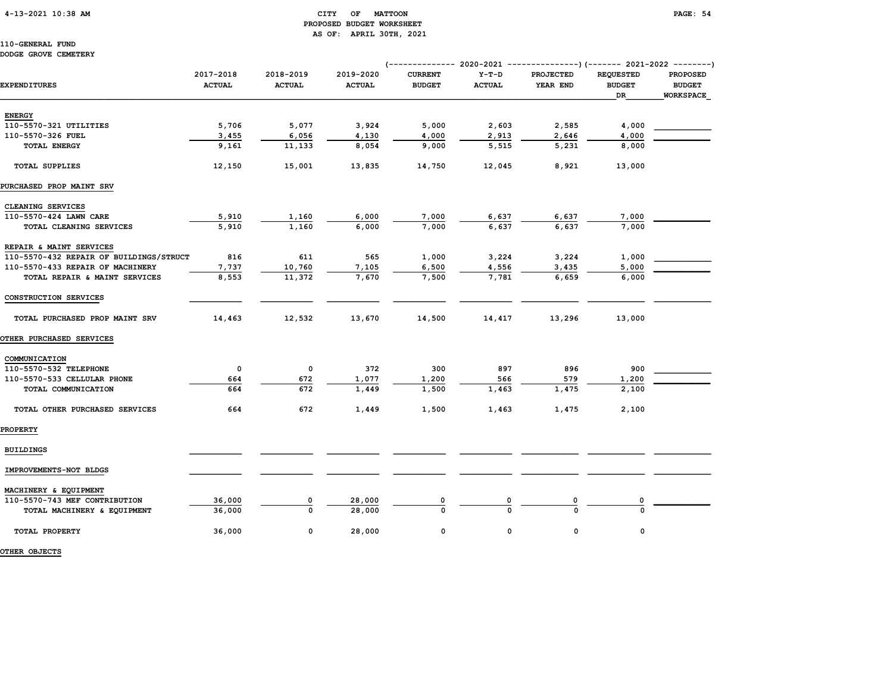CITY OF MATTOON
PROPOSED BUDGET WORKSHEET
AS OF: APRIL 30TH, 2021

110-GENERAL FUND
DODGE GROVE CEMETERY

| EXPENDITURES | 2017-2018 ACTUAL | 2018-2019 ACTUAL | 2019-2020 ACTUAL | 2020-2021 CURRENT BUDGET | 2020-2021 Y-T-D ACTUAL | 2020-2021 PROJECTED YEAR END | 2021-2022 REQUESTED BUDGET DR | 2021-2022 PROPOSED BUDGET WORKSPACE |
|---|---|---|---|---|---|---|---|---|
| **ENERGY** | | | | | | | | |
| 110-5570-321 UTILITIES | 5,706 | 5,077 | 3,924 | 5,000 | 2,603 | 2,585 | 4,000 | |
| 110-5570-326 FUEL | 3,455 | 6,056 | 4,130 | 4,000 | 2,913 | 2,646 | 4,000 | |
| TOTAL ENERGY | 9,161 | 11,133 | 8,054 | 9,000 | 5,515 | 5,231 | 8,000 | |
| TOTAL SUPPLIES | 12,150 | 15,001 | 13,835 | 14,750 | 12,045 | 8,921 | 13,000 | |
| **PURCHASED PROP MAINT SRV** | | | | | | | | |
| CLEANING SERVICES | | | | | | | | |
| 110-5570-424 LAWN CARE | 5,910 | 1,160 | 6,000 | 7,000 | 6,637 | 6,637 | 7,000 | |
| TOTAL CLEANING SERVICES | 5,910 | 1,160 | 6,000 | 7,000 | 6,637 | 6,637 | 7,000 | |
| REPAIR & MAINT SERVICES | | | | | | | | |
| 110-5570-432 REPAIR OF BUILDINGS/STRUCT | 816 | 611 | 565 | 1,000 | 3,224 | 3,224 | 1,000 | |
| 110-5570-433 REPAIR OF MACHINERY | 7,737 | 10,760 | 7,105 | 6,500 | 4,556 | 3,435 | 5,000 | |
| TOTAL REPAIR & MAINT SERVICES | 8,553 | 11,372 | 7,670 | 7,500 | 7,781 | 6,659 | 6,000 | |
| CONSTRUCTION SERVICES | | | | | | | | |
| TOTAL PURCHASED PROP MAINT SRV | 14,463 | 12,532 | 13,670 | 14,500 | 14,417 | 13,296 | 13,000 | |
| **OTHER PURCHASED SERVICES** | | | | | | | | |
| COMMUNICATION | | | | | | | | |
| 110-5570-532 TELEPHONE | 0 | 0 | 372 | 300 | 897 | 896 | 900 | |
| 110-5570-533 CELLULAR PHONE | 664 | 672 | 1,077 | 1,200 | 566 | 579 | 1,200 | |
| TOTAL COMMUNICATION | 664 | 672 | 1,449 | 1,500 | 1,463 | 1,475 | 2,100 | |
| TOTAL OTHER PURCHASED SERVICES | 664 | 672 | 1,449 | 1,500 | 1,463 | 1,475 | 2,100 | |
| **PROPERTY** | | | | | | | | |
| BUILDINGS | | | | | | | | |
| IMPROVEMENTS-NOT BLDGS | | | | | | | | |
| MACHINERY & EQUIPMENT | | | | | | | | |
| 110-5570-743 MEF CONTRIBUTION | 36,000 | 0 | 28,000 | 0 | 0 | 0 | 0 | |
| TOTAL MACHINERY & EQUIPMENT | 36,000 | 0 | 28,000 | 0 | 0 | 0 | 0 | |
| TOTAL PROPERTY | 36,000 | 0 | 28,000 | 0 | 0 | 0 | 0 | |
| **OTHER OBJECTS** | | | | | | | | |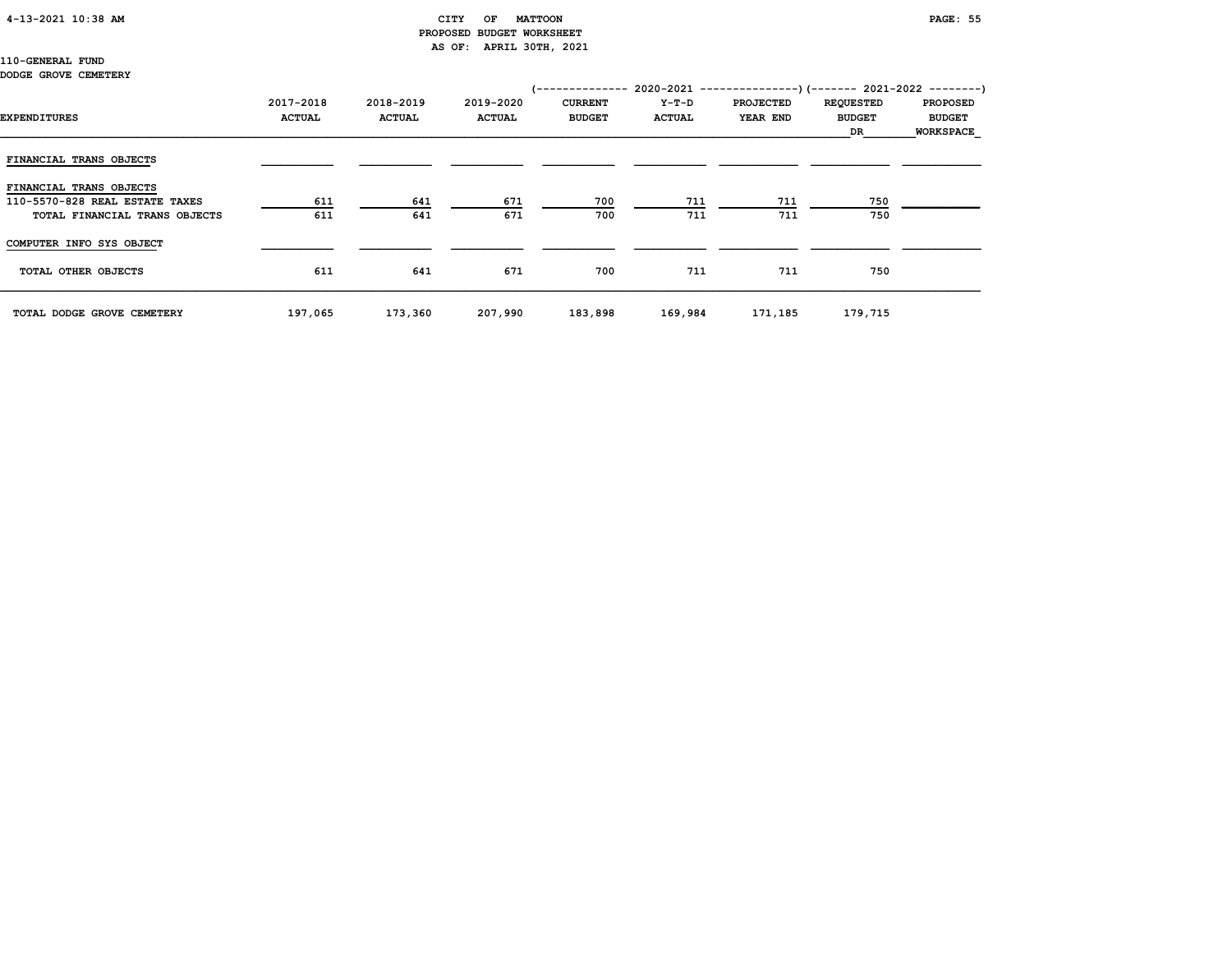CITY OF MATTOON
PROPOSED BUDGET WORKSHEET
AS OF: APRIL 30TH, 2021

110-GENERAL FUND
DODGE GROVE CEMETERY

| EXPENDITURES | 2017-2018 ACTUAL | 2018-2019 ACTUAL | 2019-2020 ACTUAL | 2020-2021 CURRENT BUDGET | 2020-2021 Y-T-D ACTUAL | 2020-2021 PROJECTED YEAR END | 2021-2022 REQUESTED BUDGET DR | 2021-2022 PROPOSED BUDGET WORKSPACE |
|---|---|---|---|---|---|---|---|---|
| FINANCIAL TRANS OBJECTS | | | | | | | | |
| FINANCIAL TRANS OBJECTS | | | | | | | | |
| 110-5570-828 REAL ESTATE TAXES | 611 | 641 | 671 | 700 | 711 | 711 | 750 | |
| TOTAL FINANCIAL TRANS OBJECTS | 611 | 641 | 671 | 700 | 711 | 711 | 750 | |
| COMPUTER INFO SYS OBJECT | | | | | | | | |
| TOTAL OTHER OBJECTS | 611 | 641 | 671 | 700 | 711 | 711 | 750 | |
| TOTAL DODGE GROVE CEMETERY | 197,065 | 173,360 | 207,990 | 183,898 | 169,984 | 171,185 | 179,715 | |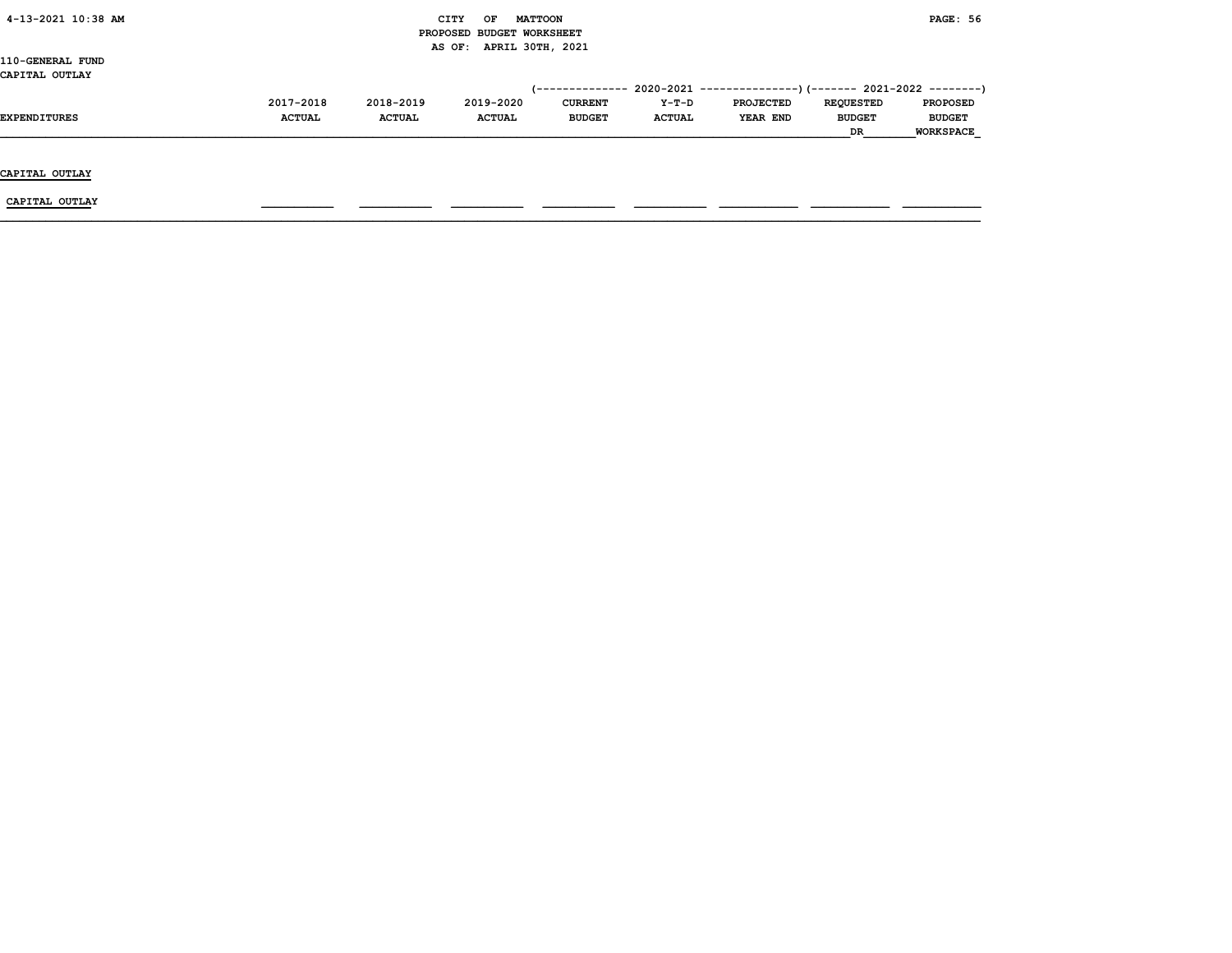110-GENERAL FUND
CAPITAL OUTLAY

| EXPENDITURES | 2017-2018 ACTUAL | 2018-2019 ACTUAL | 2019-2020 ACTUAL | 2020-2021 CURRENT BUDGET | 2020-2021 Y-T-D ACTUAL | 2020-2021 PROJECTED YEAR END | 2021-2022 REQUESTED BUDGET DR | 2021-2022 PROPOSED BUDGET WORKSPACE |
|---|---|---|---|---|---|---|---|---|
| CAPITAL OUTLAY | | | | | | | | |
| CAPITAL OUTLAY | | | | | | | | |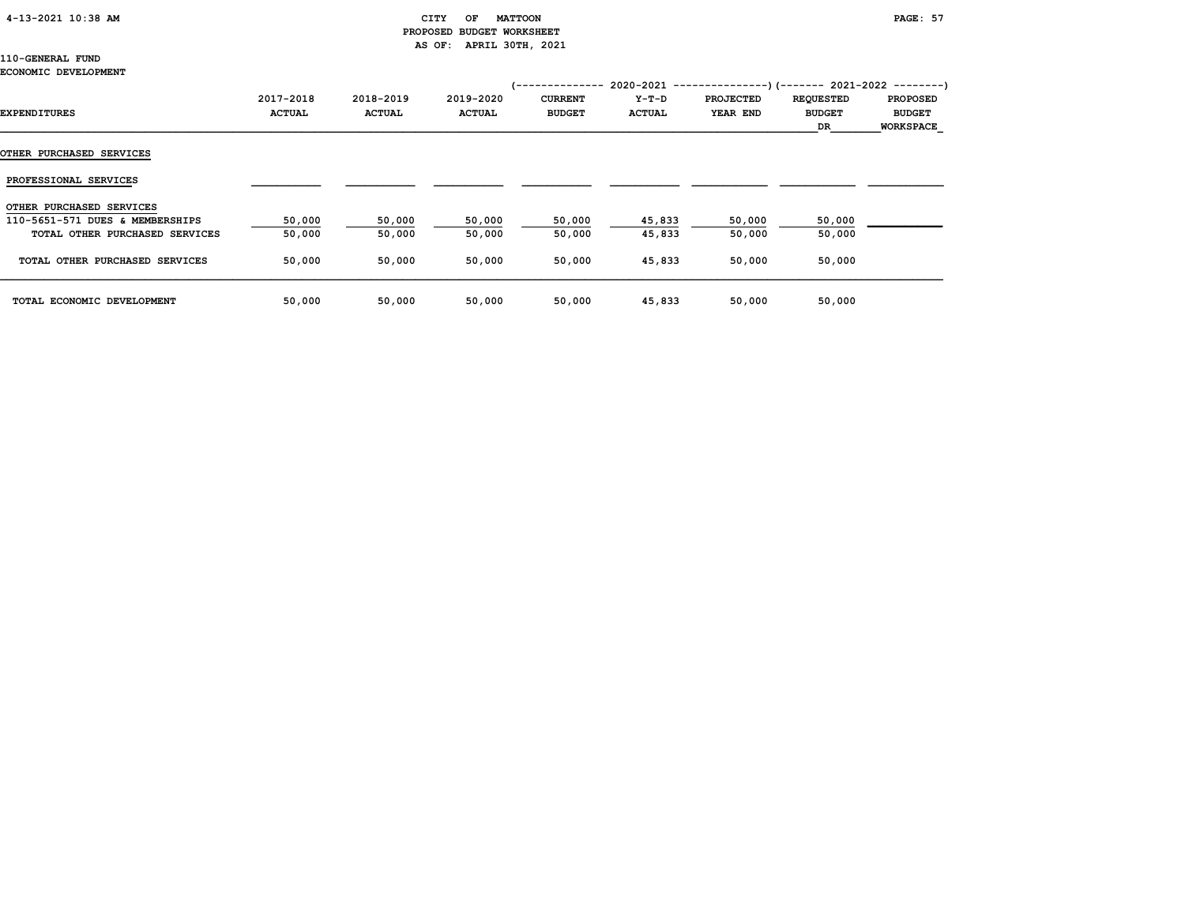CITY OF MATTOON
PROPOSED BUDGET WORKSHEET
AS OF: APRIL 30TH, 2021

110-GENERAL FUND
ECONOMIC DEVELOPMENT

| EXPENDITURES | 2017-2018 ACTUAL | 2018-2019 ACTUAL | 2019-2020 ACTUAL | 2020-2021 CURRENT BUDGET | 2020-2021 Y-T-D ACTUAL | 2020-2021 PROJECTED YEAR END | 2021-2022 REQUESTED BUDGET DR | 2021-2022 PROPOSED BUDGET WORKSPACE |
|---|---|---|---|---|---|---|---|---|
| **OTHER PURCHASED SERVICES** | | | | | | | | |
| PROFESSIONAL SERVICES | | | | | | | | |
| OTHER PURCHASED SERVICES | | | | | | | | |
| 110-5651-571 DUES & MEMBERSHIPS | 50,000 | 50,000 | 50,000 | 50,000 | 45,833 | 50,000 | 50,000 | |
| TOTAL OTHER PURCHASED SERVICES | 50,000 | 50,000 | 50,000 | 50,000 | 45,833 | 50,000 | 50,000 | |
| TOTAL OTHER PURCHASED SERVICES | 50,000 | 50,000 | 50,000 | 50,000 | 45,833 | 50,000 | 50,000 | |
| TOTAL ECONOMIC DEVELOPMENT | 50,000 | 50,000 | 50,000 | 50,000 | 45,833 | 50,000 | 50,000 | |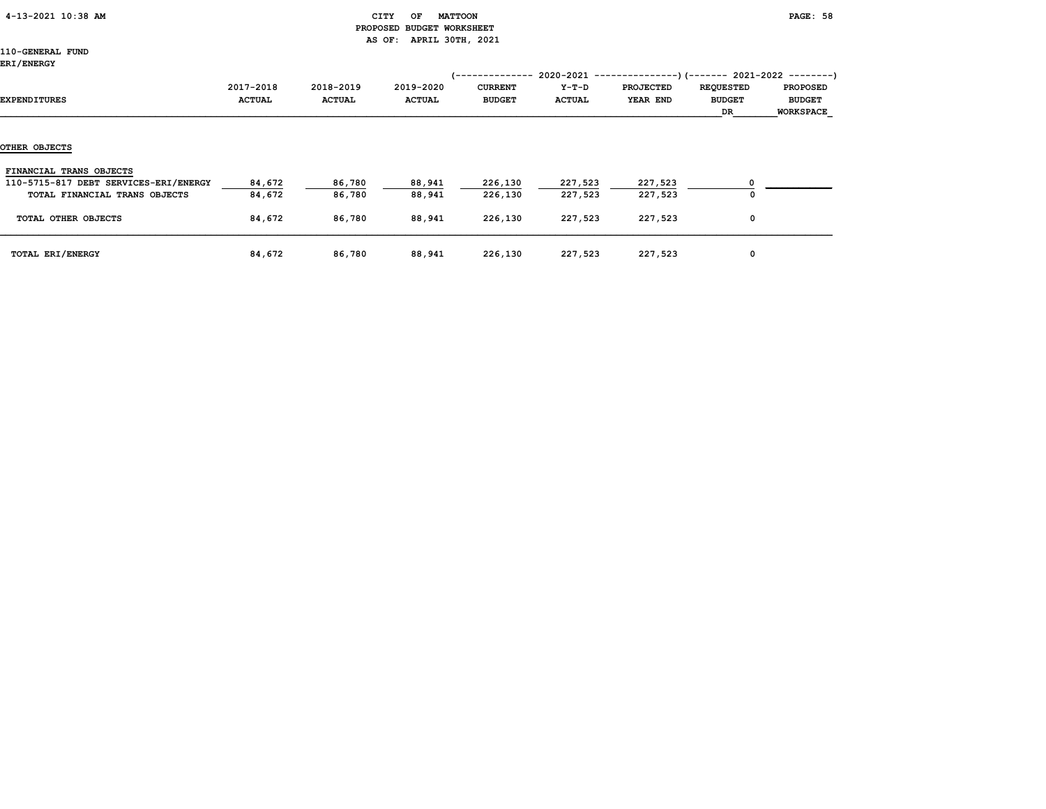CITY OF MATTOON
PROPOSED BUDGET WORKSHEET
AS OF: APRIL 30TH, 2021

110-GENERAL FUND
ERI/ENERGY

| EXPENDITURES | 2017-2018 ACTUAL | 2018-2019 ACTUAL | 2019-2020 ACTUAL | 2020-2021 CURRENT BUDGET | 2020-2021 Y-T-D ACTUAL | 2020-2021 PROJECTED YEAR END | 2021-2022 REQUESTED BUDGET DR | 2021-2022 PROPOSED BUDGET WORKSPACE |
|---|---|---|---|---|---|---|---|---|
| OTHER OBJECTS | | | | | | | | |
| FINANCIAL TRANS OBJECTS | | | | | | | | |
| 110-5715-817 DEBT SERVICES-ERI/ENERGY | 84,672 | 86,780 | 88,941 | 226,130 | 227,523 | 227,523 | 0 | |
| TOTAL FINANCIAL TRANS OBJECTS | 84,672 | 86,780 | 88,941 | 226,130 | 227,523 | 227,523 | 0 | |
| TOTAL OTHER OBJECTS | 84,672 | 86,780 | 88,941 | 226,130 | 227,523 | 227,523 | 0 | |
| TOTAL ERI/ENERGY | 84,672 | 86,780 | 88,941 | 226,130 | 227,523 | 227,523 | 0 | |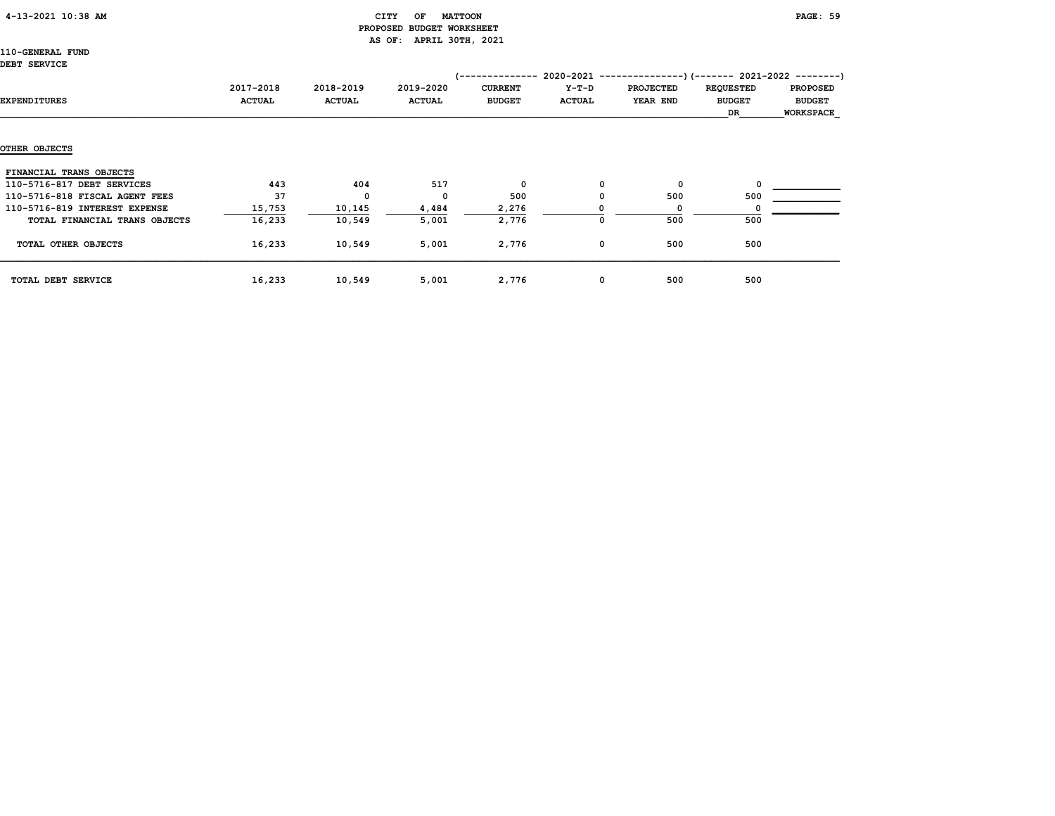CITY OF MATTOON
PROPOSED BUDGET WORKSHEET
AS OF: APRIL 30TH, 2021

110-GENERAL FUND
DEBT SERVICE

| EXPENDITURES | 2017-2018 ACTUAL | 2018-2019 ACTUAL | 2019-2020 ACTUAL | 2020-2021 CURRENT BUDGET | 2020-2021 Y-T-D ACTUAL | 2020-2021 PROJECTED YEAR END | 2021-2022 REQUESTED BUDGET DR | 2021-2022 PROPOSED BUDGET WORKSPACE |
|---|---|---|---|---|---|---|---|---|
| **OTHER OBJECTS** | | | | | | | | |
| FINANCIAL TRANS OBJECTS | | | | | | | | |
| 110-5716-817 DEBT SERVICES | 443 | 404 | 517 | 0 | 0 | 0 | 0 | |
| 110-5716-818 FISCAL AGENT FEES | 37 | 0 | 0 | 500 | 0 | 500 | 500 | |
| 110-5716-819 INTEREST EXPENSE | 15,753 | 10,145 | 4,484 | 2,276 | 0 | 0 | 0 | |
| TOTAL FINANCIAL TRANS OBJECTS | 16,233 | 10,549 | 5,001 | 2,776 | 0 | 500 | 500 | |
| TOTAL OTHER OBJECTS | 16,233 | 10,549 | 5,001 | 2,776 | 0 | 500 | 500 | |
| TOTAL DEBT SERVICE | 16,233 | 10,549 | 5,001 | 2,776 | 0 | 500 | 500 | |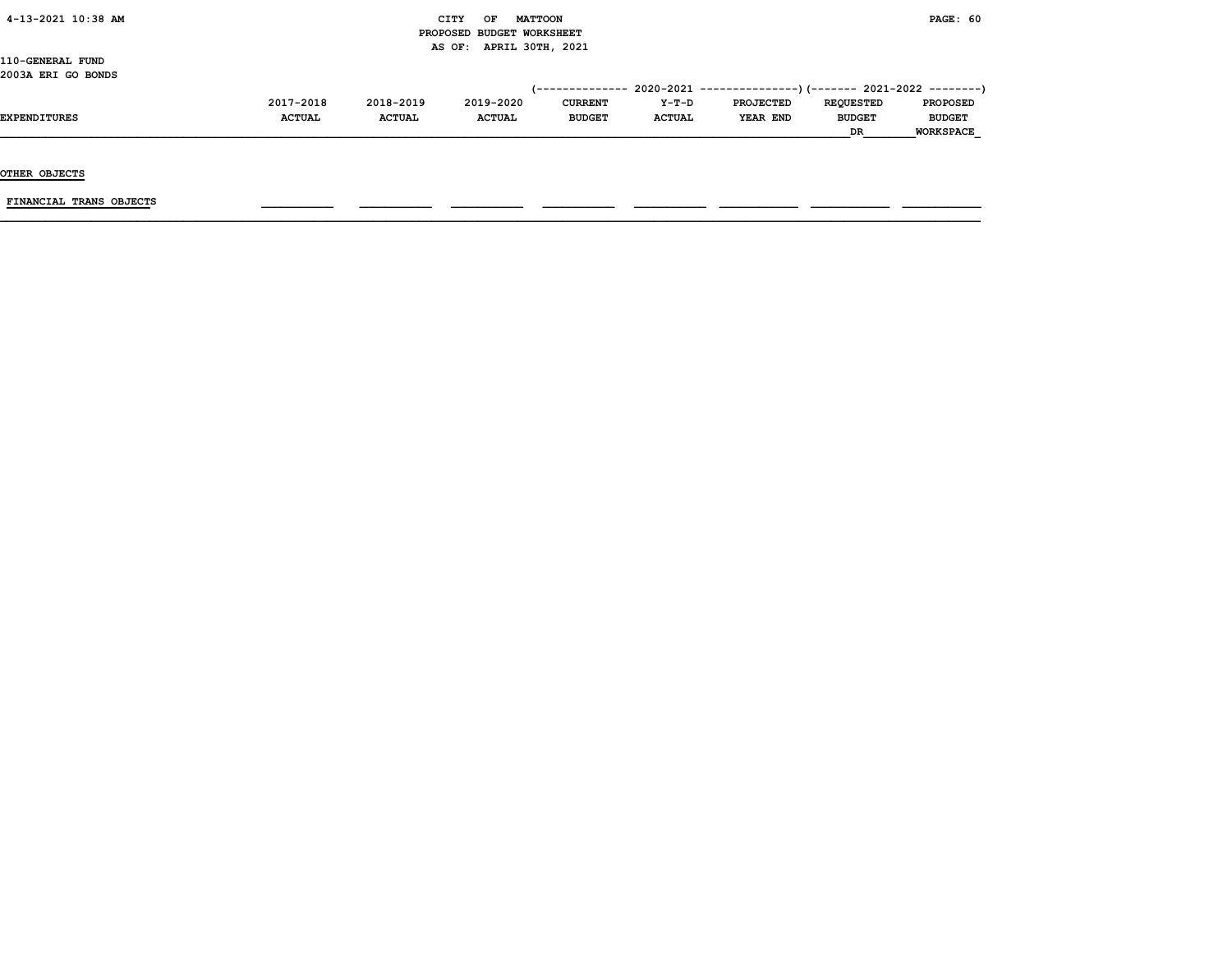110-GENERAL FUND
2003A ERI GO BONDS

| EXPENDITURES | 2017-2018 ACTUAL | 2018-2019 ACTUAL | 2019-2020 ACTUAL | 2020-2021 CURRENT BUDGET | 2020-2021 Y-T-D ACTUAL | 2020-2021 PROJECTED YEAR END | 2021-2022 REQUESTED BUDGET DR | 2021-2022 PROPOSED BUDGET WORKSPACE |
|---|---|---|---|---|---|---|---|---|
| OTHER OBJECTS | | | | | | | | |
| FINANCIAL TRANS OBJECTS | | | | | | | | |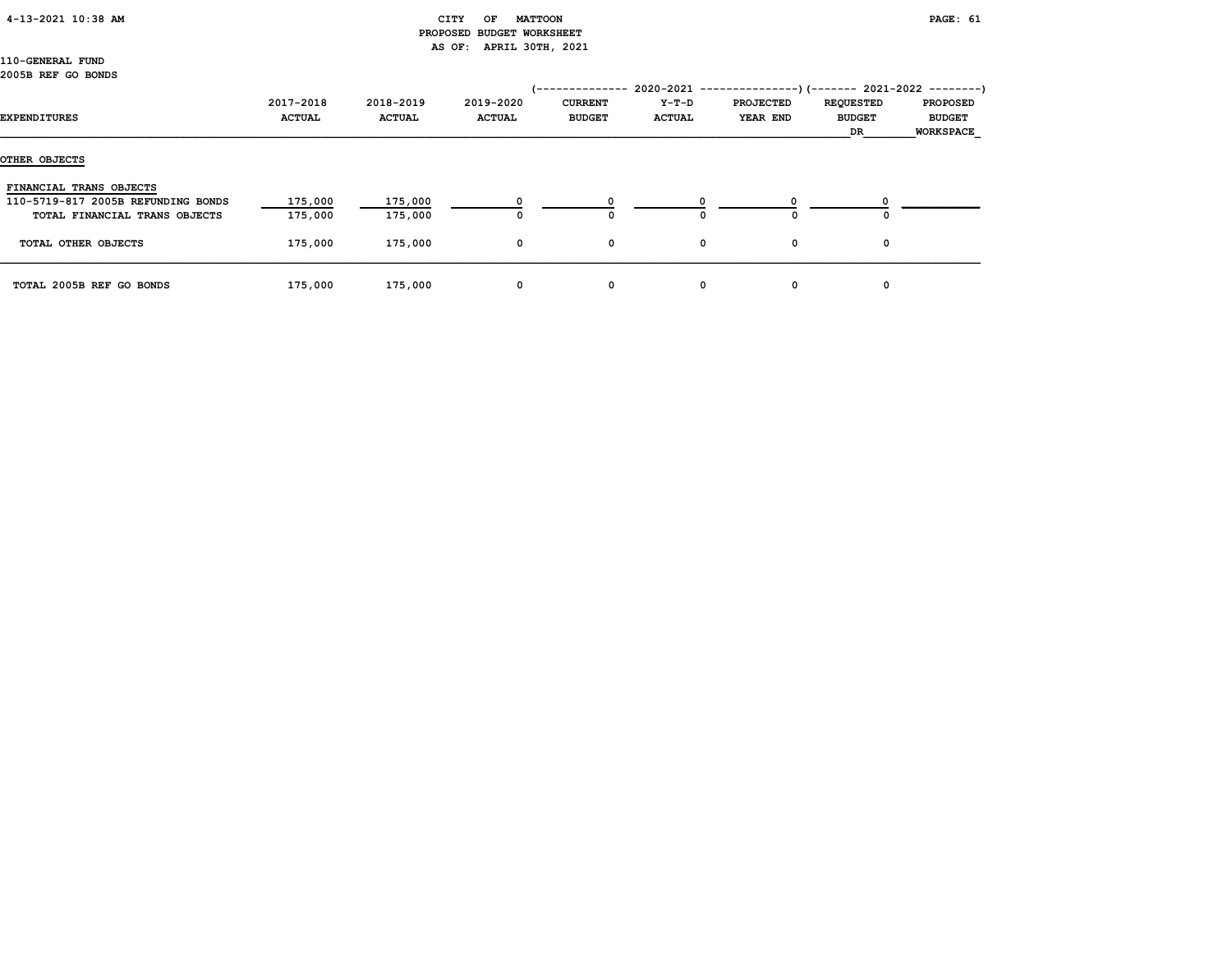CITY OF MATTOON
PROPOSED BUDGET WORKSHEET
AS OF: APRIL 30TH, 2021

110-GENERAL FUND
2005B REF GO BONDS

| EXPENDITURES | 2017-2018 ACTUAL | 2018-2019 ACTUAL | 2019-2020 ACTUAL | 2020-2021 CURRENT BUDGET | 2020-2021 Y-T-D ACTUAL | 2020-2021 PROJECTED YEAR END | 2021-2022 REQUESTED BUDGET DR | 2021-2022 PROPOSED BUDGET WORKSPACE |
|---|---|---|---|---|---|---|---|---|
| **OTHER OBJECTS** | | | | | | | | |
| FINANCIAL TRANS OBJECTS | | | | | | | | |
| 110-5719-817 2005B REFUNDING BONDS | 175,000 | 175,000 | 0 | 0 | 0 | 0 | 0 | |
| TOTAL FINANCIAL TRANS OBJECTS | 175,000 | 175,000 | 0 | 0 | 0 | 0 | 0 | |
| TOTAL OTHER OBJECTS | 175,000 | 175,000 | 0 | 0 | 0 | 0 | 0 | |
| TOTAL 2005B REF GO BONDS | 175,000 | 175,000 | 0 | 0 | 0 | 0 | 0 | |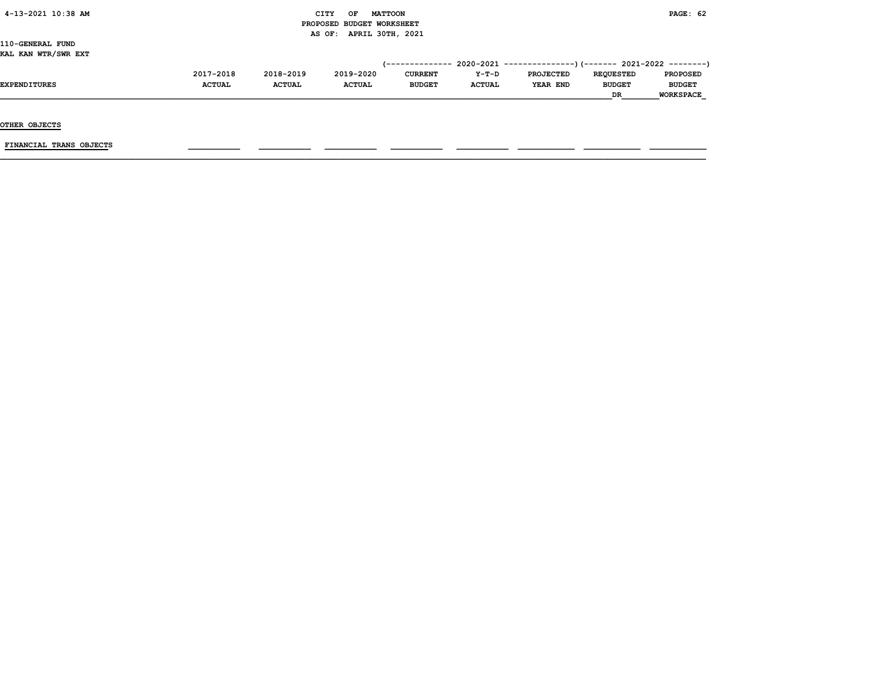110-GENERAL FUND
KAL KAN WTR/SWR EXT

| EXPENDITURES | 2017-2018 ACTUAL | 2018-2019 ACTUAL | 2019-2020 ACTUAL | 2020-2021 CURRENT BUDGET | 2020-2021 Y-T-D ACTUAL | 2020-2021 PROJECTED YEAR END | 2021-2022 REQUESTED BUDGET DR | 2021-2022 PROPOSED BUDGET WORKSPACE |
|---|---|---|---|---|---|---|---|---|
| **OTHER OBJECTS** | | | | | | | | |
| FINANCIAL TRANS OBJECTS | | | | | | | | |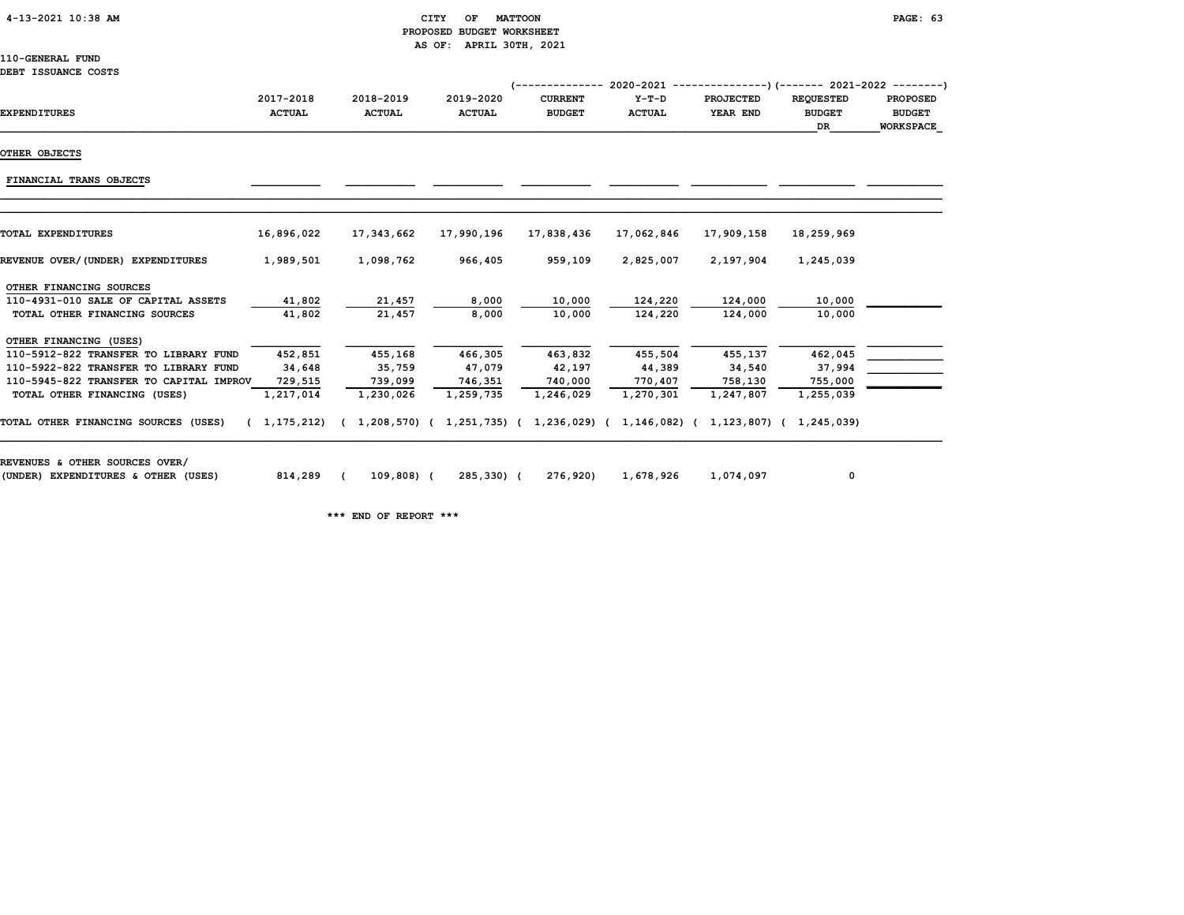CITY OF MATTOON
PROPOSED BUDGET WORKSHEET
AS OF: APRIL 30TH, 2021

110-GENERAL FUND
DEBT ISSUANCE COSTS

| EXPENDITURES | 2017-2018 ACTUAL | 2018-2019 ACTUAL | 2019-2020 ACTUAL | 2020-2021 CURRENT BUDGET | 2020-2021 Y-T-D ACTUAL | 2020-2021 PROJECTED YEAR END | 2021-2022 REQUESTED BUDGET DR | 2021-2022 PROPOSED BUDGET WORKSPACE |
|---|---|---|---|---|---|---|---|---|
| OTHER OBJECTS | | | | | | | | |
| FINANCIAL TRANS OBJECTS | | | | | | | | |
| TOTAL EXPENDITURES | 16,896,022 | 17,343,662 | 17,990,196 | 17,838,436 | 17,062,846 | 17,909,158 | 18,259,969 | |
| REVENUE OVER/(UNDER) EXPENDITURES | 1,989,501 | 1,098,762 | 966,405 | 959,109 | 2,825,007 | 2,197,904 | 1,245,039 | |
| OTHER FINANCING SOURCES | | | | | | | | |
| 110-4931-010 SALE OF CAPITAL ASSETS | 41,802 | 21,457 | 8,000 | 10,000 | 124,220 | 124,000 | 10,000 | |
| TOTAL OTHER FINANCING SOURCES | 41,802 | 21,457 | 8,000 | 10,000 | 124,220 | 124,000 | 10,000 | |
| OTHER FINANCING (USES) | | | | | | | | |
| 110-5912-822 TRANSFER TO LIBRARY FUND | 452,851 | 455,168 | 466,305 | 463,832 | 455,504 | 455,137 | 462,045 | |
| 110-5922-822 TRANSFER TO LIBRARY FUND | 34,648 | 35,759 | 47,079 | 42,197 | 44,389 | 34,540 | 37,994 | |
| 110-5945-822 TRANSFER TO CAPITAL IMPROV | 729,515 | 739,099 | 746,351 | 740,000 | 770,407 | 758,130 | 755,000 | |
| TOTAL OTHER FINANCING (USES) | 1,217,014 | 1,230,026 | 1,259,735 | 1,246,029 | 1,270,301 | 1,247,807 | 1,255,039 | |
| TOTAL OTHER FINANCING SOURCES (USES) | ( 1,175,212) | ( 1,208,570) | ( 1,251,735) | ( 1,236,029) | ( 1,146,082) | ( 1,123,807) | ( 1,245,039) | |
| REVENUES & OTHER SOURCES OVER/ (UNDER) EXPENDITURES & OTHER (USES) | 814,289 | ( 109,808) | ( 285,330) | ( 276,920) | 1,678,926 | 1,074,097 | 0 | |

*** END OF REPORT ***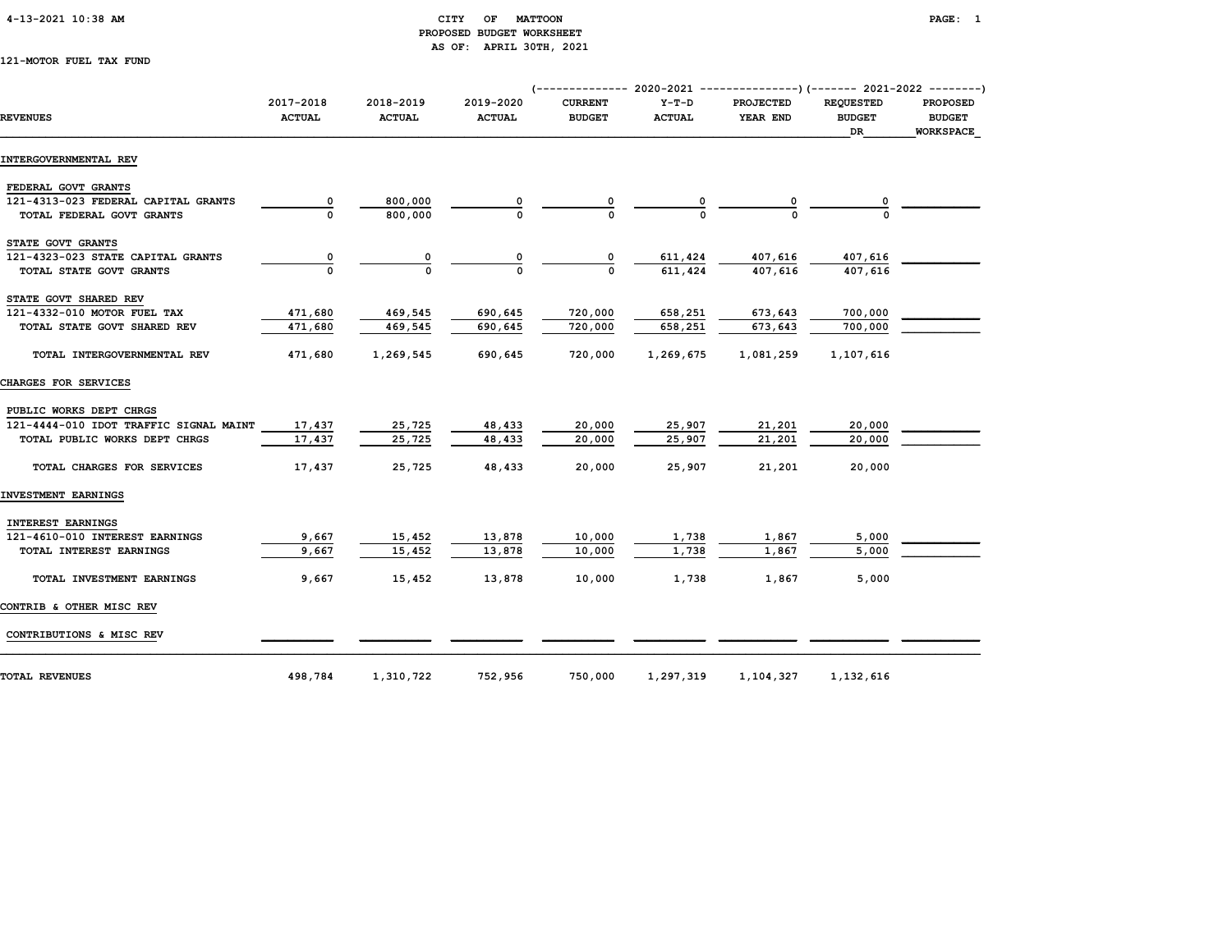CITY OF MATTOON
PROPOSED BUDGET WORKSHEET
AS OF: APRIL 30TH, 2021

121-MOTOR FUEL TAX FUND

| REVENUES | 2017-2018 ACTUAL | 2018-2019 ACTUAL | 2019-2020 ACTUAL | 2020-2021 CURRENT BUDGET | 2020-2021 Y-T-D ACTUAL | 2020-2021 PROJECTED YEAR END | 2021-2022 REQUESTED BUDGET DR | 2021-2022 PROPOSED BUDGET WORKSPACE |
|---|---|---|---|---|---|---|---|---|
| **INTERGOVERNMENTAL REV** | | | | | | | | |
| FEDERAL GOVT GRANTS | | | | | | | | |
| 121-4313-023 FEDERAL CAPITAL GRANTS | 0 | 800,000 | 0 | 0 | 0 | 0 | 0 | |
| TOTAL FEDERAL GOVT GRANTS | 0 | 800,000 | 0 | 0 | 0 | 0 | 0 | |
| STATE GOVT GRANTS | | | | | | | | |
| 121-4323-023 STATE CAPITAL GRANTS | 0 | 0 | 0 | 0 | 611,424 | 407,616 | 407,616 | |
| TOTAL STATE GOVT GRANTS | 0 | 0 | 0 | 0 | 611,424 | 407,616 | 407,616 | |
| STATE GOVT SHARED REV | | | | | | | | |
| 121-4332-010 MOTOR FUEL TAX | 471,680 | 469,545 | 690,645 | 720,000 | 658,251 | 673,643 | 700,000 | |
| TOTAL STATE GOVT SHARED REV | 471,680 | 469,545 | 690,645 | 720,000 | 658,251 | 673,643 | 700,000 | |
| TOTAL INTERGOVERNMENTAL REV | 471,680 | 1,269,545 | 690,645 | 720,000 | 1,269,675 | 1,081,259 | 1,107,616 | |
| **CHARGES FOR SERVICES** | | | | | | | | |
| PUBLIC WORKS DEPT CHRGS | | | | | | | | |
| 121-4444-010 IDOT TRAFFIC SIGNAL MAINT | 17,437 | 25,725 | 48,433 | 20,000 | 25,907 | 21,201 | 20,000 | |
| TOTAL PUBLIC WORKS DEPT CHRGS | 17,437 | 25,725 | 48,433 | 20,000 | 25,907 | 21,201 | 20,000 | |
| TOTAL CHARGES FOR SERVICES | 17,437 | 25,725 | 48,433 | 20,000 | 25,907 | 21,201 | 20,000 | |
| **INVESTMENT EARNINGS** | | | | | | | | |
| INTEREST EARNINGS | | | | | | | | |
| 121-4610-010 INTEREST EARNINGS | 9,667 | 15,452 | 13,878 | 10,000 | 1,738 | 1,867 | 5,000 | |
| TOTAL INTEREST EARNINGS | 9,667 | 15,452 | 13,878 | 10,000 | 1,738 | 1,867 | 5,000 | |
| TOTAL INVESTMENT EARNINGS | 9,667 | 15,452 | 13,878 | 10,000 | 1,738 | 1,867 | 5,000 | |
| **CONTRIB & OTHER MISC REV** | | | | | | | | |
| CONTRIBUTIONS & MISC REV | | | | | | | | |
| **TOTAL REVENUES** | 498,784 | 1,310,722 | 752,956 | 750,000 | 1,297,319 | 1,104,327 | 1,132,616 | |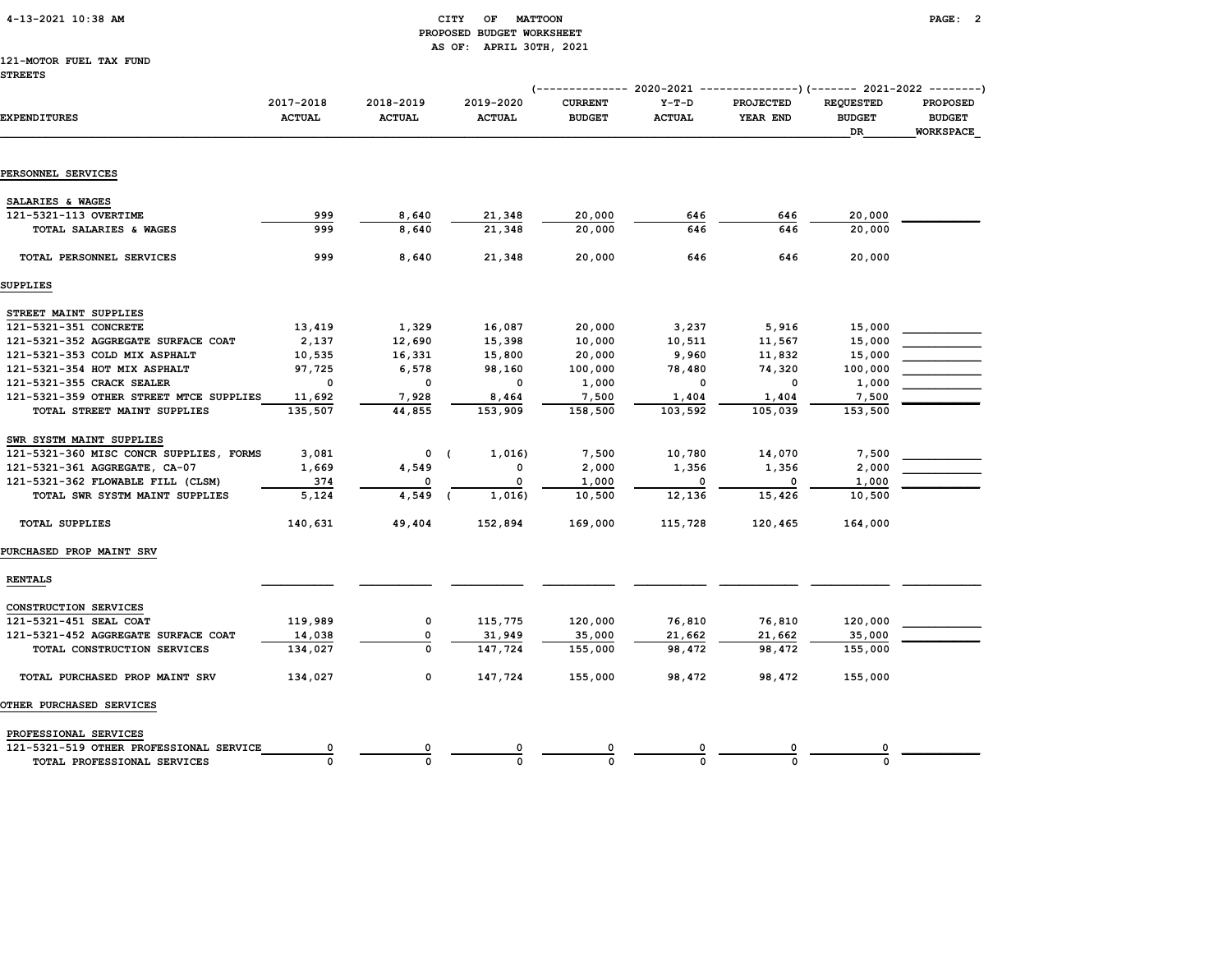CITY OF MATTOON
PROPOSED BUDGET WORKSHEET
AS OF: APRIL 30TH, 2021

121-MOTOR FUEL TAX FUND
STREETS

| EXPENDITURES | 2017-2018 ACTUAL | 2018-2019 ACTUAL | 2019-2020 ACTUAL | 2020-2021 CURRENT BUDGET | 2020-2021 Y-T-D ACTUAL | 2020-2021 PROJECTED YEAR END | 2021-2022 REQUESTED BUDGET DR | 2021-2022 PROPOSED BUDGET WORKSPACE |
|---|---|---|---|---|---|---|---|---|
| **PERSONNEL SERVICES** | | | | | | | | |
| SALARIES & WAGES | | | | | | | | |
| 121-5321-113 OVERTIME | 999 | 8,640 | 21,348 | 20,000 | 646 | 646 | 20,000 | |
| TOTAL SALARIES & WAGES | 999 | 8,640 | 21,348 | 20,000 | 646 | 646 | 20,000 | |
| TOTAL PERSONNEL SERVICES | 999 | 8,640 | 21,348 | 20,000 | 646 | 646 | 20,000 | |
| **SUPPLIES** | | | | | | | | |
| STREET MAINT SUPPLIES | | | | | | | | |
| 121-5321-351 CONCRETE | 13,419 | 1,329 | 16,087 | 20,000 | 3,237 | 5,916 | 15,000 | |
| 121-5321-352 AGGREGATE SURFACE COAT | 2,137 | 12,690 | 15,398 | 10,000 | 10,511 | 11,567 | 15,000 | |
| 121-5321-353 COLD MIX ASPHALT | 10,535 | 16,331 | 15,800 | 20,000 | 9,960 | 11,832 | 15,000 | |
| 121-5321-354 HOT MIX ASPHALT | 97,725 | 6,578 | 98,160 | 100,000 | 78,480 | 74,320 | 100,000 | |
| 121-5321-355 CRACK SEALER | 0 | 0 | 0 | 1,000 | 0 | 0 | 1,000 | |
| 121-5321-359 OTHER STREET MTCE SUPPLIES | 11,692 | 7,928 | 8,464 | 7,500 | 1,404 | 1,404 | 7,500 | |
| TOTAL STREET MAINT SUPPLIES | 135,507 | 44,855 | 153,909 | 158,500 | 103,592 | 105,039 | 153,500 | |
| SWR SYSTM MAINT SUPPLIES | | | | | | | | |
| 121-5321-360 MISC CONCR SUPPLIES, FORMS | 3,081 | 0 | (1,016) | 7,500 | 10,780 | 14,070 | 7,500 | |
| 121-5321-361 AGGREGATE, CA-07 | 1,669 | 4,549 | 0 | 2,000 | 1,356 | 1,356 | 2,000 | |
| 121-5321-362 FLOWABLE FILL (CLSM) | 374 | 0 | 0 | 1,000 | 0 | 0 | 1,000 | |
| TOTAL SWR SYSTM MAINT SUPPLIES | 5,124 | 4,549 | (1,016) | 10,500 | 12,136 | 15,426 | 10,500 | |
| TOTAL SUPPLIES | 140,631 | 49,404 | 152,894 | 169,000 | 115,728 | 120,465 | 164,000 | |
| **PURCHASED PROP MAINT SRV** | | | | | | | | |
| RENTALS | | | | | | | | |
| CONSTRUCTION SERVICES | | | | | | | | |
| 121-5321-451 SEAL COAT | 119,989 | 0 | 115,775 | 120,000 | 76,810 | 76,810 | 120,000 | |
| 121-5321-452 AGGREGATE SURFACE COAT | 14,038 | 0 | 31,949 | 35,000 | 21,662 | 21,662 | 35,000 | |
| TOTAL CONSTRUCTION SERVICES | 134,027 | 0 | 147,724 | 155,000 | 98,472 | 98,472 | 155,000 | |
| TOTAL PURCHASED PROP MAINT SRV | 134,027 | 0 | 147,724 | 155,000 | 98,472 | 98,472 | 155,000 | |
| **OTHER PURCHASED SERVICES** | | | | | | | | |
| PROFESSIONAL SERVICES | | | | | | | | |
| 121-5321-519 OTHER PROFESSIONAL SERVICE | 0 | 0 | 0 | 0 | 0 | 0 | 0 | |
| TOTAL PROFESSIONAL SERVICES | 0 | 0 | 0 | 0 | 0 | 0 | 0 | |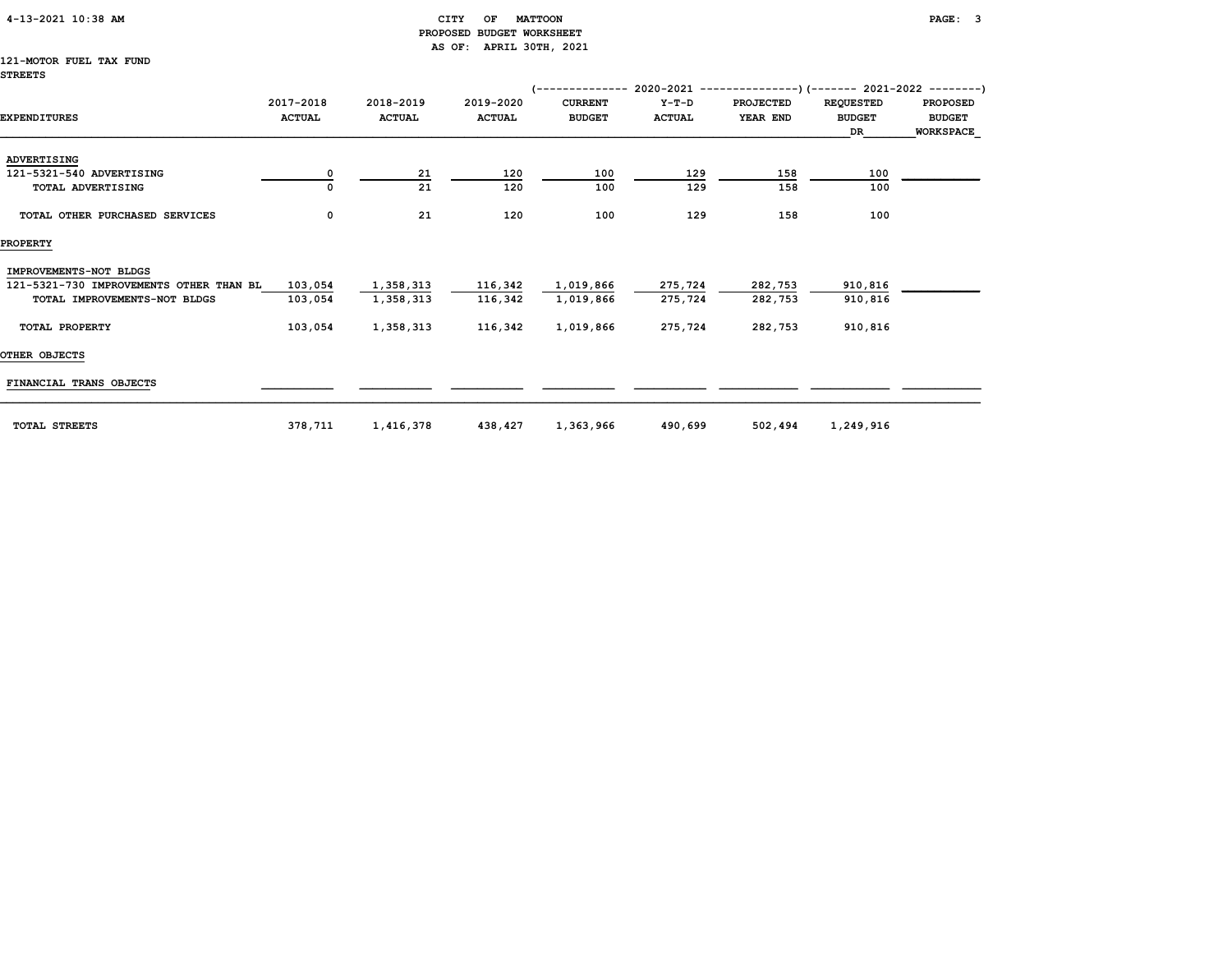CITY OF MATTOON
PROPOSED BUDGET WORKSHEET
AS OF: APRIL 30TH, 2021

121-MOTOR FUEL TAX FUND
STREETS

| EXPENDITURES | 2017-2018 ACTUAL | 2018-2019 ACTUAL | 2019-2020 ACTUAL | 2020-2021 CURRENT BUDGET | 2020-2021 Y-T-D ACTUAL | 2020-2021 PROJECTED YEAR END | 2021-2022 REQUESTED BUDGET DR | 2021-2022 PROPOSED BUDGET WORKSPACE |
|---|---|---|---|---|---|---|---|---|
| ADVERTISING | | | | | | | | |
| 121-5321-540 ADVERTISING | 0 | 21 | 120 | 100 | 129 | 158 | 100 | |
| TOTAL ADVERTISING | 0 | 21 | 120 | 100 | 129 | 158 | 100 | |
| TOTAL OTHER PURCHASED SERVICES | 0 | 21 | 120 | 100 | 129 | 158 | 100 | |
| PROPERTY | | | | | | | | |
| IMPROVEMENTS-NOT BLDGS | | | | | | | | |
| 121-5321-730 IMPROVEMENTS OTHER THAN BL | 103,054 | 1,358,313 | 116,342 | 1,019,866 | 275,724 | 282,753 | 910,816 | |
| TOTAL IMPROVEMENTS-NOT BLDGS | 103,054 | 1,358,313 | 116,342 | 1,019,866 | 275,724 | 282,753 | 910,816 | |
| TOTAL PROPERTY | 103,054 | 1,358,313 | 116,342 | 1,019,866 | 275,724 | 282,753 | 910,816 | |
| OTHER OBJECTS | | | | | | | | |
| FINANCIAL TRANS OBJECTS | | | | | | | | |
| TOTAL STREETS | 378,711 | 1,416,378 | 438,427 | 1,363,966 | 490,699 | 502,494 | 1,249,916 | |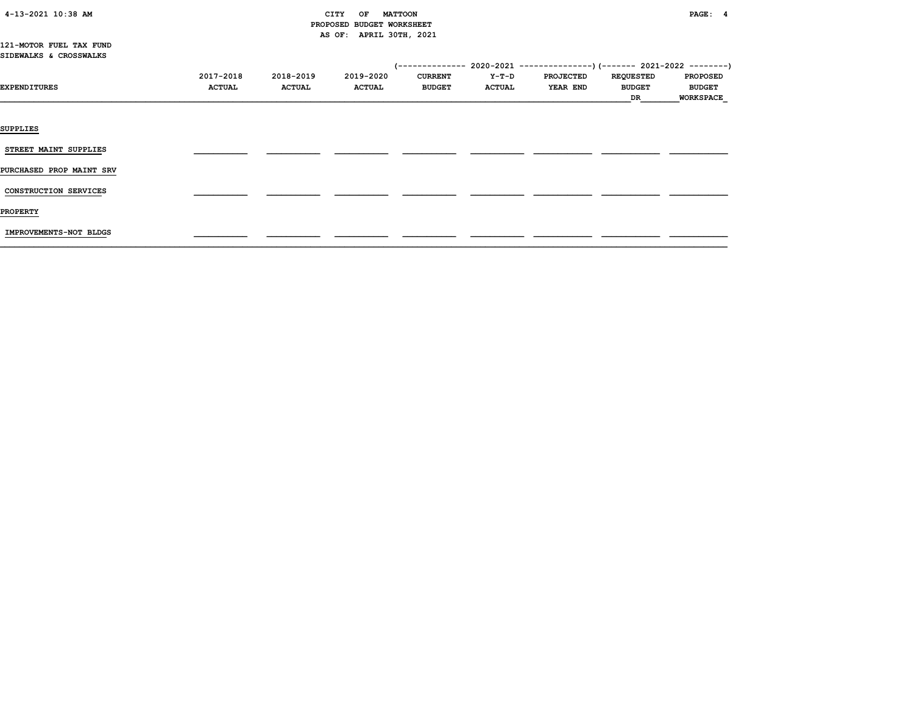121-MOTOR FUEL TAX FUND
SIDEWALKS & CROSSWALKS

| EXPENDITURES | 2017-2018 ACTUAL | 2018-2019 ACTUAL | 2019-2020 ACTUAL | 2020-2021 CURRENT BUDGET | 2020-2021 Y-T-D ACTUAL | 2020-2021 PROJECTED YEAR END | 2021-2022 REQUESTED BUDGET DR | 2021-2022 PROPOSED BUDGET WORKSPACE |
|---|---|---|---|---|---|---|---|---|
| **SUPPLIES** | | | | | | | | |
| STREET MAINT SUPPLIES | | | | | | | | |
| **PURCHASED PROP MAINT SRV** | | | | | | | | |
| CONSTRUCTION SERVICES | | | | | | | | |
| **PROPERTY** | | | | | | | | |
| IMPROVEMENTS-NOT BLDGS | | | | | | | | |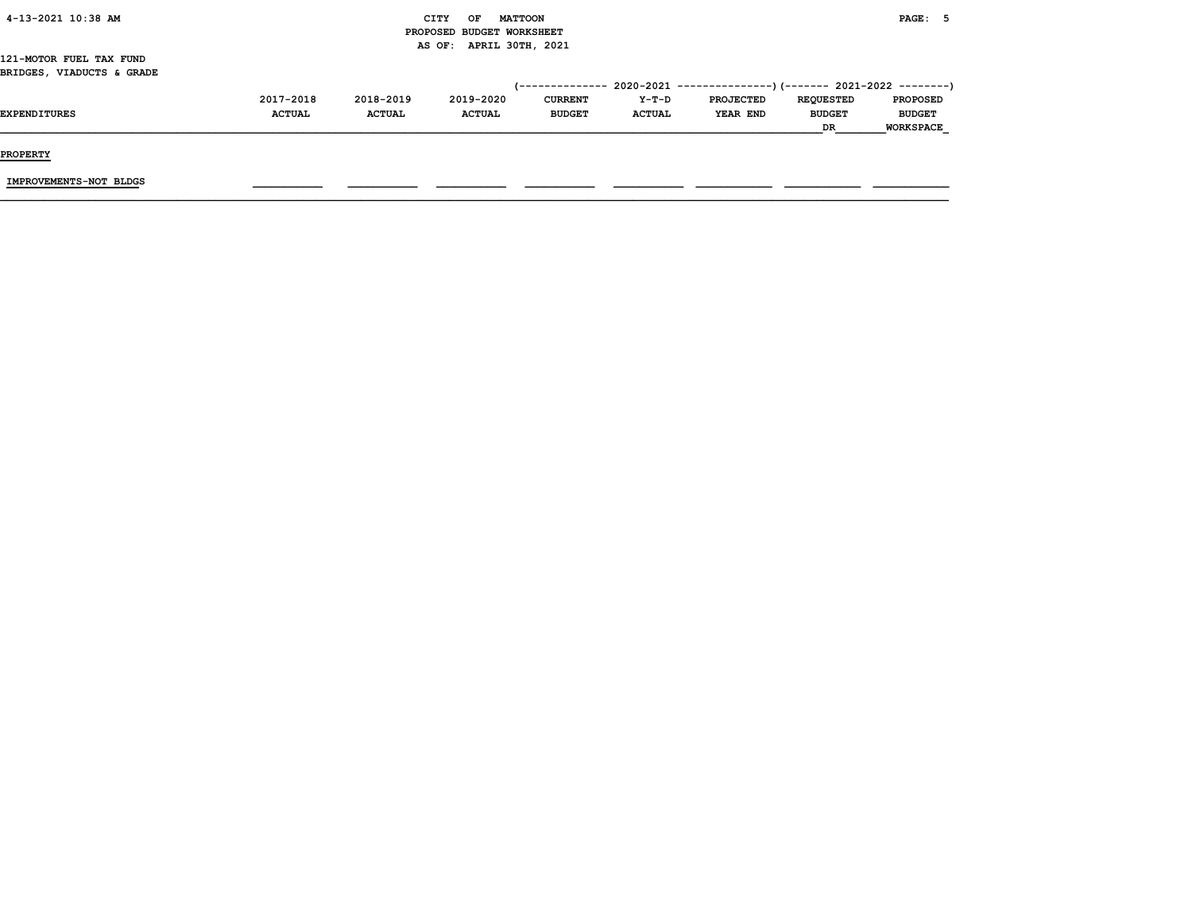CITY OF MATTOON
PROPOSED BUDGET WORKSHEET
AS OF: APRIL 30TH, 2021

121-MOTOR FUEL TAX FUND
BRIDGES, VIADUCTS & GRADE

| EXPENDITURES | 2017-2018 ACTUAL | 2018-2019 ACTUAL | 2019-2020 ACTUAL | 2020-2021 CURRENT BUDGET | 2020-2021 Y-T-D ACTUAL | 2020-2021 PROJECTED YEAR END | 2021-2022 REQUESTED BUDGET DR | 2021-2022 PROPOSED BUDGET WORKSPACE |
|---|---|---|---|---|---|---|---|---|
| **PROPERTY** | | | | | | | | |
| IMPROVEMENTS-NOT BLDGS | | | | | | | | |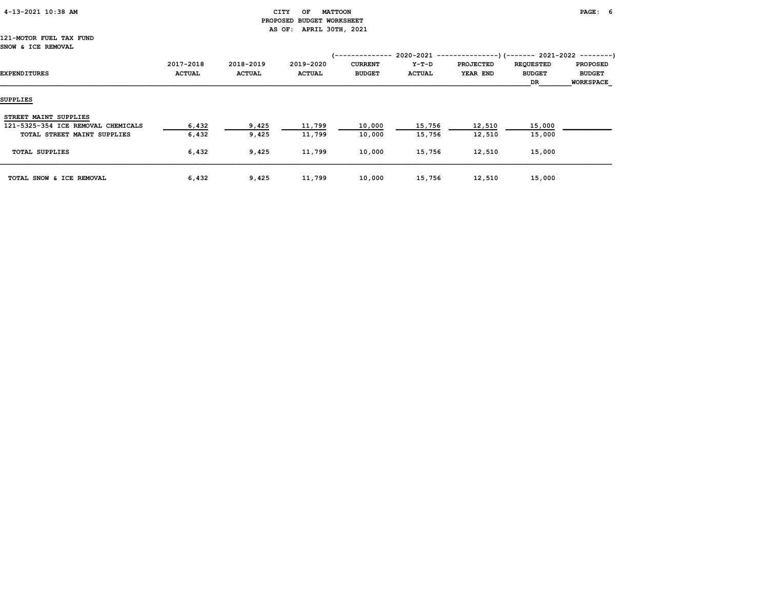CITY OF MATTOON
PROPOSED BUDGET WORKSHEET
AS OF: APRIL 30TH, 2021

121-MOTOR FUEL TAX FUND
SNOW & ICE REMOVAL

| EXPENDITURES | 2017-2018 ACTUAL | 2018-2019 ACTUAL | 2019-2020 ACTUAL | 2020-2021 CURRENT BUDGET | 2020-2021 Y-T-D ACTUAL | 2020-2021 PROJECTED YEAR END | 2021-2022 REQUESTED BUDGET DR | 2021-2022 PROPOSED BUDGET WORKSPACE |
|---|---|---|---|---|---|---|---|---|
| **SUPPLIES** | | | | | | | | |
| STREET MAINT SUPPLIES | | | | | | | | |
| 121-5325-354 ICE REMOVAL CHEMICALS | 6,432 | 9,425 | 11,799 | 10,000 | 15,756 | 12,510 | 15,000 | |
| TOTAL STREET MAINT SUPPLIES | 6,432 | 9,425 | 11,799 | 10,000 | 15,756 | 12,510 | 15,000 | |
| TOTAL SUPPLIES | 6,432 | 9,425 | 11,799 | 10,000 | 15,756 | 12,510 | 15,000 | |
| TOTAL SNOW & ICE REMOVAL | 6,432 | 9,425 | 11,799 | 10,000 | 15,756 | 12,510 | 15,000 | |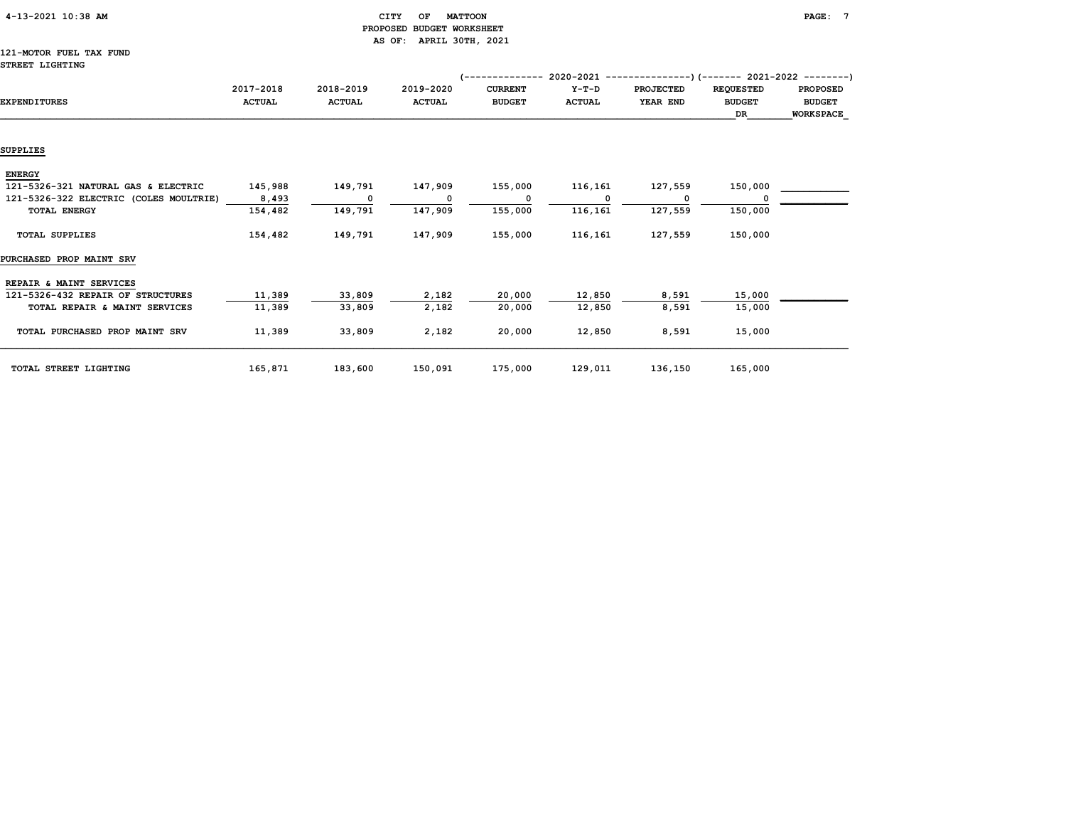# CITY OF MATTOON
## PROPOSED BUDGET WORKSHEET
### AS OF: APRIL 30TH, 2021

121-MOTOR FUEL TAX FUND
STREET LIGHTING

| EXPENDITURES | 2017-2018 ACTUAL | 2018-2019 ACTUAL | 2019-2020 ACTUAL | 2020-2021 CURRENT BUDGET | 2020-2021 Y-T-D ACTUAL | 2020-2021 PROJECTED YEAR END | 2021-2022 REQUESTED BUDGET DR | 2021-2022 PROPOSED BUDGET WORKSPACE |
|---|---|---|---|---|---|---|---|---|
| **SUPPLIES** | | | | | | | | |
| **ENERGY** | | | | | | | | |
| 121-5326-321 NATURAL GAS & ELECTRIC | 145,988 | 149,791 | 147,909 | 155,000 | 116,161 | 127,559 | 150,000 | |
| 121-5326-322 ELECTRIC (COLES MOULTRIE) | 8,493 | 0 | 0 | 0 | 0 | 0 | 0 | |
| TOTAL ENERGY | 154,482 | 149,791 | 147,909 | 155,000 | 116,161 | 127,559 | 150,000 | |
| TOTAL SUPPLIES | 154,482 | 149,791 | 147,909 | 155,000 | 116,161 | 127,559 | 150,000 | |
| **PURCHASED PROP MAINT SRV** | | | | | | | | |
| REPAIR & MAINT SERVICES | | | | | | | | |
| 121-5326-432 REPAIR OF STRUCTURES | 11,389 | 33,809 | 2,182 | 20,000 | 12,850 | 8,591 | 15,000 | |
| TOTAL REPAIR & MAINT SERVICES | 11,389 | 33,809 | 2,182 | 20,000 | 12,850 | 8,591 | 15,000 | |
| TOTAL PURCHASED PROP MAINT SRV | 11,389 | 33,809 | 2,182 | 20,000 | 12,850 | 8,591 | 15,000 | |
| TOTAL STREET LIGHTING | 165,871 | 183,600 | 150,091 | 175,000 | 129,011 | 136,150 | 165,000 | |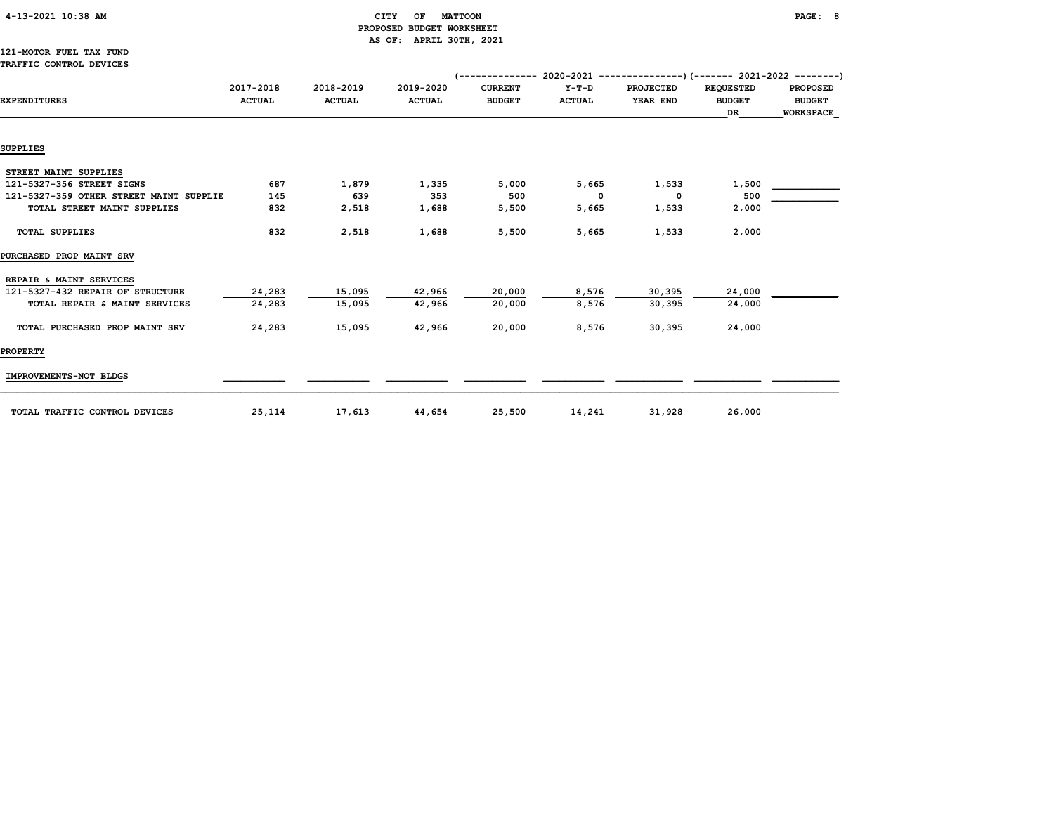CITY OF MATTOON
PROPOSED BUDGET WORKSHEET
AS OF: APRIL 30TH, 2021

121-MOTOR FUEL TAX FUND
TRAFFIC CONTROL DEVICES

| EXPENDITURES | 2017-2018 ACTUAL | 2018-2019 ACTUAL | 2019-2020 ACTUAL | 2020-2021 CURRENT BUDGET | 2020-2021 Y-T-D ACTUAL | 2020-2021 PROJECTED YEAR END | 2021-2022 REQUESTED BUDGET DR | 2021-2022 PROPOSED BUDGET WORKSPACE |
|---|---|---|---|---|---|---|---|---|
| **SUPPLIES** | | | | | | | | |
| STREET MAINT SUPPLIES | | | | | | | | |
| 121-5327-356 STREET SIGNS | 687 | 1,879 | 1,335 | 5,000 | 5,665 | 1,533 | 1,500 | |
| 121-5327-359 OTHER STREET MAINT SUPPLIE | 145 | 639 | 353 | 500 | 0 | 0 | 500 | |
| TOTAL STREET MAINT SUPPLIES | 832 | 2,518 | 1,688 | 5,500 | 5,665 | 1,533 | 2,000 | |
| TOTAL SUPPLIES | 832 | 2,518 | 1,688 | 5,500 | 5,665 | 1,533 | 2,000 | |
| **PURCHASED PROP MAINT SRV** | | | | | | | | |
| REPAIR & MAINT SERVICES | | | | | | | | |
| 121-5327-432 REPAIR OF STRUCTURE | 24,283 | 15,095 | 42,966 | 20,000 | 8,576 | 30,395 | 24,000 | |
| TOTAL REPAIR & MAINT SERVICES | 24,283 | 15,095 | 42,966 | 20,000 | 8,576 | 30,395 | 24,000 | |
| TOTAL PURCHASED PROP MAINT SRV | 24,283 | 15,095 | 42,966 | 20,000 | 8,576 | 30,395 | 24,000 | |
| **PROPERTY** | | | | | | | | |
| IMPROVEMENTS-NOT BLDGS | | | | | | | | |
| TOTAL TRAFFIC CONTROL DEVICES | 25,114 | 17,613 | 44,654 | 25,500 | 14,241 | 31,928 | 26,000 | |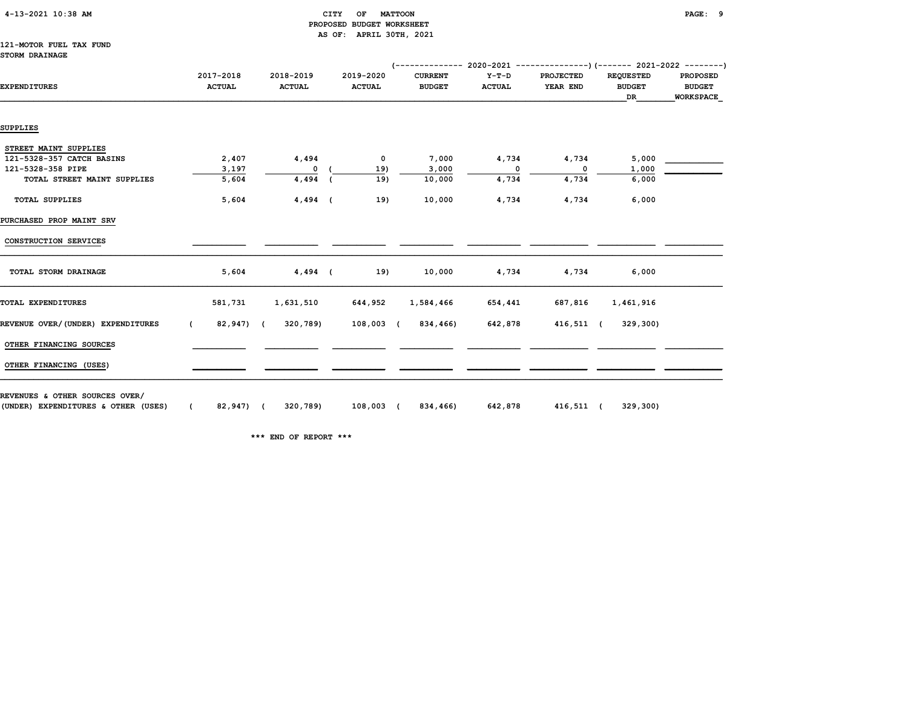CITY OF MATTOON
PROPOSED BUDGET WORKSHEET
AS OF: APRIL 30TH, 2021

121-MOTOR FUEL TAX FUND
STORM DRAINAGE

| EXPENDITURES | 2017-2018 ACTUAL | 2018-2019 ACTUAL | 2019-2020 ACTUAL | 2020-2021 CURRENT BUDGET | 2020-2021 Y-T-D ACTUAL | 2020-2021 PROJECTED YEAR END | 2021-2022 REQUESTED BUDGET DR | 2021-2022 PROPOSED BUDGET WORKSPACE |
|---|---|---|---|---|---|---|---|---|
| **SUPPLIES** | | | | | | | | |
| STREET MAINT SUPPLIES | | | | | | | | |
| 121-5328-357 CATCH BASINS | 2,407 | 4,494 | 0 | 7,000 | 4,734 | 4,734 | 5,000 | |
| 121-5328-358 PIPE | 3,197 | 0 | (19) | 3,000 | 0 | 0 | 1,000 | |
| TOTAL STREET MAINT SUPPLIES | 5,604 | 4,494 | (19) | 10,000 | 4,734 | 4,734 | 6,000 | |
| TOTAL SUPPLIES | 5,604 | 4,494 | (19) | 10,000 | 4,734 | 4,734 | 6,000 | |
| **PURCHASED PROP MAINT SRV** | | | | | | | | |
| CONSTRUCTION SERVICES | | | | | | | | |
| TOTAL STORM DRAINAGE | 5,604 | 4,494 | (19) | 10,000 | 4,734 | 4,734 | 6,000 | |
| TOTAL EXPENDITURES | 581,731 | 1,631,510 | 644,952 | 1,584,466 | 654,441 | 687,816 | 1,461,916 | |
| REVENUE OVER/(UNDER) EXPENDITURES | (82,947) | (320,789) | 108,003 | (834,466) | 642,878 | 416,511 | (329,300) | |
| OTHER FINANCING SOURCES | | | | | | | | |
| OTHER FINANCING (USES) | | | | | | | | |
| REVENUES & OTHER SOURCES OVER/ (UNDER) EXPENDITURES & OTHER (USES) | (82,947) | (320,789) | 108,003 | (834,466) | 642,878 | 416,511 | (329,300) | |

*** END OF REPORT ***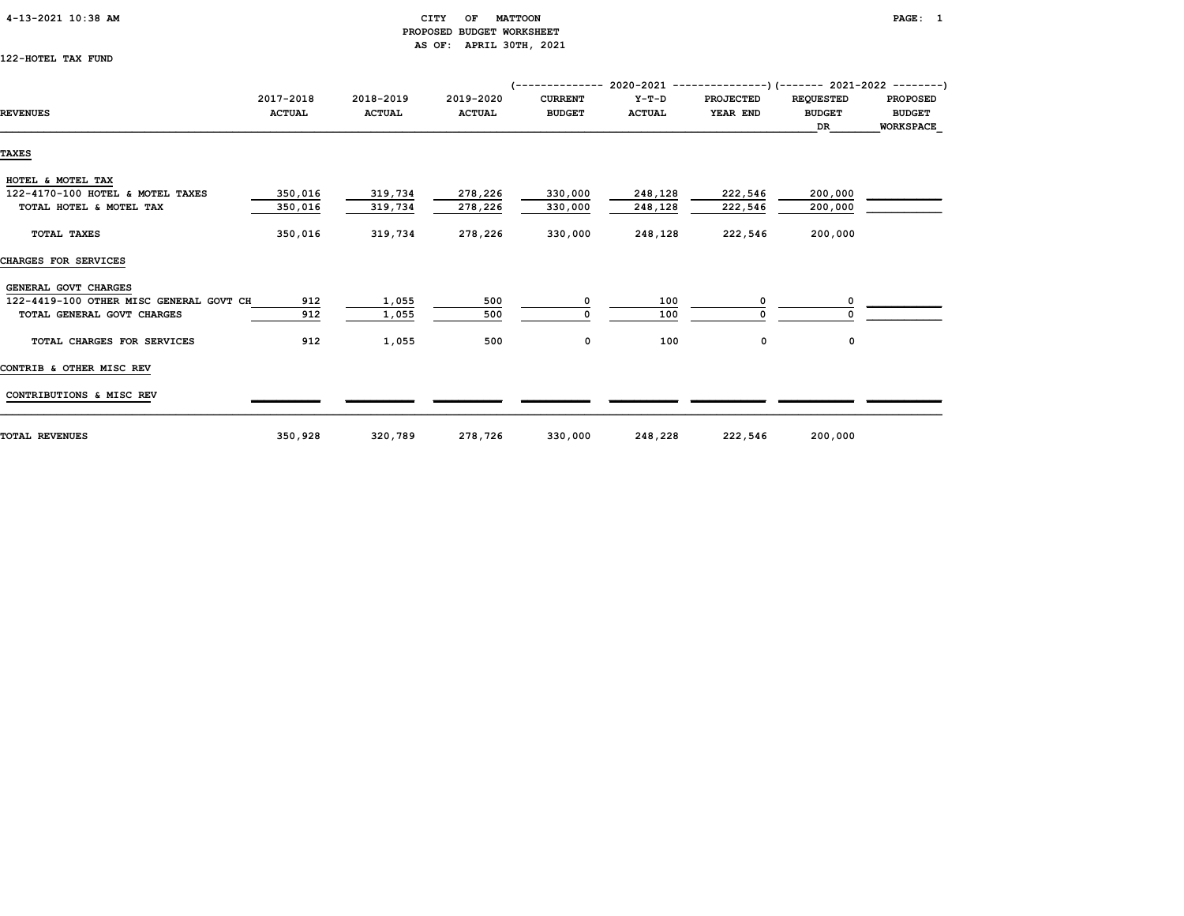CITY OF MATTOON
PROPOSED BUDGET WORKSHEET
AS OF: APRIL 30TH, 2021

122-HOTEL TAX FUND

| REVENUES | 2017-2018 ACTUAL | 2018-2019 ACTUAL | 2019-2020 ACTUAL | 2020-2021 CURRENT BUDGET | 2020-2021 Y-T-D ACTUAL | 2020-2021 PROJECTED YEAR END | 2021-2022 REQUESTED BUDGET DR | 2021-2022 PROPOSED BUDGET WORKSPACE |
|---|---|---|---|---|---|---|---|---|
| **TAXES** | | | | | | | | |
| HOTEL & MOTEL TAX | | | | | | | | |
| 122-4170-100 HOTEL & MOTEL TAXES | 350,016 | 319,734 | 278,226 | 330,000 | 248,128 | 222,546 | 200,000 | |
| TOTAL HOTEL & MOTEL TAX | 350,016 | 319,734 | 278,226 | 330,000 | 248,128 | 222,546 | 200,000 | |
| TOTAL TAXES | 350,016 | 319,734 | 278,226 | 330,000 | 248,128 | 222,546 | 200,000 | |
| **CHARGES FOR SERVICES** | | | | | | | | |
| GENERAL GOVT CHARGES | | | | | | | | |
| 122-4419-100 OTHER MISC GENERAL GOVT CH | 912 | 1,055 | 500 | 0 | 100 | 0 | 0 | |
| TOTAL GENERAL GOVT CHARGES | 912 | 1,055 | 500 | 0 | 100 | 0 | 0 | |
| TOTAL CHARGES FOR SERVICES | 912 | 1,055 | 500 | 0 | 100 | 0 | 0 | |
| **CONTRIB & OTHER MISC REV** | | | | | | | | |
| CONTRIBUTIONS & MISC REV | | | | | | | | |
| TOTAL REVENUES | 350,928 | 320,789 | 278,726 | 330,000 | 248,228 | 222,546 | 200,000 | |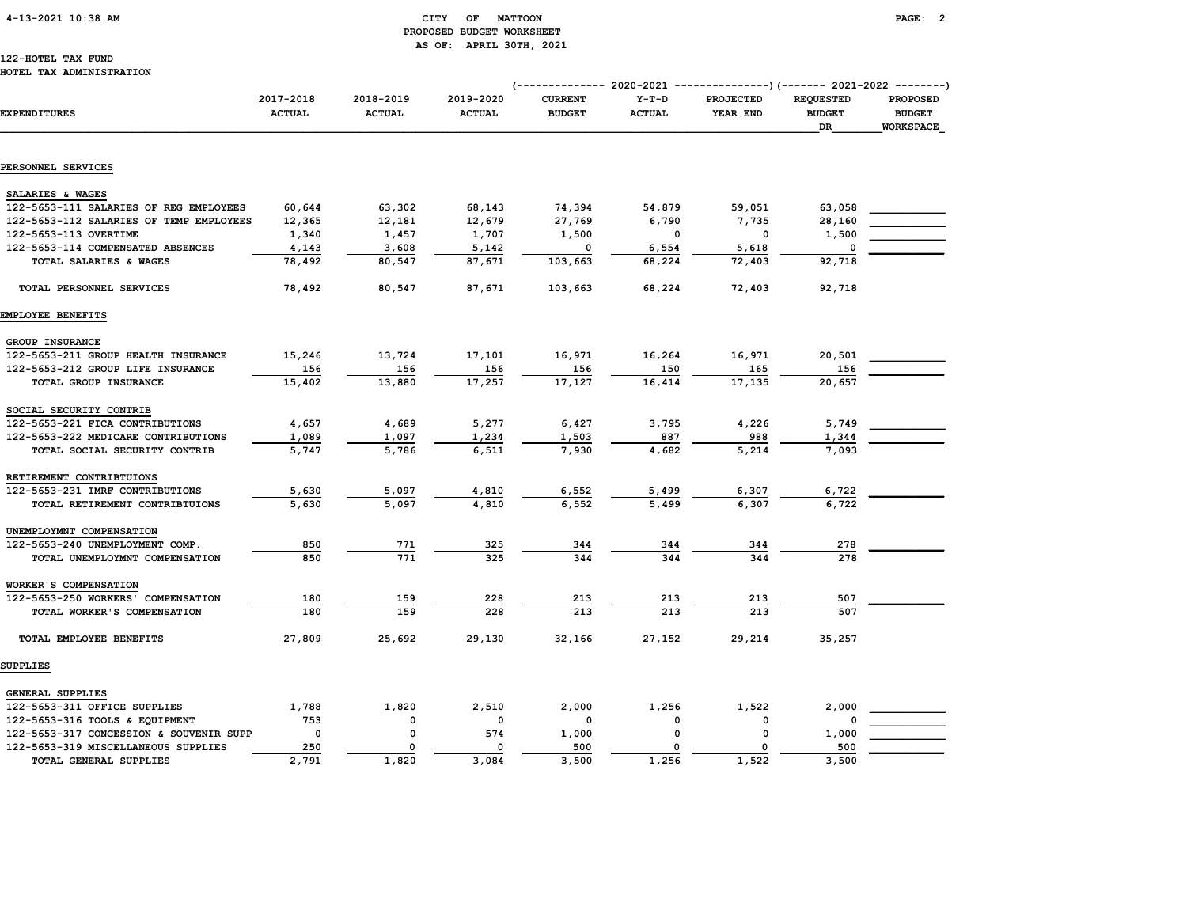CITY OF MATTOON
PROPOSED BUDGET WORKSHEET
AS OF: APRIL 30TH, 2021

122-HOTEL TAX FUND
HOTEL TAX ADMINISTRATION

| EXPENDITURES | 2017-2018 ACTUAL | 2018-2019 ACTUAL | 2019-2020 ACTUAL | 2020-2021 CURRENT BUDGET | 2020-2021 Y-T-D ACTUAL | 2020-2021 PROJECTED YEAR END | 2021-2022 REQUESTED BUDGET DR | 2021-2022 PROPOSED BUDGET WORKSPACE |
|---|---|---|---|---|---|---|---|---|
| **PERSONNEL SERVICES** | | | | | | | | |
| SALARIES & WAGES | | | | | | | | |
| 122-5653-111 SALARIES OF REG EMPLOYEES | 60,644 | 63,302 | 68,143 | 74,394 | 54,879 | 59,051 | 63,058 | |
| 122-5653-112 SALARIES OF TEMP EMPLOYEES | 12,365 | 12,181 | 12,679 | 27,769 | 6,790 | 7,735 | 28,160 | |
| 122-5653-113 OVERTIME | 1,340 | 1,457 | 1,707 | 1,500 | 0 | 0 | 1,500 | |
| 122-5653-114 COMPENSATED ABSENCES | 4,143 | 3,608 | 5,142 | 0 | 6,554 | 5,618 | 0 | |
| TOTAL SALARIES & WAGES | 78,492 | 80,547 | 87,671 | 103,663 | 68,224 | 72,403 | 92,718 | |
| TOTAL PERSONNEL SERVICES | 78,492 | 80,547 | 87,671 | 103,663 | 68,224 | 72,403 | 92,718 | |
| **EMPLOYEE BENEFITS** | | | | | | | | |
| GROUP INSURANCE | | | | | | | | |
| 122-5653-211 GROUP HEALTH INSURANCE | 15,246 | 13,724 | 17,101 | 16,971 | 16,264 | 16,971 | 20,501 | |
| 122-5653-212 GROUP LIFE INSURANCE | 156 | 156 | 156 | 156 | 150 | 165 | 156 | |
| TOTAL GROUP INSURANCE | 15,402 | 13,880 | 17,257 | 17,127 | 16,414 | 17,135 | 20,657 | |
| SOCIAL SECURITY CONTRIB | | | | | | | | |
| 122-5653-221 FICA CONTRIBUTIONS | 4,657 | 4,689 | 5,277 | 6,427 | 3,795 | 4,226 | 5,749 | |
| 122-5653-222 MEDICARE CONTRIBUTIONS | 1,089 | 1,097 | 1,234 | 1,503 | 887 | 988 | 1,344 | |
| TOTAL SOCIAL SECURITY CONTRIB | 5,747 | 5,786 | 6,511 | 7,930 | 4,682 | 5,214 | 7,093 | |
| RETIREMENT CONTRIBTUIONS | | | | | | | | |
| 122-5653-231 IMRF CONTRIBUTIONS | 5,630 | 5,097 | 4,810 | 6,552 | 5,499 | 6,307 | 6,722 | |
| TOTAL RETIREMENT CONTRIBTUIONS | 5,630 | 5,097 | 4,810 | 6,552 | 5,499 | 6,307 | 6,722 | |
| UNEMPLOYMNT COMPENSATION | | | | | | | | |
| 122-5653-240 UNEMPLOYMENT COMP. | 850 | 771 | 325 | 344 | 344 | 344 | 278 | |
| TOTAL UNEMPLOYMNT COMPENSATION | 850 | 771 | 325 | 344 | 344 | 344 | 278 | |
| WORKER'S COMPENSATION | | | | | | | | |
| 122-5653-250 WORKERS' COMPENSATION | 180 | 159 | 228 | 213 | 213 | 213 | 507 | |
| TOTAL WORKER'S COMPENSATION | 180 | 159 | 228 | 213 | 213 | 213 | 507 | |
| TOTAL EMPLOYEE BENEFITS | 27,809 | 25,692 | 29,130 | 32,166 | 27,152 | 29,214 | 35,257 | |
| **SUPPLIES** | | | | | | | | |
| GENERAL SUPPLIES | | | | | | | | |
| 122-5653-311 OFFICE SUPPLIES | 1,788 | 1,820 | 2,510 | 2,000 | 1,256 | 1,522 | 2,000 | |
| 122-5653-316 TOOLS & EQUIPMENT | 753 | 0 | 0 | 0 | 0 | 0 | 0 | |
| 122-5653-317 CONCESSION & SOUVENIR SUPP | 0 | 0 | 574 | 1,000 | 0 | 0 | 1,000 | |
| 122-5653-319 MISCELLANEOUS SUPPLIES | 250 | 0 | 0 | 500 | 0 | 0 | 500 | |
| TOTAL GENERAL SUPPLIES | 2,791 | 1,820 | 3,084 | 3,500 | 1,256 | 1,522 | 3,500 | |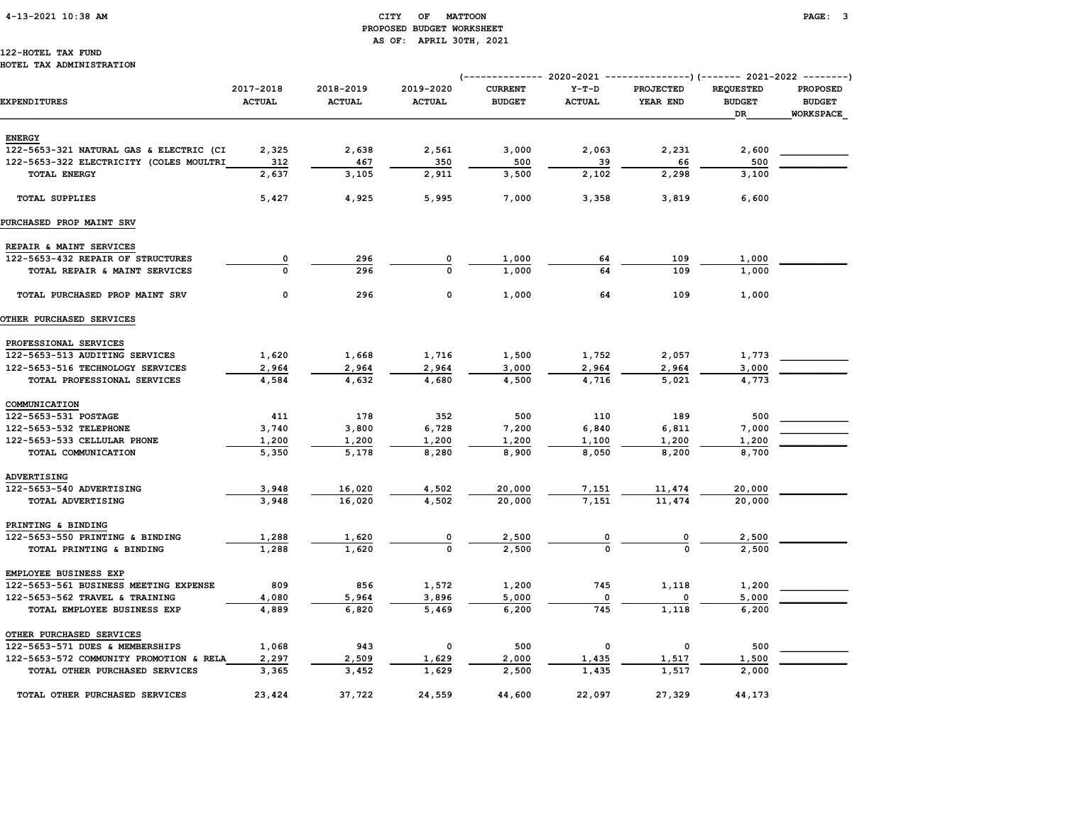122-HOTEL TAX FUND
HOTEL TAX ADMINISTRATION

CITY OF MATTOON
PROPOSED BUDGET WORKSHEET
AS OF: APRIL 30TH, 2021

| | | | | (-------------- 2020-2021 | -------------- | --------------) | (------- 2021-2022 | --------) |
|---|---|---|---|---|---|---|---|---|
| EXPENDITURES | 2017-2018 ACTUAL | 2018-2019 ACTUAL | 2019-2020 ACTUAL | CURRENT BUDGET | Y-T-D ACTUAL | PROJECTED YEAR END | REQUESTED BUDGET DR | PROPOSED BUDGET WORKSPACE |
| **ENERGY** | | | | | | | | |
| 122-5653-321 NATURAL GAS & ELECTRIC (CI | 2,325 | 2,638 | 2,561 | 3,000 | 2,063 | 2,231 | 2,600 | |
| 122-5653-322 ELECTRICITY (COLES MOULTRI | 312 | 467 | 350 | 500 | 39 | 66 | 500 | |
| TOTAL ENERGY | 2,637 | 3,105 | 2,911 | 3,500 | 2,102 | 2,298 | 3,100 | |
| TOTAL SUPPLIES | 5,427 | 4,925 | 5,995 | 7,000 | 3,358 | 3,819 | 6,600 | |
| **PURCHASED PROP MAINT SRV** | | | | | | | | |
| **REPAIR & MAINT SERVICES** | | | | | | | | |
| 122-5653-432 REPAIR OF STRUCTURES | 0 | 296 | 0 | 1,000 | 64 | 109 | 1,000 | |
| TOTAL REPAIR & MAINT SERVICES | 0 | 296 | 0 | 1,000 | 64 | 109 | 1,000 | |
| TOTAL PURCHASED PROP MAINT SRV | 0 | 296 | 0 | 1,000 | 64 | 109 | 1,000 | |
| **OTHER PURCHASED SERVICES** | | | | | | | | |
| **PROFESSIONAL SERVICES** | | | | | | | | |
| 122-5653-513 AUDITING SERVICES | 1,620 | 1,668 | 1,716 | 1,500 | 1,752 | 2,057 | 1,773 | |
| 122-5653-516 TECHNOLOGY SERVICES | 2,964 | 2,964 | 2,964 | 3,000 | 2,964 | 2,964 | 3,000 | |
| TOTAL PROFESSIONAL SERVICES | 4,584 | 4,632 | 4,680 | 4,500 | 4,716 | 5,021 | 4,773 | |
| **COMMUNICATION** | | | | | | | | |
| 122-5653-531 POSTAGE | 411 | 178 | 352 | 500 | 110 | 189 | 500 | |
| 122-5653-532 TELEPHONE | 3,740 | 3,800 | 6,728 | 7,200 | 6,840 | 6,811 | 7,000 | |
| 122-5653-533 CELLULAR PHONE | 1,200 | 1,200 | 1,200 | 1,200 | 1,100 | 1,200 | 1,200 | |
| TOTAL COMMUNICATION | 5,350 | 5,178 | 8,280 | 8,900 | 8,050 | 8,200 | 8,700 | |
| **ADVERTISING** | | | | | | | | |
| 122-5653-540 ADVERTISING | 3,948 | 16,020 | 4,502 | 20,000 | 7,151 | 11,474 | 20,000 | |
| TOTAL ADVERTISING | 3,948 | 16,020 | 4,502 | 20,000 | 7,151 | 11,474 | 20,000 | |
| **PRINTING & BINDING** | | | | | | | | |
| 122-5653-550 PRINTING & BINDING | 1,288 | 1,620 | 0 | 2,500 | 0 | 0 | 2,500 | |
| TOTAL PRINTING & BINDING | 1,288 | 1,620 | 0 | 2,500 | 0 | 0 | 2,500 | |
| **EMPLOYEE BUSINESS EXP** | | | | | | | | |
| 122-5653-561 BUSINESS MEETING EXPENSE | 809 | 856 | 1,572 | 1,200 | 745 | 1,118 | 1,200 | |
| 122-5653-562 TRAVEL & TRAINING | 4,080 | 5,964 | 3,896 | 5,000 | 0 | 0 | 5,000 | |
| TOTAL EMPLOYEE BUSINESS EXP | 4,889 | 6,820 | 5,469 | 6,200 | 745 | 1,118 | 6,200 | |
| **OTHER PURCHASED SERVICES** | | | | | | | | |
| 122-5653-571 DUES & MEMBERSHIPS | 1,068 | 943 | 0 | 500 | 0 | 0 | 500 | |
| 122-5653-572 COMMUNITY PROMOTION & RELA | 2,297 | 2,509 | 1,629 | 2,000 | 1,435 | 1,517 | 1,500 | |
| TOTAL OTHER PURCHASED SERVICES | 3,365 | 3,452 | 1,629 | 2,500 | 1,435 | 1,517 | 2,000 | |
| TOTAL OTHER PURCHASED SERVICES | 23,424 | 37,722 | 24,559 | 44,600 | 22,097 | 27,329 | 44,173 | |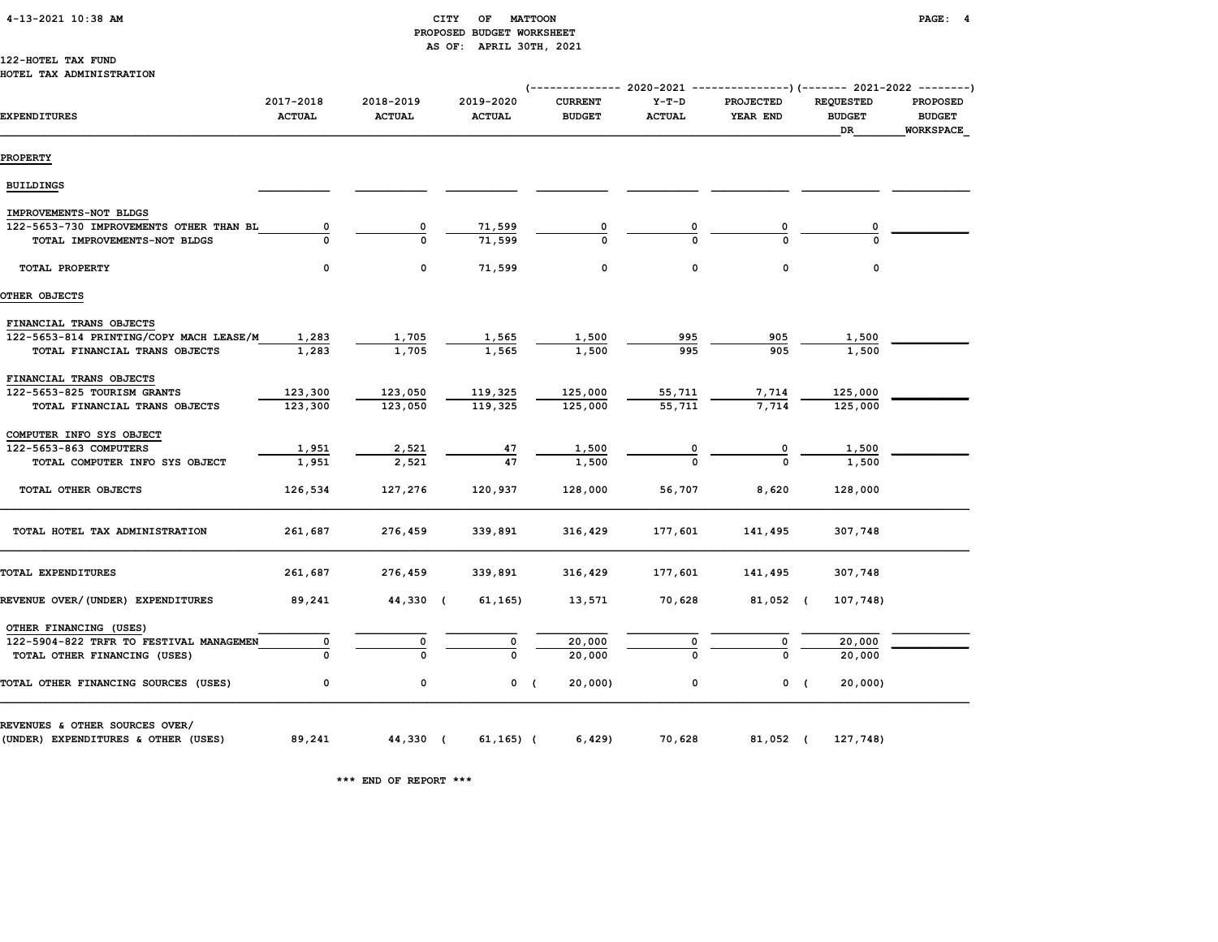CITY OF MATTOON
PROPOSED BUDGET WORKSHEET
AS OF: APRIL 30TH, 2021

122-HOTEL TAX FUND
HOTEL TAX ADMINISTRATION

| EXPENDITURES | 2017-2018 ACTUAL | 2018-2019 ACTUAL | 2019-2020 ACTUAL | 2020-2021 CURRENT BUDGET | 2020-2021 Y-T-D ACTUAL | 2020-2021 PROJECTED YEAR END | 2021-2022 REQUESTED BUDGET DR | 2021-2022 PROPOSED BUDGET WORKSPACE |
|---|---|---|---|---|---|---|---|---|
| **PROPERTY** | | | | | | | | |
| BUILDINGS | | | | | | | | |
| IMPROVEMENTS-NOT BLDGS | | | | | | | | |
| 122-5653-730 IMPROVEMENTS OTHER THAN BL | 0 | 0 | 71,599 | 0 | 0 | 0 | 0 | |
| TOTAL IMPROVEMENTS-NOT BLDGS | 0 | 0 | 71,599 | 0 | 0 | 0 | 0 | |
| TOTAL PROPERTY | 0 | 0 | 71,599 | 0 | 0 | 0 | 0 | |
| **OTHER OBJECTS** | | | | | | | | |
| FINANCIAL TRANS OBJECTS | | | | | | | | |
| 122-5653-814 PRINTING/COPY MACH LEASE/M | 1,283 | 1,705 | 1,565 | 1,500 | 995 | 905 | 1,500 | |
| TOTAL FINANCIAL TRANS OBJECTS | 1,283 | 1,705 | 1,565 | 1,500 | 995 | 905 | 1,500 | |
| FINANCIAL TRANS OBJECTS | | | | | | | | |
| 122-5653-825 TOURISM GRANTS | 123,300 | 123,050 | 119,325 | 125,000 | 55,711 | 7,714 | 125,000 | |
| TOTAL FINANCIAL TRANS OBJECTS | 123,300 | 123,050 | 119,325 | 125,000 | 55,711 | 7,714 | 125,000 | |
| COMPUTER INFO SYS OBJECT | | | | | | | | |
| 122-5653-863 COMPUTERS | 1,951 | 2,521 | 47 | 1,500 | 0 | 0 | 1,500 | |
| TOTAL COMPUTER INFO SYS OBJECT | 1,951 | 2,521 | 47 | 1,500 | 0 | 0 | 1,500 | |
| TOTAL OTHER OBJECTS | 126,534 | 127,276 | 120,937 | 128,000 | 56,707 | 8,620 | 128,000 | |
| TOTAL HOTEL TAX ADMINISTRATION | 261,687 | 276,459 | 339,891 | 316,429 | 177,601 | 141,495 | 307,748 | |
| TOTAL EXPENDITURES | 261,687 | 276,459 | 339,891 | 316,429 | 177,601 | 141,495 | 307,748 | |
| REVENUE OVER/(UNDER) EXPENDITURES | 89,241 | 44,330 | ( 61,165) | 13,571 | 70,628 | 81,052 | ( 107,748) | |
| OTHER FINANCING (USES) | | | | | | | | |
| 122-5904-822 TRFR TO FESTIVAL MANAGEMEN | 0 | 0 | 0 | 20,000 | 0 | 0 | 20,000 | |
| TOTAL OTHER FINANCING (USES) | 0 | 0 | 0 | 20,000 | 0 | 0 | 20,000 | |
| TOTAL OTHER FINANCING SOURCES (USES) | 0 | 0 | 0 | ( 20,000) | 0 | 0 | ( 20,000) | |
| REVENUES & OTHER SOURCES OVER/ (UNDER) EXPENDITURES & OTHER (USES) | 89,241 | 44,330 | ( 61,165) | ( 6,429) | 70,628 | 81,052 | ( 127,748) | |

*** END OF REPORT ***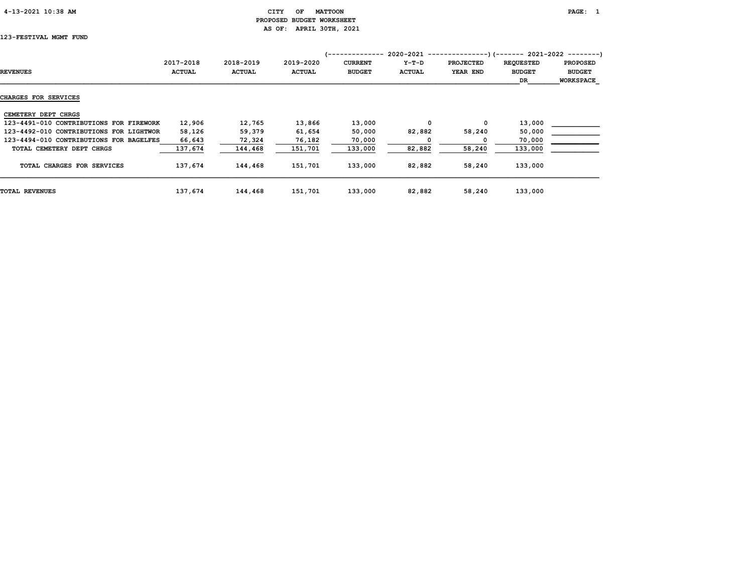CITY OF MATTOON
PROPOSED BUDGET WORKSHEET
AS OF: APRIL 30TH, 2021

123-FESTIVAL MGMT FUND

| REVENUES | 2017-2018 ACTUAL | 2018-2019 ACTUAL | 2019-2020 ACTUAL | 2020-2021 CURRENT BUDGET | 2020-2021 Y-T-D ACTUAL | 2020-2021 PROJECTED YEAR END | 2021-2022 REQUESTED BUDGET DR | 2021-2022 PROPOSED BUDGET WORKSPACE |
|---|---|---|---|---|---|---|---|---|
| **CHARGES FOR SERVICES** | | | | | | | | |
| CEMETERY DEPT CHRGS | | | | | | | | |
| 123-4491-010 CONTRIBUTIONS FOR FIREWORK | 12,906 | 12,765 | 13,866 | 13,000 | 0 | 0 | 13,000 | ___________ |
| 123-4492-010 CONTRIBUTIONS FOR LIGHTWOR | 58,126 | 59,379 | 61,654 | 50,000 | 82,882 | 58,240 | 50,000 | ___________ |
| 123-4494-010 CONTRIBUTIONS FOR BAGELFES | 66,643 | 72,324 | 76,182 | 70,000 | 0 | 0 | 70,000 | ___________ |
| TOTAL CEMETERY DEPT CHRGS | 137,674 | 144,468 | 151,701 | 133,000 | 82,882 | 58,240 | 133,000 | ___________ |
| TOTAL CHARGES FOR SERVICES | 137,674 | 144,468 | 151,701 | 133,000 | 82,882 | 58,240 | 133,000 | |
| TOTAL REVENUES | 137,674 | 144,468 | 151,701 | 133,000 | 82,882 | 58,240 | 133,000 | |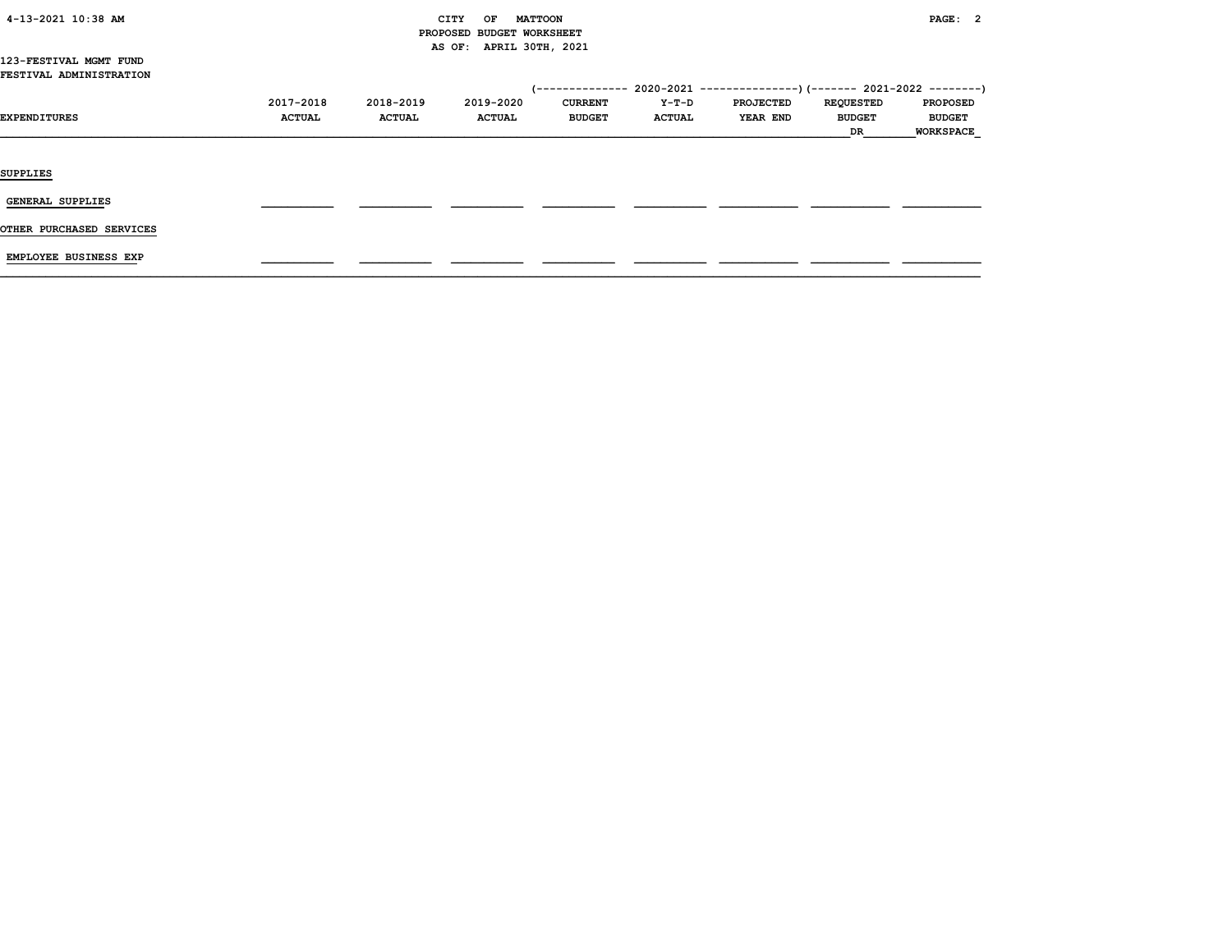CITY OF MATTOON
PROPOSED BUDGET WORKSHEET
AS OF: APRIL 30TH, 2021

123-FESTIVAL MGMT FUND
FESTIVAL ADMINISTRATION

| EXPENDITURES | 2017-2018 ACTUAL | 2018-2019 ACTUAL | 2019-2020 ACTUAL | 2020-2021 CURRENT BUDGET | 2020-2021 Y-T-D ACTUAL | 2020-2021 PROJECTED YEAR END | 2021-2022 REQUESTED BUDGET DR | 2021-2022 PROPOSED BUDGET WORKSPACE |
|---|---|---|---|---|---|---|---|---|
| SUPPLIES | | | | | | | | |
| GENERAL SUPPLIES | | | | | | | | |
| OTHER PURCHASED SERVICES | | | | | | | | |
| EMPLOYEE BUSINESS EXP | | | | | | | | |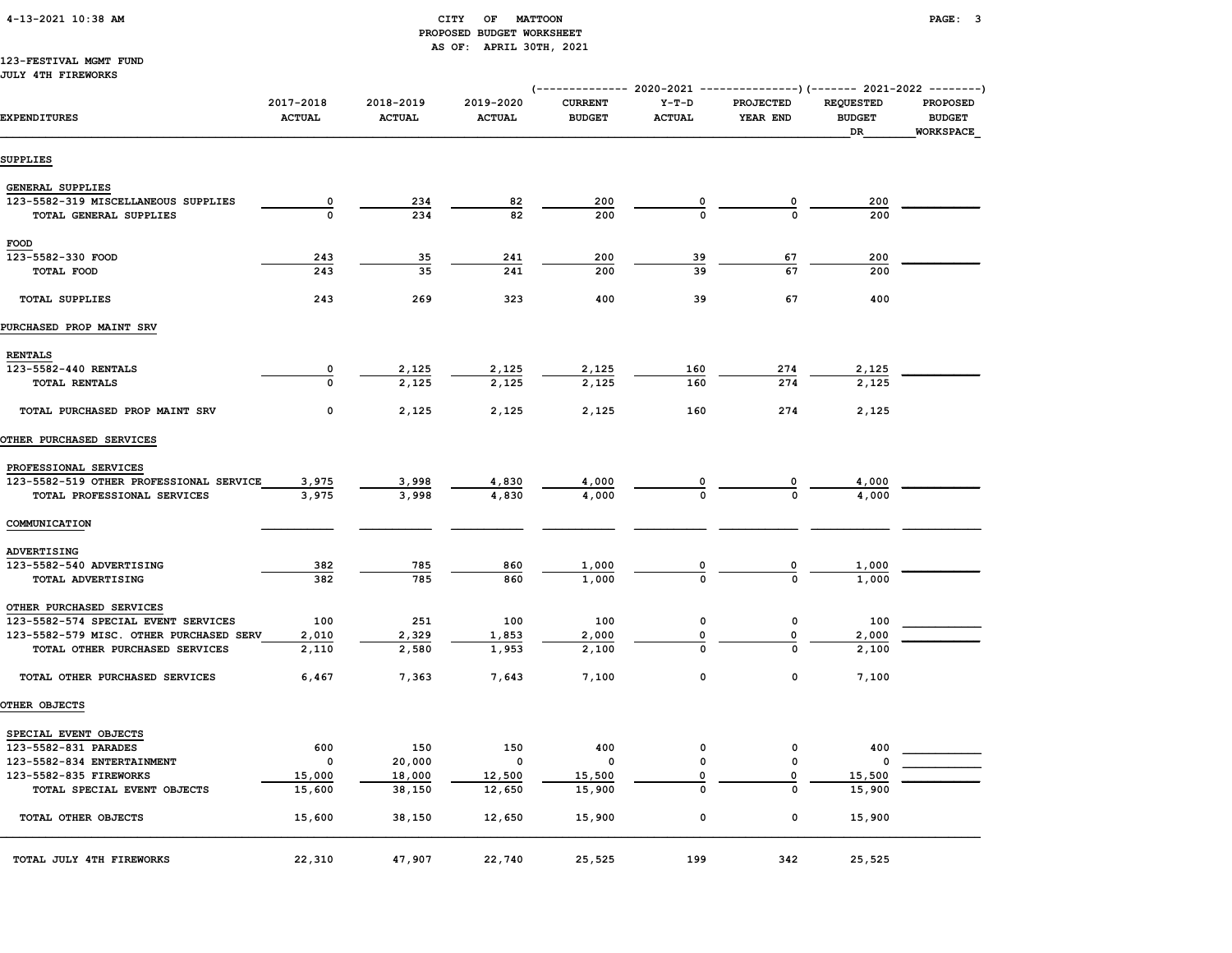CITY OF MATTOON
PROPOSED BUDGET WORKSHEET
AS OF: APRIL 30TH, 2021

123-FESTIVAL MGMT FUND
JULY 4TH FIREWORKS

| EXPENDITURES | 2017-2018 ACTUAL | 2018-2019 ACTUAL | 2019-2020 ACTUAL | 2020-2021 CURRENT BUDGET | 2020-2021 Y-T-D ACTUAL | 2020-2021 PROJECTED YEAR END | 2021-2022 REQUESTED BUDGET DR | 2021-2022 PROPOSED BUDGET WORKSPACE |
|---|---|---|---|---|---|---|---|---|
| **SUPPLIES** | | | | | | | | |
| GENERAL SUPPLIES | | | | | | | | |
| 123-5582-319 MISCELLANEOUS SUPPLIES | 0 | 234 | 82 | 200 | 0 | 0 | 200 | |
| TOTAL GENERAL SUPPLIES | 0 | 234 | 82 | 200 | 0 | 0 | 200 | |
| FOOD | | | | | | | | |
| 123-5582-330 FOOD | 243 | 35 | 241 | 200 | 39 | 67 | 200 | |
| TOTAL FOOD | 243 | 35 | 241 | 200 | 39 | 67 | 200 | |
| TOTAL SUPPLIES | 243 | 269 | 323 | 400 | 39 | 67 | 400 | |
| **PURCHASED PROP MAINT SRV** | | | | | | | | |
| RENTALS | | | | | | | | |
| 123-5582-440 RENTALS | 0 | 2,125 | 2,125 | 2,125 | 160 | 274 | 2,125 | |
| TOTAL RENTALS | 0 | 2,125 | 2,125 | 2,125 | 160 | 274 | 2,125 | |
| TOTAL PURCHASED PROP MAINT SRV | 0 | 2,125 | 2,125 | 2,125 | 160 | 274 | 2,125 | |
| **OTHER PURCHASED SERVICES** | | | | | | | | |
| PROFESSIONAL SERVICES | | | | | | | | |
| 123-5582-519 OTHER PROFESSIONAL SERVICE | 3,975 | 3,998 | 4,830 | 4,000 | 0 | 0 | 4,000 | |
| TOTAL PROFESSIONAL SERVICES | 3,975 | 3,998 | 4,830 | 4,000 | 0 | 0 | 4,000 | |
| COMMUNICATION | | | | | | | | |
| ADVERTISING | | | | | | | | |
| 123-5582-540 ADVERTISING | 382 | 785 | 860 | 1,000 | 0 | 0 | 1,000 | |
| TOTAL ADVERTISING | 382 | 785 | 860 | 1,000 | 0 | 0 | 1,000 | |
| OTHER PURCHASED SERVICES | | | | | | | | |
| 123-5582-574 SPECIAL EVENT SERVICES | 100 | 251 | 100 | 100 | 0 | 0 | 100 | |
| 123-5582-579 MISC. OTHER PURCHASED SERV | 2,010 | 2,329 | 1,853 | 2,000 | 0 | 0 | 2,000 | |
| TOTAL OTHER PURCHASED SERVICES | 2,110 | 2,580 | 1,953 | 2,100 | 0 | 0 | 2,100 | |
| TOTAL OTHER PURCHASED SERVICES | 6,467 | 7,363 | 7,643 | 7,100 | 0 | 0 | 7,100 | |
| **OTHER OBJECTS** | | | | | | | | |
| SPECIAL EVENT OBJECTS | | | | | | | | |
| 123-5582-831 PARADES | 600 | 150 | 150 | 400 | 0 | 0 | 400 | |
| 123-5582-834 ENTERTAINMENT | 0 | 20,000 | 0 | 0 | 0 | 0 | 0 | |
| 123-5582-835 FIREWORKS | 15,000 | 18,000 | 12,500 | 15,500 | 0 | 0 | 15,500 | |
| TOTAL SPECIAL EVENT OBJECTS | 15,600 | 38,150 | 12,650 | 15,900 | 0 | 0 | 15,900 | |
| TOTAL OTHER OBJECTS | 15,600 | 38,150 | 12,650 | 15,900 | 0 | 0 | 15,900 | |
| TOTAL JULY 4TH FIREWORKS | 22,310 | 47,907 | 22,740 | 25,525 | 199 | 342 | 25,525 | |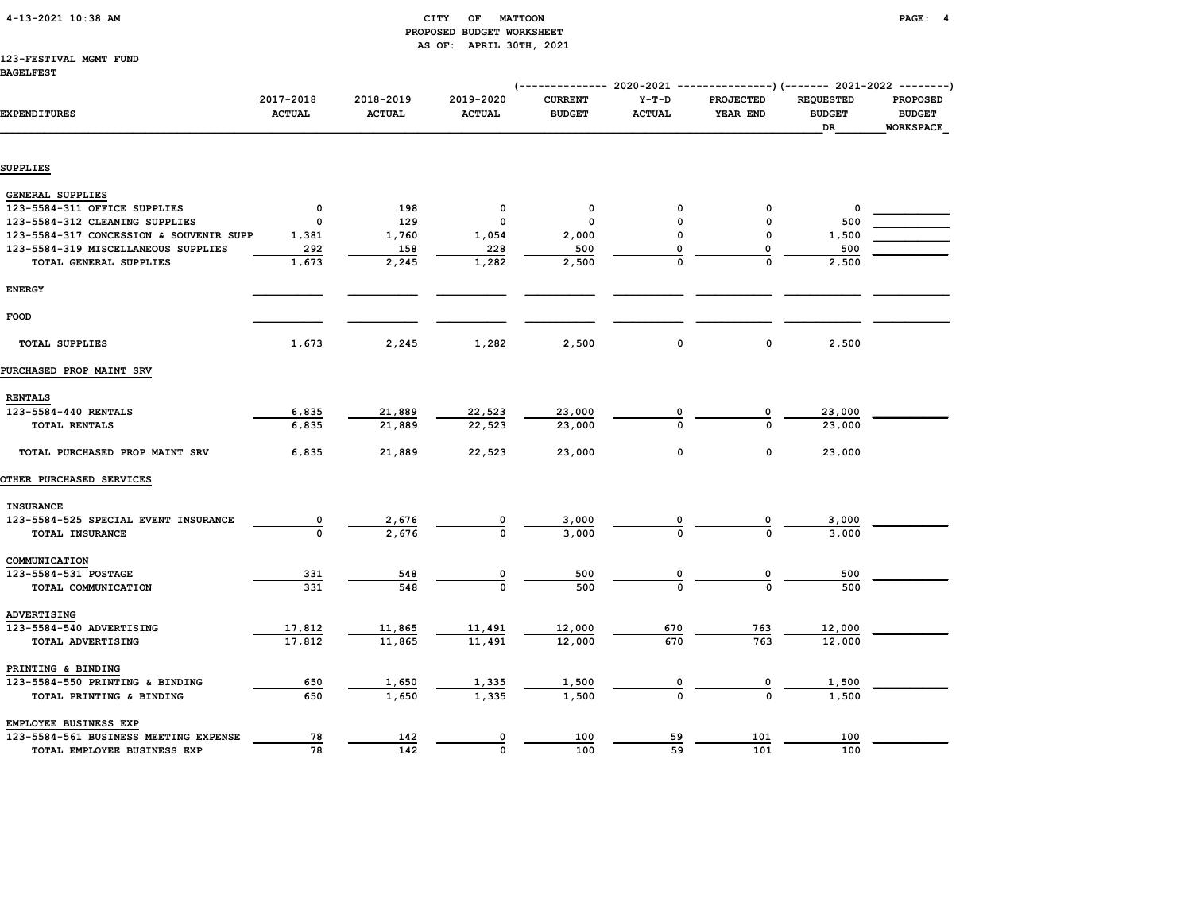# CITY OF MATTOON
## PROPOSED BUDGET WORKSHEET
### AS OF: APRIL 30TH, 2021

123-FESTIVAL MGMT FUND
BAGELFEST

| EXPENDITURES | 2017-2018 ACTUAL | 2018-2019 ACTUAL | 2019-2020 ACTUAL | 2020-2021 CURRENT BUDGET | 2020-2021 Y-T-D ACTUAL | 2020-2021 PROJECTED YEAR END | 2021-2022 REQUESTED BUDGET DR | 2021-2022 PROPOSED BUDGET WORKSPACE |
|---|---|---|---|---|---|---|---|---|
| **SUPPLIES** | | | | | | | | |
| GENERAL SUPPLIES | | | | | | | | |
| 123-5584-311 OFFICE SUPPLIES | 0 | 198 | 0 | 0 | 0 | 0 | 0 | |
| 123-5584-312 CLEANING SUPPLIES | 0 | 129 | 0 | 0 | 0 | 0 | 500 | |
| 123-5584-317 CONCESSION & SOUVENIR SUPP | 1,381 | 1,760 | 1,054 | 2,000 | 0 | 0 | 1,500 | |
| 123-5584-319 MISCELLANEOUS SUPPLIES | 292 | 158 | 228 | 500 | 0 | 0 | 500 | |
| TOTAL GENERAL SUPPLIES | 1,673 | 2,245 | 1,282 | 2,500 | 0 | 0 | 2,500 | |
| ENERGY | | | | | | | | |
| FOOD | | | | | | | | |
| TOTAL SUPPLIES | 1,673 | 2,245 | 1,282 | 2,500 | 0 | 0 | 2,500 | |
| **PURCHASED PROP MAINT SRV** | | | | | | | | |
| RENTALS | | | | | | | | |
| 123-5584-440 RENTALS | 6,835 | 21,889 | 22,523 | 23,000 | 0 | 0 | 23,000 | |
| TOTAL RENTALS | 6,835 | 21,889 | 22,523 | 23,000 | 0 | 0 | 23,000 | |
| TOTAL PURCHASED PROP MAINT SRV | 6,835 | 21,889 | 22,523 | 23,000 | 0 | 0 | 23,000 | |
| **OTHER PURCHASED SERVICES** | | | | | | | | |
| INSURANCE | | | | | | | | |
| 123-5584-525 SPECIAL EVENT INSURANCE | 0 | 2,676 | 0 | 3,000 | 0 | 0 | 3,000 | |
| TOTAL INSURANCE | 0 | 2,676 | 0 | 3,000 | 0 | 0 | 3,000 | |
| COMMUNICATION | | | | | | | | |
| 123-5584-531 POSTAGE | 331 | 548 | 0 | 500 | 0 | 0 | 500 | |
| TOTAL COMMUNICATION | 331 | 548 | 0 | 500 | 0 | 0 | 500 | |
| ADVERTISING | | | | | | | | |
| 123-5584-540 ADVERTISING | 17,812 | 11,865 | 11,491 | 12,000 | 670 | 763 | 12,000 | |
| TOTAL ADVERTISING | 17,812 | 11,865 | 11,491 | 12,000 | 670 | 763 | 12,000 | |
| PRINTING & BINDING | | | | | | | | |
| 123-5584-550 PRINTING & BINDING | 650 | 1,650 | 1,335 | 1,500 | 0 | 0 | 1,500 | |
| TOTAL PRINTING & BINDING | 650 | 1,650 | 1,335 | 1,500 | 0 | 0 | 1,500 | |
| EMPLOYEE BUSINESS EXP | | | | | | | | |
| 123-5584-561 BUSINESS MEETING EXPENSE | 78 | 142 | 0 | 100 | 59 | 101 | 100 | |
| TOTAL EMPLOYEE BUSINESS EXP | 78 | 142 | 0 | 100 | 59 | 101 | 100 | |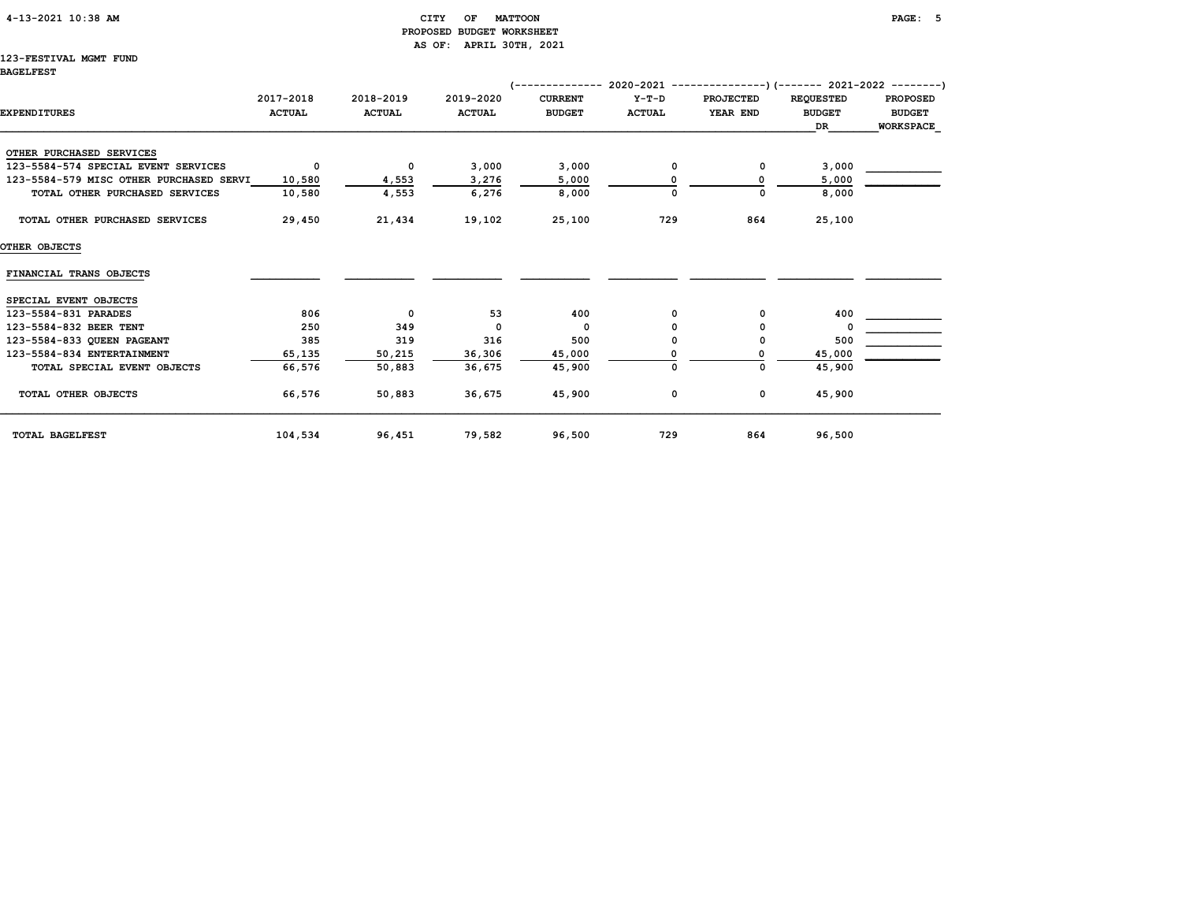**CITY OF MATTOON**
**PROPOSED BUDGET WORKSHEET**
**AS OF: APRIL 30TH, 2021**

123-FESTIVAL MGMT FUND
BAGELFEST

| EXPENDITURES | 2017-2018 ACTUAL | 2018-2019 ACTUAL | 2019-2020 ACTUAL | 2020-2021 CURRENT BUDGET | 2020-2021 Y-T-D ACTUAL | 2020-2021 PROJECTED YEAR END | 2021-2022 REQUESTED BUDGET DR | 2021-2022 PROPOSED BUDGET WORKSPACE |
|---|---|---|---|---|---|---|---|---|
| OTHER PURCHASED SERVICES | | | | | | | | |
| 123-5584-574 SPECIAL EVENT SERVICES | 0 | 0 | 3,000 | 3,000 | 0 | 0 | 3,000 | |
| 123-5584-579 MISC OTHER PURCHASED SERVI | 10,580 | 4,553 | 3,276 | 5,000 | 0 | 0 | 5,000 | |
| TOTAL OTHER PURCHASED SERVICES | 10,580 | 4,553 | 6,276 | 8,000 | 0 | 0 | 8,000 | |
| TOTAL OTHER PURCHASED SERVICES | 29,450 | 21,434 | 19,102 | 25,100 | 729 | 864 | 25,100 | |
| OTHER OBJECTS | | | | | | | | |
| FINANCIAL TRANS OBJECTS | | | | | | | | |
| SPECIAL EVENT OBJECTS | | | | | | | | |
| 123-5584-831 PARADES | 806 | 0 | 53 | 400 | 0 | 0 | 400 | |
| 123-5584-832 BEER TENT | 250 | 349 | 0 | 0 | 0 | 0 | 0 | |
| 123-5584-833 QUEEN PAGEANT | 385 | 319 | 316 | 500 | 0 | 0 | 500 | |
| 123-5584-834 ENTERTAINMENT | 65,135 | 50,215 | 36,306 | 45,000 | 0 | 0 | 45,000 | |
| TOTAL SPECIAL EVENT OBJECTS | 66,576 | 50,883 | 36,675 | 45,900 | 0 | 0 | 45,900 | |
| TOTAL OTHER OBJECTS | 66,576 | 50,883 | 36,675 | 45,900 | 0 | 0 | 45,900 | |
| TOTAL BAGELFEST | 104,534 | 96,451 | 79,582 | 96,500 | 729 | 864 | 96,500 | |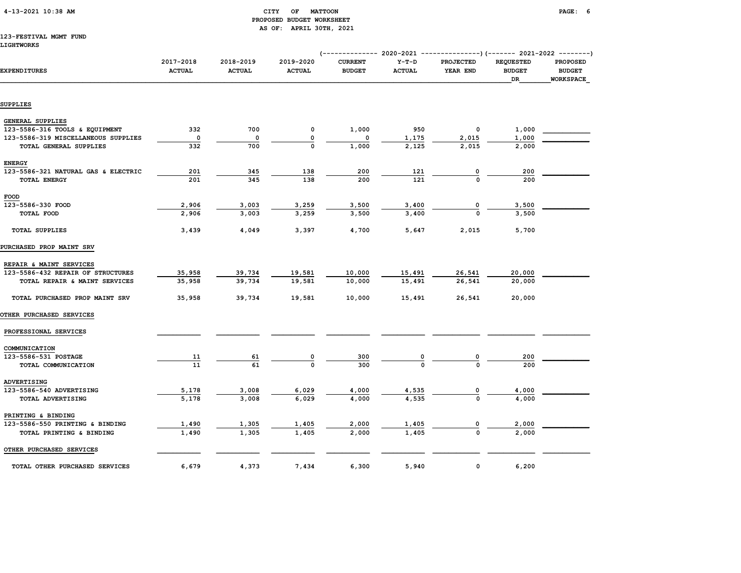CITY OF MATTOON
PROPOSED BUDGET WORKSHEET
AS OF: APRIL 30TH, 2021

123-FESTIVAL MGMT FUND
LIGHTWORKS

| EXPENDITURES | 2017-2018 ACTUAL | 2018-2019 ACTUAL | 2019-2020 ACTUAL | 2020-2021 CURRENT BUDGET | 2020-2021 Y-T-D ACTUAL | 2020-2021 PROJECTED YEAR END | 2021-2022 REQUESTED BUDGET DR | 2021-2022 PROPOSED BUDGET WORKSPACE |
|---|---|---|---|---|---|---|---|---|
| **SUPPLIES** | | | | | | | | |
| GENERAL SUPPLIES | | | | | | | | |
| 123-5586-316 TOOLS & EQUIPMENT | 332 | 700 | 0 | 1,000 | 950 | 0 | 1,000 | |
| 123-5586-319 MISCELLANEOUS SUPPLIES | 0 | 0 | 0 | 0 | 1,175 | 2,015 | 1,000 | |
| TOTAL GENERAL SUPPLIES | 332 | 700 | 0 | 1,000 | 2,125 | 2,015 | 2,000 | |
| ENERGY | | | | | | | | |
| 123-5586-321 NATURAL GAS & ELECTRIC | 201 | 345 | 138 | 200 | 121 | 0 | 200 | |
| TOTAL ENERGY | 201 | 345 | 138 | 200 | 121 | 0 | 200 | |
| FOOD | | | | | | | | |
| 123-5586-330 FOOD | 2,906 | 3,003 | 3,259 | 3,500 | 3,400 | 0 | 3,500 | |
| TOTAL FOOD | 2,906 | 3,003 | 3,259 | 3,500 | 3,400 | 0 | 3,500 | |
| TOTAL SUPPLIES | 3,439 | 4,049 | 3,397 | 4,700 | 5,647 | 2,015 | 5,700 | |
| **PURCHASED PROP MAINT SRV** | | | | | | | | |
| REPAIR & MAINT SERVICES | | | | | | | | |
| 123-5586-432 REPAIR OF STRUCTURES | 35,958 | 39,734 | 19,581 | 10,000 | 15,491 | 26,541 | 20,000 | |
| TOTAL REPAIR & MAINT SERVICES | 35,958 | 39,734 | 19,581 | 10,000 | 15,491 | 26,541 | 20,000 | |
| TOTAL PURCHASED PROP MAINT SRV | 35,958 | 39,734 | 19,581 | 10,000 | 15,491 | 26,541 | 20,000 | |
| **OTHER PURCHASED SERVICES** | | | | | | | | |
| PROFESSIONAL SERVICES | | | | | | | | |
| COMMUNICATION | | | | | | | | |
| 123-5586-531 POSTAGE | 11 | 61 | 0 | 300 | 0 | 0 | 200 | |
| TOTAL COMMUNICATION | 11 | 61 | 0 | 300 | 0 | 0 | 200 | |
| ADVERTISING | | | | | | | | |
| 123-5586-540 ADVERTISING | 5,178 | 3,008 | 6,029 | 4,000 | 4,535 | 0 | 4,000 | |
| TOTAL ADVERTISING | 5,178 | 3,008 | 6,029 | 4,000 | 4,535 | 0 | 4,000 | |
| PRINTING & BINDING | | | | | | | | |
| 123-5586-550 PRINTING & BINDING | 1,490 | 1,305 | 1,405 | 2,000 | 1,405 | 0 | 2,000 | |
| TOTAL PRINTING & BINDING | 1,490 | 1,305 | 1,405 | 2,000 | 1,405 | 0 | 2,000 | |
| OTHER PURCHASED SERVICES | | | | | | | | |
| TOTAL OTHER PURCHASED SERVICES | 6,679 | 4,373 | 7,434 | 6,300 | 5,940 | 0 | 6,200 | |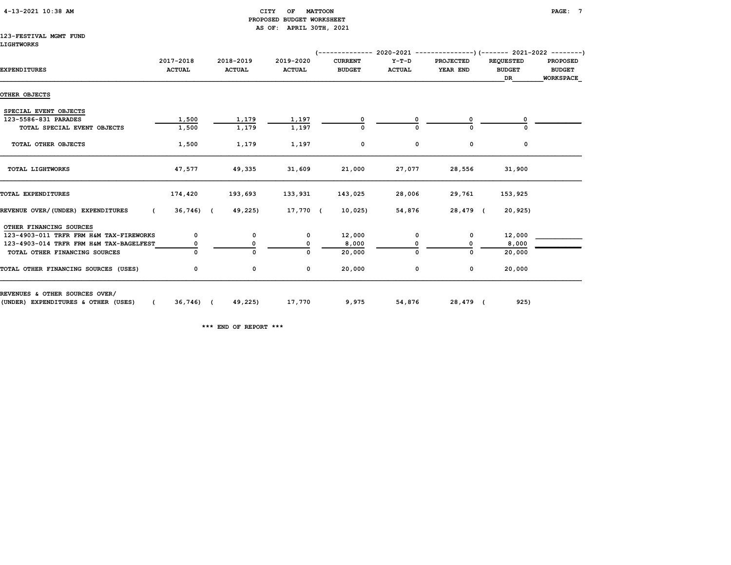CITY OF MATTOON
PROPOSED BUDGET WORKSHEET
AS OF: APRIL 30TH, 2021

123-FESTIVAL MGMT FUND
LIGHTWORKS

| EXPENDITURES | 2017-2018 ACTUAL | 2018-2019 ACTUAL | 2019-2020 ACTUAL | 2020-2021 CURRENT BUDGET | 2020-2021 Y-T-D ACTUAL | 2020-2021 PROJECTED YEAR END | 2021-2022 REQUESTED BUDGET DR | 2021-2022 PROPOSED BUDGET WORKSPACE |
|---|---|---|---|---|---|---|---|---|
| OTHER OBJECTS | | | | | | | | |
| SPECIAL EVENT OBJECTS | | | | | | | | |
| 123-5586-831 PARADES | 1,500 | 1,179 | 1,197 | 0 | 0 | 0 | 0 | |
| TOTAL SPECIAL EVENT OBJECTS | 1,500 | 1,179 | 1,197 | 0 | 0 | 0 | 0 | |
| TOTAL OTHER OBJECTS | 1,500 | 1,179 | 1,197 | 0 | 0 | 0 | 0 | |
| TOTAL LIGHTWORKS | 47,577 | 49,335 | 31,609 | 21,000 | 27,077 | 28,556 | 31,900 | |
| TOTAL EXPENDITURES | 174,420 | 193,693 | 133,931 | 143,025 | 28,006 | 29,761 | 153,925 | |
| REVENUE OVER/(UNDER) EXPENDITURES | ( 36,746) | ( 49,225) | 17,770 | ( 10,025) | 54,876 | 28,479 | ( 20,925) | |
| OTHER FINANCING SOURCES | | | | | | | | |
| 123-4903-011 TRFR FRM H&M TAX-FIREWORKS | 0 | 0 | 0 | 12,000 | 0 | 0 | 12,000 | |
| 123-4903-014 TRFR FRM H&M TAX-BAGELFEST | 0 | 0 | 0 | 8,000 | 0 | 0 | 8,000 | |
| TOTAL OTHER FINANCING SOURCES | 0 | 0 | 0 | 20,000 | 0 | 0 | 20,000 | |
| TOTAL OTHER FINANCING SOURCES (USES) | 0 | 0 | 0 | 20,000 | 0 | 0 | 20,000 | |
| REVENUES & OTHER SOURCES OVER/ (UNDER) EXPENDITURES & OTHER (USES) | ( 36,746) | ( 49,225) | 17,770 | 9,975 | 54,876 | 28,479 | ( 925) | |

*** END OF REPORT ***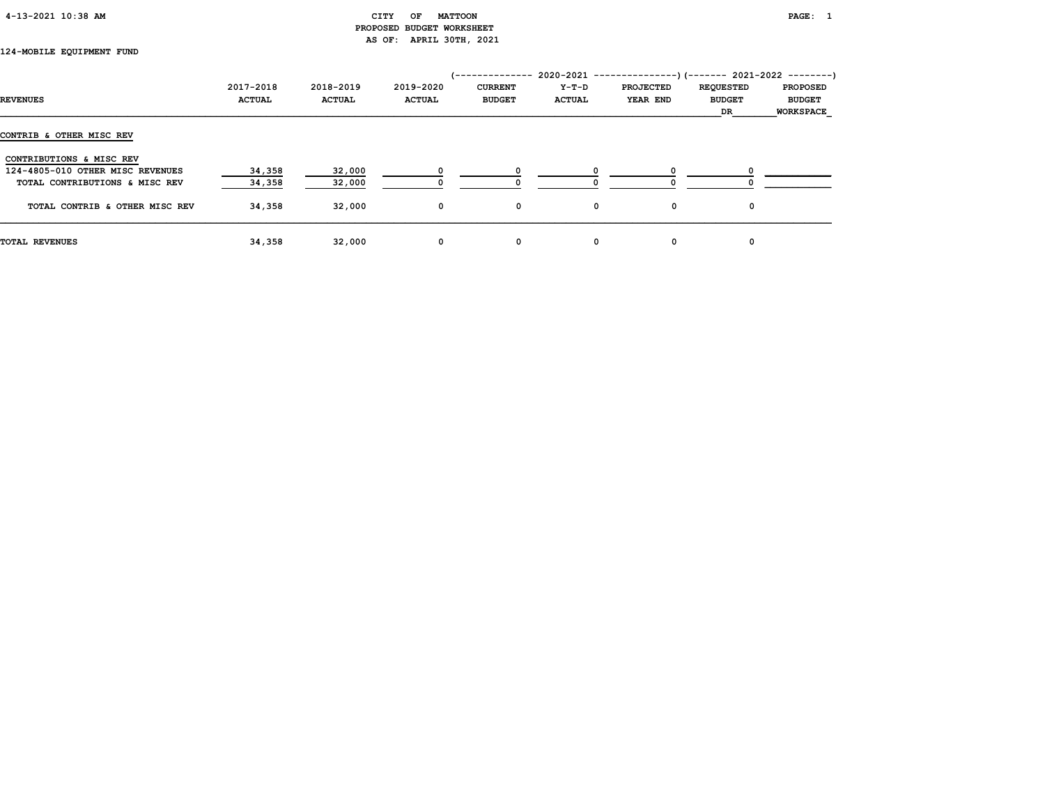# CITY OF MATTOON

## PROPOSED BUDGET WORKSHEET

AS OF: APRIL 30TH, 2021

124-MOBILE EQUIPMENT FUND

| REVENUES | 2017-2018 ACTUAL | 2018-2019 ACTUAL | 2019-2020 ACTUAL | 2020-2021 CURRENT BUDGET | 2020-2021 Y-T-D ACTUAL | 2020-2021 PROJECTED YEAR END | 2021-2022 REQUESTED BUDGET DR | 2021-2022 PROPOSED BUDGET WORKSPACE |
|---|---|---|---|---|---|---|---|---|
| CONTRIB & OTHER MISC REV | | | | | | | | |
| CONTRIBUTIONS & MISC REV | | | | | | | | |
| 124-4805-010 OTHER MISC REVENUES | 34,358 | 32,000 | 0 | 0 | 0 | 0 | 0 | |
| TOTAL CONTRIBUTIONS & MISC REV | 34,358 | 32,000 | 0 | 0 | 0 | 0 | 0 | |
| TOTAL CONTRIB & OTHER MISC REV | 34,358 | 32,000 | 0 | 0 | 0 | 0 | 0 | |
| TOTAL REVENUES | 34,358 | 32,000 | 0 | 0 | 0 | 0 | 0 | |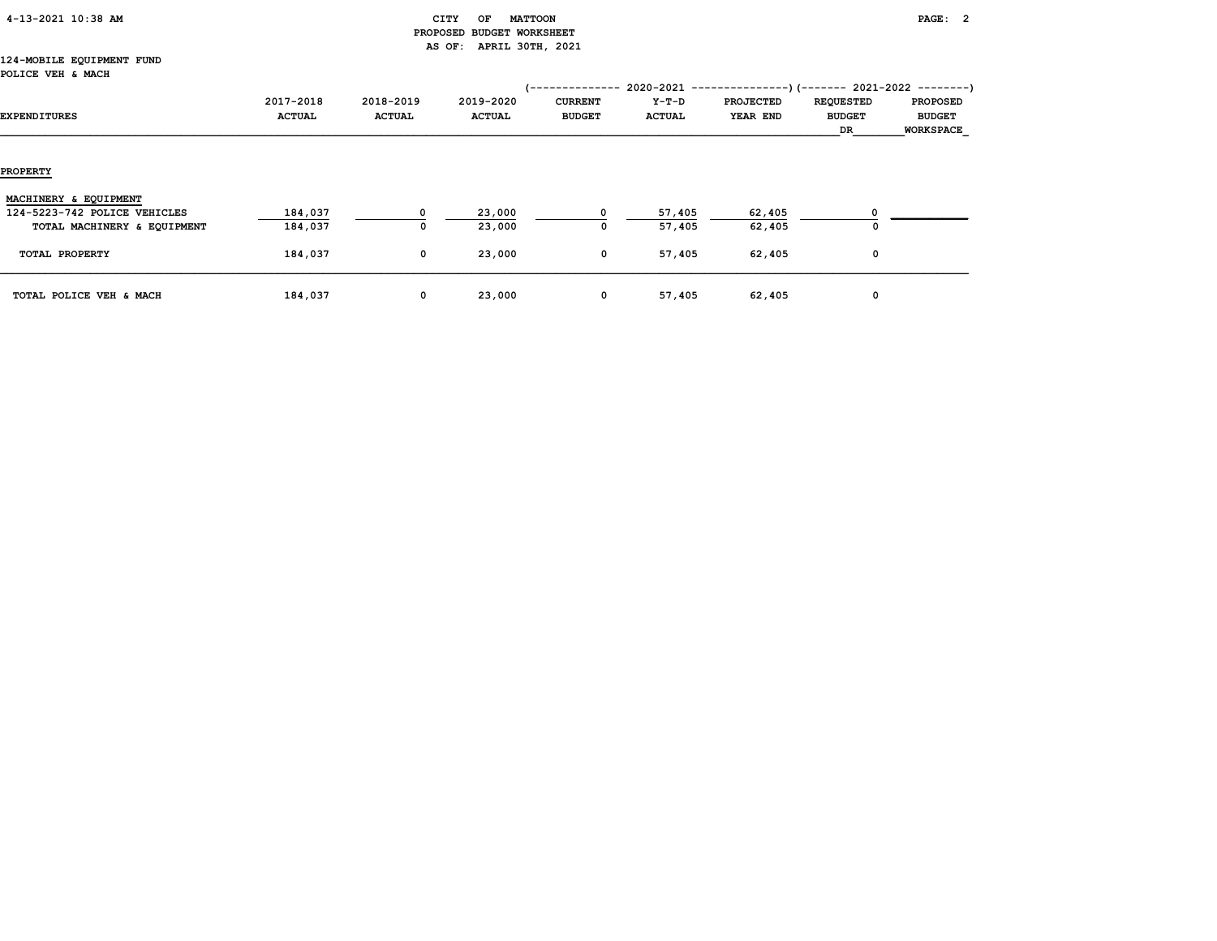CITY OF MATTOON
PROPOSED BUDGET WORKSHEET
AS OF: APRIL 30TH, 2021

124-MOBILE EQUIPMENT FUND
POLICE VEH & MACH

| EXPENDITURES | 2017-2018 ACTUAL | 2018-2019 ACTUAL | 2019-2020 ACTUAL | 2020-2021 CURRENT BUDGET | 2020-2021 Y-T-D ACTUAL | 2020-2021 PROJECTED YEAR END | 2021-2022 REQUESTED BUDGET DR | 2021-2022 PROPOSED BUDGET WORKSPACE |
|---|---|---|---|---|---|---|---|---|
| **PROPERTY** | | | | | | | | |
| MACHINERY & EQUIPMENT | | | | | | | | |
| 124-5223-742 POLICE VEHICLES | 184,037 | 0 | 23,000 | 0 | 57,405 | 62,405 | 0 | |
| TOTAL MACHINERY & EQUIPMENT | 184,037 | 0 | 23,000 | 0 | 57,405 | 62,405 | 0 | |
| TOTAL PROPERTY | 184,037 | 0 | 23,000 | 0 | 57,405 | 62,405 | 0 | |
| TOTAL POLICE VEH & MACH | 184,037 | 0 | 23,000 | 0 | 57,405 | 62,405 | 0 | |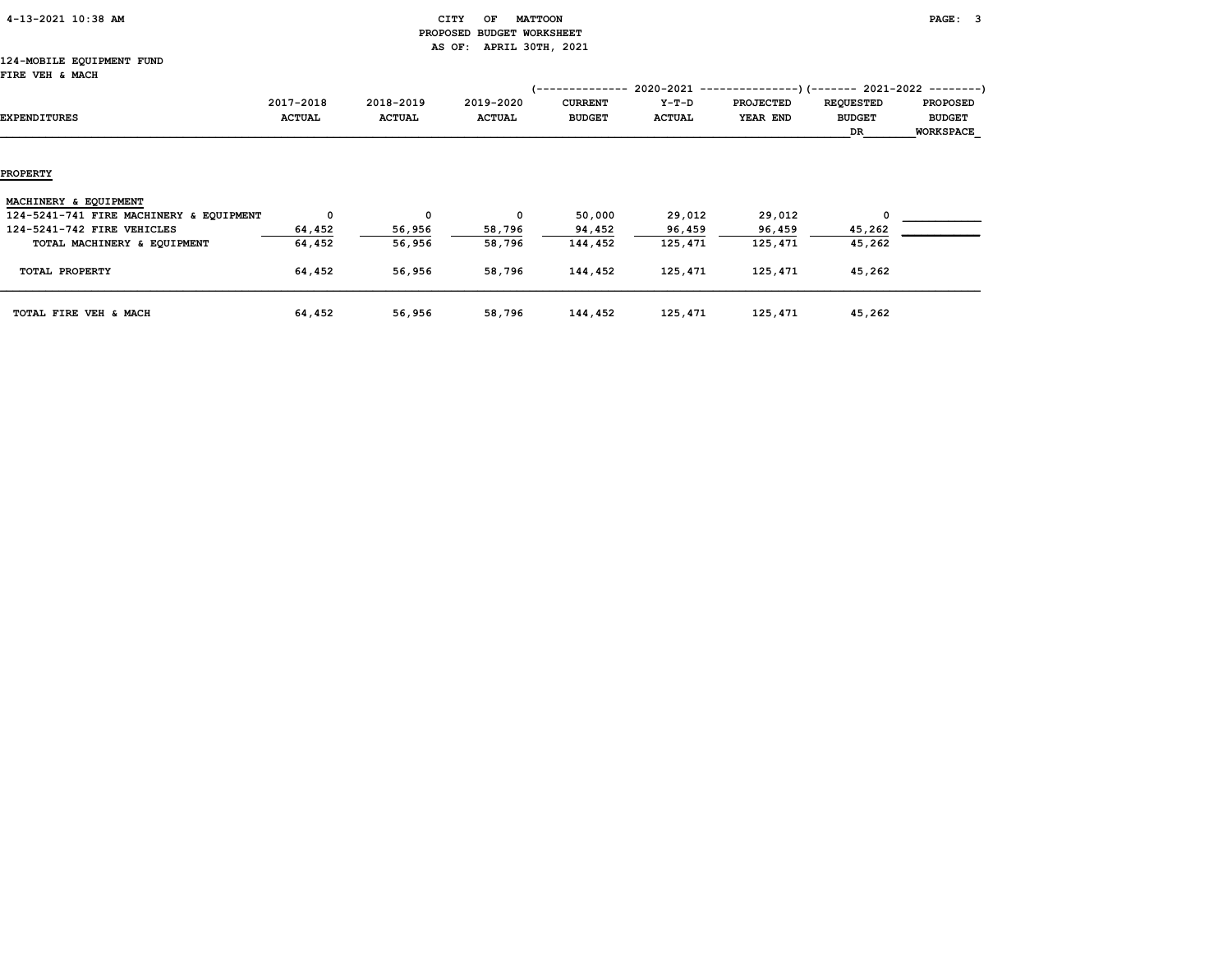CITY OF MATTOON
PROPOSED BUDGET WORKSHEET
AS OF: APRIL 30TH, 2021

124-MOBILE EQUIPMENT FUND
FIRE VEH & MACH

| EXPENDITURES | 2017-2018 ACTUAL | 2018-2019 ACTUAL | 2019-2020 ACTUAL | 2020-2021 CURRENT BUDGET | 2020-2021 Y-T-D ACTUAL | 2020-2021 PROJECTED YEAR END | 2021-2022 REQUESTED BUDGET DR | 2021-2022 PROPOSED BUDGET WORKSPACE |
|---|---|---|---|---|---|---|---|---|
| **PROPERTY** | | | | | | | | |
| MACHINERY & EQUIPMENT | | | | | | | | |
| 124-5241-741 FIRE MACHINERY & EQUIPMENT | 0 | 0 | 0 | 50,000 | 29,012 | 29,012 | 0 | |
| 124-5241-742 FIRE VEHICLES | 64,452 | 56,956 | 58,796 | 94,452 | 96,459 | 96,459 | 45,262 | |
| TOTAL MACHINERY & EQUIPMENT | 64,452 | 56,956 | 58,796 | 144,452 | 125,471 | 125,471 | 45,262 | |
| TOTAL PROPERTY | 64,452 | 56,956 | 58,796 | 144,452 | 125,471 | 125,471 | 45,262 | |
| TOTAL FIRE VEH & MACH | 64,452 | 56,956 | 58,796 | 144,452 | 125,471 | 125,471 | 45,262 | |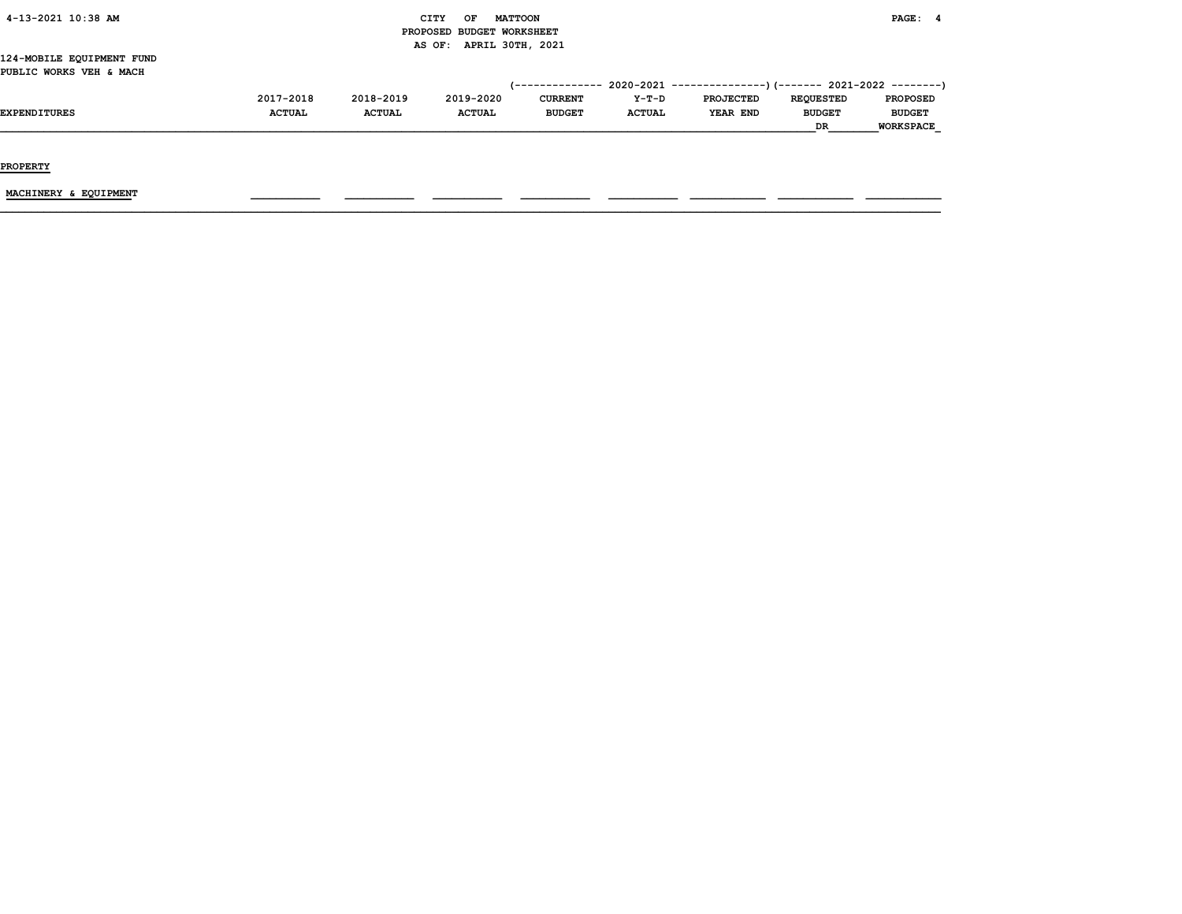CITY OF MATTOON
PROPOSED BUDGET WORKSHEET
AS OF: APRIL 30TH, 2021

124-MOBILE EQUIPMENT FUND
PUBLIC WORKS VEH & MACH

| EXPENDITURES | 2017-2018 ACTUAL | 2018-2019 ACTUAL | 2019-2020 ACTUAL | 2020-2021 CURRENT BUDGET | 2020-2021 Y-T-D ACTUAL | 2020-2021 PROJECTED YEAR END | 2021-2022 REQUESTED BUDGET DR | 2021-2022 PROPOSED BUDGET WORKSPACE |
|---|---|---|---|---|---|---|---|---|
| **PROPERTY** | | | | | | | | |
| MACHINERY & EQUIPMENT | | | | | | | | |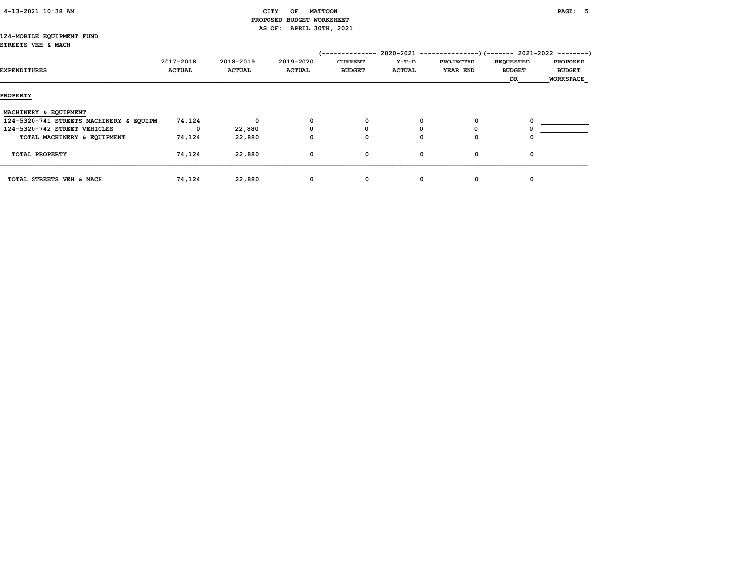CITY OF MATTOON
PROPOSED BUDGET WORKSHEET
AS OF: APRIL 30TH, 2021

124-MOBILE EQUIPMENT FUND
STREETS VEH & MACH

| EXPENDITURES | 2017-2018 ACTUAL | 2018-2019 ACTUAL | 2019-2020 ACTUAL | 2020-2021 CURRENT BUDGET | 2020-2021 Y-T-D ACTUAL | 2020-2021 PROJECTED YEAR END | 2021-2022 REQUESTED BUDGET DR | 2021-2022 PROPOSED BUDGET WORKSPACE |
|---|---|---|---|---|---|---|---|---|
| **PROPERTY** | | | | | | | | |
| MACHINERY & EQUIPMENT | | | | | | | | |
| 124-5320-741 STREETS MACHINERY & EQUIPM | 74,124 | 0 | 0 | 0 | 0 | 0 | 0 | |
| 124-5320-742 STREET VEHICLES | 0 | 22,880 | 0 | 0 | 0 | 0 | 0 | |
| TOTAL MACHINERY & EQUIPMENT | 74,124 | 22,880 | 0 | 0 | 0 | 0 | 0 | |
| TOTAL PROPERTY | 74,124 | 22,880 | 0 | 0 | 0 | 0 | 0 | |
| TOTAL STREETS VEH & MACH | 74,124 | 22,880 | 0 | 0 | 0 | 0 | 0 | |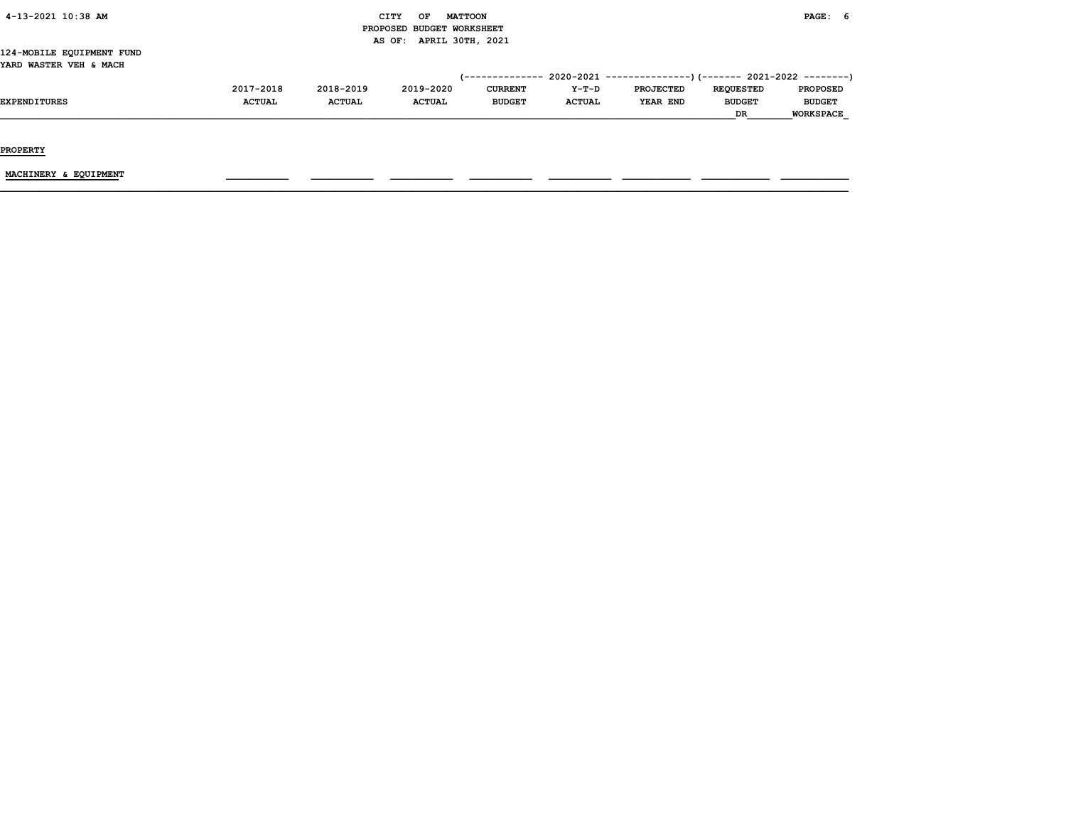124-MOBILE EQUIPMENT FUND

YARD WASTER VEH & MACH

| | | | | 2020-2021 | | | 2021-2022 | |
|---|---|---|---|---|---|---|---|---|
| EXPENDITURES | 2017-2018 ACTUAL | 2018-2019 ACTUAL | 2019-2020 ACTUAL | CURRENT BUDGET | Y-T-D ACTUAL | PROJECTED YEAR END | REQUESTED BUDGET DR | PROPOSED BUDGET WORKSPACE |
| PROPERTY | | | | | | | | |
| MACHINERY & EQUIPMENT | | | | | | | | |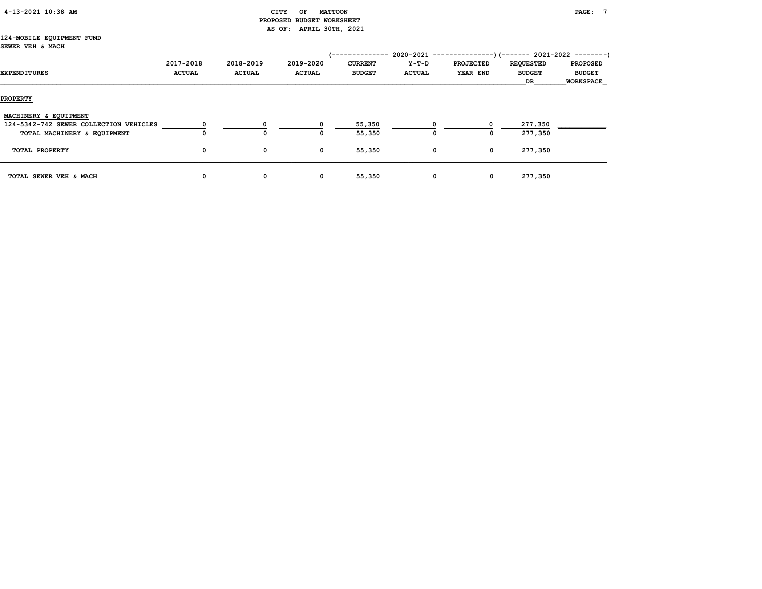CITY OF MATTOON
PROPOSED BUDGET WORKSHEET
AS OF: APRIL 30TH, 2021

124-MOBILE EQUIPMENT FUND
SEWER VEH & MACH

| EXPENDITURES | 2017-2018 ACTUAL | 2018-2019 ACTUAL | 2019-2020 ACTUAL | 2020-2021 CURRENT BUDGET | 2020-2021 Y-T-D ACTUAL | 2020-2021 PROJECTED YEAR END | 2021-2022 REQUESTED BUDGET DR | 2021-2022 PROPOSED BUDGET WORKSPACE |
|---|---|---|---|---|---|---|---|---|
| **PROPERTY** | | | | | | | | |
| MACHINERY & EQUIPMENT | | | | | | | | |
| 124-5342-742 SEWER COLLECTION VEHICLES | 0 | 0 | 0 | 55,350 | 0 | 0 | 277,350 | |
| TOTAL MACHINERY & EQUIPMENT | 0 | 0 | 0 | 55,350 | 0 | 0 | 277,350 | |
| TOTAL PROPERTY | 0 | 0 | 0 | 55,350 | 0 | 0 | 277,350 | |
| TOTAL SEWER VEH & MACH | 0 | 0 | 0 | 55,350 | 0 | 0 | 277,350 | |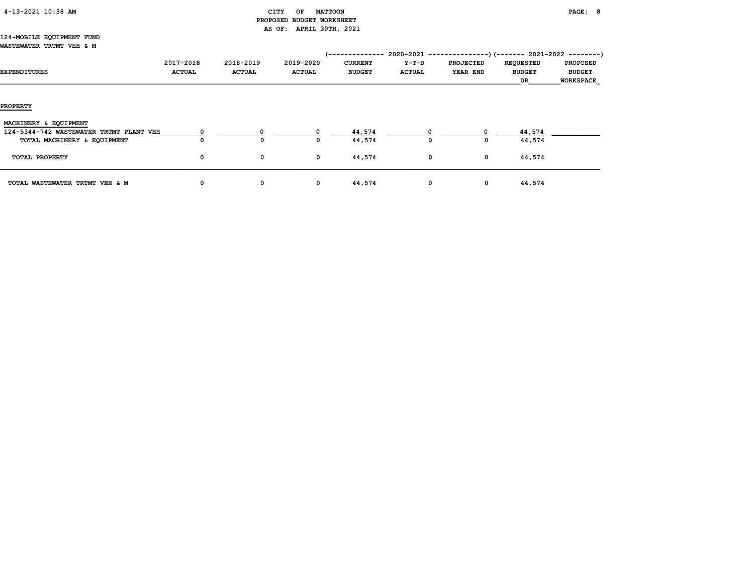# CITY OF MATTOON
## PROPOSED BUDGET WORKSHEET
### AS OF: APRIL 30TH, 2021

124-MOBILE EQUIPMENT FUND
WASTEWATER TRTMT VEH & M

| EXPENDITURES | 2017-2018 ACTUAL | 2018-2019 ACTUAL | 2019-2020 ACTUAL | 2020-2021 CURRENT BUDGET | 2020-2021 Y-T-D ACTUAL | 2020-2021 PROJECTED YEAR END | 2021-2022 REQUESTED BUDGET DR | 2021-2022 PROPOSED BUDGET WORKSPACE |
|---|---|---|---|---|---|---|---|---|
| **PROPERTY** | | | | | | | | |
| MACHINERY & EQUIPMENT | | | | | | | | |
| 124-5344-742 WASTEWATER TRTMT PLANT VEH | 0 | 0 | 0 | 44,574 | 0 | 0 | 44,574 | |
| TOTAL MACHINERY & EQUIPMENT | 0 | 0 | 0 | 44,574 | 0 | 0 | 44,574 | |
| TOTAL PROPERTY | 0 | 0 | 0 | 44,574 | 0 | 0 | 44,574 | |
| TOTAL WASTEWATER TRTMT VEH & M | 0 | 0 | 0 | 44,574 | 0 | 0 | 44,574 | |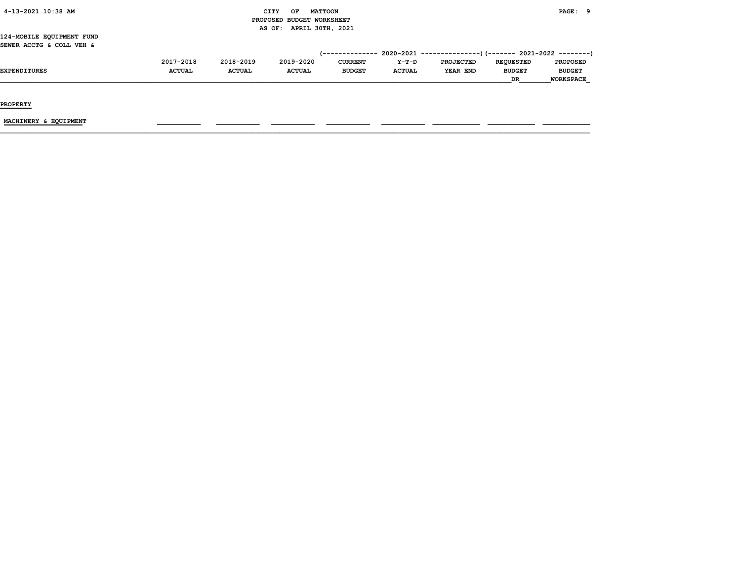CITY OF MATTOON
PROPOSED BUDGET WORKSHEET
AS OF: APRIL 30TH, 2021

124-MOBILE EQUIPMENT FUND
SEWER ACCTG & COLL VEH &

| EXPENDITURES | 2017-2018 ACTUAL | 2018-2019 ACTUAL | 2019-2020 ACTUAL | 2020-2021 CURRENT BUDGET | 2020-2021 Y-T-D ACTUAL | 2020-2021 PROJECTED YEAR END | 2021-2022 REQUESTED BUDGET DR | 2021-2022 PROPOSED BUDGET WORKSPACE |
|---|---|---|---|---|---|---|---|---|
| **PROPERTY** | | | | | | | | |
| MACHINERY & EQUIPMENT | | | | | | | | |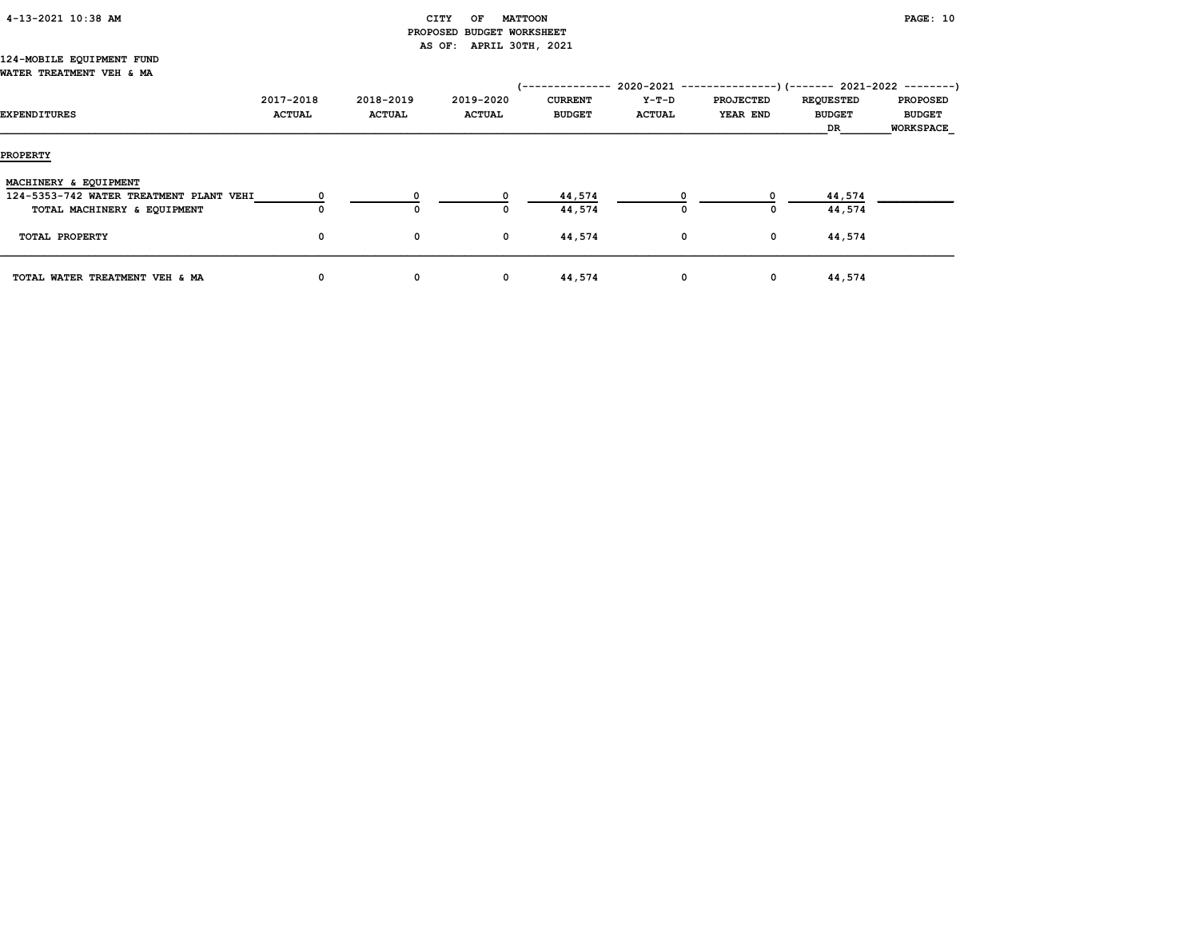CITY OF MATTOON
PROPOSED BUDGET WORKSHEET
AS OF: APRIL 30TH, 2021

124-MOBILE EQUIPMENT FUND
WATER TREATMENT VEH & MA

| EXPENDITURES | 2017-2018 ACTUAL | 2018-2019 ACTUAL | 2019-2020 ACTUAL | 2020-2021 CURRENT BUDGET | 2020-2021 Y-T-D ACTUAL | 2020-2021 PROJECTED YEAR END | 2021-2022 REQUESTED BUDGET DR | 2021-2022 PROPOSED BUDGET WORKSPACE |
|---|---|---|---|---|---|---|---|---|
| **PROPERTY** | | | | | | | | |
| MACHINERY & EQUIPMENT | | | | | | | | |
| 124-5353-742 WATER TREATMENT PLANT VEHI | 0 | 0 | 0 | 44,574 | 0 | 0 | 44,574 | |
| TOTAL MACHINERY & EQUIPMENT | 0 | 0 | 0 | 44,574 | 0 | 0 | 44,574 | |
| TOTAL PROPERTY | 0 | 0 | 0 | 44,574 | 0 | 0 | 44,574 | |
| TOTAL WATER TREATMENT VEH & MA | 0 | 0 | 0 | 44,574 | 0 | 0 | 44,574 | |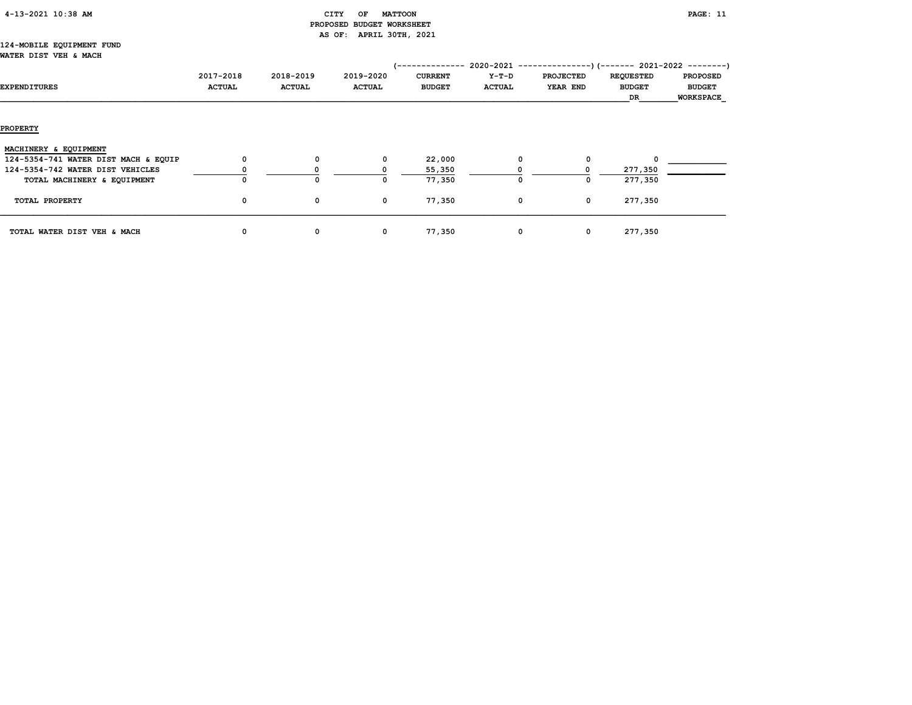CITY OF MATTOON
PROPOSED BUDGET WORKSHEET
AS OF: APRIL 30TH, 2021

124-MOBILE EQUIPMENT FUND
WATER DIST VEH & MACH

| EXPENDITURES | 2017-2018 ACTUAL | 2018-2019 ACTUAL | 2019-2020 ACTUAL | 2020-2021 CURRENT BUDGET | 2020-2021 Y-T-D ACTUAL | 2020-2021 PROJECTED YEAR END | 2021-2022 REQUESTED BUDGET DR | 2021-2022 PROPOSED BUDGET WORKSPACE |
|---|---|---|---|---|---|---|---|---|
| **PROPERTY** | | | | | | | | |
| MACHINERY & EQUIPMENT | | | | | | | | |
| 124-5354-741 WATER DIST MACH & EQUIP | 0 | 0 | 0 | 22,000 | 0 | 0 | 0 | |
| 124-5354-742 WATER DIST VEHICLES | 0 | 0 | 0 | 55,350 | 0 | 0 | 277,350 | |
| TOTAL MACHINERY & EQUIPMENT | 0 | 0 | 0 | 77,350 | 0 | 0 | 277,350 | |
| TOTAL PROPERTY | 0 | 0 | 0 | 77,350 | 0 | 0 | 277,350 | |
| TOTAL WATER DIST VEH & MACH | 0 | 0 | 0 | 77,350 | 0 | 0 | 277,350 | |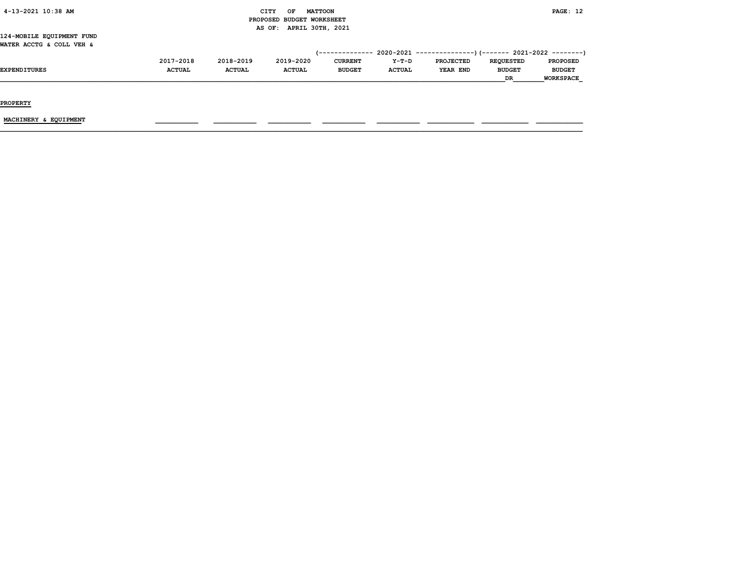124-MOBILE EQUIPMENT FUND
WATER ACCTG & COLL VEH &

| EXPENDITURES | 2017-2018 ACTUAL | 2018-2019 ACTUAL | 2019-2020 ACTUAL | 2020-2021 CURRENT BUDGET | 2020-2021 Y-T-D ACTUAL | 2020-2021 PROJECTED YEAR END | 2021-2022 REQUESTED BUDGET DR | 2021-2022 PROPOSED BUDGET WORKSPACE |
|---|---|---|---|---|---|---|---|---|
| **PROPERTY** | | | | | | | | |
| MACHINERY & EQUIPMENT | | | | | | | | |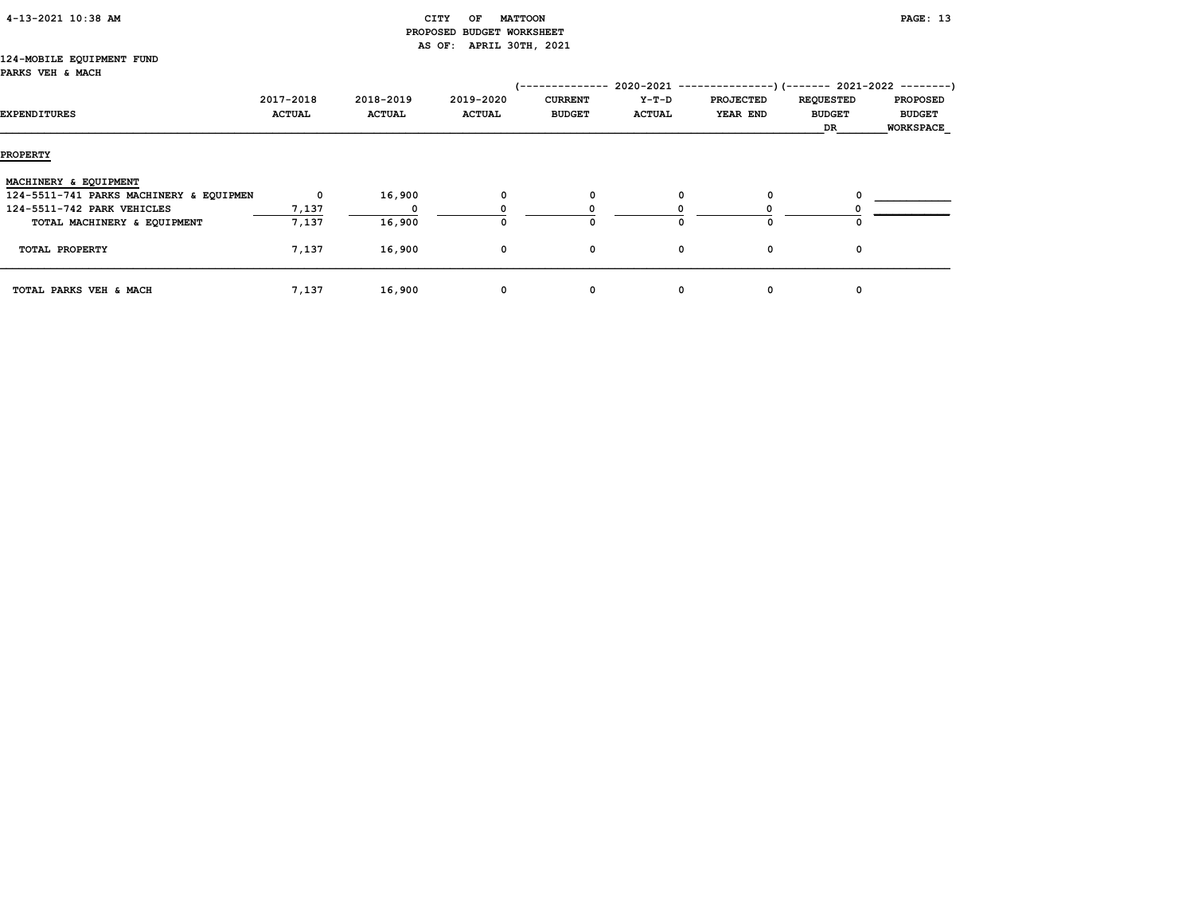CITY OF MATTOON
PROPOSED BUDGET WORKSHEET
AS OF: APRIL 30TH, 2021

124-MOBILE EQUIPMENT FUND
PARKS VEH & MACH

| EXPENDITURES | 2017-2018 ACTUAL | 2018-2019 ACTUAL | 2019-2020 ACTUAL | 2020-2021 CURRENT BUDGET | 2020-2021 Y-T-D ACTUAL | 2020-2021 PROJECTED YEAR END | 2021-2022 REQUESTED BUDGET DR | 2021-2022 PROPOSED BUDGET WORKSPACE |
|---|---|---|---|---|---|---|---|---|
| **PROPERTY** | | | | | | | | |
| MACHINERY & EQUIPMENT | | | | | | | | |
| 124-5511-741 PARKS MACHINERY & EQUIPMEN | 0 | 16,900 | 0 | 0 | 0 | 0 | 0 | |
| 124-5511-742 PARK VEHICLES | 7,137 | 0 | 0 | 0 | 0 | 0 | 0 | |
| TOTAL MACHINERY & EQUIPMENT | 7,137 | 16,900 | 0 | 0 | 0 | 0 | 0 | |
| TOTAL PROPERTY | 7,137 | 16,900 | 0 | 0 | 0 | 0 | 0 | |
| TOTAL PARKS VEH & MACH | 7,137 | 16,900 | 0 | 0 | 0 | 0 | 0 | |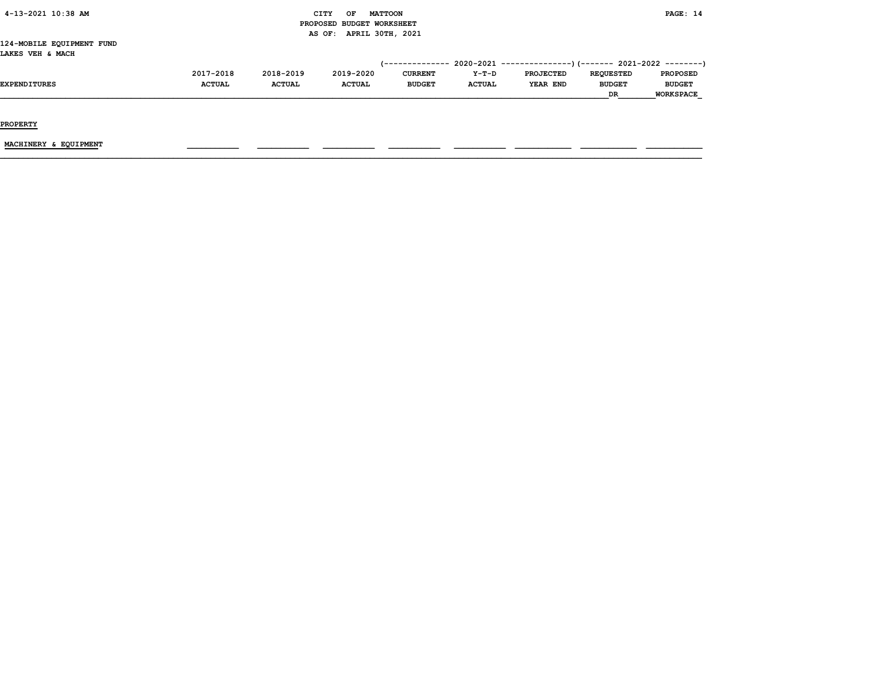124-MOBILE EQUIPMENT FUND
LAKES VEH & MACH

| EXPENDITURES | 2017-2018 ACTUAL | 2018-2019 ACTUAL | 2019-2020 ACTUAL | (-------------- 2020-2021 CURRENT BUDGET | Y-T-D ACTUAL | PROJECTED YEAR END ---------------) | (------- 2021-2022 REQUESTED BUDGET DR | PROPOSED BUDGET WORKSPACE --------) |
|---|---|---|---|---|---|---|---|---|
| PROPERTY | | | | | | | | |
| MACHINERY & EQUIPMENT | | | | | | | | |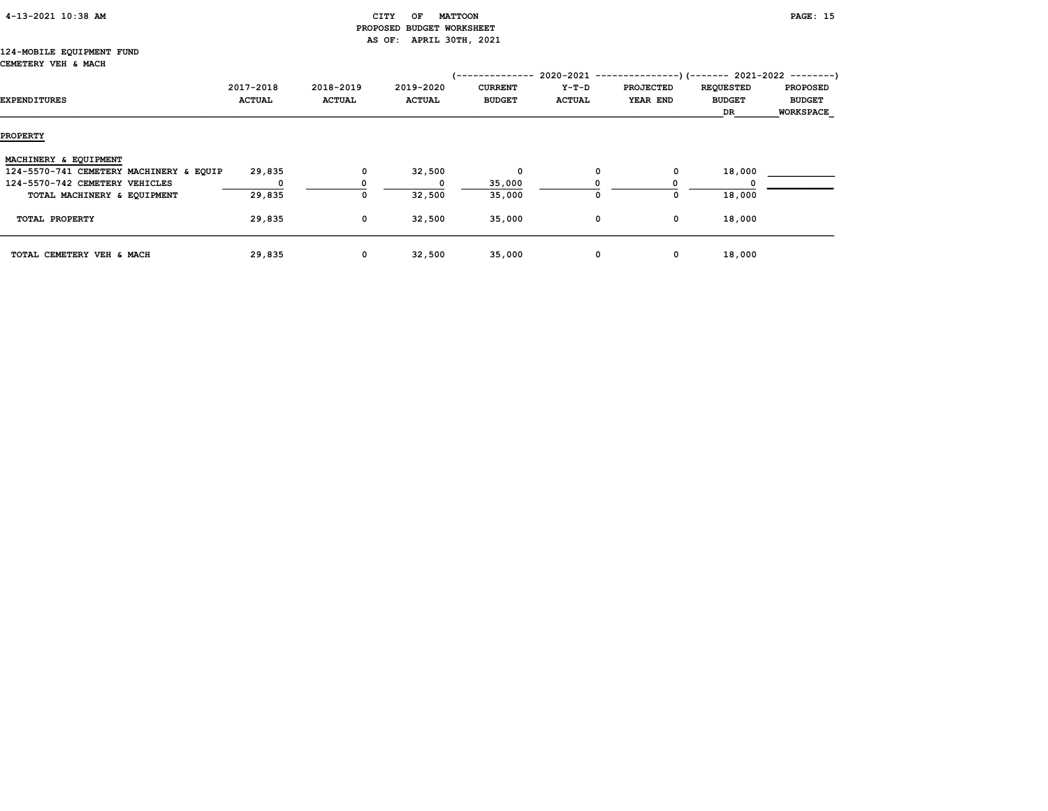CITY OF MATTOON
PROPOSED BUDGET WORKSHEET
AS OF: APRIL 30TH, 2021

124-MOBILE EQUIPMENT FUND
CEMETERY VEH & MACH

| EXPENDITURES | 2017-2018 ACTUAL | 2018-2019 ACTUAL | 2019-2020 ACTUAL | 2020-2021 CURRENT BUDGET | 2020-2021 Y-T-D ACTUAL | 2020-2021 PROJECTED YEAR END | 2021-2022 REQUESTED BUDGET DR | 2021-2022 PROPOSED BUDGET WORKSPACE |
|---|---|---|---|---|---|---|---|---|
| **PROPERTY** | | | | | | | | |
| MACHINERY & EQUIPMENT | | | | | | | | |
| 124-5570-741 CEMETERY MACHINERY & EQUIP | 29,835 | 0 | 32,500 | 0 | 0 | 0 | 18,000 | ____________ |
| 124-5570-742 CEMETERY VEHICLES | 0 | 0 | 0 | 35,000 | 0 | 0 | 0 | ____________ |
| TOTAL MACHINERY & EQUIPMENT | 29,835 | 0 | 32,500 | 35,000 | 0 | 0 | 18,000 | |
| TOTAL PROPERTY | 29,835 | 0 | 32,500 | 35,000 | 0 | 0 | 18,000 | |
| TOTAL CEMETERY VEH & MACH | 29,835 | 0 | 32,500 | 35,000 | 0 | 0 | 18,000 | |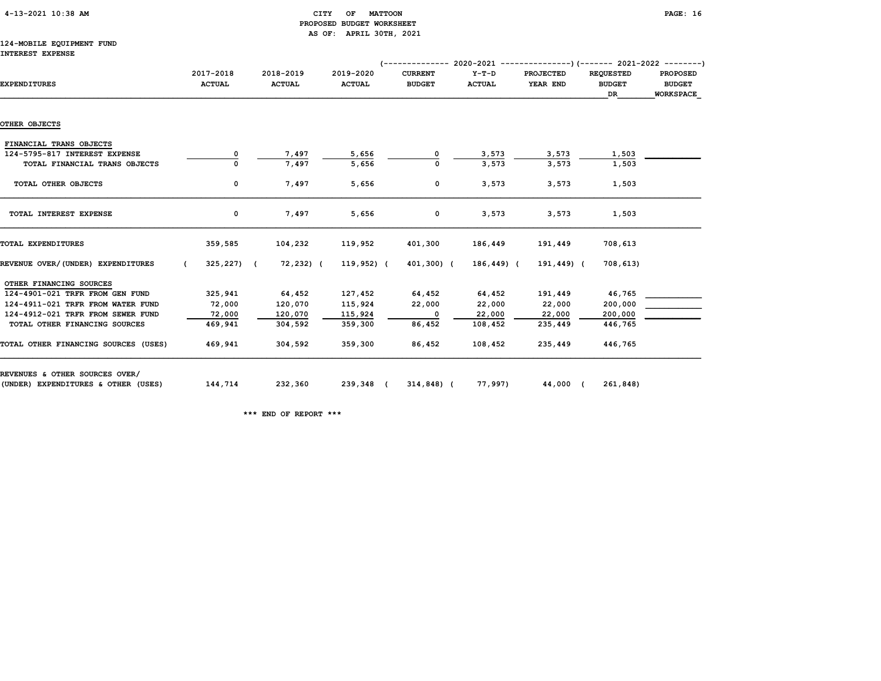CITY OF MATTOON
PROPOSED BUDGET WORKSHEET
AS OF: APRIL 30TH, 2021

124-MOBILE EQUIPMENT FUND
INTEREST EXPENSE

| EXPENDITURES | 2017-2018 ACTUAL | 2018-2019 ACTUAL | 2019-2020 ACTUAL | 2020-2021 CURRENT BUDGET | 2020-2021 Y-T-D ACTUAL | 2020-2021 PROJECTED YEAR END | 2021-2022 REQUESTED BUDGET DR | 2021-2022 PROPOSED BUDGET WORKSPACE |
|---|---|---|---|---|---|---|---|---|
| OTHER OBJECTS | | | | | | | | |
| FINANCIAL TRANS OBJECTS | | | | | | | | |
| 124-5795-817 INTEREST EXPENSE | 0 | 7,497 | 5,656 | 0 | 3,573 | 3,573 | 1,503 | |
| TOTAL FINANCIAL TRANS OBJECTS | 0 | 7,497 | 5,656 | 0 | 3,573 | 3,573 | 1,503 | |
| TOTAL OTHER OBJECTS | 0 | 7,497 | 5,656 | 0 | 3,573 | 3,573 | 1,503 | |
| TOTAL INTEREST EXPENSE | 0 | 7,497 | 5,656 | 0 | 3,573 | 3,573 | 1,503 | |
| TOTAL EXPENDITURES | 359,585 | 104,232 | 119,952 | 401,300 | 186,449 | 191,449 | 708,613 | |
| REVENUE OVER/(UNDER) EXPENDITURES | ( 325,227) | ( 72,232) | ( 119,952) | ( 401,300) | ( 186,449) | ( 191,449) | ( 708,613) | |
| OTHER FINANCING SOURCES | | | | | | | | |
| 124-4901-021 TRFR FROM GEN FUND | 325,941 | 64,452 | 127,452 | 64,452 | 64,452 | 191,449 | 46,765 | |
| 124-4911-021 TRFR FROM WATER FUND | 72,000 | 120,070 | 115,924 | 22,000 | 22,000 | 22,000 | 200,000 | |
| 124-4912-021 TRFR FROM SEWER FUND | 72,000 | 120,070 | 115,924 | 0 | 22,000 | 22,000 | 200,000 | |
| TOTAL OTHER FINANCING SOURCES | 469,941 | 304,592 | 359,300 | 86,452 | 108,452 | 235,449 | 446,765 | |
| TOTAL OTHER FINANCING SOURCES (USES) | 469,941 | 304,592 | 359,300 | 86,452 | 108,452 | 235,449 | 446,765 | |
| REVENUES & OTHER SOURCES OVER/ (UNDER) EXPENDITURES & OTHER (USES) | 144,714 | 232,360 | 239,348 | ( 314,848) | ( 77,997) | 44,000 | ( 261,848) | |

*** END OF REPORT ***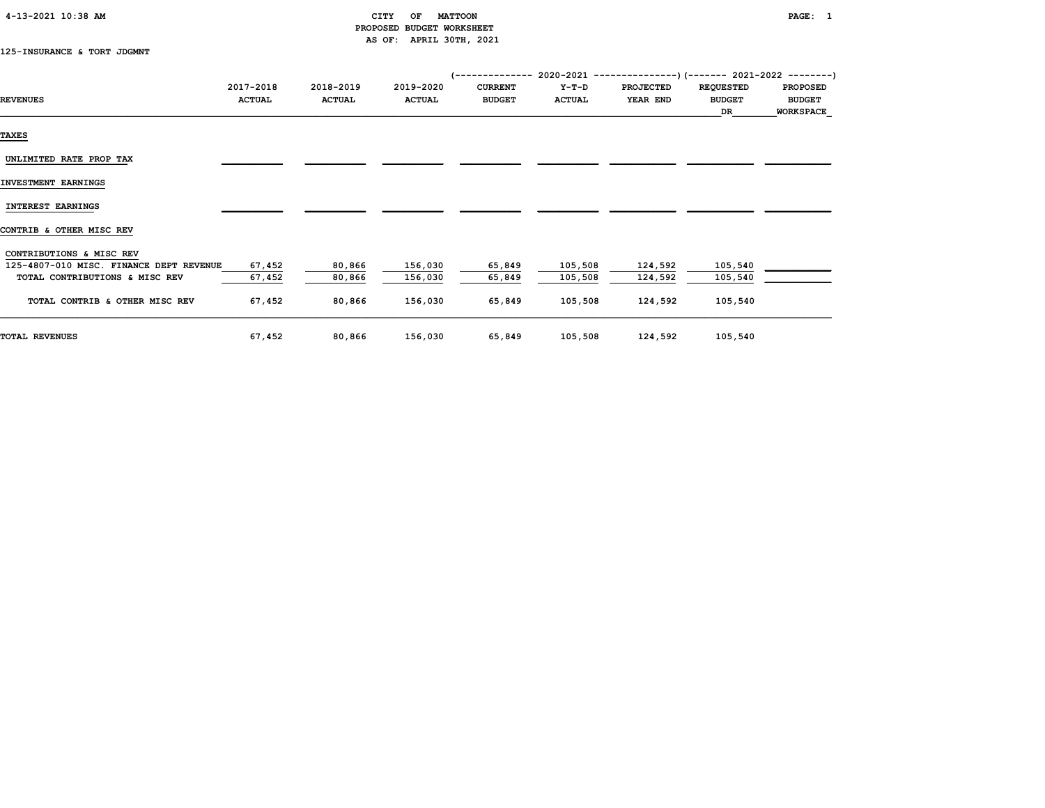# CITY OF MATTOON
## PROPOSED BUDGET WORKSHEET
### AS OF: APRIL 30TH, 2021

125-INSURANCE & TORT JDGMNT

| REVENUES | 2017-2018 ACTUAL | 2018-2019 ACTUAL | 2019-2020 ACTUAL | 2020-2021 CURRENT BUDGET | 2020-2021 Y-T-D ACTUAL | 2020-2021 PROJECTED YEAR END | 2021-2022 REQUESTED BUDGET DR | 2021-2022 PROPOSED BUDGET WORKSPACE |
|---|---|---|---|---|---|---|---|---|
| **TAXES** | | | | | | | | |
| UNLIMITED RATE PROP TAX | | | | | | | | |
| **INVESTMENT EARNINGS** | | | | | | | | |
| INTEREST EARNINGS | | | | | | | | |
| **CONTRIB & OTHER MISC REV** | | | | | | | | |
| CONTRIBUTIONS & MISC REV | | | | | | | | |
| 125-4807-010 MISC. FINANCE DEPT REVENUE | 67,452 | 80,866 | 156,030 | 65,849 | 105,508 | 124,592 | 105,540 | |
| TOTAL CONTRIBUTIONS & MISC REV | 67,452 | 80,866 | 156,030 | 65,849 | 105,508 | 124,592 | 105,540 | |
| TOTAL CONTRIB & OTHER MISC REV | 67,452 | 80,866 | 156,030 | 65,849 | 105,508 | 124,592 | 105,540 | |
| **TOTAL REVENUES** | 67,452 | 80,866 | 156,030 | 65,849 | 105,508 | 124,592 | 105,540 | |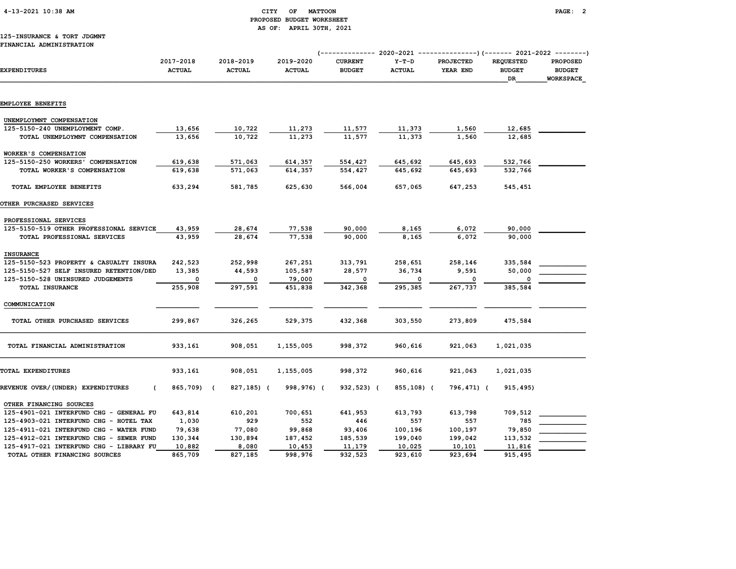CITY OF MATTOON
PROPOSED BUDGET WORKSHEET
AS OF: APRIL 30TH, 2021

125-INSURANCE & TORT JDGMNT
FINANCIAL ADMINISTRATION

| EXPENDITURES | 2017-2018 ACTUAL | 2018-2019 ACTUAL | 2019-2020 ACTUAL | 2020-2021 CURRENT BUDGET | 2020-2021 Y-T-D ACTUAL | 2020-2021 PROJECTED YEAR END | 2021-2022 REQUESTED BUDGET DR | 2021-2022 PROPOSED BUDGET WORKSPACE |
|---|---|---|---|---|---|---|---|---|
| **EMPLOYEE BENEFITS** | | | | | | | | |
| UNEMPLOYMNT COMPENSATION | | | | | | | | |
| 125-5150-240 UNEMPLOYMENT COMP. | 13,656 | 10,722 | 11,273 | 11,577 | 11,373 | 1,560 | 12,685 | |
| TOTAL UNEMPLOYMNT COMPENSATION | 13,656 | 10,722 | 11,273 | 11,577 | 11,373 | 1,560 | 12,685 | |
| WORKER'S COMPENSATION | | | | | | | | |
| 125-5150-250 WORKERS' COMPENSATION | 619,638 | 571,063 | 614,357 | 554,427 | 645,692 | 645,693 | 532,766 | |
| TOTAL WORKER'S COMPENSATION | 619,638 | 571,063 | 614,357 | 554,427 | 645,692 | 645,693 | 532,766 | |
| TOTAL EMPLOYEE BENEFITS | 633,294 | 581,785 | 625,630 | 566,004 | 657,065 | 647,253 | 545,451 | |
| **OTHER PURCHASED SERVICES** | | | | | | | | |
| PROFESSIONAL SERVICES | | | | | | | | |
| 125-5150-519 OTHER PROFESSIONAL SERVICE | 43,959 | 28,674 | 77,538 | 90,000 | 8,165 | 6,072 | 90,000 | |
| TOTAL PROFESSIONAL SERVICES | 43,959 | 28,674 | 77,538 | 90,000 | 8,165 | 6,072 | 90,000 | |
| INSURANCE | | | | | | | | |
| 125-5150-523 PROPERTY & CASUALTY INSURA | 242,523 | 252,998 | 267,251 | 313,791 | 258,651 | 258,146 | 335,584 | |
| 125-5150-527 SELF INSURED RETENTION/DED | 13,385 | 44,593 | 105,587 | 28,577 | 36,734 | 9,591 | 50,000 | |
| 125-5150-528 UNINSURED JUDGEMENTS | 0 | 0 | 79,000 | 0 | 0 | 0 | 0 | |
| TOTAL INSURANCE | 255,908 | 297,591 | 451,838 | 342,368 | 295,385 | 267,737 | 385,584 | |
| COMMUNICATION | | | | | | | | |
| TOTAL OTHER PURCHASED SERVICES | 299,867 | 326,265 | 529,375 | 432,368 | 303,550 | 273,809 | 475,584 | |
| TOTAL FINANCIAL ADMINISTRATION | 933,161 | 908,051 | 1,155,005 | 998,372 | 960,616 | 921,063 | 1,021,035 | |
| TOTAL EXPENDITURES | 933,161 | 908,051 | 1,155,005 | 998,372 | 960,616 | 921,063 | 1,021,035 | |
| REVENUE OVER/(UNDER) EXPENDITURES | ( 865,709) | ( 827,185) | ( 998,976) | ( 932,523) | ( 855,108) | ( 796,471) | ( 915,495) | |
| OTHER FINANCING SOURCES | | | | | | | | |
| 125-4901-021 INTERFUND CHG - GENERAL FU | 643,814 | 610,201 | 700,651 | 641,953 | 613,793 | 613,798 | 709,512 | |
| 125-4903-021 INTERFUND CHG - HOTEL TAX | 1,030 | 929 | 552 | 446 | 557 | 557 | 785 | |
| 125-4911-021 INTERFUND CHG - WATER FUND | 79,638 | 77,080 | 99,868 | 93,406 | 100,196 | 100,197 | 79,850 | |
| 125-4912-021 INTERFUND CHG - SEWER FUND | 130,344 | 130,894 | 187,452 | 185,539 | 199,040 | 199,042 | 113,532 | |
| 125-4917-021 INTERFUND CHG - LIBRARY FU | 10,882 | 8,080 | 10,453 | 11,179 | 10,025 | 10,101 | 11,816 | |
| TOTAL OTHER FINANCING SOURCES | 865,709 | 827,185 | 998,976 | 932,523 | 923,610 | 923,694 | 915,495 | |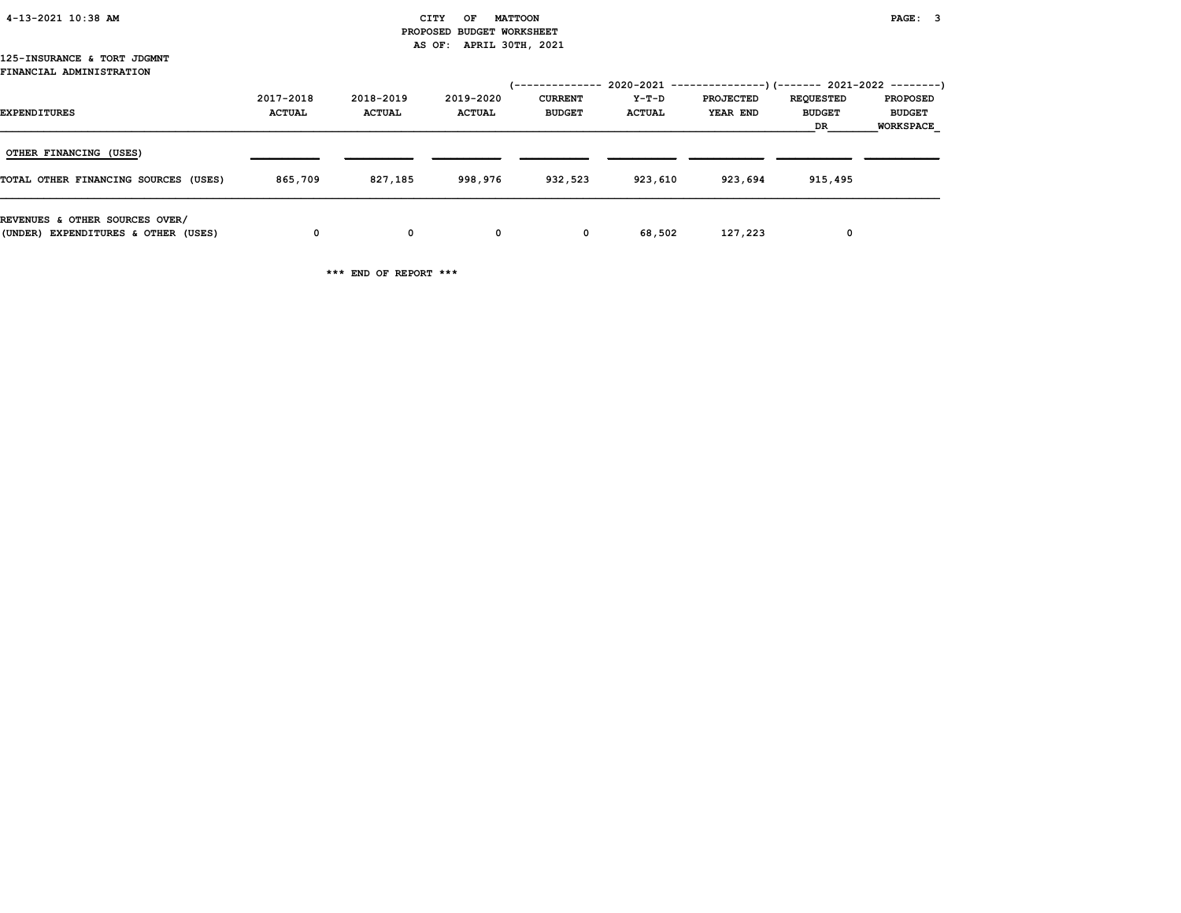CITY OF MATTOON
PROPOSED BUDGET WORKSHEET
AS OF: APRIL 30TH, 2021

125-INSURANCE & TORT JDGMNT
FINANCIAL ADMINISTRATION

| | | | | 2020-2021 | | | 2021-2022 | |
|---|---|---|---|---|---|---|---|---|
| EXPENDITURES | 2017-2018 ACTUAL | 2018-2019 ACTUAL | 2019-2020 ACTUAL | CURRENT BUDGET | Y-T-D ACTUAL | PROJECTED YEAR END | REQUESTED BUDGET DR | PROPOSED BUDGET WORKSPACE |
| OTHER FINANCING (USES) | | | | | | | | |
| TOTAL OTHER FINANCING SOURCES (USES) | 865,709 | 827,185 | 998,976 | 932,523 | 923,610 | 923,694 | 915,495 | |
| REVENUES & OTHER SOURCES OVER/ (UNDER) EXPENDITURES & OTHER (USES) | 0 | 0 | 0 | 0 | 68,502 | 127,223 | 0 | |

*** END OF REPORT ***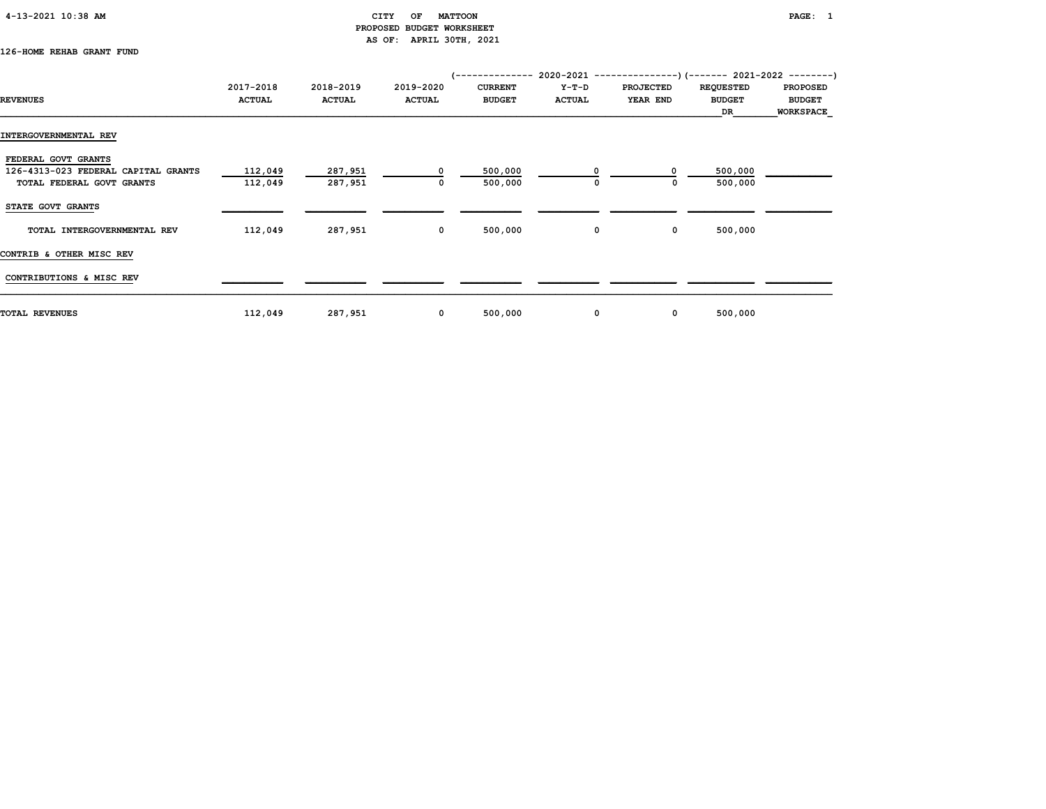# CITY OF MATTOON
## PROPOSED BUDGET WORKSHEET
### AS OF: APRIL 30TH, 2021

126-HOME REHAB GRANT FUND

| | | | | 2020-2021 | | | 2021-2022 | |
|---|---|---|---|---|---|---|---|---|
| REVENUES | 2017-2018 ACTUAL | 2018-2019 ACTUAL | 2019-2020 ACTUAL | CURRENT BUDGET | Y-T-D ACTUAL | PROJECTED YEAR END | REQUESTED BUDGET DR | PROPOSED BUDGET WORKSPACE |
| INTERGOVERNMENTAL REV | | | | | | | | |
| FEDERAL GOVT GRANTS | | | | | | | | |
| 126-4313-023 FEDERAL CAPITAL GRANTS | 112,049 | 287,951 | 0 | 500,000 | 0 | 0 | 500,000 | |
| TOTAL FEDERAL GOVT GRANTS | 112,049 | 287,951 | 0 | 500,000 | 0 | 0 | 500,000 | |
| STATE GOVT GRANTS | | | | | | | | |
| TOTAL INTERGOVERNMENTAL REV | 112,049 | 287,951 | 0 | 500,000 | 0 | 0 | 500,000 | |
| CONTRIB & OTHER MISC REV | | | | | | | | |
| CONTRIBUTIONS & MISC REV | | | | | | | | |
| TOTAL REVENUES | 112,049 | 287,951 | 0 | 500,000 | 0 | 0 | 500,000 | |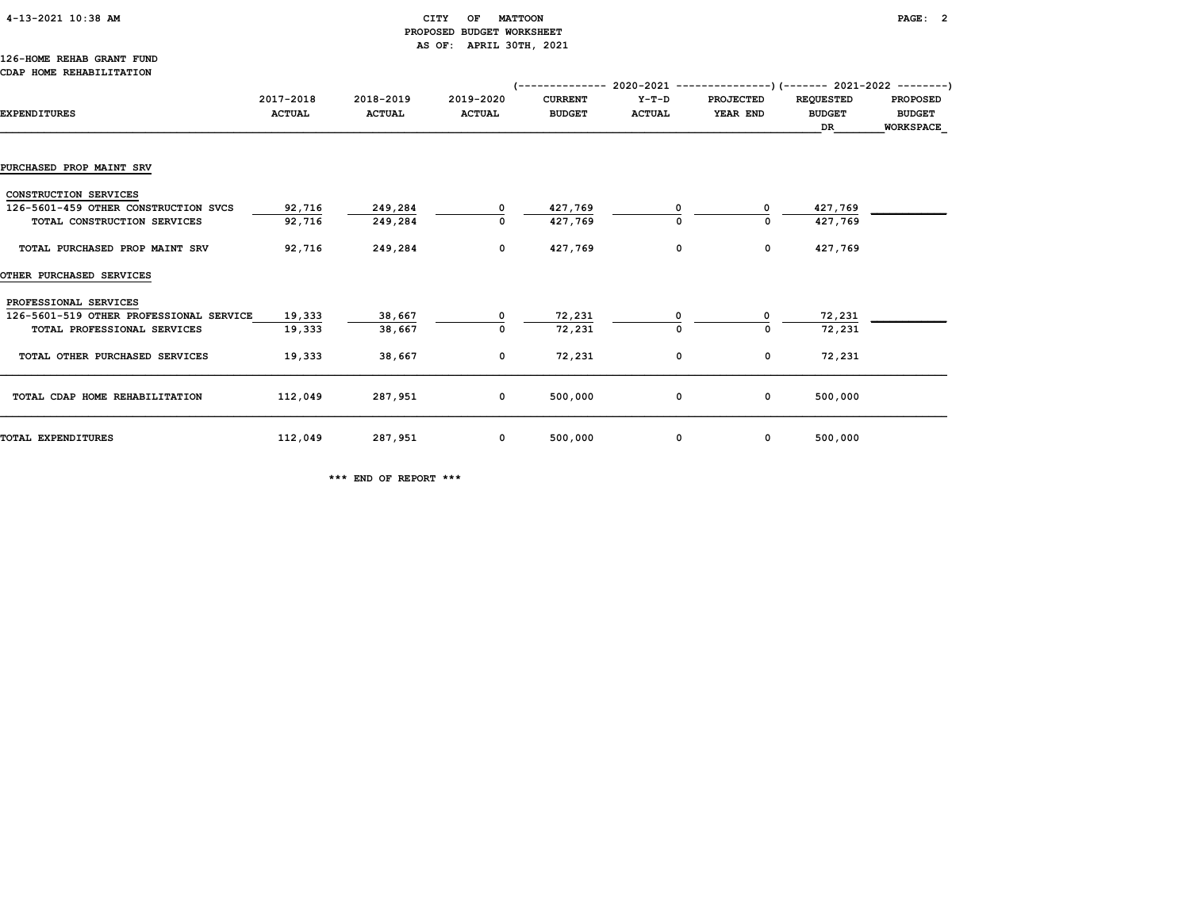CITY OF MATTOON
PROPOSED BUDGET WORKSHEET
AS OF: APRIL 30TH, 2021

126-HOME REHAB GRANT FUND
CDAP HOME REHABILITATION

| EXPENDITURES | 2017-2018 ACTUAL | 2018-2019 ACTUAL | 2019-2020 ACTUAL | 2020-2021 CURRENT BUDGET | 2020-2021 Y-T-D ACTUAL | 2020-2021 PROJECTED YEAR END | 2021-2022 REQUESTED BUDGET DR | 2021-2022 PROPOSED BUDGET WORKSPACE |
|---|---|---|---|---|---|---|---|---|
| **PURCHASED PROP MAINT SRV** | | | | | | | | |
| CONSTRUCTION SERVICES | | | | | | | | |
| 126-5601-459 OTHER CONSTRUCTION SVCS | 92,716 | 249,284 | 0 | 427,769 | 0 | 0 | 427,769 | |
| TOTAL CONSTRUCTION SERVICES | 92,716 | 249,284 | 0 | 427,769 | 0 | 0 | 427,769 | |
| TOTAL PURCHASED PROP MAINT SRV | 92,716 | 249,284 | 0 | 427,769 | 0 | 0 | 427,769 | |
| **OTHER PURCHASED SERVICES** | | | | | | | | |
| PROFESSIONAL SERVICES | | | | | | | | |
| 126-5601-519 OTHER PROFESSIONAL SERVICE | 19,333 | 38,667 | 0 | 72,231 | 0 | 0 | 72,231 | |
| TOTAL PROFESSIONAL SERVICES | 19,333 | 38,667 | 0 | 72,231 | 0 | 0 | 72,231 | |
| TOTAL OTHER PURCHASED SERVICES | 19,333 | 38,667 | 0 | 72,231 | 0 | 0 | 72,231 | |
| TOTAL CDAP HOME REHABILITATION | 112,049 | 287,951 | 0 | 500,000 | 0 | 0 | 500,000 | |
| TOTAL EXPENDITURES | 112,049 | 287,951 | 0 | 500,000 | 0 | 0 | 500,000 | |

*** END OF REPORT ***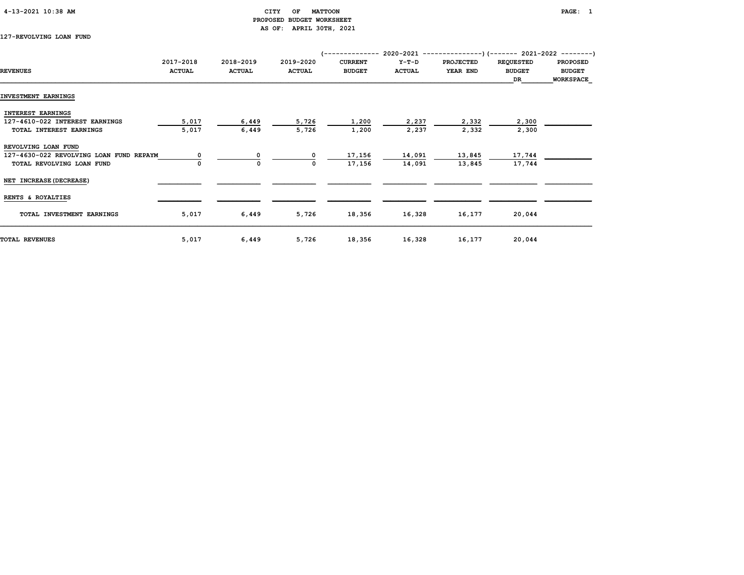CITY OF MATTOON
PROPOSED BUDGET WORKSHEET
AS OF: APRIL 30TH, 2021

127-REVOLVING LOAN FUND

| REVENUES | 2017-2018 ACTUAL | 2018-2019 ACTUAL | 2019-2020 ACTUAL | 2020-2021 CURRENT BUDGET | 2020-2021 Y-T-D ACTUAL | 2020-2021 PROJECTED YEAR END | 2021-2022 REQUESTED BUDGET DR | 2021-2022 PROPOSED BUDGET WORKSPACE |
|---|---|---|---|---|---|---|---|---|
| **INVESTMENT EARNINGS** | | | | | | | | |
| INTEREST EARNINGS | | | | | | | | |
| 127-4610-022 INTEREST EARNINGS | 5,017 | 6,449 | 5,726 | 1,200 | 2,237 | 2,332 | 2,300 | |
| TOTAL INTEREST EARNINGS | 5,017 | 6,449 | 5,726 | 1,200 | 2,237 | 2,332 | 2,300 | |
| REVOLVING LOAN FUND | | | | | | | | |
| 127-4630-022 REVOLVING LOAN FUND REPAYM | 0 | 0 | 0 | 17,156 | 14,091 | 13,845 | 17,744 | |
| TOTAL REVOLVING LOAN FUND | 0 | 0 | 0 | 17,156 | 14,091 | 13,845 | 17,744 | |
| NET INCREASE(DECREASE) | | | | | | | | |
| RENTS & ROYALTIES | | | | | | | | |
| TOTAL INVESTMENT EARNINGS | 5,017 | 6,449 | 5,726 | 18,356 | 16,328 | 16,177 | 20,044 | |
| **TOTAL REVENUES** | 5,017 | 6,449 | 5,726 | 18,356 | 16,328 | 16,177 | 20,044 | |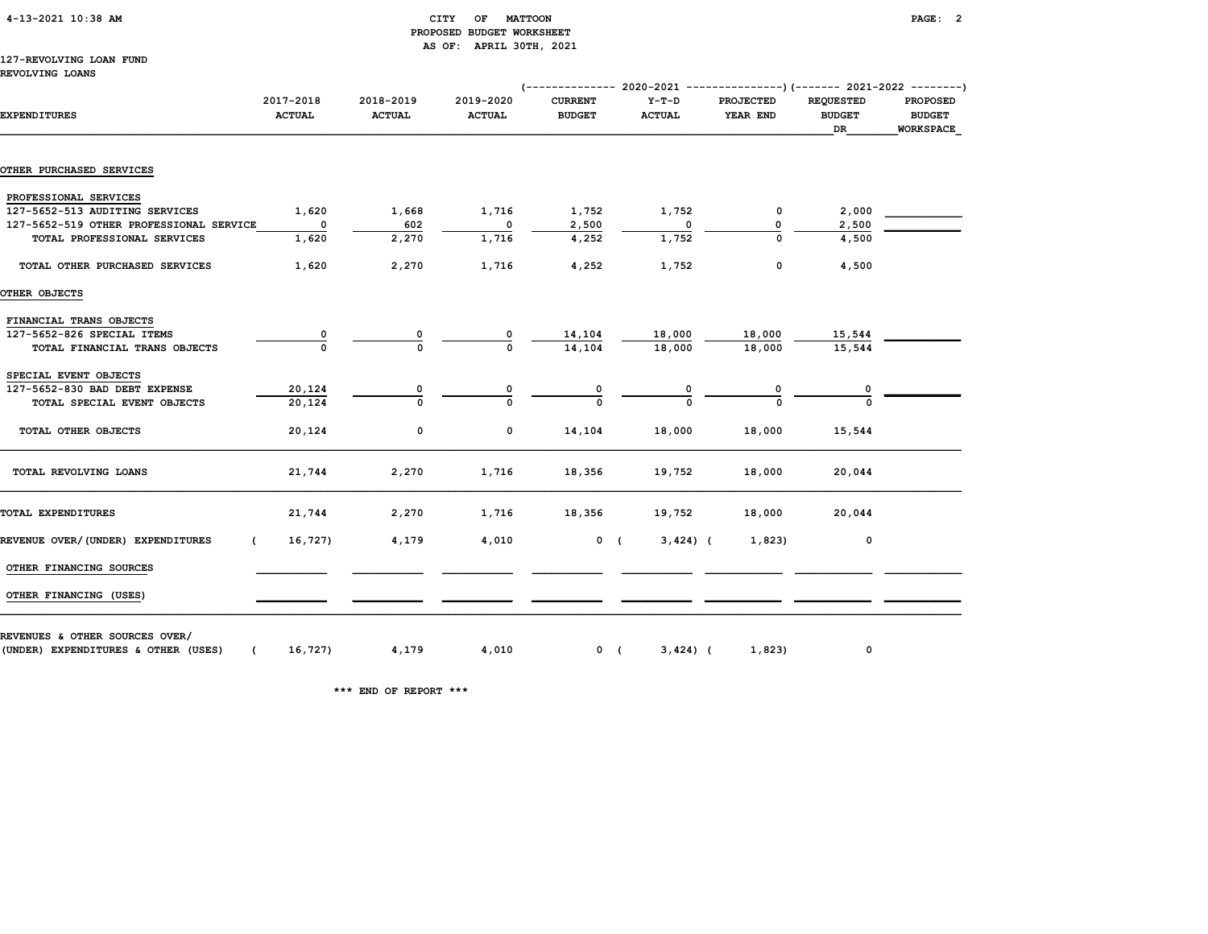CITY OF MATTOON
PROPOSED BUDGET WORKSHEET
AS OF: APRIL 30TH, 2021

127-REVOLVING LOAN FUND
REVOLVING LOANS

| EXPENDITURES | 2017-2018 ACTUAL | 2018-2019 ACTUAL | 2019-2020 ACTUAL | 2020-2021 CURRENT BUDGET | 2020-2021 Y-T-D ACTUAL | 2020-2021 PROJECTED YEAR END | 2021-2022 REQUESTED BUDGET DR | 2021-2022 PROPOSED BUDGET WORKSPACE |
|---|---|---|---|---|---|---|---|---|
| **OTHER PURCHASED SERVICES** | | | | | | | | |
| PROFESSIONAL SERVICES | | | | | | | | |
| 127-5652-513 AUDITING SERVICES | 1,620 | 1,668 | 1,716 | 1,752 | 1,752 | 0 | 2,000 | |
| 127-5652-519 OTHER PROFESSIONAL SERVICE | 0 | 602 | 0 | 2,500 | 0 | 0 | 2,500 | |
| TOTAL PROFESSIONAL SERVICES | 1,620 | 2,270 | 1,716 | 4,252 | 1,752 | 0 | 4,500 | |
| TOTAL OTHER PURCHASED SERVICES | 1,620 | 2,270 | 1,716 | 4,252 | 1,752 | 0 | 4,500 | |
| **OTHER OBJECTS** | | | | | | | | |
| FINANCIAL TRANS OBJECTS | | | | | | | | |
| 127-5652-826 SPECIAL ITEMS | 0 | 0 | 0 | 14,104 | 18,000 | 18,000 | 15,544 | |
| TOTAL FINANCIAL TRANS OBJECTS | 0 | 0 | 0 | 14,104 | 18,000 | 18,000 | 15,544 | |
| SPECIAL EVENT OBJECTS | | | | | | | | |
| 127-5652-830 BAD DEBT EXPENSE | 20,124 | 0 | 0 | 0 | 0 | 0 | 0 | |
| TOTAL SPECIAL EVENT OBJECTS | 20,124 | 0 | 0 | 0 | 0 | 0 | 0 | |
| TOTAL OTHER OBJECTS | 20,124 | 0 | 0 | 14,104 | 18,000 | 18,000 | 15,544 | |
| TOTAL REVOLVING LOANS | 21,744 | 2,270 | 1,716 | 18,356 | 19,752 | 18,000 | 20,044 | |
| TOTAL EXPENDITURES | 21,744 | 2,270 | 1,716 | 18,356 | 19,752 | 18,000 | 20,044 | |
| REVENUE OVER/(UNDER) EXPENDITURES | ( 16,727) | 4,179 | 4,010 | 0 | ( 3,424) | ( 1,823) | 0 | |
| OTHER FINANCING SOURCES | | | | | | | | |
| OTHER FINANCING (USES) | | | | | | | | |
| REVENUES & OTHER SOURCES OVER/ (UNDER) EXPENDITURES & OTHER (USES) | ( 16,727) | 4,179 | 4,010 | 0 | ( 3,424) | ( 1,823) | 0 | |

*** END OF REPORT ***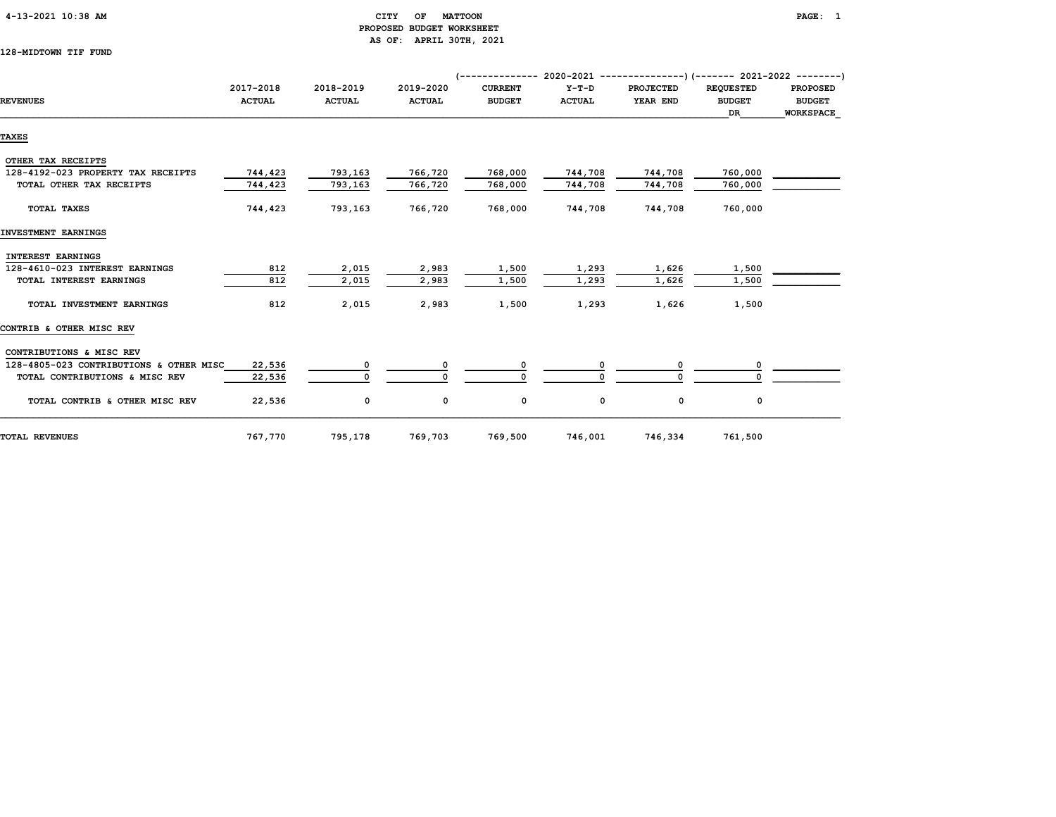CITY OF MATTOON
PROPOSED BUDGET WORKSHEET
AS OF: APRIL 30TH, 2021

128-MIDTOWN TIF FUND

| REVENUES | 2017-2018 ACTUAL | 2018-2019 ACTUAL | 2019-2020 ACTUAL | 2020-2021 CURRENT BUDGET | 2020-2021 Y-T-D ACTUAL | 2020-2021 PROJECTED YEAR END | 2021-2022 REQUESTED BUDGET DR | 2021-2022 PROPOSED BUDGET WORKSPACE |
|---|---|---|---|---|---|---|---|---|
| **TAXES** | | | | | | | | |
| OTHER TAX RECEIPTS | | | | | | | | |
| 128-4192-023 PROPERTY TAX RECEIPTS | 744,423 | 793,163 | 766,720 | 768,000 | 744,708 | 744,708 | 760,000 | |
| TOTAL OTHER TAX RECEIPTS | 744,423 | 793,163 | 766,720 | 768,000 | 744,708 | 744,708 | 760,000 | |
| TOTAL TAXES | 744,423 | 793,163 | 766,720 | 768,000 | 744,708 | 744,708 | 760,000 | |
| **INVESTMENT EARNINGS** | | | | | | | | |
| INTEREST EARNINGS | | | | | | | | |
| 128-4610-023 INTEREST EARNINGS | 812 | 2,015 | 2,983 | 1,500 | 1,293 | 1,626 | 1,500 | |
| TOTAL INTEREST EARNINGS | 812 | 2,015 | 2,983 | 1,500 | 1,293 | 1,626 | 1,500 | |
| TOTAL INVESTMENT EARNINGS | 812 | 2,015 | 2,983 | 1,500 | 1,293 | 1,626 | 1,500 | |
| **CONTRIB & OTHER MISC REV** | | | | | | | | |
| CONTRIBUTIONS & MISC REV | | | | | | | | |
| 128-4805-023 CONTRIBUTIONS & OTHER MISC | 22,536 | 0 | 0 | 0 | 0 | 0 | 0 | |
| TOTAL CONTRIBUTIONS & MISC REV | 22,536 | 0 | 0 | 0 | 0 | 0 | 0 | |
| TOTAL CONTRIB & OTHER MISC REV | 22,536 | 0 | 0 | 0 | 0 | 0 | 0 | |
| **TOTAL REVENUES** | 767,770 | 795,178 | 769,703 | 769,500 | 746,001 | 746,334 | 761,500 | |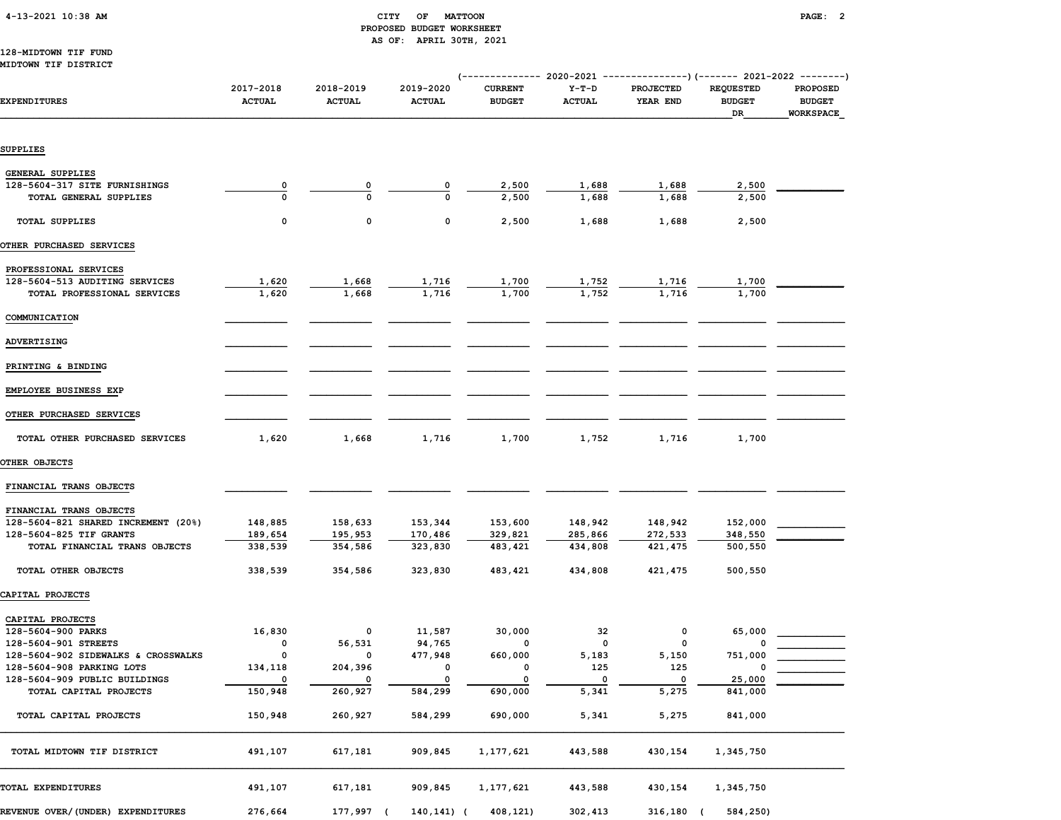CITY OF MATTOON
PROPOSED BUDGET WORKSHEET
AS OF: APRIL 30TH, 2021

128-MIDTOWN TIF FUND
MIDTOWN TIF DISTRICT

| EXPENDITURES | 2017-2018 ACTUAL | 2018-2019 ACTUAL | 2019-2020 ACTUAL | 2020-2021 CURRENT BUDGET | 2020-2021 Y-T-D ACTUAL | 2020-2021 PROJECTED YEAR END | 2021-2022 REQUESTED BUDGET DR | 2021-2022 PROPOSED BUDGET WORKSPACE |
|---|---|---|---|---|---|---|---|---|
| **SUPPLIES** | | | | | | | | |
| GENERAL SUPPLIES | | | | | | | | |
| 128-5604-317 SITE FURNISHINGS | 0 | 0 | 0 | 2,500 | 1,688 | 1,688 | 2,500 | |
| TOTAL GENERAL SUPPLIES | 0 | 0 | 0 | 2,500 | 1,688 | 1,688 | 2,500 | |
| TOTAL SUPPLIES | 0 | 0 | 0 | 2,500 | 1,688 | 1,688 | 2,500 | |
| **OTHER PURCHASED SERVICES** | | | | | | | | |
| PROFESSIONAL SERVICES | | | | | | | | |
| 128-5604-513 AUDITING SERVICES | 1,620 | 1,668 | 1,716 | 1,700 | 1,752 | 1,716 | 1,700 | |
| TOTAL PROFESSIONAL SERVICES | 1,620 | 1,668 | 1,716 | 1,700 | 1,752 | 1,716 | 1,700 | |
| COMMUNICATION | | | | | | | | |
| ADVERTISING | | | | | | | | |
| PRINTING & BINDING | | | | | | | | |
| EMPLOYEE BUSINESS EXP | | | | | | | | |
| OTHER PURCHASED SERVICES | | | | | | | | |
| TOTAL OTHER PURCHASED SERVICES | 1,620 | 1,668 | 1,716 | 1,700 | 1,752 | 1,716 | 1,700 | |
| **OTHER OBJECTS** | | | | | | | | |
| FINANCIAL TRANS OBJECTS | | | | | | | | |
| FINANCIAL TRANS OBJECTS | | | | | | | | |
| 128-5604-821 SHARED INCREMENT (20%) | 148,885 | 158,633 | 153,344 | 153,600 | 148,942 | 148,942 | 152,000 | |
| 128-5604-825 TIF GRANTS | 189,654 | 195,953 | 170,486 | 329,821 | 285,866 | 272,533 | 348,550 | |
| TOTAL FINANCIAL TRANS OBJECTS | 338,539 | 354,586 | 323,830 | 483,421 | 434,808 | 421,475 | 500,550 | |
| TOTAL OTHER OBJECTS | 338,539 | 354,586 | 323,830 | 483,421 | 434,808 | 421,475 | 500,550 | |
| **CAPITAL PROJECTS** | | | | | | | | |
| CAPITAL PROJECTS | | | | | | | | |
| 128-5604-900 PARKS | 16,830 | 0 | 11,587 | 30,000 | 32 | 0 | 65,000 | |
| 128-5604-901 STREETS | 0 | 56,531 | 94,765 | 0 | 0 | 0 | 0 | |
| 128-5604-902 SIDEWALKS & CROSSWALKS | 0 | 0 | 477,948 | 660,000 | 5,183 | 5,150 | 751,000 | |
| 128-5604-908 PARKING LOTS | 134,118 | 204,396 | 0 | 0 | 125 | 125 | 0 | |
| 128-5604-909 PUBLIC BUILDINGS | 0 | 0 | 0 | 0 | 0 | 0 | 25,000 | |
| TOTAL CAPITAL PROJECTS | 150,948 | 260,927 | 584,299 | 690,000 | 5,341 | 5,275 | 841,000 | |
| TOTAL CAPITAL PROJECTS | 150,948 | 260,927 | 584,299 | 690,000 | 5,341 | 5,275 | 841,000 | |
| TOTAL MIDTOWN TIF DISTRICT | 491,107 | 617,181 | 909,845 | 1,177,621 | 443,588 | 430,154 | 1,345,750 | |
| TOTAL EXPENDITURES | 491,107 | 617,181 | 909,845 | 1,177,621 | 443,588 | 430,154 | 1,345,750 | |
| REVENUE OVER/(UNDER) EXPENDITURES | 276,664 | 177,997 | ( 140,141) | ( 408,121) | 302,413 | 316,180 | ( 584,250) | |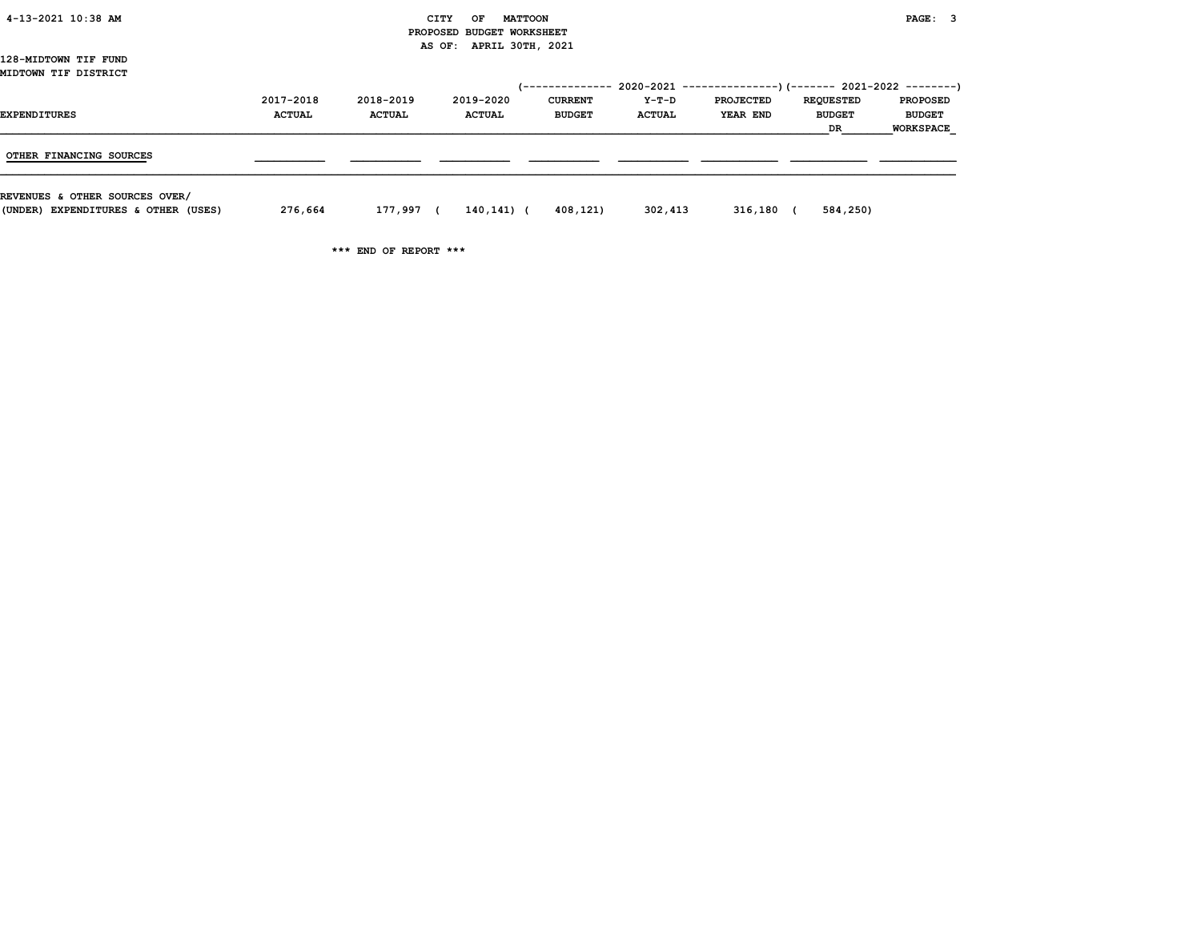CITY OF MATTOON
PROPOSED BUDGET WORKSHEET
AS OF: APRIL 30TH, 2021

128-MIDTOWN TIF FUND
MIDTOWN TIF DISTRICT

| EXPENDITURES | 2017-2018 ACTUAL | 2018-2019 ACTUAL | 2019-2020 ACTUAL | 2020-2021 CURRENT BUDGET | 2020-2021 Y-T-D ACTUAL | 2020-2021 PROJECTED YEAR END | 2021-2022 REQUESTED BUDGET DR | 2021-2022 PROPOSED BUDGET WORKSPACE |
|---|---|---|---|---|---|---|---|---|
| OTHER FINANCING SOURCES | | | | | | | | |
| REVENUES & OTHER SOURCES OVER/ (UNDER) EXPENDITURES & OTHER (USES) | 276,664 | 177,997 | ( 140,141) | ( 408,121) | 302,413 | 316,180 | ( 584,250) | |

*** END OF REPORT ***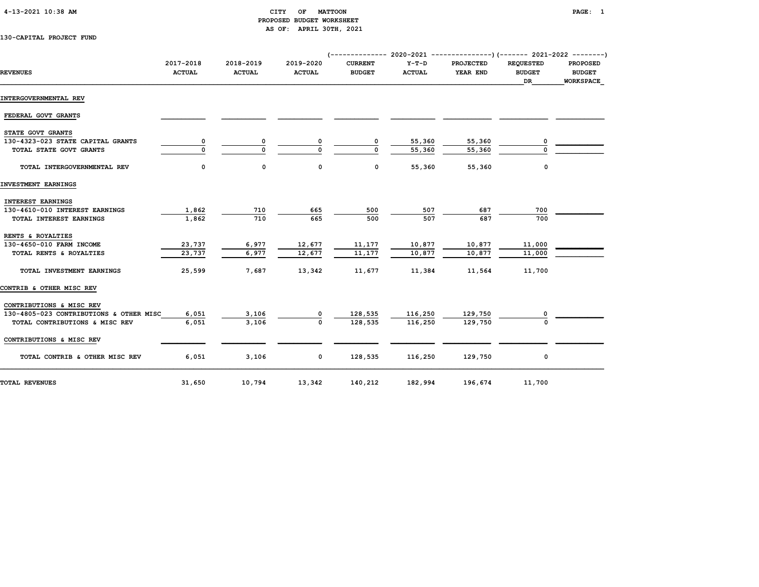# CITY OF MATTOON
## PROPOSED BUDGET WORKSHEET
### AS OF: APRIL 30TH, 2021

130-CAPITAL PROJECT FUND

| REVENUES | 2017-2018 ACTUAL | 2018-2019 ACTUAL | 2019-2020 ACTUAL | 2020-2021 CURRENT BUDGET | 2020-2021 Y-T-D ACTUAL | 2020-2021 PROJECTED YEAR END | 2021-2022 REQUESTED BUDGET DR | 2021-2022 PROPOSED BUDGET WORKSPACE |
|---|---|---|---|---|---|---|---|---|
| **INTERGOVERNMENTAL REV** | | | | | | | | |
| FEDERAL GOVT GRANTS | | | | | | | | |
| STATE GOVT GRANTS | | | | | | | | |
| 130-4323-023 STATE CAPITAL GRANTS | 0 | 0 | 0 | 0 | 55,360 | 55,360 | 0 | |
| TOTAL STATE GOVT GRANTS | 0 | 0 | 0 | 0 | 55,360 | 55,360 | 0 | |
| TOTAL INTERGOVERNMENTAL REV | 0 | 0 | 0 | 0 | 55,360 | 55,360 | 0 | |
| **INVESTMENT EARNINGS** | | | | | | | | |
| INTEREST EARNINGS | | | | | | | | |
| 130-4610-010 INTEREST EARNINGS | 1,862 | 710 | 665 | 500 | 507 | 687 | 700 | |
| TOTAL INTEREST EARNINGS | 1,862 | 710 | 665 | 500 | 507 | 687 | 700 | |
| RENTS & ROYALTIES | | | | | | | | |
| 130-4650-010 FARM INCOME | 23,737 | 6,977 | 12,677 | 11,177 | 10,877 | 10,877 | 11,000 | |
| TOTAL RENTS & ROYALTIES | 23,737 | 6,977 | 12,677 | 11,177 | 10,877 | 10,877 | 11,000 | |
| TOTAL INVESTMENT EARNINGS | 25,599 | 7,687 | 13,342 | 11,677 | 11,384 | 11,564 | 11,700 | |
| **CONTRIB & OTHER MISC REV** | | | | | | | | |
| CONTRIBUTIONS & MISC REV | | | | | | | | |
| 130-4805-023 CONTRIBUTIONS & OTHER MISC | 6,051 | 3,106 | 0 | 128,535 | 116,250 | 129,750 | 0 | |
| TOTAL CONTRIBUTIONS & MISC REV | 6,051 | 3,106 | 0 | 128,535 | 116,250 | 129,750 | 0 | |
| CONTRIBUTIONS & MISC REV | | | | | | | | |
| TOTAL CONTRIB & OTHER MISC REV | 6,051 | 3,106 | 0 | 128,535 | 116,250 | 129,750 | 0 | |
| **TOTAL REVENUES** | 31,650 | 10,794 | 13,342 | 140,212 | 182,994 | 196,674 | 11,700 | |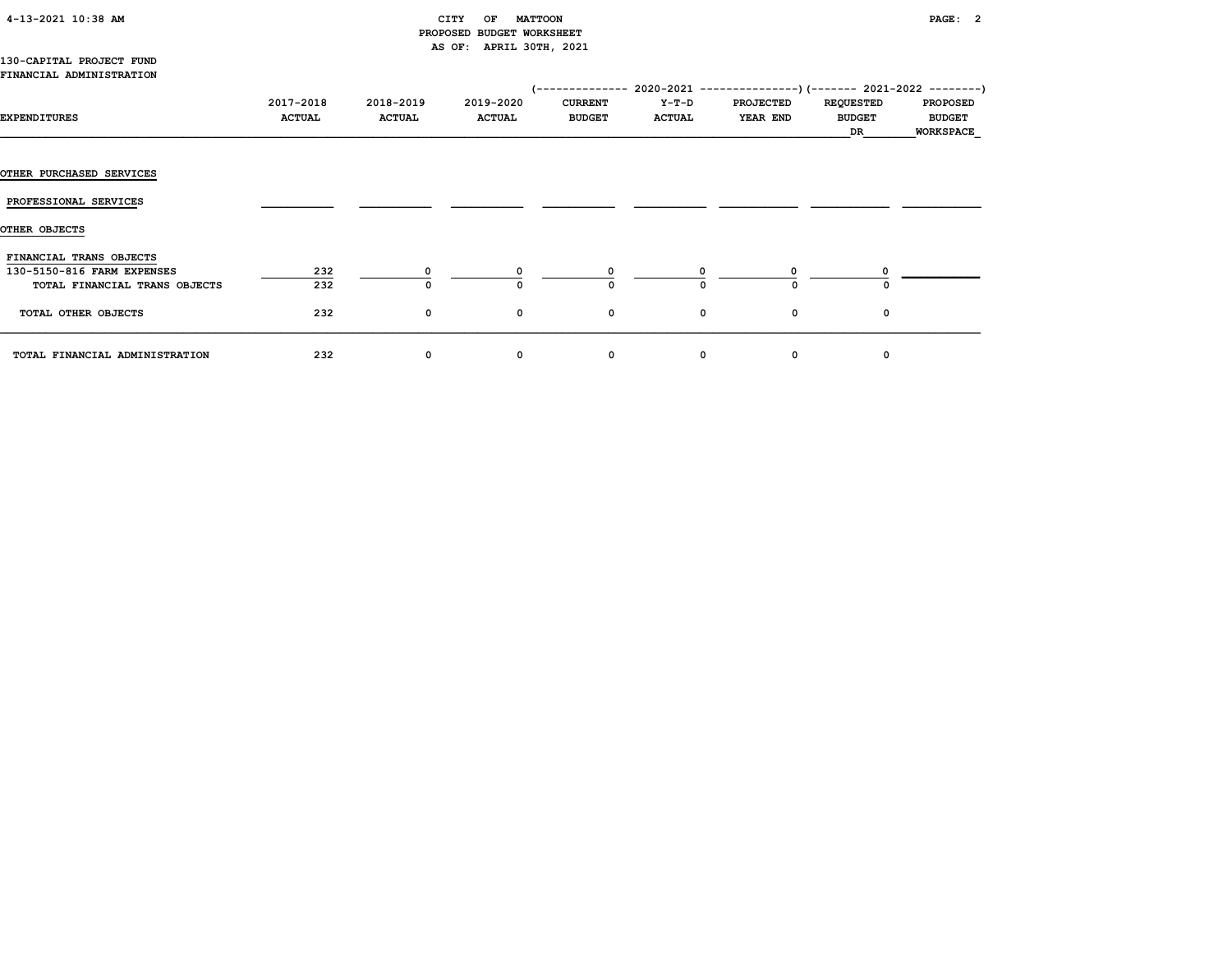# CITY OF MATTOON
## PROPOSED BUDGET WORKSHEET
### AS OF: APRIL 30TH, 2021

130-CAPITAL PROJECT FUND
FINANCIAL ADMINISTRATION

| | | | | (-------------- 2020-2021 | --------------- | ---------------) | (------- 2021-2022 | --------) |
|---|---|---|---|---|---|---|---|---|
| EXPENDITURES | 2017-2018 ACTUAL | 2018-2019 ACTUAL | 2019-2020 ACTUAL | CURRENT BUDGET | Y-T-D ACTUAL | PROJECTED YEAR END | REQUESTED BUDGET DR | PROPOSED BUDGET WORKSPACE |
| OTHER PURCHASED SERVICES | | | | | | | | |
| PROFESSIONAL SERVICES | | | | | | | | |
| OTHER OBJECTS | | | | | | | | |
| FINANCIAL TRANS OBJECTS | | | | | | | | |
| 130-5150-816 FARM EXPENSES | 232 | 0 | 0 | 0 | 0 | 0 | 0 | |
| TOTAL FINANCIAL TRANS OBJECTS | 232 | 0 | 0 | 0 | 0 | 0 | 0 | |
| TOTAL OTHER OBJECTS | 232 | 0 | 0 | 0 | 0 | 0 | 0 | |
| TOTAL FINANCIAL ADMINISTRATION | 232 | 0 | 0 | 0 | 0 | 0 | 0 | |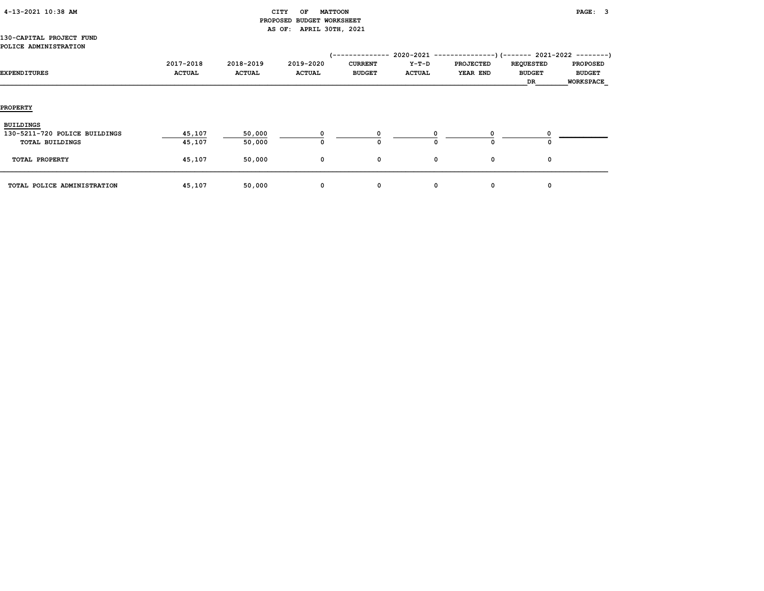CITY OF MATTOON
PROPOSED BUDGET WORKSHEET
AS OF: APRIL 30TH, 2021

130-CAPITAL PROJECT FUND
POLICE ADMINISTRATION

| EXPENDITURES | 2017-2018 ACTUAL | 2018-2019 ACTUAL | 2019-2020 ACTUAL | 2020-2021 CURRENT BUDGET | 2020-2021 Y-T-D ACTUAL | 2020-2021 PROJECTED YEAR END | 2021-2022 REQUESTED BUDGET DR | 2021-2022 PROPOSED BUDGET WORKSPACE |
|---|---|---|---|---|---|---|---|---|
| **PROPERTY** | | | | | | | | |
| BUILDINGS | | | | | | | | |
| 130-5211-720 POLICE BUILDINGS | 45,107 | 50,000 | 0 | 0 | 0 | 0 | 0 | |
| TOTAL BUILDINGS | 45,107 | 50,000 | 0 | 0 | 0 | 0 | 0 | |
| TOTAL PROPERTY | 45,107 | 50,000 | 0 | 0 | 0 | 0 | 0 | |
| TOTAL POLICE ADMINISTRATION | 45,107 | 50,000 | 0 | 0 | 0 | 0 | 0 | |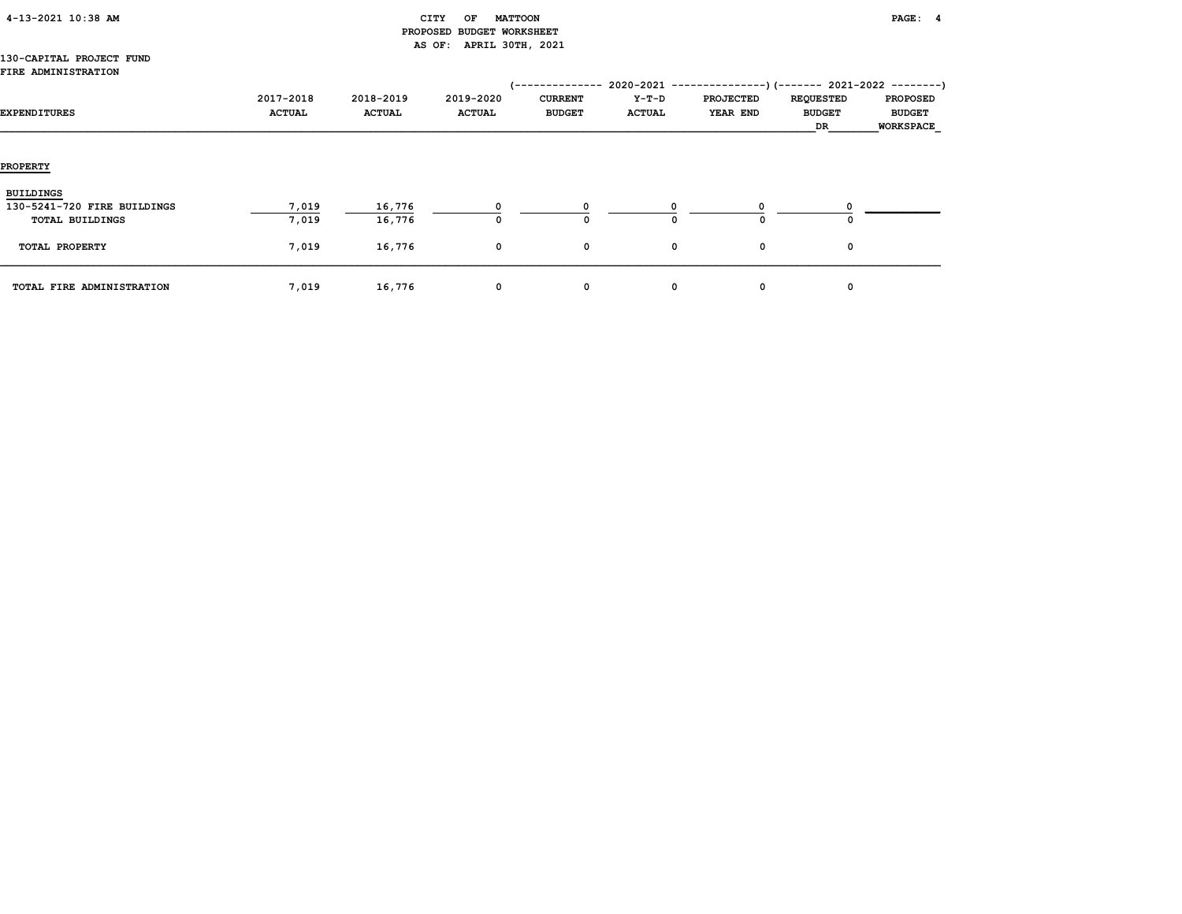CITY OF MATTOON
PROPOSED BUDGET WORKSHEET
AS OF: APRIL 30TH, 2021

130-CAPITAL PROJECT FUND
FIRE ADMINISTRATION

| EXPENDITURES | 2017-2018 ACTUAL | 2018-2019 ACTUAL | 2019-2020 ACTUAL | 2020-2021 CURRENT BUDGET | 2020-2021 Y-T-D ACTUAL | 2020-2021 PROJECTED YEAR END | 2021-2022 REQUESTED BUDGET DR | 2021-2022 PROPOSED BUDGET WORKSPACE |
|---|---|---|---|---|---|---|---|---|
| **PROPERTY** | | | | | | | | |
| BUILDINGS | | | | | | | | |
| 130-5241-720 FIRE BUILDINGS | 7,019 | 16,776 | 0 | 0 | 0 | 0 | 0 | |
| TOTAL BUILDINGS | 7,019 | 16,776 | 0 | 0 | 0 | 0 | 0 | |
| TOTAL PROPERTY | 7,019 | 16,776 | 0 | 0 | 0 | 0 | 0 | |
| TOTAL FIRE ADMINISTRATION | 7,019 | 16,776 | 0 | 0 | 0 | 0 | 0 | |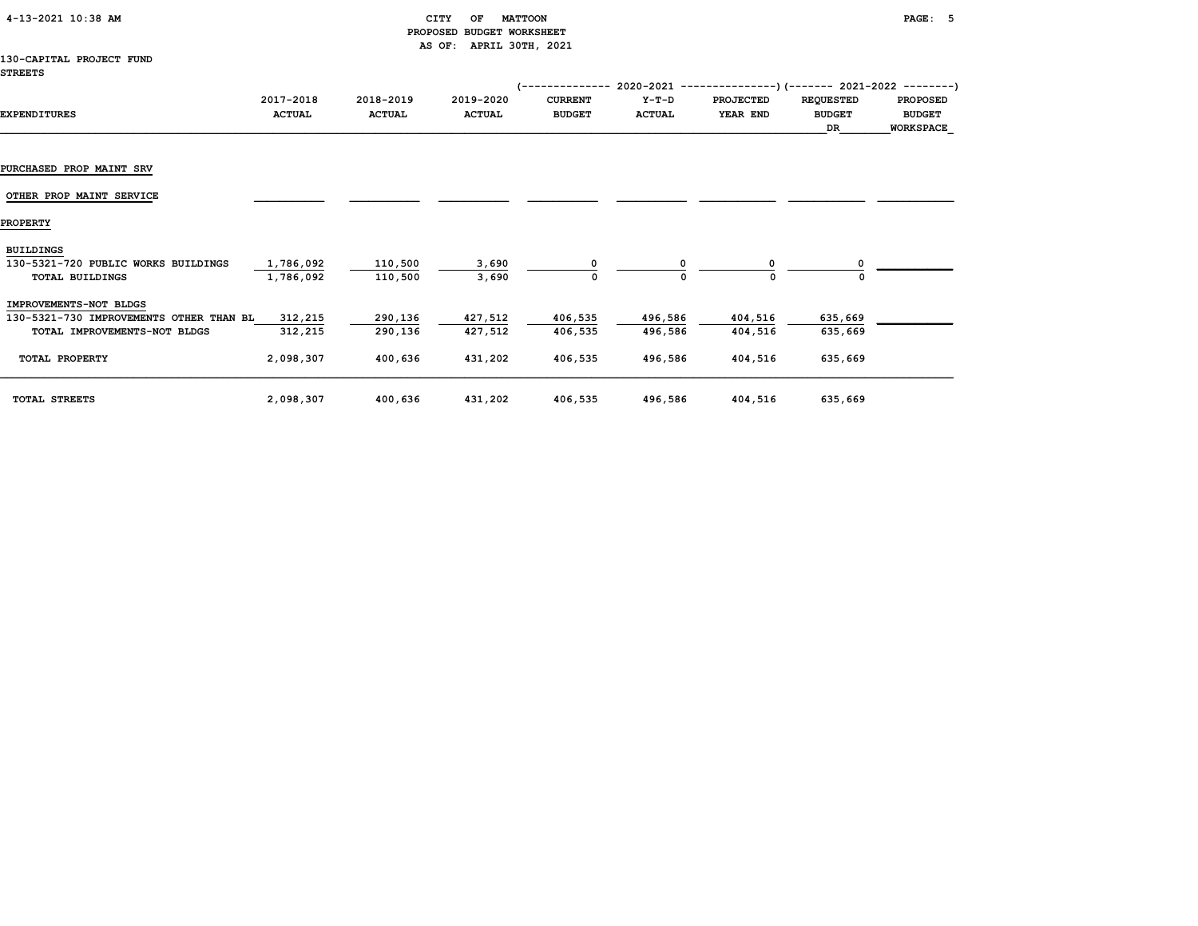CITY OF MATTOON
PROPOSED BUDGET WORKSHEET
AS OF: APRIL 30TH, 2021

130-CAPITAL PROJECT FUND
STREETS

| EXPENDITURES | 2017-2018 ACTUAL | 2018-2019 ACTUAL | 2019-2020 ACTUAL | 2020-2021 CURRENT BUDGET | 2020-2021 Y-T-D ACTUAL | 2020-2021 PROJECTED YEAR END | 2021-2022 REQUESTED BUDGET DR | 2021-2022 PROPOSED BUDGET WORKSPACE |
|---|---|---|---|---|---|---|---|---|
| PURCHASED PROP MAINT SRV | | | | | | | | |
| OTHER PROP MAINT SERVICE | | | | | | | | |
| PROPERTY | | | | | | | | |
| BUILDINGS | | | | | | | | |
| 130-5321-720 PUBLIC WORKS BUILDINGS | 1,786,092 | 110,500 | 3,690 | 0 | 0 | 0 | 0 | |
| TOTAL BUILDINGS | 1,786,092 | 110,500 | 3,690 | 0 | 0 | 0 | 0 | |
| IMPROVEMENTS-NOT BLDGS | | | | | | | | |
| 130-5321-730 IMPROVEMENTS OTHER THAN BL | 312,215 | 290,136 | 427,512 | 406,535 | 496,586 | 404,516 | 635,669 | |
| TOTAL IMPROVEMENTS-NOT BLDGS | 312,215 | 290,136 | 427,512 | 406,535 | 496,586 | 404,516 | 635,669 | |
| TOTAL PROPERTY | 2,098,307 | 400,636 | 431,202 | 406,535 | 496,586 | 404,516 | 635,669 | |
| TOTAL STREETS | 2,098,307 | 400,636 | 431,202 | 406,535 | 496,586 | 404,516 | 635,669 | |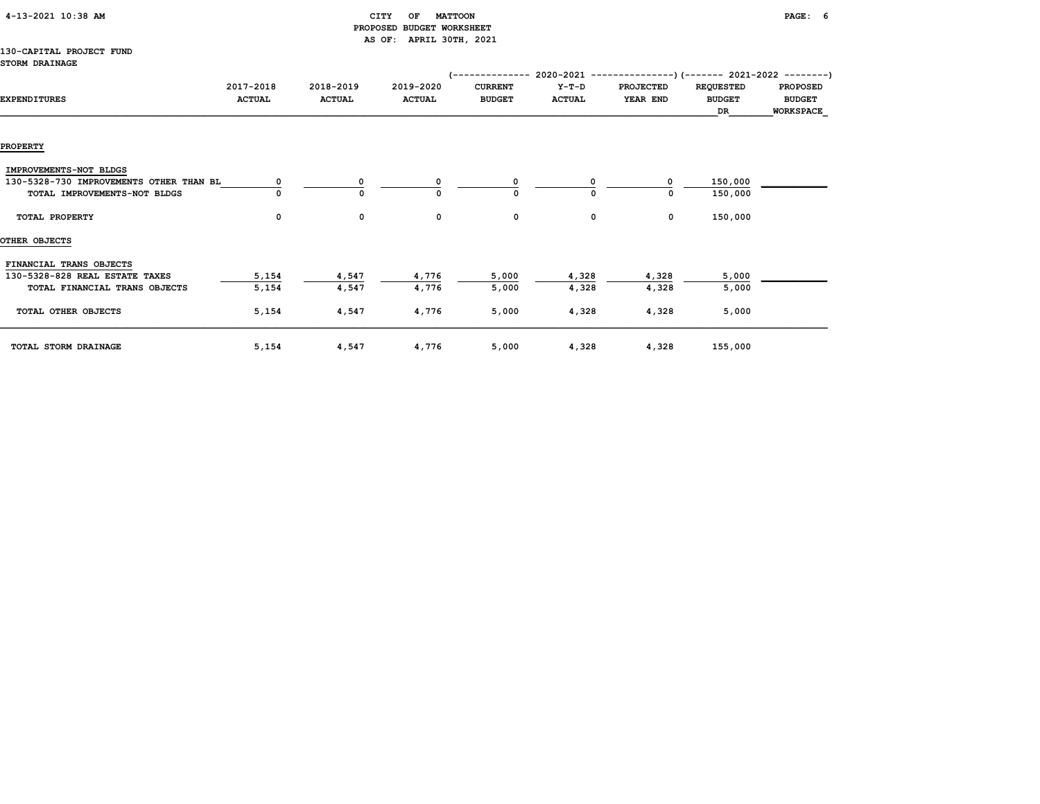CITY OF MATTOON
PROPOSED BUDGET WORKSHEET
AS OF: APRIL 30TH, 2021

130-CAPITAL PROJECT FUND
STORM DRAINAGE

| EXPENDITURES | 2017-2018 ACTUAL | 2018-2019 ACTUAL | 2019-2020 ACTUAL | 2020-2021 CURRENT BUDGET | 2020-2021 Y-T-D ACTUAL | 2020-2021 PROJECTED YEAR END | 2021-2022 REQUESTED BUDGET DR | 2021-2022 PROPOSED BUDGET WORKSPACE |
|---|---|---|---|---|---|---|---|---|
| **PROPERTY** | | | | | | | | |
| IMPROVEMENTS-NOT BLDGS | | | | | | | | |
| 130-5328-730 IMPROVEMENTS OTHER THAN BL | 0 | 0 | 0 | 0 | 0 | 0 | 150,000 | |
| TOTAL IMPROVEMENTS-NOT BLDGS | 0 | 0 | 0 | 0 | 0 | 0 | 150,000 | |
| TOTAL PROPERTY | 0 | 0 | 0 | 0 | 0 | 0 | 150,000 | |
| **OTHER OBJECTS** | | | | | | | | |
| FINANCIAL TRANS OBJECTS | | | | | | | | |
| 130-5328-828 REAL ESTATE TAXES | 5,154 | 4,547 | 4,776 | 5,000 | 4,328 | 4,328 | 5,000 | |
| TOTAL FINANCIAL TRANS OBJECTS | 5,154 | 4,547 | 4,776 | 5,000 | 4,328 | 4,328 | 5,000 | |
| TOTAL OTHER OBJECTS | 5,154 | 4,547 | 4,776 | 5,000 | 4,328 | 4,328 | 5,000 | |
| TOTAL STORM DRAINAGE | 5,154 | 4,547 | 4,776 | 5,000 | 4,328 | 4,328 | 155,000 | |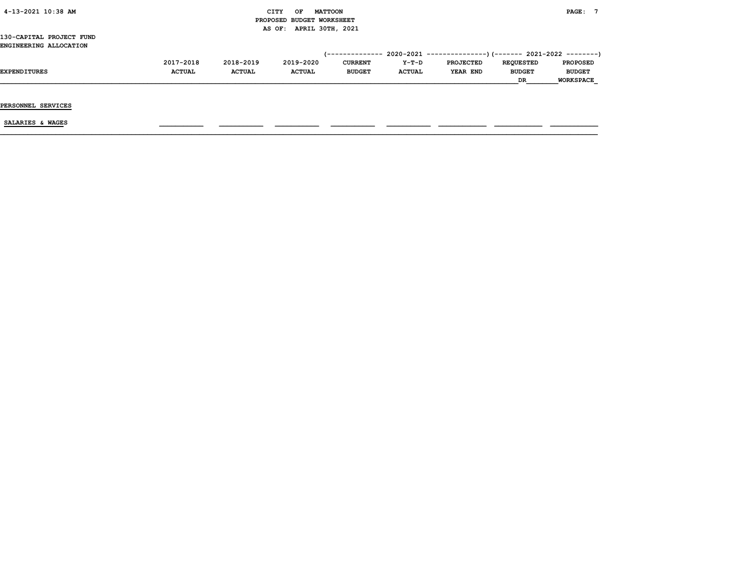CITY OF MATTOON
PROPOSED BUDGET WORKSHEET
AS OF: APRIL 30TH, 2021

130-CAPITAL PROJECT FUND
ENGINEERING ALLOCATION

| EXPENDITURES | 2017-2018 ACTUAL | 2018-2019 ACTUAL | 2019-2020 ACTUAL | 2020-2021 CURRENT BUDGET | 2020-2021 Y-T-D ACTUAL | 2020-2021 PROJECTED YEAR END | 2021-2022 REQUESTED BUDGET DR | 2021-2022 PROPOSED BUDGET WORKSPACE |
|---|---|---|---|---|---|---|---|---|
| PERSONNEL SERVICES | | | | | | | | |
| SALARIES & WAGES | | | | | | | | |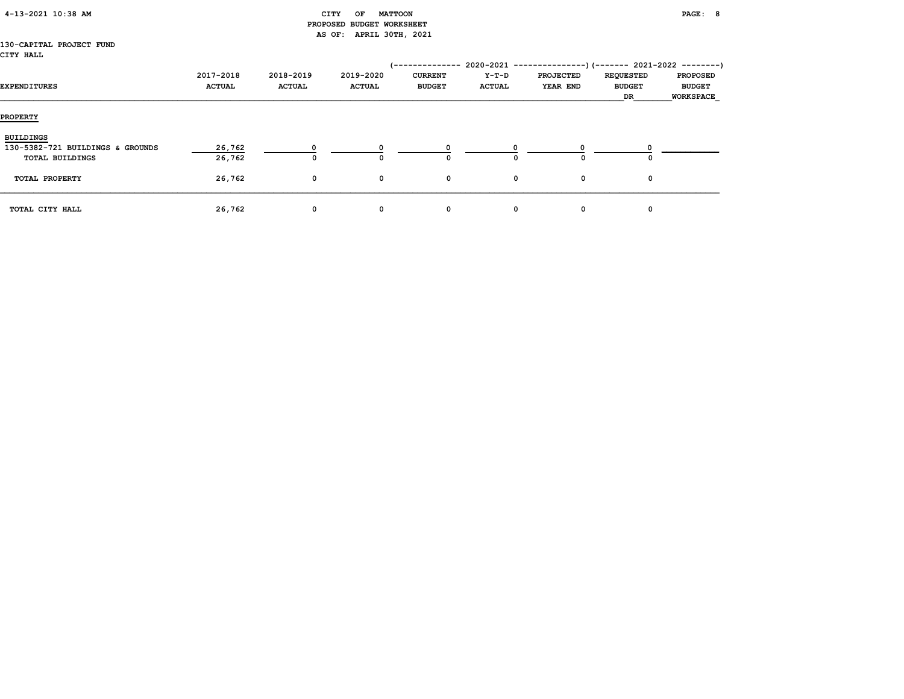CITY OF MATTOON
PROPOSED BUDGET WORKSHEET
AS OF: APRIL 30TH, 2021

130-CAPITAL PROJECT FUND
CITY HALL

| EXPENDITURES | 2017-2018 ACTUAL | 2018-2019 ACTUAL | 2019-2020 ACTUAL | 2020-2021 CURRENT BUDGET | 2020-2021 Y-T-D ACTUAL | 2020-2021 PROJECTED YEAR END | 2021-2022 REQUESTED BUDGET DR | 2021-2022 PROPOSED BUDGET WORKSPACE |
|---|---|---|---|---|---|---|---|---|
| **PROPERTY** | | | | | | | | |
| **BUILDINGS** | | | | | | | | |
| 130-5382-721 BUILDINGS & GROUNDS | 26,762 | 0 | 0 | 0 | 0 | 0 | 0 | |
| TOTAL BUILDINGS | 26,762 | 0 | 0 | 0 | 0 | 0 | 0 | |
| TOTAL PROPERTY | 26,762 | 0 | 0 | 0 | 0 | 0 | 0 | |
| TOTAL CITY HALL | 26,762 | 0 | 0 | 0 | 0 | 0 | 0 | |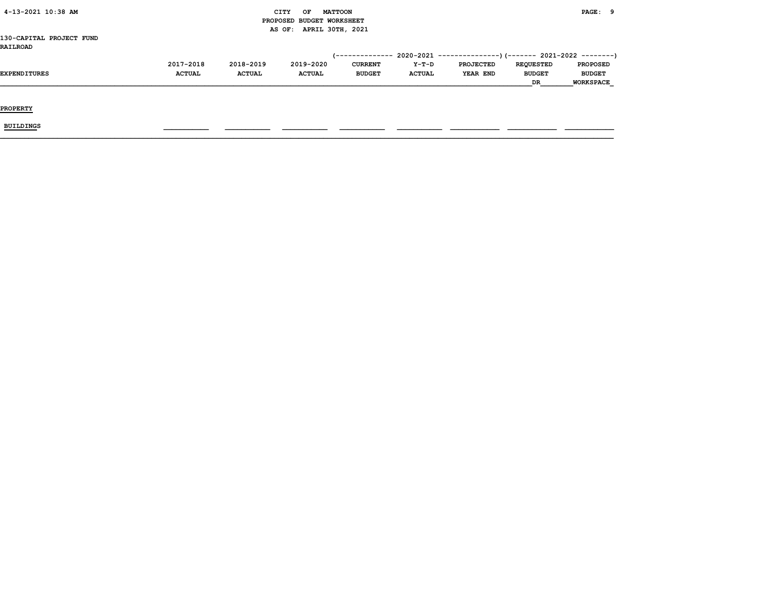CITY OF MATTOON
PROPOSED BUDGET WORKSHEET
AS OF: APRIL 30TH, 2021

130-CAPITAL PROJECT FUND
RAILROAD

| EXPENDITURES | 2017-2018 ACTUAL | 2018-2019 ACTUAL | 2019-2020 ACTUAL | 2020-2021 CURRENT BUDGET | 2020-2021 Y-T-D ACTUAL | 2020-2021 PROJECTED YEAR END | 2021-2022 REQUESTED BUDGET DR | 2021-2022 PROPOSED BUDGET WORKSPACE |
|---|---|---|---|---|---|---|---|---|
| PROPERTY | | | | | | | | |
| BUILDINGS | | | | | | | | |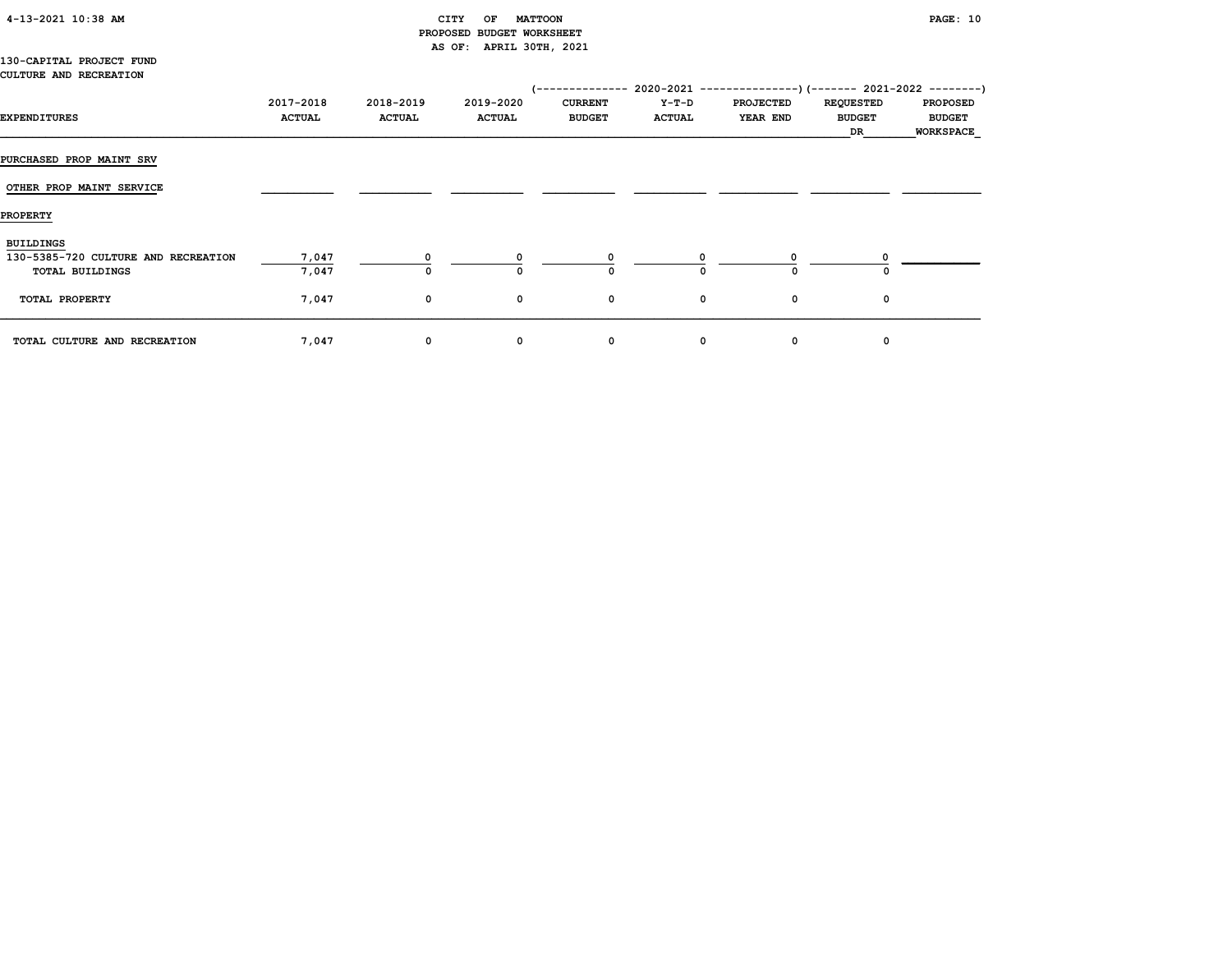CITY OF MATTOON
PROPOSED BUDGET WORKSHEET
AS OF: APRIL 30TH, 2021

130-CAPITAL PROJECT FUND
CULTURE AND RECREATION

| EXPENDITURES | 2017-2018 ACTUAL | 2018-2019 ACTUAL | 2019-2020 ACTUAL | 2020-2021 CURRENT BUDGET | 2020-2021 Y-T-D ACTUAL | 2020-2021 PROJECTED YEAR END | 2021-2022 REQUESTED BUDGET DR | 2021-2022 PROPOSED BUDGET WORKSPACE |
|---|---|---|---|---|---|---|---|---|
| PURCHASED PROP MAINT SRV | | | | | | | | |
| OTHER PROP MAINT SERVICE | | | | | | | | |
| PROPERTY | | | | | | | | |
| BUILDINGS | | | | | | | | |
| 130-5385-720 CULTURE AND RECREATION | 7,047 | 0 | 0 | 0 | 0 | 0 | 0 | |
| TOTAL BUILDINGS | 7,047 | 0 | 0 | 0 | 0 | 0 | 0 | |
| TOTAL PROPERTY | 7,047 | 0 | 0 | 0 | 0 | 0 | 0 | |
| TOTAL CULTURE AND RECREATION | 7,047 | 0 | 0 | 0 | 0 | 0 | 0 | |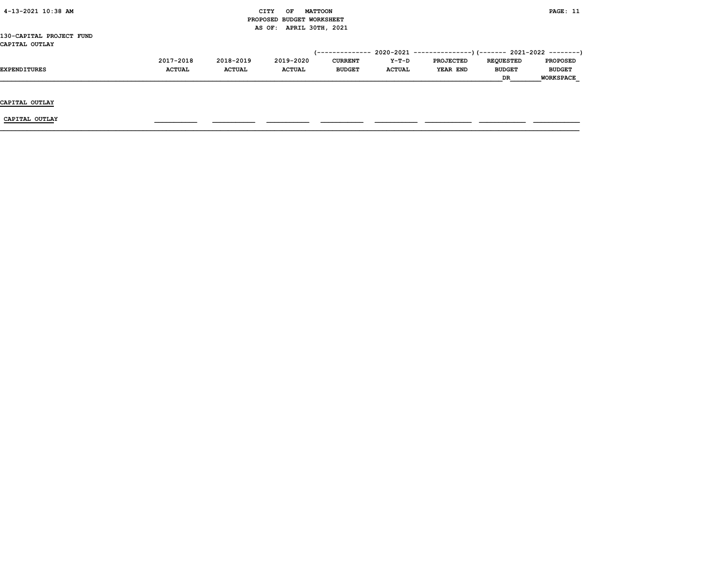130-CAPITAL PROJECT FUND
CAPITAL OUTLAY

| EXPENDITURES | 2017-2018 ACTUAL | 2018-2019 ACTUAL | 2019-2020 ACTUAL | 2020-2021 CURRENT BUDGET | 2020-2021 Y-T-D ACTUAL | 2020-2021 PROJECTED YEAR END | 2021-2022 REQUESTED BUDGET DR | 2021-2022 PROPOSED BUDGET WORKSPACE |
|---|---|---|---|---|---|---|---|---|
| **CAPITAL OUTLAY** | | | | | | | | |
| CAPITAL OUTLAY | | | | | | | | |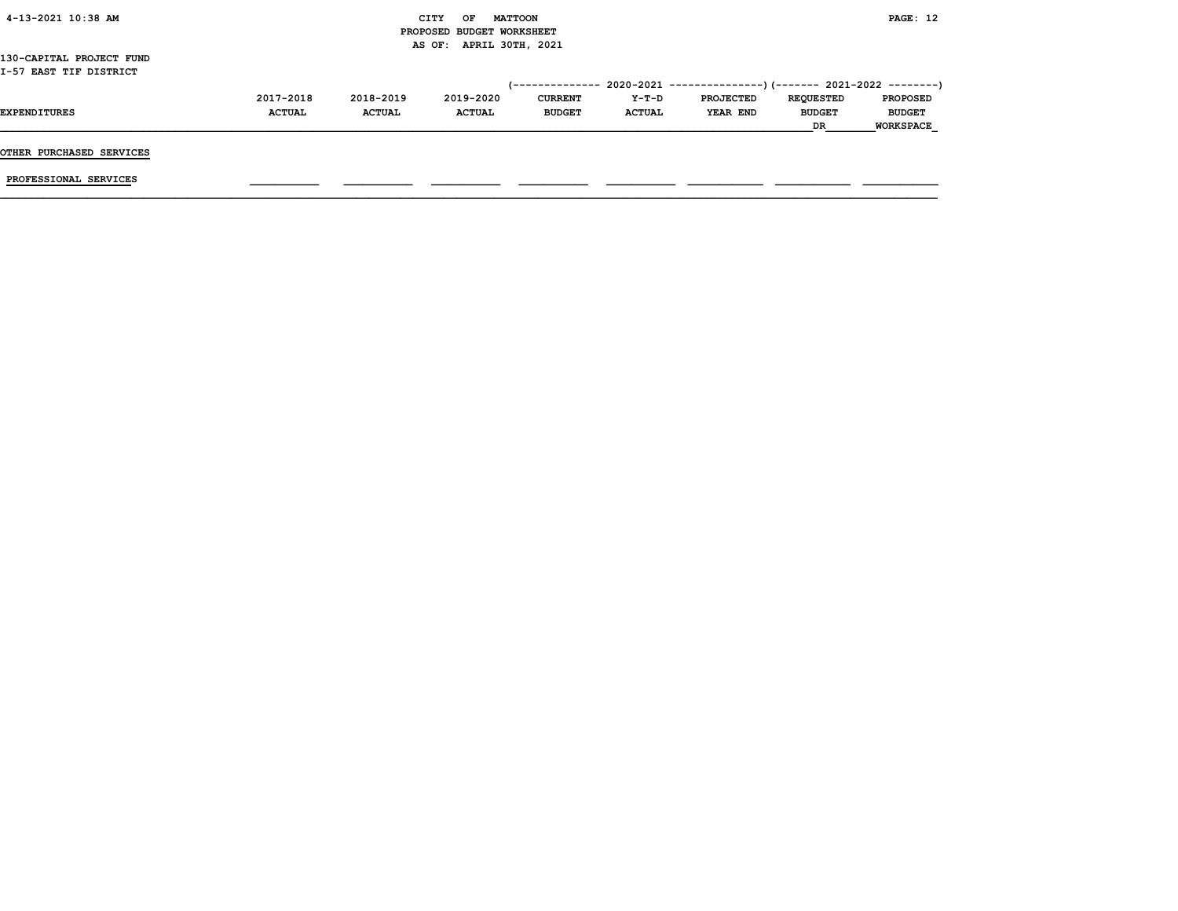CITY OF MATTOON
PROPOSED BUDGET WORKSHEET
AS OF: APRIL 30TH, 2021

130-CAPITAL PROJECT FUND
I-57 EAST TIF DISTRICT

| EXPENDITURES | 2017-2018 ACTUAL | 2018-2019 ACTUAL | 2019-2020 ACTUAL | 2020-2021 CURRENT BUDGET | 2020-2021 Y-T-D ACTUAL | 2020-2021 PROJECTED YEAR END | 2021-2022 REQUESTED BUDGET DR | 2021-2022 PROPOSED BUDGET WORKSPACE |
|---|---|---|---|---|---|---|---|---|
| OTHER PURCHASED SERVICES | | | | | | | | |
| PROFESSIONAL SERVICES | | | | | | | | |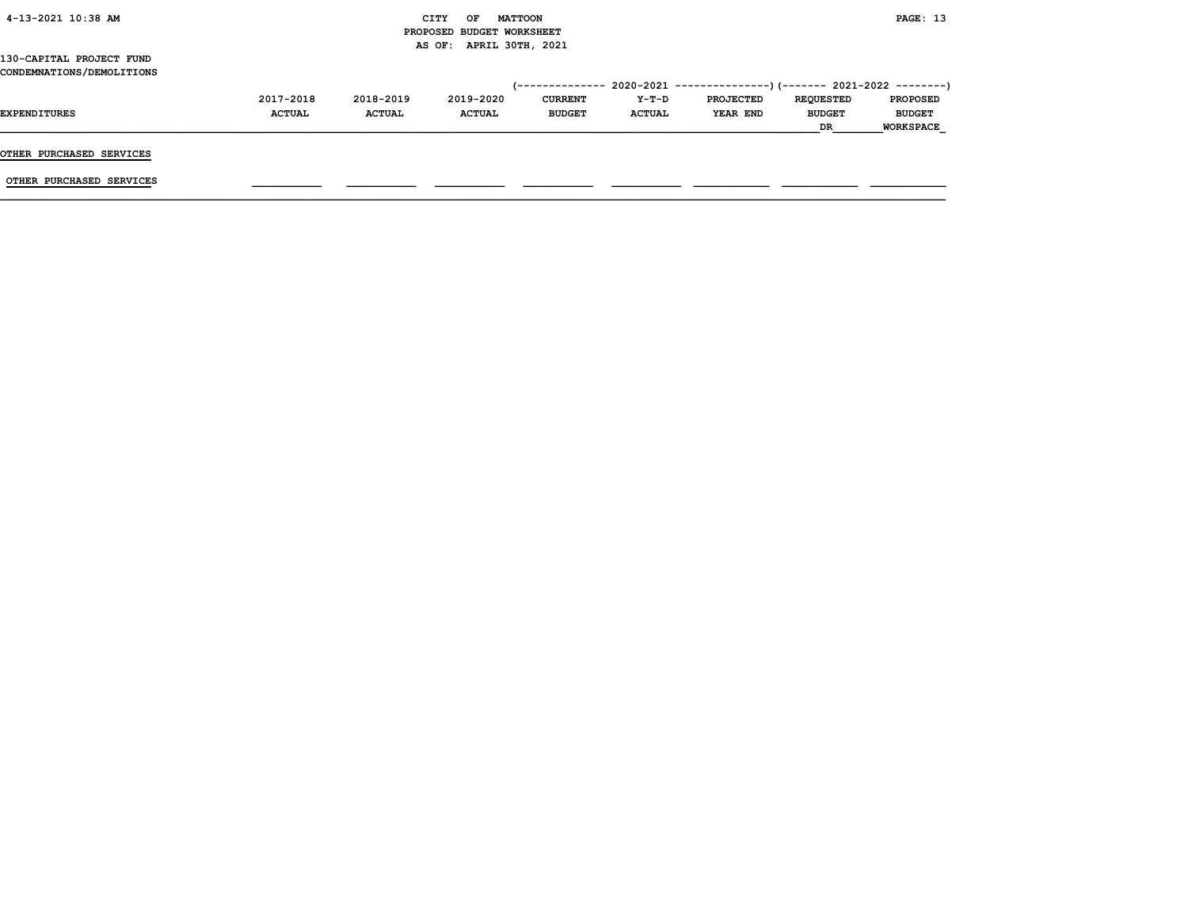CITY OF MATTOON
PROPOSED BUDGET WORKSHEET
AS OF: APRIL 30TH, 2021

130-CAPITAL PROJECT FUND
CONDEMNATIONS/DEMOLITIONS

| EXPENDITURES | 2017-2018 ACTUAL | 2018-2019 ACTUAL | 2019-2020 ACTUAL | 2020-2021 CURRENT BUDGET | 2020-2021 Y-T-D ACTUAL | 2020-2021 PROJECTED YEAR END | 2021-2022 REQUESTED BUDGET DR | 2021-2022 PROPOSED BUDGET WORKSPACE |
|---|---|---|---|---|---|---|---|---|
| **OTHER PURCHASED SERVICES** | | | | | | | | |
| OTHER PURCHASED SERVICES | | | | | | | | |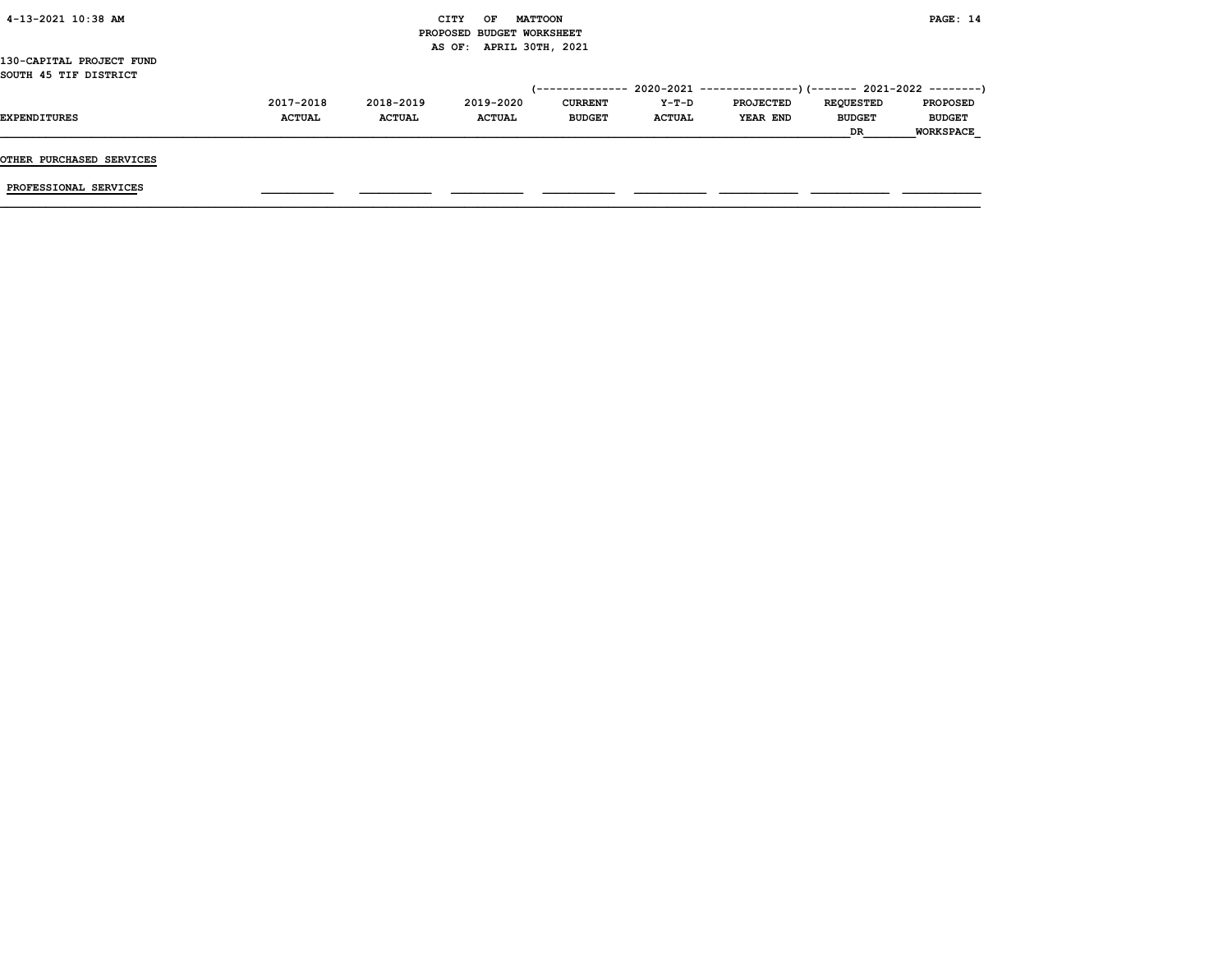CITY OF MATTOON
PROPOSED BUDGET WORKSHEET
AS OF: APRIL 30TH, 2021

130-CAPITAL PROJECT FUND
SOUTH 45 TIF DISTRICT

| EXPENDITURES | 2017-2018 ACTUAL | 2018-2019 ACTUAL | 2019-2020 ACTUAL | 2020-2021 CURRENT BUDGET | 2020-2021 Y-T-D ACTUAL | 2020-2021 PROJECTED YEAR END | 2021-2022 REQUESTED BUDGET DR | 2021-2022 PROPOSED BUDGET WORKSPACE |
|---|---|---|---|---|---|---|---|---|
| **OTHER PURCHASED SERVICES** | | | | | | | | |
| PROFESSIONAL SERVICES | | | | | | | | |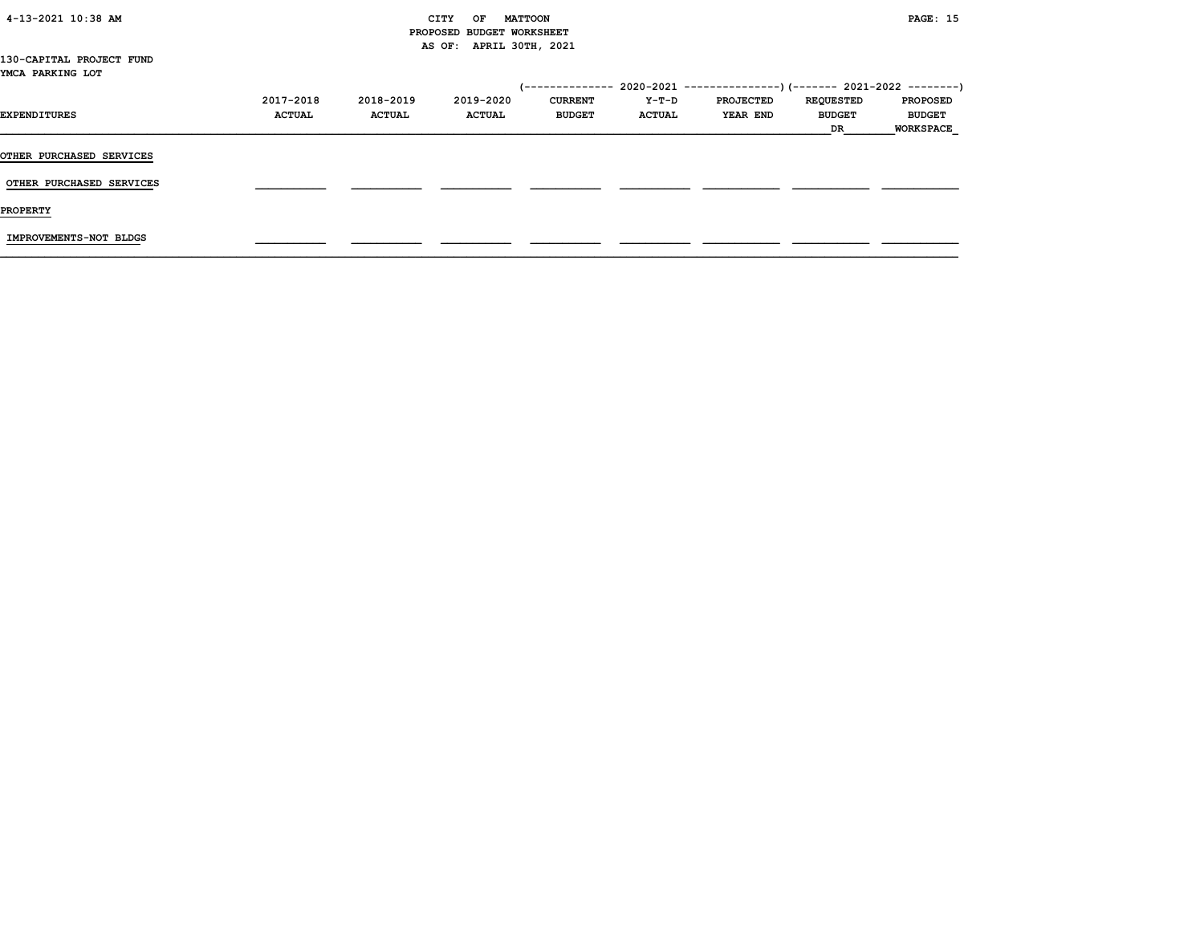130-CAPITAL PROJECT FUND
YMCA PARKING LOT

| EXPENDITURES | 2017-2018 ACTUAL | 2018-2019 ACTUAL | 2019-2020 ACTUAL | 2020-2021 CURRENT BUDGET | 2020-2021 Y-T-D ACTUAL | 2020-2021 PROJECTED YEAR END | 2021-2022 REQUESTED BUDGET DR | 2021-2022 PROPOSED BUDGET WORKSPACE |
|---|---|---|---|---|---|---|---|---|
| **OTHER PURCHASED SERVICES** | | | | | | | | |
| OTHER PURCHASED SERVICES | | | | | | | | |
| **PROPERTY** | | | | | | | | |
| IMPROVEMENTS-NOT BLDGS | | | | | | | | |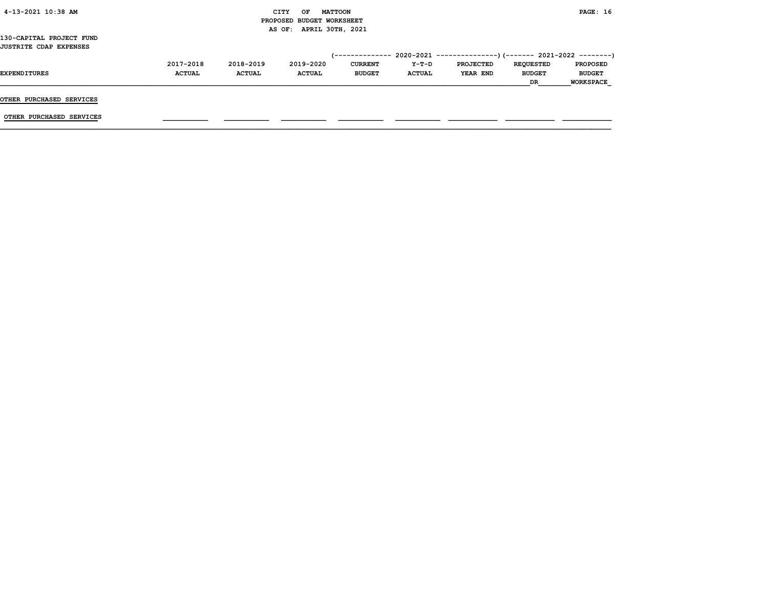CITY OF MATTOON
PROPOSED BUDGET WORKSHEET
AS OF: APRIL 30TH, 2021

130-CAPITAL PROJECT FUND
JUSTRITE CDAP EXPENSES

| EXPENDITURES | 2017-2018 ACTUAL | 2018-2019 ACTUAL | 2019-2020 ACTUAL | 2020-2021 CURRENT BUDGET | 2020-2021 Y-T-D ACTUAL | 2020-2021 PROJECTED YEAR END | 2021-2022 REQUESTED BUDGET DR | 2021-2022 PROPOSED BUDGET WORKSPACE |
|---|---|---|---|---|---|---|---|---|
| **OTHER PURCHASED SERVICES** | | | | | | | | |
| OTHER PURCHASED SERVICES | | | | | | | | |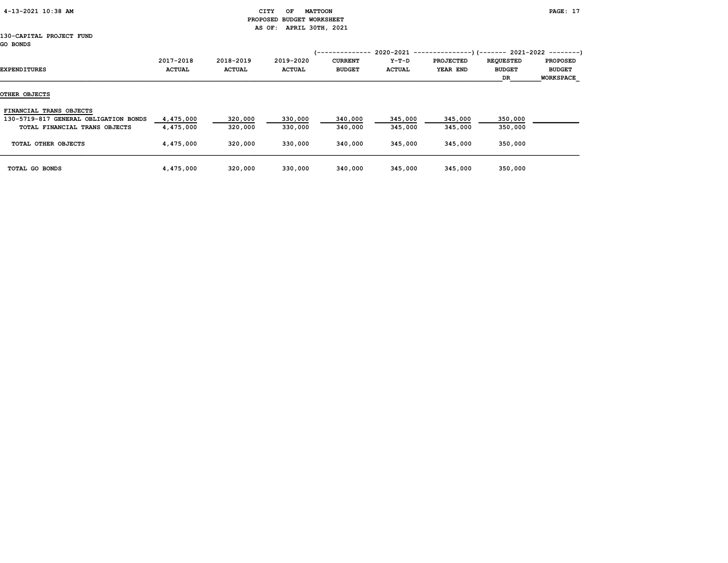CITY OF MATTOON
PROPOSED BUDGET WORKSHEET
AS OF: APRIL 30TH, 2021

130-CAPITAL PROJECT FUND
GO BONDS

| EXPENDITURES | 2017-2018 ACTUAL | 2018-2019 ACTUAL | 2019-2020 ACTUAL | 2020-2021 CURRENT BUDGET | 2020-2021 Y-T-D ACTUAL | 2020-2021 PROJECTED YEAR END | 2021-2022 REQUESTED BUDGET DR | 2021-2022 PROPOSED BUDGET WORKSPACE |
|---|---|---|---|---|---|---|---|---|
| **OTHER OBJECTS** | | | | | | | | |
| FINANCIAL TRANS OBJECTS | | | | | | | | |
| 130-5719-817 GENERAL OBLIGATION BONDS | 4,475,000 | 320,000 | 330,000 | 340,000 | 345,000 | 345,000 | 350,000 | |
| TOTAL FINANCIAL TRANS OBJECTS | 4,475,000 | 320,000 | 330,000 | 340,000 | 345,000 | 345,000 | 350,000 | |
| TOTAL OTHER OBJECTS | 4,475,000 | 320,000 | 330,000 | 340,000 | 345,000 | 345,000 | 350,000 | |
| TOTAL GO BONDS | 4,475,000 | 320,000 | 330,000 | 340,000 | 345,000 | 345,000 | 350,000 | |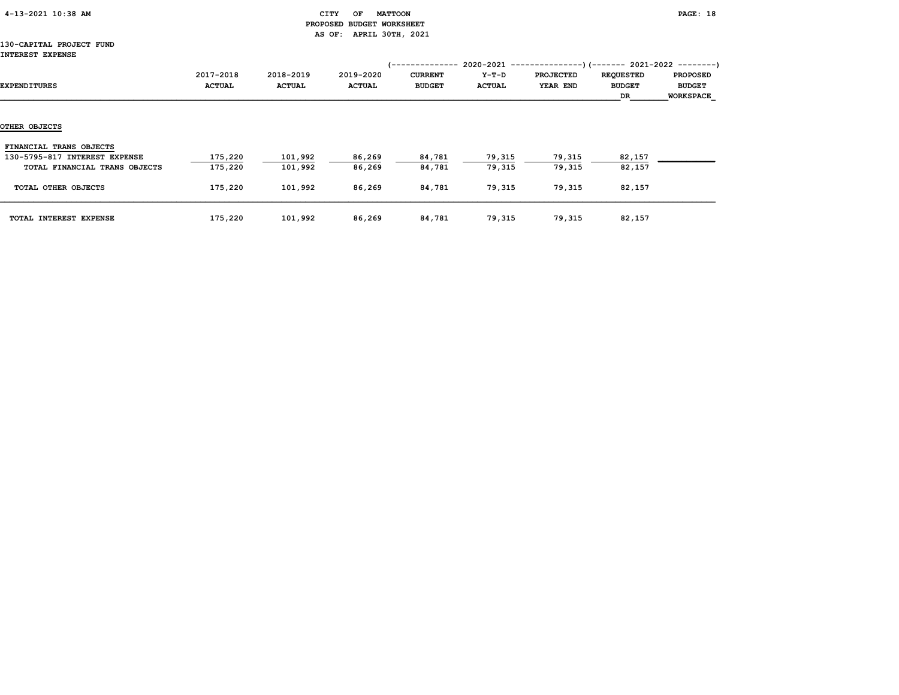CITY OF MATTOON
PROPOSED BUDGET WORKSHEET
AS OF: APRIL 30TH, 2021

130-CAPITAL PROJECT FUND
INTEREST EXPENSE

| EXPENDITURES | 2017-2018 ACTUAL | 2018-2019 ACTUAL | 2019-2020 ACTUAL | 2020-2021 CURRENT BUDGET | 2020-2021 Y-T-D ACTUAL | 2020-2021 PROJECTED YEAR END | 2021-2022 REQUESTED BUDGET DR | 2021-2022 PROPOSED BUDGET WORKSPACE |
|---|---|---|---|---|---|---|---|---|
| **OTHER OBJECTS** | | | | | | | | |
| FINANCIAL TRANS OBJECTS | | | | | | | | |
| 130-5795-817 INTEREST EXPENSE | 175,220 | 101,992 | 86,269 | 84,781 | 79,315 | 79,315 | 82,157 | |
| TOTAL FINANCIAL TRANS OBJECTS | 175,220 | 101,992 | 86,269 | 84,781 | 79,315 | 79,315 | 82,157 | |
| TOTAL OTHER OBJECTS | 175,220 | 101,992 | 86,269 | 84,781 | 79,315 | 79,315 | 82,157 | |
| TOTAL INTEREST EXPENSE | 175,220 | 101,992 | 86,269 | 84,781 | 79,315 | 79,315 | 82,157 | |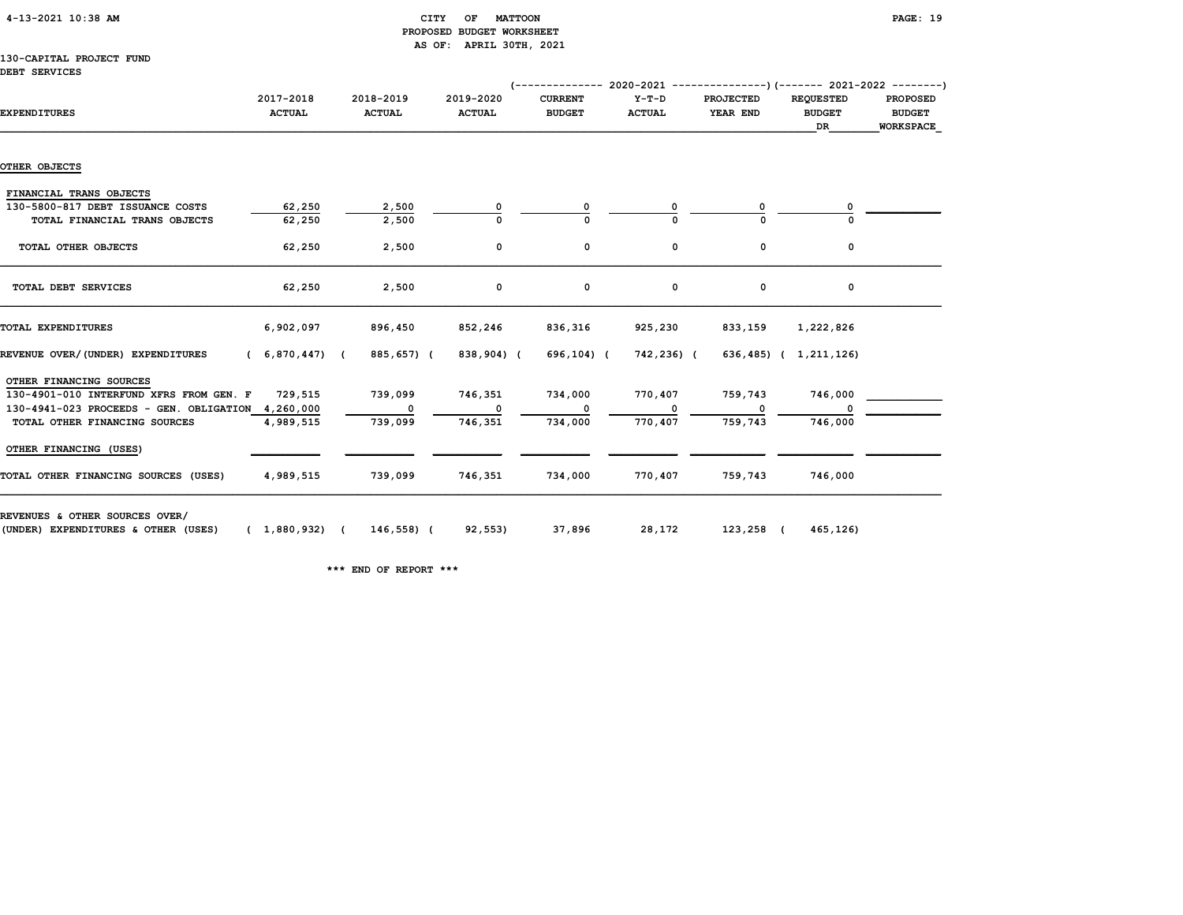CITY OF MATTOON
PROPOSED BUDGET WORKSHEET
AS OF: APRIL 30TH, 2021

130-CAPITAL PROJECT FUND
DEBT SERVICES

| EXPENDITURES | 2017-2018 ACTUAL | 2018-2019 ACTUAL | 2019-2020 ACTUAL | 2020-2021 CURRENT BUDGET | 2020-2021 Y-T-D ACTUAL | 2020-2021 PROJECTED YEAR END | 2021-2022 REQUESTED BUDGET DR | 2021-2022 PROPOSED BUDGET WORKSPACE |
|---|---|---|---|---|---|---|---|---|
| OTHER OBJECTS | | | | | | | | |
| FINANCIAL TRANS OBJECTS | | | | | | | | |
| 130-5800-817 DEBT ISSUANCE COSTS | 62,250 | 2,500 | 0 | 0 | 0 | 0 | 0 | |
| TOTAL FINANCIAL TRANS OBJECTS | 62,250 | 2,500 | 0 | 0 | 0 | 0 | 0 | |
| TOTAL OTHER OBJECTS | 62,250 | 2,500 | 0 | 0 | 0 | 0 | 0 | |
| TOTAL DEBT SERVICES | 62,250 | 2,500 | 0 | 0 | 0 | 0 | 0 | |
| TOTAL EXPENDITURES | 6,902,097 | 896,450 | 852,246 | 836,316 | 925,230 | 833,159 | 1,222,826 | |
| REVENUE OVER/(UNDER) EXPENDITURES | ( 6,870,447) | ( 885,657) | ( 838,904) | ( 696,104) | ( 742,236) | ( 636,485) | ( 1,211,126) | |
| OTHER FINANCING SOURCES | | | | | | | | |
| 130-4901-010 INTERFUND XFRS FROM GEN. F | 729,515 | 739,099 | 746,351 | 734,000 | 770,407 | 759,743 | 746,000 | |
| 130-4941-023 PROCEEDS - GEN. OBLIGATION | 4,260,000 | 0 | 0 | 0 | 0 | 0 | 0 | |
| TOTAL OTHER FINANCING SOURCES | 4,989,515 | 739,099 | 746,351 | 734,000 | 770,407 | 759,743 | 746,000 | |
| OTHER FINANCING (USES) | | | | | | | | |
| TOTAL OTHER FINANCING SOURCES (USES) | 4,989,515 | 739,099 | 746,351 | 734,000 | 770,407 | 759,743 | 746,000 | |
| REVENUES & OTHER SOURCES OVER/ (UNDER) EXPENDITURES & OTHER (USES) | ( 1,880,932) | ( 146,558) | ( 92,553) | 37,896 | 28,172 | 123,258 | ( 465,126) | |

*** END OF REPORT ***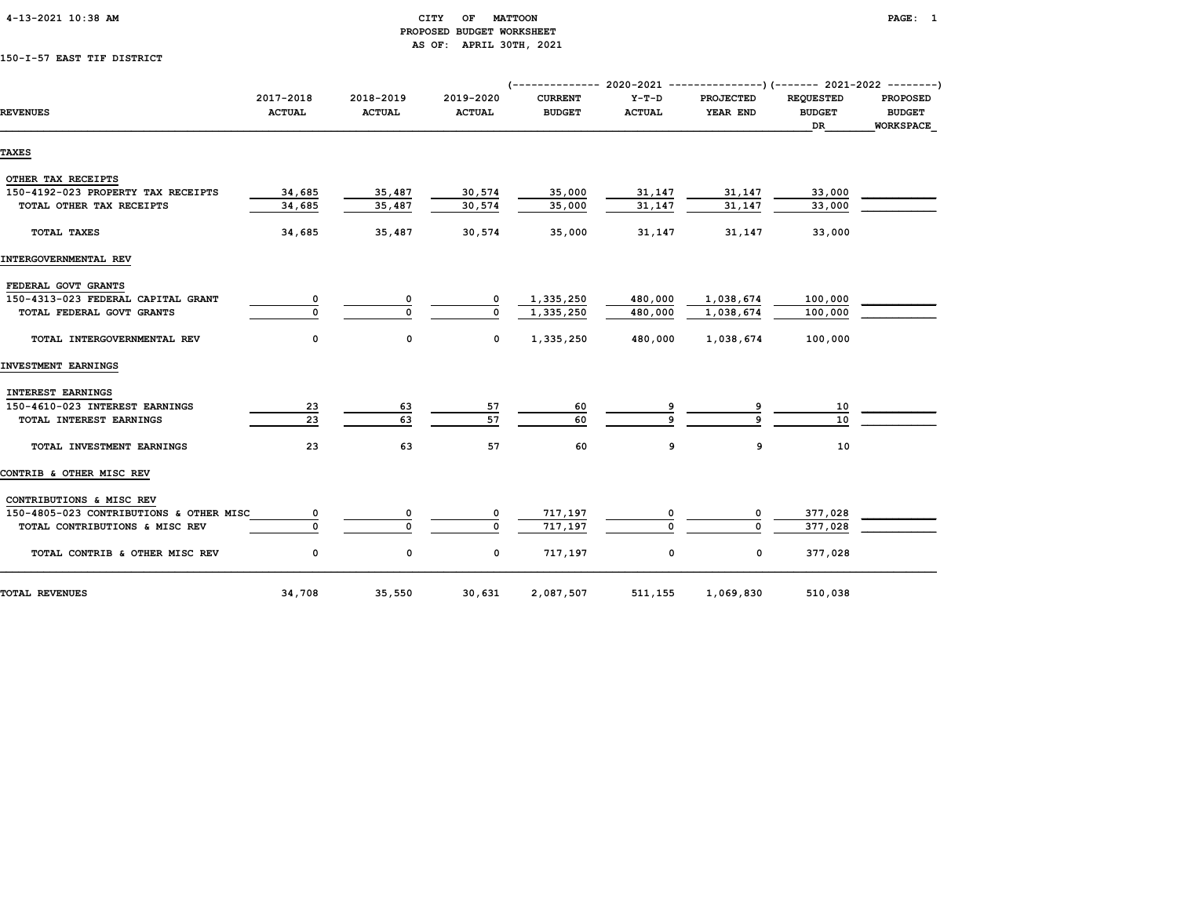# CITY OF MATTOON
## PROPOSED BUDGET WORKSHEET
### AS OF: APRIL 30TH, 2021

150-I-57 EAST TIF DISTRICT

| REVENUES | 2017-2018 ACTUAL | 2018-2019 ACTUAL | 2019-2020 ACTUAL | 2020-2021 CURRENT BUDGET | 2020-2021 Y-T-D ACTUAL | 2020-2021 PROJECTED YEAR END | 2021-2022 REQUESTED BUDGET DR | 2021-2022 PROPOSED BUDGET WORKSPACE |
|---|---|---|---|---|---|---|---|---|
| **TAXES** | | | | | | | | |
| OTHER TAX RECEIPTS | | | | | | | | |
| 150-4192-023 PROPERTY TAX RECEIPTS | 34,685 | 35,487 | 30,574 | 35,000 | 31,147 | 31,147 | 33,000 | |
| TOTAL OTHER TAX RECEIPTS | 34,685 | 35,487 | 30,574 | 35,000 | 31,147 | 31,147 | 33,000 | |
| TOTAL TAXES | 34,685 | 35,487 | 30,574 | 35,000 | 31,147 | 31,147 | 33,000 | |
| **INTERGOVERNMENTAL REV** | | | | | | | | |
| FEDERAL GOVT GRANTS | | | | | | | | |
| 150-4313-023 FEDERAL CAPITAL GRANT | 0 | 0 | 0 | 1,335,250 | 480,000 | 1,038,674 | 100,000 | |
| TOTAL FEDERAL GOVT GRANTS | 0 | 0 | 0 | 1,335,250 | 480,000 | 1,038,674 | 100,000 | |
| TOTAL INTERGOVERNMENTAL REV | 0 | 0 | 0 | 1,335,250 | 480,000 | 1,038,674 | 100,000 | |
| **INVESTMENT EARNINGS** | | | | | | | | |
| INTEREST EARNINGS | | | | | | | | |
| 150-4610-023 INTEREST EARNINGS | 23 | 63 | 57 | 60 | 9 | 9 | 10 | |
| TOTAL INTEREST EARNINGS | 23 | 63 | 57 | 60 | 9 | 9 | 10 | |
| TOTAL INVESTMENT EARNINGS | 23 | 63 | 57 | 60 | 9 | 9 | 10 | |
| **CONTRIB & OTHER MISC REV** | | | | | | | | |
| CONTRIBUTIONS & MISC REV | | | | | | | | |
| 150-4805-023 CONTRIBUTIONS & OTHER MISC | 0 | 0 | 0 | 717,197 | 0 | 0 | 377,028 | |
| TOTAL CONTRIBUTIONS & MISC REV | 0 | 0 | 0 | 717,197 | 0 | 0 | 377,028 | |
| TOTAL CONTRIB & OTHER MISC REV | 0 | 0 | 0 | 717,197 | 0 | 0 | 377,028 | |
| **TOTAL REVENUES** | 34,708 | 35,550 | 30,631 | 2,087,507 | 511,155 | 1,069,830 | 510,038 | |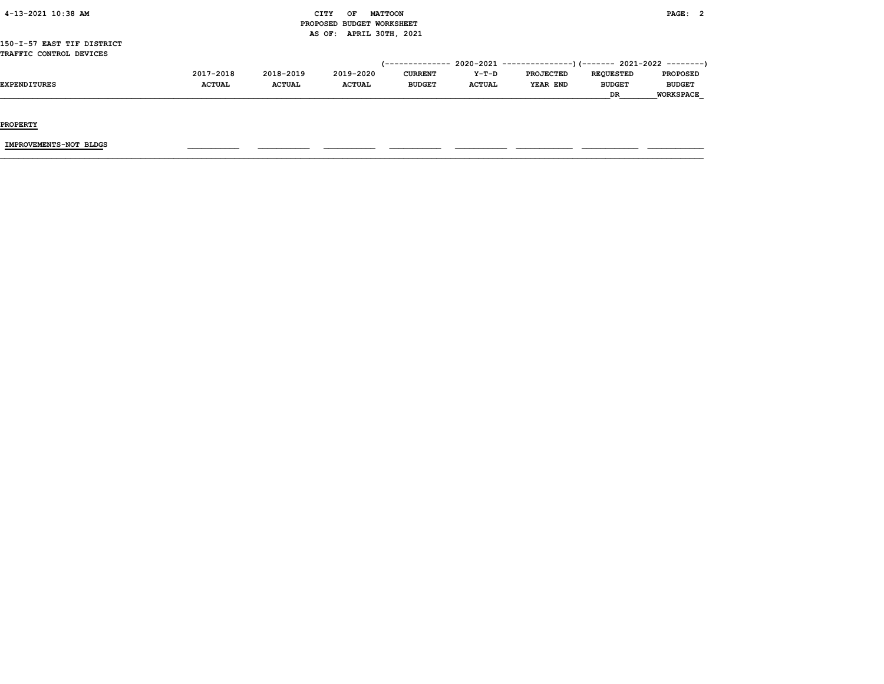CITY OF MATTOON
PROPOSED BUDGET WORKSHEET
AS OF: APRIL 30TH, 2021

150-I-57 EAST TIF DISTRICT
TRAFFIC CONTROL DEVICES

| EXPENDITURES | 2017-2018 ACTUAL | 2018-2019 ACTUAL | 2019-2020 ACTUAL | 2020-2021 CURRENT BUDGET | 2020-2021 Y-T-D ACTUAL | 2020-2021 PROJECTED YEAR END | 2021-2022 REQUESTED BUDGET DR | 2021-2022 PROPOSED BUDGET WORKSPACE |
|---|---|---|---|---|---|---|---|---|
| **PROPERTY** | | | | | | | | |
| IMPROVEMENTS-NOT BLDGS | | | | | | | | |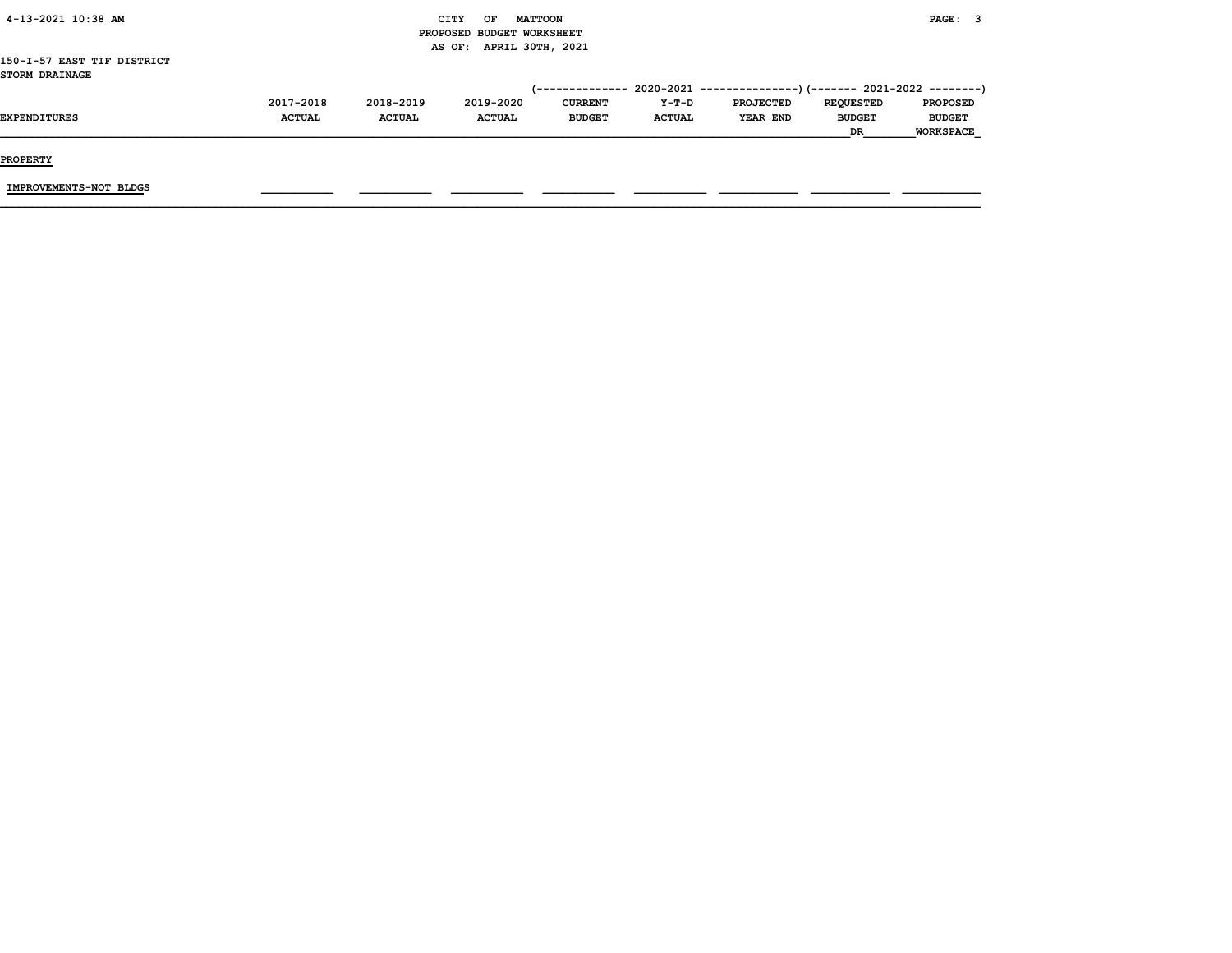CITY OF MATTOON
PROPOSED BUDGET WORKSHEET
AS OF: APRIL 30TH, 2021

150-I-57 EAST TIF DISTRICT
STORM DRAINAGE

| EXPENDITURES | 2017-2018 ACTUAL | 2018-2019 ACTUAL | 2019-2020 ACTUAL | 2020-2021 CURRENT BUDGET | 2020-2021 Y-T-D ACTUAL | 2020-2021 PROJECTED YEAR END | 2021-2022 REQUESTED BUDGET DR | 2021-2022 PROPOSED BUDGET WORKSPACE |
|---|---|---|---|---|---|---|---|---|
| **PROPERTY** | | | | | | | | |
| IMPROVEMENTS-NOT BLDGS | | | | | | | | |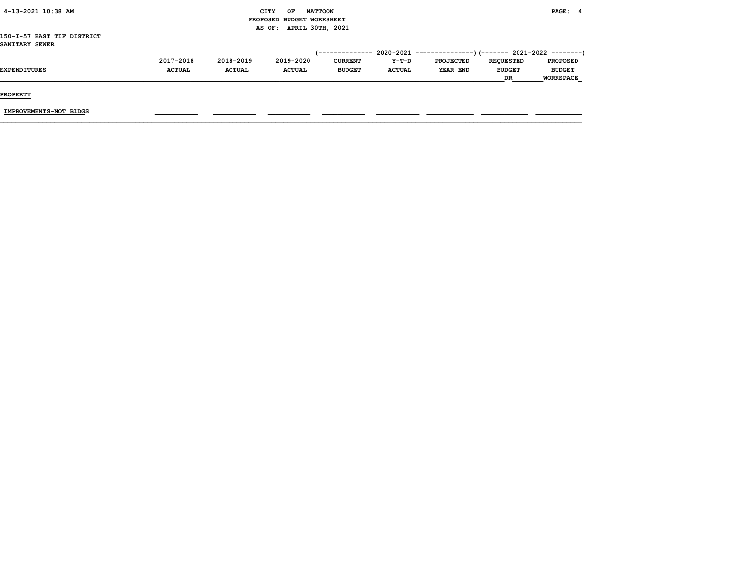CITY OF MATTOON
PROPOSED BUDGET WORKSHEET
AS OF: APRIL 30TH, 2021

150-I-57 EAST TIF DISTRICT
SANITARY SEWER

| EXPENDITURES | 2017-2018 ACTUAL | 2018-2019 ACTUAL | 2019-2020 ACTUAL | 2020-2021 CURRENT BUDGET | 2020-2021 Y-T-D ACTUAL | 2020-2021 PROJECTED YEAR END | 2021-2022 REQUESTED BUDGET DR | 2021-2022 PROPOSED BUDGET WORKSPACE |
|---|---|---|---|---|---|---|---|---|
| **PROPERTY** | | | | | | | | |
| IMPROVEMENTS-NOT BLDGS | | | | | | | | |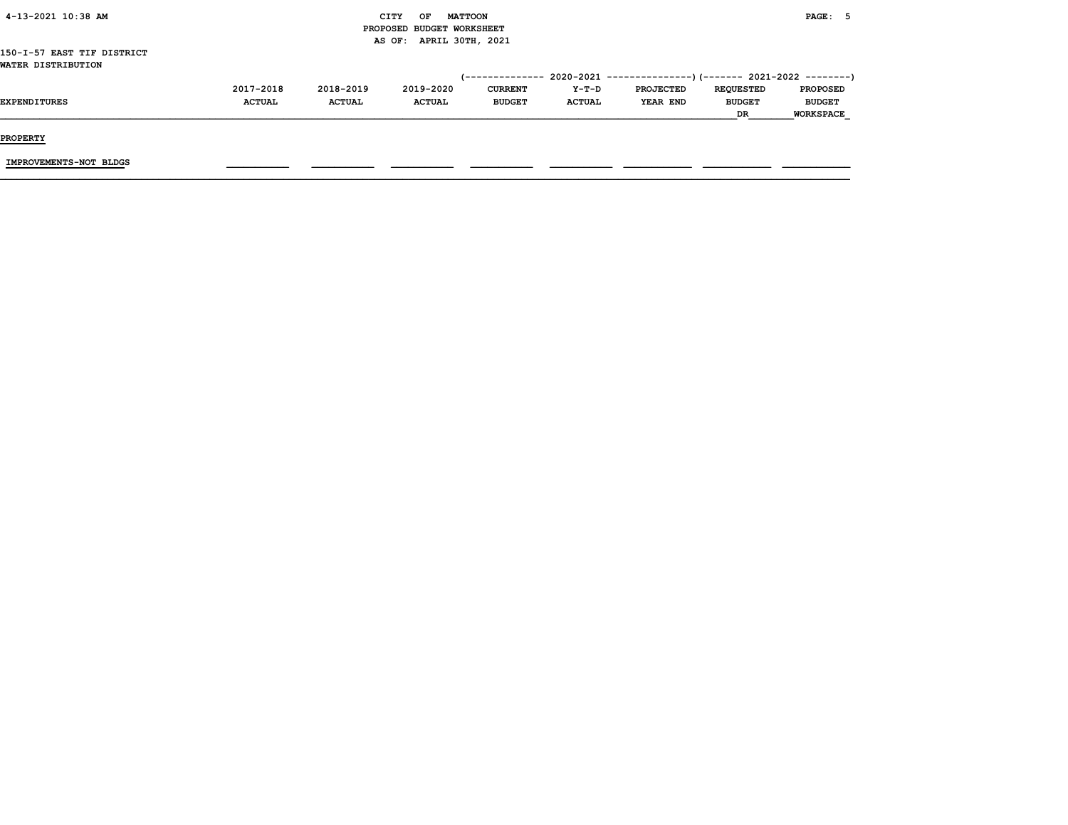PROPOSED BUDGET WORKSHEET

AS OF: APRIL 30TH, 2021

150-I-57 EAST TIF DISTRICT

WATER DISTRIBUTION

| | | | | (-------------- 2020-2021 | --------------- | ---------------) | (------- 2021-2022 | --------) |
|---|---|---|---|---|---|---|---|---|
| EXPENDITURES | 2017-2018 ACTUAL | 2018-2019 ACTUAL | 2019-2020 ACTUAL | CURRENT BUDGET | Y-T-D ACTUAL | PROJECTED YEAR END | REQUESTED BUDGET DR | PROPOSED BUDGET WORKSPACE |
| PROPERTY | | | | | | | | |
| IMPROVEMENTS-NOT BLDGS | | | | | | | | |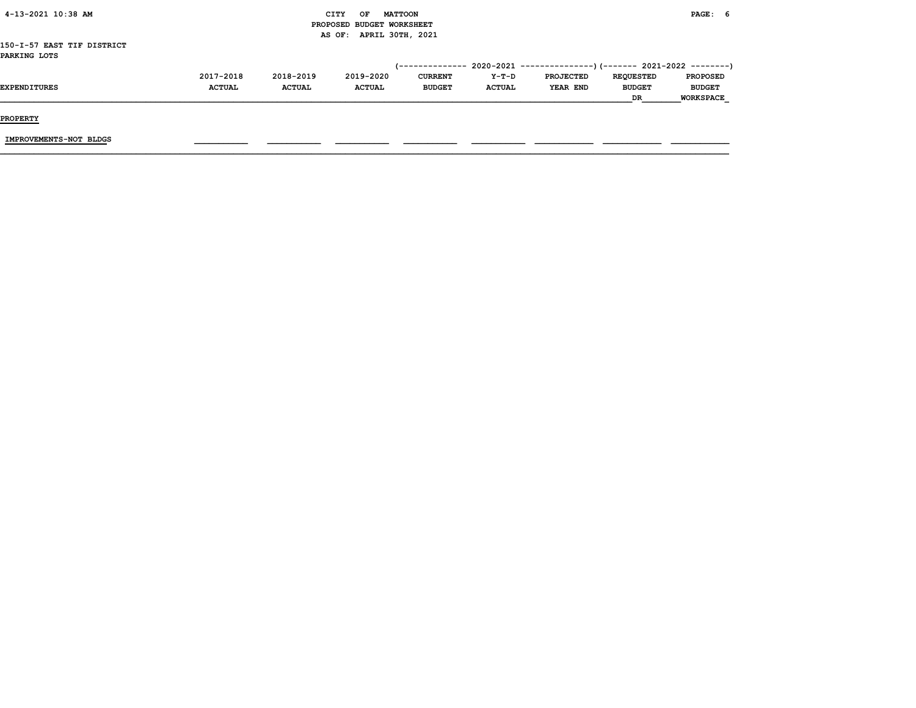CITY OF MATTOON
PROPOSED BUDGET WORKSHEET
AS OF: APRIL 30TH, 2021

150-I-57 EAST TIF DISTRICT
PARKING LOTS

| | | | | 2020-2021 | | | 2021-2022 | |
|---|---|---|---|---|---|---|---|---|
| EXPENDITURES | 2017-2018 ACTUAL | 2018-2019 ACTUAL | 2019-2020 ACTUAL | CURRENT BUDGET | Y-T-D ACTUAL | PROJECTED YEAR END | REQUESTED BUDGET DR | PROPOSED BUDGET WORKSPACE |
| **PROPERTY** | | | | | | | | |
| IMPROVEMENTS-NOT BLDGS | | | | | | | | |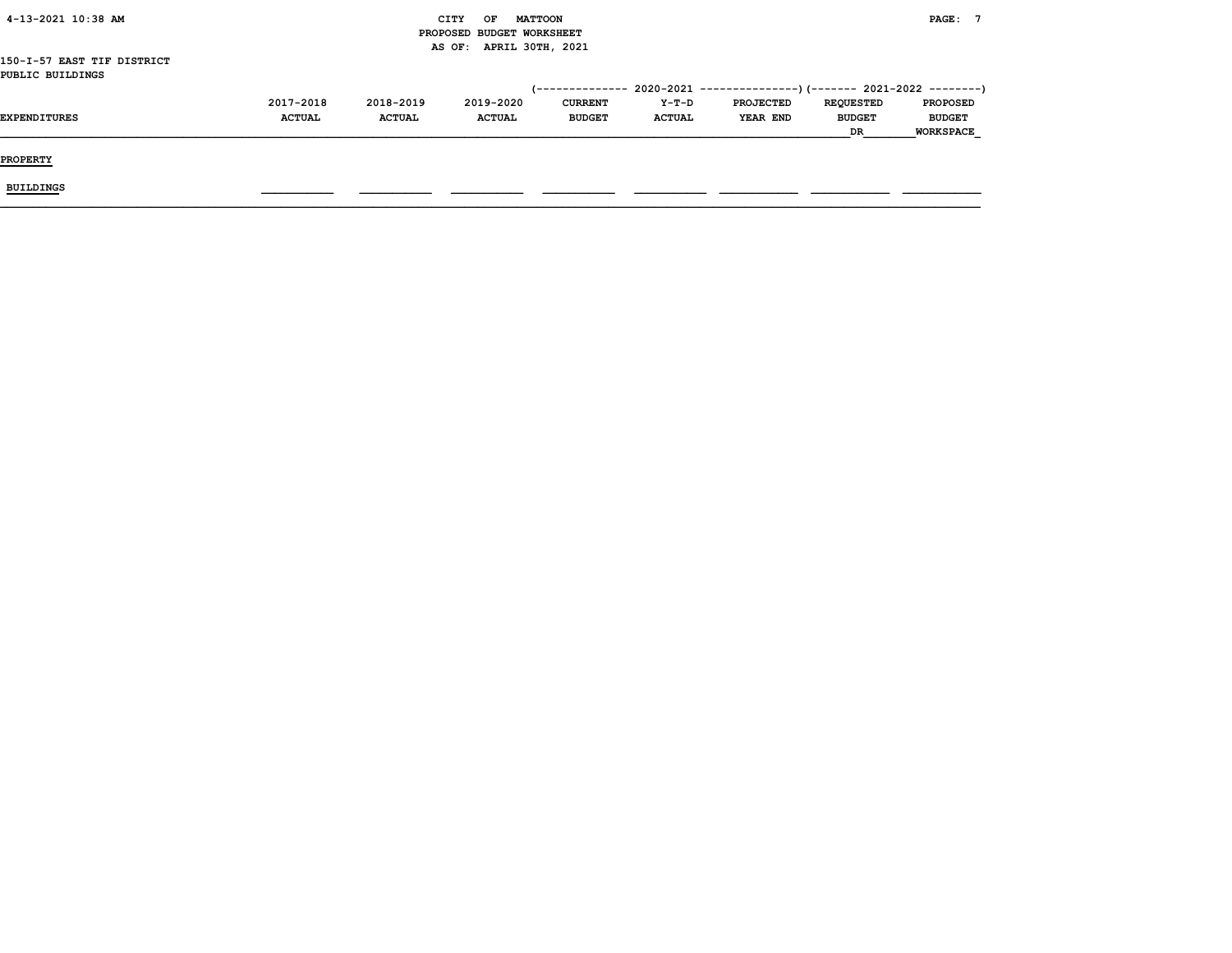CITY OF MATTOON
PROPOSED BUDGET WORKSHEET
AS OF: APRIL 30TH, 2021

150-I-57 EAST TIF DISTRICT
PUBLIC BUILDINGS

| | | | | 2020-2021 | | | 2021-2022 | |
|---|---|---|---|---|---|---|---|---|
| EXPENDITURES | 2017-2018 ACTUAL | 2018-2019 ACTUAL | 2019-2020 ACTUAL | CURRENT BUDGET | Y-T-D ACTUAL | PROJECTED YEAR END | REQUESTED BUDGET DR | PROPOSED BUDGET WORKSPACE |
| **PROPERTY** | | | | | | | | |
| BUILDINGS | | | | | | | | |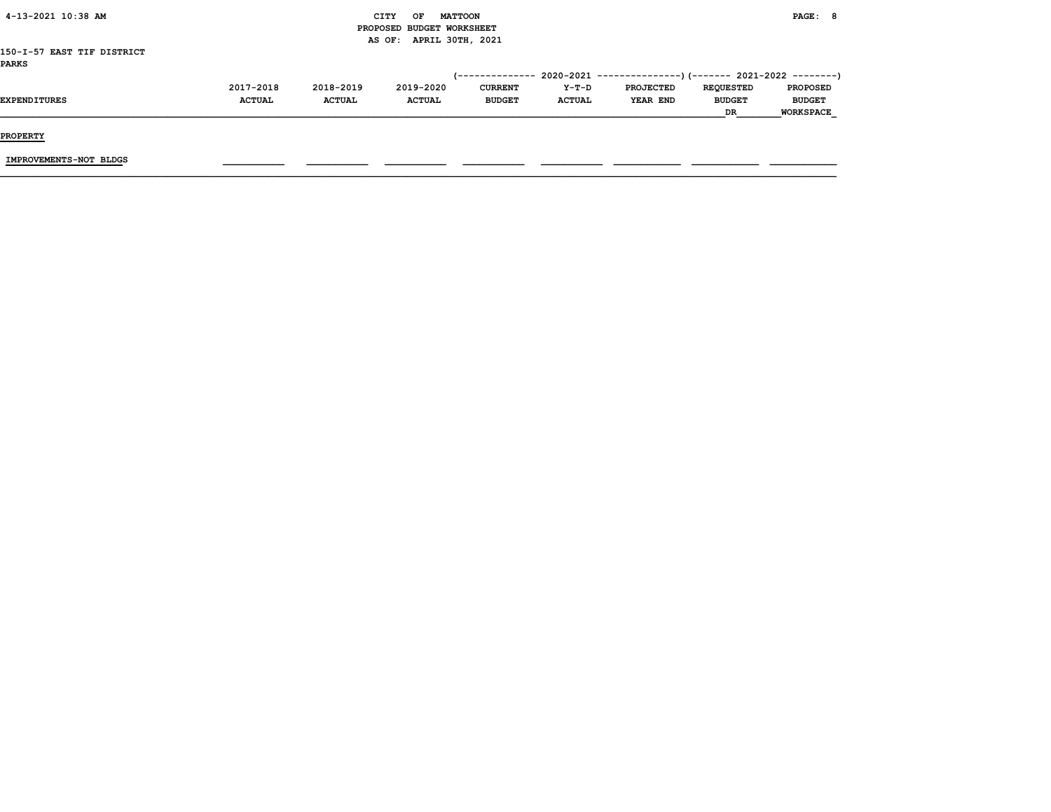CITY OF MATTOON
PROPOSED BUDGET WORKSHEET
AS OF: APRIL 30TH, 2021

150-I-57 EAST TIF DISTRICT
PARKS

| EXPENDITURES | 2017-2018 ACTUAL | 2018-2019 ACTUAL | 2019-2020 ACTUAL | 2020-2021 CURRENT BUDGET | 2020-2021 Y-T-D ACTUAL | 2020-2021 PROJECTED YEAR END | 2021-2022 REQUESTED BUDGET DR | 2021-2022 PROPOSED BUDGET WORKSPACE |
|---|---|---|---|---|---|---|---|---|
| **PROPERTY** | | | | | | | | |
| IMPROVEMENTS-NOT BLDGS | | | | | | | | |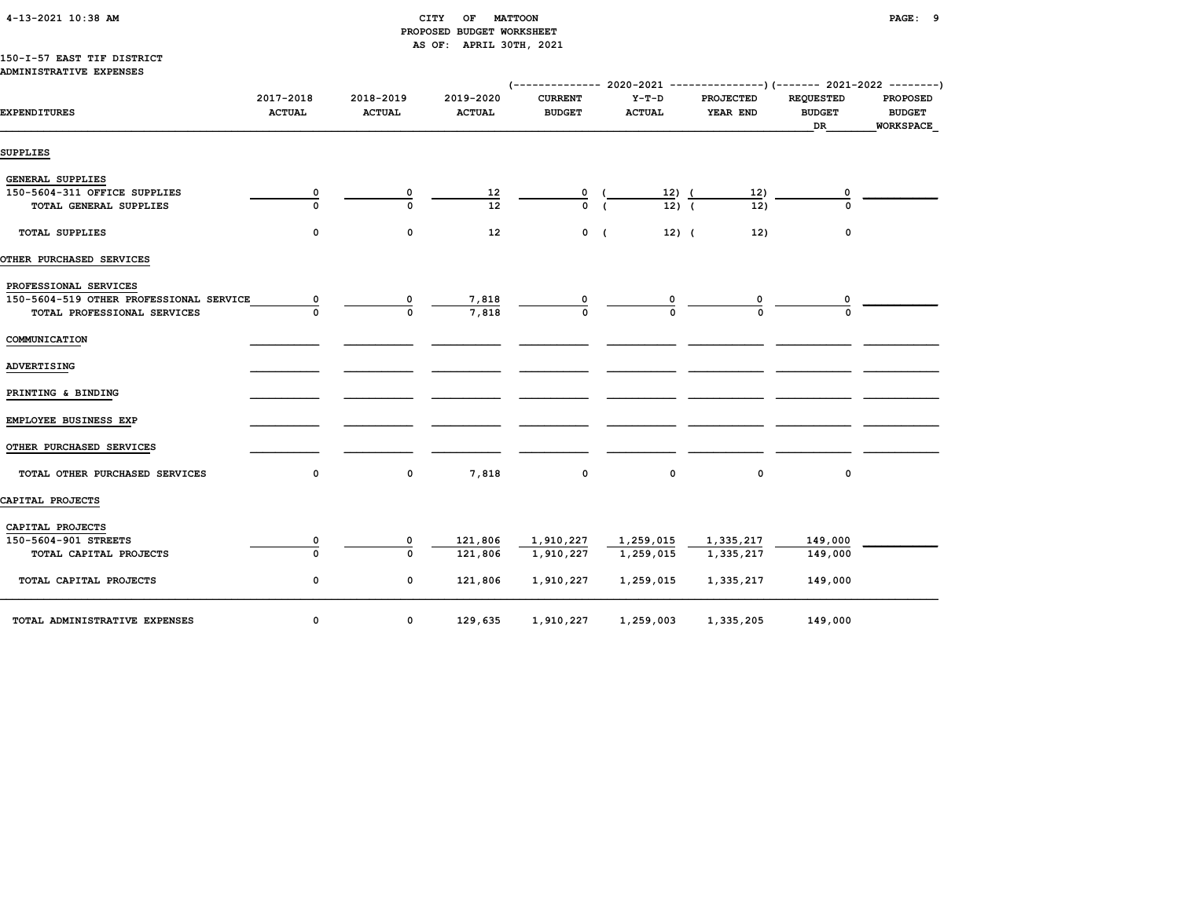CITY OF MATTOON
PROPOSED BUDGET WORKSHEET
AS OF: APRIL 30TH, 2021

150-I-57 EAST TIF DISTRICT
ADMINISTRATIVE EXPENSES

| EXPENDITURES | 2017-2018 ACTUAL | 2018-2019 ACTUAL | 2019-2020 ACTUAL | 2020-2021 CURRENT BUDGET | 2020-2021 Y-T-D ACTUAL | 2020-2021 PROJECTED YEAR END | 2021-2022 REQUESTED BUDGET DR | 2021-2022 PROPOSED BUDGET WORKSPACE |
|---|---|---|---|---|---|---|---|---|
| **SUPPLIES** | | | | | | | | |
| GENERAL SUPPLIES | | | | | | | | |
| 150-5604-311 OFFICE SUPPLIES | 0 | 0 | 12 | 0 | (12) | (12) | 0 | |
| TOTAL GENERAL SUPPLIES | 0 | 0 | 12 | 0 | (12) | (12) | 0 | |
| TOTAL SUPPLIES | 0 | 0 | 12 | 0 | (12) | (12) | 0 | |
| **OTHER PURCHASED SERVICES** | | | | | | | | |
| PROFESSIONAL SERVICES | | | | | | | | |
| 150-5604-519 OTHER PROFESSIONAL SERVICE | 0 | 0 | 7,818 | 0 | 0 | 0 | 0 | |
| TOTAL PROFESSIONAL SERVICES | 0 | 0 | 7,818 | 0 | 0 | 0 | 0 | |
| COMMUNICATION | | | | | | | | |
| ADVERTISING | | | | | | | | |
| PRINTING & BINDING | | | | | | | | |
| EMPLOYEE BUSINESS EXP | | | | | | | | |
| OTHER PURCHASED SERVICES | | | | | | | | |
| TOTAL OTHER PURCHASED SERVICES | 0 | 0 | 7,818 | 0 | 0 | 0 | 0 | |
| **CAPITAL PROJECTS** | | | | | | | | |
| CAPITAL PROJECTS | | | | | | | | |
| 150-5604-901 STREETS | 0 | 0 | 121,806 | 1,910,227 | 1,259,015 | 1,335,217 | 149,000 | |
| TOTAL CAPITAL PROJECTS | 0 | 0 | 121,806 | 1,910,227 | 1,259,015 | 1,335,217 | 149,000 | |
| TOTAL CAPITAL PROJECTS | 0 | 0 | 121,806 | 1,910,227 | 1,259,015 | 1,335,217 | 149,000 | |
| TOTAL ADMINISTRATIVE EXPENSES | 0 | 0 | 129,635 | 1,910,227 | 1,259,003 | 1,335,205 | 149,000 | |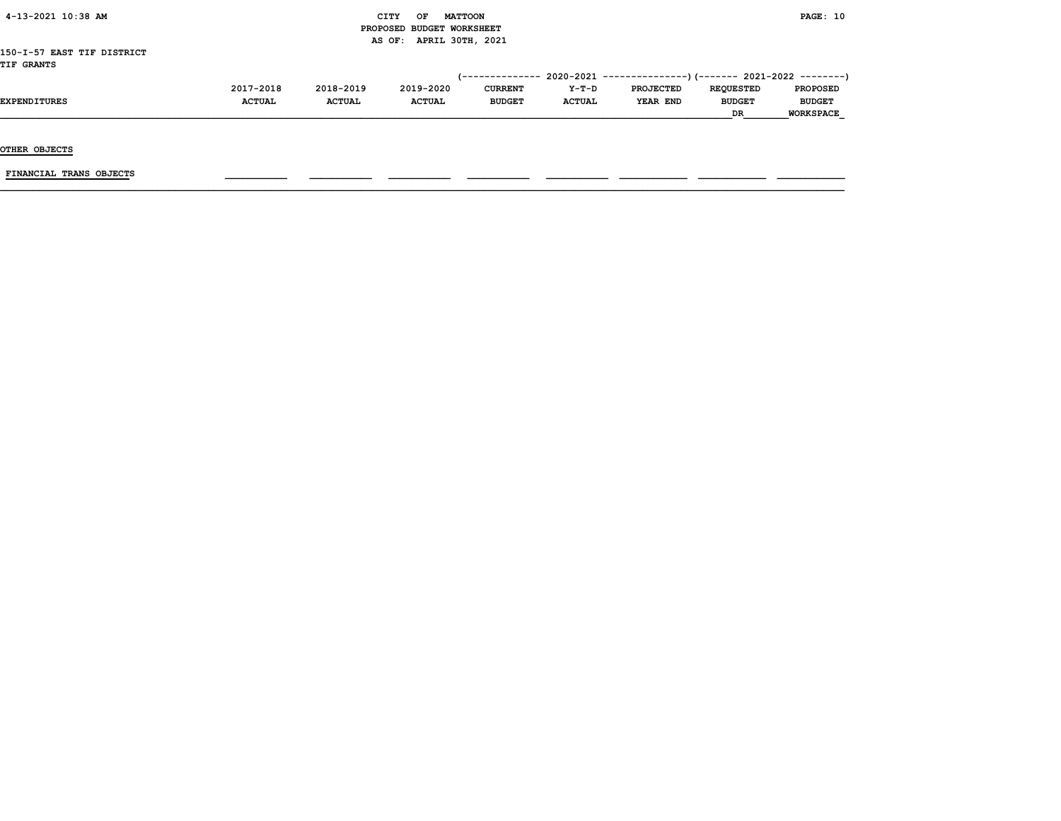150-I-57 EAST TIF DISTRICT
TIF GRANTS

| EXPENDITURES | 2017-2018 ACTUAL | 2018-2019 ACTUAL | 2019-2020 ACTUAL | 2020-2021 CURRENT BUDGET | 2020-2021 Y-T-D ACTUAL | 2020-2021 PROJECTED YEAR END | 2021-2022 REQUESTED BUDGET DR | 2021-2022 PROPOSED BUDGET WORKSPACE |
|---|---|---|---|---|---|---|---|---|
| OTHER OBJECTS | | | | | | | | |
| FINANCIAL TRANS OBJECTS | | | | | | | | |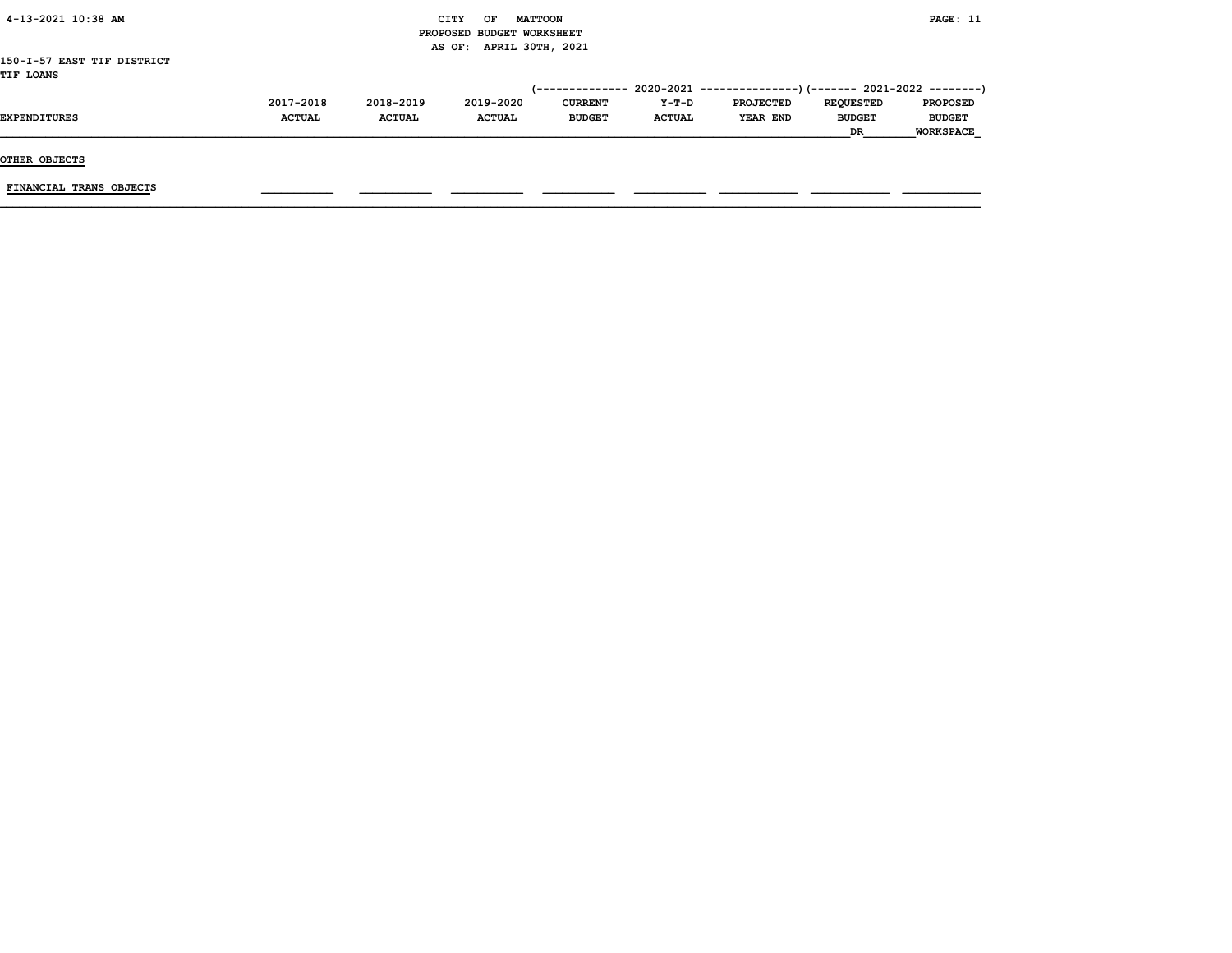CITY OF MATTOON
PROPOSED BUDGET WORKSHEET
AS OF: APRIL 30TH, 2021

150-I-57 EAST TIF DISTRICT
TIF LOANS

| EXPENDITURES | 2017-2018 ACTUAL | 2018-2019 ACTUAL | 2019-2020 ACTUAL | 2020-2021 CURRENT BUDGET | 2020-2021 Y-T-D ACTUAL | 2020-2021 PROJECTED YEAR END | 2021-2022 REQUESTED BUDGET DR | 2021-2022 PROPOSED BUDGET WORKSPACE |
|---|---|---|---|---|---|---|---|---|
| **OTHER OBJECTS** | | | | | | | | |
| FINANCIAL TRANS OBJECTS | | | | | | | | |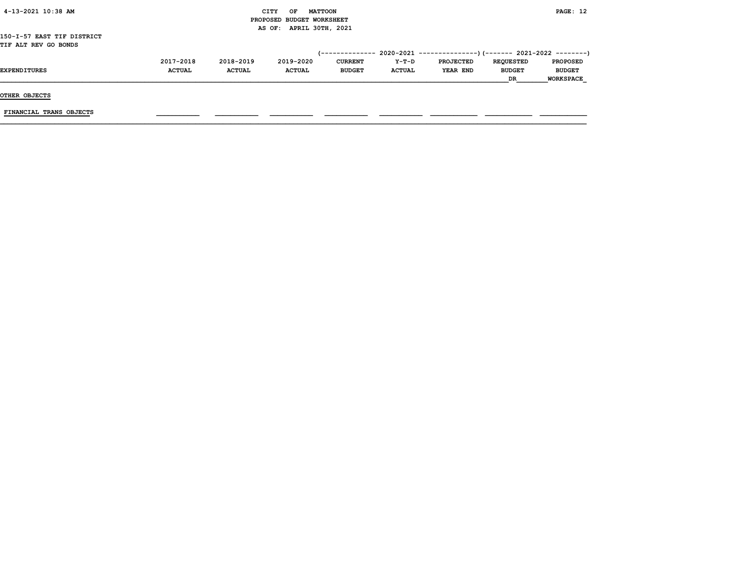CITY OF MATTOON
PROPOSED BUDGET WORKSHEET
AS OF: APRIL 30TH, 2021

150-I-57 EAST TIF DISTRICT
TIF ALT REV GO BONDS

| EXPENDITURES | 2017-2018 ACTUAL | 2018-2019 ACTUAL | 2019-2020 ACTUAL | 2020-2021 CURRENT BUDGET | 2020-2021 Y-T-D ACTUAL | 2020-2021 PROJECTED YEAR END | 2021-2022 REQUESTED BUDGET DR | 2021-2022 PROPOSED BUDGET WORKSPACE |
|---|---|---|---|---|---|---|---|---|
| OTHER OBJECTS | | | | | | | | |
| FINANCIAL TRANS OBJECTS | | | | | | | | |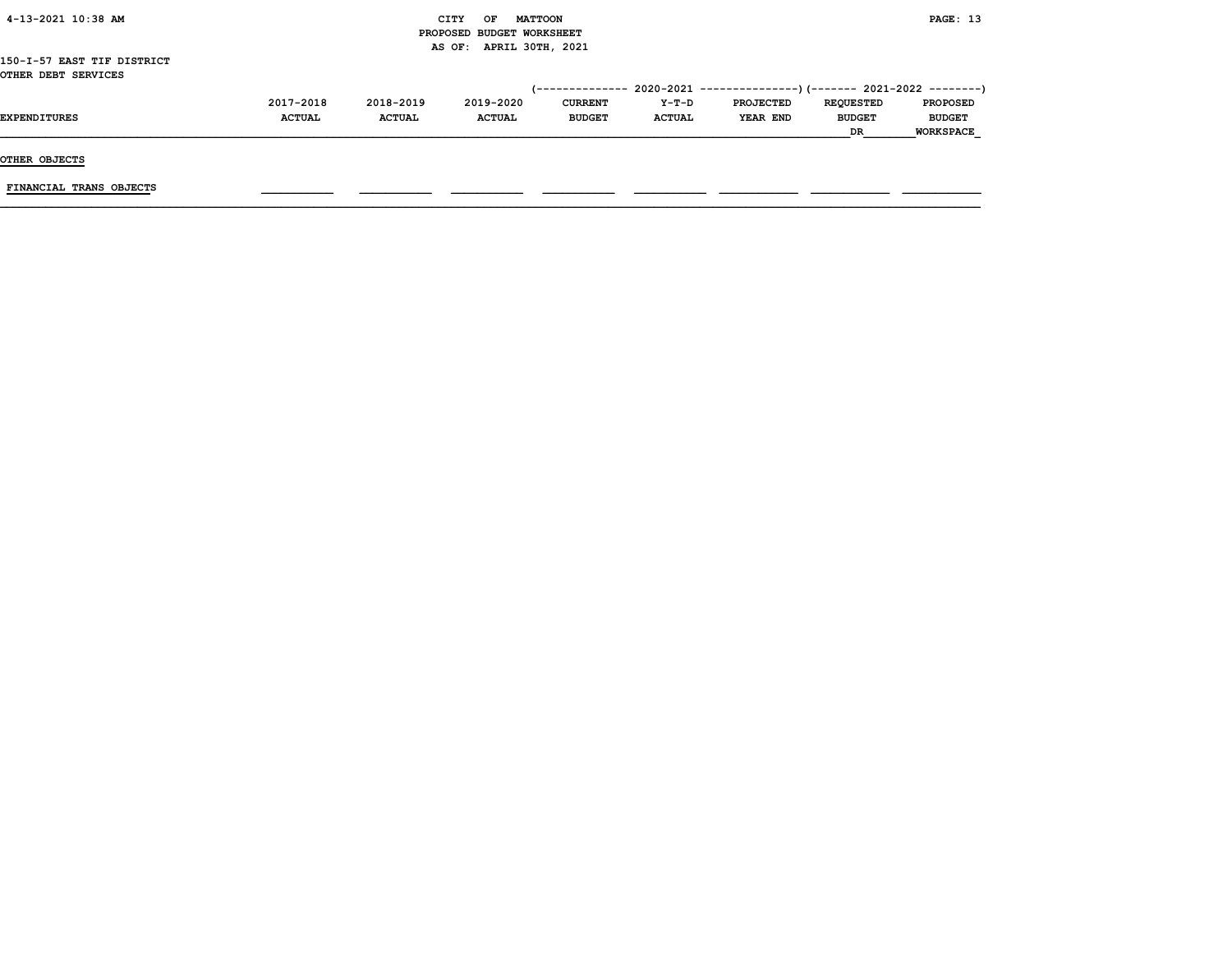CITY OF MATTOON
PROPOSED BUDGET WORKSHEET
AS OF: APRIL 30TH, 2021

150-I-57 EAST TIF DISTRICT
OTHER DEBT SERVICES

| EXPENDITURES | 2017-2018 ACTUAL | 2018-2019 ACTUAL | 2019-2020 ACTUAL | 2020-2021 CURRENT BUDGET | 2020-2021 Y-T-D ACTUAL | 2020-2021 PROJECTED YEAR END | 2021-2022 REQUESTED BUDGET DR | 2021-2022 PROPOSED BUDGET WORKSPACE |
|---|---|---|---|---|---|---|---|---|
| **OTHER OBJECTS** | | | | | | | | |
| FINANCIAL TRANS OBJECTS | | | | | | | | |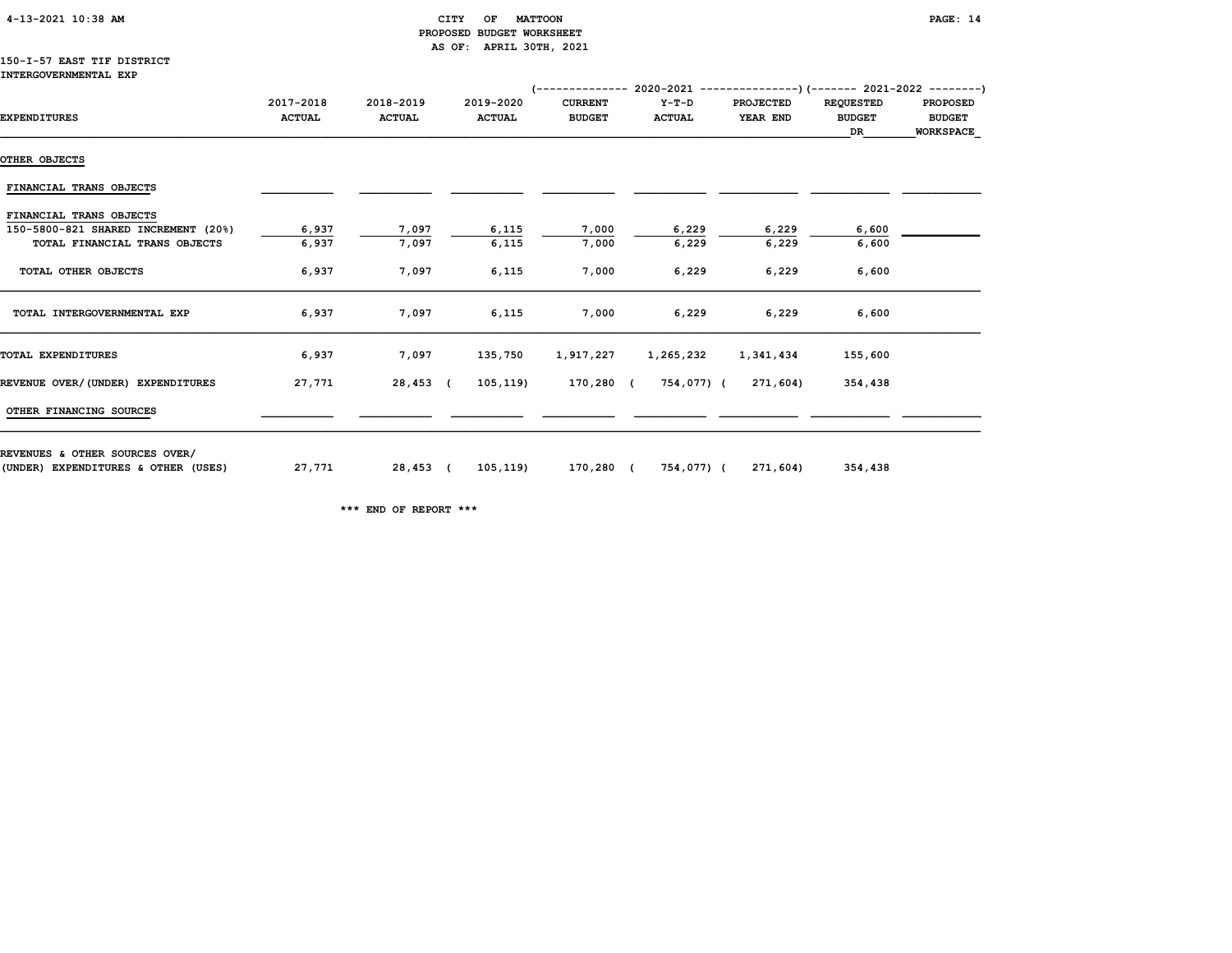4-13-2021 10:38 AM

CITY OF MATTOON
PROPOSED BUDGET WORKSHEET
AS OF: APRIL 30TH, 2021

150-I-57 EAST TIF DISTRICT
INTERGOVERNMENTAL EXP

| | | | | (-------------- 2020-2021 | --------------- | ---------------) | (------- 2021-2022 | --------) |
|---|---|---|---|---|---|---|---|---|
| EXPENDITURES | 2017-2018 ACTUAL | 2018-2019 ACTUAL | 2019-2020 ACTUAL | CURRENT BUDGET | Y-T-D ACTUAL | PROJECTED YEAR END | REQUESTED BUDGET DR | PROPOSED BUDGET WORKSPACE |
| OTHER OBJECTS | | | | | | | | |
| FINANCIAL TRANS OBJECTS | | | | | | | | |
| FINANCIAL TRANS OBJECTS | | | | | | | | |
| 150-5800-821 SHARED INCREMENT (20%) | 6,937 | 7,097 | 6,115 | 7,000 | 6,229 | 6,229 | 6,600 | |
| TOTAL FINANCIAL TRANS OBJECTS | 6,937 | 7,097 | 6,115 | 7,000 | 6,229 | 6,229 | 6,600 | |
| TOTAL OTHER OBJECTS | 6,937 | 7,097 | 6,115 | 7,000 | 6,229 | 6,229 | 6,600 | |
| TOTAL INTERGOVERNMENTAL EXP | 6,937 | 7,097 | 6,115 | 7,000 | 6,229 | 6,229 | 6,600 | |
| TOTAL EXPENDITURES | 6,937 | 7,097 | 135,750 | 1,917,227 | 1,265,232 | 1,341,434 | 155,600 | |
| REVENUE OVER/(UNDER) EXPENDITURES | 27,771 | 28,453 | (105,119) | 170,280 | (754,077) | (271,604) | 354,438 | |
| OTHER FINANCING SOURCES | | | | | | | | |
| REVENUES & OTHER SOURCES OVER/ (UNDER) EXPENDITURES & OTHER (USES) | 27,771 | 28,453 | (105,119) | 170,280 | (754,077) | (271,604) | 354,438 | |

*** END OF REPORT ***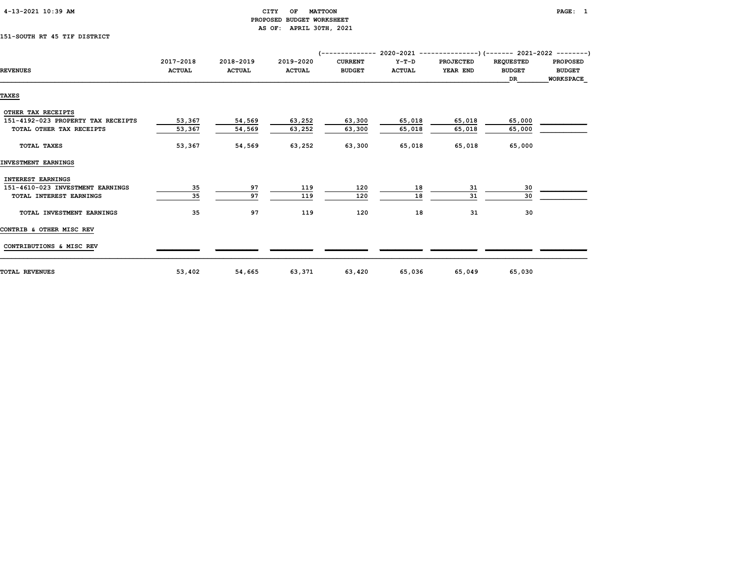4-13-2021 10:39 AM

# CITY OF MATTOON
## PROPOSED BUDGET WORKSHEET
### AS OF: APRIL 30TH, 2021

151-SOUTH RT 45 TIF DISTRICT

| REVENUES | 2017-2018 ACTUAL | 2018-2019 ACTUAL | 2019-2020 ACTUAL | 2020-2021 CURRENT BUDGET | 2020-2021 Y-T-D ACTUAL | 2020-2021 PROJECTED YEAR END | 2021-2022 REQUESTED BUDGET DR | 2021-2022 PROPOSED BUDGET WORKSPACE |
|---|---|---|---|---|---|---|---|---|
| **TAXES** | | | | | | | | |
| OTHER TAX RECEIPTS | | | | | | | | |
| 151-4192-023 PROPERTY TAX RECEIPTS | 53,367 | 54,569 | 63,252 | 63,300 | 65,018 | 65,018 | 65,000 | |
| TOTAL OTHER TAX RECEIPTS | 53,367 | 54,569 | 63,252 | 63,300 | 65,018 | 65,018 | 65,000 | |
| TOTAL TAXES | 53,367 | 54,569 | 63,252 | 63,300 | 65,018 | 65,018 | 65,000 | |
| **INVESTMENT EARNINGS** | | | | | | | | |
| INTEREST EARNINGS | | | | | | | | |
| 151-4610-023 INVESTMENT EARNINGS | 35 | 97 | 119 | 120 | 18 | 31 | 30 | |
| TOTAL INTEREST EARNINGS | 35 | 97 | 119 | 120 | 18 | 31 | 30 | |
| TOTAL INVESTMENT EARNINGS | 35 | 97 | 119 | 120 | 18 | 31 | 30 | |
| **CONTRIB & OTHER MISC REV** | | | | | | | | |
| CONTRIBUTIONS & MISC REV | | | | | | | | |
| TOTAL REVENUES | 53,402 | 54,665 | 63,371 | 63,420 | 65,036 | 65,049 | 65,030 | |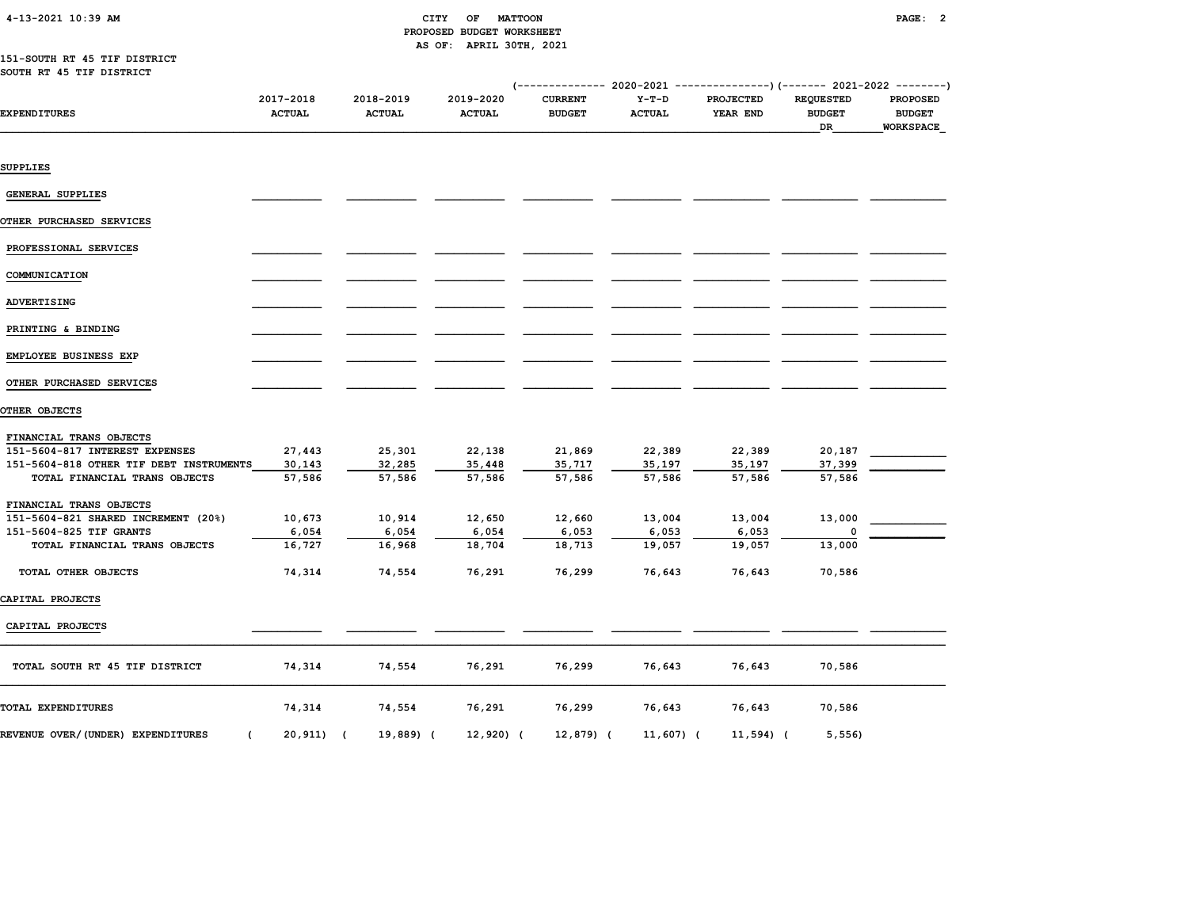CITY OF MATTOON
PROPOSED BUDGET WORKSHEET
AS OF: APRIL 30TH, 2021

151-SOUTH RT 45 TIF DISTRICT
SOUTH RT 45 TIF DISTRICT

| EXPENDITURES | 2017-2018 ACTUAL | 2018-2019 ACTUAL | 2019-2020 ACTUAL | 2020-2021 CURRENT BUDGET | 2020-2021 Y-T-D ACTUAL | 2020-2021 PROJECTED YEAR END | 2021-2022 REQUESTED BUDGET DR | 2021-2022 PROPOSED BUDGET WORKSPACE |
|---|---|---|---|---|---|---|---|---|
| **SUPPLIES** | | | | | | | | |
| GENERAL SUPPLIES | | | | | | | | |
| **OTHER PURCHASED SERVICES** | | | | | | | | |
| PROFESSIONAL SERVICES | | | | | | | | |
| COMMUNICATION | | | | | | | | |
| ADVERTISING | | | | | | | | |
| PRINTING & BINDING | | | | | | | | |
| EMPLOYEE BUSINESS EXP | | | | | | | | |
| OTHER PURCHASED SERVICES | | | | | | | | |
| **OTHER OBJECTS** | | | | | | | | |
| FINANCIAL TRANS OBJECTS | | | | | | | | |
| 151-5604-817 INTEREST EXPENSES | 27,443 | 25,301 | 22,138 | 21,869 | 22,389 | 22,389 | 20,187 | |
| 151-5604-818 OTHER TIF DEBT INSTRUMENTS | 30,143 | 32,285 | 35,448 | 35,717 | 35,197 | 35,197 | 37,399 | |
| TOTAL FINANCIAL TRANS OBJECTS | 57,586 | 57,586 | 57,586 | 57,586 | 57,586 | 57,586 | 57,586 | |
| FINANCIAL TRANS OBJECTS | | | | | | | | |
| 151-5604-821 SHARED INCREMENT (20%) | 10,673 | 10,914 | 12,650 | 12,660 | 13,004 | 13,004 | 13,000 | |
| 151-5604-825 TIF GRANTS | 6,054 | 6,054 | 6,054 | 6,053 | 6,053 | 6,053 | 0 | |
| TOTAL FINANCIAL TRANS OBJECTS | 16,727 | 16,968 | 18,704 | 18,713 | 19,057 | 19,057 | 13,000 | |
| TOTAL OTHER OBJECTS | 74,314 | 74,554 | 76,291 | 76,299 | 76,643 | 76,643 | 70,586 | |
| **CAPITAL PROJECTS** | | | | | | | | |
| CAPITAL PROJECTS | | | | | | | | |
| TOTAL SOUTH RT 45 TIF DISTRICT | 74,314 | 74,554 | 76,291 | 76,299 | 76,643 | 76,643 | 70,586 | |
| TOTAL EXPENDITURES | 74,314 | 74,554 | 76,291 | 76,299 | 76,643 | 76,643 | 70,586 | |
| REVENUE OVER/(UNDER) EXPENDITURES | ( 20,911) | ( 19,889) | ( 12,920) | ( 12,879) | ( 11,607) | ( 11,594) | ( 5,556) | |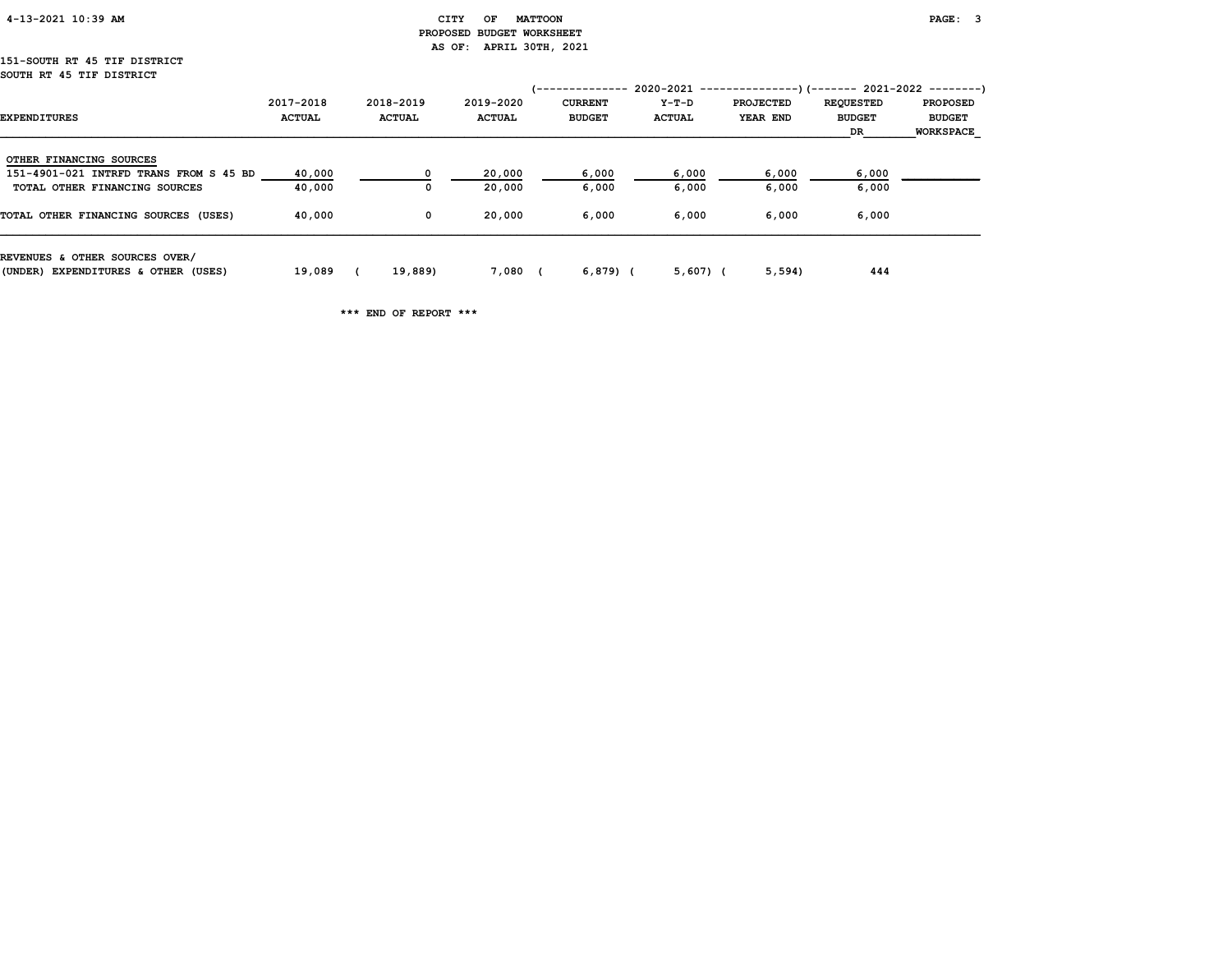CITY OF MATTOON
PROPOSED BUDGET WORKSHEET
AS OF: APRIL 30TH, 2021

151-SOUTH RT 45 TIF DISTRICT
SOUTH RT 45 TIF DISTRICT

| EXPENDITURES | 2017-2018 ACTUAL | 2018-2019 ACTUAL | 2019-2020 ACTUAL | 2020-2021 CURRENT BUDGET | 2020-2021 Y-T-D ACTUAL | 2020-2021 PROJECTED YEAR END | 2021-2022 REQUESTED BUDGET DR | 2021-2022 PROPOSED BUDGET WORKSPACE |
|---|---|---|---|---|---|---|---|---|
| OTHER FINANCING SOURCES | | | | | | | | |
| 151-4901-021 INTRFD TRANS FROM S 45 BD | 40,000 | 0 | 20,000 | 6,000 | 6,000 | 6,000 | 6,000 | |
| TOTAL OTHER FINANCING SOURCES | 40,000 | 0 | 20,000 | 6,000 | 6,000 | 6,000 | 6,000 | |
| TOTAL OTHER FINANCING SOURCES (USES) | 40,000 | 0 | 20,000 | 6,000 | 6,000 | 6,000 | 6,000 | |
| REVENUES & OTHER SOURCES OVER/ (UNDER) EXPENDITURES & OTHER (USES) | 19,089 | (19,889) | 7,080 | (6,879) | (5,607) | (5,594) | 444 | |

*** END OF REPORT ***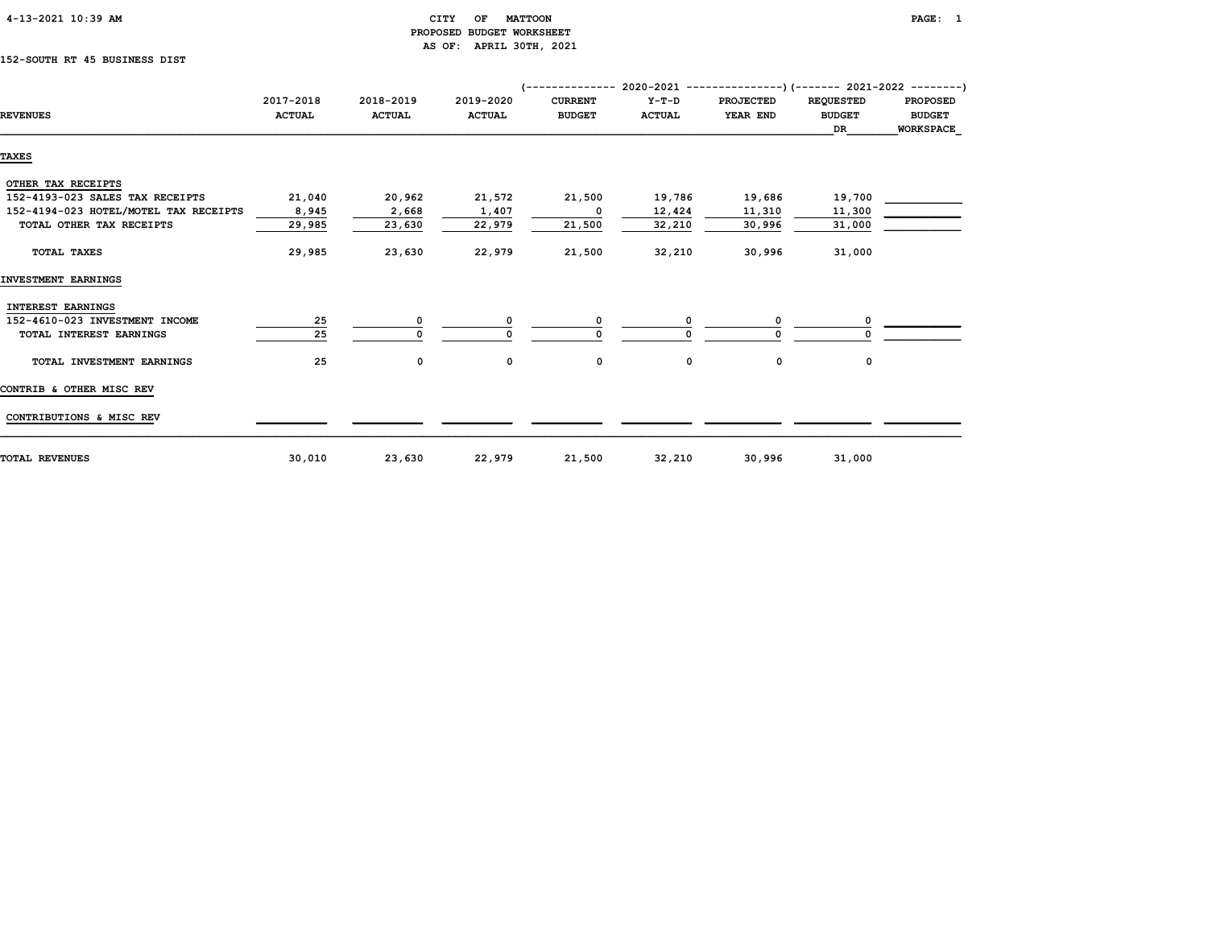# CITY OF MATTOON

## PROPOSED BUDGET WORKSHEET

AS OF: APRIL 30TH, 2021

4-13-2021 10:39 AM

152-SOUTH RT 45 BUSINESS DIST

| REVENUES | 2017-2018 ACTUAL | 2018-2019 ACTUAL | 2019-2020 ACTUAL | 2020-2021 CURRENT BUDGET | 2020-2021 Y-T-D ACTUAL | 2020-2021 PROJECTED YEAR END | 2021-2022 REQUESTED BUDGET DR | 2021-2022 PROPOSED BUDGET WORKSPACE |
|---|---|---|---|---|---|---|---|---|
| **TAXES** | | | | | | | | |
| OTHER TAX RECEIPTS | | | | | | | | |
| 152-4193-023 SALES TAX RECEIPTS | 21,040 | 20,962 | 21,572 | 21,500 | 19,786 | 19,686 | 19,700 | |
| 152-4194-023 HOTEL/MOTEL TAX RECEIPTS | 8,945 | 2,668 | 1,407 | 0 | 12,424 | 11,310 | 11,300 | |
| TOTAL OTHER TAX RECEIPTS | 29,985 | 23,630 | 22,979 | 21,500 | 32,210 | 30,996 | 31,000 | |
| TOTAL TAXES | 29,985 | 23,630 | 22,979 | 21,500 | 32,210 | 30,996 | 31,000 | |
| **INVESTMENT EARNINGS** | | | | | | | | |
| INTEREST EARNINGS | | | | | | | | |
| 152-4610-023 INVESTMENT INCOME | 25 | 0 | 0 | 0 | 0 | 0 | 0 | |
| TOTAL INTEREST EARNINGS | 25 | 0 | 0 | 0 | 0 | 0 | 0 | |
| TOTAL INVESTMENT EARNINGS | 25 | 0 | 0 | 0 | 0 | 0 | 0 | |
| **CONTRIB & OTHER MISC REV** | | | | | | | | |
| CONTRIBUTIONS & MISC REV | | | | | | | | |
| **TOTAL REVENUES** | 30,010 | 23,630 | 22,979 | 21,500 | 32,210 | 30,996 | 31,000 | |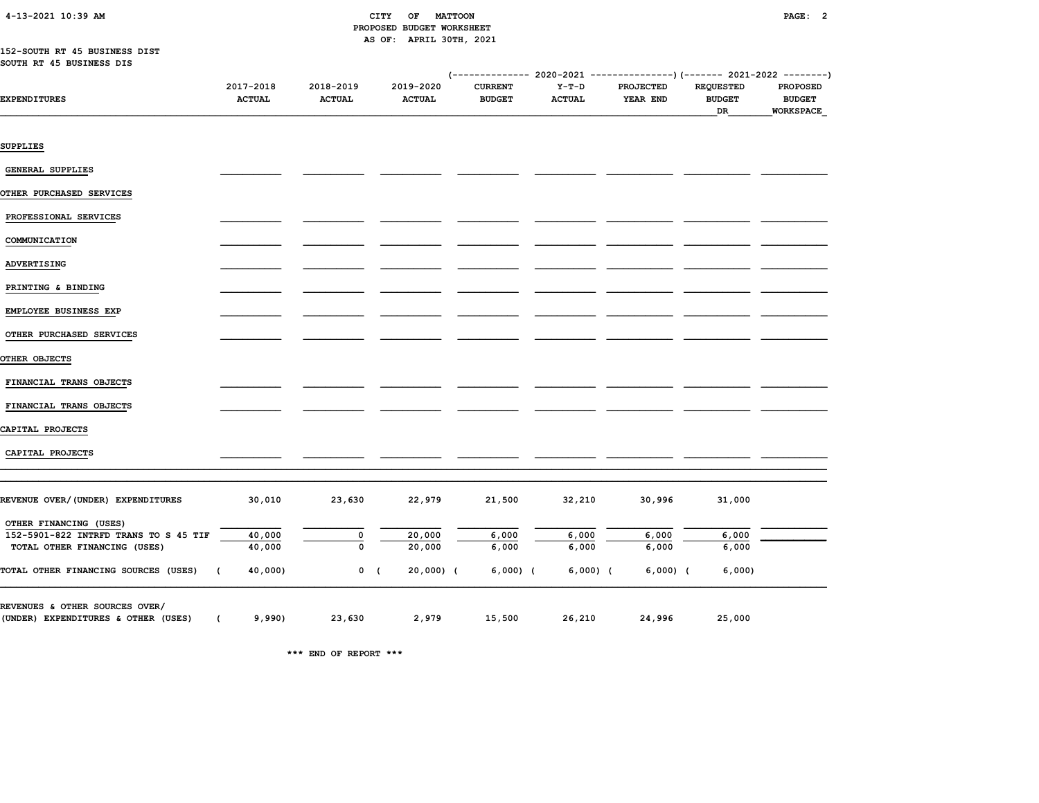CITY OF MATTOON
PROPOSED BUDGET WORKSHEET
AS OF: APRIL 30TH, 2021

152-SOUTH RT 45 BUSINESS DIST
SOUTH RT 45 BUSINESS DIS

| EXPENDITURES | 2017-2018 ACTUAL | 2018-2019 ACTUAL | 2019-2020 ACTUAL | 2020-2021 CURRENT BUDGET | 2020-2021 Y-T-D ACTUAL | 2020-2021 PROJECTED YEAR END | 2021-2022 REQUESTED BUDGET DR | 2021-2022 PROPOSED BUDGET WORKSPACE |
|---|---|---|---|---|---|---|---|---|
| SUPPLIES | | | | | | | | |
| GENERAL SUPPLIES | | | | | | | | |
| OTHER PURCHASED SERVICES | | | | | | | | |
| PROFESSIONAL SERVICES | | | | | | | | |
| COMMUNICATION | | | | | | | | |
| ADVERTISING | | | | | | | | |
| PRINTING & BINDING | | | | | | | | |
| EMPLOYEE BUSINESS EXP | | | | | | | | |
| OTHER PURCHASED SERVICES | | | | | | | | |
| OTHER OBJECTS | | | | | | | | |
| FINANCIAL TRANS OBJECTS | | | | | | | | |
| FINANCIAL TRANS OBJECTS | | | | | | | | |
| CAPITAL PROJECTS | | | | | | | | |
| CAPITAL PROJECTS | | | | | | | | |
| REVENUE OVER/(UNDER) EXPENDITURES | 30,010 | 23,630 | 22,979 | 21,500 | 32,210 | 30,996 | 31,000 | |
| OTHER FINANCING (USES) | | | | | | | | |
| 152-5901-822 INTRFD TRANS TO S 45 TIF | 40,000 | 0 | 20,000 | 6,000 | 6,000 | 6,000 | 6,000 | |
| TOTAL OTHER FINANCING (USES) | 40,000 | 0 | 20,000 | 6,000 | 6,000 | 6,000 | 6,000 | |
| TOTAL OTHER FINANCING SOURCES (USES) | ( 40,000) | 0 | ( 20,000) | ( 6,000) | ( 6,000) | ( 6,000) | ( 6,000) | |
| REVENUES & OTHER SOURCES OVER/ (UNDER) EXPENDITURES & OTHER (USES) | ( 9,990) | 23,630 | 2,979 | 15,500 | 26,210 | 24,996 | 25,000 | |

*** END OF REPORT ***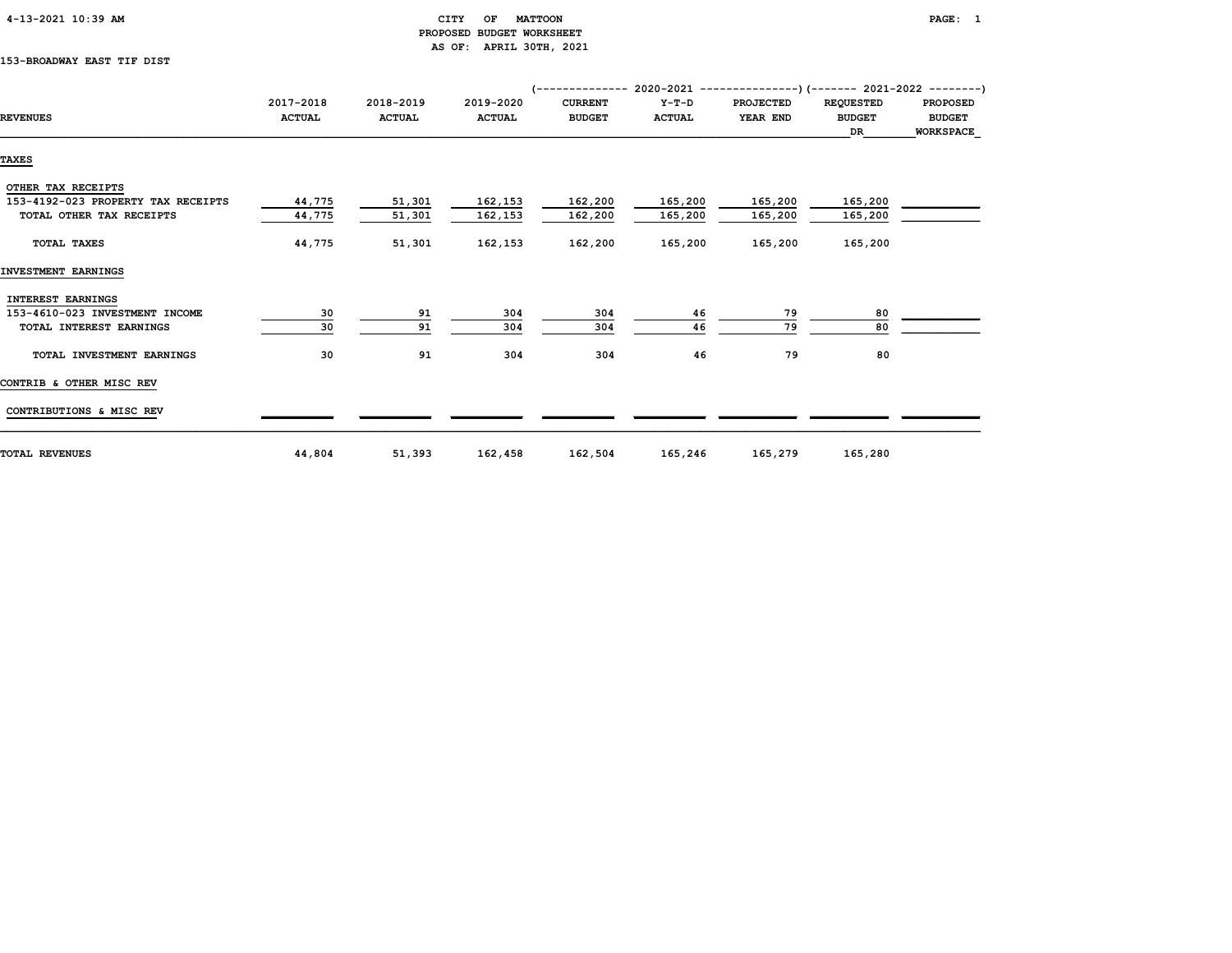CITY OF MATTOON
PROPOSED BUDGET WORKSHEET
AS OF: APRIL 30TH, 2021

153-BROADWAY EAST TIF DIST

| REVENUES | 2017-2018 ACTUAL | 2018-2019 ACTUAL | 2019-2020 ACTUAL | 2020-2021 CURRENT BUDGET | 2020-2021 Y-T-D ACTUAL | 2020-2021 PROJECTED YEAR END | 2021-2022 REQUESTED BUDGET DR | 2021-2022 PROPOSED BUDGET WORKSPACE |
|---|---|---|---|---|---|---|---|---|
| **TAXES** | | | | | | | | |
| OTHER TAX RECEIPTS | | | | | | | | |
| 153-4192-023 PROPERTY TAX RECEIPTS | 44,775 | 51,301 | 162,153 | 162,200 | 165,200 | 165,200 | 165,200 | |
| TOTAL OTHER TAX RECEIPTS | 44,775 | 51,301 | 162,153 | 162,200 | 165,200 | 165,200 | 165,200 | |
| TOTAL TAXES | 44,775 | 51,301 | 162,153 | 162,200 | 165,200 | 165,200 | 165,200 | |
| **INVESTMENT EARNINGS** | | | | | | | | |
| INTEREST EARNINGS | | | | | | | | |
| 153-4610-023 INVESTMENT INCOME | 30 | 91 | 304 | 304 | 46 | 79 | 80 | |
| TOTAL INTEREST EARNINGS | 30 | 91 | 304 | 304 | 46 | 79 | 80 | |
| TOTAL INVESTMENT EARNINGS | 30 | 91 | 304 | 304 | 46 | 79 | 80 | |
| **CONTRIB & OTHER MISC REV** | | | | | | | | |
| CONTRIBUTIONS & MISC REV | | | | | | | | |
| **TOTAL REVENUES** | 44,804 | 51,393 | 162,458 | 162,504 | 165,246 | 165,279 | 165,280 | |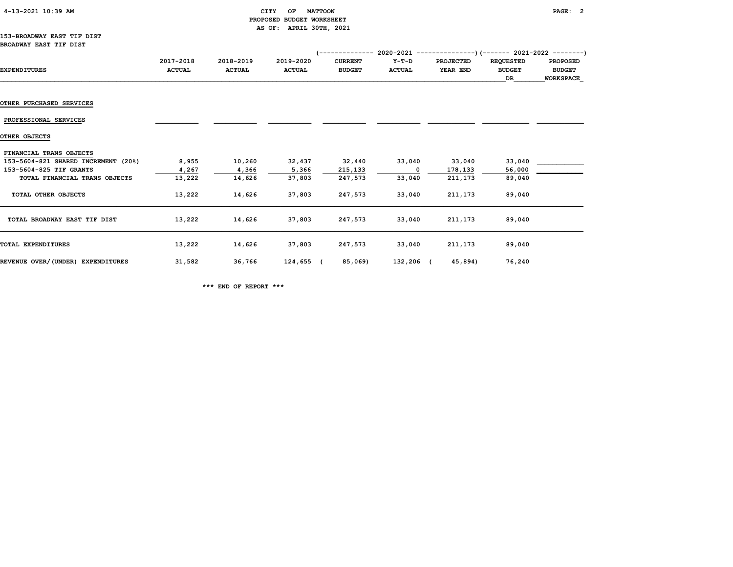CITY OF MATTOON
PROPOSED BUDGET WORKSHEET
AS OF: APRIL 30TH, 2021

153-BROADWAY EAST TIF DIST
BROADWAY EAST TIF DIST

| EXPENDITURES | 2017-2018 ACTUAL | 2018-2019 ACTUAL | 2019-2020 ACTUAL | 2020-2021 CURRENT BUDGET | 2020-2021 Y-T-D ACTUAL | 2020-2021 PROJECTED YEAR END | 2021-2022 REQUESTED BUDGET DR | 2021-2022 PROPOSED BUDGET WORKSPACE |
|---|---|---|---|---|---|---|---|---|
| OTHER PURCHASED SERVICES | | | | | | | | |
| PROFESSIONAL SERVICES | | | | | | | | |
| OTHER OBJECTS | | | | | | | | |
| FINANCIAL TRANS OBJECTS | | | | | | | | |
| 153-5604-821 SHARED INCREMENT (20%) | 8,955 | 10,260 | 32,437 | 32,440 | 33,040 | 33,040 | 33,040 | |
| 153-5604-825 TIF GRANTS | 4,267 | 4,366 | 5,366 | 215,133 | 0 | 178,133 | 56,000 | |
| TOTAL FINANCIAL TRANS OBJECTS | 13,222 | 14,626 | 37,803 | 247,573 | 33,040 | 211,173 | 89,040 | |
| TOTAL OTHER OBJECTS | 13,222 | 14,626 | 37,803 | 247,573 | 33,040 | 211,173 | 89,040 | |
| TOTAL BROADWAY EAST TIF DIST | 13,222 | 14,626 | 37,803 | 247,573 | 33,040 | 211,173 | 89,040 | |
| TOTAL EXPENDITURES | 13,222 | 14,626 | 37,803 | 247,573 | 33,040 | 211,173 | 89,040 | |
| REVENUE OVER/(UNDER) EXPENDITURES | 31,582 | 36,766 | 124,655 | ( 85,069) | 132,206 | ( 45,894) | 76,240 | |

*** END OF REPORT ***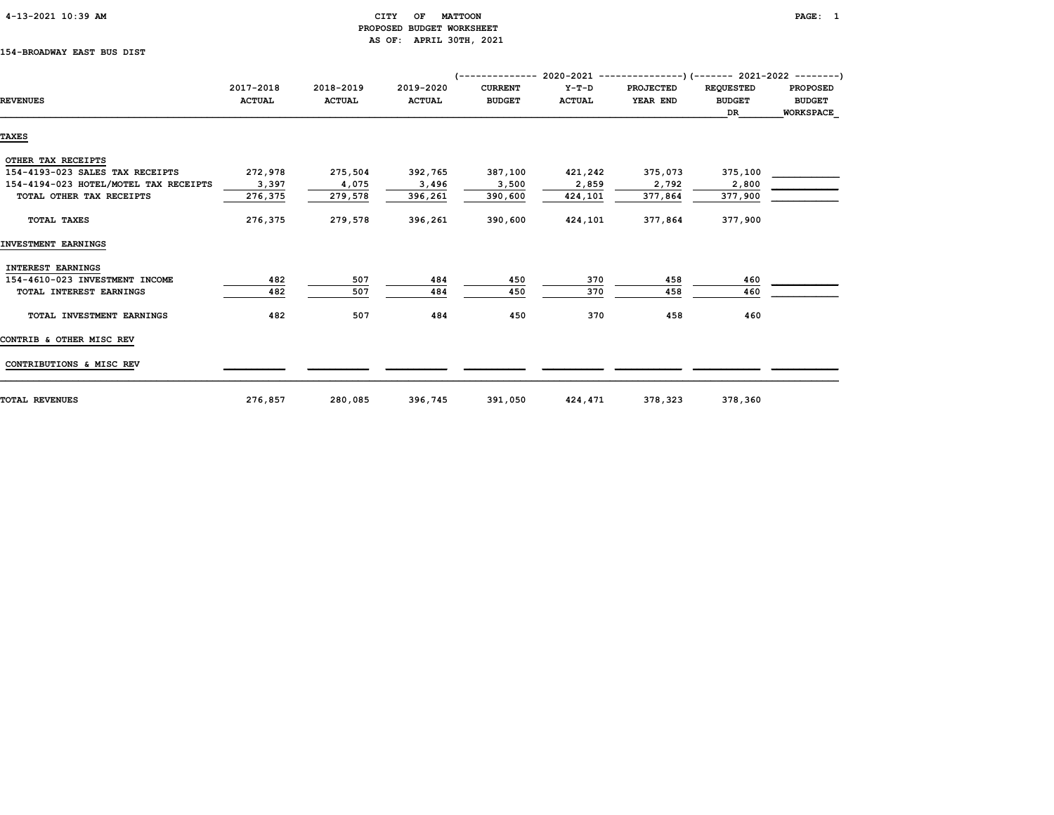CITY OF MATTOON
PROPOSED BUDGET WORKSHEET
AS OF: APRIL 30TH, 2021

154-BROADWAY EAST BUS DIST

| REVENUES | 2017-2018 ACTUAL | 2018-2019 ACTUAL | 2019-2020 ACTUAL | 2020-2021 CURRENT BUDGET | 2020-2021 Y-T-D ACTUAL | 2020-2021 PROJECTED YEAR END | 2021-2022 REQUESTED BUDGET DR | 2021-2022 PROPOSED BUDGET WORKSPACE |
|---|---|---|---|---|---|---|---|---|
| **TAXES** | | | | | | | | |
| OTHER TAX RECEIPTS | | | | | | | | |
| 154-4193-023 SALES TAX RECEIPTS | 272,978 | 275,504 | 392,765 | 387,100 | 421,242 | 375,073 | 375,100 | |
| 154-4194-023 HOTEL/MOTEL TAX RECEIPTS | 3,397 | 4,075 | 3,496 | 3,500 | 2,859 | 2,792 | 2,800 | |
| TOTAL OTHER TAX RECEIPTS | 276,375 | 279,578 | 396,261 | 390,600 | 424,101 | 377,864 | 377,900 | |
| TOTAL TAXES | 276,375 | 279,578 | 396,261 | 390,600 | 424,101 | 377,864 | 377,900 | |
| **INVESTMENT EARNINGS** | | | | | | | | |
| INTEREST EARNINGS | | | | | | | | |
| 154-4610-023 INVESTMENT INCOME | 482 | 507 | 484 | 450 | 370 | 458 | 460 | |
| TOTAL INTEREST EARNINGS | 482 | 507 | 484 | 450 | 370 | 458 | 460 | |
| TOTAL INVESTMENT EARNINGS | 482 | 507 | 484 | 450 | 370 | 458 | 460 | |
| **CONTRIB & OTHER MISC REV** | | | | | | | | |
| CONTRIBUTIONS & MISC REV | | | | | | | | |
| **TOTAL REVENUES** | 276,857 | 280,085 | 396,745 | 391,050 | 424,471 | 378,323 | 378,360 | |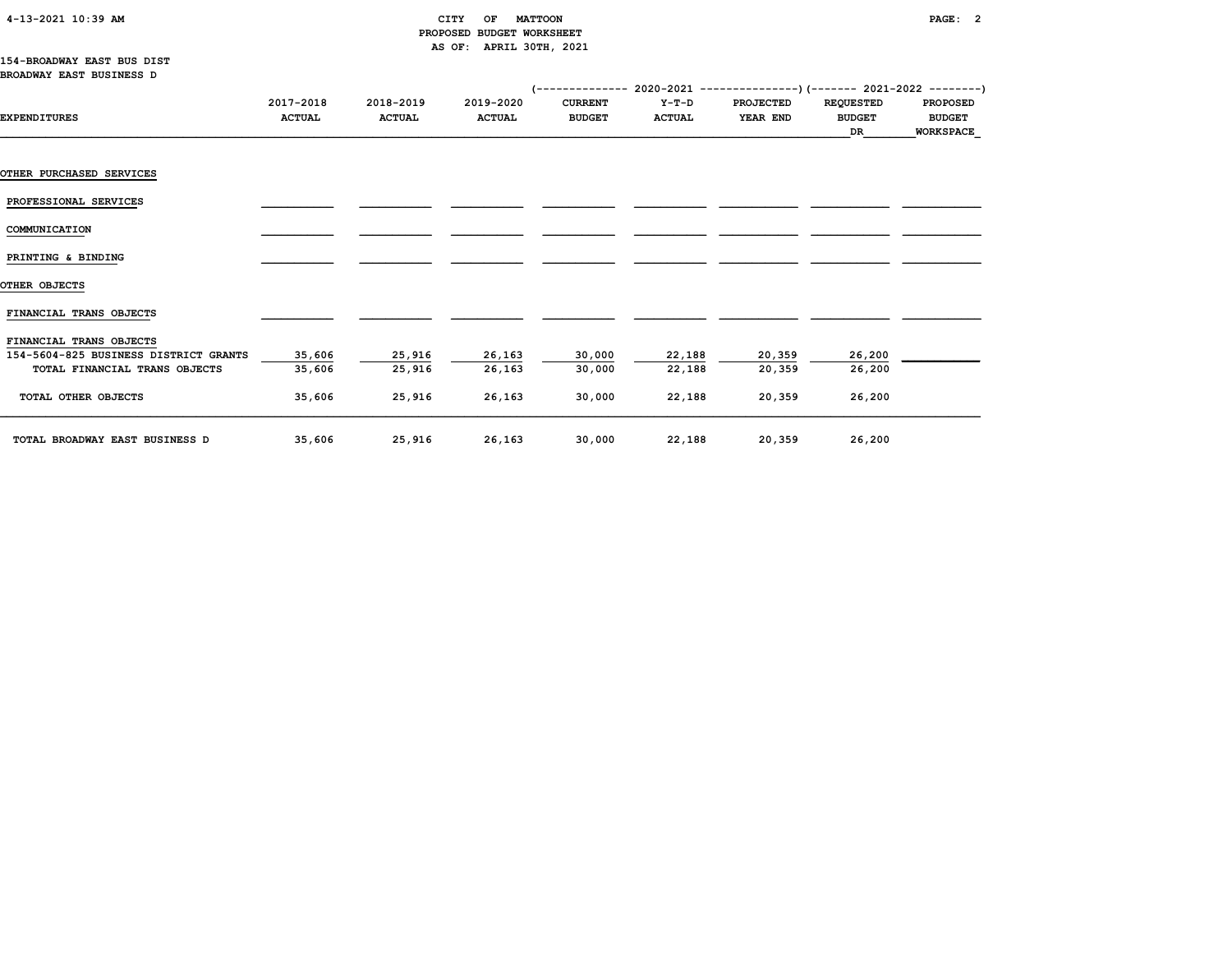CITY OF MATTOON
PROPOSED BUDGET WORKSHEET
AS OF: APRIL 30TH, 2021

154-BROADWAY EAST BUS DIST
BROADWAY EAST BUSINESS D

| EXPENDITURES | 2017-2018 ACTUAL | 2018-2019 ACTUAL | 2019-2020 ACTUAL | 2020-2021 CURRENT BUDGET | 2020-2021 Y-T-D ACTUAL | 2020-2021 PROJECTED YEAR END | 2021-2022 REQUESTED BUDGET DR | 2021-2022 PROPOSED BUDGET WORKSPACE |
|---|---|---|---|---|---|---|---|---|
| OTHER PURCHASED SERVICES | | | | | | | | |
| PROFESSIONAL SERVICES | | | | | | | | |
| COMMUNICATION | | | | | | | | |
| PRINTING & BINDING | | | | | | | | |
| OTHER OBJECTS | | | | | | | | |
| FINANCIAL TRANS OBJECTS | | | | | | | | |
| FINANCIAL TRANS OBJECTS | | | | | | | | |
| 154-5604-825 BUSINESS DISTRICT GRANTS | 35,606 | 25,916 | 26,163 | 30,000 | 22,188 | 20,359 | 26,200 | |
| TOTAL FINANCIAL TRANS OBJECTS | 35,606 | 25,916 | 26,163 | 30,000 | 22,188 | 20,359 | 26,200 | |
| TOTAL OTHER OBJECTS | 35,606 | 25,916 | 26,163 | 30,000 | 22,188 | 20,359 | 26,200 | |
| TOTAL BROADWAY EAST BUSINESS D | 35,606 | 25,916 | 26,163 | 30,000 | 22,188 | 20,359 | 26,200 | |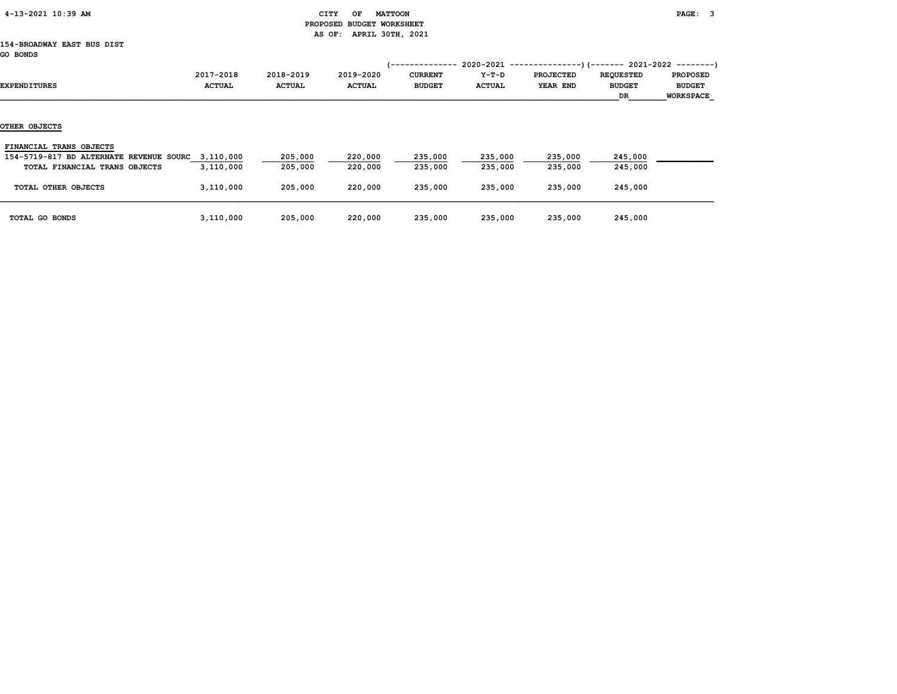CITY OF MATTOON
PROPOSED BUDGET WORKSHEET
AS OF: APRIL 30TH, 2021

154-BROADWAY EAST BUS DIST
GO BONDS

| EXPENDITURES | 2017-2018 ACTUAL | 2018-2019 ACTUAL | 2019-2020 ACTUAL | 2020-2021 CURRENT BUDGET | 2020-2021 Y-T-D ACTUAL | 2020-2021 PROJECTED YEAR END | 2021-2022 REQUESTED BUDGET DR | 2021-2022 PROPOSED BUDGET WORKSPACE |
|---|---|---|---|---|---|---|---|---|
| **OTHER OBJECTS** | | | | | | | | |
| FINANCIAL TRANS OBJECTS | | | | | | | | |
| 154-5719-817 BD ALTERNATE REVENUE SOURC | 3,110,000 | 205,000 | 220,000 | 235,000 | 235,000 | 235,000 | 245,000 | |
| TOTAL FINANCIAL TRANS OBJECTS | 3,110,000 | 205,000 | 220,000 | 235,000 | 235,000 | 235,000 | 245,000 | |
| TOTAL OTHER OBJECTS | 3,110,000 | 205,000 | 220,000 | 235,000 | 235,000 | 235,000 | 245,000 | |
| TOTAL GO BONDS | 3,110,000 | 205,000 | 220,000 | 235,000 | 235,000 | 235,000 | 245,000 | |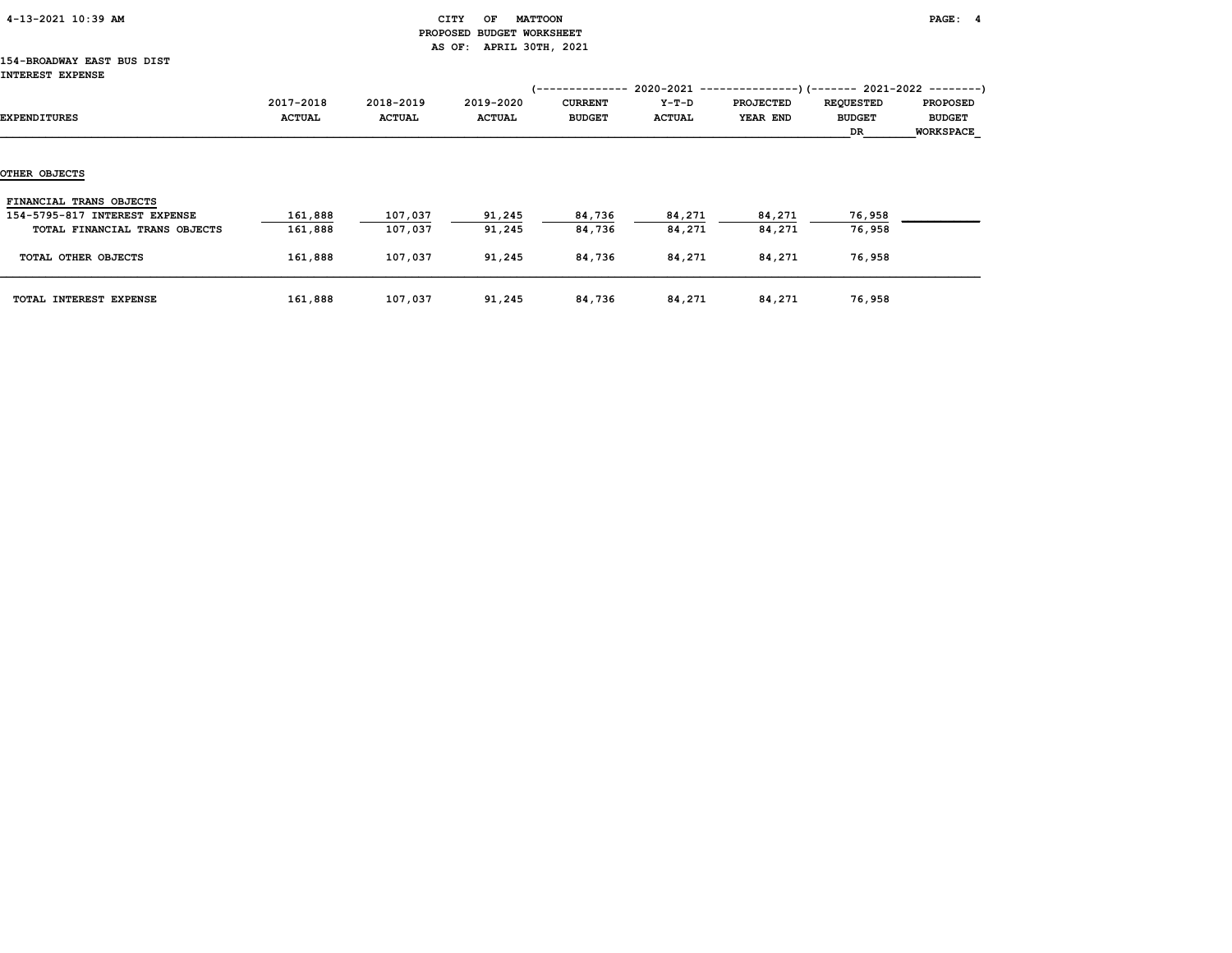CITY OF MATTOON
PROPOSED BUDGET WORKSHEET
AS OF: APRIL 30TH, 2021

154-BROADWAY EAST BUS DIST
INTEREST EXPENSE

| EXPENDITURES | 2017-2018 ACTUAL | 2018-2019 ACTUAL | 2019-2020 ACTUAL | 2020-2021 CURRENT BUDGET | 2020-2021 Y-T-D ACTUAL | 2020-2021 PROJECTED YEAR END | 2021-2022 REQUESTED BUDGET DR | 2021-2022 PROPOSED BUDGET WORKSPACE |
|---|---|---|---|---|---|---|---|---|
| **OTHER OBJECTS** | | | | | | | | |
| FINANCIAL TRANS OBJECTS | | | | | | | | |
| 154-5795-817 INTEREST EXPENSE | 161,888 | 107,037 | 91,245 | 84,736 | 84,271 | 84,271 | 76,958 | |
| TOTAL FINANCIAL TRANS OBJECTS | 161,888 | 107,037 | 91,245 | 84,736 | 84,271 | 84,271 | 76,958 | |
| TOTAL OTHER OBJECTS | 161,888 | 107,037 | 91,245 | 84,736 | 84,271 | 84,271 | 76,958 | |
| TOTAL INTEREST EXPENSE | 161,888 | 107,037 | 91,245 | 84,736 | 84,271 | 84,271 | 76,958 | |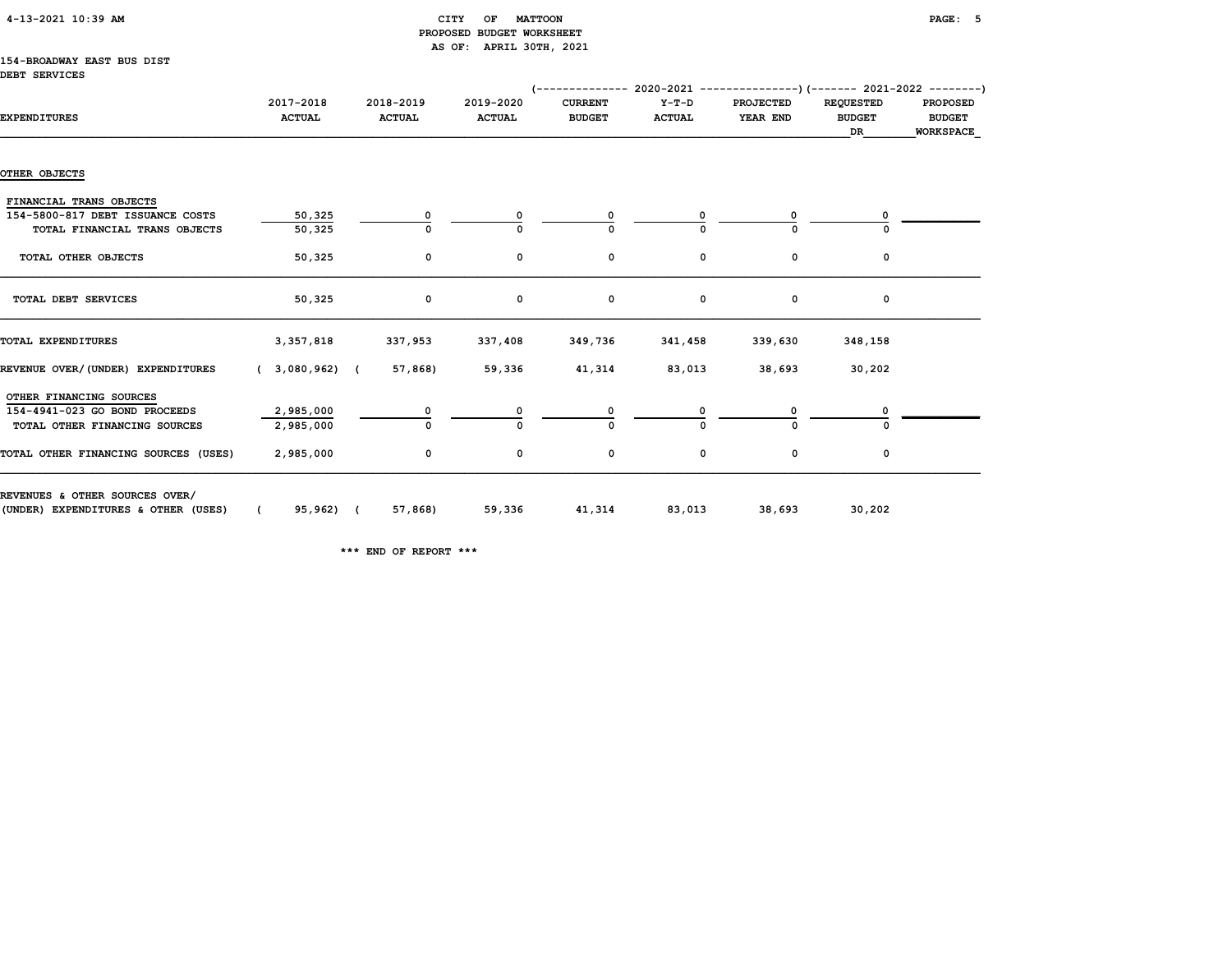CITY OF MATTOON
PROPOSED BUDGET WORKSHEET
AS OF: APRIL 30TH, 2021

154-BROADWAY EAST BUS DIST
DEBT SERVICES

| EXPENDITURES | 2017-2018 ACTUAL | 2018-2019 ACTUAL | 2019-2020 ACTUAL | 2020-2021 CURRENT BUDGET | 2020-2021 Y-T-D ACTUAL | 2020-2021 PROJECTED YEAR END | 2021-2022 REQUESTED BUDGET DR | 2021-2022 PROPOSED BUDGET WORKSPACE |
|---|---|---|---|---|---|---|---|---|
| OTHER OBJECTS | | | | | | | | |
| FINANCIAL TRANS OBJECTS | | | | | | | | |
| 154-5800-817 DEBT ISSUANCE COSTS | 50,325 | 0 | 0 | 0 | 0 | 0 | 0 | |
| TOTAL FINANCIAL TRANS OBJECTS | 50,325 | 0 | 0 | 0 | 0 | 0 | 0 | |
| TOTAL OTHER OBJECTS | 50,325 | 0 | 0 | 0 | 0 | 0 | 0 | |
| TOTAL DEBT SERVICES | 50,325 | 0 | 0 | 0 | 0 | 0 | 0 | |
| TOTAL EXPENDITURES | 3,357,818 | 337,953 | 337,408 | 349,736 | 341,458 | 339,630 | 348,158 | |
| REVENUE OVER/(UNDER) EXPENDITURES | ( 3,080,962) | ( 57,868) | 59,336 | 41,314 | 83,013 | 38,693 | 30,202 | |
| OTHER FINANCING SOURCES | | | | | | | | |
| 154-4941-023 GO BOND PROCEEDS | 2,985,000 | 0 | 0 | 0 | 0 | 0 | 0 | |
| TOTAL OTHER FINANCING SOURCES | 2,985,000 | 0 | 0 | 0 | 0 | 0 | 0 | |
| TOTAL OTHER FINANCING SOURCES (USES) | 2,985,000 | 0 | 0 | 0 | 0 | 0 | 0 | |
| REVENUES & OTHER SOURCES OVER/ (UNDER) EXPENDITURES & OTHER (USES) | ( 95,962) | ( 57,868) | 59,336 | 41,314 | 83,013 | 38,693 | 30,202 | |

*** END OF REPORT ***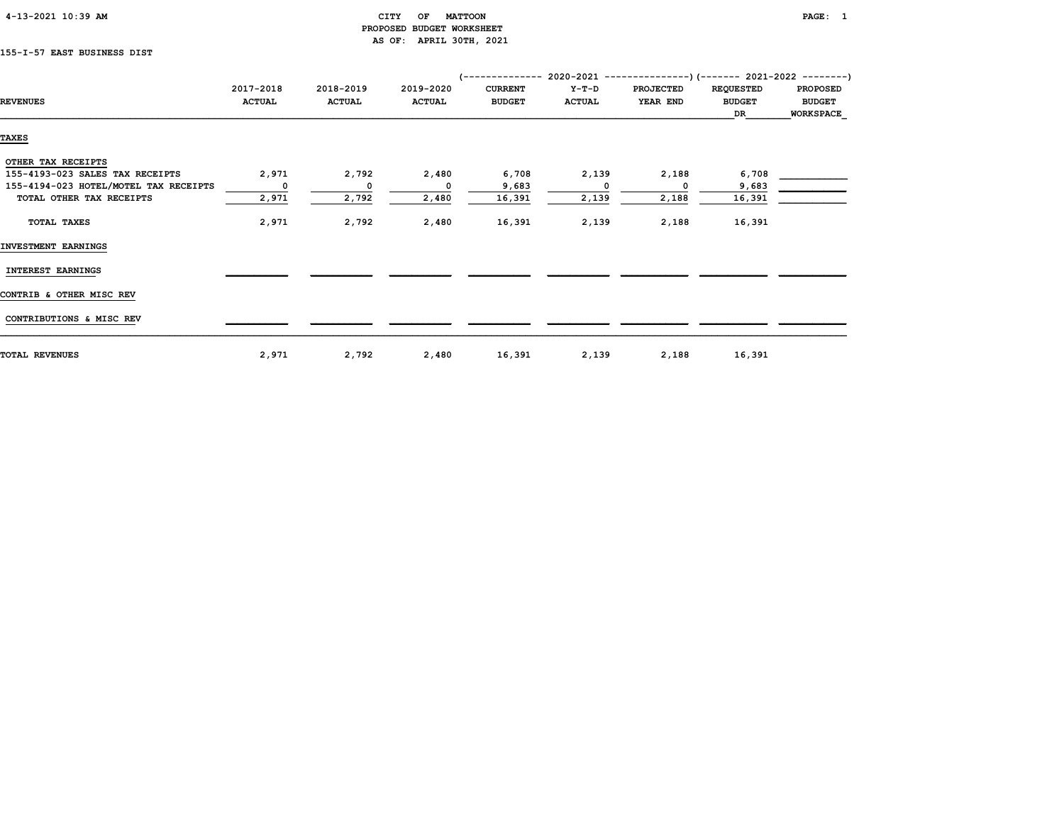# CITY OF MATTOON
## PROPOSED BUDGET WORKSHEET
### AS OF: APRIL 30TH, 2021

155-I-57 EAST BUSINESS DIST

| REVENUES | 2017-2018 ACTUAL | 2018-2019 ACTUAL | 2019-2020 ACTUAL | 2020-2021 CURRENT BUDGET | 2020-2021 Y-T-D ACTUAL | 2020-2021 PROJECTED YEAR END | 2021-2022 REQUESTED BUDGET DR | 2021-2022 PROPOSED BUDGET WORKSPACE |
|---|---|---|---|---|---|---|---|---|
| **TAXES** | | | | | | | | |
| OTHER TAX RECEIPTS | | | | | | | | |
| 155-4193-023 SALES TAX RECEIPTS | 2,971 | 2,792 | 2,480 | 6,708 | 2,139 | 2,188 | 6,708 | |
| 155-4194-023 HOTEL/MOTEL TAX RECEIPTS | 0 | 0 | 0 | 9,683 | 0 | 0 | 9,683 | |
| TOTAL OTHER TAX RECEIPTS | 2,971 | 2,792 | 2,480 | 16,391 | 2,139 | 2,188 | 16,391 | |
| TOTAL TAXES | 2,971 | 2,792 | 2,480 | 16,391 | 2,139 | 2,188 | 16,391 | |
| **INVESTMENT EARNINGS** | | | | | | | | |
| INTEREST EARNINGS | | | | | | | | |
| **CONTRIB & OTHER MISC REV** | | | | | | | | |
| CONTRIBUTIONS & MISC REV | | | | | | | | |
| **TOTAL REVENUES** | 2,971 | 2,792 | 2,480 | 16,391 | 2,139 | 2,188 | 16,391 | |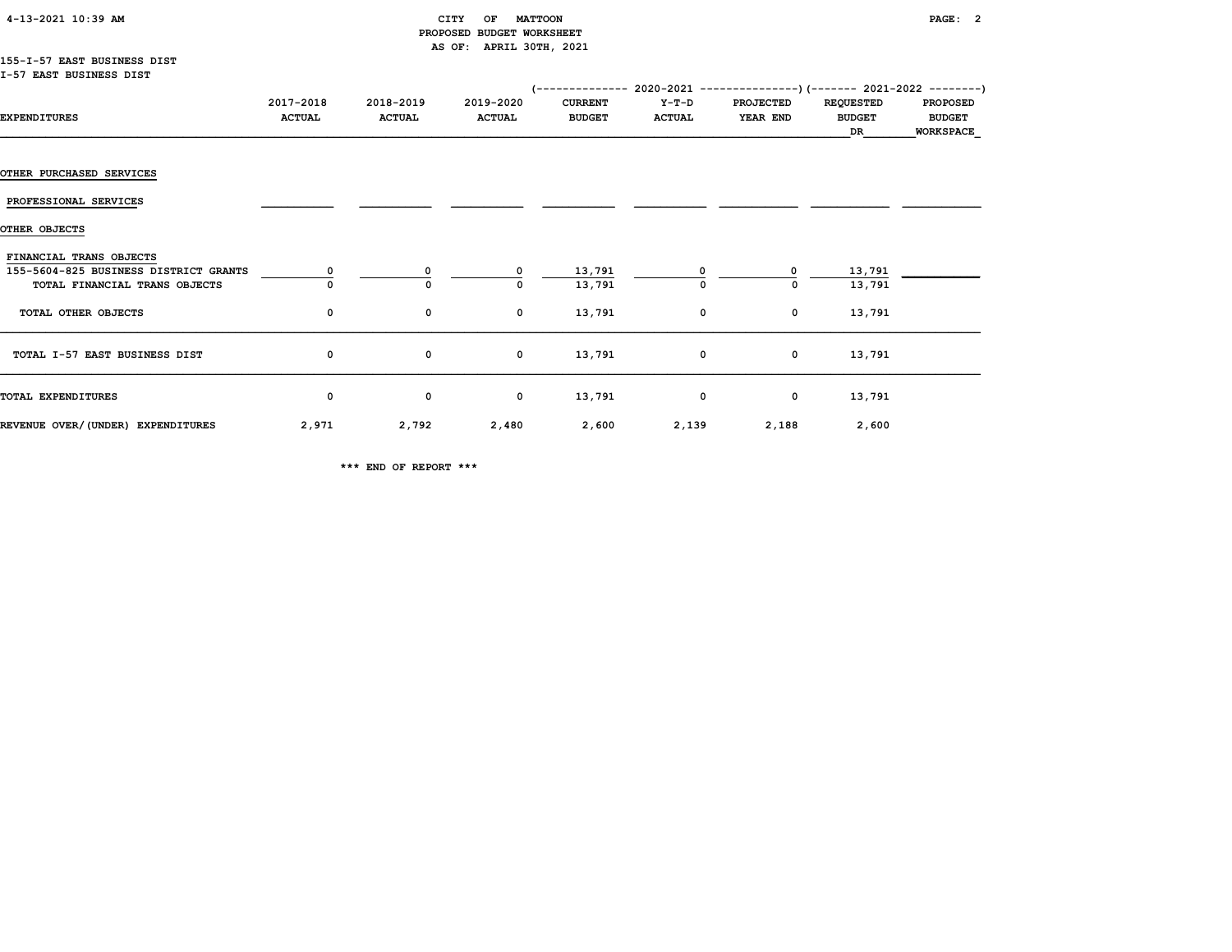CITY OF MATTOON
PROPOSED BUDGET WORKSHEET
AS OF: APRIL 30TH, 2021

155-I-57 EAST BUSINESS DIST
I-57 EAST BUSINESS DIST

| EXPENDITURES | 2017-2018 ACTUAL | 2018-2019 ACTUAL | 2019-2020 ACTUAL | 2020-2021 CURRENT BUDGET | 2020-2021 Y-T-D ACTUAL | 2020-2021 PROJECTED YEAR END | 2021-2022 REQUESTED BUDGET DR | 2021-2022 PROPOSED BUDGET WORKSPACE |
|---|---|---|---|---|---|---|---|---|
| OTHER PURCHASED SERVICES | | | | | | | | |
| PROFESSIONAL SERVICES | | | | | | | | |
| OTHER OBJECTS | | | | | | | | |
| FINANCIAL TRANS OBJECTS | | | | | | | | |
| 155-5604-825 BUSINESS DISTRICT GRANTS | 0 | 0 | 0 | 13,791 | 0 | 0 | 13,791 | |
| TOTAL FINANCIAL TRANS OBJECTS | 0 | 0 | 0 | 13,791 | 0 | 0 | 13,791 | |
| TOTAL OTHER OBJECTS | 0 | 0 | 0 | 13,791 | 0 | 0 | 13,791 | |
| TOTAL I-57 EAST BUSINESS DIST | 0 | 0 | 0 | 13,791 | 0 | 0 | 13,791 | |
| TOTAL EXPENDITURES | 0 | 0 | 0 | 13,791 | 0 | 0 | 13,791 | |
| REVENUE OVER/(UNDER) EXPENDITURES | 2,971 | 2,792 | 2,480 | 2,600 | 2,139 | 2,188 | 2,600 | |

*** END OF REPORT ***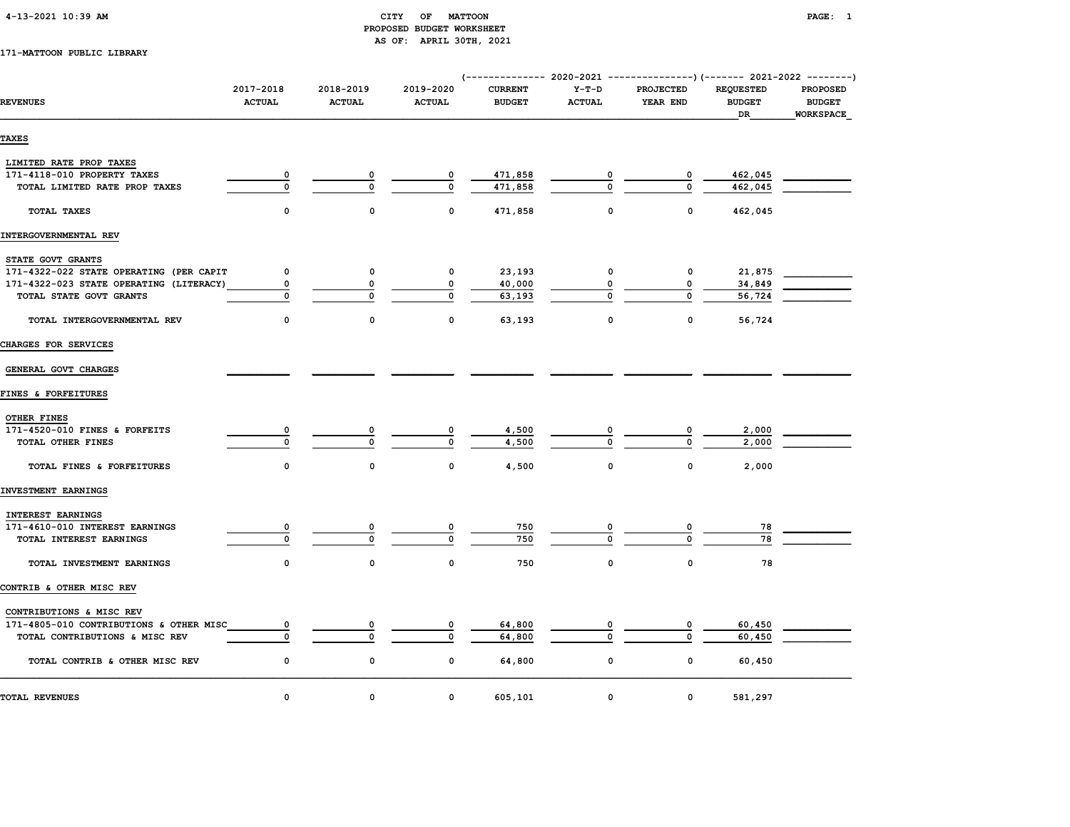# CITY OF MATTOON
## PROPOSED BUDGET WORKSHEET
### AS OF: APRIL 30TH, 2021

4-13-2021 10:39 AM

171-MATTOON PUBLIC LIBRARY

| REVENUES | 2017-2018 ACTUAL | 2018-2019 ACTUAL | 2019-2020 ACTUAL | 2020-2021 CURRENT BUDGET | 2020-2021 Y-T-D ACTUAL | 2020-2021 PROJECTED YEAR END | 2021-2022 REQUESTED BUDGET DR | 2021-2022 PROPOSED BUDGET WORKSPACE |
|---|---|---|---|---|---|---|---|---|
| **TAXES** | | | | | | | | |
| LIMITED RATE PROP TAXES | | | | | | | | |
| 171-4118-010 PROPERTY TAXES | 0 | 0 | 0 | 471,858 | 0 | 0 | 462,045 | |
| TOTAL LIMITED RATE PROP TAXES | 0 | 0 | 0 | 471,858 | 0 | 0 | 462,045 | |
| TOTAL TAXES | 0 | 0 | 0 | 471,858 | 0 | 0 | 462,045 | |
| **INTERGOVERNMENTAL REV** | | | | | | | | |
| STATE GOVT GRANTS | | | | | | | | |
| 171-4322-022 STATE OPERATING (PER CAPIT | 0 | 0 | 0 | 23,193 | 0 | 0 | 21,875 | |
| 171-4322-023 STATE OPERATING (LITERACY) | 0 | 0 | 0 | 40,000 | 0 | 0 | 34,849 | |
| TOTAL STATE GOVT GRANTS | 0 | 0 | 0 | 63,193 | 0 | 0 | 56,724 | |
| TOTAL INTERGOVERNMENTAL REV | 0 | 0 | 0 | 63,193 | 0 | 0 | 56,724 | |
| **CHARGES FOR SERVICES** | | | | | | | | |
| GENERAL GOVT CHARGES | | | | | | | | |
| **FINES & FORFEITURES** | | | | | | | | |
| OTHER FINES | | | | | | | | |
| 171-4520-010 FINES & FORFEITS | 0 | 0 | 0 | 4,500 | 0 | 0 | 2,000 | |
| TOTAL OTHER FINES | 0 | 0 | 0 | 4,500 | 0 | 0 | 2,000 | |
| TOTAL FINES & FORFEITURES | 0 | 0 | 0 | 4,500 | 0 | 0 | 2,000 | |
| **INVESTMENT EARNINGS** | | | | | | | | |
| INTEREST EARNINGS | | | | | | | | |
| 171-4610-010 INTEREST EARNINGS | 0 | 0 | 0 | 750 | 0 | 0 | 78 | |
| TOTAL INTEREST EARNINGS | 0 | 0 | 0 | 750 | 0 | 0 | 78 | |
| TOTAL INVESTMENT EARNINGS | 0 | 0 | 0 | 750 | 0 | 0 | 78 | |
| **CONTRIB & OTHER MISC REV** | | | | | | | | |
| CONTRIBUTIONS & MISC REV | | | | | | | | |
| 171-4805-010 CONTRIBUTIONS & OTHER MISC | 0 | 0 | 0 | 64,800 | 0 | 0 | 60,450 | |
| TOTAL CONTRIBUTIONS & MISC REV | 0 | 0 | 0 | 64,800 | 0 | 0 | 60,450 | |
| TOTAL CONTRIB & OTHER MISC REV | 0 | 0 | 0 | 64,800 | 0 | 0 | 60,450 | |
| **TOTAL REVENUES** | 0 | 0 | 0 | 605,101 | 0 | 0 | 581,297 | |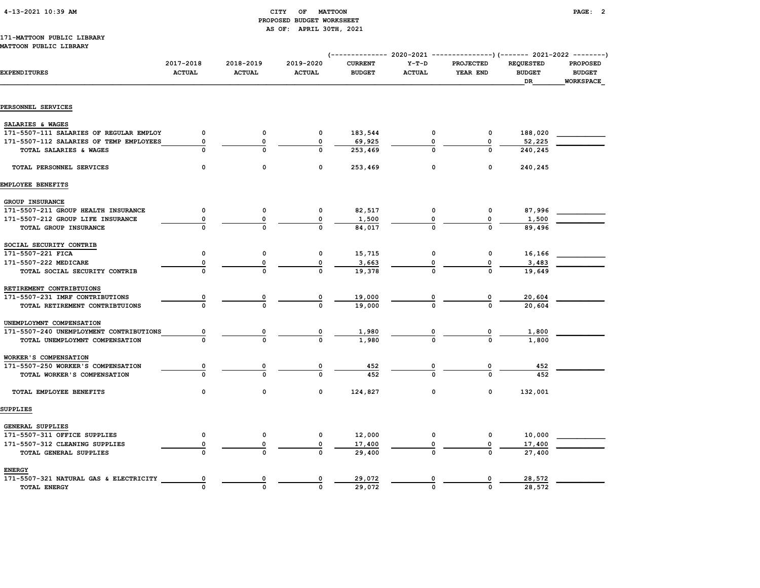CITY OF MATTOON
PROPOSED BUDGET WORKSHEET
AS OF: APRIL 30TH, 2021

171-MATTOON PUBLIC LIBRARY
MATTOON PUBLIC LIBRARY

| EXPENDITURES | 2017-2018 ACTUAL | 2018-2019 ACTUAL | 2019-2020 ACTUAL | 2020-2021 CURRENT BUDGET | 2020-2021 Y-T-D ACTUAL | 2020-2021 PROJECTED YEAR END | 2021-2022 REQUESTED BUDGET DR | 2021-2022 PROPOSED BUDGET WORKSPACE |
|---|---|---|---|---|---|---|---|---|
| **PERSONNEL SERVICES** | | | | | | | | |
| SALARIES & WAGES | | | | | | | | |
| 171-5507-111 SALARIES OF REGULAR EMPLOY | 0 | 0 | 0 | 183,544 | 0 | 0 | 188,020 | |
| 171-5507-112 SALARIES OF TEMP EMPLOYEES | 0 | 0 | 0 | 69,925 | 0 | 0 | 52,225 | |
| TOTAL SALARIES & WAGES | 0 | 0 | 0 | 253,469 | 0 | 0 | 240,245 | |
| TOTAL PERSONNEL SERVICES | 0 | 0 | 0 | 253,469 | 0 | 0 | 240,245 | |
| **EMPLOYEE BENEFITS** | | | | | | | | |
| GROUP INSURANCE | | | | | | | | |
| 171-5507-211 GROUP HEALTH INSURANCE | 0 | 0 | 0 | 82,517 | 0 | 0 | 87,996 | |
| 171-5507-212 GROUP LIFE INSURANCE | 0 | 0 | 0 | 1,500 | 0 | 0 | 1,500 | |
| TOTAL GROUP INSURANCE | 0 | 0 | 0 | 84,017 | 0 | 0 | 89,496 | |
| SOCIAL SECURITY CONTRIB | | | | | | | | |
| 171-5507-221 FICA | 0 | 0 | 0 | 15,715 | 0 | 0 | 16,166 | |
| 171-5507-222 MEDICARE | 0 | 0 | 0 | 3,663 | 0 | 0 | 3,483 | |
| TOTAL SOCIAL SECURITY CONTRIB | 0 | 0 | 0 | 19,378 | 0 | 0 | 19,649 | |
| RETIREMENT CONTRIBTUIONS | | | | | | | | |
| 171-5507-231 IMRF CONTRIBUTIONS | 0 | 0 | 0 | 19,000 | 0 | 0 | 20,604 | |
| TOTAL RETIREMENT CONTRIBTUIONS | 0 | 0 | 0 | 19,000 | 0 | 0 | 20,604 | |
| UNEMPLOYMNT COMPENSATION | | | | | | | | |
| 171-5507-240 UNEMPLOYMENT CONTRIBUTIONS | 0 | 0 | 0 | 1,980 | 0 | 0 | 1,800 | |
| TOTAL UNEMPLOYMNT COMPENSATION | 0 | 0 | 0 | 1,980 | 0 | 0 | 1,800 | |
| WORKER'S COMPENSATION | | | | | | | | |
| 171-5507-250 WORKER'S COMPENSATION | 0 | 0 | 0 | 452 | 0 | 0 | 452 | |
| TOTAL WORKER'S COMPENSATION | 0 | 0 | 0 | 452 | 0 | 0 | 452 | |
| TOTAL EMPLOYEE BENEFITS | 0 | 0 | 0 | 124,827 | 0 | 0 | 132,001 | |
| **SUPPLIES** | | | | | | | | |
| GENERAL SUPPLIES | | | | | | | | |
| 171-5507-311 OFFICE SUPPLIES | 0 | 0 | 0 | 12,000 | 0 | 0 | 10,000 | |
| 171-5507-312 CLEANING SUPPLIES | 0 | 0 | 0 | 17,400 | 0 | 0 | 17,400 | |
| TOTAL GENERAL SUPPLIES | 0 | 0 | 0 | 29,400 | 0 | 0 | 27,400 | |
| ENERGY | | | | | | | | |
| 171-5507-321 NATURAL GAS & ELECTRICITY | 0 | 0 | 0 | 29,072 | 0 | 0 | 28,572 | |
| TOTAL ENERGY | 0 | 0 | 0 | 29,072 | 0 | 0 | 28,572 | |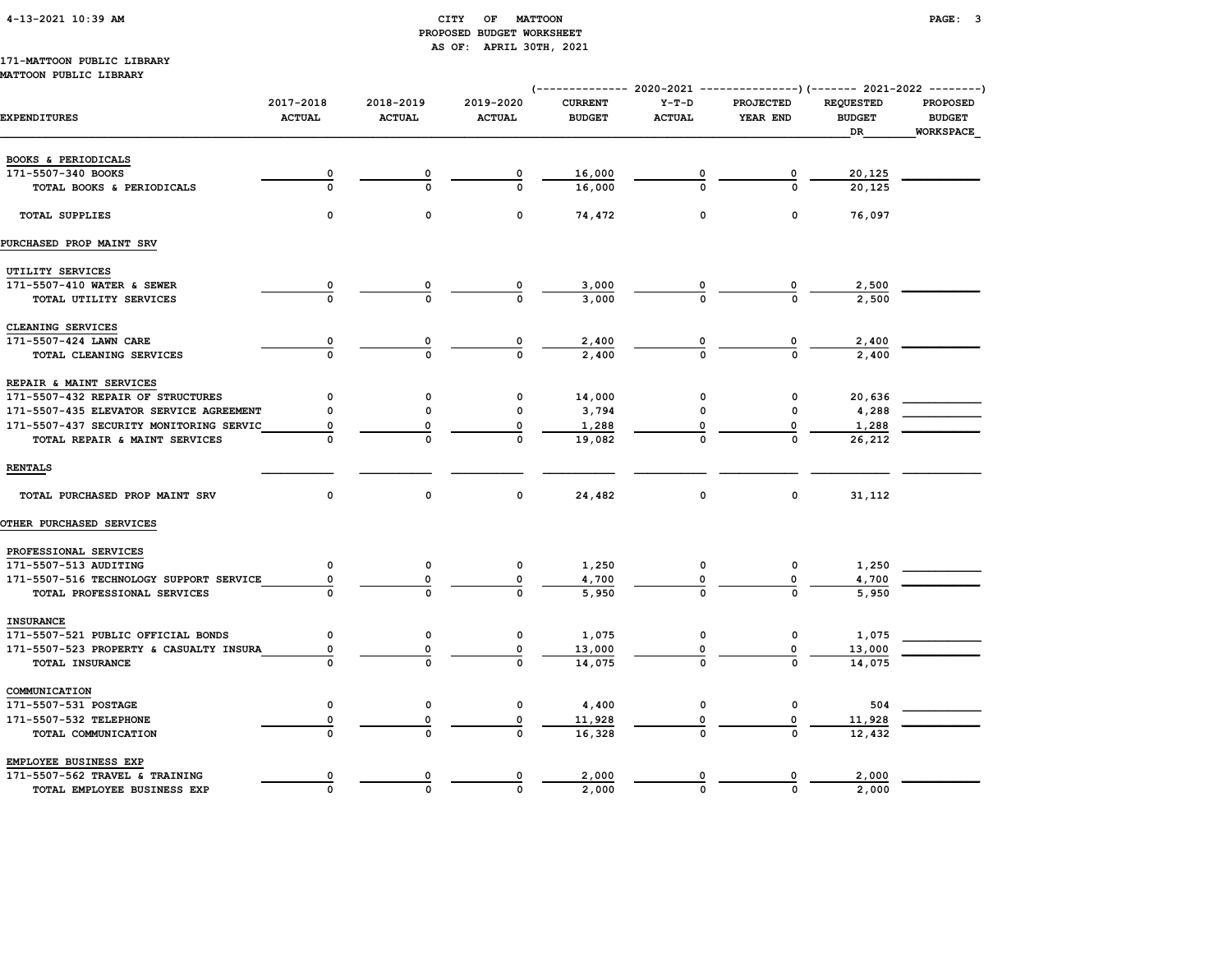CITY OF MATTOON
PROPOSED BUDGET WORKSHEET
AS OF: APRIL 30TH, 2021

171-MATTOON PUBLIC LIBRARY
MATTOON PUBLIC LIBRARY

| EXPENDITURES | 2017-2018 ACTUAL | 2018-2019 ACTUAL | 2019-2020 ACTUAL | 2020-2021 CURRENT BUDGET | 2020-2021 Y-T-D ACTUAL | 2020-2021 PROJECTED YEAR END | 2021-2022 REQUESTED BUDGET DR | 2021-2022 PROPOSED BUDGET WORKSPACE |
|---|---|---|---|---|---|---|---|---|
| BOOKS & PERIODICALS | | | | | | | | |
| 171-5507-340 BOOKS | 0 | 0 | 0 | 16,000 | 0 | 0 | 20,125 | |
| TOTAL BOOKS & PERIODICALS | 0 | 0 | 0 | 16,000 | 0 | 0 | 20,125 | |
| TOTAL SUPPLIES | 0 | 0 | 0 | 74,472 | 0 | 0 | 76,097 | |
| PURCHASED PROP MAINT SRV | | | | | | | | |
| UTILITY SERVICES | | | | | | | | |
| 171-5507-410 WATER & SEWER | 0 | 0 | 0 | 3,000 | 0 | 0 | 2,500 | |
| TOTAL UTILITY SERVICES | 0 | 0 | 0 | 3,000 | 0 | 0 | 2,500 | |
| CLEANING SERVICES | | | | | | | | |
| 171-5507-424 LAWN CARE | 0 | 0 | 0 | 2,400 | 0 | 0 | 2,400 | |
| TOTAL CLEANING SERVICES | 0 | 0 | 0 | 2,400 | 0 | 0 | 2,400 | |
| REPAIR & MAINT SERVICES | | | | | | | | |
| 171-5507-432 REPAIR OF STRUCTURES | 0 | 0 | 0 | 14,000 | 0 | 0 | 20,636 | |
| 171-5507-435 ELEVATOR SERVICE AGREEMENT | 0 | 0 | 0 | 3,794 | 0 | 0 | 4,288 | |
| 171-5507-437 SECURITY MONITORING SERVIC | 0 | 0 | 0 | 1,288 | 0 | 0 | 1,288 | |
| TOTAL REPAIR & MAINT SERVICES | 0 | 0 | 0 | 19,082 | 0 | 0 | 26,212 | |
| RENTALS | | | | | | | | |
| TOTAL PURCHASED PROP MAINT SRV | 0 | 0 | 0 | 24,482 | 0 | 0 | 31,112 | |
| OTHER PURCHASED SERVICES | | | | | | | | |
| PROFESSIONAL SERVICES | | | | | | | | |
| 171-5507-513 AUDITING | 0 | 0 | 0 | 1,250 | 0 | 0 | 1,250 | |
| 171-5507-516 TECHNOLOGY SUPPORT SERVICE | 0 | 0 | 0 | 4,700 | 0 | 0 | 4,700 | |
| TOTAL PROFESSIONAL SERVICES | 0 | 0 | 0 | 5,950 | 0 | 0 | 5,950 | |
| INSURANCE | | | | | | | | |
| 171-5507-521 PUBLIC OFFICIAL BONDS | 0 | 0 | 0 | 1,075 | 0 | 0 | 1,075 | |
| 171-5507-523 PROPERTY & CASUALTY INSURA | 0 | 0 | 0 | 13,000 | 0 | 0 | 13,000 | |
| TOTAL INSURANCE | 0 | 0 | 0 | 14,075 | 0 | 0 | 14,075 | |
| COMMUNICATION | | | | | | | | |
| 171-5507-531 POSTAGE | 0 | 0 | 0 | 4,400 | 0 | 0 | 504 | |
| 171-5507-532 TELEPHONE | 0 | 0 | 0 | 11,928 | 0 | 0 | 11,928 | |
| TOTAL COMMUNICATION | 0 | 0 | 0 | 16,328 | 0 | 0 | 12,432 | |
| EMPLOYEE BUSINESS EXP | | | | | | | | |
| 171-5507-562 TRAVEL & TRAINING | 0 | 0 | 0 | 2,000 | 0 | 0 | 2,000 | |
| TOTAL EMPLOYEE BUSINESS EXP | 0 | 0 | 0 | 2,000 | 0 | 0 | 2,000 | |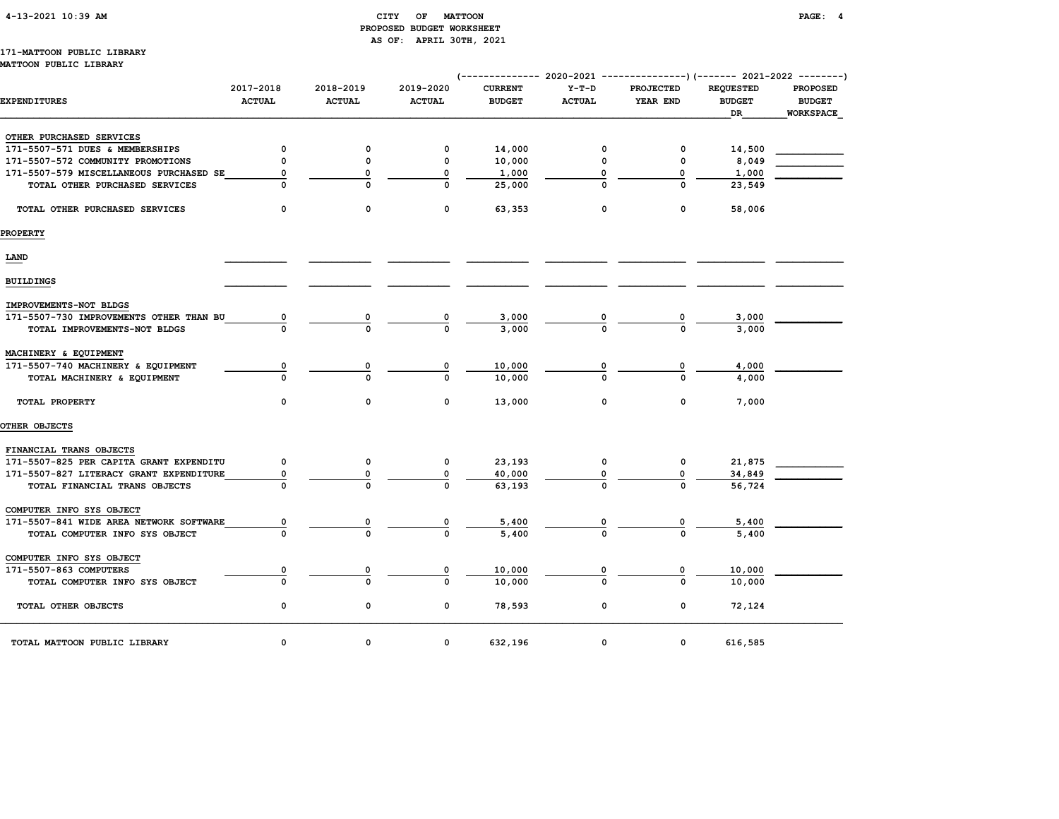CITY OF MATTOON
PROPOSED BUDGET WORKSHEET
AS OF: APRIL 30TH, 2021

171-MATTOON PUBLIC LIBRARY
MATTOON PUBLIC LIBRARY

| EXPENDITURES | 2017-2018 ACTUAL | 2018-2019 ACTUAL | 2019-2020 ACTUAL | 2020-2021 CURRENT BUDGET | 2020-2021 Y-T-D ACTUAL | 2020-2021 PROJECTED YEAR END | 2021-2022 REQUESTED BUDGET DR | 2021-2022 PROPOSED BUDGET WORKSPACE |
|---|---|---|---|---|---|---|---|---|
| **OTHER PURCHASED SERVICES** | | | | | | | | |
| 171-5507-571 DUES & MEMBERSHIPS | 0 | 0 | 0 | 14,000 | 0 | 0 | 14,500 | |
| 171-5507-572 COMMUNITY PROMOTIONS | 0 | 0 | 0 | 10,000 | 0 | 0 | 8,049 | |
| 171-5507-579 MISCELLANEOUS PURCHASED SE | 0 | 0 | 0 | 1,000 | 0 | 0 | 1,000 | |
| TOTAL OTHER PURCHASED SERVICES | 0 | 0 | 0 | 25,000 | 0 | 0 | 23,549 | |
| TOTAL OTHER PURCHASED SERVICES | 0 | 0 | 0 | 63,353 | 0 | 0 | 58,006 | |
| **PROPERTY** | | | | | | | | |
| LAND | | | | | | | | |
| BUILDINGS | | | | | | | | |
| **IMPROVEMENTS-NOT BLDGS** | | | | | | | | |
| 171-5507-730 IMPROVEMENTS OTHER THAN BU | 0 | 0 | 0 | 3,000 | 0 | 0 | 3,000 | |
| TOTAL IMPROVEMENTS-NOT BLDGS | 0 | 0 | 0 | 3,000 | 0 | 0 | 3,000 | |
| **MACHINERY & EQUIPMENT** | | | | | | | | |
| 171-5507-740 MACHINERY & EQUIPMENT | 0 | 0 | 0 | 10,000 | 0 | 0 | 4,000 | |
| TOTAL MACHINERY & EQUIPMENT | 0 | 0 | 0 | 10,000 | 0 | 0 | 4,000 | |
| TOTAL PROPERTY | 0 | 0 | 0 | 13,000 | 0 | 0 | 7,000 | |
| **OTHER OBJECTS** | | | | | | | | |
| **FINANCIAL TRANS OBJECTS** | | | | | | | | |
| 171-5507-825 PER CAPITA GRANT EXPENDITU | 0 | 0 | 0 | 23,193 | 0 | 0 | 21,875 | |
| 171-5507-827 LITERACY GRANT EXPENDITURE | 0 | 0 | 0 | 40,000 | 0 | 0 | 34,849 | |
| TOTAL FINANCIAL TRANS OBJECTS | 0 | 0 | 0 | 63,193 | 0 | 0 | 56,724 | |
| **COMPUTER INFO SYS OBJECT** | | | | | | | | |
| 171-5507-841 WIDE AREA NETWORK SOFTWARE | 0 | 0 | 0 | 5,400 | 0 | 0 | 5,400 | |
| TOTAL COMPUTER INFO SYS OBJECT | 0 | 0 | 0 | 5,400 | 0 | 0 | 5,400 | |
| **COMPUTER INFO SYS OBJECT** | | | | | | | | |
| 171-5507-863 COMPUTERS | 0 | 0 | 0 | 10,000 | 0 | 0 | 10,000 | |
| TOTAL COMPUTER INFO SYS OBJECT | 0 | 0 | 0 | 10,000 | 0 | 0 | 10,000 | |
| TOTAL OTHER OBJECTS | 0 | 0 | 0 | 78,593 | 0 | 0 | 72,124 | |
| TOTAL MATTOON PUBLIC LIBRARY | 0 | 0 | 0 | 632,196 | 0 | 0 | 616,585 | |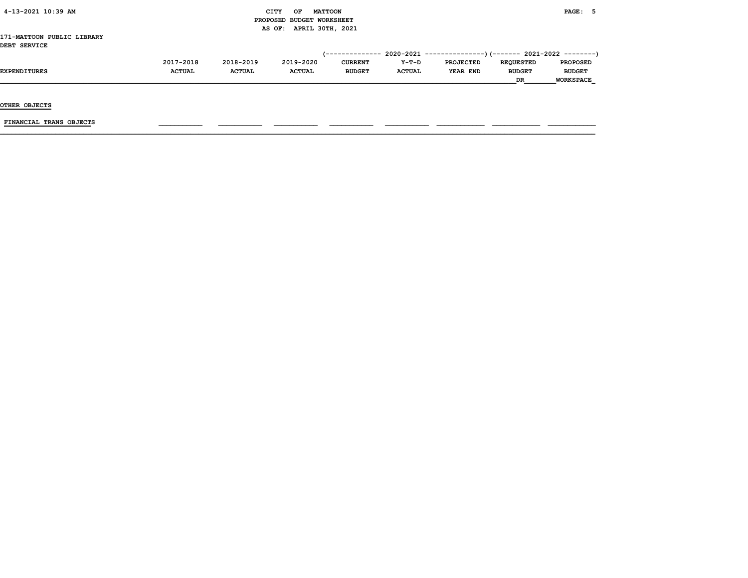CITY OF MATTOON
PROPOSED BUDGET WORKSHEET
AS OF: APRIL 30TH, 2021

171-MATTOON PUBLIC LIBRARY
DEBT SERVICE

| | | | | (-------------- 2020-2021 | --------------- | ---------------) | (------- 2021-2022 | --------) |
|---|---|---|---|---|---|---|---|---|
| EXPENDITURES | 2017-2018 ACTUAL | 2018-2019 ACTUAL | 2019-2020 ACTUAL | CURRENT BUDGET | Y-T-D ACTUAL | PROJECTED YEAR END | REQUESTED BUDGET DR | PROPOSED BUDGET WORKSPACE |
| OTHER OBJECTS | | | | | | | | |
| FINANCIAL TRANS OBJECTS | | | | | | | | |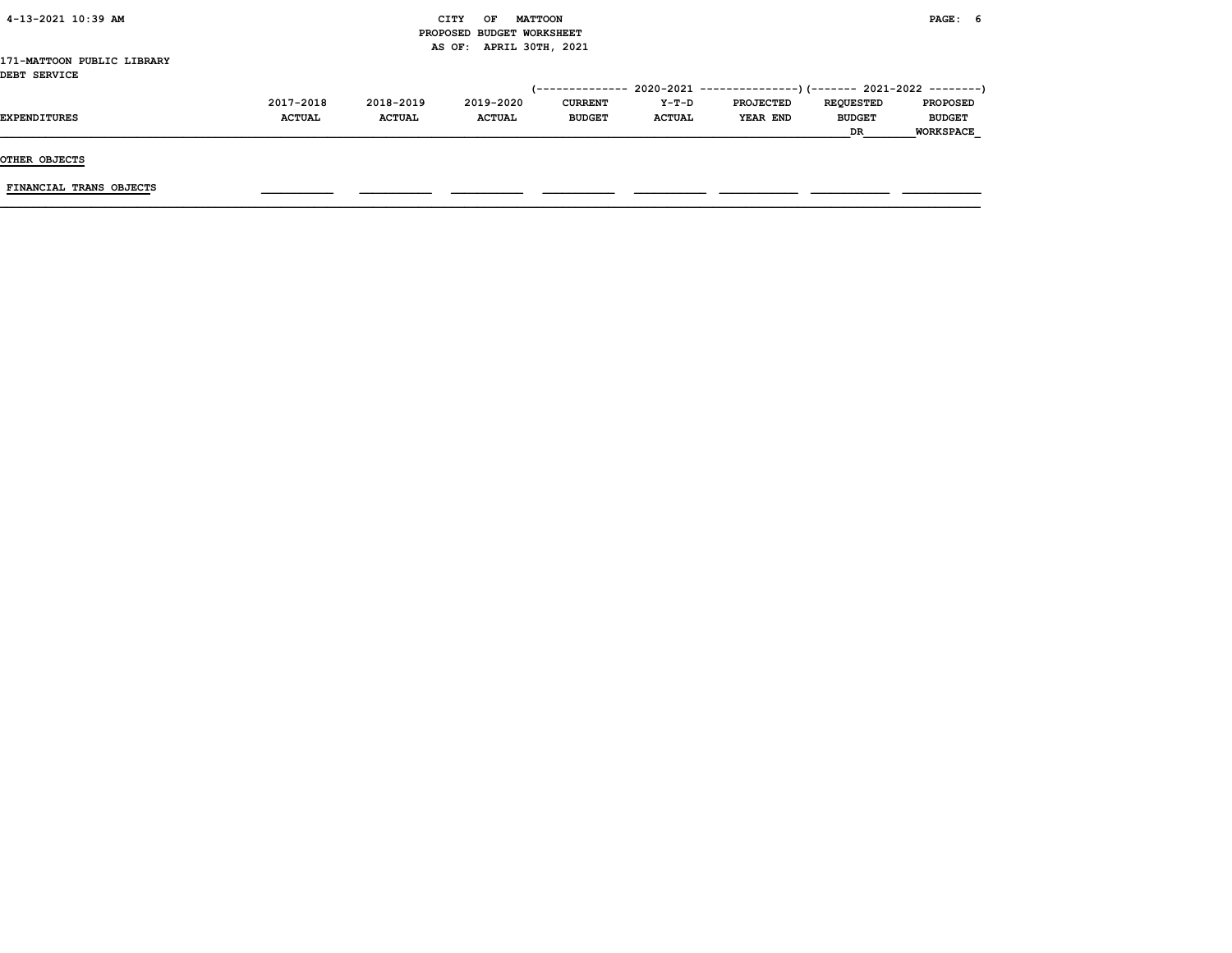CITY OF MATTOON
PROPOSED BUDGET WORKSHEET
AS OF: APRIL 30TH, 2021

171-MATTOON PUBLIC LIBRARY
DEBT SERVICE

| EXPENDITURES | 2017-2018 ACTUAL | 2018-2019 ACTUAL | 2019-2020 ACTUAL | 2020-2021 CURRENT BUDGET | 2020-2021 Y-T-D ACTUAL | 2020-2021 PROJECTED YEAR END | 2021-2022 REQUESTED BUDGET DR | 2021-2022 PROPOSED BUDGET WORKSPACE |
|---|---|---|---|---|---|---|---|---|
| **OTHER OBJECTS** | | | | | | | | |
| FINANCIAL TRANS OBJECTS | | | | | | | | |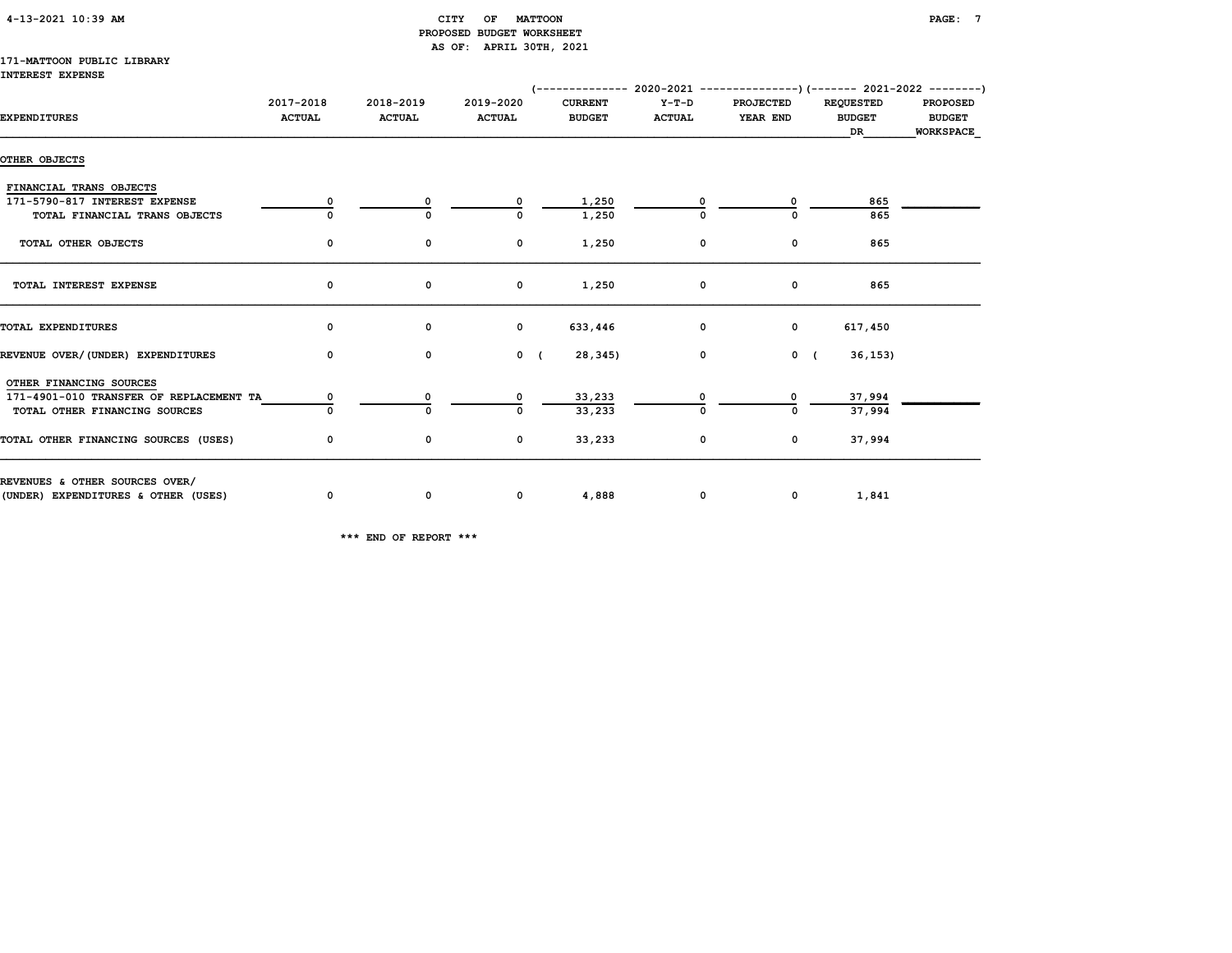CITY OF MATTOON
PROPOSED BUDGET WORKSHEET
AS OF: APRIL 30TH, 2021

171-MATTOON PUBLIC LIBRARY
INTEREST EXPENSE

| EXPENDITURES | 2017-2018 ACTUAL | 2018-2019 ACTUAL | 2019-2020 ACTUAL | 2020-2021 CURRENT BUDGET | 2020-2021 Y-T-D ACTUAL | 2020-2021 PROJECTED YEAR END | 2021-2022 REQUESTED BUDGET DR | 2021-2022 PROPOSED BUDGET WORKSPACE |
|---|---|---|---|---|---|---|---|---|
| OTHER OBJECTS | | | | | | | | |
| FINANCIAL TRANS OBJECTS | | | | | | | | |
| 171-5790-817 INTEREST EXPENSE | 0 | 0 | 0 | 1,250 | 0 | 0 | 865 | |
| TOTAL FINANCIAL TRANS OBJECTS | 0 | 0 | 0 | 1,250 | 0 | 0 | 865 | |
| TOTAL OTHER OBJECTS | 0 | 0 | 0 | 1,250 | 0 | 0 | 865 | |
| TOTAL INTEREST EXPENSE | 0 | 0 | 0 | 1,250 | 0 | 0 | 865 | |
| TOTAL EXPENDITURES | 0 | 0 | 0 | 633,446 | 0 | 0 | 617,450 | |
| REVENUE OVER/(UNDER) EXPENDITURES | 0 | 0 | 0 | ( 28,345) | 0 | 0 | ( 36,153) | |
| OTHER FINANCING SOURCES | | | | | | | | |
| 171-4901-010 TRANSFER OF REPLACEMENT TA | 0 | 0 | 0 | 33,233 | 0 | 0 | 37,994 | |
| TOTAL OTHER FINANCING SOURCES | 0 | 0 | 0 | 33,233 | 0 | 0 | 37,994 | |
| TOTAL OTHER FINANCING SOURCES (USES) | 0 | 0 | 0 | 33,233 | 0 | 0 | 37,994 | |
| REVENUES & OTHER SOURCES OVER/ (UNDER) EXPENDITURES & OTHER (USES) | 0 | 0 | 0 | 4,888 | 0 | 0 | 1,841 | |

*** END OF REPORT ***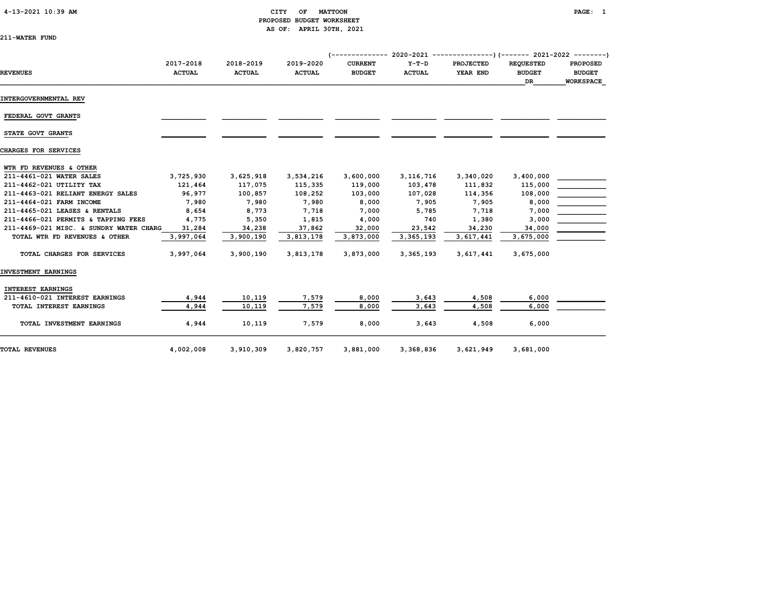# CITY OF MATTOON
## PROPOSED BUDGET WORKSHEET
### AS OF: APRIL 30TH, 2021

211-WATER FUND

| REVENUES | 2017-2018 ACTUAL | 2018-2019 ACTUAL | 2019-2020 ACTUAL | 2020-2021 CURRENT BUDGET | 2020-2021 Y-T-D ACTUAL | 2020-2021 PROJECTED YEAR END | 2021-2022 REQUESTED BUDGET DR | 2021-2022 PROPOSED BUDGET WORKSPACE |
|---|---|---|---|---|---|---|---|---|
| **INTERGOVERNMENTAL REV** | | | | | | | | |
| FEDERAL GOVT GRANTS | | | | | | | | |
| STATE GOVT GRANTS | | | | | | | | |
| **CHARGES FOR SERVICES** | | | | | | | | |
| WTR FD REVENUES & OTHER | | | | | | | | |
| 211-4461-021 WATER SALES | 3,725,930 | 3,625,918 | 3,534,216 | 3,600,000 | 3,116,716 | 3,340,020 | 3,400,000 | |
| 211-4462-021 UTILITY TAX | 121,464 | 117,075 | 115,335 | 119,000 | 103,478 | 111,832 | 115,000 | |
| 211-4463-021 RELIANT ENERGY SALES | 96,977 | 100,857 | 108,252 | 103,000 | 107,028 | 114,356 | 108,000 | |
| 211-4464-021 FARM INCOME | 7,980 | 7,980 | 7,980 | 8,000 | 7,905 | 7,905 | 8,000 | |
| 211-4465-021 LEASES & RENTALS | 8,654 | 8,773 | 7,718 | 7,000 | 5,785 | 7,718 | 7,000 | |
| 211-4466-021 PERMITS & TAPPING FEES | 4,775 | 5,350 | 1,815 | 4,000 | 740 | 1,380 | 3,000 | |
| 211-4469-021 MISC. & SUNDRY WATER CHARG | 31,284 | 34,238 | 37,862 | 32,000 | 23,542 | 34,230 | 34,000 | |
| TOTAL WTR FD REVENUES & OTHER | 3,997,064 | 3,900,190 | 3,813,178 | 3,873,000 | 3,365,193 | 3,617,441 | 3,675,000 | |
| TOTAL CHARGES FOR SERVICES | 3,997,064 | 3,900,190 | 3,813,178 | 3,873,000 | 3,365,193 | 3,617,441 | 3,675,000 | |
| **INVESTMENT EARNINGS** | | | | | | | | |
| INTEREST EARNINGS | | | | | | | | |
| 211-4610-021 INTEREST EARNINGS | 4,944 | 10,119 | 7,579 | 8,000 | 3,643 | 4,508 | 6,000 | |
| TOTAL INTEREST EARNINGS | 4,944 | 10,119 | 7,579 | 8,000 | 3,643 | 4,508 | 6,000 | |
| TOTAL INVESTMENT EARNINGS | 4,944 | 10,119 | 7,579 | 8,000 | 3,643 | 4,508 | 6,000 | |
| **TOTAL REVENUES** | 4,002,008 | 3,910,309 | 3,820,757 | 3,881,000 | 3,368,836 | 3,621,949 | 3,681,000 | |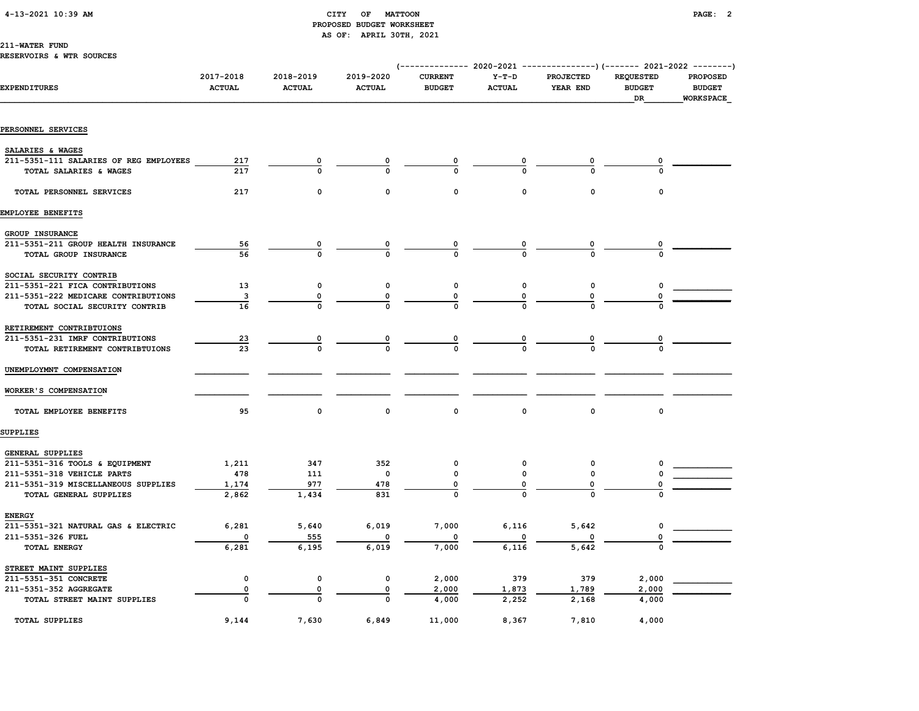CITY OF MATTOON
PROPOSED BUDGET WORKSHEET
AS OF: APRIL 30TH, 2021

211-WATER FUND
RESERVOIRS & WTR SOURCES

| EXPENDITURES | 2017-2018 ACTUAL | 2018-2019 ACTUAL | 2019-2020 ACTUAL | 2020-2021 CURRENT BUDGET | 2020-2021 Y-T-D ACTUAL | 2020-2021 PROJECTED YEAR END | 2021-2022 REQUESTED BUDGET DR | 2021-2022 PROPOSED BUDGET WORKSPACE |
|---|---|---|---|---|---|---|---|---|
| **PERSONNEL SERVICES** | | | | | | | | |
| SALARIES & WAGES | | | | | | | | |
| 211-5351-111 SALARIES OF REG EMPLOYEES | 217 | 0 | 0 | 0 | 0 | 0 | 0 | |
| TOTAL SALARIES & WAGES | 217 | 0 | 0 | 0 | 0 | 0 | 0 | |
| TOTAL PERSONNEL SERVICES | 217 | 0 | 0 | 0 | 0 | 0 | 0 | |
| **EMPLOYEE BENEFITS** | | | | | | | | |
| GROUP INSURANCE | | | | | | | | |
| 211-5351-211 GROUP HEALTH INSURANCE | 56 | 0 | 0 | 0 | 0 | 0 | 0 | |
| TOTAL GROUP INSURANCE | 56 | 0 | 0 | 0 | 0 | 0 | 0 | |
| SOCIAL SECURITY CONTRIB | | | | | | | | |
| 211-5351-221 FICA CONTRIBUTIONS | 13 | 0 | 0 | 0 | 0 | 0 | 0 | |
| 211-5351-222 MEDICARE CONTRIBUTIONS | 3 | 0 | 0 | 0 | 0 | 0 | 0 | |
| TOTAL SOCIAL SECURITY CONTRIB | 16 | 0 | 0 | 0 | 0 | 0 | 0 | |
| RETIREMENT CONTRIBTUIONS | | | | | | | | |
| 211-5351-231 IMRF CONTRIBUTIONS | 23 | 0 | 0 | 0 | 0 | 0 | 0 | |
| TOTAL RETIREMENT CONTRIBTUIONS | 23 | 0 | 0 | 0 | 0 | 0 | 0 | |
| UNEMPLOYMNT COMPENSATION | | | | | | | | |
| WORKER'S COMPENSATION | | | | | | | | |
| TOTAL EMPLOYEE BENEFITS | 95 | 0 | 0 | 0 | 0 | 0 | 0 | |
| **SUPPLIES** | | | | | | | | |
| GENERAL SUPPLIES | | | | | | | | |
| 211-5351-316 TOOLS & EQUIPMENT | 1,211 | 347 | 352 | 0 | 0 | 0 | 0 | |
| 211-5351-318 VEHICLE PARTS | 478 | 111 | 0 | 0 | 0 | 0 | 0 | |
| 211-5351-319 MISCELLANEOUS SUPPLIES | 1,174 | 977 | 478 | 0 | 0 | 0 | 0 | |
| TOTAL GENERAL SUPPLIES | 2,862 | 1,434 | 831 | 0 | 0 | 0 | 0 | |
| ENERGY | | | | | | | | |
| 211-5351-321 NATURAL GAS & ELECTRIC | 6,281 | 5,640 | 6,019 | 7,000 | 6,116 | 5,642 | 0 | |
| 211-5351-326 FUEL | 0 | 555 | 0 | 0 | 0 | 0 | 0 | |
| TOTAL ENERGY | 6,281 | 6,195 | 6,019 | 7,000 | 6,116 | 5,642 | 0 | |
| STREET MAINT SUPPLIES | | | | | | | | |
| 211-5351-351 CONCRETE | 0 | 0 | 0 | 2,000 | 379 | 379 | 2,000 | |
| 211-5351-352 AGGREGATE | 0 | 0 | 0 | 2,000 | 1,873 | 1,789 | 2,000 | |
| TOTAL STREET MAINT SUPPLIES | 0 | 0 | 0 | 4,000 | 2,252 | 2,168 | 4,000 | |
| TOTAL SUPPLIES | 9,144 | 7,630 | 6,849 | 11,000 | 8,367 | 7,810 | 4,000 | |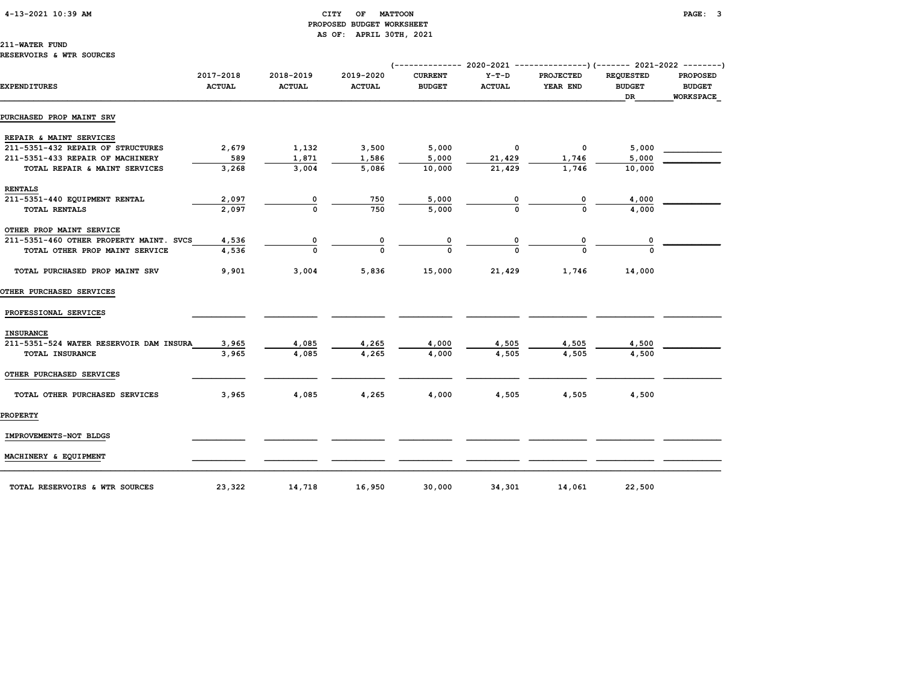## CITY OF MATTOON
### PROPOSED BUDGET WORKSHEET
### AS OF: APRIL 30TH, 2021

211-WATER FUND
RESERVOIRS & WTR SOURCES

| EXPENDITURES | 2017-2018 ACTUAL | 2018-2019 ACTUAL | 2019-2020 ACTUAL | 2020-2021 CURRENT BUDGET | 2020-2021 Y-T-D ACTUAL | 2020-2021 PROJECTED YEAR END | 2021-2022 REQUESTED BUDGET DR | 2021-2022 PROPOSED BUDGET WORKSPACE |
|---|---|---|---|---|---|---|---|---|
| **PURCHASED PROP MAINT SRV** | | | | | | | | |
| REPAIR & MAINT SERVICES | | | | | | | | |
| 211-5351-432 REPAIR OF STRUCTURES | 2,679 | 1,132 | 3,500 | 5,000 | 0 | 0 | 5,000 | |
| 211-5351-433 REPAIR OF MACHINERY | 589 | 1,871 | 1,586 | 5,000 | 21,429 | 1,746 | 5,000 | |
| TOTAL REPAIR & MAINT SERVICES | 3,268 | 3,004 | 5,086 | 10,000 | 21,429 | 1,746 | 10,000 | |
| RENTALS | | | | | | | | |
| 211-5351-440 EQUIPMENT RENTAL | 2,097 | 0 | 750 | 5,000 | 0 | 0 | 4,000 | |
| TOTAL RENTALS | 2,097 | 0 | 750 | 5,000 | 0 | 0 | 4,000 | |
| OTHER PROP MAINT SERVICE | | | | | | | | |
| 211-5351-460 OTHER PROPERTY MAINT. SVCS | 4,536 | 0 | 0 | 0 | 0 | 0 | 0 | |
| TOTAL OTHER PROP MAINT SERVICE | 4,536 | 0 | 0 | 0 | 0 | 0 | 0 | |
| TOTAL PURCHASED PROP MAINT SRV | 9,901 | 3,004 | 5,836 | 15,000 | 21,429 | 1,746 | 14,000 | |
| **OTHER PURCHASED SERVICES** | | | | | | | | |
| PROFESSIONAL SERVICES | | | | | | | | |
| INSURANCE | | | | | | | | |
| 211-5351-524 WATER RESERVOIR DAM INSURA | 3,965 | 4,085 | 4,265 | 4,000 | 4,505 | 4,505 | 4,500 | |
| TOTAL INSURANCE | 3,965 | 4,085 | 4,265 | 4,000 | 4,505 | 4,505 | 4,500 | |
| OTHER PURCHASED SERVICES | | | | | | | | |
| TOTAL OTHER PURCHASED SERVICES | 3,965 | 4,085 | 4,265 | 4,000 | 4,505 | 4,505 | 4,500 | |
| **PROPERTY** | | | | | | | | |
| IMPROVEMENTS-NOT BLDGS | | | | | | | | |
| MACHINERY & EQUIPMENT | | | | | | | | |
| TOTAL RESERVOIRS & WTR SOURCES | 23,322 | 14,718 | 16,950 | 30,000 | 34,301 | 14,061 | 22,500 | |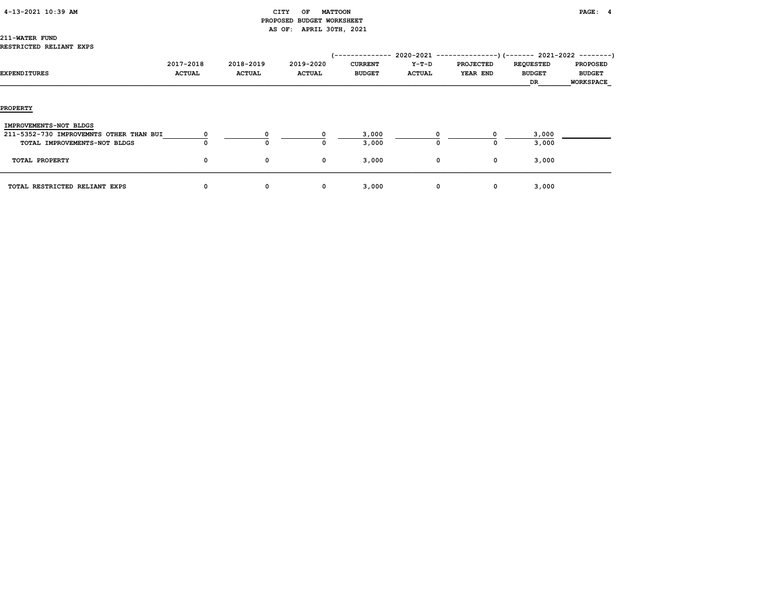CITY OF MATTOON
PROPOSED BUDGET WORKSHEET
AS OF: APRIL 30TH, 2021

211-WATER FUND
RESTRICTED RELIANT EXPS

| EXPENDITURES | 2017-2018 ACTUAL | 2018-2019 ACTUAL | 2019-2020 ACTUAL | 2020-2021 CURRENT BUDGET | 2020-2021 Y-T-D ACTUAL | 2020-2021 PROJECTED YEAR END | 2021-2022 REQUESTED BUDGET DR | 2021-2022 PROPOSED BUDGET WORKSPACE |
|---|---|---|---|---|---|---|---|---|
| **PROPERTY** | | | | | | | | |
| IMPROVEMENTS-NOT BLDGS | | | | | | | | |
| 211-5352-730 IMPROVEMNTS OTHER THAN BUI | 0 | 0 | 0 | 3,000 | 0 | 0 | 3,000 | |
| TOTAL IMPROVEMENTS-NOT BLDGS | 0 | 0 | 0 | 3,000 | 0 | 0 | 3,000 | |
| TOTAL PROPERTY | 0 | 0 | 0 | 3,000 | 0 | 0 | 3,000 | |
| TOTAL RESTRICTED RELIANT EXPS | 0 | 0 | 0 | 3,000 | 0 | 0 | 3,000 | |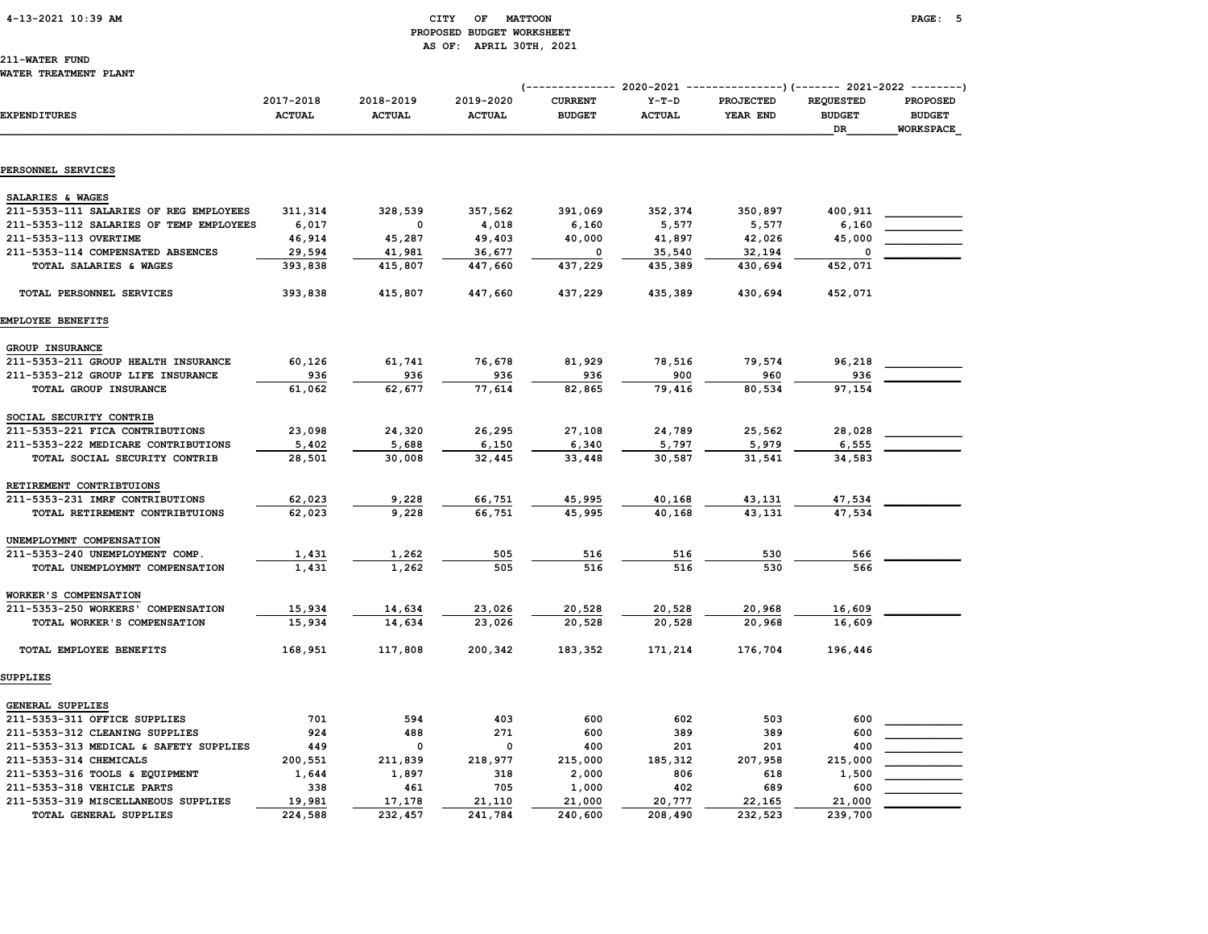# CITY OF MATTOON
## PROPOSED BUDGET WORKSHEET
### AS OF: APRIL 30TH, 2021

4-13-2021 10:39 AM

211-WATER FUND
WATER TREATMENT PLANT

| | | | | 2020-2021 | | | 2021-2022 | |
|---|---|---|---|---|---|---|---|---|
| EXPENDITURES | 2017-2018 ACTUAL | 2018-2019 ACTUAL | 2019-2020 ACTUAL | CURRENT BUDGET | Y-T-D ACTUAL | PROJECTED YEAR END | REQUESTED BUDGET DR | PROPOSED BUDGET WORKSPACE |
| **PERSONNEL SERVICES** | | | | | | | | |
| SALARIES & WAGES | | | | | | | | |
| 211-5353-111 SALARIES OF REG EMPLOYEES | 311,314 | 328,539 | 357,562 | 391,069 | 352,374 | 350,897 | 400,911 | |
| 211-5353-112 SALARIES OF TEMP EMPLOYEES | 6,017 | 0 | 4,018 | 6,160 | 5,577 | 5,577 | 6,160 | |
| 211-5353-113 OVERTIME | 46,914 | 45,287 | 49,403 | 40,000 | 41,897 | 42,026 | 45,000 | |
| 211-5353-114 COMPENSATED ABSENCES | 29,594 | 41,981 | 36,677 | 0 | 35,540 | 32,194 | 0 | |
| TOTAL SALARIES & WAGES | 393,838 | 415,807 | 447,660 | 437,229 | 435,389 | 430,694 | 452,071 | |
| TOTAL PERSONNEL SERVICES | 393,838 | 415,807 | 447,660 | 437,229 | 435,389 | 430,694 | 452,071 | |
| **EMPLOYEE BENEFITS** | | | | | | | | |
| GROUP INSURANCE | | | | | | | | |
| 211-5353-211 GROUP HEALTH INSURANCE | 60,126 | 61,741 | 76,678 | 81,929 | 78,516 | 79,574 | 96,218 | |
| 211-5353-212 GROUP LIFE INSURANCE | 936 | 936 | 936 | 936 | 900 | 960 | 936 | |
| TOTAL GROUP INSURANCE | 61,062 | 62,677 | 77,614 | 82,865 | 79,416 | 80,534 | 97,154 | |
| SOCIAL SECURITY CONTRIB | | | | | | | | |
| 211-5353-221 FICA CONTRIBUTIONS | 23,098 | 24,320 | 26,295 | 27,108 | 24,789 | 25,562 | 28,028 | |
| 211-5353-222 MEDICARE CONTRIBUTIONS | 5,402 | 5,688 | 6,150 | 6,340 | 5,797 | 5,979 | 6,555 | |
| TOTAL SOCIAL SECURITY CONTRIB | 28,501 | 30,008 | 32,445 | 33,448 | 30,587 | 31,541 | 34,583 | |
| RETIREMENT CONTRIBTUIONS | | | | | | | | |
| 211-5353-231 IMRF CONTRIBUTIONS | 62,023 | 9,228 | 66,751 | 45,995 | 40,168 | 43,131 | 47,534 | |
| TOTAL RETIREMENT CONTRIBTUIONS | 62,023 | 9,228 | 66,751 | 45,995 | 40,168 | 43,131 | 47,534 | |
| UNEMPLOYMNT COMPENSATION | | | | | | | | |
| 211-5353-240 UNEMPLOYMENT COMP. | 1,431 | 1,262 | 505 | 516 | 516 | 530 | 566 | |
| TOTAL UNEMPLOYMNT COMPENSATION | 1,431 | 1,262 | 505 | 516 | 516 | 530 | 566 | |
| WORKER'S COMPENSATION | | | | | | | | |
| 211-5353-250 WORKERS' COMPENSATION | 15,934 | 14,634 | 23,026 | 20,528 | 20,528 | 20,968 | 16,609 | |
| TOTAL WORKER'S COMPENSATION | 15,934 | 14,634 | 23,026 | 20,528 | 20,528 | 20,968 | 16,609 | |
| TOTAL EMPLOYEE BENEFITS | 168,951 | 117,808 | 200,342 | 183,352 | 171,214 | 176,704 | 196,446 | |
| **SUPPLIES** | | | | | | | | |
| GENERAL SUPPLIES | | | | | | | | |
| 211-5353-311 OFFICE SUPPLIES | 701 | 594 | 403 | 600 | 602 | 503 | 600 | |
| 211-5353-312 CLEANING SUPPLIES | 924 | 488 | 271 | 600 | 389 | 389 | 600 | |
| 211-5353-313 MEDICAL & SAFETY SUPPLIES | 449 | 0 | 0 | 400 | 201 | 201 | 400 | |
| 211-5353-314 CHEMICALS | 200,551 | 211,839 | 218,977 | 215,000 | 185,312 | 207,958 | 215,000 | |
| 211-5353-316 TOOLS & EQUIPMENT | 1,644 | 1,897 | 318 | 2,000 | 806 | 618 | 1,500 | |
| 211-5353-318 VEHICLE PARTS | 338 | 461 | 705 | 1,000 | 402 | 689 | 600 | |
| 211-5353-319 MISCELLANEOUS SUPPLIES | 19,981 | 17,178 | 21,110 | 21,000 | 20,777 | 22,165 | 21,000 | |
| TOTAL GENERAL SUPPLIES | 224,588 | 232,457 | 241,784 | 240,600 | 208,490 | 232,523 | 239,700 | |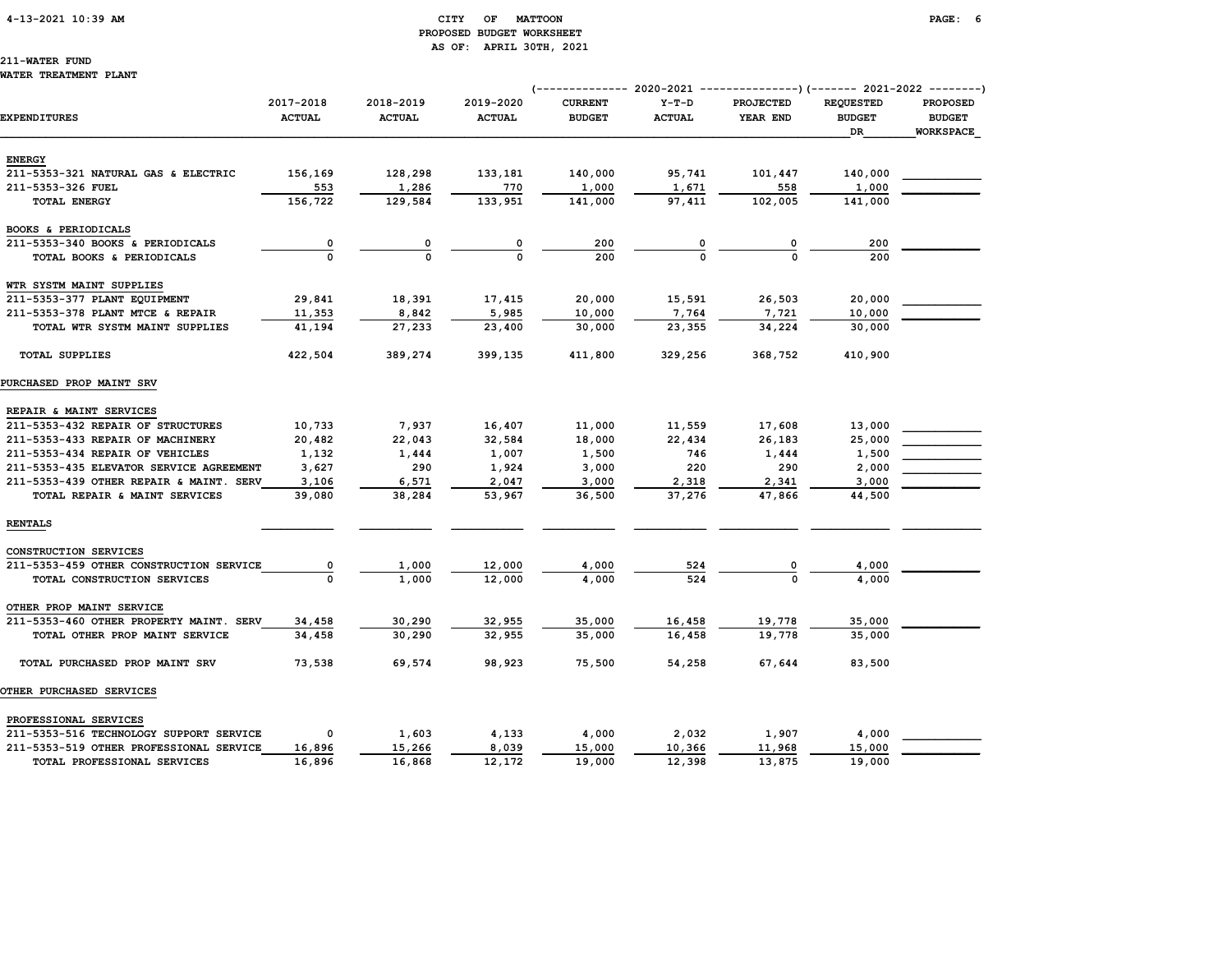CITY OF MATTOON
PROPOSED BUDGET WORKSHEET
AS OF: APRIL 30TH, 2021

211-WATER FUND
WATER TREATMENT PLANT

| EXPENDITURES | 2017-2018 ACTUAL | 2018-2019 ACTUAL | 2019-2020 ACTUAL | 2020-2021 CURRENT BUDGET | 2020-2021 Y-T-D ACTUAL | 2020-2021 PROJECTED YEAR END | 2021-2022 REQUESTED BUDGET DR | 2021-2022 PROPOSED BUDGET WORKSPACE |
|---|---|---|---|---|---|---|---|---|
| **ENERGY** | | | | | | | | |
| 211-5353-321 NATURAL GAS & ELECTRIC | 156,169 | 128,298 | 133,181 | 140,000 | 95,741 | 101,447 | 140,000 | |
| 211-5353-326 FUEL | 553 | 1,286 | 770 | 1,000 | 1,671 | 558 | 1,000 | |
| TOTAL ENERGY | 156,722 | 129,584 | 133,951 | 141,000 | 97,411 | 102,005 | 141,000 | |
| **BOOKS & PERIODICALS** | | | | | | | | |
| 211-5353-340 BOOKS & PERIODICALS | 0 | 0 | 0 | 200 | 0 | 0 | 200 | |
| TOTAL BOOKS & PERIODICALS | 0 | 0 | 0 | 200 | 0 | 0 | 200 | |
| **WTR SYSTM MAINT SUPPLIES** | | | | | | | | |
| 211-5353-377 PLANT EQUIPMENT | 29,841 | 18,391 | 17,415 | 20,000 | 15,591 | 26,503 | 20,000 | |
| 211-5353-378 PLANT MTCE & REPAIR | 11,353 | 8,842 | 5,985 | 10,000 | 7,764 | 7,721 | 10,000 | |
| TOTAL WTR SYSTM MAINT SUPPLIES | 41,194 | 27,233 | 23,400 | 30,000 | 23,355 | 34,224 | 30,000 | |
| TOTAL SUPPLIES | 422,504 | 389,274 | 399,135 | 411,800 | 329,256 | 368,752 | 410,900 | |
| **PURCHASED PROP MAINT SRV** | | | | | | | | |
| **REPAIR & MAINT SERVICES** | | | | | | | | |
| 211-5353-432 REPAIR OF STRUCTURES | 10,733 | 7,937 | 16,407 | 11,000 | 11,559 | 17,608 | 13,000 | |
| 211-5353-433 REPAIR OF MACHINERY | 20,482 | 22,043 | 32,584 | 18,000 | 22,434 | 26,183 | 25,000 | |
| 211-5353-434 REPAIR OF VEHICLES | 1,132 | 1,444 | 1,007 | 1,500 | 746 | 1,444 | 1,500 | |
| 211-5353-435 ELEVATOR SERVICE AGREEMENT | 3,627 | 290 | 1,924 | 3,000 | 220 | 290 | 2,000 | |
| 211-5353-439 OTHER REPAIR & MAINT. SERV | 3,106 | 6,571 | 2,047 | 3,000 | 2,318 | 2,341 | 3,000 | |
| TOTAL REPAIR & MAINT SERVICES | 39,080 | 38,284 | 53,967 | 36,500 | 37,276 | 47,866 | 44,500 | |
| **RENTALS** | | | | | | | | |
| **CONSTRUCTION SERVICES** | | | | | | | | |
| 211-5353-459 OTHER CONSTRUCTION SERVICE | 0 | 1,000 | 12,000 | 4,000 | 524 | 0 | 4,000 | |
| TOTAL CONSTRUCTION SERVICES | 0 | 1,000 | 12,000 | 4,000 | 524 | 0 | 4,000 | |
| **OTHER PROP MAINT SERVICE** | | | | | | | | |
| 211-5353-460 OTHER PROPERTY MAINT. SERV | 34,458 | 30,290 | 32,955 | 35,000 | 16,458 | 19,778 | 35,000 | |
| TOTAL OTHER PROP MAINT SERVICE | 34,458 | 30,290 | 32,955 | 35,000 | 16,458 | 19,778 | 35,000 | |
| TOTAL PURCHASED PROP MAINT SRV | 73,538 | 69,574 | 98,923 | 75,500 | 54,258 | 67,644 | 83,500 | |
| **OTHER PURCHASED SERVICES** | | | | | | | | |
| **PROFESSIONAL SERVICES** | | | | | | | | |
| 211-5353-516 TECHNOLOGY SUPPORT SERVICE | 0 | 1,603 | 4,133 | 4,000 | 2,032 | 1,907 | 4,000 | |
| 211-5353-519 OTHER PROFESSIONAL SERVICE | 16,896 | 15,266 | 8,039 | 15,000 | 10,366 | 11,968 | 15,000 | |
| TOTAL PROFESSIONAL SERVICES | 16,896 | 16,868 | 12,172 | 19,000 | 12,398 | 13,875 | 19,000 | |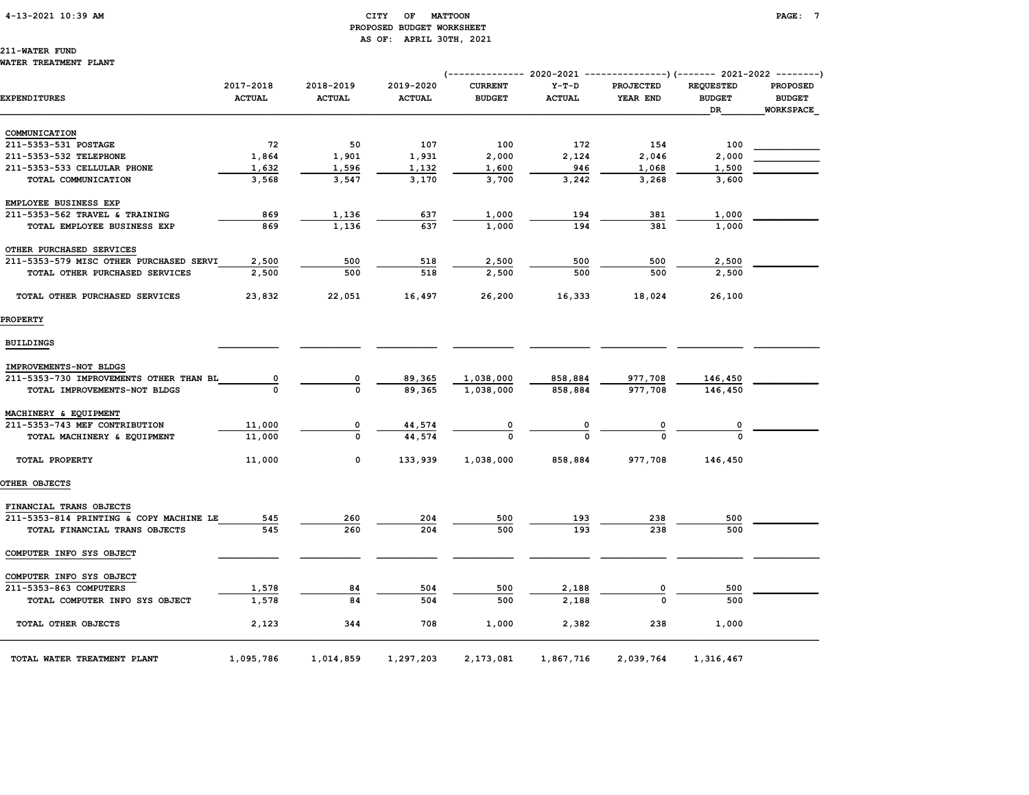CITY OF MATTOON
PROPOSED BUDGET WORKSHEET
AS OF: APRIL 30TH, 2021

211-WATER FUND
WATER TREATMENT PLANT

| EXPENDITURES | 2017-2018 ACTUAL | 2018-2019 ACTUAL | 2019-2020 ACTUAL | 2020-2021 CURRENT BUDGET | 2020-2021 Y-T-D ACTUAL | 2020-2021 PROJECTED YEAR END | 2021-2022 REQUESTED BUDGET DR | 2021-2022 PROPOSED BUDGET WORKSPACE |
|---|---|---|---|---|---|---|---|---|
| COMMUNICATION | | | | | | | | |
| 211-5353-531 POSTAGE | 72 | 50 | 107 | 100 | 172 | 154 | 100 | |
| 211-5353-532 TELEPHONE | 1,864 | 1,901 | 1,931 | 2,000 | 2,124 | 2,046 | 2,000 | |
| 211-5353-533 CELLULAR PHONE | 1,632 | 1,596 | 1,132 | 1,600 | 946 | 1,068 | 1,500 | |
| TOTAL COMMUNICATION | 3,568 | 3,547 | 3,170 | 3,700 | 3,242 | 3,268 | 3,600 | |
| EMPLOYEE BUSINESS EXP | | | | | | | | |
| 211-5353-562 TRAVEL & TRAINING | 869 | 1,136 | 637 | 1,000 | 194 | 381 | 1,000 | |
| TOTAL EMPLOYEE BUSINESS EXP | 869 | 1,136 | 637 | 1,000 | 194 | 381 | 1,000 | |
| OTHER PURCHASED SERVICES | | | | | | | | |
| 211-5353-579 MISC OTHER PURCHASED SERVI | 2,500 | 500 | 518 | 2,500 | 500 | 500 | 2,500 | |
| TOTAL OTHER PURCHASED SERVICES | 2,500 | 500 | 518 | 2,500 | 500 | 500 | 2,500 | |
| TOTAL OTHER PURCHASED SERVICES | 23,832 | 22,051 | 16,497 | 26,200 | 16,333 | 18,024 | 26,100 | |
| PROPERTY | | | | | | | | |
| BUILDINGS | | | | | | | | |
| IMPROVEMENTS-NOT BLDGS | | | | | | | | |
| 211-5353-730 IMPROVEMENTS OTHER THAN BL | 0 | 0 | 89,365 | 1,038,000 | 858,884 | 977,708 | 146,450 | |
| TOTAL IMPROVEMENTS-NOT BLDGS | 0 | 0 | 89,365 | 1,038,000 | 858,884 | 977,708 | 146,450 | |
| MACHINERY & EQUIPMENT | | | | | | | | |
| 211-5353-743 MEF CONTRIBUTION | 11,000 | 0 | 44,574 | 0 | 0 | 0 | 0 | |
| TOTAL MACHINERY & EQUIPMENT | 11,000 | 0 | 44,574 | 0 | 0 | 0 | 0 | |
| TOTAL PROPERTY | 11,000 | 0 | 133,939 | 1,038,000 | 858,884 | 977,708 | 146,450 | |
| OTHER OBJECTS | | | | | | | | |
| FINANCIAL TRANS OBJECTS | | | | | | | | |
| 211-5353-814 PRINTING & COPY MACHINE LE | 545 | 260 | 204 | 500 | 193 | 238 | 500 | |
| TOTAL FINANCIAL TRANS OBJECTS | 545 | 260 | 204 | 500 | 193 | 238 | 500 | |
| COMPUTER INFO SYS OBJECT | | | | | | | | |
| COMPUTER INFO SYS OBJECT | | | | | | | | |
| 211-5353-863 COMPUTERS | 1,578 | 84 | 504 | 500 | 2,188 | 0 | 500 | |
| TOTAL COMPUTER INFO SYS OBJECT | 1,578 | 84 | 504 | 500 | 2,188 | 0 | 500 | |
| TOTAL OTHER OBJECTS | 2,123 | 344 | 708 | 1,000 | 2,382 | 238 | 1,000 | |
| TOTAL WATER TREATMENT PLANT | 1,095,786 | 1,014,859 | 1,297,203 | 2,173,081 | 1,867,716 | 2,039,764 | 1,316,467 | |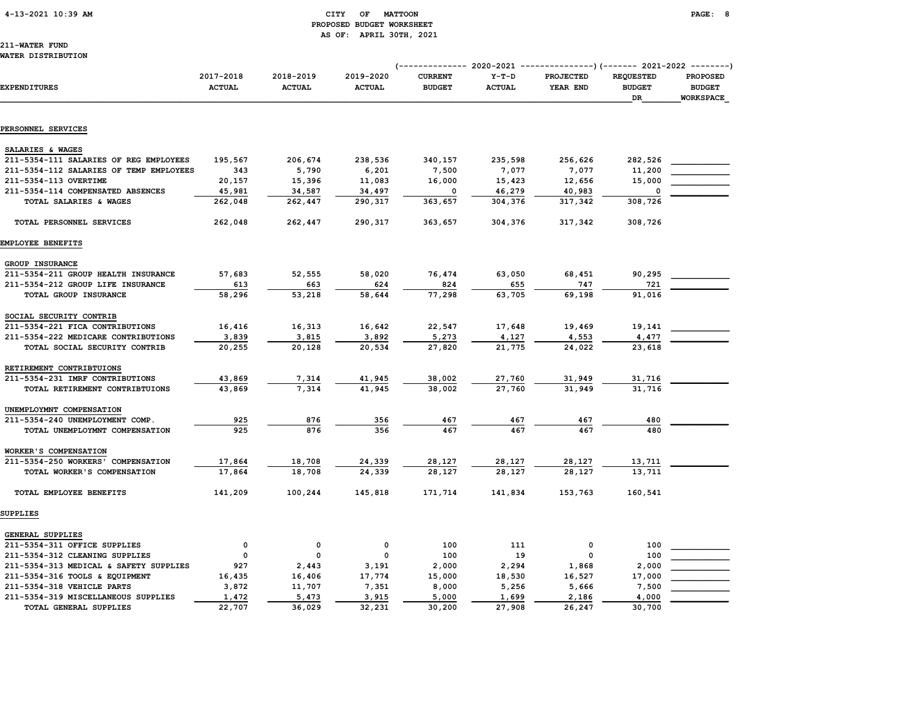CITY OF MATTOON
PROPOSED BUDGET WORKSHEET
AS OF: APRIL 30TH, 2021

211-WATER FUND
WATER DISTRIBUTION

| EXPENDITURES | 2017-2018 ACTUAL | 2018-2019 ACTUAL | 2019-2020 ACTUAL | 2020-2021 CURRENT BUDGET | 2020-2021 Y-T-D ACTUAL | 2020-2021 PROJECTED YEAR END | 2021-2022 REQUESTED BUDGET DR | 2021-2022 PROPOSED BUDGET WORKSPACE |
|---|---|---|---|---|---|---|---|---|
| **PERSONNEL SERVICES** | | | | | | | | |
| SALARIES & WAGES | | | | | | | | |
| 211-5354-111 SALARIES OF REG EMPLOYEES | 195,567 | 206,674 | 238,536 | 340,157 | 235,598 | 256,626 | 282,526 | |
| 211-5354-112 SALARIES OF TEMP EMPLOYEES | 343 | 5,790 | 6,201 | 7,500 | 7,077 | 7,077 | 11,200 | |
| 211-5354-113 OVERTIME | 20,157 | 15,396 | 11,083 | 16,000 | 15,423 | 12,656 | 15,000 | |
| 211-5354-114 COMPENSATED ABSENCES | 45,981 | 34,587 | 34,497 | 0 | 46,279 | 40,983 | 0 | |
| TOTAL SALARIES & WAGES | 262,048 | 262,447 | 290,317 | 363,657 | 304,376 | 317,342 | 308,726 | |
| TOTAL PERSONNEL SERVICES | 262,048 | 262,447 | 290,317 | 363,657 | 304,376 | 317,342 | 308,726 | |
| **EMPLOYEE BENEFITS** | | | | | | | | |
| GROUP INSURANCE | | | | | | | | |
| 211-5354-211 GROUP HEALTH INSURANCE | 57,683 | 52,555 | 58,020 | 76,474 | 63,050 | 68,451 | 90,295 | |
| 211-5354-212 GROUP LIFE INSURANCE | 613 | 663 | 624 | 824 | 655 | 747 | 721 | |
| TOTAL GROUP INSURANCE | 58,296 | 53,218 | 58,644 | 77,298 | 63,705 | 69,198 | 91,016 | |
| SOCIAL SECURITY CONTRIB | | | | | | | | |
| 211-5354-221 FICA CONTRIBUTIONS | 16,416 | 16,313 | 16,642 | 22,547 | 17,648 | 19,469 | 19,141 | |
| 211-5354-222 MEDICARE CONTRIBUTIONS | 3,839 | 3,815 | 3,892 | 5,273 | 4,127 | 4,553 | 4,477 | |
| TOTAL SOCIAL SECURITY CONTRIB | 20,255 | 20,128 | 20,534 | 27,820 | 21,775 | 24,022 | 23,618 | |
| RETIREMENT CONTRIBTUIONS | | | | | | | | |
| 211-5354-231 IMRF CONTRIBUTIONS | 43,869 | 7,314 | 41,945 | 38,002 | 27,760 | 31,949 | 31,716 | |
| TOTAL RETIREMENT CONTRIBTUIONS | 43,869 | 7,314 | 41,945 | 38,002 | 27,760 | 31,949 | 31,716 | |
| UNEMPLOYMNT COMPENSATION | | | | | | | | |
| 211-5354-240 UNEMPLOYMENT COMP. | 925 | 876 | 356 | 467 | 467 | 467 | 480 | |
| TOTAL UNEMPLOYMNT COMPENSATION | 925 | 876 | 356 | 467 | 467 | 467 | 480 | |
| WORKER'S COMPENSATION | | | | | | | | |
| 211-5354-250 WORKERS' COMPENSATION | 17,864 | 18,708 | 24,339 | 28,127 | 28,127 | 28,127 | 13,711 | |
| TOTAL WORKER'S COMPENSATION | 17,864 | 18,708 | 24,339 | 28,127 | 28,127 | 28,127 | 13,711 | |
| TOTAL EMPLOYEE BENEFITS | 141,209 | 100,244 | 145,818 | 171,714 | 141,834 | 153,763 | 160,541 | |
| **SUPPLIES** | | | | | | | | |
| GENERAL SUPPLIES | | | | | | | | |
| 211-5354-311 OFFICE SUPPLIES | 0 | 0 | 0 | 100 | 111 | 0 | 100 | |
| 211-5354-312 CLEANING SUPPLIES | 0 | 0 | 0 | 100 | 19 | 0 | 100 | |
| 211-5354-313 MEDICAL & SAFETY SUPPLIES | 927 | 2,443 | 3,191 | 2,000 | 2,294 | 1,868 | 2,000 | |
| 211-5354-316 TOOLS & EQUIPMENT | 16,435 | 16,406 | 17,774 | 15,000 | 18,530 | 16,527 | 17,000 | |
| 211-5354-318 VEHICLE PARTS | 3,872 | 11,707 | 7,351 | 8,000 | 5,256 | 5,666 | 7,500 | |
| 211-5354-319 MISCELLANEOUS SUPPLIES | 1,472 | 5,473 | 3,915 | 5,000 | 1,699 | 2,186 | 4,000 | |
| TOTAL GENERAL SUPPLIES | 22,707 | 36,029 | 32,231 | 30,200 | 27,908 | 26,247 | 30,700 | |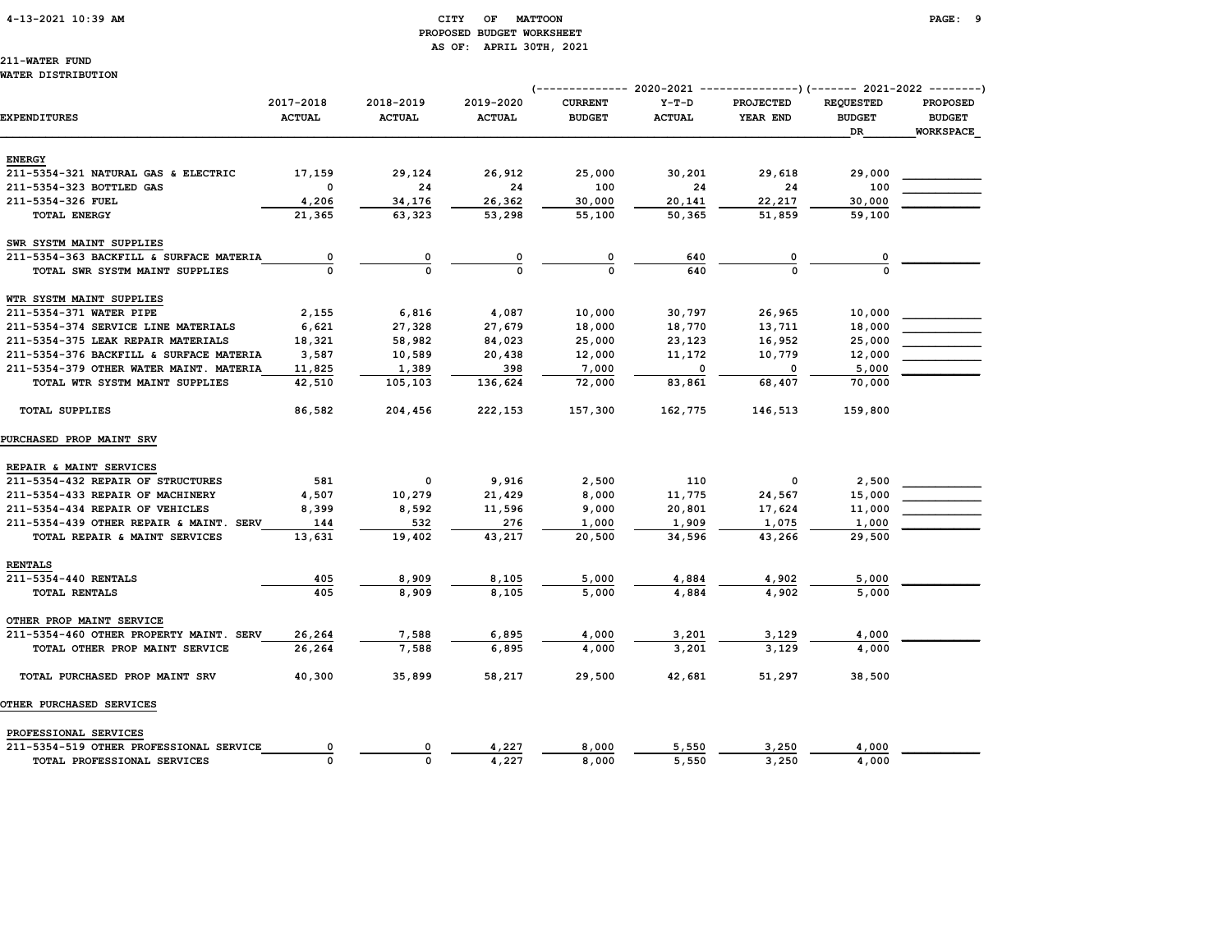CITY OF MATTOON
PROPOSED BUDGET WORKSHEET
AS OF: APRIL 30TH, 2021

211-WATER FUND
WATER DISTRIBUTION

| EXPENDITURES | 2017-2018 ACTUAL | 2018-2019 ACTUAL | 2019-2020 ACTUAL | 2020-2021 CURRENT BUDGET | 2020-2021 Y-T-D ACTUAL | 2020-2021 PROJECTED YEAR END | 2021-2022 REQUESTED BUDGET DR | 2021-2022 PROPOSED BUDGET WORKSPACE |
|---|---|---|---|---|---|---|---|---|
| **ENERGY** | | | | | | | | |
| 211-5354-321 NATURAL GAS & ELECTRIC | 17,159 | 29,124 | 26,912 | 25,000 | 30,201 | 29,618 | 29,000 | |
| 211-5354-323 BOTTLED GAS | 0 | 24 | 24 | 100 | 24 | 24 | 100 | |
| 211-5354-326 FUEL | 4,206 | 34,176 | 26,362 | 30,000 | 20,141 | 22,217 | 30,000 | |
| TOTAL ENERGY | 21,365 | 63,323 | 53,298 | 55,100 | 50,365 | 51,859 | 59,100 | |
| **SWR SYSTM MAINT SUPPLIES** | | | | | | | | |
| 211-5354-363 BACKFILL & SURFACE MATERIA | 0 | 0 | 0 | 0 | 640 | 0 | 0 | |
| TOTAL SWR SYSTM MAINT SUPPLIES | 0 | 0 | 0 | 0 | 640 | 0 | 0 | |
| **WTR SYSTM MAINT SUPPLIES** | | | | | | | | |
| 211-5354-371 WATER PIPE | 2,155 | 6,816 | 4,087 | 10,000 | 30,797 | 26,965 | 10,000 | |
| 211-5354-374 SERVICE LINE MATERIALS | 6,621 | 27,328 | 27,679 | 18,000 | 18,770 | 13,711 | 18,000 | |
| 211-5354-375 LEAK REPAIR MATERIALS | 18,321 | 58,982 | 84,023 | 25,000 | 23,123 | 16,952 | 25,000 | |
| 211-5354-376 BACKFILL & SURFACE MATERIA | 3,587 | 10,589 | 20,438 | 12,000 | 11,172 | 10,779 | 12,000 | |
| 211-5354-379 OTHER WATER MAINT. MATERIA | 11,825 | 1,389 | 398 | 7,000 | 0 | 0 | 5,000 | |
| TOTAL WTR SYSTM MAINT SUPPLIES | 42,510 | 105,103 | 136,624 | 72,000 | 83,861 | 68,407 | 70,000 | |
| TOTAL SUPPLIES | 86,582 | 204,456 | 222,153 | 157,300 | 162,775 | 146,513 | 159,800 | |
| **PURCHASED PROP MAINT SRV** | | | | | | | | |
| **REPAIR & MAINT SERVICES** | | | | | | | | |
| 211-5354-432 REPAIR OF STRUCTURES | 581 | 0 | 9,916 | 2,500 | 110 | 0 | 2,500 | |
| 211-5354-433 REPAIR OF MACHINERY | 4,507 | 10,279 | 21,429 | 8,000 | 11,775 | 24,567 | 15,000 | |
| 211-5354-434 REPAIR OF VEHICLES | 8,399 | 8,592 | 11,596 | 9,000 | 20,801 | 17,624 | 11,000 | |
| 211-5354-439 OTHER REPAIR & MAINT. SERV | 144 | 532 | 276 | 1,000 | 1,909 | 1,075 | 1,000 | |
| TOTAL REPAIR & MAINT SERVICES | 13,631 | 19,402 | 43,217 | 20,500 | 34,596 | 43,266 | 29,500 | |
| **RENTALS** | | | | | | | | |
| 211-5354-440 RENTALS | 405 | 8,909 | 8,105 | 5,000 | 4,884 | 4,902 | 5,000 | |
| TOTAL RENTALS | 405 | 8,909 | 8,105 | 5,000 | 4,884 | 4,902 | 5,000 | |
| **OTHER PROP MAINT SERVICE** | | | | | | | | |
| 211-5354-460 OTHER PROPERTY MAINT. SERV | 26,264 | 7,588 | 6,895 | 4,000 | 3,201 | 3,129 | 4,000 | |
| TOTAL OTHER PROP MAINT SERVICE | 26,264 | 7,588 | 6,895 | 4,000 | 3,201 | 3,129 | 4,000 | |
| TOTAL PURCHASED PROP MAINT SRV | 40,300 | 35,899 | 58,217 | 29,500 | 42,681 | 51,297 | 38,500 | |
| **OTHER PURCHASED SERVICES** | | | | | | | | |
| **PROFESSIONAL SERVICES** | | | | | | | | |
| 211-5354-519 OTHER PROFESSIONAL SERVICE | 0 | 0 | 4,227 | 8,000 | 5,550 | 3,250 | 4,000 | |
| TOTAL PROFESSIONAL SERVICES | 0 | 0 | 4,227 | 8,000 | 5,550 | 3,250 | 4,000 | |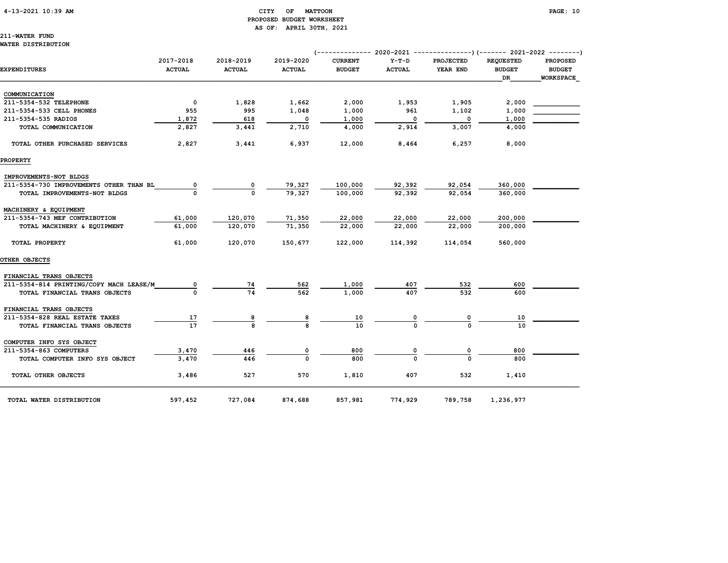## CITY OF MATTOON
### PROPOSED BUDGET WORKSHEET
AS OF: APRIL 30TH, 2021

211-WATER FUND
WATER DISTRIBUTION

| EXPENDITURES | 2017-2018 ACTUAL | 2018-2019 ACTUAL | 2019-2020 ACTUAL | 2020-2021 CURRENT BUDGET | 2020-2021 Y-T-D ACTUAL | 2020-2021 PROJECTED YEAR END | 2021-2022 REQUESTED BUDGET DR | 2021-2022 PROPOSED BUDGET WORKSPACE |
|---|---|---|---|---|---|---|---|---|
| COMMUNICATION | | | | | | | | |
| 211-5354-532 TELEPHONE | 0 | 1,828 | 1,662 | 2,000 | 1,953 | 1,905 | 2,000 | |
| 211-5354-533 CELL PHONES | 955 | 995 | 1,048 | 1,000 | 961 | 1,102 | 1,000 | |
| 211-5354-535 RADIOS | 1,872 | 618 | 0 | 1,000 | 0 | 0 | 1,000 | |
| TOTAL COMMUNICATION | 2,827 | 3,441 | 2,710 | 4,000 | 2,914 | 3,007 | 4,000 | |
| TOTAL OTHER PURCHASED SERVICES | 2,827 | 3,441 | 6,937 | 12,000 | 8,464 | 6,257 | 8,000 | |
| PROPERTY | | | | | | | | |
| IMPROVEMENTS-NOT BLDGS | | | | | | | | |
| 211-5354-730 IMPROVEMENTS OTHER THAN BL | 0 | 0 | 79,327 | 100,000 | 92,392 | 92,054 | 360,000 | |
| TOTAL IMPROVEMENTS-NOT BLDGS | 0 | 0 | 79,327 | 100,000 | 92,392 | 92,054 | 360,000 | |
| MACHINERY & EQUIPMENT | | | | | | | | |
| 211-5354-743 MEF CONTRIBUTION | 61,000 | 120,070 | 71,350 | 22,000 | 22,000 | 22,000 | 200,000 | |
| TOTAL MACHINERY & EQUIPMENT | 61,000 | 120,070 | 71,350 | 22,000 | 22,000 | 22,000 | 200,000 | |
| TOTAL PROPERTY | 61,000 | 120,070 | 150,677 | 122,000 | 114,392 | 114,054 | 560,000 | |
| OTHER OBJECTS | | | | | | | | |
| FINANCIAL TRANS OBJECTS | | | | | | | | |
| 211-5354-814 PRINTING/COPY MACH LEASE/M | 0 | 74 | 562 | 1,000 | 407 | 532 | 600 | |
| TOTAL FINANCIAL TRANS OBJECTS | 0 | 74 | 562 | 1,000 | 407 | 532 | 600 | |
| FINANCIAL TRANS OBJECTS | | | | | | | | |
| 211-5354-828 REAL ESTATE TAXES | 17 | 8 | 8 | 10 | 0 | 0 | 10 | |
| TOTAL FINANCIAL TRANS OBJECTS | 17 | 8 | 8 | 10 | 0 | 0 | 10 | |
| COMPUTER INFO SYS OBJECT | | | | | | | | |
| 211-5354-863 COMPUTERS | 3,470 | 446 | 0 | 800 | 0 | 0 | 800 | |
| TOTAL COMPUTER INFO SYS OBJECT | 3,470 | 446 | 0 | 800 | 0 | 0 | 800 | |
| TOTAL OTHER OBJECTS | 3,486 | 527 | 570 | 1,810 | 407 | 532 | 1,410 | |
| TOTAL WATER DISTRIBUTION | 597,452 | 727,084 | 874,688 | 857,981 | 774,929 | 789,758 | 1,236,977 | |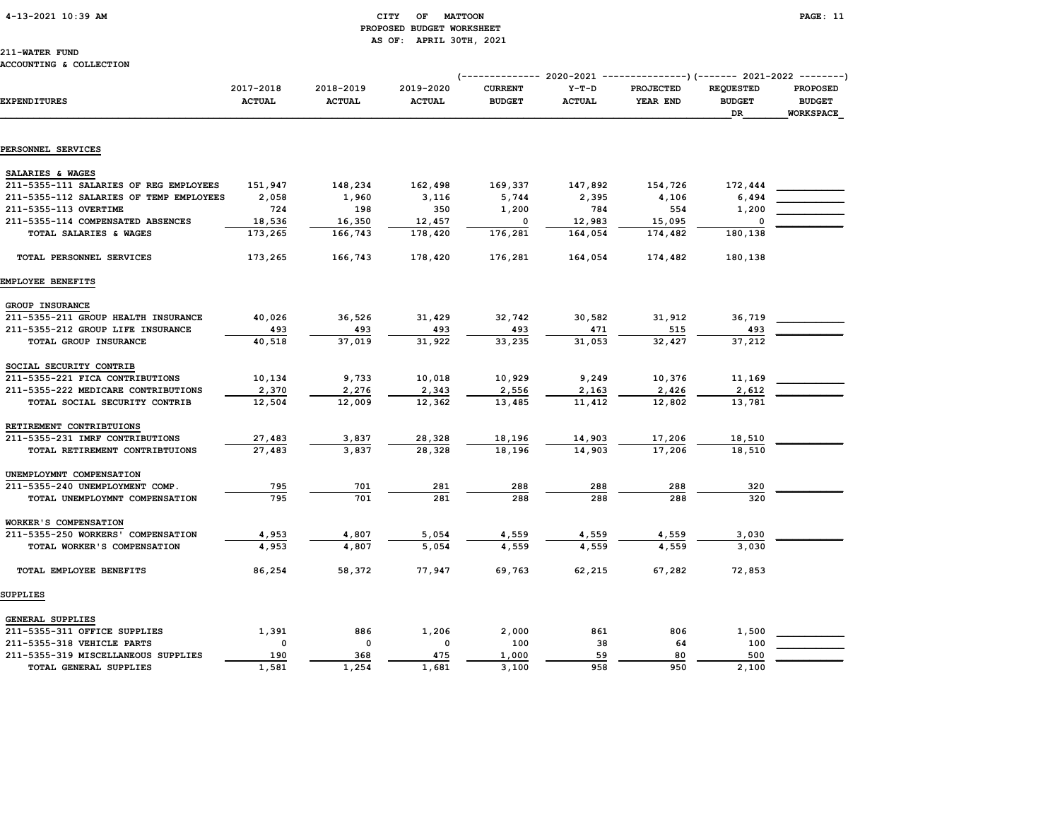CITY OF MATTOON
PROPOSED BUDGET WORKSHEET
AS OF: APRIL 30TH, 2021

211-WATER FUND
ACCOUNTING & COLLECTION

| EXPENDITURES | 2017-2018 ACTUAL | 2018-2019 ACTUAL | 2019-2020 ACTUAL | 2020-2021 CURRENT BUDGET | 2020-2021 Y-T-D ACTUAL | 2020-2021 PROJECTED YEAR END | 2021-2022 REQUESTED BUDGET DR | 2021-2022 PROPOSED BUDGET WORKSPACE |
|---|---|---|---|---|---|---|---|---|
| **PERSONNEL SERVICES** | | | | | | | | |
| SALARIES & WAGES | | | | | | | | |
| 211-5355-111 SALARIES OF REG EMPLOYEES | 151,947 | 148,234 | 162,498 | 169,337 | 147,892 | 154,726 | 172,444 | |
| 211-5355-112 SALARIES OF TEMP EMPLOYEES | 2,058 | 1,960 | 3,116 | 5,744 | 2,395 | 4,106 | 6,494 | |
| 211-5355-113 OVERTIME | 724 | 198 | 350 | 1,200 | 784 | 554 | 1,200 | |
| 211-5355-114 COMPENSATED ABSENCES | 18,536 | 16,350 | 12,457 | 0 | 12,983 | 15,095 | 0 | |
| TOTAL SALARIES & WAGES | 173,265 | 166,743 | 178,420 | 176,281 | 164,054 | 174,482 | 180,138 | |
| TOTAL PERSONNEL SERVICES | 173,265 | 166,743 | 178,420 | 176,281 | 164,054 | 174,482 | 180,138 | |
| **EMPLOYEE BENEFITS** | | | | | | | | |
| GROUP INSURANCE | | | | | | | | |
| 211-5355-211 GROUP HEALTH INSURANCE | 40,026 | 36,526 | 31,429 | 32,742 | 30,582 | 31,912 | 36,719 | |
| 211-5355-212 GROUP LIFE INSURANCE | 493 | 493 | 493 | 493 | 471 | 515 | 493 | |
| TOTAL GROUP INSURANCE | 40,518 | 37,019 | 31,922 | 33,235 | 31,053 | 32,427 | 37,212 | |
| SOCIAL SECURITY CONTRIB | | | | | | | | |
| 211-5355-221 FICA CONTRIBUTIONS | 10,134 | 9,733 | 10,018 | 10,929 | 9,249 | 10,376 | 11,169 | |
| 211-5355-222 MEDICARE CONTRIBUTIONS | 2,370 | 2,276 | 2,343 | 2,556 | 2,163 | 2,426 | 2,612 | |
| TOTAL SOCIAL SECURITY CONTRIB | 12,504 | 12,009 | 12,362 | 13,485 | 11,412 | 12,802 | 13,781 | |
| RETIREMENT CONTRIBTUIONS | | | | | | | | |
| 211-5355-231 IMRF CONTRIBUTIONS | 27,483 | 3,837 | 28,328 | 18,196 | 14,903 | 17,206 | 18,510 | |
| TOTAL RETIREMENT CONTRIBTUIONS | 27,483 | 3,837 | 28,328 | 18,196 | 14,903 | 17,206 | 18,510 | |
| UNEMPLOYMNT COMPENSATION | | | | | | | | |
| 211-5355-240 UNEMPLOYMENT COMP. | 795 | 701 | 281 | 288 | 288 | 288 | 320 | |
| TOTAL UNEMPLOYMNT COMPENSATION | 795 | 701 | 281 | 288 | 288 | 288 | 320 | |
| WORKER'S COMPENSATION | | | | | | | | |
| 211-5355-250 WORKERS' COMPENSATION | 4,953 | 4,807 | 5,054 | 4,559 | 4,559 | 4,559 | 3,030 | |
| TOTAL WORKER'S COMPENSATION | 4,953 | 4,807 | 5,054 | 4,559 | 4,559 | 4,559 | 3,030 | |
| TOTAL EMPLOYEE BENEFITS | 86,254 | 58,372 | 77,947 | 69,763 | 62,215 | 67,282 | 72,853 | |
| **SUPPLIES** | | | | | | | | |
| GENERAL SUPPLIES | | | | | | | | |
| 211-5355-311 OFFICE SUPPLIES | 1,391 | 886 | 1,206 | 2,000 | 861 | 806 | 1,500 | |
| 211-5355-318 VEHICLE PARTS | 0 | 0 | 0 | 100 | 38 | 64 | 100 | |
| 211-5355-319 MISCELLANEOUS SUPPLIES | 190 | 368 | 475 | 1,000 | 59 | 80 | 500 | |
| TOTAL GENERAL SUPPLIES | 1,581 | 1,254 | 1,681 | 3,100 | 958 | 950 | 2,100 | |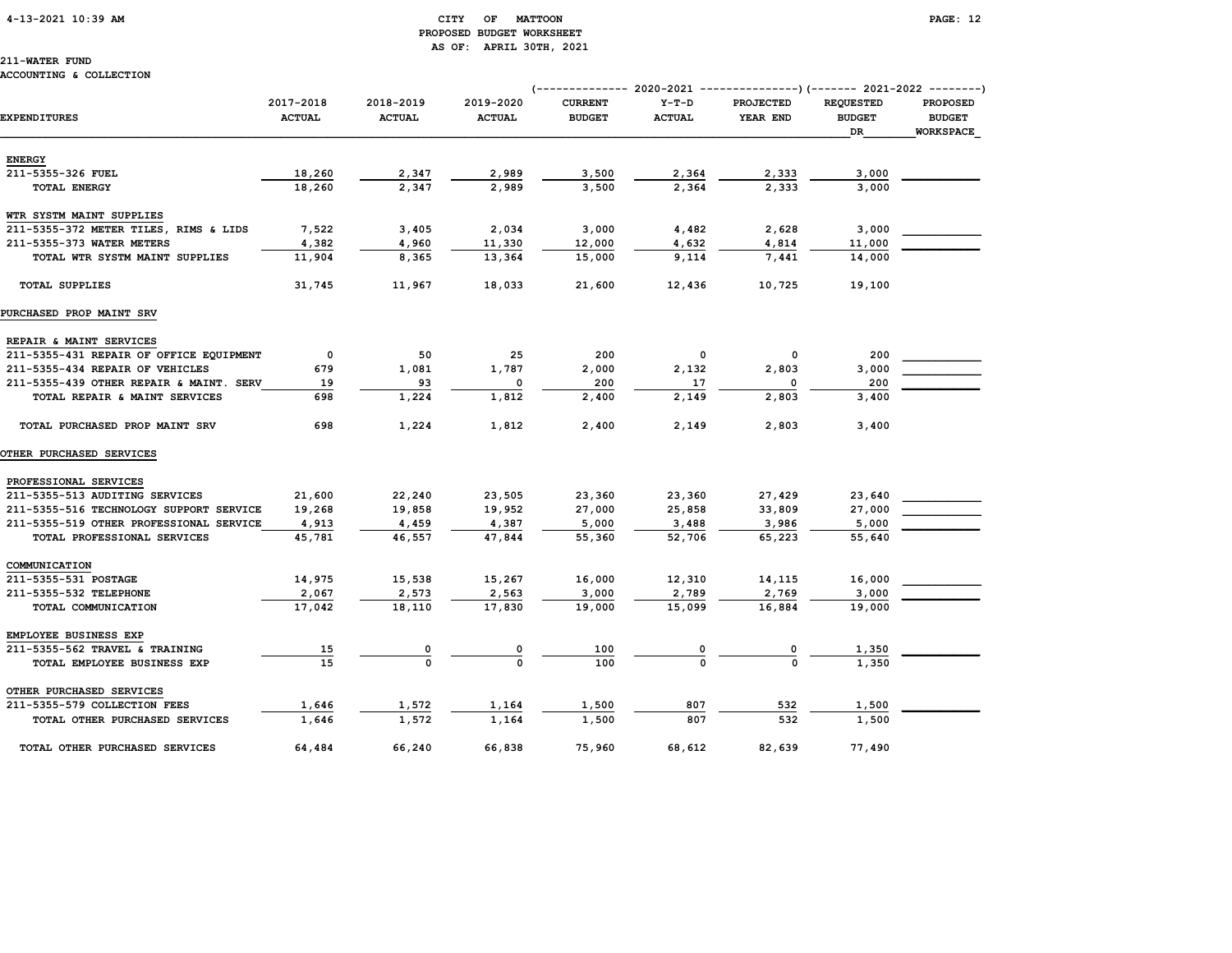CITY OF MATTOON
PROPOSED BUDGET WORKSHEET
AS OF: APRIL 30TH, 2021

211-WATER FUND
ACCOUNTING & COLLECTION

| EXPENDITURES | 2017-2018 ACTUAL | 2018-2019 ACTUAL | 2019-2020 ACTUAL | 2020-2021 CURRENT BUDGET | 2020-2021 Y-T-D ACTUAL | 2020-2021 PROJECTED YEAR END | 2021-2022 REQUESTED BUDGET DR | 2021-2022 PROPOSED BUDGET WORKSPACE |
|---|---|---|---|---|---|---|---|---|
| ENERGY | | | | | | | | |
| 211-5355-326 FUEL | 18,260 | 2,347 | 2,989 | 3,500 | 2,364 | 2,333 | 3,000 | |
| TOTAL ENERGY | 18,260 | 2,347 | 2,989 | 3,500 | 2,364 | 2,333 | 3,000 | |
| WTR SYSTM MAINT SUPPLIES | | | | | | | | |
| 211-5355-372 METER TILES, RIMS & LIDS | 7,522 | 3,405 | 2,034 | 3,000 | 4,482 | 2,628 | 3,000 | |
| 211-5355-373 WATER METERS | 4,382 | 4,960 | 11,330 | 12,000 | 4,632 | 4,814 | 11,000 | |
| TOTAL WTR SYSTM MAINT SUPPLIES | 11,904 | 8,365 | 13,364 | 15,000 | 9,114 | 7,441 | 14,000 | |
| TOTAL SUPPLIES | 31,745 | 11,967 | 18,033 | 21,600 | 12,436 | 10,725 | 19,100 | |
| PURCHASED PROP MAINT SRV | | | | | | | | |
| REPAIR & MAINT SERVICES | | | | | | | | |
| 211-5355-431 REPAIR OF OFFICE EQUIPMENT | 0 | 50 | 25 | 200 | 0 | 0 | 200 | |
| 211-5355-434 REPAIR OF VEHICLES | 679 | 1,081 | 1,787 | 2,000 | 2,132 | 2,803 | 3,000 | |
| 211-5355-439 OTHER REPAIR & MAINT. SERV | 19 | 93 | 0 | 200 | 17 | 0 | 200 | |
| TOTAL REPAIR & MAINT SERVICES | 698 | 1,224 | 1,812 | 2,400 | 2,149 | 2,803 | 3,400 | |
| TOTAL PURCHASED PROP MAINT SRV | 698 | 1,224 | 1,812 | 2,400 | 2,149 | 2,803 | 3,400 | |
| OTHER PURCHASED SERVICES | | | | | | | | |
| PROFESSIONAL SERVICES | | | | | | | | |
| 211-5355-513 AUDITING SERVICES | 21,600 | 22,240 | 23,505 | 23,360 | 23,360 | 27,429 | 23,640 | |
| 211-5355-516 TECHNOLOGY SUPPORT SERVICE | 19,268 | 19,858 | 19,952 | 27,000 | 25,858 | 33,809 | 27,000 | |
| 211-5355-519 OTHER PROFESSIONAL SERVICE | 4,913 | 4,459 | 4,387 | 5,000 | 3,488 | 3,986 | 5,000 | |
| TOTAL PROFESSIONAL SERVICES | 45,781 | 46,557 | 47,844 | 55,360 | 52,706 | 65,223 | 55,640 | |
| COMMUNICATION | | | | | | | | |
| 211-5355-531 POSTAGE | 14,975 | 15,538 | 15,267 | 16,000 | 12,310 | 14,115 | 16,000 | |
| 211-5355-532 TELEPHONE | 2,067 | 2,573 | 2,563 | 3,000 | 2,789 | 2,769 | 3,000 | |
| TOTAL COMMUNICATION | 17,042 | 18,110 | 17,830 | 19,000 | 15,099 | 16,884 | 19,000 | |
| EMPLOYEE BUSINESS EXP | | | | | | | | |
| 211-5355-562 TRAVEL & TRAINING | 15 | 0 | 0 | 100 | 0 | 0 | 1,350 | |
| TOTAL EMPLOYEE BUSINESS EXP | 15 | 0 | 0 | 100 | 0 | 0 | 1,350 | |
| OTHER PURCHASED SERVICES | | | | | | | | |
| 211-5355-579 COLLECTION FEES | 1,646 | 1,572 | 1,164 | 1,500 | 807 | 532 | 1,500 | |
| TOTAL OTHER PURCHASED SERVICES | 1,646 | 1,572 | 1,164 | 1,500 | 807 | 532 | 1,500 | |
| TOTAL OTHER PURCHASED SERVICES | 64,484 | 66,240 | 66,838 | 75,960 | 68,612 | 82,639 | 77,490 | |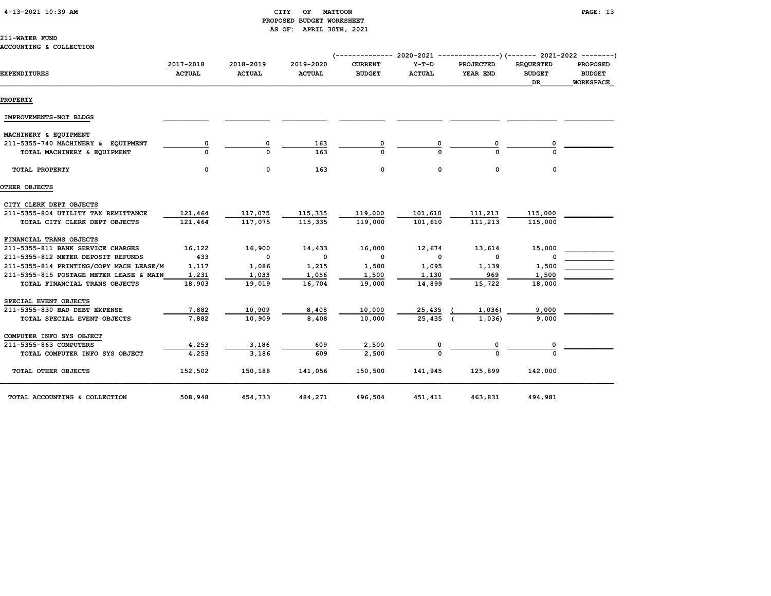CITY OF MATTOON
PROPOSED BUDGET WORKSHEET
AS OF: APRIL 30TH, 2021

211-WATER FUND
ACCOUNTING & COLLECTION

| EXPENDITURES | 2017-2018 ACTUAL | 2018-2019 ACTUAL | 2019-2020 ACTUAL | 2020-2021 CURRENT BUDGET | 2020-2021 Y-T-D ACTUAL | 2020-2021 PROJECTED YEAR END | 2021-2022 REQUESTED BUDGET DR | 2021-2022 PROPOSED BUDGET WORKSPACE |
|---|---|---|---|---|---|---|---|---|
| **PROPERTY** | | | | | | | | |
| IMPROVEMENTS-NOT BLDGS | | | | | | | | |
| MACHINERY & EQUIPMENT | | | | | | | | |
| 211-5355-740 MACHINERY & EQUIPMENT | 0 | 0 | 163 | 0 | 0 | 0 | 0 | |
| TOTAL MACHINERY & EQUIPMENT | 0 | 0 | 163 | 0 | 0 | 0 | 0 | |
| TOTAL PROPERTY | 0 | 0 | 163 | 0 | 0 | 0 | 0 | |
| **OTHER OBJECTS** | | | | | | | | |
| CITY CLERK DEPT OBJECTS | | | | | | | | |
| 211-5355-804 UTILITY TAX REMITTANCE | 121,464 | 117,075 | 115,335 | 119,000 | 101,610 | 111,213 | 115,000 | |
| TOTAL CITY CLERK DEPT OBJECTS | 121,464 | 117,075 | 115,335 | 119,000 | 101,610 | 111,213 | 115,000 | |
| FINANCIAL TRANS OBJECTS | | | | | | | | |
| 211-5355-811 BANK SERVICE CHARGES | 16,122 | 16,900 | 14,433 | 16,000 | 12,674 | 13,614 | 15,000 | |
| 211-5355-812 METER DEPOSIT REFUNDS | 433 | 0 | 0 | 0 | 0 | 0 | 0 | |
| 211-5355-814 PRINTING/COPY MACH LEASE/M | 1,117 | 1,086 | 1,215 | 1,500 | 1,095 | 1,139 | 1,500 | |
| 211-5355-815 POSTAGE METER LEASE & MAIN | 1,231 | 1,033 | 1,056 | 1,500 | 1,130 | 969 | 1,500 | |
| TOTAL FINANCIAL TRANS OBJECTS | 18,903 | 19,019 | 16,704 | 19,000 | 14,899 | 15,722 | 18,000 | |
| SPECIAL EVENT OBJECTS | | | | | | | | |
| 211-5355-830 BAD DEBT EXPENSE | 7,882 | 10,909 | 8,408 | 10,000 | 25,435 | (1,036) | 9,000 | |
| TOTAL SPECIAL EVENT OBJECTS | 7,882 | 10,909 | 8,408 | 10,000 | 25,435 | (1,036) | 9,000 | |
| COMPUTER INFO SYS OBJECT | | | | | | | | |
| 211-5355-863 COMPUTERS | 4,253 | 3,186 | 609 | 2,500 | 0 | 0 | 0 | |
| TOTAL COMPUTER INFO SYS OBJECT | 4,253 | 3,186 | 609 | 2,500 | 0 | 0 | 0 | |
| TOTAL OTHER OBJECTS | 152,502 | 150,188 | 141,056 | 150,500 | 141,945 | 125,899 | 142,000 | |
| TOTAL ACCOUNTING & COLLECTION | 508,948 | 454,733 | 484,271 | 496,504 | 451,411 | 463,831 | 494,981 | |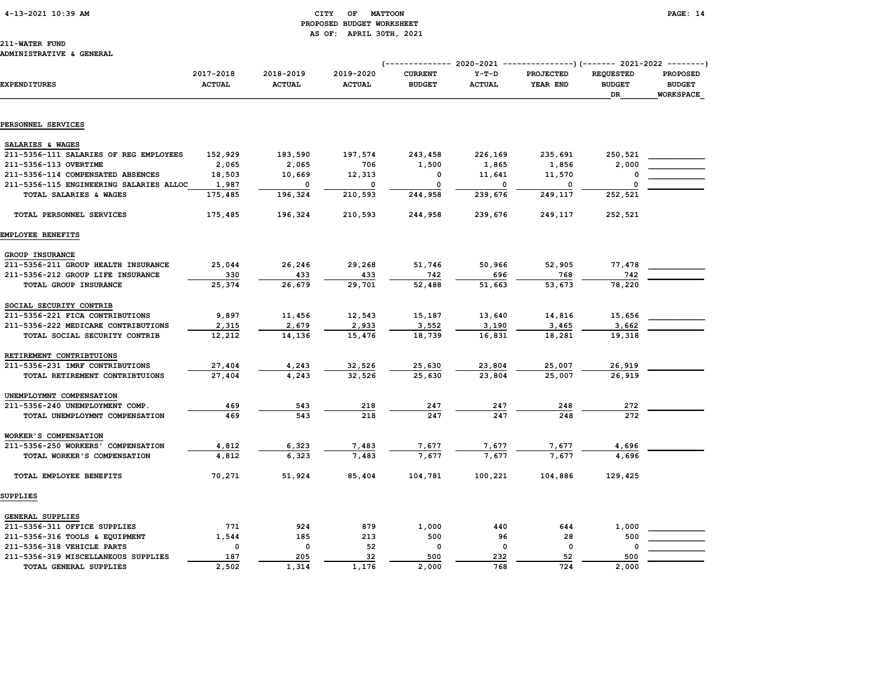CITY OF MATTOON
PROPOSED BUDGET WORKSHEET
AS OF: APRIL 30TH, 2021

211-WATER FUND
ADMINISTRATIVE & GENERAL

| EXPENDITURES | 2017-2018 ACTUAL | 2018-2019 ACTUAL | 2019-2020 ACTUAL | 2020-2021 CURRENT BUDGET | 2020-2021 Y-T-D ACTUAL | 2020-2021 PROJECTED YEAR END | 2021-2022 REQUESTED BUDGET DR | 2021-2022 PROPOSED BUDGET WORKSPACE |
|---|---|---|---|---|---|---|---|---|
| **PERSONNEL SERVICES** | | | | | | | | |
| SALARIES & WAGES | | | | | | | | |
| 211-5356-111 SALARIES OF REG EMPLOYEES | 152,929 | 183,590 | 197,574 | 243,458 | 226,169 | 235,691 | 250,521 | |
| 211-5356-113 OVERTIME | 2,065 | 2,065 | 706 | 1,500 | 1,865 | 1,856 | 2,000 | |
| 211-5356-114 COMPENSATED ABSENCES | 18,503 | 10,669 | 12,313 | 0 | 11,641 | 11,570 | 0 | |
| 211-5356-115 ENGINEERING SALARIES ALLOC | 1,987 | 0 | 0 | 0 | 0 | 0 | 0 | |
| TOTAL SALARIES & WAGES | 175,485 | 196,324 | 210,593 | 244,958 | 239,676 | 249,117 | 252,521 | |
| TOTAL PERSONNEL SERVICES | 175,485 | 196,324 | 210,593 | 244,958 | 239,676 | 249,117 | 252,521 | |
| **EMPLOYEE BENEFITS** | | | | | | | | |
| GROUP INSURANCE | | | | | | | | |
| 211-5356-211 GROUP HEALTH INSURANCE | 25,044 | 26,246 | 29,268 | 51,746 | 50,966 | 52,905 | 77,478 | |
| 211-5356-212 GROUP LIFE INSURANCE | 330 | 433 | 433 | 742 | 696 | 768 | 742 | |
| TOTAL GROUP INSURANCE | 25,374 | 26,679 | 29,701 | 52,488 | 51,663 | 53,673 | 78,220 | |
| SOCIAL SECURITY CONTRIB | | | | | | | | |
| 211-5356-221 FICA CONTRIBUTIONS | 9,897 | 11,456 | 12,543 | 15,187 | 13,640 | 14,816 | 15,656 | |
| 211-5356-222 MEDICARE CONTRIBUTIONS | 2,315 | 2,679 | 2,933 | 3,552 | 3,190 | 3,465 | 3,662 | |
| TOTAL SOCIAL SECURITY CONTRIB | 12,212 | 14,136 | 15,476 | 18,739 | 16,831 | 18,281 | 19,318 | |
| RETIREMENT CONTRIBTUIONS | | | | | | | | |
| 211-5356-231 IMRF CONTRIBUTIONS | 27,404 | 4,243 | 32,526 | 25,630 | 23,804 | 25,007 | 26,919 | |
| TOTAL RETIREMENT CONTRIBTUIONS | 27,404 | 4,243 | 32,526 | 25,630 | 23,804 | 25,007 | 26,919 | |
| UNEMPLOYMNT COMPENSATION | | | | | | | | |
| 211-5356-240 UNEMPLOYMENT COMP. | 469 | 543 | 218 | 247 | 247 | 248 | 272 | |
| TOTAL UNEMPLOYMNT COMPENSATION | 469 | 543 | 218 | 247 | 247 | 248 | 272 | |
| WORKER'S COMPENSATION | | | | | | | | |
| 211-5356-250 WORKERS' COMPENSATION | 4,812 | 6,323 | 7,483 | 7,677 | 7,677 | 7,677 | 4,696 | |
| TOTAL WORKER'S COMPENSATION | 4,812 | 6,323 | 7,483 | 7,677 | 7,677 | 7,677 | 4,696 | |
| TOTAL EMPLOYEE BENEFITS | 70,271 | 51,924 | 85,404 | 104,781 | 100,221 | 104,886 | 129,425 | |
| **SUPPLIES** | | | | | | | | |
| GENERAL SUPPLIES | | | | | | | | |
| 211-5356-311 OFFICE SUPPLIES | 771 | 924 | 879 | 1,000 | 440 | 644 | 1,000 | |
| 211-5356-316 TOOLS & EQUIPMENT | 1,544 | 185 | 213 | 500 | 96 | 28 | 500 | |
| 211-5356-318 VEHICLE PARTS | 0 | 0 | 52 | 0 | 0 | 0 | 0 | |
| 211-5356-319 MISCELLANEOUS SUPPLIES | 187 | 205 | 32 | 500 | 232 | 52 | 500 | |
| TOTAL GENERAL SUPPLIES | 2,502 | 1,314 | 1,176 | 2,000 | 768 | 724 | 2,000 | |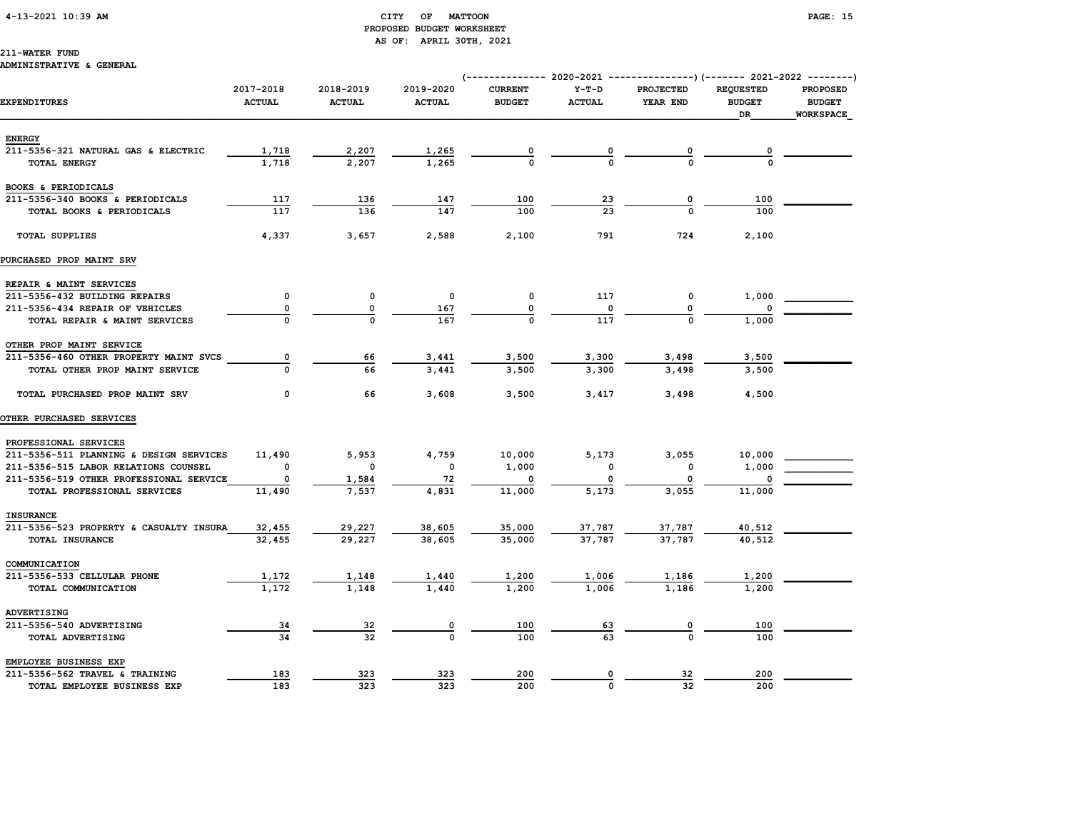CITY OF MATTOON
PROPOSED BUDGET WORKSHEET
AS OF: APRIL 30TH, 2021

211-WATER FUND
ADMINISTRATIVE & GENERAL

| EXPENDITURES | 2017-2018 ACTUAL | 2018-2019 ACTUAL | 2019-2020 ACTUAL | 2020-2021 CURRENT BUDGET | 2020-2021 Y-T-D ACTUAL | 2020-2021 PROJECTED YEAR END | 2021-2022 REQUESTED BUDGET DR | 2021-2022 PROPOSED BUDGET WORKSPACE |
|---|---|---|---|---|---|---|---|---|
| **ENERGY** | | | | | | | | |
| 211-5356-321 NATURAL GAS & ELECTRIC | 1,718 | 2,207 | 1,265 | 0 | 0 | 0 | 0 | |
| TOTAL ENERGY | 1,718 | 2,207 | 1,265 | 0 | 0 | 0 | 0 | |
| **BOOKS & PERIODICALS** | | | | | | | | |
| 211-5356-340 BOOKS & PERIODICALS | 117 | 136 | 147 | 100 | 23 | 0 | 100 | |
| TOTAL BOOKS & PERIODICALS | 117 | 136 | 147 | 100 | 23 | 0 | 100 | |
| TOTAL SUPPLIES | 4,337 | 3,657 | 2,588 | 2,100 | 791 | 724 | 2,100 | |
| **PURCHASED PROP MAINT SRV** | | | | | | | | |
| **REPAIR & MAINT SERVICES** | | | | | | | | |
| 211-5356-432 BUILDING REPAIRS | 0 | 0 | 0 | 0 | 117 | 0 | 1,000 | |
| 211-5356-434 REPAIR OF VEHICLES | 0 | 0 | 167 | 0 | 0 | 0 | 0 | |
| TOTAL REPAIR & MAINT SERVICES | 0 | 0 | 167 | 0 | 117 | 0 | 1,000 | |
| **OTHER PROP MAINT SERVICE** | | | | | | | | |
| 211-5356-460 OTHER PROPERTY MAINT SVCS | 0 | 66 | 3,441 | 3,500 | 3,300 | 3,498 | 3,500 | |
| TOTAL OTHER PROP MAINT SERVICE | 0 | 66 | 3,441 | 3,500 | 3,300 | 3,498 | 3,500 | |
| TOTAL PURCHASED PROP MAINT SRV | 0 | 66 | 3,608 | 3,500 | 3,417 | 3,498 | 4,500 | |
| **OTHER PURCHASED SERVICES** | | | | | | | | |
| **PROFESSIONAL SERVICES** | | | | | | | | |
| 211-5356-511 PLANNING & DESIGN SERVICES | 11,490 | 5,953 | 4,759 | 10,000 | 5,173 | 3,055 | 10,000 | |
| 211-5356-515 LABOR RELATIONS COUNSEL | 0 | 0 | 0 | 1,000 | 0 | 0 | 1,000 | |
| 211-5356-519 OTHER PROFESSIONAL SERVICE | 0 | 1,584 | 72 | 0 | 0 | 0 | 0 | |
| TOTAL PROFESSIONAL SERVICES | 11,490 | 7,537 | 4,831 | 11,000 | 5,173 | 3,055 | 11,000 | |
| **INSURANCE** | | | | | | | | |
| 211-5356-523 PROPERTY & CASUALTY INSURA | 32,455 | 29,227 | 38,605 | 35,000 | 37,787 | 37,787 | 40,512 | |
| TOTAL INSURANCE | 32,455 | 29,227 | 38,605 | 35,000 | 37,787 | 37,787 | 40,512 | |
| **COMMUNICATION** | | | | | | | | |
| 211-5356-533 CELLULAR PHONE | 1,172 | 1,148 | 1,440 | 1,200 | 1,006 | 1,186 | 1,200 | |
| TOTAL COMMUNICATION | 1,172 | 1,148 | 1,440 | 1,200 | 1,006 | 1,186 | 1,200 | |
| **ADVERTISING** | | | | | | | | |
| 211-5356-540 ADVERTISING | 34 | 32 | 0 | 100 | 63 | 0 | 100 | |
| TOTAL ADVERTISING | 34 | 32 | 0 | 100 | 63 | 0 | 100 | |
| **EMPLOYEE BUSINESS EXP** | | | | | | | | |
| 211-5356-562 TRAVEL & TRAINING | 183 | 323 | 323 | 200 | 0 | 32 | 200 | |
| TOTAL EMPLOYEE BUSINESS EXP | 183 | 323 | 323 | 200 | 0 | 32 | 200 | |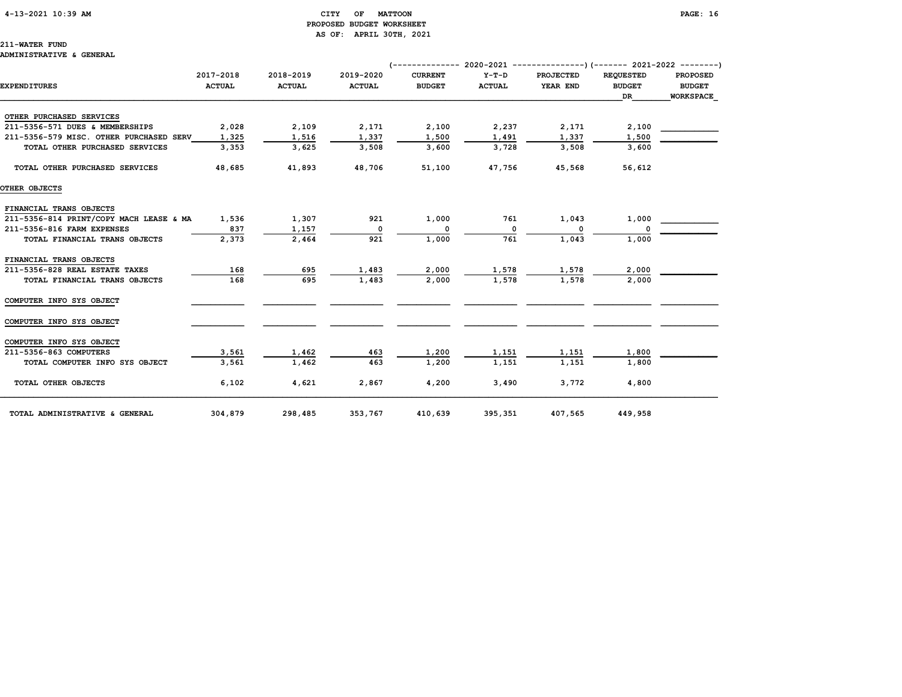# CITY OF MATTOON
## PROPOSED BUDGET WORKSHEET
### AS OF: APRIL 30TH, 2021

211-WATER FUND

ADMINISTRATIVE & GENERAL

| EXPENDITURES | 2017-2018 ACTUAL | 2018-2019 ACTUAL | 2019-2020 ACTUAL | 2020-2021 CURRENT BUDGET | 2020-2021 Y-T-D ACTUAL | 2020-2021 PROJECTED YEAR END | 2021-2022 REQUESTED BUDGET DR | 2021-2022 PROPOSED BUDGET WORKSPACE |
|---|---|---|---|---|---|---|---|---|
| OTHER PURCHASED SERVICES | | | | | | | | |
| 211-5356-571 DUES & MEMBERSHIPS | 2,028 | 2,109 | 2,171 | 2,100 | 2,237 | 2,171 | 2,100 | |
| 211-5356-579 MISC. OTHER PURCHASED SERV | 1,325 | 1,516 | 1,337 | 1,500 | 1,491 | 1,337 | 1,500 | |
| TOTAL OTHER PURCHASED SERVICES | 3,353 | 3,625 | 3,508 | 3,600 | 3,728 | 3,508 | 3,600 | |
| TOTAL OTHER PURCHASED SERVICES | 48,685 | 41,893 | 48,706 | 51,100 | 47,756 | 45,568 | 56,612 | |
| OTHER OBJECTS | | | | | | | | |
| FINANCIAL TRANS OBJECTS | | | | | | | | |
| 211-5356-814 PRINT/COPY MACH LEASE & MA | 1,536 | 1,307 | 921 | 1,000 | 761 | 1,043 | 1,000 | |
| 211-5356-816 FARM EXPENSES | 837 | 1,157 | 0 | 0 | 0 | 0 | 0 | |
| TOTAL FINANCIAL TRANS OBJECTS | 2,373 | 2,464 | 921 | 1,000 | 761 | 1,043 | 1,000 | |
| FINANCIAL TRANS OBJECTS | | | | | | | | |
| 211-5356-828 REAL ESTATE TAXES | 168 | 695 | 1,483 | 2,000 | 1,578 | 1,578 | 2,000 | |
| TOTAL FINANCIAL TRANS OBJECTS | 168 | 695 | 1,483 | 2,000 | 1,578 | 1,578 | 2,000 | |
| COMPUTER INFO SYS OBJECT | | | | | | | | |
| COMPUTER INFO SYS OBJECT | | | | | | | | |
| COMPUTER INFO SYS OBJECT | | | | | | | | |
| 211-5356-863 COMPUTERS | 3,561 | 1,462 | 463 | 1,200 | 1,151 | 1,151 | 1,800 | |
| TOTAL COMPUTER INFO SYS OBJECT | 3,561 | 1,462 | 463 | 1,200 | 1,151 | 1,151 | 1,800 | |
| TOTAL OTHER OBJECTS | 6,102 | 4,621 | 2,867 | 4,200 | 3,490 | 3,772 | 4,800 | |
| TOTAL ADMINISTRATIVE & GENERAL | 304,879 | 298,485 | 353,767 | 410,639 | 395,351 | 407,565 | 449,958 | |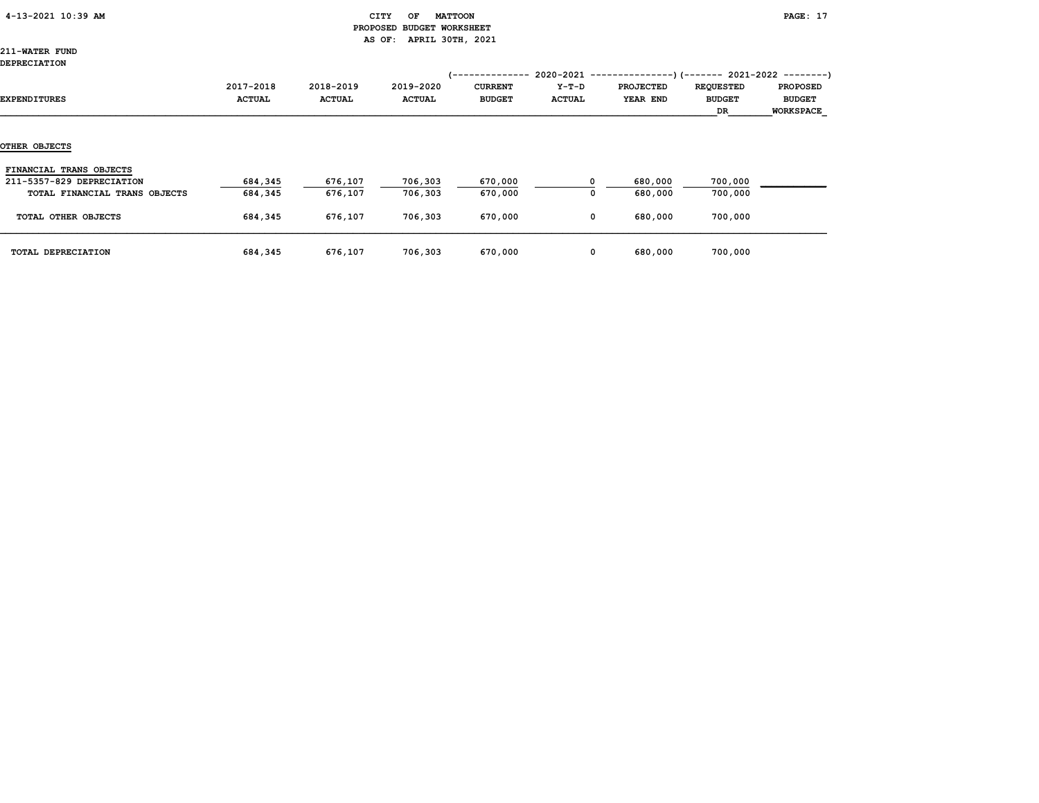CITY OF MATTOON
PROPOSED BUDGET WORKSHEET
AS OF: APRIL 30TH, 2021

211-WATER FUND
DEPRECIATION

| EXPENDITURES | 2017-2018 ACTUAL | 2018-2019 ACTUAL | 2019-2020 ACTUAL | 2020-2021 CURRENT BUDGET | 2020-2021 Y-T-D ACTUAL | 2020-2021 PROJECTED YEAR END | 2021-2022 REQUESTED BUDGET DR | 2021-2022 PROPOSED BUDGET WORKSPACE |
|---|---|---|---|---|---|---|---|---|
| **OTHER OBJECTS** | | | | | | | | |
| FINANCIAL TRANS OBJECTS | | | | | | | | |
| 211-5357-829 DEPRECIATION | 684,345 | 676,107 | 706,303 | 670,000 | 0 | 680,000 | 700,000 | |
| TOTAL FINANCIAL TRANS OBJECTS | 684,345 | 676,107 | 706,303 | 670,000 | 0 | 680,000 | 700,000 | |
| TOTAL OTHER OBJECTS | 684,345 | 676,107 | 706,303 | 670,000 | 0 | 680,000 | 700,000 | |
| TOTAL DEPRECIATION | 684,345 | 676,107 | 706,303 | 670,000 | 0 | 680,000 | 700,000 | |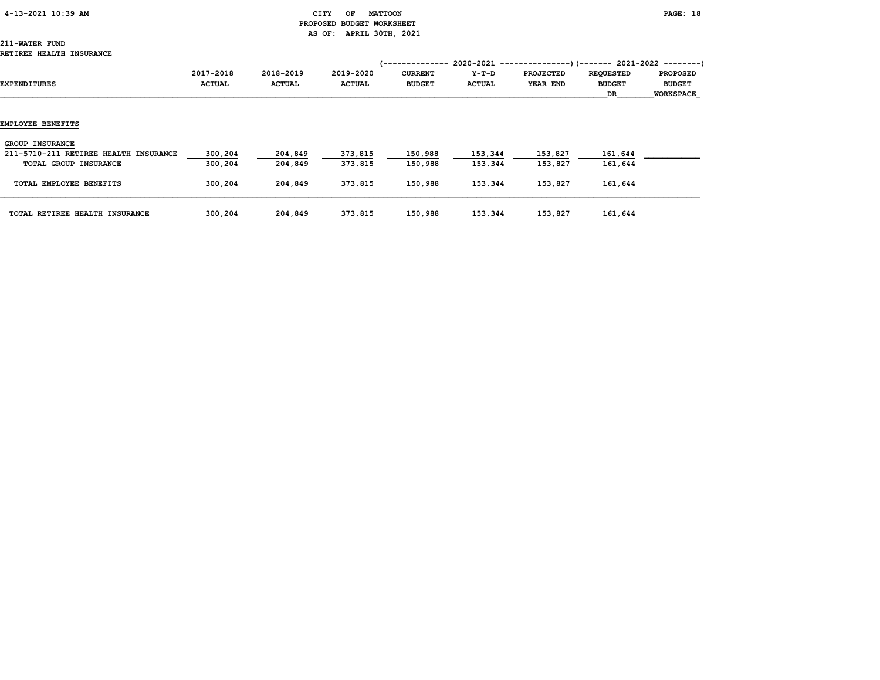CITY OF MATTOON
PROPOSED BUDGET WORKSHEET
AS OF: APRIL 30TH, 2021

211-WATER FUND
RETIREE HEALTH INSURANCE

| EXPENDITURES | 2017-2018 ACTUAL | 2018-2019 ACTUAL | 2019-2020 ACTUAL | 2020-2021 CURRENT BUDGET | 2020-2021 Y-T-D ACTUAL | 2020-2021 PROJECTED YEAR END | 2021-2022 REQUESTED BUDGET DR | 2021-2022 PROPOSED BUDGET WORKSPACE |
|---|---|---|---|---|---|---|---|---|
| **EMPLOYEE BENEFITS** | | | | | | | | |
| GROUP INSURANCE | | | | | | | | |
| 211-5710-211 RETIREE HEALTH INSURANCE | 300,204 | 204,849 | 373,815 | 150,988 | 153,344 | 153,827 | 161,644 | |
| TOTAL GROUP INSURANCE | 300,204 | 204,849 | 373,815 | 150,988 | 153,344 | 153,827 | 161,644 | |
| TOTAL EMPLOYEE BENEFITS | 300,204 | 204,849 | 373,815 | 150,988 | 153,344 | 153,827 | 161,644 | |
| TOTAL RETIREE HEALTH INSURANCE | 300,204 | 204,849 | 373,815 | 150,988 | 153,344 | 153,827 | 161,644 | |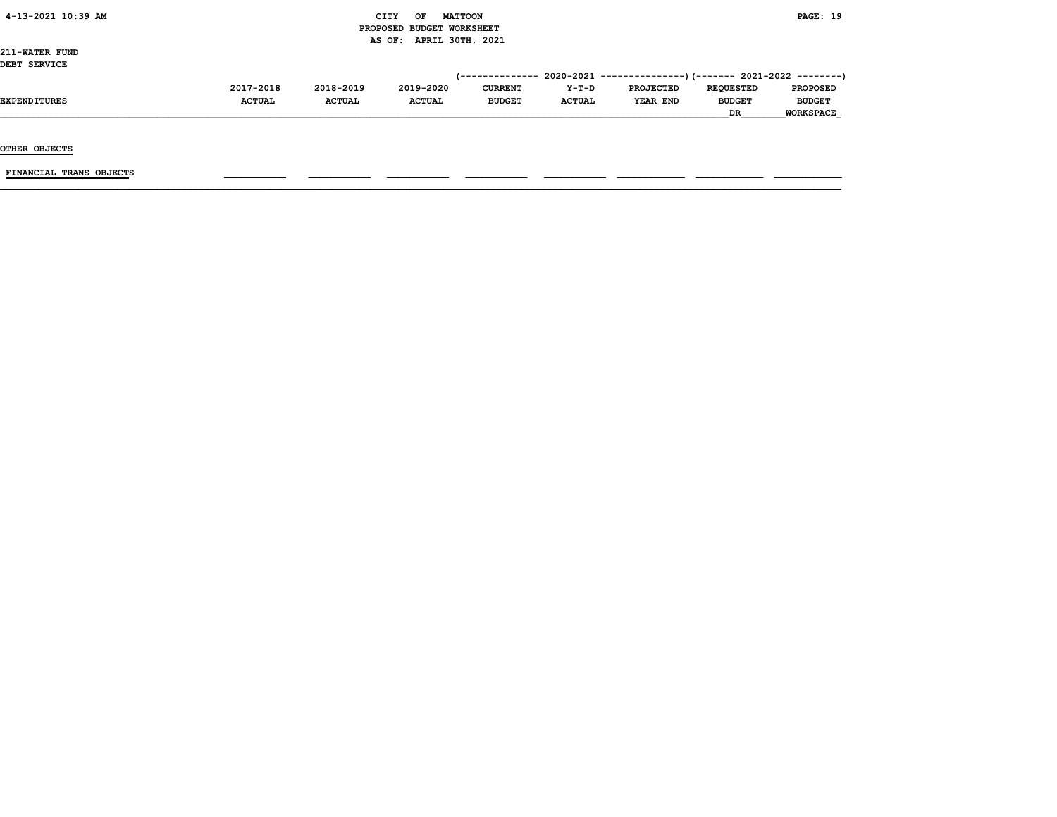CITY OF MATTOON
PROPOSED BUDGET WORKSHEET
AS OF: APRIL 30TH, 2021

211-WATER FUND
DEBT SERVICE

| EXPENDITURES | 2017-2018 ACTUAL | 2018-2019 ACTUAL | 2019-2020 ACTUAL | 2020-2021 CURRENT BUDGET | 2020-2021 Y-T-D ACTUAL | 2020-2021 PROJECTED YEAR END | 2021-2022 REQUESTED BUDGET DR | 2021-2022 PROPOSED BUDGET WORKSPACE |
|---|---|---|---|---|---|---|---|---|
| **OTHER OBJECTS** | | | | | | | | |
| FINANCIAL TRANS OBJECTS | | | | | | | | |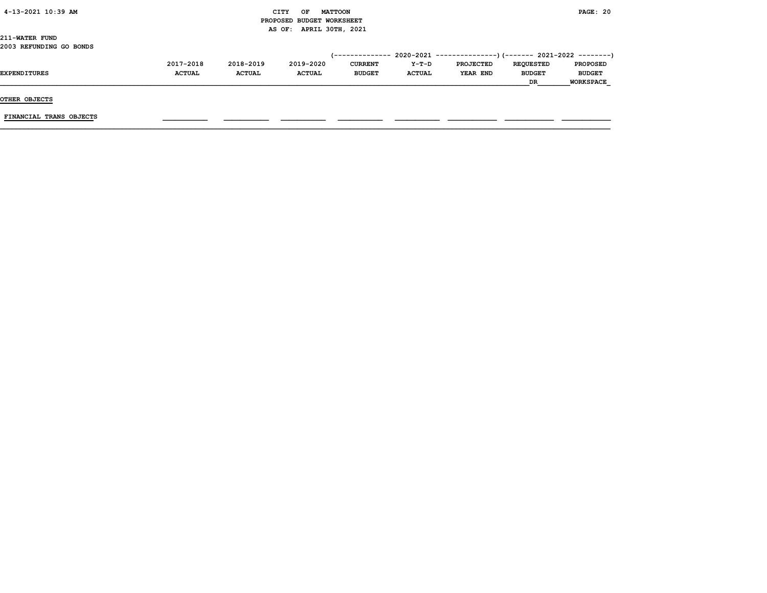CITY OF MATTOON
PROPOSED BUDGET WORKSHEET
AS OF: APRIL 30TH, 2021

211-WATER FUND
2003 REFUNDING GO BONDS

| EXPENDITURES | 2017-2018 ACTUAL | 2018-2019 ACTUAL | 2019-2020 ACTUAL | 2020-2021 CURRENT BUDGET | 2020-2021 Y-T-D ACTUAL | 2020-2021 PROJECTED YEAR END | 2021-2022 REQUESTED BUDGET DR | 2021-2022 PROPOSED BUDGET WORKSPACE |
|---|---|---|---|---|---|---|---|---|
| **OTHER OBJECTS** | | | | | | | | |
| FINANCIAL TRANS OBJECTS | | | | | | | | |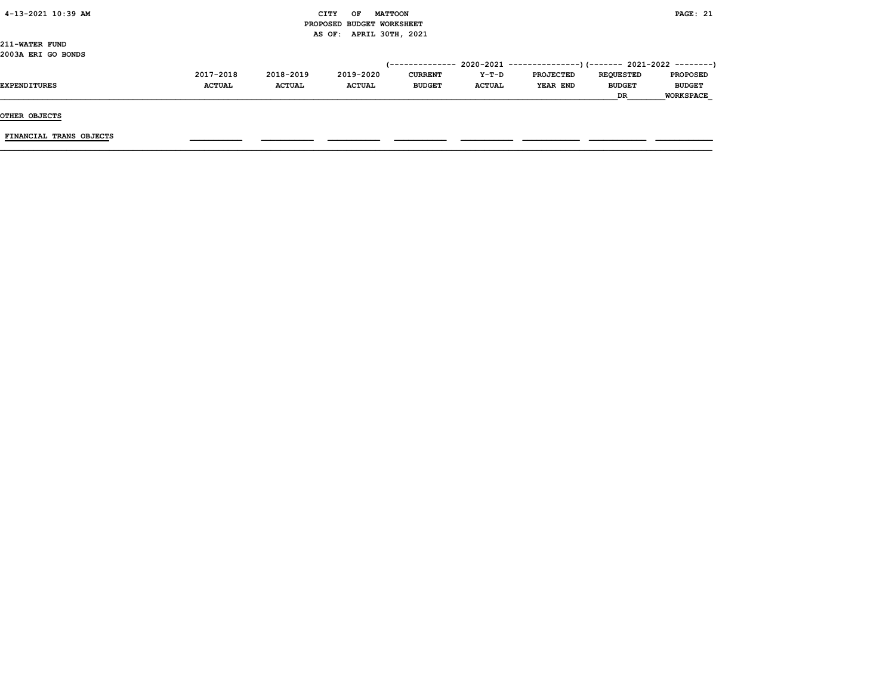CITY OF MATTOON
PROPOSED BUDGET WORKSHEET
AS OF: APRIL 30TH, 2021

211-WATER FUND
2003A ERI GO BONDS

| EXPENDITURES | 2017-2018 ACTUAL | 2018-2019 ACTUAL | 2019-2020 ACTUAL | 2020-2021 CURRENT BUDGET | 2020-2021 Y-T-D ACTUAL | 2020-2021 PROJECTED YEAR END | 2021-2022 REQUESTED BUDGET DR | 2021-2022 PROPOSED BUDGET WORKSPACE |
|---|---|---|---|---|---|---|---|---|
| **OTHER OBJECTS** | | | | | | | | |
| FINANCIAL TRANS OBJECTS | | | | | | | | |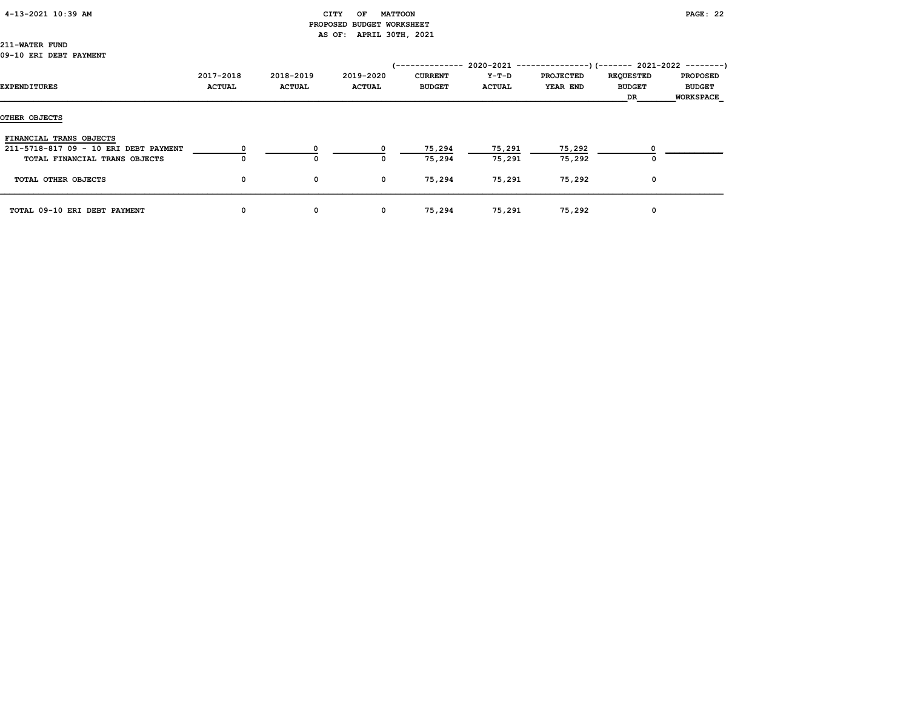CITY OF MATTOON
PROPOSED BUDGET WORKSHEET
AS OF: APRIL 30TH, 2021

211-WATER FUND
09-10 ERI DEBT PAYMENT

| EXPENDITURES | 2017-2018 ACTUAL | 2018-2019 ACTUAL | 2019-2020 ACTUAL | 2020-2021 CURRENT BUDGET | 2020-2021 Y-T-D ACTUAL | 2020-2021 PROJECTED YEAR END | 2021-2022 REQUESTED BUDGET DR | 2021-2022 PROPOSED BUDGET WORKSPACE |
|---|---|---|---|---|---|---|---|---|
| **OTHER OBJECTS** | | | | | | | | |
| FINANCIAL TRANS OBJECTS | | | | | | | | |
| 211-5718-817 09 - 10 ERI DEBT PAYMENT | 0 | 0 | 0 | 75,294 | 75,291 | 75,292 | 0 | |
| TOTAL FINANCIAL TRANS OBJECTS | 0 | 0 | 0 | 75,294 | 75,291 | 75,292 | 0 | |
| TOTAL OTHER OBJECTS | 0 | 0 | 0 | 75,294 | 75,291 | 75,292 | 0 | |
| TOTAL 09-10 ERI DEBT PAYMENT | 0 | 0 | 0 | 75,294 | 75,291 | 75,292 | 0 | |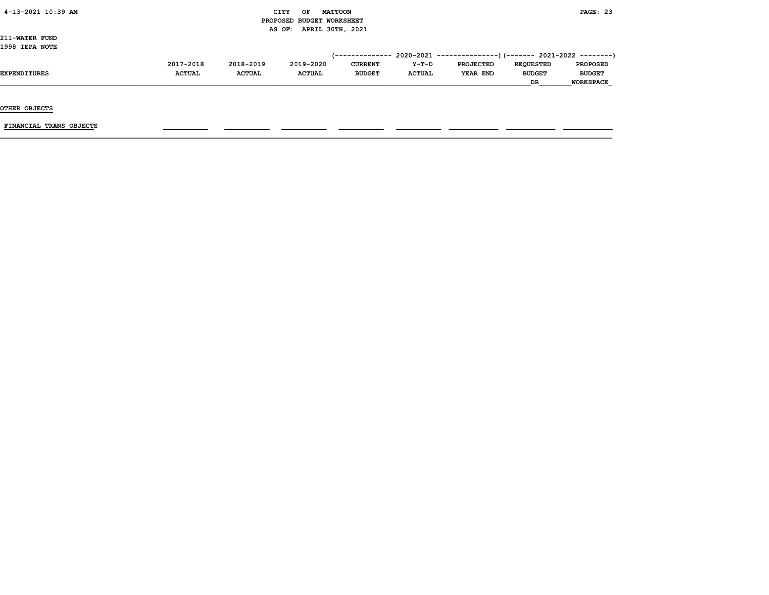CITY OF MATTOON
PROPOSED BUDGET WORKSHEET
AS OF: APRIL 30TH, 2021

211-WATER FUND
1998 IEPA NOTE

| EXPENDITURES | 2017-2018 ACTUAL | 2018-2019 ACTUAL | 2019-2020 ACTUAL | 2020-2021 CURRENT BUDGET | 2020-2021 Y-T-D ACTUAL | 2020-2021 PROJECTED YEAR END | 2021-2022 REQUESTED BUDGET DR | 2021-2022 PROPOSED BUDGET WORKSPACE |
|---|---|---|---|---|---|---|---|---|
| OTHER OBJECTS | | | | | | | | |
| FINANCIAL TRANS OBJECTS | | | | | | | | |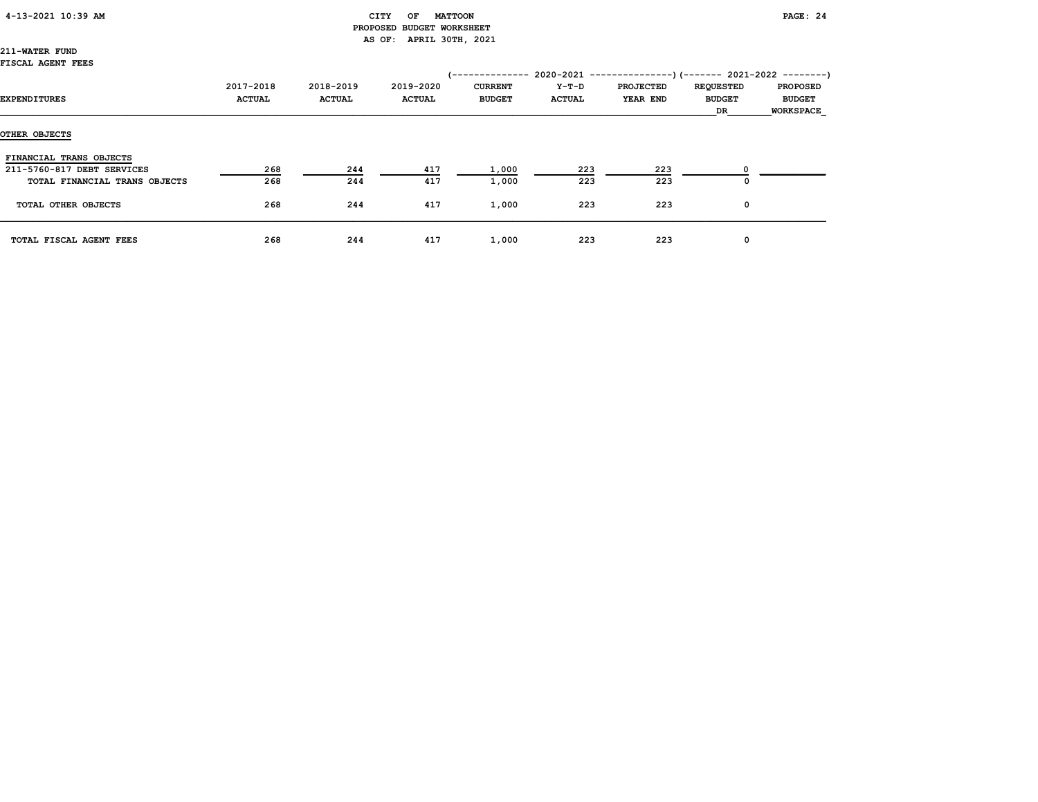CITY OF MATTOON
PROPOSED BUDGET WORKSHEET
AS OF: APRIL 30TH, 2021

211-WATER FUND
FISCAL AGENT FEES

| EXPENDITURES | 2017-2018 ACTUAL | 2018-2019 ACTUAL | 2019-2020 ACTUAL | 2020-2021 CURRENT BUDGET | 2020-2021 Y-T-D ACTUAL | 2020-2021 PROJECTED YEAR END | 2021-2022 REQUESTED BUDGET DR | 2021-2022 PROPOSED BUDGET WORKSPACE |
|---|---|---|---|---|---|---|---|---|
| **OTHER OBJECTS** | | | | | | | | |
| FINANCIAL TRANS OBJECTS | | | | | | | | |
| 211-5760-817 DEBT SERVICES | 268 | 244 | 417 | 1,000 | 223 | 223 | 0 | |
| TOTAL FINANCIAL TRANS OBJECTS | 268 | 244 | 417 | 1,000 | 223 | 223 | 0 | |
| TOTAL OTHER OBJECTS | 268 | 244 | 417 | 1,000 | 223 | 223 | 0 | |
| TOTAL FISCAL AGENT FEES | 268 | 244 | 417 | 1,000 | 223 | 223 | 0 | |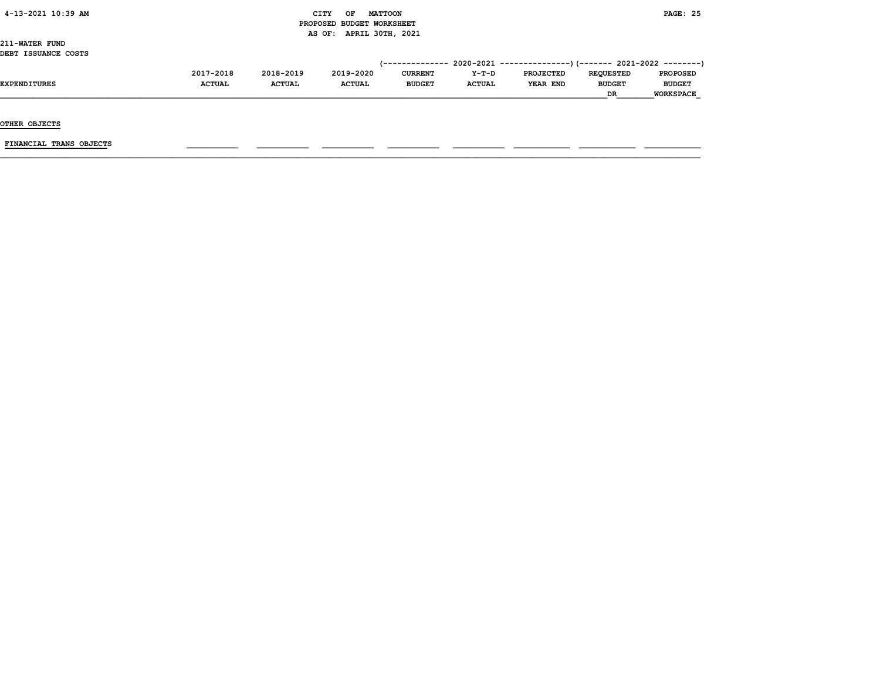# CITY OF MATTOON
## PROPOSED BUDGET WORKSHEET
### AS OF: APRIL 30TH, 2021

211-WATER FUND
DEBT ISSUANCE COSTS

| EXPENDITURES | 2017-2018 ACTUAL | 2018-2019 ACTUAL | 2019-2020 ACTUAL | 2020-2021 CURRENT BUDGET | 2020-2021 Y-T-D ACTUAL | 2020-2021 PROJECTED YEAR END | 2021-2022 REQUESTED BUDGET DR | 2021-2022 PROPOSED BUDGET WORKSPACE |
|---|---|---|---|---|---|---|---|---|
| OTHER OBJECTS | | | | | | | | |
| FINANCIAL TRANS OBJECTS | | | | | | | | |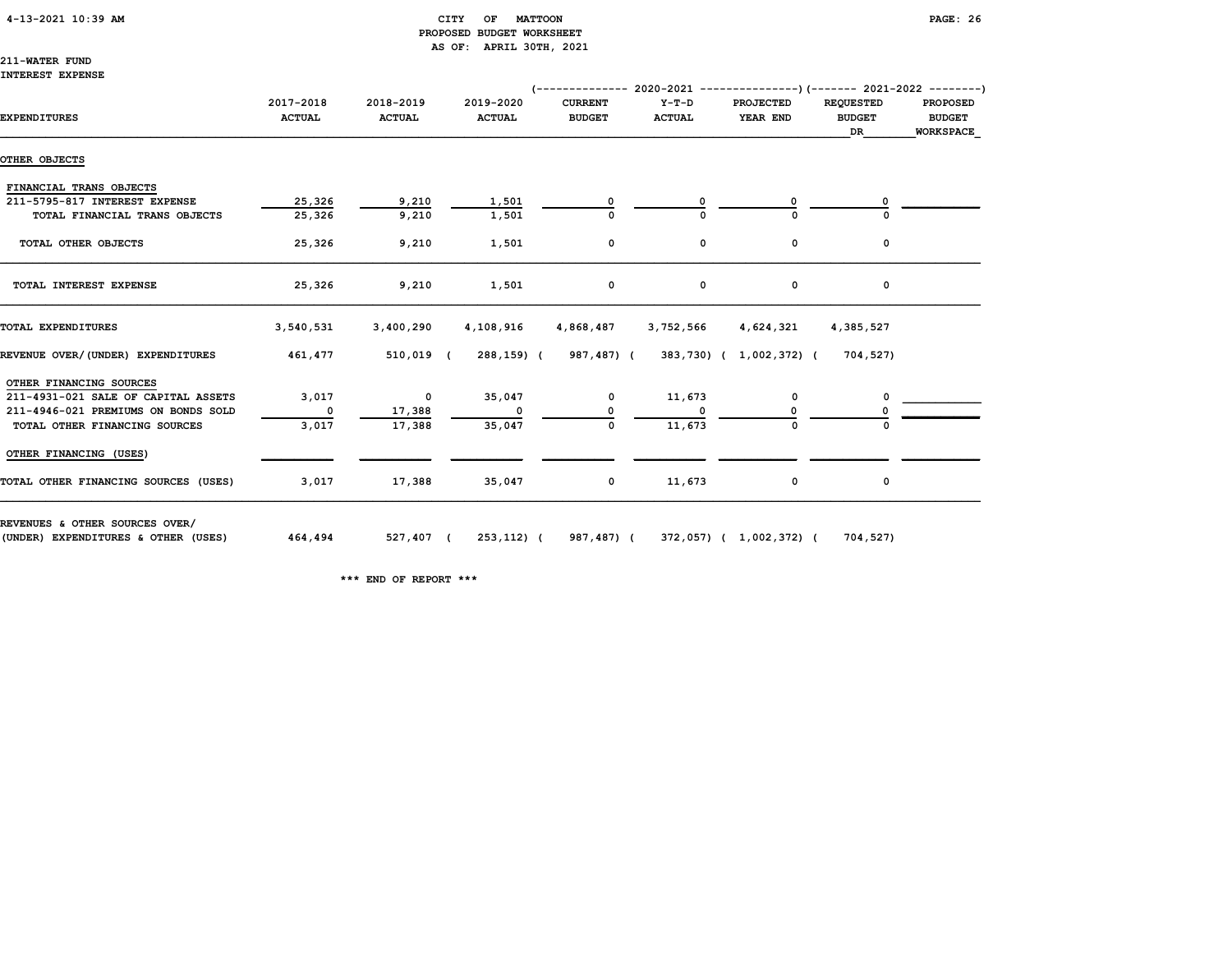CITY OF MATTOON
PROPOSED BUDGET WORKSHEET
AS OF: APRIL 30TH, 2021

211-WATER FUND
INTEREST EXPENSE

| EXPENDITURES | 2017-2018 ACTUAL | 2018-2019 ACTUAL | 2019-2020 ACTUAL | 2020-2021 CURRENT BUDGET | 2020-2021 Y-T-D ACTUAL | 2020-2021 PROJECTED YEAR END | 2021-2022 REQUESTED BUDGET DR | 2021-2022 PROPOSED BUDGET WORKSPACE |
|---|---|---|---|---|---|---|---|---|
| **OTHER OBJECTS** | | | | | | | | |
| FINANCIAL TRANS OBJECTS | | | | | | | | |
| 211-5795-817 INTEREST EXPENSE | 25,326 | 9,210 | 1,501 | 0 | 0 | 0 | 0 | |
| TOTAL FINANCIAL TRANS OBJECTS | 25,326 | 9,210 | 1,501 | 0 | 0 | 0 | 0 | |
| TOTAL OTHER OBJECTS | 25,326 | 9,210 | 1,501 | 0 | 0 | 0 | 0 | |
| TOTAL INTEREST EXPENSE | 25,326 | 9,210 | 1,501 | 0 | 0 | 0 | 0 | |
| TOTAL EXPENDITURES | 3,540,531 | 3,400,290 | 4,108,916 | 4,868,487 | 3,752,566 | 4,624,321 | 4,385,527 | |
| REVENUE OVER/(UNDER) EXPENDITURES | 461,477 | 510,019 | ( 288,159) | ( 987,487) | ( 383,730) | ( 1,002,372) | ( 704,527) | |
| OTHER FINANCING SOURCES | | | | | | | | |
| 211-4931-021 SALE OF CAPITAL ASSETS | 3,017 | 0 | 35,047 | 0 | 11,673 | 0 | 0 | |
| 211-4946-021 PREMIUMS ON BONDS SOLD | 0 | 17,388 | 0 | 0 | 0 | 0 | 0 | |
| TOTAL OTHER FINANCING SOURCES | 3,017 | 17,388 | 35,047 | 0 | 11,673 | 0 | 0 | |
| OTHER FINANCING (USES) | | | | | | | | |
| TOTAL OTHER FINANCING SOURCES (USES) | 3,017 | 17,388 | 35,047 | 0 | 11,673 | 0 | 0 | |
| REVENUES & OTHER SOURCES OVER/ (UNDER) EXPENDITURES & OTHER (USES) | 464,494 | 527,407 | ( 253,112) | ( 987,487) | ( 372,057) | ( 1,002,372) | ( 704,527) | |

*** END OF REPORT ***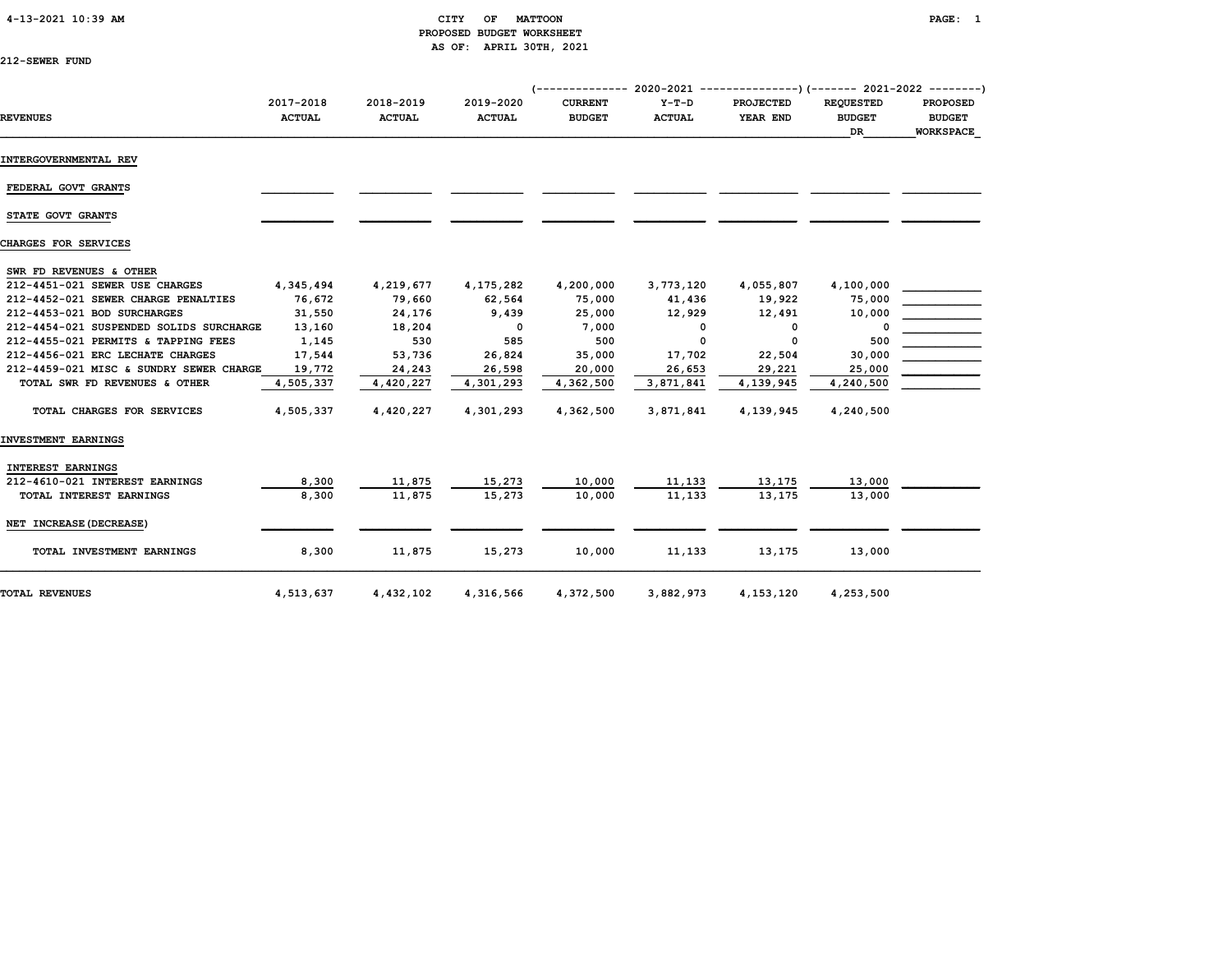# CITY OF MATTOON

## PROPOSED BUDGET WORKSHEET

### AS OF: APRIL 30TH, 2021

212-SEWER FUND

| REVENUES | 2017-2018 ACTUAL | 2018-2019 ACTUAL | 2019-2020 ACTUAL | 2020-2021 CURRENT BUDGET | 2020-2021 Y-T-D ACTUAL | 2020-2021 PROJECTED YEAR END | 2021-2022 REQUESTED BUDGET DR | 2021-2022 PROPOSED BUDGET WORKSPACE |
|---|---|---|---|---|---|---|---|---|
| INTERGOVERNMENTAL REV | | | | | | | | |
| FEDERAL GOVT GRANTS | | | | | | | | |
| STATE GOVT GRANTS | | | | | | | | |
| CHARGES FOR SERVICES | | | | | | | | |
| SWR FD REVENUES & OTHER | | | | | | | | |
| 212-4451-021 SEWER USE CHARGES | 4,345,494 | 4,219,677 | 4,175,282 | 4,200,000 | 3,773,120 | 4,055,807 | 4,100,000 | |
| 212-4452-021 SEWER CHARGE PENALTIES | 76,672 | 79,660 | 62,564 | 75,000 | 41,436 | 19,922 | 75,000 | |
| 212-4453-021 BOD SURCHARGES | 31,550 | 24,176 | 9,439 | 25,000 | 12,929 | 12,491 | 10,000 | |
| 212-4454-021 SUSPENDED SOLIDS SURCHARGE | 13,160 | 18,204 | 0 | 7,000 | 0 | 0 | 0 | |
| 212-4455-021 PERMITS & TAPPING FEES | 1,145 | 530 | 585 | 500 | 0 | 0 | 500 | |
| 212-4456-021 ERC LECHATE CHARGES | 17,544 | 53,736 | 26,824 | 35,000 | 17,702 | 22,504 | 30,000 | |
| 212-4459-021 MISC & SUNDRY SEWER CHARGE | 19,772 | 24,243 | 26,598 | 20,000 | 26,653 | 29,221 | 25,000 | |
| TOTAL SWR FD REVENUES & OTHER | 4,505,337 | 4,420,227 | 4,301,293 | 4,362,500 | 3,871,841 | 4,139,945 | 4,240,500 | |
| TOTAL CHARGES FOR SERVICES | 4,505,337 | 4,420,227 | 4,301,293 | 4,362,500 | 3,871,841 | 4,139,945 | 4,240,500 | |
| INVESTMENT EARNINGS | | | | | | | | |
| INTEREST EARNINGS | | | | | | | | |
| 212-4610-021 INTEREST EARNINGS | 8,300 | 11,875 | 15,273 | 10,000 | 11,133 | 13,175 | 13,000 | |
| TOTAL INTEREST EARNINGS | 8,300 | 11,875 | 15,273 | 10,000 | 11,133 | 13,175 | 13,000 | |
| NET INCREASE(DECREASE) | | | | | | | | |
| TOTAL INVESTMENT EARNINGS | 8,300 | 11,875 | 15,273 | 10,000 | 11,133 | 13,175 | 13,000 | |
| TOTAL REVENUES | 4,513,637 | 4,432,102 | 4,316,566 | 4,372,500 | 3,882,973 | 4,153,120 | 4,253,500 | |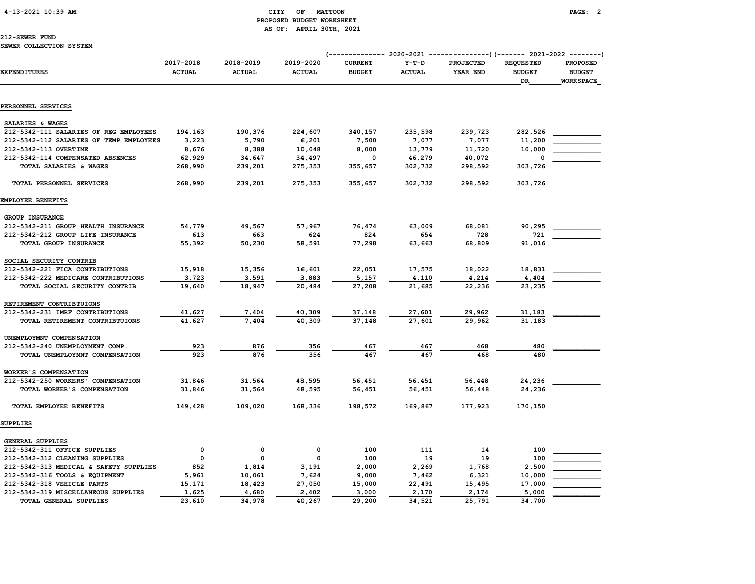CITY OF MATTOON
PROPOSED BUDGET WORKSHEET
AS OF: APRIL 30TH, 2021

212-SEWER FUND
SEWER COLLECTION SYSTEM

| EXPENDITURES | 2017-2018 ACTUAL | 2018-2019 ACTUAL | 2019-2020 ACTUAL | 2020-2021 CURRENT BUDGET | 2020-2021 Y-T-D ACTUAL | 2020-2021 PROJECTED YEAR END | 2021-2022 REQUESTED BUDGET DR | 2021-2022 PROPOSED BUDGET WORKSPACE |
|---|---|---|---|---|---|---|---|---|
| **PERSONNEL SERVICES** | | | | | | | | |
| SALARIES & WAGES | | | | | | | | |
| 212-5342-111 SALARIES OF REG EMPLOYEES | 194,163 | 190,376 | 224,607 | 340,157 | 235,598 | 239,723 | 282,526 | |
| 212-5342-112 SALARIES OF TEMP EMPLOYEES | 3,223 | 5,790 | 6,201 | 7,500 | 7,077 | 7,077 | 11,200 | |
| 212-5342-113 OVERTIME | 8,676 | 8,388 | 10,048 | 8,000 | 13,779 | 11,720 | 10,000 | |
| 212-5342-114 COMPENSATED ABSENCES | 62,929 | 34,647 | 34,497 | 0 | 46,279 | 40,072 | 0 | |
| TOTAL SALARIES & WAGES | 268,990 | 239,201 | 275,353 | 355,657 | 302,732 | 298,592 | 303,726 | |
| TOTAL PERSONNEL SERVICES | 268,990 | 239,201 | 275,353 | 355,657 | 302,732 | 298,592 | 303,726 | |
| **EMPLOYEE BENEFITS** | | | | | | | | |
| GROUP INSURANCE | | | | | | | | |
| 212-5342-211 GROUP HEALTH INSURANCE | 54,779 | 49,567 | 57,967 | 76,474 | 63,009 | 68,081 | 90,295 | |
| 212-5342-212 GROUP LIFE INSURANCE | 613 | 663 | 624 | 824 | 654 | 728 | 721 | |
| TOTAL GROUP INSURANCE | 55,392 | 50,230 | 58,591 | 77,298 | 63,663 | 68,809 | 91,016 | |
| SOCIAL SECURITY CONTRIB | | | | | | | | |
| 212-5342-221 FICA CONTRIBUTIONS | 15,918 | 15,356 | 16,601 | 22,051 | 17,575 | 18,022 | 18,831 | |
| 212-5342-222 MEDICARE CONTRIBUTIONS | 3,723 | 3,591 | 3,883 | 5,157 | 4,110 | 4,214 | 4,404 | |
| TOTAL SOCIAL SECURITY CONTRIB | 19,640 | 18,947 | 20,484 | 27,208 | 21,685 | 22,236 | 23,235 | |
| RETIREMENT CONTRIBTUIONS | | | | | | | | |
| 212-5342-231 IMRF CONTRIBUTIONS | 41,627 | 7,404 | 40,309 | 37,148 | 27,601 | 29,962 | 31,183 | |
| TOTAL RETIREMENT CONTRIBTUIONS | 41,627 | 7,404 | 40,309 | 37,148 | 27,601 | 29,962 | 31,183 | |
| UNEMPLOYMNT COMPENSATION | | | | | | | | |
| 212-5342-240 UNEMPLOYMENT COMP. | 923 | 876 | 356 | 467 | 467 | 468 | 480 | |
| TOTAL UNEMPLOYMNT COMPENSATION | 923 | 876 | 356 | 467 | 467 | 468 | 480 | |
| WORKER'S COMPENSATION | | | | | | | | |
| 212-5342-250 WORKERS' COMPENSATION | 31,846 | 31,564 | 48,595 | 56,451 | 56,451 | 56,448 | 24,236 | |
| TOTAL WORKER'S COMPENSATION | 31,846 | 31,564 | 48,595 | 56,451 | 56,451 | 56,448 | 24,236 | |
| TOTAL EMPLOYEE BENEFITS | 149,428 | 109,020 | 168,336 | 198,572 | 169,867 | 177,923 | 170,150 | |
| **SUPPLIES** | | | | | | | | |
| GENERAL SUPPLIES | | | | | | | | |
| 212-5342-311 OFFICE SUPPLIES | 0 | 0 | 0 | 100 | 111 | 14 | 100 | |
| 212-5342-312 CLEANING SUPPLIES | 0 | 0 | 0 | 100 | 19 | 19 | 100 | |
| 212-5342-313 MEDICAL & SAFETY SUPPLIES | 852 | 1,814 | 3,191 | 2,000 | 2,269 | 1,768 | 2,500 | |
| 212-5342-316 TOOLS & EQUIPMENT | 5,961 | 10,061 | 7,624 | 9,000 | 7,462 | 6,321 | 10,000 | |
| 212-5342-318 VEHICLE PARTS | 15,171 | 18,423 | 27,050 | 15,000 | 22,491 | 15,495 | 17,000 | |
| 212-5342-319 MISCELLANEOUS SUPPLIES | 1,625 | 4,680 | 2,402 | 3,000 | 2,170 | 2,174 | 5,000 | |
| TOTAL GENERAL SUPPLIES | 23,610 | 34,978 | 40,267 | 29,200 | 34,521 | 25,791 | 34,700 | |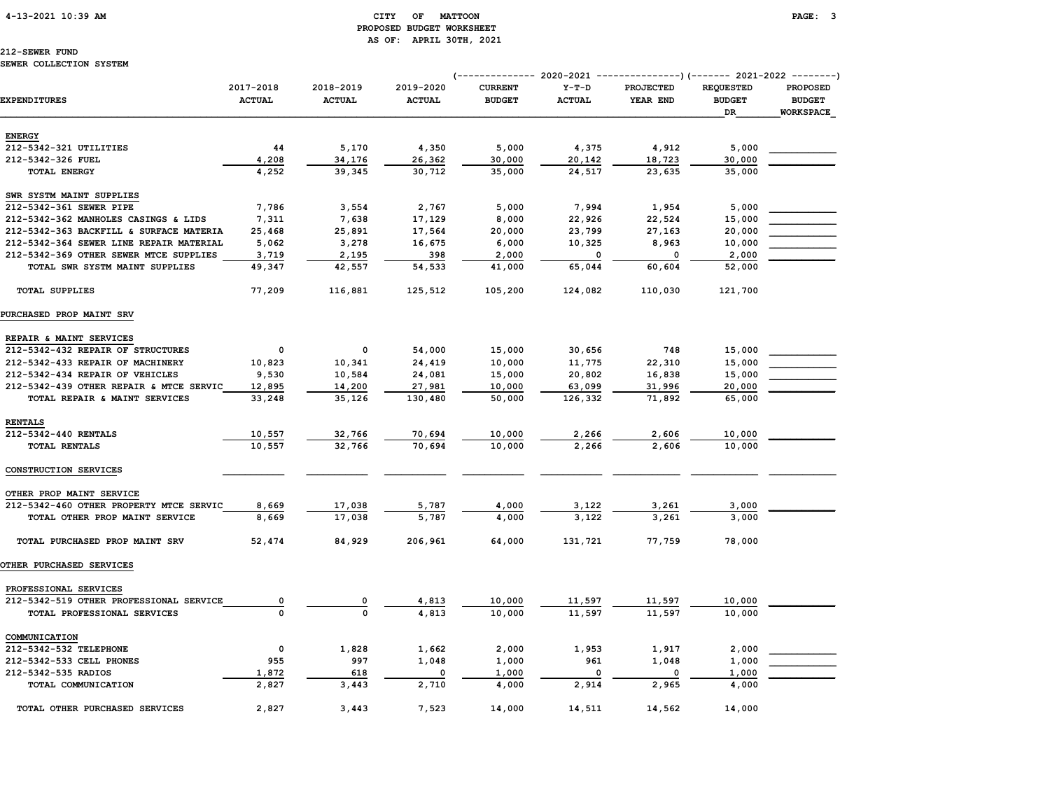CITY OF MATTOON
PROPOSED BUDGET WORKSHEET
AS OF: APRIL 30TH, 2021

212-SEWER FUND
SEWER COLLECTION SYSTEM

| EXPENDITURES | 2017-2018 ACTUAL | 2018-2019 ACTUAL | 2019-2020 ACTUAL | 2020-2021 CURRENT BUDGET | 2020-2021 Y-T-D ACTUAL | 2020-2021 PROJECTED YEAR END | 2021-2022 REQUESTED BUDGET DR | 2021-2022 PROPOSED BUDGET WORKSPACE |
|---|---|---|---|---|---|---|---|---|
| **ENERGY** | | | | | | | | |
| 212-5342-321 UTILITIES | 44 | 5,170 | 4,350 | 5,000 | 4,375 | 4,912 | 5,000 | |
| 212-5342-326 FUEL | 4,208 | 34,176 | 26,362 | 30,000 | 20,142 | 18,723 | 30,000 | |
| TOTAL ENERGY | 4,252 | 39,345 | 30,712 | 35,000 | 24,517 | 23,635 | 35,000 | |
| **SWR SYSTM MAINT SUPPLIES** | | | | | | | | |
| 212-5342-361 SEWER PIPE | 7,786 | 3,554 | 2,767 | 5,000 | 7,994 | 1,954 | 5,000 | |
| 212-5342-362 MANHOLES CASINGS & LIDS | 7,311 | 7,638 | 17,129 | 8,000 | 22,926 | 22,524 | 15,000 | |
| 212-5342-363 BACKFILL & SURFACE MATERIA | 25,468 | 25,891 | 17,564 | 20,000 | 23,799 | 27,163 | 20,000 | |
| 212-5342-364 SEWER LINE REPAIR MATERIAL | 5,062 | 3,278 | 16,675 | 6,000 | 10,325 | 8,963 | 10,000 | |
| 212-5342-369 OTHER SEWER MTCE SUPPLIES | 3,719 | 2,195 | 398 | 2,000 | 0 | 0 | 2,000 | |
| TOTAL SWR SYSTM MAINT SUPPLIES | 49,347 | 42,557 | 54,533 | 41,000 | 65,044 | 60,604 | 52,000 | |
| TOTAL SUPPLIES | 77,209 | 116,881 | 125,512 | 105,200 | 124,082 | 110,030 | 121,700 | |
| **PURCHASED PROP MAINT SRV** | | | | | | | | |
| **REPAIR & MAINT SERVICES** | | | | | | | | |
| 212-5342-432 REPAIR OF STRUCTURES | 0 | 0 | 54,000 | 15,000 | 30,656 | 748 | 15,000 | |
| 212-5342-433 REPAIR OF MACHINERY | 10,823 | 10,341 | 24,419 | 10,000 | 11,775 | 22,310 | 15,000 | |
| 212-5342-434 REPAIR OF VEHICLES | 9,530 | 10,584 | 24,081 | 15,000 | 20,802 | 16,838 | 15,000 | |
| 212-5342-439 OTHER REPAIR & MTCE SERVIC | 12,895 | 14,200 | 27,981 | 10,000 | 63,099 | 31,996 | 20,000 | |
| TOTAL REPAIR & MAINT SERVICES | 33,248 | 35,126 | 130,480 | 50,000 | 126,332 | 71,892 | 65,000 | |
| **RENTALS** | | | | | | | | |
| 212-5342-440 RENTALS | 10,557 | 32,766 | 70,694 | 10,000 | 2,266 | 2,606 | 10,000 | |
| TOTAL RENTALS | 10,557 | 32,766 | 70,694 | 10,000 | 2,266 | 2,606 | 10,000 | |
| **CONSTRUCTION SERVICES** | | | | | | | | |
| **OTHER PROP MAINT SERVICE** | | | | | | | | |
| 212-5342-460 OTHER PROPERTY MTCE SERVIC | 8,669 | 17,038 | 5,787 | 4,000 | 3,122 | 3,261 | 3,000 | |
| TOTAL OTHER PROP MAINT SERVICE | 8,669 | 17,038 | 5,787 | 4,000 | 3,122 | 3,261 | 3,000 | |
| TOTAL PURCHASED PROP MAINT SRV | 52,474 | 84,929 | 206,961 | 64,000 | 131,721 | 77,759 | 78,000 | |
| **OTHER PURCHASED SERVICES** | | | | | | | | |
| **PROFESSIONAL SERVICES** | | | | | | | | |
| 212-5342-519 OTHER PROFESSIONAL SERVICE | 0 | 0 | 4,813 | 10,000 | 11,597 | 11,597 | 10,000 | |
| TOTAL PROFESSIONAL SERVICES | 0 | 0 | 4,813 | 10,000 | 11,597 | 11,597 | 10,000 | |
| **COMMUNICATION** | | | | | | | | |
| 212-5342-532 TELEPHONE | 0 | 1,828 | 1,662 | 2,000 | 1,953 | 1,917 | 2,000 | |
| 212-5342-533 CELL PHONES | 955 | 997 | 1,048 | 1,000 | 961 | 1,048 | 1,000 | |
| 212-5342-535 RADIOS | 1,872 | 618 | 0 | 1,000 | 0 | 0 | 1,000 | |
| TOTAL COMMUNICATION | 2,827 | 3,443 | 2,710 | 4,000 | 2,914 | 2,965 | 4,000 | |
| TOTAL OTHER PURCHASED SERVICES | 2,827 | 3,443 | 7,523 | 14,000 | 14,511 | 14,562 | 14,000 | |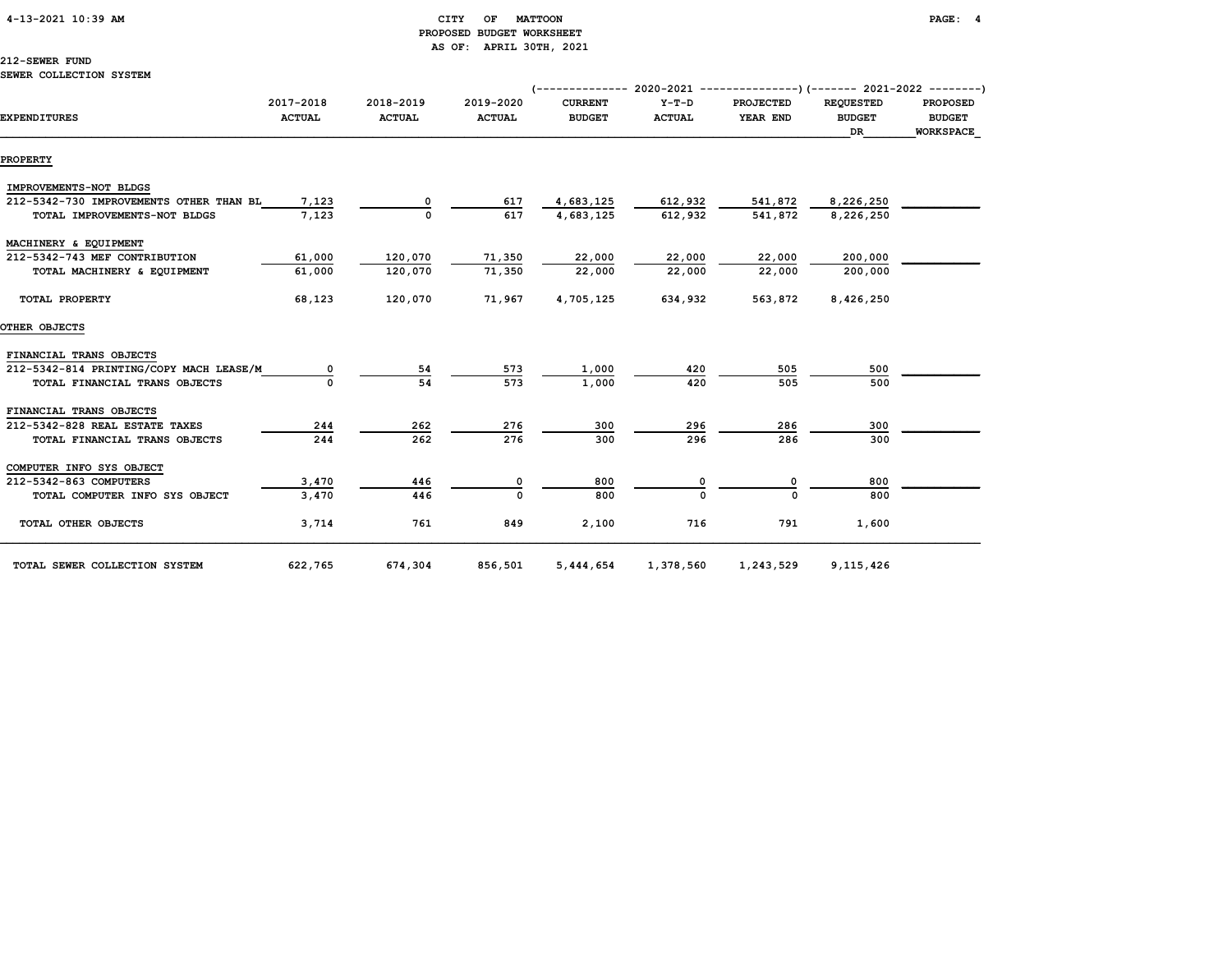CITY OF MATTOON
PROPOSED BUDGET WORKSHEET
AS OF: APRIL 30TH, 2021

212-SEWER FUND
SEWER COLLECTION SYSTEM

| EXPENDITURES | 2017-2018 ACTUAL | 2018-2019 ACTUAL | 2019-2020 ACTUAL | 2020-2021 CURRENT BUDGET | 2020-2021 Y-T-D ACTUAL | 2020-2021 PROJECTED YEAR END | 2021-2022 REQUESTED BUDGET DR | 2021-2022 PROPOSED BUDGET WORKSPACE |
|---|---|---|---|---|---|---|---|---|
| **PROPERTY** | | | | | | | | |
| IMPROVEMENTS-NOT BLDGS | | | | | | | | |
| 212-5342-730 IMPROVEMENTS OTHER THAN BL | 7,123 | 0 | 617 | 4,683,125 | 612,932 | 541,872 | 8,226,250 | |
| TOTAL IMPROVEMENTS-NOT BLDGS | 7,123 | 0 | 617 | 4,683,125 | 612,932 | 541,872 | 8,226,250 | |
| MACHINERY & EQUIPMENT | | | | | | | | |
| 212-5342-743 MEF CONTRIBUTION | 61,000 | 120,070 | 71,350 | 22,000 | 22,000 | 22,000 | 200,000 | |
| TOTAL MACHINERY & EQUIPMENT | 61,000 | 120,070 | 71,350 | 22,000 | 22,000 | 22,000 | 200,000 | |
| TOTAL PROPERTY | 68,123 | 120,070 | 71,967 | 4,705,125 | 634,932 | 563,872 | 8,426,250 | |
| **OTHER OBJECTS** | | | | | | | | |
| FINANCIAL TRANS OBJECTS | | | | | | | | |
| 212-5342-814 PRINTING/COPY MACH LEASE/M | 0 | 54 | 573 | 1,000 | 420 | 505 | 500 | |
| TOTAL FINANCIAL TRANS OBJECTS | 0 | 54 | 573 | 1,000 | 420 | 505 | 500 | |
| FINANCIAL TRANS OBJECTS | | | | | | | | |
| 212-5342-828 REAL ESTATE TAXES | 244 | 262 | 276 | 300 | 296 | 286 | 300 | |
| TOTAL FINANCIAL TRANS OBJECTS | 244 | 262 | 276 | 300 | 296 | 286 | 300 | |
| COMPUTER INFO SYS OBJECT | | | | | | | | |
| 212-5342-863 COMPUTERS | 3,470 | 446 | 0 | 800 | 0 | 0 | 800 | |
| TOTAL COMPUTER INFO SYS OBJECT | 3,470 | 446 | 0 | 800 | 0 | 0 | 800 | |
| TOTAL OTHER OBJECTS | 3,714 | 761 | 849 | 2,100 | 716 | 791 | 1,600 | |
| TOTAL SEWER COLLECTION SYSTEM | 622,765 | 674,304 | 856,501 | 5,444,654 | 1,378,560 | 1,243,529 | 9,115,426 | |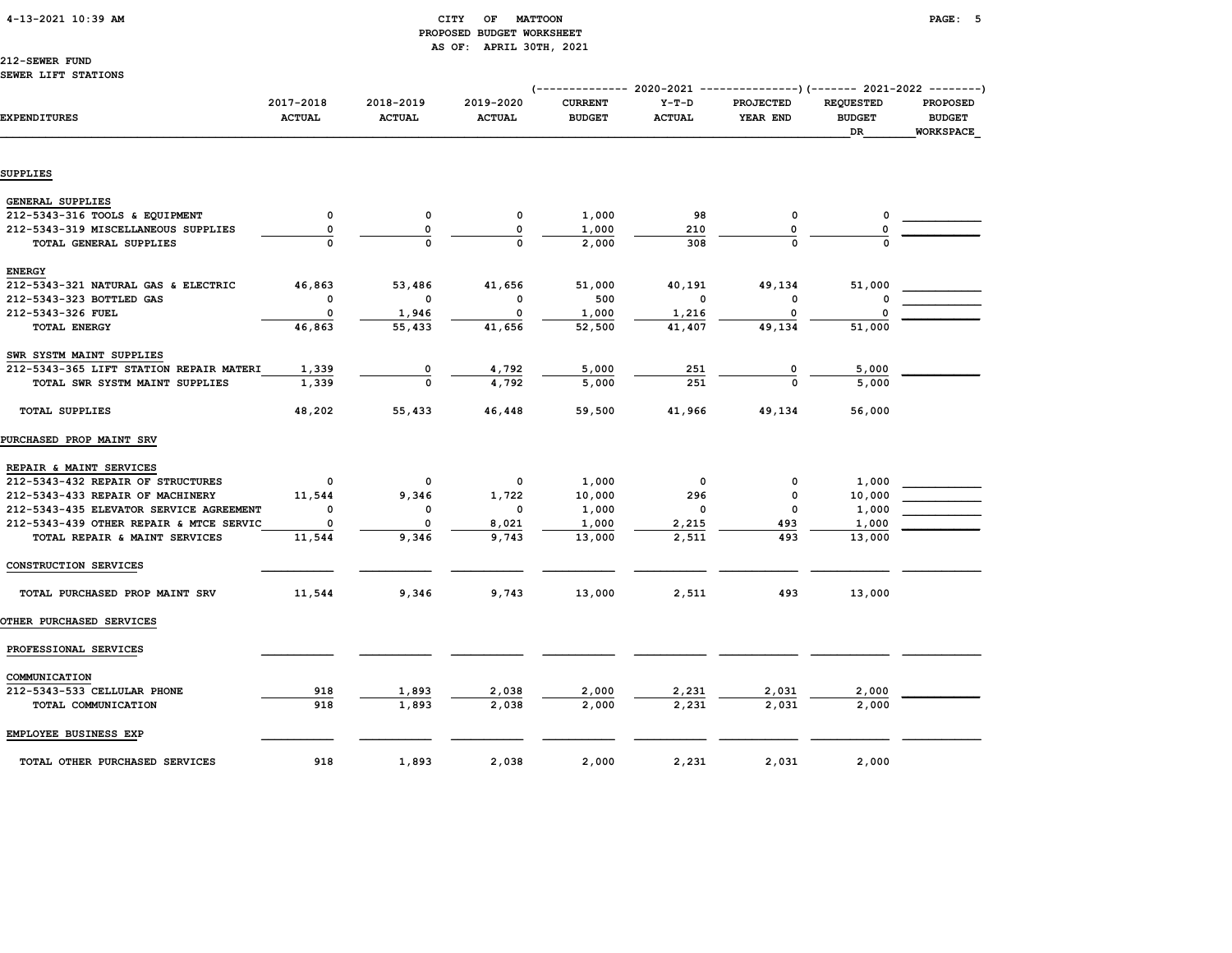CITY OF MATTOON
PROPOSED BUDGET WORKSHEET
AS OF: APRIL 30TH, 2021

212-SEWER FUND
SEWER LIFT STATIONS

| EXPENDITURES | 2017-2018 ACTUAL | 2018-2019 ACTUAL | 2019-2020 ACTUAL | 2020-2021 CURRENT BUDGET | 2020-2021 Y-T-D ACTUAL | 2020-2021 PROJECTED YEAR END | 2021-2022 REQUESTED BUDGET DR | 2021-2022 PROPOSED BUDGET WORKSPACE |
|---|---|---|---|---|---|---|---|---|
| **SUPPLIES** | | | | | | | | |
| GENERAL SUPPLIES | | | | | | | | |
| 212-5343-316 TOOLS & EQUIPMENT | 0 | 0 | 0 | 1,000 | 98 | 0 | 0 | |
| 212-5343-319 MISCELLANEOUS SUPPLIES | 0 | 0 | 0 | 1,000 | 210 | 0 | 0 | |
| TOTAL GENERAL SUPPLIES | 0 | 0 | 0 | 2,000 | 308 | 0 | 0 | |
| ENERGY | | | | | | | | |
| 212-5343-321 NATURAL GAS & ELECTRIC | 46,863 | 53,486 | 41,656 | 51,000 | 40,191 | 49,134 | 51,000 | |
| 212-5343-323 BOTTLED GAS | 0 | 0 | 0 | 500 | 0 | 0 | 0 | |
| 212-5343-326 FUEL | 0 | 1,946 | 0 | 1,000 | 1,216 | 0 | 0 | |
| TOTAL ENERGY | 46,863 | 55,433 | 41,656 | 52,500 | 41,407 | 49,134 | 51,000 | |
| SWR SYSTM MAINT SUPPLIES | | | | | | | | |
| 212-5343-365 LIFT STATION REPAIR MATERI | 1,339 | 0 | 4,792 | 5,000 | 251 | 0 | 5,000 | |
| TOTAL SWR SYSTM MAINT SUPPLIES | 1,339 | 0 | 4,792 | 5,000 | 251 | 0 | 5,000 | |
| TOTAL SUPPLIES | 48,202 | 55,433 | 46,448 | 59,500 | 41,966 | 49,134 | 56,000 | |
| **PURCHASED PROP MAINT SRV** | | | | | | | | |
| REPAIR & MAINT SERVICES | | | | | | | | |
| 212-5343-432 REPAIR OF STRUCTURES | 0 | 0 | 0 | 1,000 | 0 | 0 | 1,000 | |
| 212-5343-433 REPAIR OF MACHINERY | 11,544 | 9,346 | 1,722 | 10,000 | 296 | 0 | 10,000 | |
| 212-5343-435 ELEVATOR SERVICE AGREEMENT | 0 | 0 | 0 | 1,000 | 0 | 0 | 1,000 | |
| 212-5343-439 OTHER REPAIR & MTCE SERVIC | 0 | 0 | 8,021 | 1,000 | 2,215 | 493 | 1,000 | |
| TOTAL REPAIR & MAINT SERVICES | 11,544 | 9,346 | 9,743 | 13,000 | 2,511 | 493 | 13,000 | |
| CONSTRUCTION SERVICES | | | | | | | | |
| TOTAL PURCHASED PROP MAINT SRV | 11,544 | 9,346 | 9,743 | 13,000 | 2,511 | 493 | 13,000 | |
| **OTHER PURCHASED SERVICES** | | | | | | | | |
| PROFESSIONAL SERVICES | | | | | | | | |
| COMMUNICATION | | | | | | | | |
| 212-5343-533 CELLULAR PHONE | 918 | 1,893 | 2,038 | 2,000 | 2,231 | 2,031 | 2,000 | |
| TOTAL COMMUNICATION | 918 | 1,893 | 2,038 | 2,000 | 2,231 | 2,031 | 2,000 | |
| EMPLOYEE BUSINESS EXP | | | | | | | | |
| TOTAL OTHER PURCHASED SERVICES | 918 | 1,893 | 2,038 | 2,000 | 2,231 | 2,031 | 2,000 | |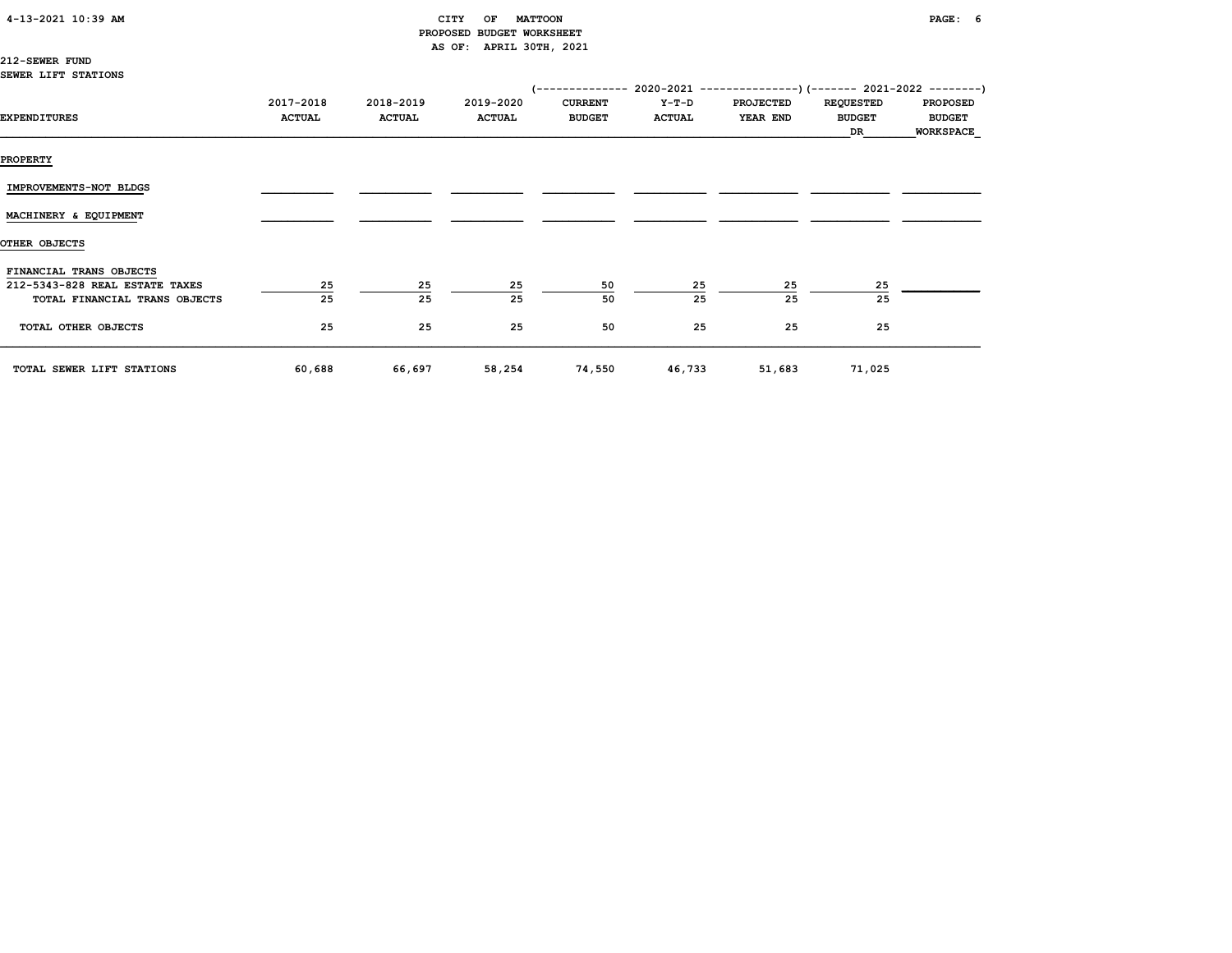CITY OF MATTOON
PROPOSED BUDGET WORKSHEET
AS OF: APRIL 30TH, 2021

212-SEWER FUND
SEWER LIFT STATIONS

| EXPENDITURES | 2017-2018 ACTUAL | 2018-2019 ACTUAL | 2019-2020 ACTUAL | 2020-2021 CURRENT BUDGET | 2020-2021 Y-T-D ACTUAL | 2020-2021 PROJECTED YEAR END | 2021-2022 REQUESTED BUDGET DR | 2021-2022 PROPOSED BUDGET WORKSPACE |
|---|---|---|---|---|---|---|---|---|
| PROPERTY | | | | | | | | |
| IMPROVEMENTS-NOT BLDGS | | | | | | | | |
| MACHINERY & EQUIPMENT | | | | | | | | |
| OTHER OBJECTS | | | | | | | | |
| FINANCIAL TRANS OBJECTS | | | | | | | | |
| 212-5343-828 REAL ESTATE TAXES | 25 | 25 | 25 | 50 | 25 | 25 | 25 | |
| TOTAL FINANCIAL TRANS OBJECTS | 25 | 25 | 25 | 50 | 25 | 25 | 25 | |
| TOTAL OTHER OBJECTS | 25 | 25 | 25 | 50 | 25 | 25 | 25 | |
| TOTAL SEWER LIFT STATIONS | 60,688 | 66,697 | 58,254 | 74,550 | 46,733 | 51,683 | 71,025 | |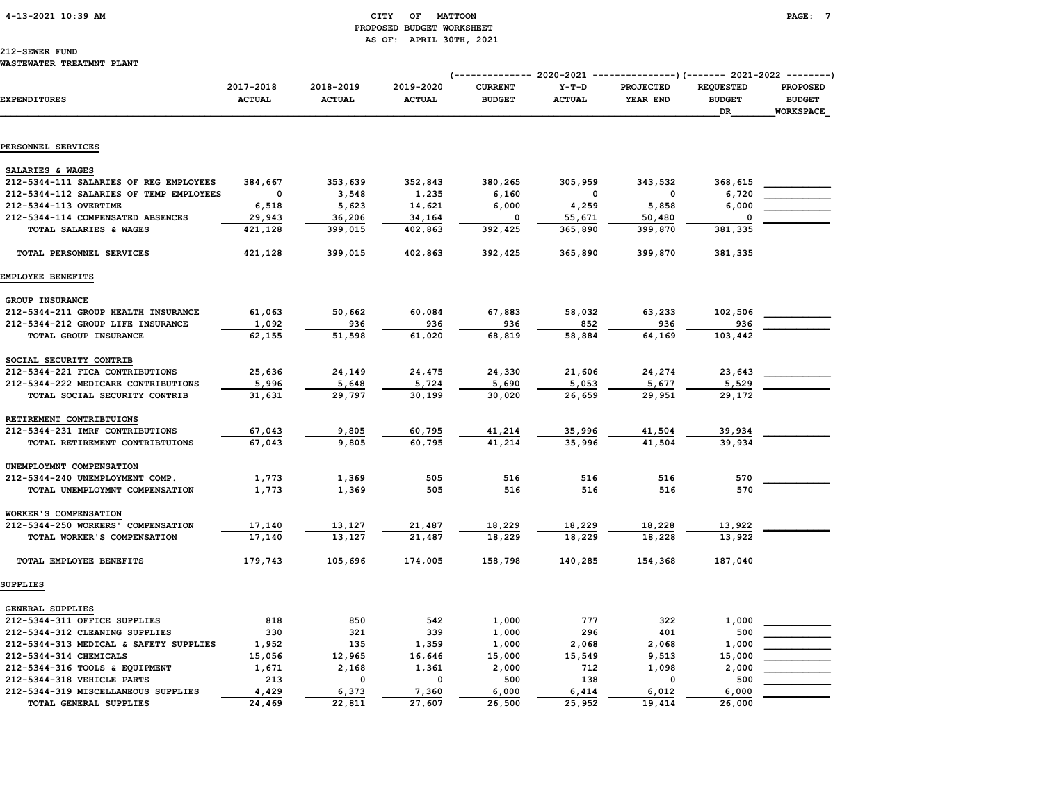CITY OF MATTOON
PROPOSED BUDGET WORKSHEET
AS OF: APRIL 30TH, 2021

212-SEWER FUND
WASTEWATER TREATMNT PLANT

| EXPENDITURES | 2017-2018 ACTUAL | 2018-2019 ACTUAL | 2019-2020 ACTUAL | 2020-2021 CURRENT BUDGET | 2020-2021 Y-T-D ACTUAL | 2020-2021 PROJECTED YEAR END | 2021-2022 REQUESTED BUDGET DR | 2021-2022 PROPOSED BUDGET WORKSPACE |
|---|---|---|---|---|---|---|---|---|
| **PERSONNEL SERVICES** | | | | | | | | |
| SALARIES & WAGES | | | | | | | | |
| 212-5344-111 SALARIES OF REG EMPLOYEES | 384,667 | 353,639 | 352,843 | 380,265 | 305,959 | 343,532 | 368,615 | |
| 212-5344-112 SALARIES OF TEMP EMPLOYEES | 0 | 3,548 | 1,235 | 6,160 | 0 | 0 | 6,720 | |
| 212-5344-113 OVERTIME | 6,518 | 5,623 | 14,621 | 6,000 | 4,259 | 5,858 | 6,000 | |
| 212-5344-114 COMPENSATED ABSENCES | 29,943 | 36,206 | 34,164 | 0 | 55,671 | 50,480 | 0 | |
| TOTAL SALARIES & WAGES | 421,128 | 399,015 | 402,863 | 392,425 | 365,890 | 399,870 | 381,335 | |
| TOTAL PERSONNEL SERVICES | 421,128 | 399,015 | 402,863 | 392,425 | 365,890 | 399,870 | 381,335 | |
| **EMPLOYEE BENEFITS** | | | | | | | | |
| GROUP INSURANCE | | | | | | | | |
| 212-5344-211 GROUP HEALTH INSURANCE | 61,063 | 50,662 | 60,084 | 67,883 | 58,032 | 63,233 | 102,506 | |
| 212-5344-212 GROUP LIFE INSURANCE | 1,092 | 936 | 936 | 936 | 852 | 936 | 936 | |
| TOTAL GROUP INSURANCE | 62,155 | 51,598 | 61,020 | 68,819 | 58,884 | 64,169 | 103,442 | |
| SOCIAL SECURITY CONTRIB | | | | | | | | |
| 212-5344-221 FICA CONTRIBUTIONS | 25,636 | 24,149 | 24,475 | 24,330 | 21,606 | 24,274 | 23,643 | |
| 212-5344-222 MEDICARE CONTRIBUTIONS | 5,996 | 5,648 | 5,724 | 5,690 | 5,053 | 5,677 | 5,529 | |
| TOTAL SOCIAL SECURITY CONTRIB | 31,631 | 29,797 | 30,199 | 30,020 | 26,659 | 29,951 | 29,172 | |
| RETIREMENT CONTRIBTUIONS | | | | | | | | |
| 212-5344-231 IMRF CONTRIBUTIONS | 67,043 | 9,805 | 60,795 | 41,214 | 35,996 | 41,504 | 39,934 | |
| TOTAL RETIREMENT CONTRIBTUIONS | 67,043 | 9,805 | 60,795 | 41,214 | 35,996 | 41,504 | 39,934 | |
| UNEMPLOYMNT COMPENSATION | | | | | | | | |
| 212-5344-240 UNEMPLOYMENT COMP. | 1,773 | 1,369 | 505 | 516 | 516 | 516 | 570 | |
| TOTAL UNEMPLOYMNT COMPENSATION | 1,773 | 1,369 | 505 | 516 | 516 | 516 | 570 | |
| WORKER'S COMPENSATION | | | | | | | | |
| 212-5344-250 WORKERS' COMPENSATION | 17,140 | 13,127 | 21,487 | 18,229 | 18,229 | 18,228 | 13,922 | |
| TOTAL WORKER'S COMPENSATION | 17,140 | 13,127 | 21,487 | 18,229 | 18,229 | 18,228 | 13,922 | |
| TOTAL EMPLOYEE BENEFITS | 179,743 | 105,696 | 174,005 | 158,798 | 140,285 | 154,368 | 187,040 | |
| **SUPPLIES** | | | | | | | | |
| GENERAL SUPPLIES | | | | | | | | |
| 212-5344-311 OFFICE SUPPLIES | 818 | 850 | 542 | 1,000 | 777 | 322 | 1,000 | |
| 212-5344-312 CLEANING SUPPLIES | 330 | 321 | 339 | 1,000 | 296 | 401 | 500 | |
| 212-5344-313 MEDICAL & SAFETY SUPPLIES | 1,952 | 135 | 1,359 | 1,000 | 2,068 | 2,068 | 1,000 | |
| 212-5344-314 CHEMICALS | 15,056 | 12,965 | 16,646 | 15,000 | 15,549 | 9,513 | 15,000 | |
| 212-5344-316 TOOLS & EQUIPMENT | 1,671 | 2,168 | 1,361 | 2,000 | 712 | 1,098 | 2,000 | |
| 212-5344-318 VEHICLE PARTS | 213 | 0 | 0 | 500 | 138 | 0 | 500 | |
| 212-5344-319 MISCELLANEOUS SUPPLIES | 4,429 | 6,373 | 7,360 | 6,000 | 6,414 | 6,012 | 6,000 | |
| TOTAL GENERAL SUPPLIES | 24,469 | 22,811 | 27,607 | 26,500 | 25,952 | 19,414 | 26,000 | |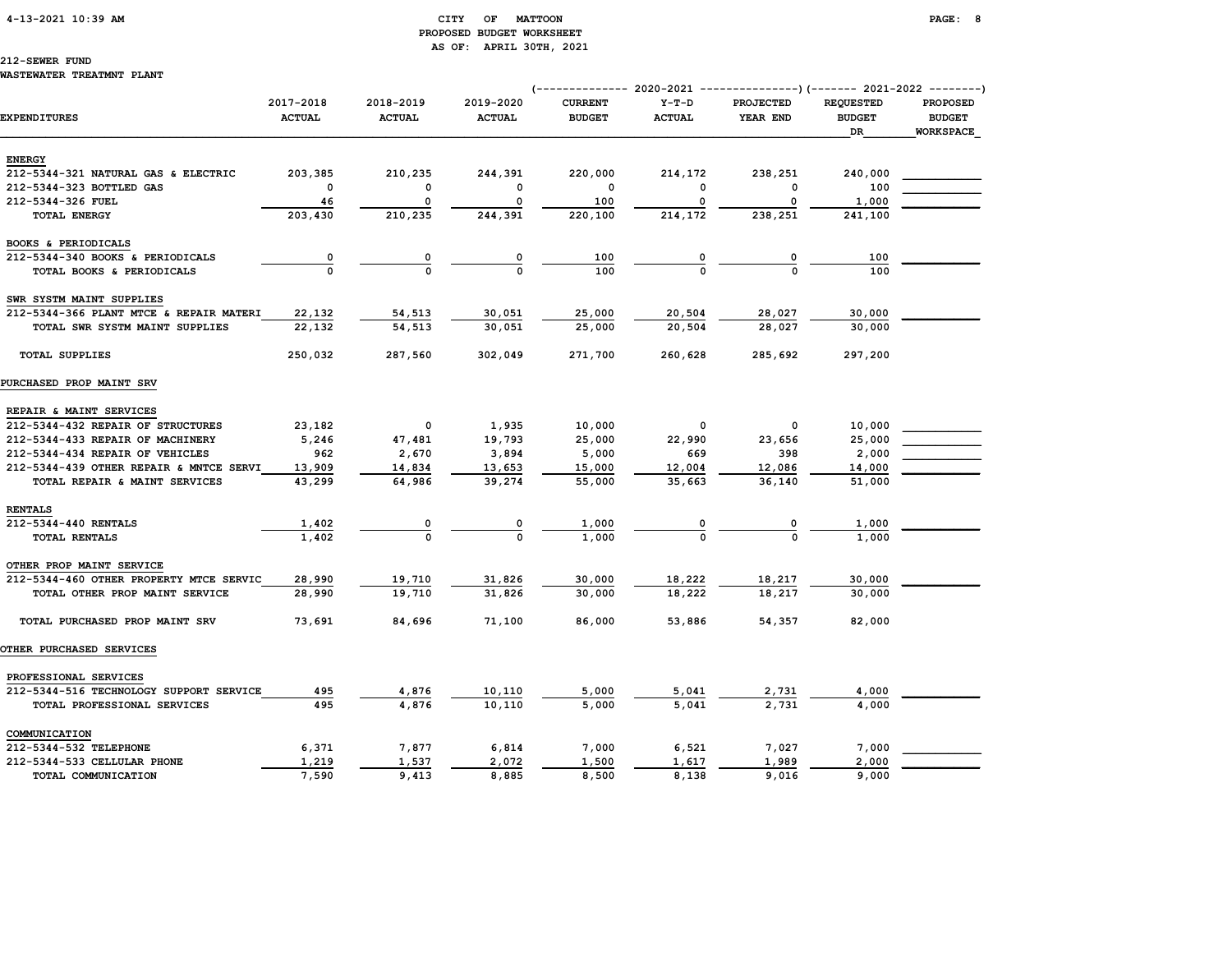CITY OF MATTOON
PROPOSED BUDGET WORKSHEET
AS OF: APRIL 30TH, 2021

212-SEWER FUND
WASTEWATER TREATMNT PLANT

| EXPENDITURES | 2017-2018 ACTUAL | 2018-2019 ACTUAL | 2019-2020 ACTUAL | 2020-2021 CURRENT BUDGET | 2020-2021 Y-T-D ACTUAL | 2020-2021 PROJECTED YEAR END | 2021-2022 REQUESTED BUDGET DR | 2021-2022 PROPOSED BUDGET WORKSPACE |
|---|---|---|---|---|---|---|---|---|
| **ENERGY** | | | | | | | | |
| 212-5344-321 NATURAL GAS & ELECTRIC | 203,385 | 210,235 | 244,391 | 220,000 | 214,172 | 238,251 | 240,000 | |
| 212-5344-323 BOTTLED GAS | 0 | 0 | 0 | 0 | 0 | 0 | 100 | |
| 212-5344-326 FUEL | 46 | 0 | 0 | 100 | 0 | 0 | 1,000 | |
| TOTAL ENERGY | 203,430 | 210,235 | 244,391 | 220,100 | 214,172 | 238,251 | 241,100 | |
| **BOOKS & PERIODICALS** | | | | | | | | |
| 212-5344-340 BOOKS & PERIODICALS | 0 | 0 | 0 | 100 | 0 | 0 | 100 | |
| TOTAL BOOKS & PERIODICALS | 0 | 0 | 0 | 100 | 0 | 0 | 100 | |
| **SWR SYSTM MAINT SUPPLIES** | | | | | | | | |
| 212-5344-366 PLANT MTCE & REPAIR MATERI | 22,132 | 54,513 | 30,051 | 25,000 | 20,504 | 28,027 | 30,000 | |
| TOTAL SWR SYSTM MAINT SUPPLIES | 22,132 | 54,513 | 30,051 | 25,000 | 20,504 | 28,027 | 30,000 | |
| TOTAL SUPPLIES | 250,032 | 287,560 | 302,049 | 271,700 | 260,628 | 285,692 | 297,200 | |
| **PURCHASED PROP MAINT SRV** | | | | | | | | |
| **REPAIR & MAINT SERVICES** | | | | | | | | |
| 212-5344-432 REPAIR OF STRUCTURES | 23,182 | 0 | 1,935 | 10,000 | 0 | 0 | 10,000 | |
| 212-5344-433 REPAIR OF MACHINERY | 5,246 | 47,481 | 19,793 | 25,000 | 22,990 | 23,656 | 25,000 | |
| 212-5344-434 REPAIR OF VEHICLES | 962 | 2,670 | 3,894 | 5,000 | 669 | 398 | 2,000 | |
| 212-5344-439 OTHER REPAIR & MNTCE SERVI | 13,909 | 14,834 | 13,653 | 15,000 | 12,004 | 12,086 | 14,000 | |
| TOTAL REPAIR & MAINT SERVICES | 43,299 | 64,986 | 39,274 | 55,000 | 35,663 | 36,140 | 51,000 | |
| **RENTALS** | | | | | | | | |
| 212-5344-440 RENTALS | 1,402 | 0 | 0 | 1,000 | 0 | 0 | 1,000 | |
| TOTAL RENTALS | 1,402 | 0 | 0 | 1,000 | 0 | 0 | 1,000 | |
| **OTHER PROP MAINT SERVICE** | | | | | | | | |
| 212-5344-460 OTHER PROPERTY MTCE SERVIC | 28,990 | 19,710 | 31,826 | 30,000 | 18,222 | 18,217 | 30,000 | |
| TOTAL OTHER PROP MAINT SERVICE | 28,990 | 19,710 | 31,826 | 30,000 | 18,222 | 18,217 | 30,000 | |
| TOTAL PURCHASED PROP MAINT SRV | 73,691 | 84,696 | 71,100 | 86,000 | 53,886 | 54,357 | 82,000 | |
| **OTHER PURCHASED SERVICES** | | | | | | | | |
| **PROFESSIONAL SERVICES** | | | | | | | | |
| 212-5344-516 TECHNOLOGY SUPPORT SERVICE | 495 | 4,876 | 10,110 | 5,000 | 5,041 | 2,731 | 4,000 | |
| TOTAL PROFESSIONAL SERVICES | 495 | 4,876 | 10,110 | 5,000 | 5,041 | 2,731 | 4,000 | |
| **COMMUNICATION** | | | | | | | | |
| 212-5344-532 TELEPHONE | 6,371 | 7,877 | 6,814 | 7,000 | 6,521 | 7,027 | 7,000 | |
| 212-5344-533 CELLULAR PHONE | 1,219 | 1,537 | 2,072 | 1,500 | 1,617 | 1,989 | 2,000 | |
| TOTAL COMMUNICATION | 7,590 | 9,413 | 8,885 | 8,500 | 8,138 | 9,016 | 9,000 | |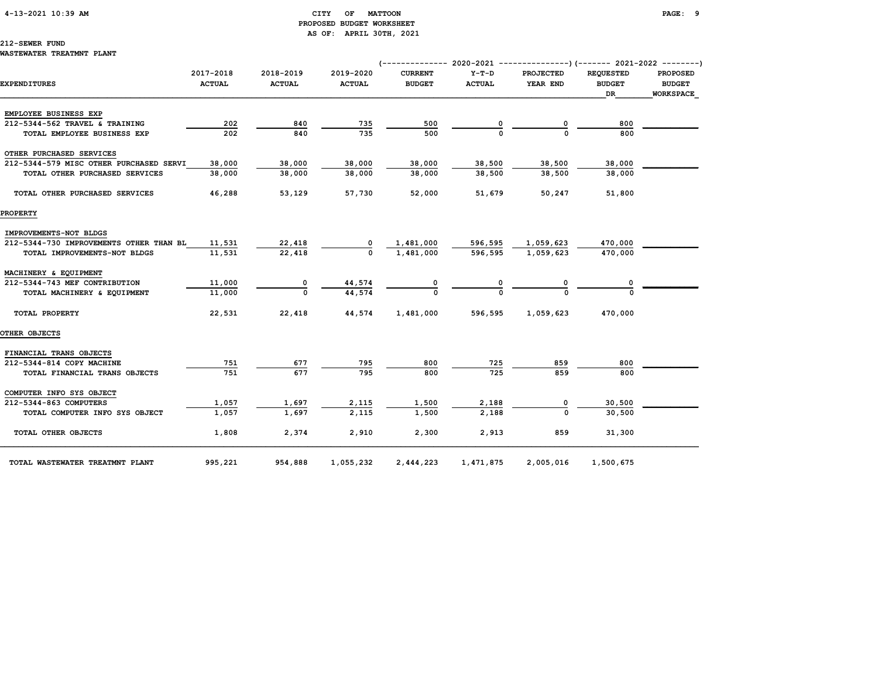CITY OF MATTOON
PROPOSED BUDGET WORKSHEET
AS OF: APRIL 30TH, 2021

212-SEWER FUND
WASTEWATER TREATMNT PLANT

| EXPENDITURES | 2017-2018 ACTUAL | 2018-2019 ACTUAL | 2019-2020 ACTUAL | 2020-2021 CURRENT BUDGET | 2020-2021 Y-T-D ACTUAL | 2020-2021 PROJECTED YEAR END | 2021-2022 REQUESTED BUDGET DR | 2021-2022 PROPOSED BUDGET WORKSPACE |
|---|---|---|---|---|---|---|---|---|
| EMPLOYEE BUSINESS EXP | | | | | | | | |
| 212-5344-562 TRAVEL & TRAINING | 202 | 840 | 735 | 500 | 0 | 0 | 800 | |
| TOTAL EMPLOYEE BUSINESS EXP | 202 | 840 | 735 | 500 | 0 | 0 | 800 | |
| OTHER PURCHASED SERVICES | | | | | | | | |
| 212-5344-579 MISC OTHER PURCHASED SERVI | 38,000 | 38,000 | 38,000 | 38,000 | 38,500 | 38,500 | 38,000 | |
| TOTAL OTHER PURCHASED SERVICES | 38,000 | 38,000 | 38,000 | 38,000 | 38,500 | 38,500 | 38,000 | |
| TOTAL OTHER PURCHASED SERVICES | 46,288 | 53,129 | 57,730 | 52,000 | 51,679 | 50,247 | 51,800 | |
| PROPERTY | | | | | | | | |
| IMPROVEMENTS-NOT BLDGS | | | | | | | | |
| 212-5344-730 IMPROVEMENTS OTHER THAN BL | 11,531 | 22,418 | 0 | 1,481,000 | 596,595 | 1,059,623 | 470,000 | |
| TOTAL IMPROVEMENTS-NOT BLDGS | 11,531 | 22,418 | 0 | 1,481,000 | 596,595 | 1,059,623 | 470,000 | |
| MACHINERY & EQUIPMENT | | | | | | | | |
| 212-5344-743 MEF CONTRIBUTION | 11,000 | 0 | 44,574 | 0 | 0 | 0 | 0 | |
| TOTAL MACHINERY & EQUIPMENT | 11,000 | 0 | 44,574 | 0 | 0 | 0 | 0 | |
| TOTAL PROPERTY | 22,531 | 22,418 | 44,574 | 1,481,000 | 596,595 | 1,059,623 | 470,000 | |
| OTHER OBJECTS | | | | | | | | |
| FINANCIAL TRANS OBJECTS | | | | | | | | |
| 212-5344-814 COPY MACHINE | 751 | 677 | 795 | 800 | 725 | 859 | 800 | |
| TOTAL FINANCIAL TRANS OBJECTS | 751 | 677 | 795 | 800 | 725 | 859 | 800 | |
| COMPUTER INFO SYS OBJECT | | | | | | | | |
| 212-5344-863 COMPUTERS | 1,057 | 1,697 | 2,115 | 1,500 | 2,188 | 0 | 30,500 | |
| TOTAL COMPUTER INFO SYS OBJECT | 1,057 | 1,697 | 2,115 | 1,500 | 2,188 | 0 | 30,500 | |
| TOTAL OTHER OBJECTS | 1,808 | 2,374 | 2,910 | 2,300 | 2,913 | 859 | 31,300 | |
| TOTAL WASTEWATER TREATMNT PLANT | 995,221 | 954,888 | 1,055,232 | 2,444,223 | 1,471,875 | 2,005,016 | 1,500,675 | |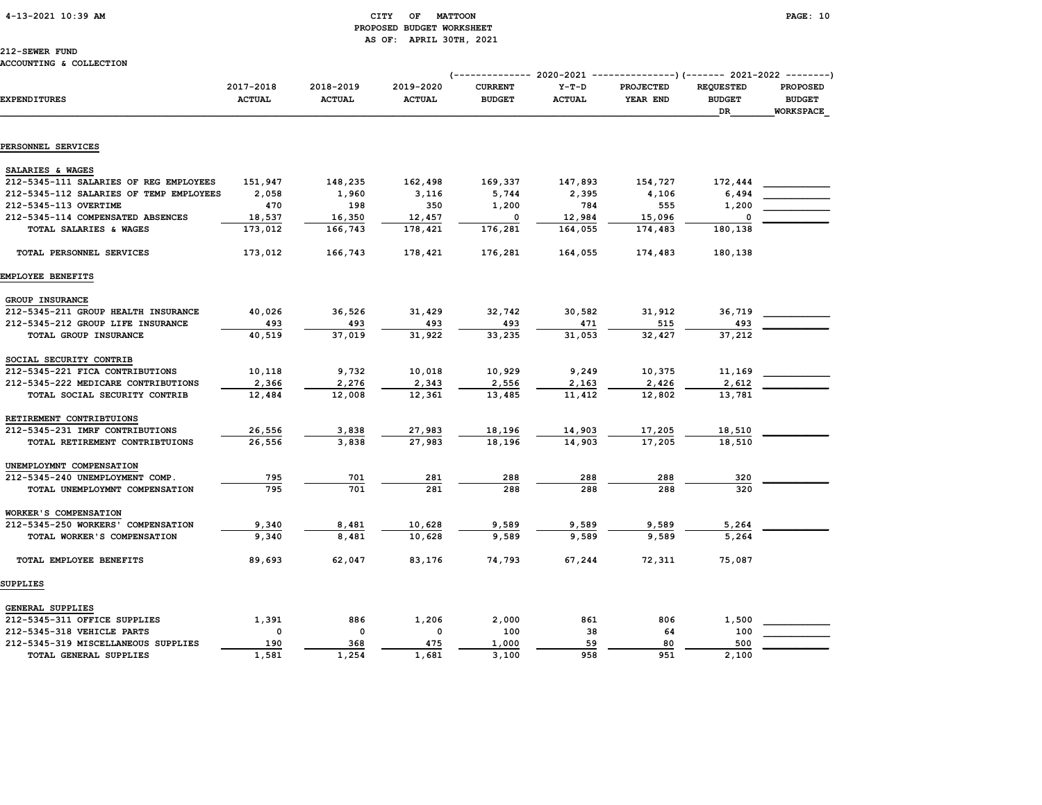CITY OF MATTOON
PROPOSED BUDGET WORKSHEET
AS OF: APRIL 30TH, 2021

212-SEWER FUND
ACCOUNTING & COLLECTION

| EXPENDITURES | 2017-2018 ACTUAL | 2018-2019 ACTUAL | 2019-2020 ACTUAL | 2020-2021 CURRENT BUDGET | 2020-2021 Y-T-D ACTUAL | 2020-2021 PROJECTED YEAR END | 2021-2022 REQUESTED BUDGET DR | 2021-2022 PROPOSED BUDGET WORKSPACE |
|---|---|---|---|---|---|---|---|---|
| **PERSONNEL SERVICES** | | | | | | | | |
| SALARIES & WAGES | | | | | | | | |
| 212-5345-111 SALARIES OF REG EMPLOYEES | 151,947 | 148,235 | 162,498 | 169,337 | 147,893 | 154,727 | 172,444 | |
| 212-5345-112 SALARIES OF TEMP EMPLOYEES | 2,058 | 1,960 | 3,116 | 5,744 | 2,395 | 4,106 | 6,494 | |
| 212-5345-113 OVERTIME | 470 | 198 | 350 | 1,200 | 784 | 555 | 1,200 | |
| 212-5345-114 COMPENSATED ABSENCES | 18,537 | 16,350 | 12,457 | 0 | 12,984 | 15,096 | 0 | |
| TOTAL SALARIES & WAGES | 173,012 | 166,743 | 178,421 | 176,281 | 164,055 | 174,483 | 180,138 | |
| TOTAL PERSONNEL SERVICES | 173,012 | 166,743 | 178,421 | 176,281 | 164,055 | 174,483 | 180,138 | |
| **EMPLOYEE BENEFITS** | | | | | | | | |
| GROUP INSURANCE | | | | | | | | |
| 212-5345-211 GROUP HEALTH INSURANCE | 40,026 | 36,526 | 31,429 | 32,742 | 30,582 | 31,912 | 36,719 | |
| 212-5345-212 GROUP LIFE INSURANCE | 493 | 493 | 493 | 493 | 471 | 515 | 493 | |
| TOTAL GROUP INSURANCE | 40,519 | 37,019 | 31,922 | 33,235 | 31,053 | 32,427 | 37,212 | |
| SOCIAL SECURITY CONTRIB | | | | | | | | |
| 212-5345-221 FICA CONTRIBUTIONS | 10,118 | 9,732 | 10,018 | 10,929 | 9,249 | 10,375 | 11,169 | |
| 212-5345-222 MEDICARE CONTRIBUTIONS | 2,366 | 2,276 | 2,343 | 2,556 | 2,163 | 2,426 | 2,612 | |
| TOTAL SOCIAL SECURITY CONTRIB | 12,484 | 12,008 | 12,361 | 13,485 | 11,412 | 12,802 | 13,781 | |
| RETIREMENT CONTRIBTUIONS | | | | | | | | |
| 212-5345-231 IMRF CONTRIBUTIONS | 26,556 | 3,838 | 27,983 | 18,196 | 14,903 | 17,205 | 18,510 | |
| TOTAL RETIREMENT CONTRIBTUIONS | 26,556 | 3,838 | 27,983 | 18,196 | 14,903 | 17,205 | 18,510 | |
| UNEMPLOYMNT COMPENSATION | | | | | | | | |
| 212-5345-240 UNEMPLOYMENT COMP. | 795 | 701 | 281 | 288 | 288 | 288 | 320 | |
| TOTAL UNEMPLOYMNT COMPENSATION | 795 | 701 | 281 | 288 | 288 | 288 | 320 | |
| WORKER'S COMPENSATION | | | | | | | | |
| 212-5345-250 WORKERS' COMPENSATION | 9,340 | 8,481 | 10,628 | 9,589 | 9,589 | 9,589 | 5,264 | |
| TOTAL WORKER'S COMPENSATION | 9,340 | 8,481 | 10,628 | 9,589 | 9,589 | 9,589 | 5,264 | |
| TOTAL EMPLOYEE BENEFITS | 89,693 | 62,047 | 83,176 | 74,793 | 67,244 | 72,311 | 75,087 | |
| **SUPPLIES** | | | | | | | | |
| GENERAL SUPPLIES | | | | | | | | |
| 212-5345-311 OFFICE SUPPLIES | 1,391 | 886 | 1,206 | 2,000 | 861 | 806 | 1,500 | |
| 212-5345-318 VEHICLE PARTS | 0 | 0 | 0 | 100 | 38 | 64 | 100 | |
| 212-5345-319 MISCELLANEOUS SUPPLIES | 190 | 368 | 475 | 1,000 | 59 | 80 | 500 | |
| TOTAL GENERAL SUPPLIES | 1,581 | 1,254 | 1,681 | 3,100 | 958 | 951 | 2,100 | |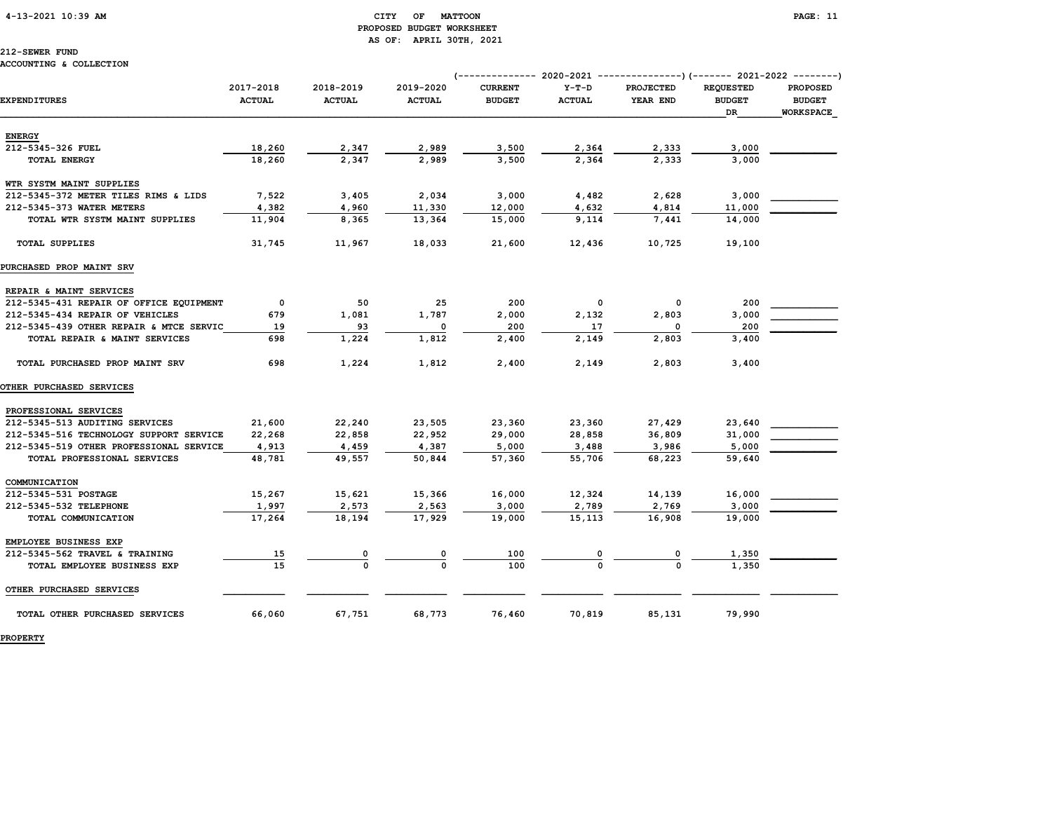**212-SEWER FUND**
**ACCOUNTING & COLLECTION**

| EXPENDITURES | 2017-2018 ACTUAL | 2018-2019 ACTUAL | 2019-2020 ACTUAL | 2020-2021 CURRENT BUDGET | 2020-2021 Y-T-D ACTUAL | 2020-2021 PROJECTED YEAR END | 2021-2022 REQUESTED BUDGET DR | 2021-2022 PROPOSED BUDGET WORKSPACE |
|---|---|---|---|---|---|---|---|---|
| **ENERGY** | | | | | | | | |
| 212-5345-326 FUEL | 18,260 | 2,347 | 2,989 | 3,500 | 2,364 | 2,333 | 3,000 | |
| TOTAL ENERGY | 18,260 | 2,347 | 2,989 | 3,500 | 2,364 | 2,333 | 3,000 | |
| **WTR SYSTM MAINT SUPPLIES** | | | | | | | | |
| 212-5345-372 METER TILES RIMS & LIDS | 7,522 | 3,405 | 2,034 | 3,000 | 4,482 | 2,628 | 3,000 | |
| 212-5345-373 WATER METERS | 4,382 | 4,960 | 11,330 | 12,000 | 4,632 | 4,814 | 11,000 | |
| TOTAL WTR SYSTM MAINT SUPPLIES | 11,904 | 8,365 | 13,364 | 15,000 | 9,114 | 7,441 | 14,000 | |
| TOTAL SUPPLIES | 31,745 | 11,967 | 18,033 | 21,600 | 12,436 | 10,725 | 19,100 | |
| **PURCHASED PROP MAINT SRV** | | | | | | | | |
| **REPAIR & MAINT SERVICES** | | | | | | | | |
| 212-5345-431 REPAIR OF OFFICE EQUIPMENT | 0 | 50 | 25 | 200 | 0 | 0 | 200 | |
| 212-5345-434 REPAIR OF VEHICLES | 679 | 1,081 | 1,787 | 2,000 | 2,132 | 2,803 | 3,000 | |
| 212-5345-439 OTHER REPAIR & MTCE SERVIC | 19 | 93 | 0 | 200 | 17 | 0 | 200 | |
| TOTAL REPAIR & MAINT SERVICES | 698 | 1,224 | 1,812 | 2,400 | 2,149 | 2,803 | 3,400 | |
| TOTAL PURCHASED PROP MAINT SRV | 698 | 1,224 | 1,812 | 2,400 | 2,149 | 2,803 | 3,400 | |
| **OTHER PURCHASED SERVICES** | | | | | | | | |
| **PROFESSIONAL SERVICES** | | | | | | | | |
| 212-5345-513 AUDITING SERVICES | 21,600 | 22,240 | 23,505 | 23,360 | 23,360 | 27,429 | 23,640 | |
| 212-5345-516 TECHNOLOGY SUPPORT SERVICE | 22,268 | 22,858 | 22,952 | 29,000 | 28,858 | 36,809 | 31,000 | |
| 212-5345-519 OTHER PROFESSIONAL SERVICE | 4,913 | 4,459 | 4,387 | 5,000 | 3,488 | 3,986 | 5,000 | |
| TOTAL PROFESSIONAL SERVICES | 48,781 | 49,557 | 50,844 | 57,360 | 55,706 | 68,223 | 59,640 | |
| **COMMUNICATION** | | | | | | | | |
| 212-5345-531 POSTAGE | 15,267 | 15,621 | 15,366 | 16,000 | 12,324 | 14,139 | 16,000 | |
| 212-5345-532 TELEPHONE | 1,997 | 2,573 | 2,563 | 3,000 | 2,789 | 2,769 | 3,000 | |
| TOTAL COMMUNICATION | 17,264 | 18,194 | 17,929 | 19,000 | 15,113 | 16,908 | 19,000 | |
| **EMPLOYEE BUSINESS EXP** | | | | | | | | |
| 212-5345-562 TRAVEL & TRAINING | 15 | 0 | 0 | 100 | 0 | 0 | 1,350 | |
| TOTAL EMPLOYEE BUSINESS EXP | 15 | 0 | 0 | 100 | 0 | 0 | 1,350 | |
| OTHER PURCHASED SERVICES | | | | | | | | |
| TOTAL OTHER PURCHASED SERVICES | 66,060 | 67,751 | 68,773 | 76,460 | 70,819 | 85,131 | 79,990 | |

**PROPERTY**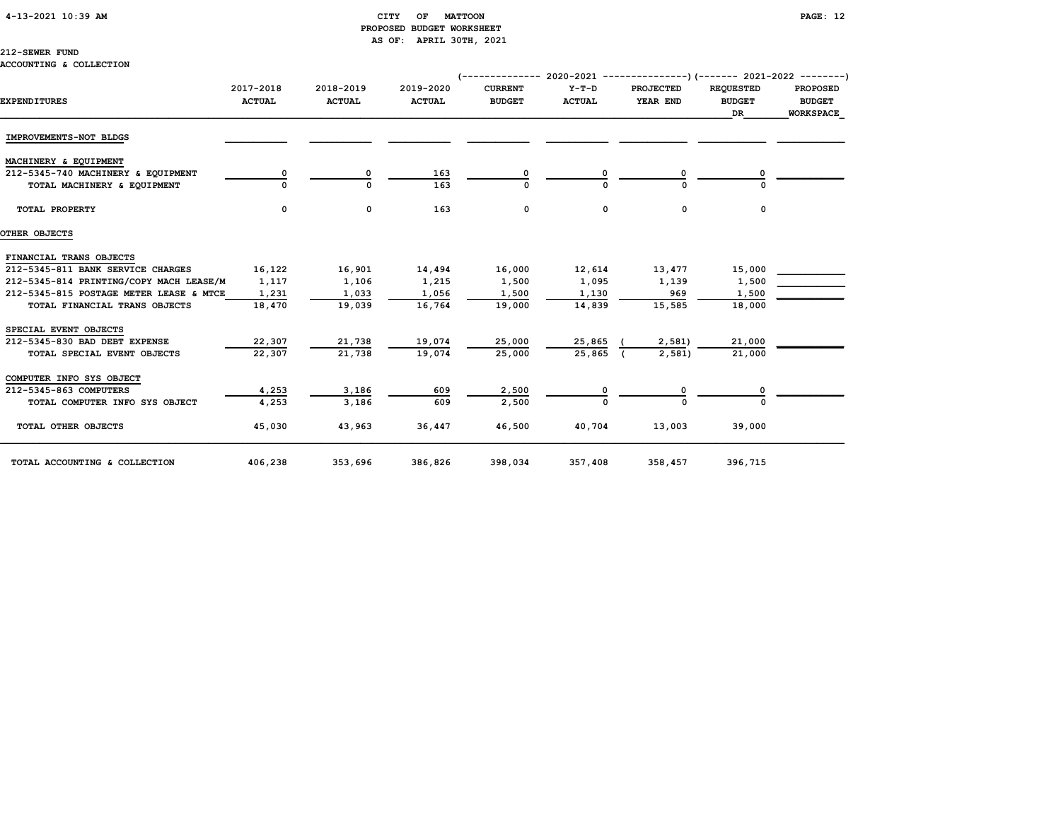CITY OF MATTOON
PROPOSED BUDGET WORKSHEET
AS OF: APRIL 30TH, 2021

212-SEWER FUND
ACCOUNTING & COLLECTION

| EXPENDITURES | 2017-2018 ACTUAL | 2018-2019 ACTUAL | 2019-2020 ACTUAL | 2020-2021 CURRENT BUDGET | 2020-2021 Y-T-D ACTUAL | 2020-2021 PROJECTED YEAR END | 2021-2022 REQUESTED BUDGET DR | 2021-2022 PROPOSED BUDGET WORKSPACE |
|---|---|---|---|---|---|---|---|---|
| IMPROVEMENTS-NOT BLDGS | | | | | | | | |
| MACHINERY & EQUIPMENT | | | | | | | | |
| 212-5345-740 MACHINERY & EQUIPMENT | 0 | 0 | 163 | 0 | 0 | 0 | 0 | |
| TOTAL MACHINERY & EQUIPMENT | 0 | 0 | 163 | 0 | 0 | 0 | 0 | |
| TOTAL PROPERTY | 0 | 0 | 163 | 0 | 0 | 0 | 0 | |
| OTHER OBJECTS | | | | | | | | |
| FINANCIAL TRANS OBJECTS | | | | | | | | |
| 212-5345-811 BANK SERVICE CHARGES | 16,122 | 16,901 | 14,494 | 16,000 | 12,614 | 13,477 | 15,000 | |
| 212-5345-814 PRINTING/COPY MACH LEASE/M | 1,117 | 1,106 | 1,215 | 1,500 | 1,095 | 1,139 | 1,500 | |
| 212-5345-815 POSTAGE METER LEASE & MTCE | 1,231 | 1,033 | 1,056 | 1,500 | 1,130 | 969 | 1,500 | |
| TOTAL FINANCIAL TRANS OBJECTS | 18,470 | 19,039 | 16,764 | 19,000 | 14,839 | 15,585 | 18,000 | |
| SPECIAL EVENT OBJECTS | | | | | | | | |
| 212-5345-830 BAD DEBT EXPENSE | 22,307 | 21,738 | 19,074 | 25,000 | 25,865 | (2,581) | 21,000 | |
| TOTAL SPECIAL EVENT OBJECTS | 22,307 | 21,738 | 19,074 | 25,000 | 25,865 | (2,581) | 21,000 | |
| COMPUTER INFO SYS OBJECT | | | | | | | | |
| 212-5345-863 COMPUTERS | 4,253 | 3,186 | 609 | 2,500 | 0 | 0 | 0 | |
| TOTAL COMPUTER INFO SYS OBJECT | 4,253 | 3,186 | 609 | 2,500 | 0 | 0 | 0 | |
| TOTAL OTHER OBJECTS | 45,030 | 43,963 | 36,447 | 46,500 | 40,704 | 13,003 | 39,000 | |
| TOTAL ACCOUNTING & COLLECTION | 406,238 | 353,696 | 386,826 | 398,034 | 357,408 | 358,457 | 396,715 | |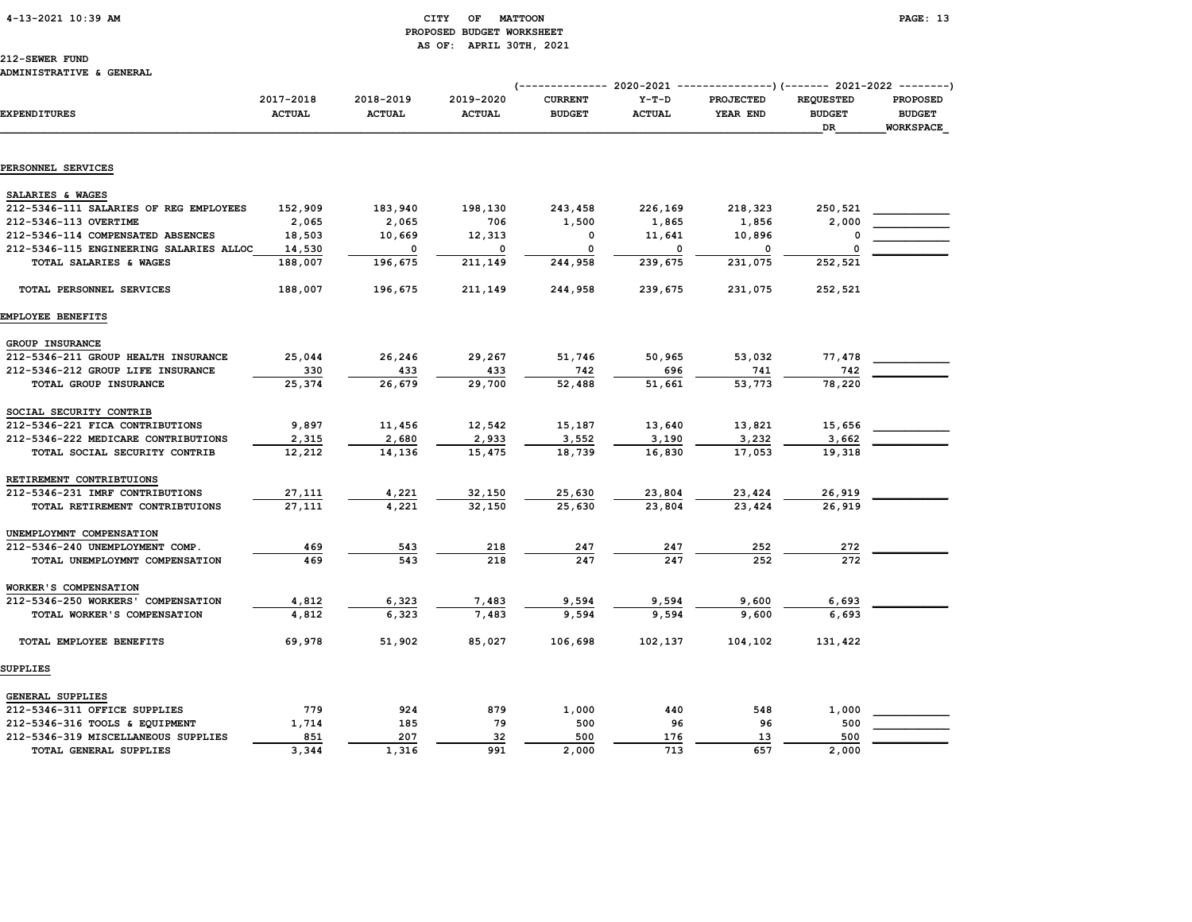# CITY OF MATTOON
## PROPOSED BUDGET WORKSHEET
### AS OF: APRIL 30TH, 2021

212-SEWER FUND
ADMINISTRATIVE & GENERAL

| EXPENDITURES | 2017-2018 ACTUAL | 2018-2019 ACTUAL | 2019-2020 ACTUAL | 2020-2021 CURRENT BUDGET | 2020-2021 Y-T-D ACTUAL | 2020-2021 PROJECTED YEAR END | 2021-2022 REQUESTED BUDGET DR | 2021-2022 PROPOSED BUDGET WORKSPACE |
|---|---|---|---|---|---|---|---|---|
| **PERSONNEL SERVICES** | | | | | | | | |
| SALARIES & WAGES | | | | | | | | |
| 212-5346-111 SALARIES OF REG EMPLOYEES | 152,909 | 183,940 | 198,130 | 243,458 | 226,169 | 218,323 | 250,521 | |
| 212-5346-113 OVERTIME | 2,065 | 2,065 | 706 | 1,500 | 1,865 | 1,856 | 2,000 | |
| 212-5346-114 COMPENSATED ABSENCES | 18,503 | 10,669 | 12,313 | 0 | 11,641 | 10,896 | 0 | |
| 212-5346-115 ENGINEERING SALARIES ALLOC | 14,530 | 0 | 0 | 0 | 0 | 0 | 0 | |
| TOTAL SALARIES & WAGES | 188,007 | 196,675 | 211,149 | 244,958 | 239,675 | 231,075 | 252,521 | |
| TOTAL PERSONNEL SERVICES | 188,007 | 196,675 | 211,149 | 244,958 | 239,675 | 231,075 | 252,521 | |
| **EMPLOYEE BENEFITS** | | | | | | | | |
| GROUP INSURANCE | | | | | | | | |
| 212-5346-211 GROUP HEALTH INSURANCE | 25,044 | 26,246 | 29,267 | 51,746 | 50,965 | 53,032 | 77,478 | |
| 212-5346-212 GROUP LIFE INSURANCE | 330 | 433 | 433 | 742 | 696 | 741 | 742 | |
| TOTAL GROUP INSURANCE | 25,374 | 26,679 | 29,700 | 52,488 | 51,661 | 53,773 | 78,220 | |
| SOCIAL SECURITY CONTRIB | | | | | | | | |
| 212-5346-221 FICA CONTRIBUTIONS | 9,897 | 11,456 | 12,542 | 15,187 | 13,640 | 13,821 | 15,656 | |
| 212-5346-222 MEDICARE CONTRIBUTIONS | 2,315 | 2,680 | 2,933 | 3,552 | 3,190 | 3,232 | 3,662 | |
| TOTAL SOCIAL SECURITY CONTRIB | 12,212 | 14,136 | 15,475 | 18,739 | 16,830 | 17,053 | 19,318 | |
| RETIREMENT CONTRIBTUIONS | | | | | | | | |
| 212-5346-231 IMRF CONTRIBUTIONS | 27,111 | 4,221 | 32,150 | 25,630 | 23,804 | 23,424 | 26,919 | |
| TOTAL RETIREMENT CONTRIBTUIONS | 27,111 | 4,221 | 32,150 | 25,630 | 23,804 | 23,424 | 26,919 | |
| UNEMPLOYMNT COMPENSATION | | | | | | | | |
| 212-5346-240 UNEMPLOYMENT COMP. | 469 | 543 | 218 | 247 | 247 | 252 | 272 | |
| TOTAL UNEMPLOYMNT COMPENSATION | 469 | 543 | 218 | 247 | 247 | 252 | 272 | |
| WORKER'S COMPENSATION | | | | | | | | |
| 212-5346-250 WORKERS' COMPENSATION | 4,812 | 6,323 | 7,483 | 9,594 | 9,594 | 9,600 | 6,693 | |
| TOTAL WORKER'S COMPENSATION | 4,812 | 6,323 | 7,483 | 9,594 | 9,594 | 9,600 | 6,693 | |
| TOTAL EMPLOYEE BENEFITS | 69,978 | 51,902 | 85,027 | 106,698 | 102,137 | 104,102 | 131,422 | |
| **SUPPLIES** | | | | | | | | |
| GENERAL SUPPLIES | | | | | | | | |
| 212-5346-311 OFFICE SUPPLIES | 779 | 924 | 879 | 1,000 | 440 | 548 | 1,000 | |
| 212-5346-316 TOOLS & EQUIPMENT | 1,714 | 185 | 79 | 500 | 96 | 96 | 500 | |
| 212-5346-319 MISCELLANEOUS SUPPLIES | 851 | 207 | 32 | 500 | 176 | 13 | 500 | |
| TOTAL GENERAL SUPPLIES | 3,344 | 1,316 | 991 | 2,000 | 713 | 657 | 2,000 | |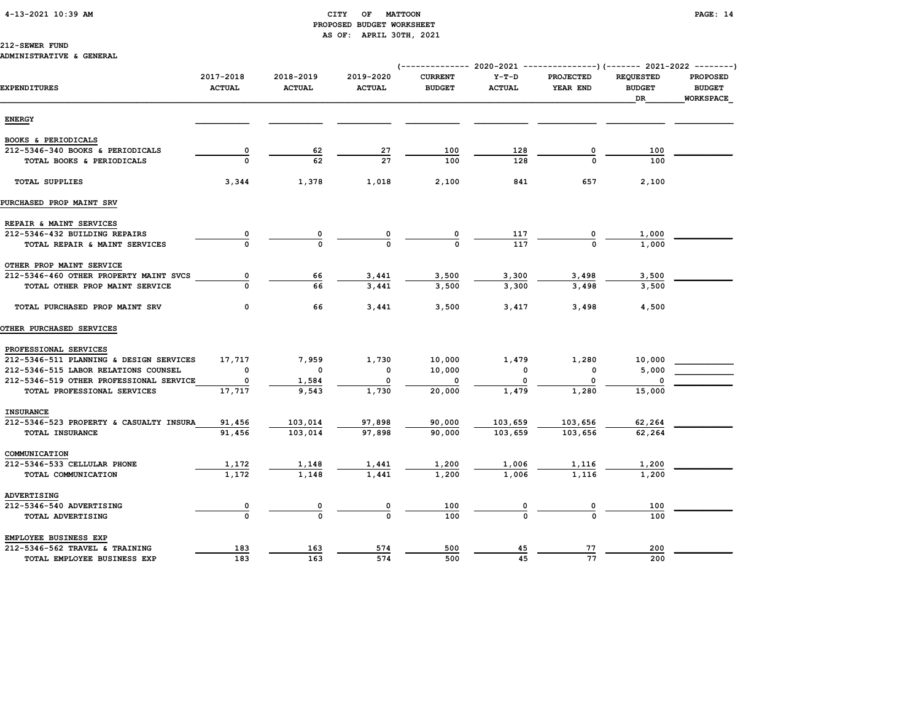CITY OF MATTOON
PROPOSED BUDGET WORKSHEET
AS OF: APRIL 30TH, 2021

212-SEWER FUND
ADMINISTRATIVE & GENERAL

| EXPENDITURES | 2017-2018 ACTUAL | 2018-2019 ACTUAL | 2019-2020 ACTUAL | 2020-2021 CURRENT BUDGET | 2020-2021 Y-T-D ACTUAL | 2020-2021 PROJECTED YEAR END | 2021-2022 REQUESTED BUDGET DR | 2021-2022 PROPOSED BUDGET WORKSPACE |
|---|---|---|---|---|---|---|---|---|
| ENERGY | | | | | | | | |
| BOOKS & PERIODICALS | | | | | | | | |
| 212-5346-340 BOOKS & PERIODICALS | 0 | 62 | 27 | 100 | 128 | 0 | 100 | |
| TOTAL BOOKS & PERIODICALS | 0 | 62 | 27 | 100 | 128 | 0 | 100 | |
| TOTAL SUPPLIES | 3,344 | 1,378 | 1,018 | 2,100 | 841 | 657 | 2,100 | |
| PURCHASED PROP MAINT SRV | | | | | | | | |
| REPAIR & MAINT SERVICES | | | | | | | | |
| 212-5346-432 BUILDING REPAIRS | 0 | 0 | 0 | 0 | 117 | 0 | 1,000 | |
| TOTAL REPAIR & MAINT SERVICES | 0 | 0 | 0 | 0 | 117 | 0 | 1,000 | |
| OTHER PROP MAINT SERVICE | | | | | | | | |
| 212-5346-460 OTHER PROPERTY MAINT SVCS | 0 | 66 | 3,441 | 3,500 | 3,300 | 3,498 | 3,500 | |
| TOTAL OTHER PROP MAINT SERVICE | 0 | 66 | 3,441 | 3,500 | 3,300 | 3,498 | 3,500 | |
| TOTAL PURCHASED PROP MAINT SRV | 0 | 66 | 3,441 | 3,500 | 3,417 | 3,498 | 4,500 | |
| OTHER PURCHASED SERVICES | | | | | | | | |
| PROFESSIONAL SERVICES | | | | | | | | |
| 212-5346-511 PLANNING & DESIGN SERVICES | 17,717 | 7,959 | 1,730 | 10,000 | 1,479 | 1,280 | 10,000 | |
| 212-5346-515 LABOR RELATIONS COUNSEL | 0 | 0 | 0 | 10,000 | 0 | 0 | 5,000 | |
| 212-5346-519 OTHER PROFESSIONAL SERVICE | 0 | 1,584 | 0 | 0 | 0 | 0 | 0 | |
| TOTAL PROFESSIONAL SERVICES | 17,717 | 9,543 | 1,730 | 20,000 | 1,479 | 1,280 | 15,000 | |
| INSURANCE | | | | | | | | |
| 212-5346-523 PROPERTY & CASUALTY INSURA | 91,456 | 103,014 | 97,898 | 90,000 | 103,659 | 103,656 | 62,264 | |
| TOTAL INSURANCE | 91,456 | 103,014 | 97,898 | 90,000 | 103,659 | 103,656 | 62,264 | |
| COMMUNICATION | | | | | | | | |
| 212-5346-533 CELLULAR PHONE | 1,172 | 1,148 | 1,441 | 1,200 | 1,006 | 1,116 | 1,200 | |
| TOTAL COMMUNICATION | 1,172 | 1,148 | 1,441 | 1,200 | 1,006 | 1,116 | 1,200 | |
| ADVERTISING | | | | | | | | |
| 212-5346-540 ADVERTISING | 0 | 0 | 0 | 100 | 0 | 0 | 100 | |
| TOTAL ADVERTISING | 0 | 0 | 0 | 100 | 0 | 0 | 100 | |
| EMPLOYEE BUSINESS EXP | | | | | | | | |
| 212-5346-562 TRAVEL & TRAINING | 183 | 163 | 574 | 500 | 45 | 77 | 200 | |
| TOTAL EMPLOYEE BUSINESS EXP | 183 | 163 | 574 | 500 | 45 | 77 | 200 | |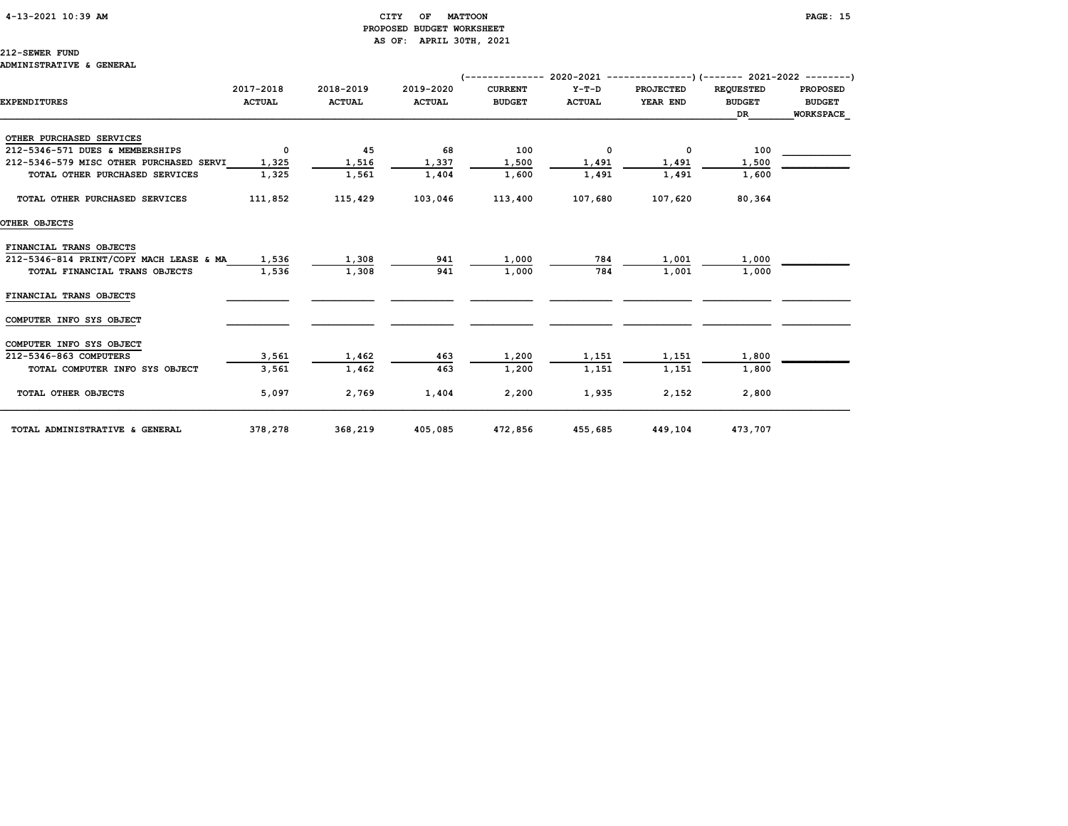# CITY OF MATTOON
## PROPOSED BUDGET WORKSHEET
### AS OF: APRIL 30TH, 2021

212-SEWER FUND
ADMINISTRATIVE & GENERAL

| EXPENDITURES | 2017-2018 ACTUAL | 2018-2019 ACTUAL | 2019-2020 ACTUAL | 2020-2021 CURRENT BUDGET | 2020-2021 Y-T-D ACTUAL | 2020-2021 PROJECTED YEAR END | 2021-2022 REQUESTED BUDGET DR | 2021-2022 PROPOSED BUDGET WORKSPACE |
|---|---|---|---|---|---|---|---|---|
| OTHER PURCHASED SERVICES | | | | | | | | |
| 212-5346-571 DUES & MEMBERSHIPS | 0 | 45 | 68 | 100 | 0 | 0 | 100 | |
| 212-5346-579 MISC OTHER PURCHASED SERVI | 1,325 | 1,516 | 1,337 | 1,500 | 1,491 | 1,491 | 1,500 | |
| TOTAL OTHER PURCHASED SERVICES | 1,325 | 1,561 | 1,404 | 1,600 | 1,491 | 1,491 | 1,600 | |
| TOTAL OTHER PURCHASED SERVICES | 111,852 | 115,429 | 103,046 | 113,400 | 107,680 | 107,620 | 80,364 | |
| OTHER OBJECTS | | | | | | | | |
| FINANCIAL TRANS OBJECTS | | | | | | | | |
| 212-5346-814 PRINT/COPY MACH LEASE & MA | 1,536 | 1,308 | 941 | 1,000 | 784 | 1,001 | 1,000 | |
| TOTAL FINANCIAL TRANS OBJECTS | 1,536 | 1,308 | 941 | 1,000 | 784 | 1,001 | 1,000 | |
| FINANCIAL TRANS OBJECTS | | | | | | | | |
| COMPUTER INFO SYS OBJECT | | | | | | | | |
| COMPUTER INFO SYS OBJECT | | | | | | | | |
| 212-5346-863 COMPUTERS | 3,561 | 1,462 | 463 | 1,200 | 1,151 | 1,151 | 1,800 | |
| TOTAL COMPUTER INFO SYS OBJECT | 3,561 | 1,462 | 463 | 1,200 | 1,151 | 1,151 | 1,800 | |
| TOTAL OTHER OBJECTS | 5,097 | 2,769 | 1,404 | 2,200 | 1,935 | 2,152 | 2,800 | |
| TOTAL ADMINISTRATIVE & GENERAL | 378,278 | 368,219 | 405,085 | 472,856 | 455,685 | 449,104 | 473,707 | |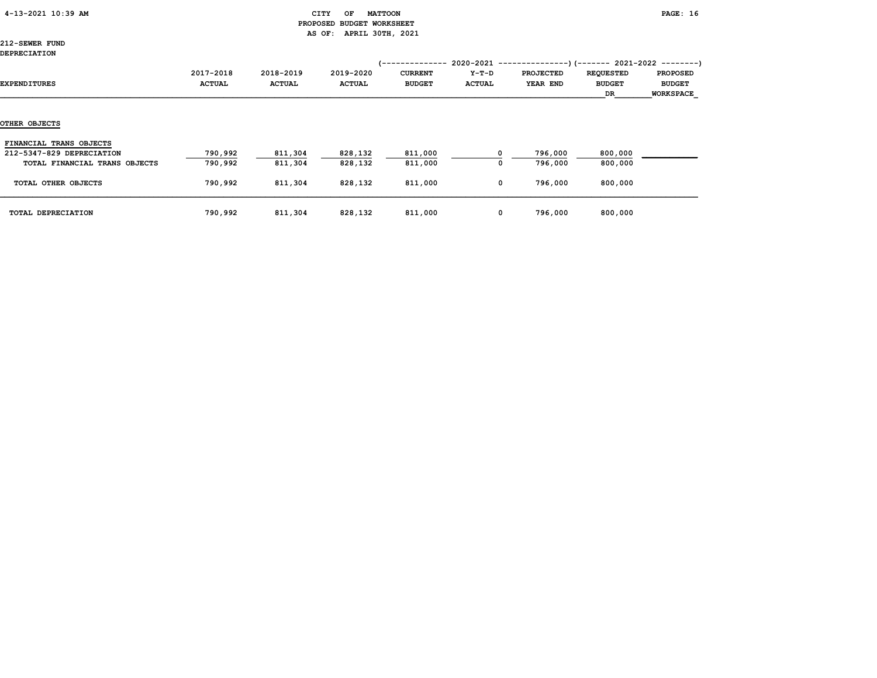CITY OF MATTOON
PROPOSED BUDGET WORKSHEET
AS OF: APRIL 30TH, 2021

212-SEWER FUND
DEPRECIATION

| | | | | 2020-2021 | | | 2021-2022 | |
|---|---|---|---|---|---|---|---|---|
| EXPENDITURES | 2017-2018 ACTUAL | 2018-2019 ACTUAL | 2019-2020 ACTUAL | CURRENT BUDGET | Y-T-D ACTUAL | PROJECTED YEAR END | REQUESTED BUDGET DR | PROPOSED BUDGET WORKSPACE |
| **OTHER OBJECTS** | | | | | | | | |
| FINANCIAL TRANS OBJECTS | | | | | | | | |
| 212-5347-829 DEPRECIATION | 790,992 | 811,304 | 828,132 | 811,000 | 0 | 796,000 | 800,000 | |
| TOTAL FINANCIAL TRANS OBJECTS | 790,992 | 811,304 | 828,132 | 811,000 | 0 | 796,000 | 800,000 | |
| TOTAL OTHER OBJECTS | 790,992 | 811,304 | 828,132 | 811,000 | 0 | 796,000 | 800,000 | |
| TOTAL DEPRECIATION | 790,992 | 811,304 | 828,132 | 811,000 | 0 | 796,000 | 800,000 | |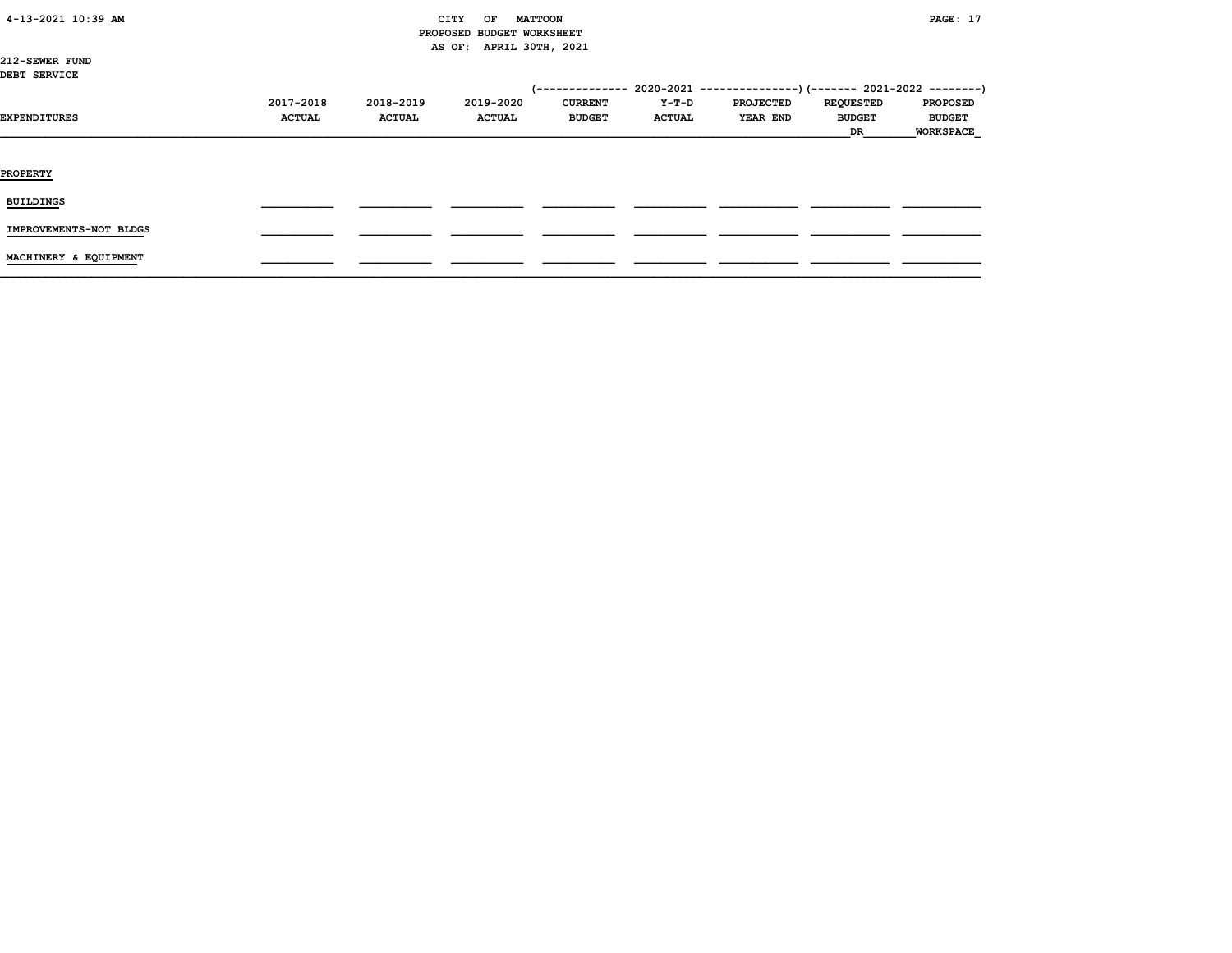CITY OF MATTOON
PROPOSED BUDGET WORKSHEET
AS OF: APRIL 30TH, 2021

212-SEWER FUND
DEBT SERVICE

| EXPENDITURES | 2017-2018 ACTUAL | 2018-2019 ACTUAL | 2019-2020 ACTUAL | 2020-2021 CURRENT BUDGET | 2020-2021 Y-T-D ACTUAL | 2020-2021 PROJECTED YEAR END | 2021-2022 REQUESTED BUDGET DR | 2021-2022 PROPOSED BUDGET WORKSPACE |
|---|---|---|---|---|---|---|---|---|
| PROPERTY | | | | | | | | |
| BUILDINGS | | | | | | | | |
| IMPROVEMENTS-NOT BLDGS | | | | | | | | |
| MACHINERY & EQUIPMENT | | | | | | | | |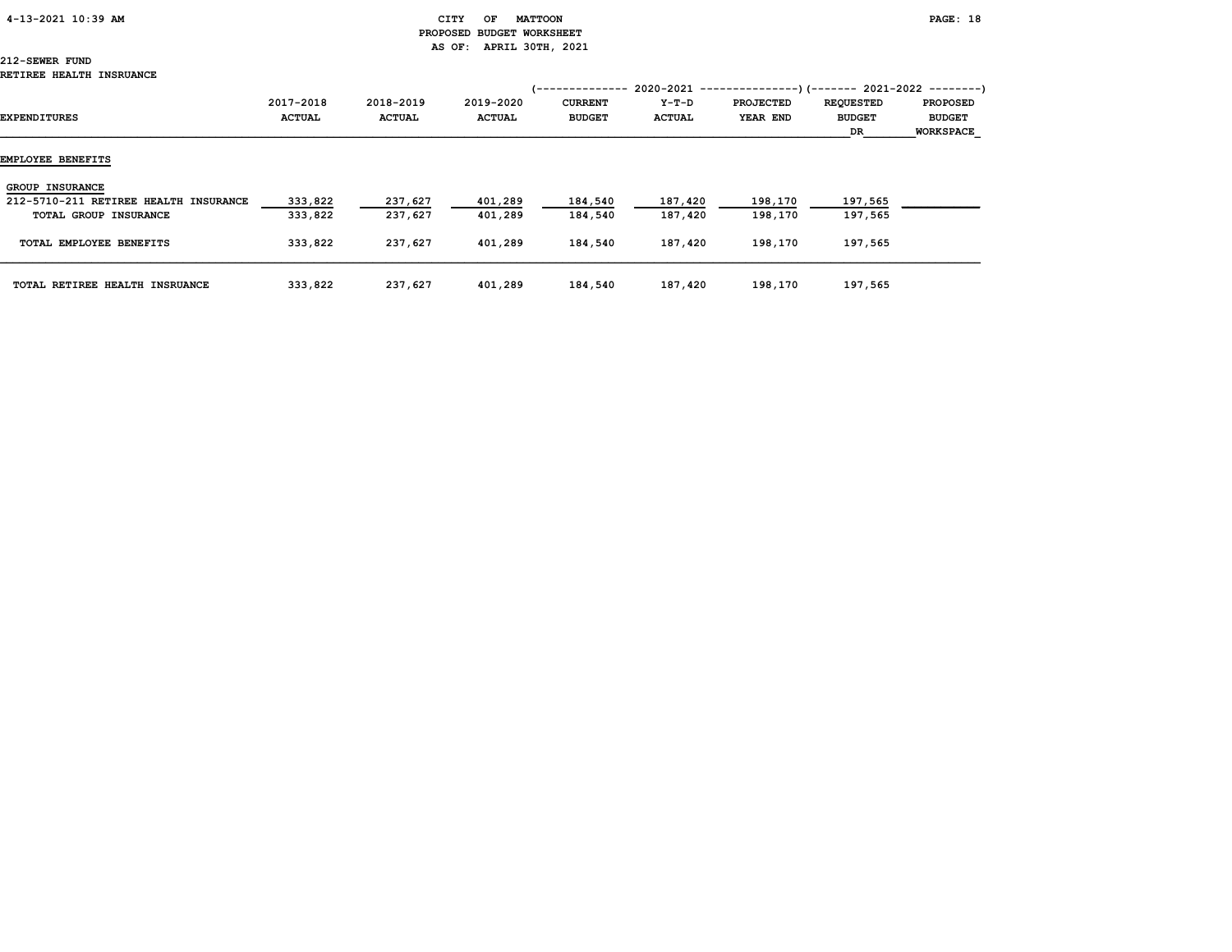CITY OF MATTOON
PROPOSED BUDGET WORKSHEET
AS OF: APRIL 30TH, 2021

212-SEWER FUND
RETIREE HEALTH INSRUANCE

| EXPENDITURES | 2017-2018 ACTUAL | 2018-2019 ACTUAL | 2019-2020 ACTUAL | 2020-2021 CURRENT BUDGET | 2020-2021 Y-T-D ACTUAL | 2020-2021 PROJECTED YEAR END | 2021-2022 REQUESTED BUDGET DR | 2021-2022 PROPOSED BUDGET WORKSPACE |
|---|---|---|---|---|---|---|---|---|
| **EMPLOYEE BENEFITS** | | | | | | | | |
| GROUP INSURANCE | | | | | | | | |
| 212-5710-211 RETIREE HEALTH INSURANCE | 333,822 | 237,627 | 401,289 | 184,540 | 187,420 | 198,170 | 197,565 | |
| TOTAL GROUP INSURANCE | 333,822 | 237,627 | 401,289 | 184,540 | 187,420 | 198,170 | 197,565 | |
| TOTAL EMPLOYEE BENEFITS | 333,822 | 237,627 | 401,289 | 184,540 | 187,420 | 198,170 | 197,565 | |
| TOTAL RETIREE HEALTH INSRUANCE | 333,822 | 237,627 | 401,289 | 184,540 | 187,420 | 198,170 | 197,565 | |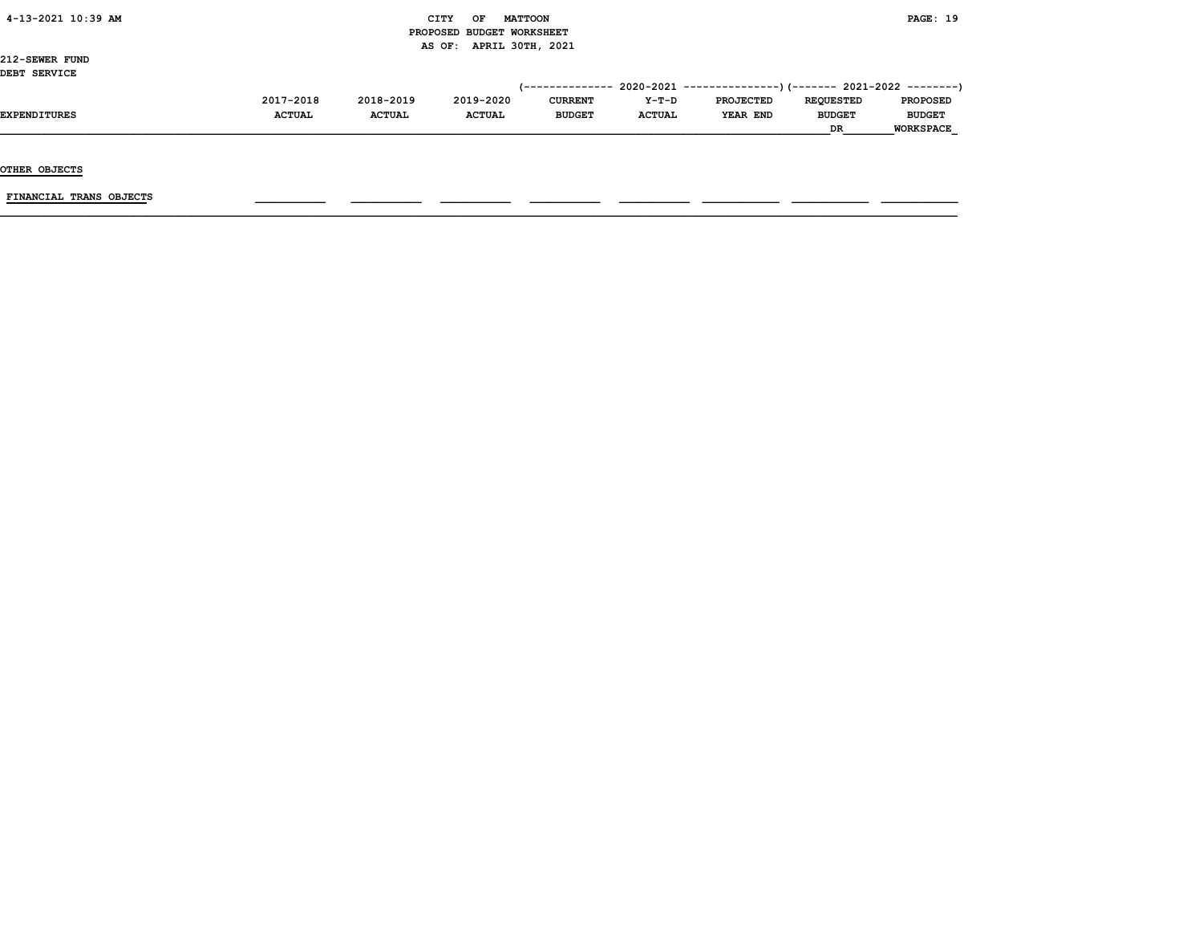CITY OF MATTOON
PROPOSED BUDGET WORKSHEET
AS OF: APRIL 30TH, 2021

212-SEWER FUND
DEBT SERVICE

| EXPENDITURES | 2017-2018 ACTUAL | 2018-2019 ACTUAL | 2019-2020 ACTUAL | 2020-2021 CURRENT BUDGET | 2020-2021 Y-T-D ACTUAL | 2020-2021 PROJECTED YEAR END | 2021-2022 REQUESTED BUDGET DR | 2021-2022 PROPOSED BUDGET WORKSPACE |
|---|---|---|---|---|---|---|---|---|
| **OTHER OBJECTS** | | | | | | | | |
| FINANCIAL TRANS OBJECTS | | | | | | | | |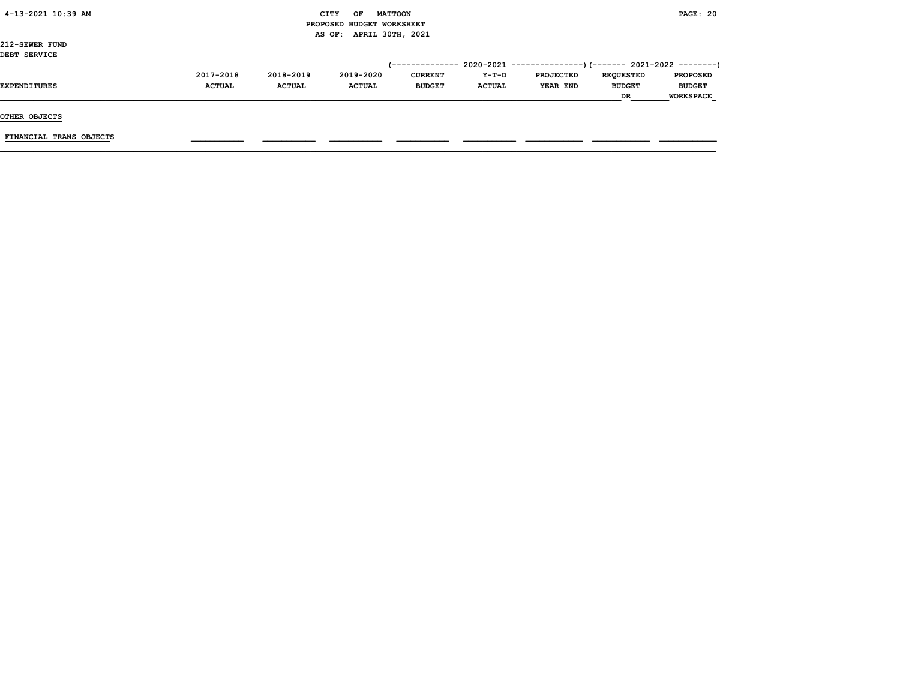CITY OF MATTOON
PROPOSED BUDGET WORKSHEET
AS OF: APRIL 30TH, 2021

212-SEWER FUND
DEBT SERVICE

| EXPENDITURES | 2017-2018 ACTUAL | 2018-2019 ACTUAL | 2019-2020 ACTUAL | 2020-2021 CURRENT BUDGET | 2020-2021 Y-T-D ACTUAL | 2020-2021 PROJECTED YEAR END | 2021-2022 REQUESTED BUDGET DR | 2021-2022 PROPOSED BUDGET WORKSPACE |
|---|---|---|---|---|---|---|---|---|
| OTHER OBJECTS | | | | | | | | |
| FINANCIAL TRANS OBJECTS | | | | | | | | |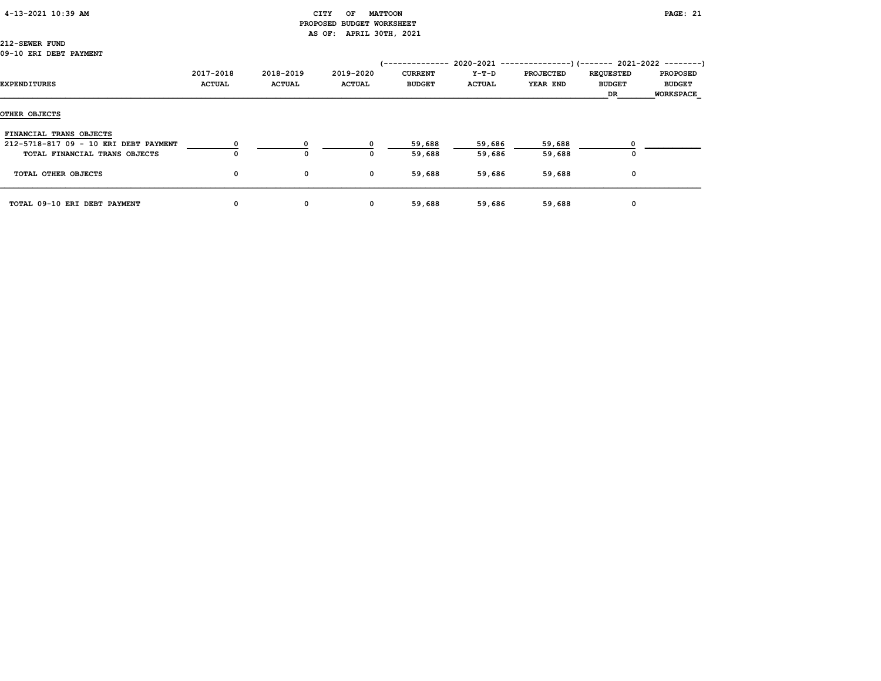CITY OF MATTOON
PROPOSED BUDGET WORKSHEET
AS OF: APRIL 30TH, 2021

212-SEWER FUND
09-10 ERI DEBT PAYMENT

| EXPENDITURES | 2017-2018 ACTUAL | 2018-2019 ACTUAL | 2019-2020 ACTUAL | 2020-2021 CURRENT BUDGET | 2020-2021 Y-T-D ACTUAL | 2020-2021 PROJECTED YEAR END | 2021-2022 REQUESTED BUDGET DR | 2021-2022 PROPOSED BUDGET WORKSPACE |
|---|---|---|---|---|---|---|---|---|
| **OTHER OBJECTS** | | | | | | | | |
| FINANCIAL TRANS OBJECTS | | | | | | | | |
| 212-5718-817 09 - 10 ERI DEBT PAYMENT | 0 | 0 | 0 | 59,688 | 59,686 | 59,688 | 0 | |
| TOTAL FINANCIAL TRANS OBJECTS | 0 | 0 | 0 | 59,688 | 59,686 | 59,688 | 0 | |
| TOTAL OTHER OBJECTS | 0 | 0 | 0 | 59,688 | 59,686 | 59,688 | 0 | |
| TOTAL 09-10 ERI DEBT PAYMENT | 0 | 0 | 0 | 59,688 | 59,686 | 59,688 | 0 | |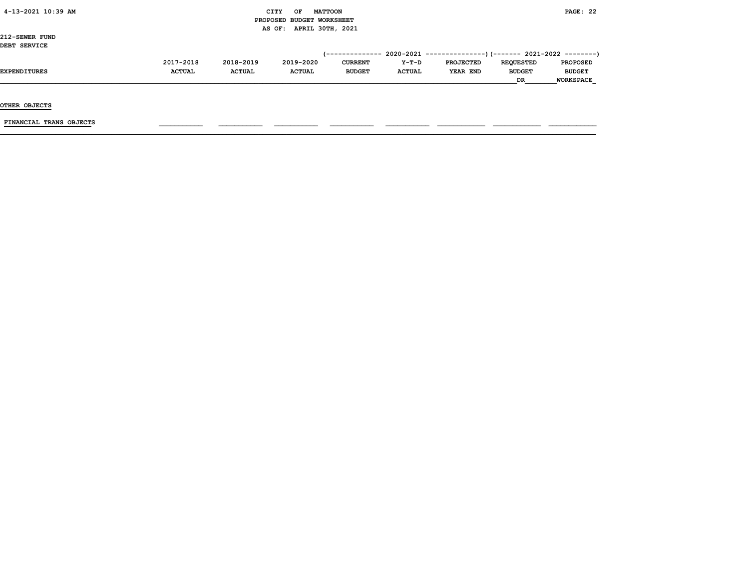212-SEWER FUND
DEBT SERVICE

| EXPENDITURES | 2017-2018 ACTUAL | 2018-2019 ACTUAL | 2019-2020 ACTUAL | 2020-2021 CURRENT BUDGET | 2020-2021 Y-T-D ACTUAL | 2020-2021 PROJECTED YEAR END | 2021-2022 REQUESTED BUDGET DR | 2021-2022 PROPOSED BUDGET WORKSPACE |
|---|---|---|---|---|---|---|---|---|
| **OTHER OBJECTS** | | | | | | | | |
| FINANCIAL TRANS OBJECTS | | | | | | | | |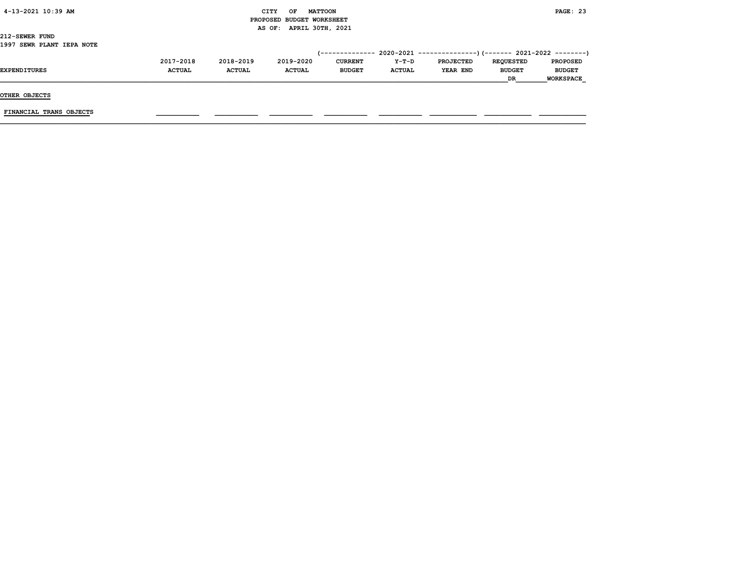CITY OF MATTOON
PROPOSED BUDGET WORKSHEET
AS OF: APRIL 30TH, 2021

212-SEWER FUND
1997 SEWR PLANT IEPA NOTE

| EXPENDITURES | 2017-2018 ACTUAL | 2018-2019 ACTUAL | 2019-2020 ACTUAL | 2020-2021 CURRENT BUDGET | 2020-2021 Y-T-D ACTUAL | 2020-2021 PROJECTED YEAR END | 2021-2022 REQUESTED BUDGET DR | 2021-2022 PROPOSED BUDGET WORKSPACE |
|---|---|---|---|---|---|---|---|---|
| OTHER OBJECTS | | | | | | | | |
| FINANCIAL TRANS OBJECTS | | | | | | | | |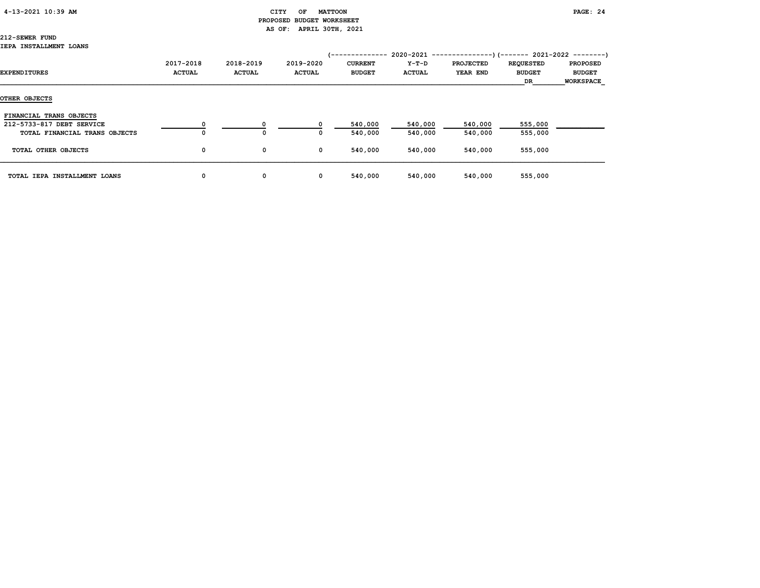CITY OF MATTOON
PROPOSED BUDGET WORKSHEET
AS OF: APRIL 30TH, 2021

212-SEWER FUND
IEPA INSTALLMENT LOANS

| EXPENDITURES | 2017-2018 ACTUAL | 2018-2019 ACTUAL | 2019-2020 ACTUAL | 2020-2021 CURRENT BUDGET | 2020-2021 Y-T-D ACTUAL | 2020-2021 PROJECTED YEAR END | 2021-2022 REQUESTED BUDGET DR | 2021-2022 PROPOSED BUDGET WORKSPACE |
|---|---|---|---|---|---|---|---|---|
| OTHER OBJECTS | | | | | | | | |
| FINANCIAL TRANS OBJECTS | | | | | | | | |
| 212-5733-817 DEBT SERVICE | 0 | 0 | 0 | 540,000 | 540,000 | 540,000 | 555,000 | |
| TOTAL FINANCIAL TRANS OBJECTS | 0 | 0 | 0 | 540,000 | 540,000 | 540,000 | 555,000 | |
| TOTAL OTHER OBJECTS | 0 | 0 | 0 | 540,000 | 540,000 | 540,000 | 555,000 | |
| TOTAL IEPA INSTALLMENT LOANS | 0 | 0 | 0 | 540,000 | 540,000 | 540,000 | 555,000 | |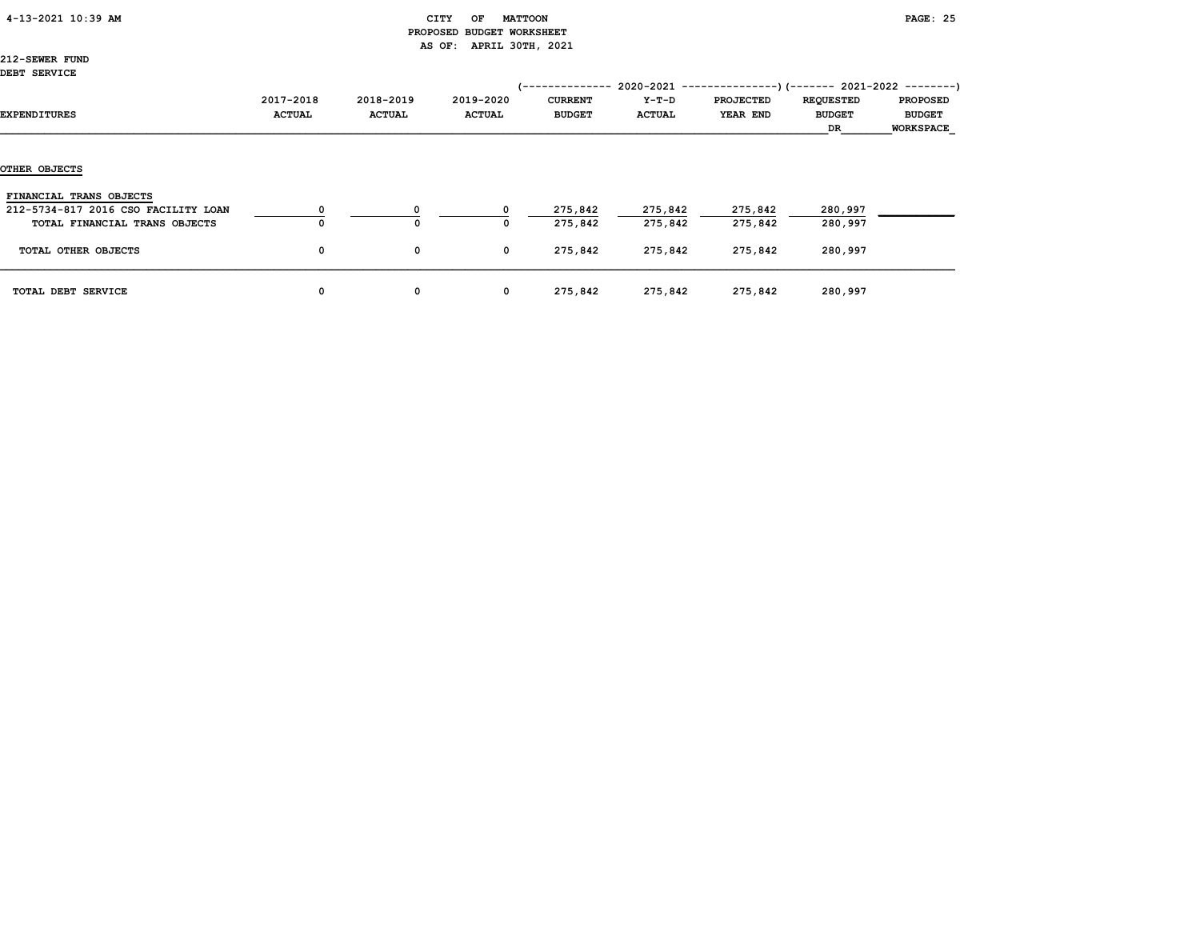CITY OF MATTOON
PROPOSED BUDGET WORKSHEET
AS OF: APRIL 30TH, 2021

212-SEWER FUND
DEBT SERVICE

| EXPENDITURES | 2017-2018 ACTUAL | 2018-2019 ACTUAL | 2019-2020 ACTUAL | 2020-2021 CURRENT BUDGET | 2020-2021 Y-T-D ACTUAL | 2020-2021 PROJECTED YEAR END | 2021-2022 REQUESTED BUDGET DR | 2021-2022 PROPOSED BUDGET WORKSPACE |
|---|---|---|---|---|---|---|---|---|
| **OTHER OBJECTS** | | | | | | | | |
| FINANCIAL TRANS OBJECTS | | | | | | | | |
| 212-5734-817 2016 CSO FACILITY LOAN | 0 | 0 | 0 | 275,842 | 275,842 | 275,842 | 280,997 | |
| TOTAL FINANCIAL TRANS OBJECTS | 0 | 0 | 0 | 275,842 | 275,842 | 275,842 | 280,997 | |
| TOTAL OTHER OBJECTS | 0 | 0 | 0 | 275,842 | 275,842 | 275,842 | 280,997 | |
| TOTAL DEBT SERVICE | 0 | 0 | 0 | 275,842 | 275,842 | 275,842 | 280,997 | |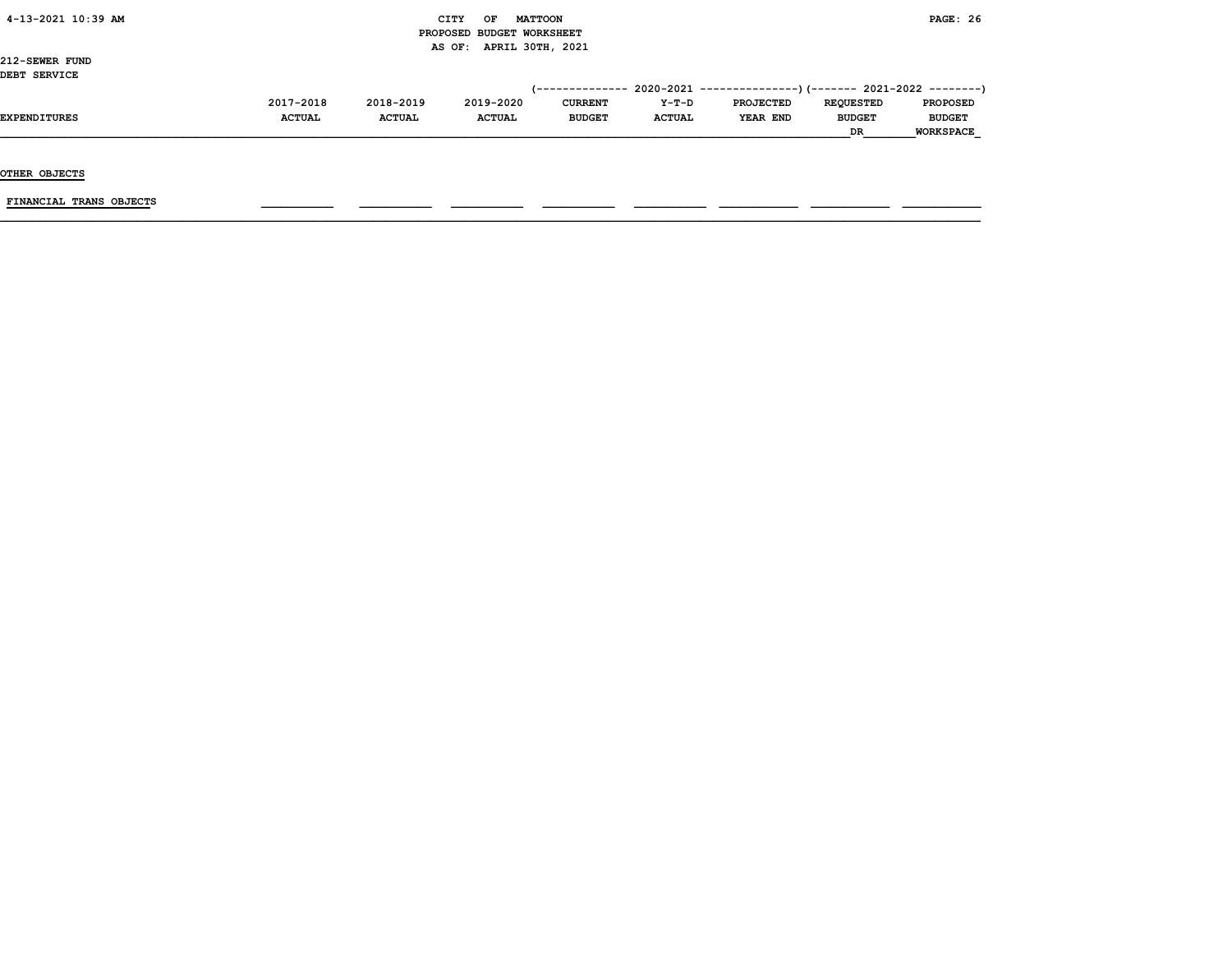CITY OF MATTOON
PROPOSED BUDGET WORKSHEET
AS OF: APRIL 30TH, 2021

212-SEWER FUND
DEBT SERVICE

| EXPENDITURES | 2017-2018 ACTUAL | 2018-2019 ACTUAL | 2019-2020 ACTUAL | 2020-2021 CURRENT BUDGET | 2020-2021 Y-T-D ACTUAL | 2020-2021 PROJECTED YEAR END | 2021-2022 REQUESTED BUDGET DR | 2021-2022 PROPOSED BUDGET WORKSPACE |
|---|---|---|---|---|---|---|---|---|
| OTHER OBJECTS | | | | | | | | |
| FINANCIAL TRANS OBJECTS | | | | | | | | |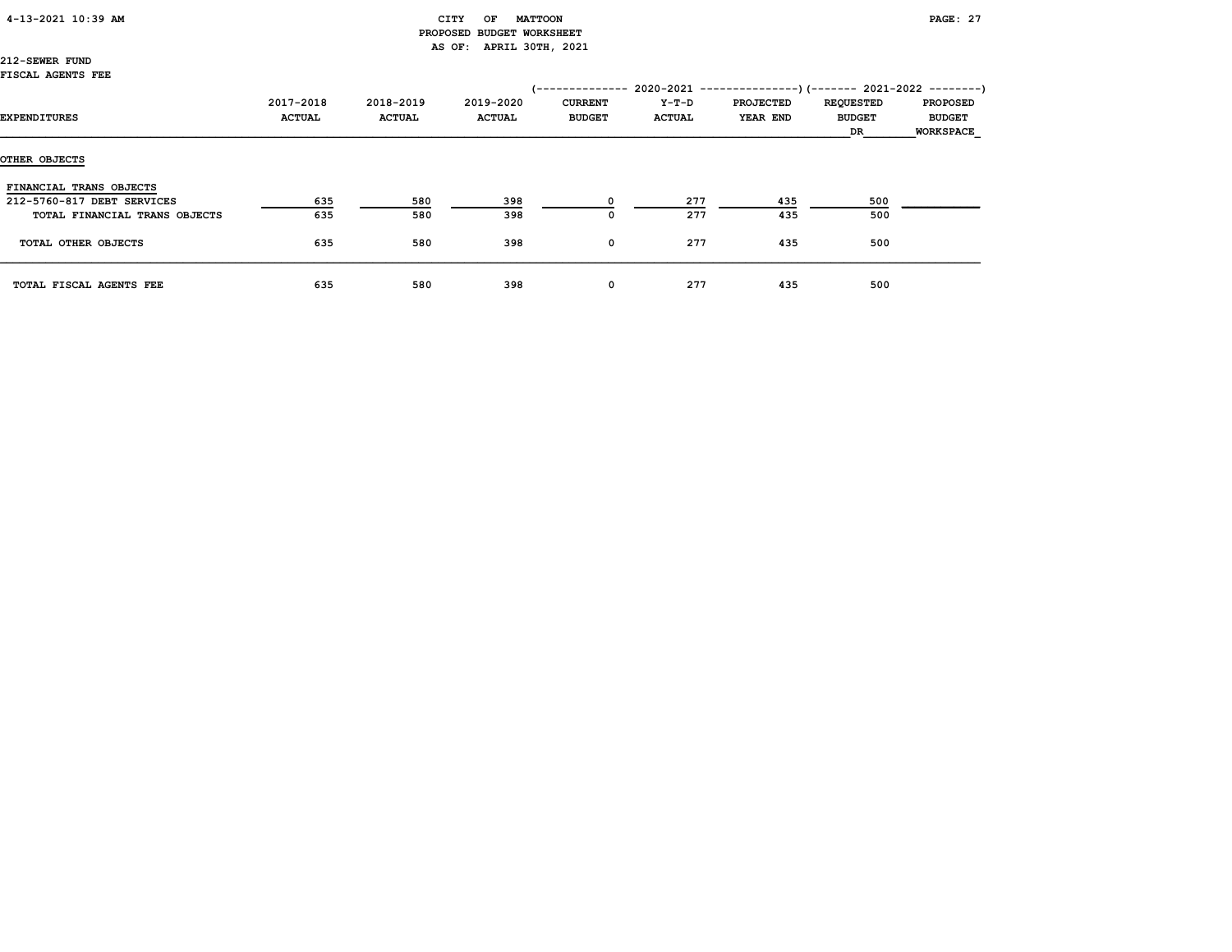CITY OF MATTOON
PROPOSED BUDGET WORKSHEET
AS OF: APRIL 30TH, 2021

212-SEWER FUND
FISCAL AGENTS FEE

| EXPENDITURES | 2017-2018 ACTUAL | 2018-2019 ACTUAL | 2019-2020 ACTUAL | 2020-2021 CURRENT BUDGET | 2020-2021 Y-T-D ACTUAL | 2020-2021 PROJECTED YEAR END | 2021-2022 REQUESTED BUDGET DR | 2021-2022 PROPOSED BUDGET WORKSPACE |
|---|---|---|---|---|---|---|---|---|
| **OTHER OBJECTS** | | | | | | | | |
| FINANCIAL TRANS OBJECTS | | | | | | | | |
| 212-5760-817 DEBT SERVICES | 635 | 580 | 398 | 0 | 277 | 435 | 500 | |
| TOTAL FINANCIAL TRANS OBJECTS | 635 | 580 | 398 | 0 | 277 | 435 | 500 | |
| TOTAL OTHER OBJECTS | 635 | 580 | 398 | 0 | 277 | 435 | 500 | |
| TOTAL FISCAL AGENTS FEE | 635 | 580 | 398 | 0 | 277 | 435 | 500 | |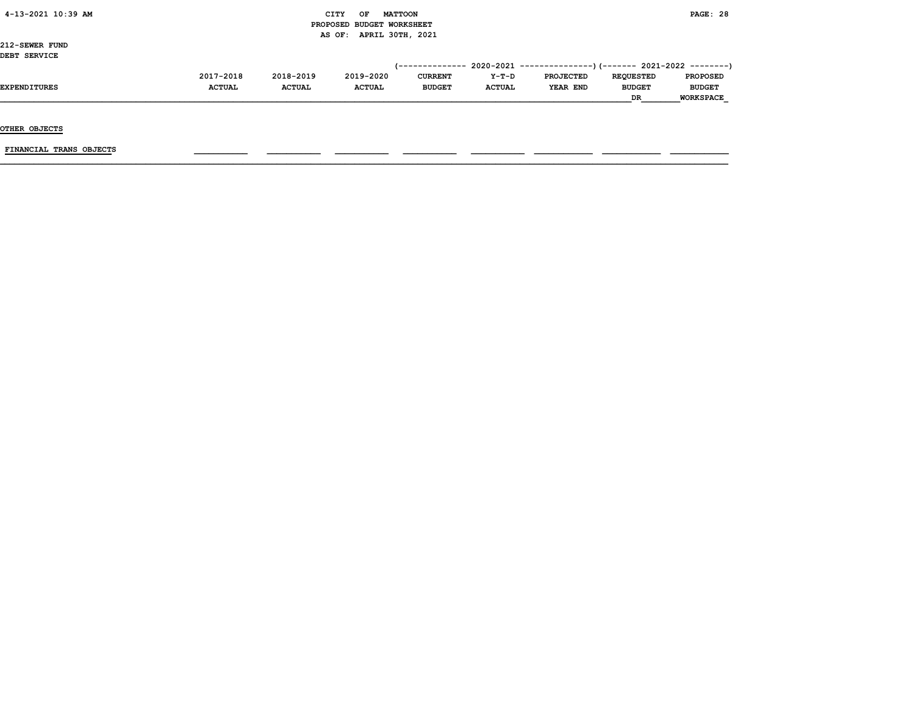212-SEWER FUND
DEBT SERVICE

| EXPENDITURES | 2017-2018 ACTUAL | 2018-2019 ACTUAL | 2019-2020 ACTUAL | 2020-2021 CURRENT BUDGET | 2020-2021 Y-T-D ACTUAL | 2020-2021 PROJECTED YEAR END | 2021-2022 REQUESTED BUDGET DR | 2021-2022 PROPOSED BUDGET WORKSPACE |
|---|---|---|---|---|---|---|---|---|
| OTHER OBJECTS | | | | | | | | |
| FINANCIAL TRANS OBJECTS | | | | | | | | |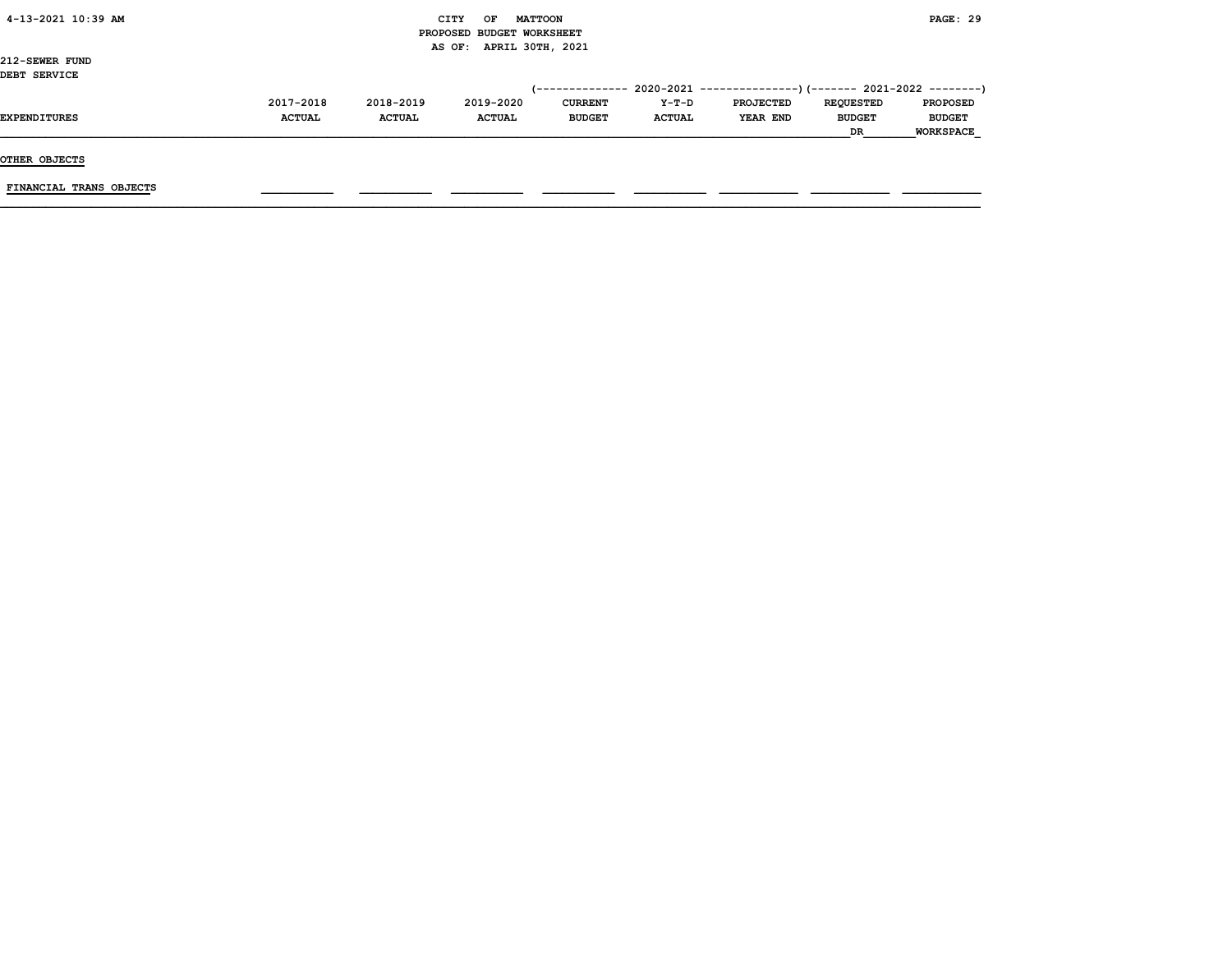CITY OF MATTOON
PROPOSED BUDGET WORKSHEET
AS OF: APRIL 30TH, 2021

212-SEWER FUND
DEBT SERVICE

| EXPENDITURES | 2017-2018 ACTUAL | 2018-2019 ACTUAL | 2019-2020 ACTUAL | 2020-2021 CURRENT BUDGET | 2020-2021 Y-T-D ACTUAL | 2020-2021 PROJECTED YEAR END | 2021-2022 REQUESTED BUDGET DR | 2021-2022 PROPOSED BUDGET WORKSPACE |
|---|---|---|---|---|---|---|---|---|
| **OTHER OBJECTS** | | | | | | | | |
| FINANCIAL TRANS OBJECTS | | | | | | | | |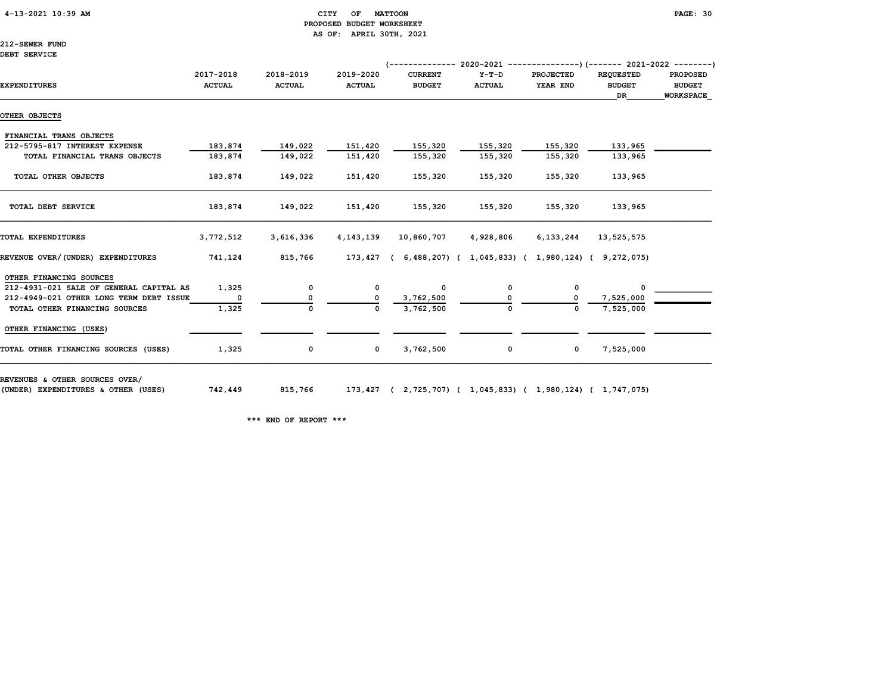CITY OF MATTOON
PROPOSED BUDGET WORKSHEET
AS OF: APRIL 30TH, 2021

212-SEWER FUND
DEBT SERVICE

| EXPENDITURES | 2017-2018 ACTUAL | 2018-2019 ACTUAL | 2019-2020 ACTUAL | 2020-2021 CURRENT BUDGET | 2020-2021 Y-T-D ACTUAL | 2020-2021 PROJECTED YEAR END | 2021-2022 REQUESTED BUDGET DR | 2021-2022 PROPOSED BUDGET WORKSPACE |
|---|---|---|---|---|---|---|---|---|
| OTHER OBJECTS | | | | | | | | |
| FINANCIAL TRANS OBJECTS | | | | | | | | |
| 212-5795-817 INTEREST EXPENSE | 183,874 | 149,022 | 151,420 | 155,320 | 155,320 | 155,320 | 133,965 | |
| TOTAL FINANCIAL TRANS OBJECTS | 183,874 | 149,022 | 151,420 | 155,320 | 155,320 | 155,320 | 133,965 | |
| TOTAL OTHER OBJECTS | 183,874 | 149,022 | 151,420 | 155,320 | 155,320 | 155,320 | 133,965 | |
| TOTAL DEBT SERVICE | 183,874 | 149,022 | 151,420 | 155,320 | 155,320 | 155,320 | 133,965 | |
| TOTAL EXPENDITURES | 3,772,512 | 3,616,336 | 4,143,139 | 10,860,707 | 4,928,806 | 6,133,244 | 13,525,575 | |
| REVENUE OVER/(UNDER) EXPENDITURES | 741,124 | 815,766 | 173,427 | ( 6,488,207) | ( 1,045,833) | ( 1,980,124) | ( 9,272,075) | |
| OTHER FINANCING SOURCES | | | | | | | | |
| 212-4931-021 SALE OF GENERAL CAPITAL AS | 1,325 | 0 | 0 | 0 | 0 | 0 | 0 | |
| 212-4949-021 OTHER LONG TERM DEBT ISSUE | 0 | 0 | 0 | 3,762,500 | 0 | 0 | 7,525,000 | |
| TOTAL OTHER FINANCING SOURCES | 1,325 | 0 | 0 | 3,762,500 | 0 | 0 | 7,525,000 | |
| OTHER FINANCING (USES) | | | | | | | | |
| TOTAL OTHER FINANCING SOURCES (USES) | 1,325 | 0 | 0 | 3,762,500 | 0 | 0 | 7,525,000 | |
| REVENUES & OTHER SOURCES OVER/ (UNDER) EXPENDITURES & OTHER (USES) | 742,449 | 815,766 | 173,427 | ( 2,725,707) | ( 1,045,833) | ( 1,980,124) | ( 1,747,075) | |

\*\*\* END OF REPORT \*\*\*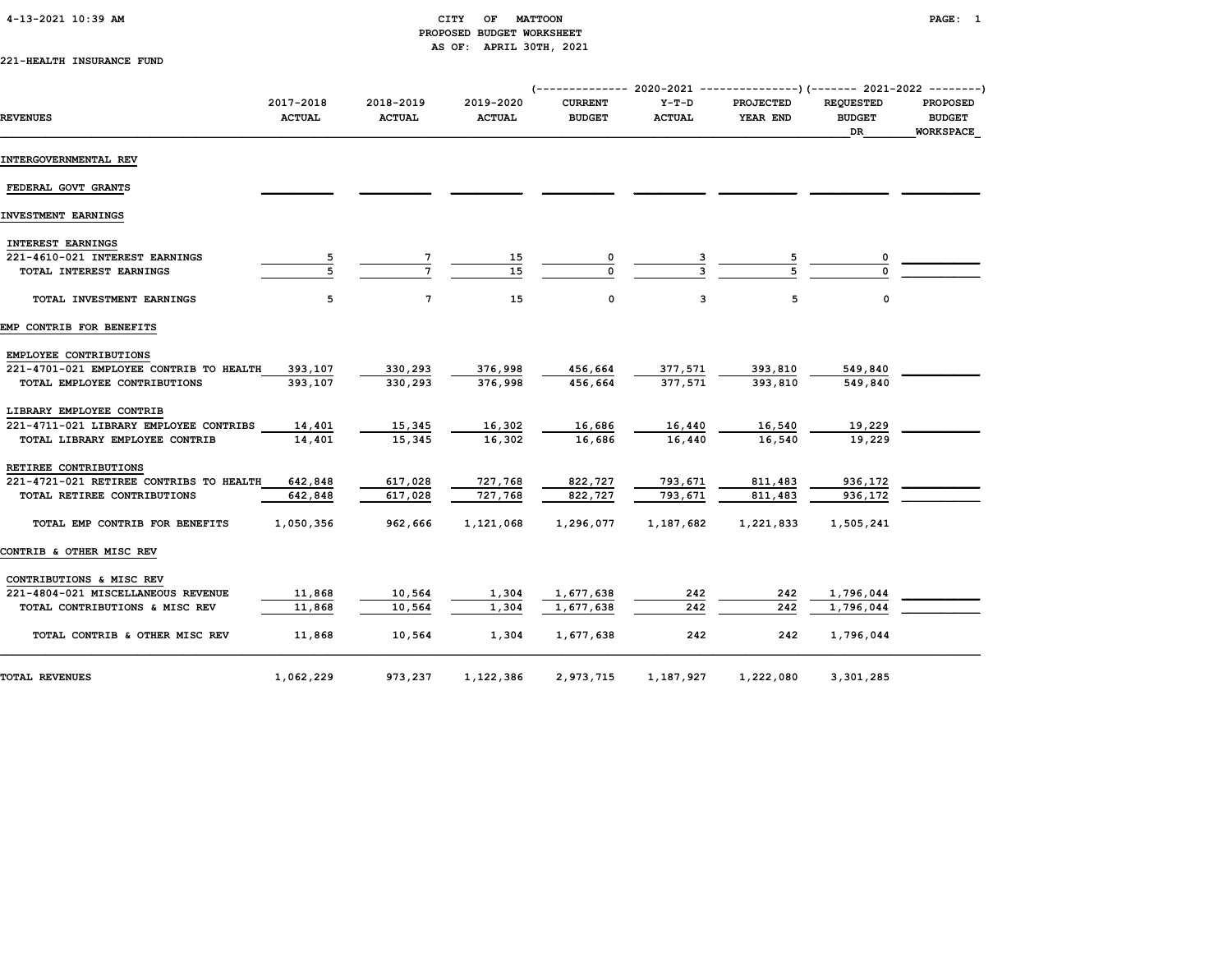# CITY OF MATTOON
## PROPOSED BUDGET WORKSHEET
### AS OF: APRIL 30TH, 2021

4-13-2021 10:39 AM

221-HEALTH INSURANCE FUND

| REVENUES | 2017-2018 ACTUAL | 2018-2019 ACTUAL | 2019-2020 ACTUAL | 2020-2021 CURRENT BUDGET | 2020-2021 Y-T-D ACTUAL | 2020-2021 PROJECTED YEAR END | 2021-2022 REQUESTED BUDGET DR | 2021-2022 PROPOSED BUDGET WORKSPACE |
|---|---|---|---|---|---|---|---|---|
| **INTERGOVERNMENTAL REV** | | | | | | | | |
| FEDERAL GOVT GRANTS | | | | | | | | |
| **INVESTMENT EARNINGS** | | | | | | | | |
| INTEREST EARNINGS | | | | | | | | |
| 221-4610-021 INTEREST EARNINGS | 5 | 7 | 15 | 0 | 3 | 5 | 0 | |
| TOTAL INTEREST EARNINGS | 5 | 7 | 15 | 0 | 3 | 5 | 0 | |
| TOTAL INVESTMENT EARNINGS | 5 | 7 | 15 | 0 | 3 | 5 | 0 | |
| **EMP CONTRIB FOR BENEFITS** | | | | | | | | |
| EMPLOYEE CONTRIBUTIONS | | | | | | | | |
| 221-4701-021 EMPLOYEE CONTRIB TO HEALTH | 393,107 | 330,293 | 376,998 | 456,664 | 377,571 | 393,810 | 549,840 | |
| TOTAL EMPLOYEE CONTRIBUTIONS | 393,107 | 330,293 | 376,998 | 456,664 | 377,571 | 393,810 | 549,840 | |
| LIBRARY EMPLOYEE CONTRIB | | | | | | | | |
| 221-4711-021 LIBRARY EMPLOYEE CONTRIBS | 14,401 | 15,345 | 16,302 | 16,686 | 16,440 | 16,540 | 19,229 | |
| TOTAL LIBRARY EMPLOYEE CONTRIB | 14,401 | 15,345 | 16,302 | 16,686 | 16,440 | 16,540 | 19,229 | |
| RETIREE CONTRIBUTIONS | | | | | | | | |
| 221-4721-021 RETIREE CONTRIBS TO HEALTH | 642,848 | 617,028 | 727,768 | 822,727 | 793,671 | 811,483 | 936,172 | |
| TOTAL RETIREE CONTRIBUTIONS | 642,848 | 617,028 | 727,768 | 822,727 | 793,671 | 811,483 | 936,172 | |
| TOTAL EMP CONTRIB FOR BENEFITS | 1,050,356 | 962,666 | 1,121,068 | 1,296,077 | 1,187,682 | 1,221,833 | 1,505,241 | |
| **CONTRIB & OTHER MISC REV** | | | | | | | | |
| CONTRIBUTIONS & MISC REV | | | | | | | | |
| 221-4804-021 MISCELLANEOUS REVENUE | 11,868 | 10,564 | 1,304 | 1,677,638 | 242 | 242 | 1,796,044 | |
| TOTAL CONTRIBUTIONS & MISC REV | 11,868 | 10,564 | 1,304 | 1,677,638 | 242 | 242 | 1,796,044 | |
| TOTAL CONTRIB & OTHER MISC REV | 11,868 | 10,564 | 1,304 | 1,677,638 | 242 | 242 | 1,796,044 | |
| **TOTAL REVENUES** | 1,062,229 | 973,237 | 1,122,386 | 2,973,715 | 1,187,927 | 1,222,080 | 3,301,285 | |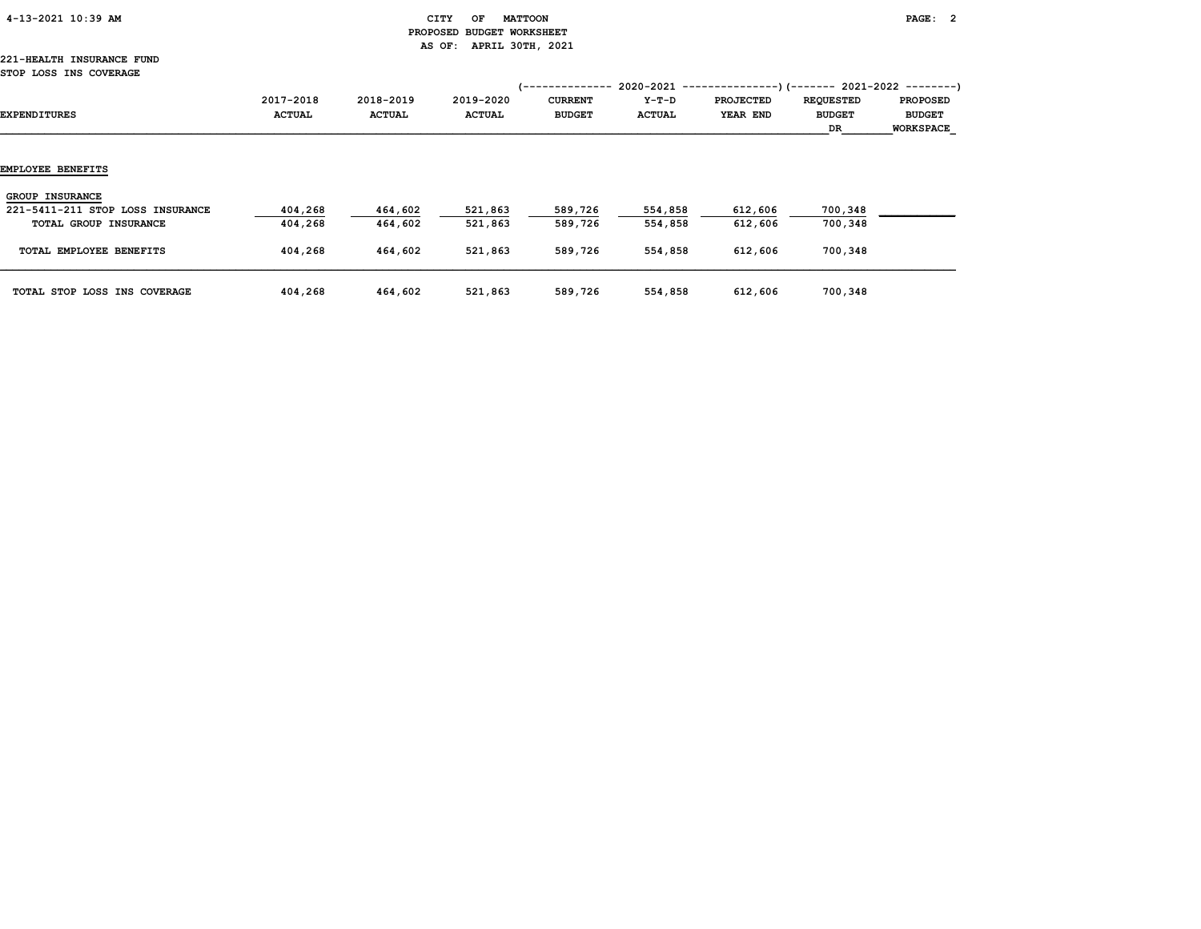CITY OF MATTOON
PROPOSED BUDGET WORKSHEET
AS OF: APRIL 30TH, 2021

221-HEALTH INSURANCE FUND
STOP LOSS INS COVERAGE

| EXPENDITURES | 2017-2018 ACTUAL | 2018-2019 ACTUAL | 2019-2020 ACTUAL | 2020-2021 CURRENT BUDGET | 2020-2021 Y-T-D ACTUAL | 2020-2021 PROJECTED YEAR END | 2021-2022 REQUESTED BUDGET DR | 2021-2022 PROPOSED BUDGET WORKSPACE |
|---|---|---|---|---|---|---|---|---|
| **EMPLOYEE BENEFITS** | | | | | | | | |
| GROUP INSURANCE | | | | | | | | |
| 221-5411-211 STOP LOSS INSURANCE | 404,268 | 464,602 | 521,863 | 589,726 | 554,858 | 612,606 | 700,348 | |
| TOTAL GROUP INSURANCE | 404,268 | 464,602 | 521,863 | 589,726 | 554,858 | 612,606 | 700,348 | |
| TOTAL EMPLOYEE BENEFITS | 404,268 | 464,602 | 521,863 | 589,726 | 554,858 | 612,606 | 700,348 | |
| TOTAL STOP LOSS INS COVERAGE | 404,268 | 464,602 | 521,863 | 589,726 | 554,858 | 612,606 | 700,348 | |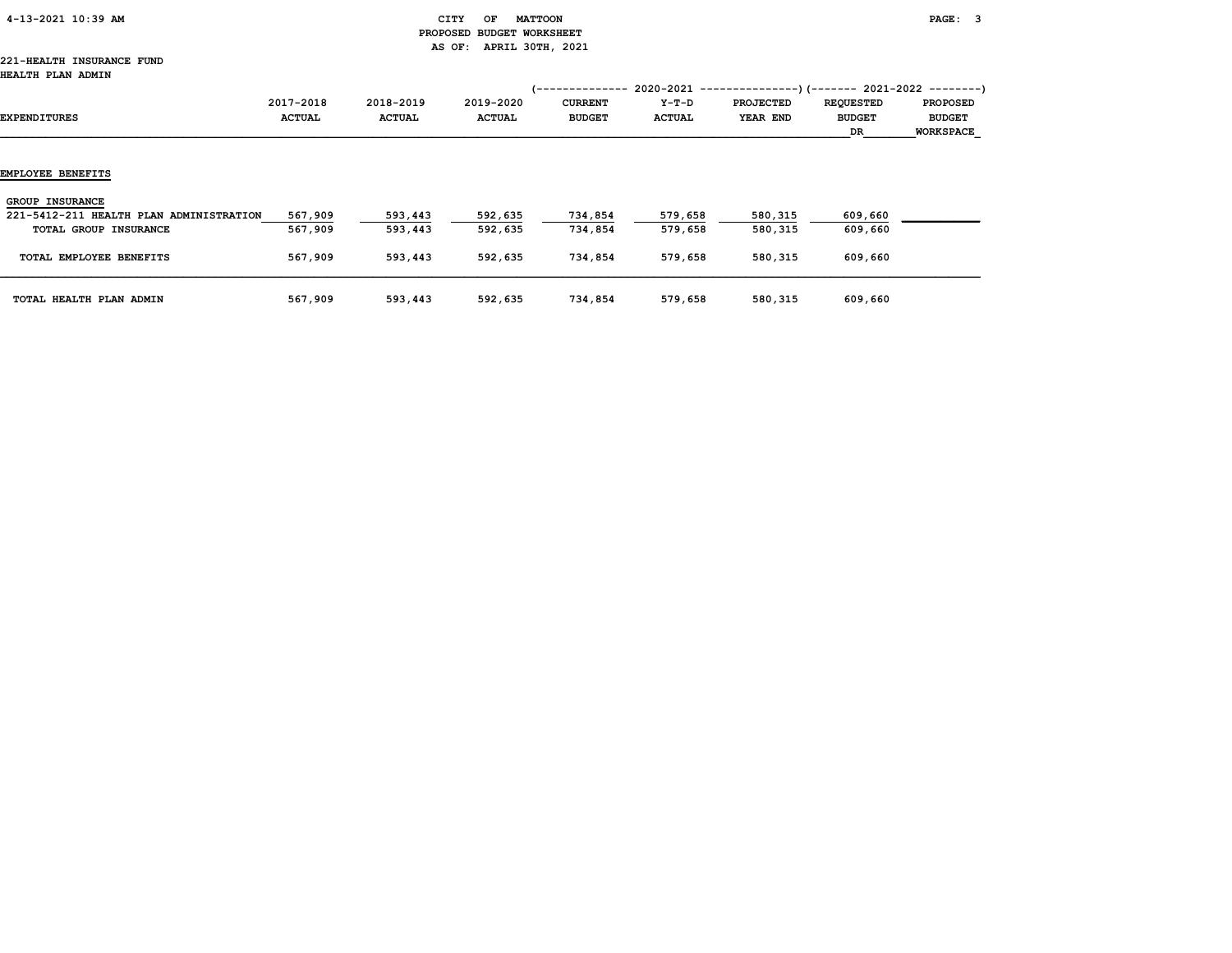CITY OF MATTOON
PROPOSED BUDGET WORKSHEET
AS OF: APRIL 30TH, 2021

221-HEALTH INSURANCE FUND
HEALTH PLAN ADMIN

| EXPENDITURES | 2017-2018 ACTUAL | 2018-2019 ACTUAL | 2019-2020 ACTUAL | 2020-2021 CURRENT BUDGET | 2020-2021 Y-T-D ACTUAL | 2020-2021 PROJECTED YEAR END | 2021-2022 REQUESTED BUDGET DR | 2021-2022 PROPOSED BUDGET WORKSPACE |
|---|---|---|---|---|---|---|---|---|
| **EMPLOYEE BENEFITS** | | | | | | | | |
| GROUP INSURANCE | | | | | | | | |
| 221-5412-211 HEALTH PLAN ADMINISTRATION | 567,909 | 593,443 | 592,635 | 734,854 | 579,658 | 580,315 | 609,660 | |
| TOTAL GROUP INSURANCE | 567,909 | 593,443 | 592,635 | 734,854 | 579,658 | 580,315 | 609,660 | |
| TOTAL EMPLOYEE BENEFITS | 567,909 | 593,443 | 592,635 | 734,854 | 579,658 | 580,315 | 609,660 | |
| TOTAL HEALTH PLAN ADMIN | 567,909 | 593,443 | 592,635 | 734,854 | 579,658 | 580,315 | 609,660 | |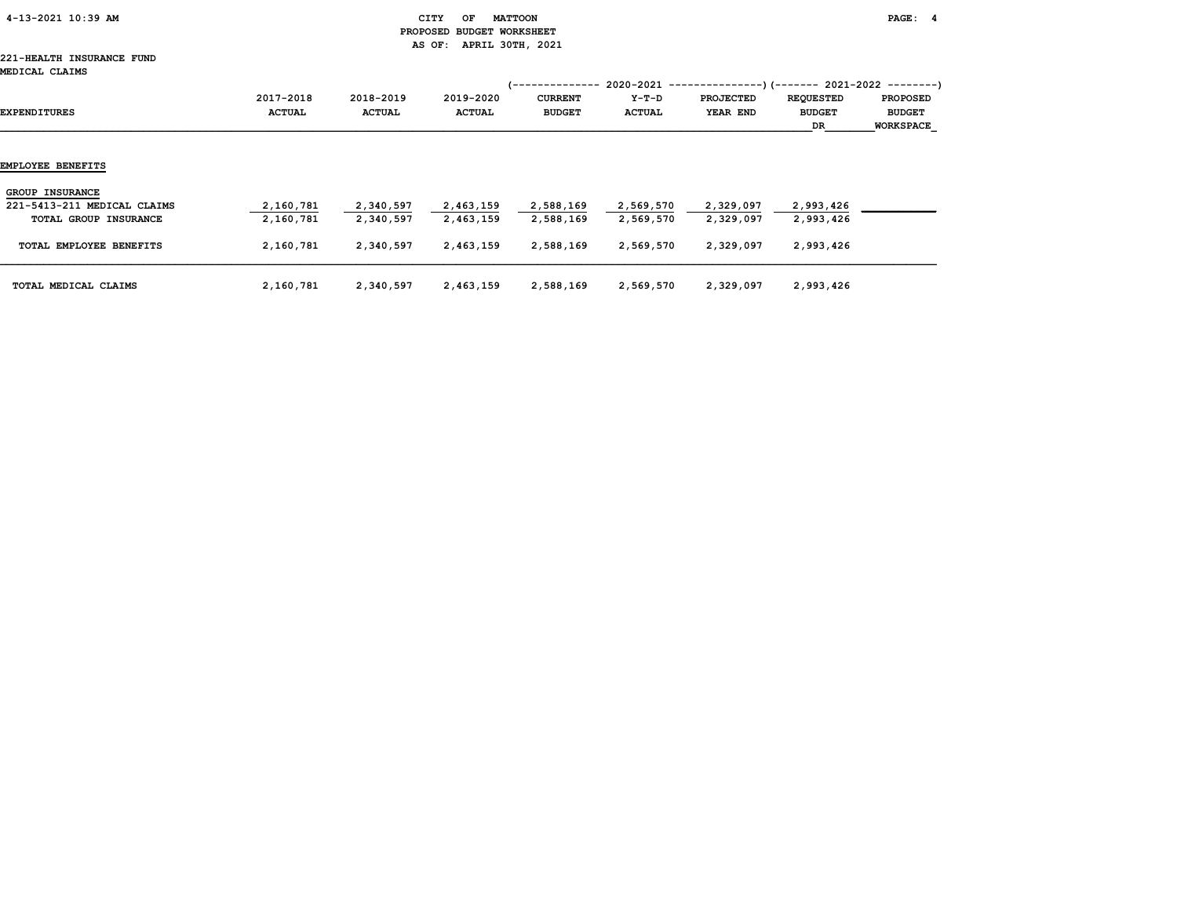CITY OF MATTOON
PROPOSED BUDGET WORKSHEET
AS OF: APRIL 30TH, 2021

221-HEALTH INSURANCE FUND
MEDICAL CLAIMS

| EXPENDITURES | 2017-2018 ACTUAL | 2018-2019 ACTUAL | 2019-2020 ACTUAL | 2020-2021 CURRENT BUDGET | 2020-2021 Y-T-D ACTUAL | 2020-2021 PROJECTED YEAR END | 2021-2022 REQUESTED BUDGET DR | 2021-2022 PROPOSED BUDGET WORKSPACE |
|---|---|---|---|---|---|---|---|---|
| **EMPLOYEE BENEFITS** | | | | | | | | |
| GROUP INSURANCE | | | | | | | | |
| 221-5413-211 MEDICAL CLAIMS | 2,160,781 | 2,340,597 | 2,463,159 | 2,588,169 | 2,569,570 | 2,329,097 | 2,993,426 | |
| TOTAL GROUP INSURANCE | 2,160,781 | 2,340,597 | 2,463,159 | 2,588,169 | 2,569,570 | 2,329,097 | 2,993,426 | |
| TOTAL EMPLOYEE BENEFITS | 2,160,781 | 2,340,597 | 2,463,159 | 2,588,169 | 2,569,570 | 2,329,097 | 2,993,426 | |
| TOTAL MEDICAL CLAIMS | 2,160,781 | 2,340,597 | 2,463,159 | 2,588,169 | 2,569,570 | 2,329,097 | 2,993,426 | |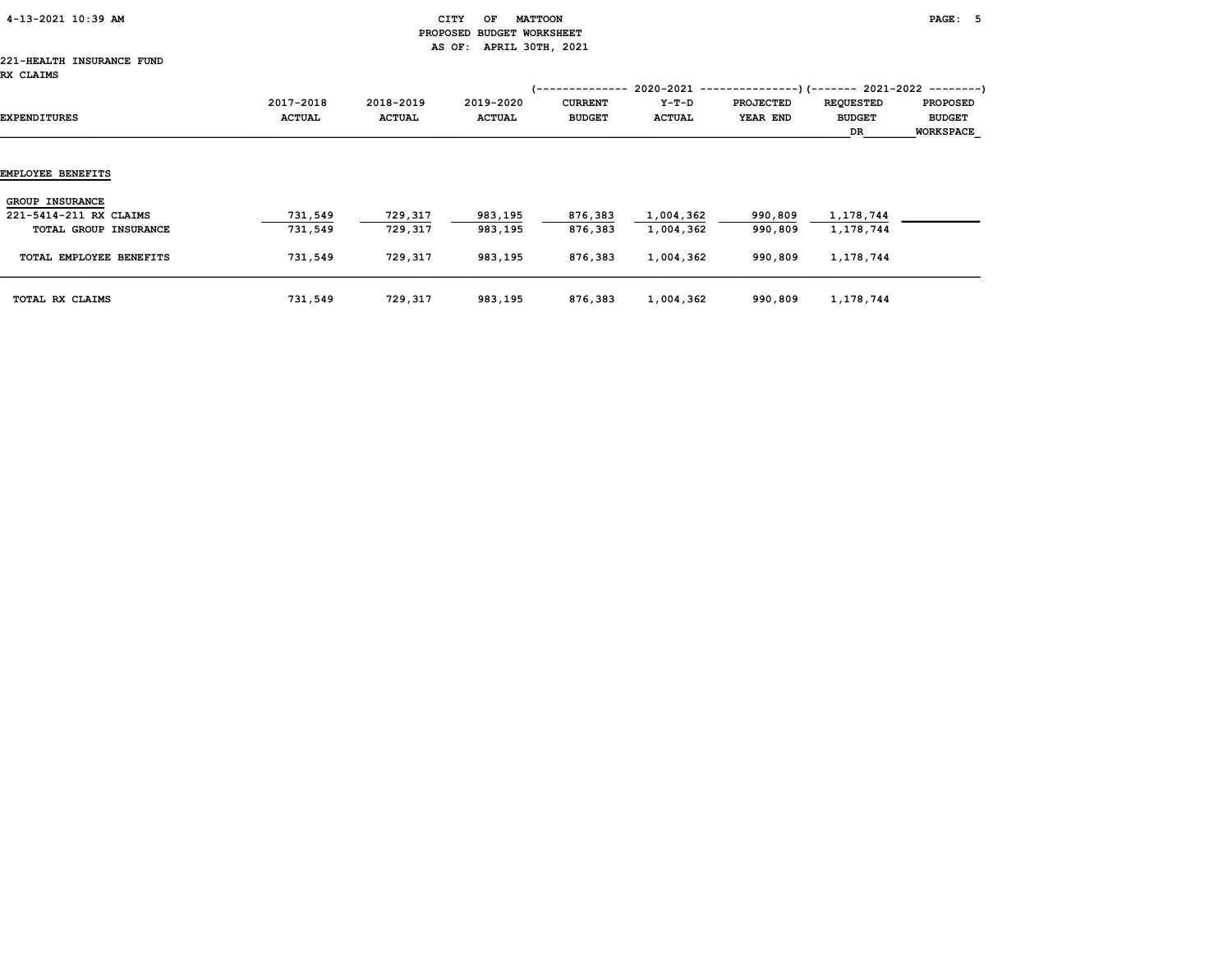CITY OF MATTOON
PROPOSED BUDGET WORKSHEET
AS OF: APRIL 30TH, 2021

221-HEALTH INSURANCE FUND
RX CLAIMS

| EXPENDITURES | 2017-2018 ACTUAL | 2018-2019 ACTUAL | 2019-2020 ACTUAL | 2020-2021 CURRENT BUDGET | 2020-2021 Y-T-D ACTUAL | 2020-2021 PROJECTED YEAR END | 2021-2022 REQUESTED BUDGET DR | 2021-2022 PROPOSED BUDGET WORKSPACE |
|---|---|---|---|---|---|---|---|---|
| **EMPLOYEE BENEFITS** | | | | | | | | |
| GROUP INSURANCE | | | | | | | | |
| 221-5414-211 RX CLAIMS | 731,549 | 729,317 | 983,195 | 876,383 | 1,004,362 | 990,809 | 1,178,744 | |
| TOTAL GROUP INSURANCE | 731,549 | 729,317 | 983,195 | 876,383 | 1,004,362 | 990,809 | 1,178,744 | |
| TOTAL EMPLOYEE BENEFITS | 731,549 | 729,317 | 983,195 | 876,383 | 1,004,362 | 990,809 | 1,178,744 | |
| TOTAL RX CLAIMS | 731,549 | 729,317 | 983,195 | 876,383 | 1,004,362 | 990,809 | 1,178,744 | |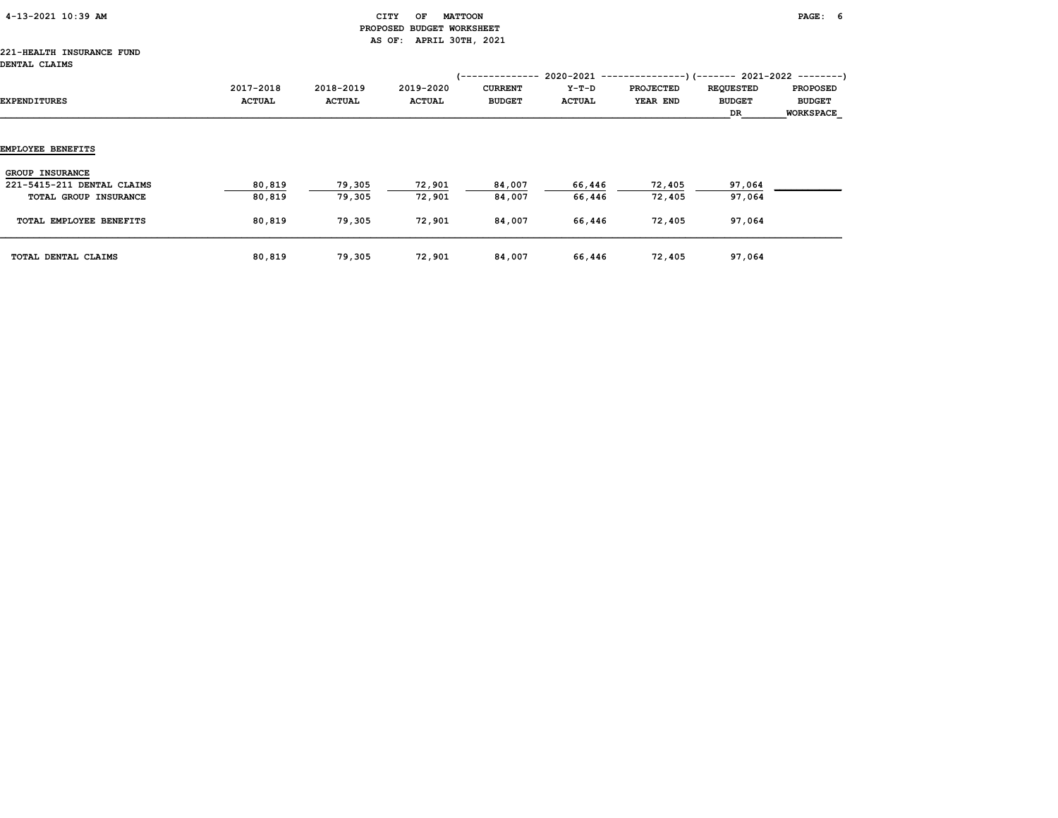CITY OF MATTOON
PROPOSED BUDGET WORKSHEET
AS OF: APRIL 30TH, 2021

221-HEALTH INSURANCE FUND
DENTAL CLAIMS

| | | | | 2020-2021 | | | 2021-2022 | |
|---|---|---|---|---|---|---|---|---|
| EXPENDITURES | 2017-2018 ACTUAL | 2018-2019 ACTUAL | 2019-2020 ACTUAL | CURRENT BUDGET | Y-T-D ACTUAL | PROJECTED YEAR END | REQUESTED BUDGET DR | PROPOSED BUDGET WORKSPACE |
| **EMPLOYEE BENEFITS** | | | | | | | | |
| GROUP INSURANCE | | | | | | | | |
| 221-5415-211 DENTAL CLAIMS | 80,819 | 79,305 | 72,901 | 84,007 | 66,446 | 72,405 | 97,064 | |
| TOTAL GROUP INSURANCE | 80,819 | 79,305 | 72,901 | 84,007 | 66,446 | 72,405 | 97,064 | |
| TOTAL EMPLOYEE BENEFITS | 80,819 | 79,305 | 72,901 | 84,007 | 66,446 | 72,405 | 97,064 | |
| TOTAL DENTAL CLAIMS | 80,819 | 79,305 | 72,901 | 84,007 | 66,446 | 72,405 | 97,064 | |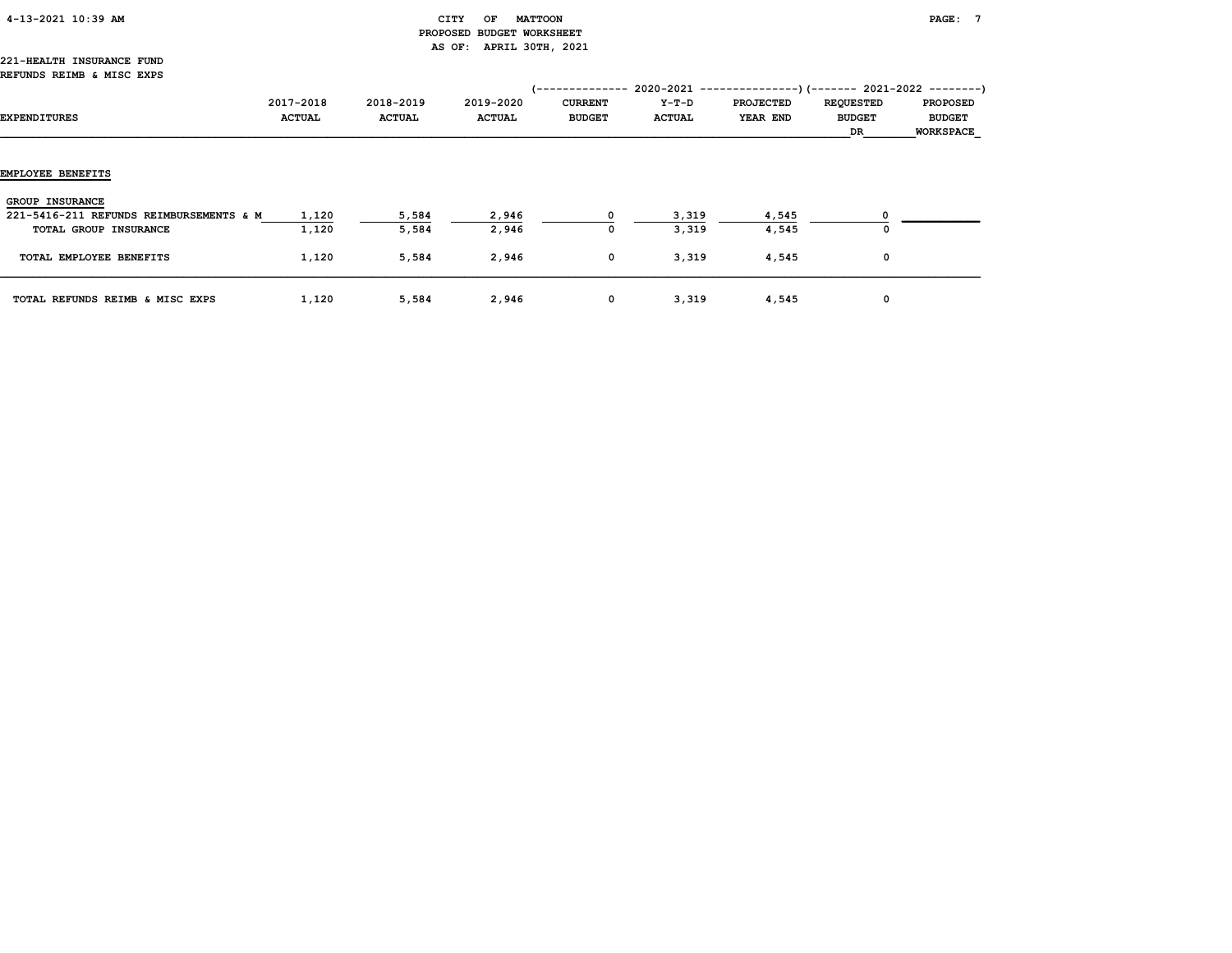221-HEALTH INSURANCE FUND
REFUNDS REIMB & MISC EXPS

| EXPENDITURES | 2017-2018 ACTUAL | 2018-2019 ACTUAL | 2019-2020 ACTUAL | 2020-2021 CURRENT BUDGET | 2020-2021 Y-T-D ACTUAL | 2020-2021 PROJECTED YEAR END | 2021-2022 REQUESTED BUDGET DR | 2021-2022 PROPOSED BUDGET WORKSPACE |
|---|---|---|---|---|---|---|---|---|
| **EMPLOYEE BENEFITS** | | | | | | | | |
| GROUP INSURANCE | | | | | | | | |
| 221-5416-211 REFUNDS REIMBURSEMENTS & M | 1,120 | 5,584 | 2,946 | 0 | 3,319 | 4,545 | 0 | |
| TOTAL GROUP INSURANCE | 1,120 | 5,584 | 2,946 | 0 | 3,319 | 4,545 | 0 | |
| TOTAL EMPLOYEE BENEFITS | 1,120 | 5,584 | 2,946 | 0 | 3,319 | 4,545 | 0 | |
| TOTAL REFUNDS REIMB & MISC EXPS | 1,120 | 5,584 | 2,946 | 0 | 3,319 | 4,545 | 0 | |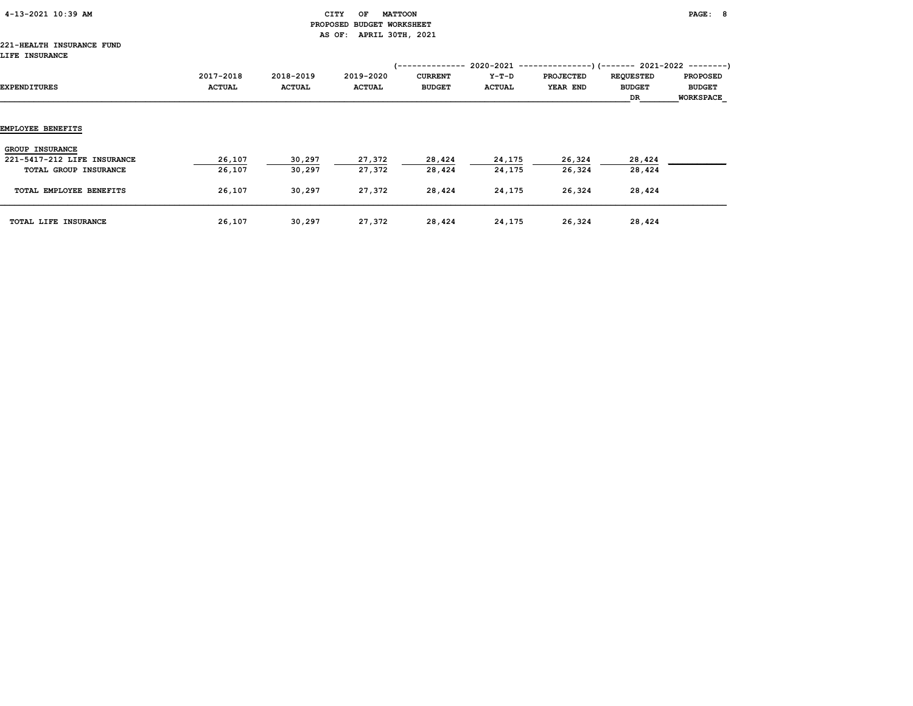CITY OF MATTOON
PROPOSED BUDGET WORKSHEET
AS OF: APRIL 30TH, 2021

221-HEALTH INSURANCE FUND
LIFE INSURANCE

| EXPENDITURES | 2017-2018 ACTUAL | 2018-2019 ACTUAL | 2019-2020 ACTUAL | 2020-2021 CURRENT BUDGET | 2020-2021 Y-T-D ACTUAL | 2020-2021 PROJECTED YEAR END | 2021-2022 REQUESTED BUDGET DR | 2021-2022 PROPOSED BUDGET WORKSPACE |
|---|---|---|---|---|---|---|---|---|
| **EMPLOYEE BENEFITS** | | | | | | | | |
| GROUP INSURANCE | | | | | | | | |
| 221-5417-212 LIFE INSURANCE | 26,107 | 30,297 | 27,372 | 28,424 | 24,175 | 26,324 | 28,424 | |
| TOTAL GROUP INSURANCE | 26,107 | 30,297 | 27,372 | 28,424 | 24,175 | 26,324 | 28,424 | |
| TOTAL EMPLOYEE BENEFITS | 26,107 | 30,297 | 27,372 | 28,424 | 24,175 | 26,324 | 28,424 | |
| TOTAL LIFE INSURANCE | 26,107 | 30,297 | 27,372 | 28,424 | 24,175 | 26,324 | 28,424 | |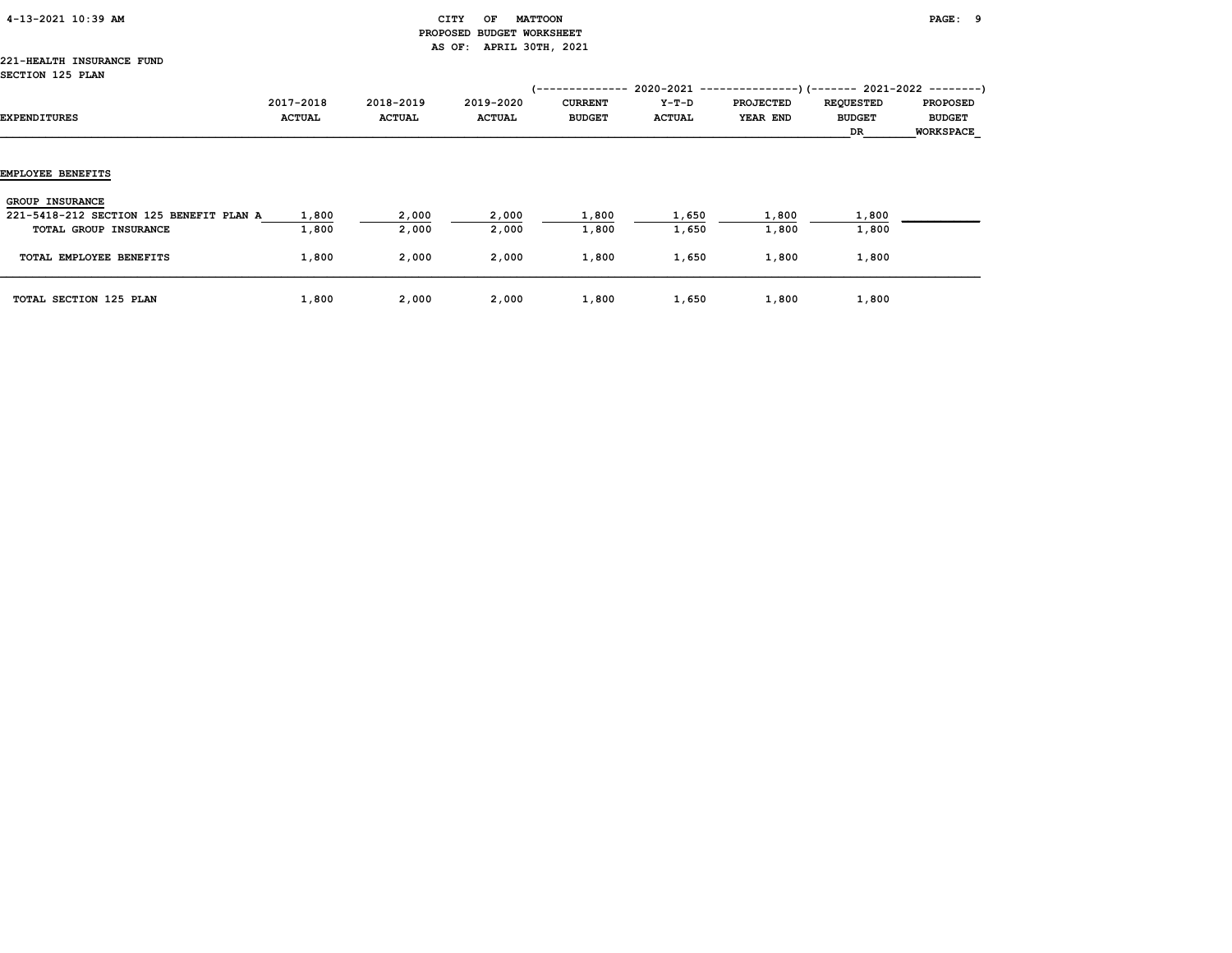CITY OF MATTOON
PROPOSED BUDGET WORKSHEET
AS OF: APRIL 30TH, 2021

221-HEALTH INSURANCE FUND
SECTION 125 PLAN

| EXPENDITURES | 2017-2018 ACTUAL | 2018-2019 ACTUAL | 2019-2020 ACTUAL | 2020-2021 CURRENT BUDGET | 2020-2021 Y-T-D ACTUAL | 2020-2021 PROJECTED YEAR END | 2021-2022 REQUESTED BUDGET DR | 2021-2022 PROPOSED BUDGET WORKSPACE |
|---|---|---|---|---|---|---|---|---|
| **EMPLOYEE BENEFITS** | | | | | | | | |
| **GROUP INSURANCE** | | | | | | | | |
| 221-5418-212 SECTION 125 BENEFIT PLAN A | 1,800 | 2,000 | 2,000 | 1,800 | 1,650 | 1,800 | 1,800 | |
| TOTAL GROUP INSURANCE | 1,800 | 2,000 | 2,000 | 1,800 | 1,650 | 1,800 | 1,800 | |
| TOTAL EMPLOYEE BENEFITS | 1,800 | 2,000 | 2,000 | 1,800 | 1,650 | 1,800 | 1,800 | |
| TOTAL SECTION 125 PLAN | 1,800 | 2,000 | 2,000 | 1,800 | 1,650 | 1,800 | 1,800 | |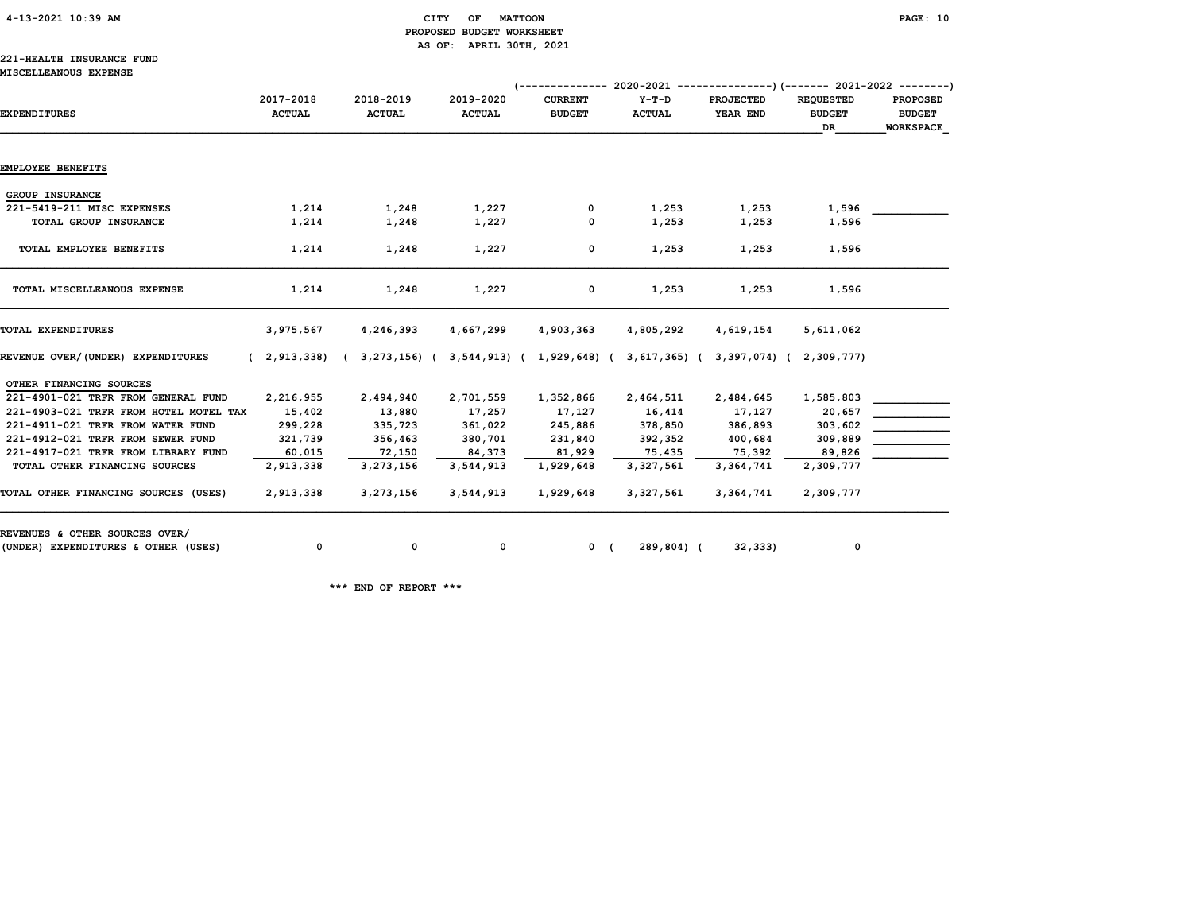CITY OF MATTOON
PROPOSED BUDGET WORKSHEET
AS OF: APRIL 30TH, 2021

221-HEALTH INSURANCE FUND
MISCELLANEOUS EXPENSE

| EXPENDITURES | 2017-2018 ACTUAL | 2018-2019 ACTUAL | 2019-2020 ACTUAL | 2020-2021 CURRENT BUDGET | 2020-2021 Y-T-D ACTUAL | 2020-2021 PROJECTED YEAR END | 2021-2022 REQUESTED BUDGET DR | 2021-2022 PROPOSED BUDGET WORKSPACE |
|---|---|---|---|---|---|---|---|---|
| **EMPLOYEE BENEFITS** | | | | | | | | |
| GROUP INSURANCE | | | | | | | | |
| 221-5419-211 MISC EXPENSES | 1,214 | 1,248 | 1,227 | 0 | 1,253 | 1,253 | 1,596 | |
| TOTAL GROUP INSURANCE | 1,214 | 1,248 | 1,227 | 0 | 1,253 | 1,253 | 1,596 | |
| TOTAL EMPLOYEE BENEFITS | 1,214 | 1,248 | 1,227 | 0 | 1,253 | 1,253 | 1,596 | |
| TOTAL MISCELLANEOUS EXPENSE | 1,214 | 1,248 | 1,227 | 0 | 1,253 | 1,253 | 1,596 | |
| TOTAL EXPENDITURES | 3,975,567 | 4,246,393 | 4,667,299 | 4,903,363 | 4,805,292 | 4,619,154 | 5,611,062 | |
| REVENUE OVER/(UNDER) EXPENDITURES | ( 2,913,338) | ( 3,273,156) | ( 3,544,913) | ( 1,929,648) | ( 3,617,365) | ( 3,397,074) | ( 2,309,777) | |
| OTHER FINANCING SOURCES | | | | | | | | |
| 221-4901-021 TRFR FROM GENERAL FUND | 2,216,955 | 2,494,940 | 2,701,559 | 1,352,866 | 2,464,511 | 2,484,645 | 1,585,803 | |
| 221-4903-021 TRFR FROM HOTEL MOTEL TAX | 15,402 | 13,880 | 17,257 | 17,127 | 16,414 | 17,127 | 20,657 | |
| 221-4911-021 TRFR FROM WATER FUND | 299,228 | 335,723 | 361,022 | 245,886 | 378,850 | 386,893 | 303,602 | |
| 221-4912-021 TRFR FROM SEWER FUND | 321,739 | 356,463 | 380,701 | 231,840 | 392,352 | 400,684 | 309,889 | |
| 221-4917-021 TRFR FROM LIBRARY FUND | 60,015 | 72,150 | 84,373 | 81,929 | 75,435 | 75,392 | 89,826 | |
| TOTAL OTHER FINANCING SOURCES | 2,913,338 | 3,273,156 | 3,544,913 | 1,929,648 | 3,327,561 | 3,364,741 | 2,309,777 | |
| TOTAL OTHER FINANCING SOURCES (USES) | 2,913,338 | 3,273,156 | 3,544,913 | 1,929,648 | 3,327,561 | 3,364,741 | 2,309,777 | |
| REVENUES & OTHER SOURCES OVER/ (UNDER) EXPENDITURES & OTHER (USES) | 0 | 0 | 0 | 0 | ( 289,804) | ( 32,333) | 0 | |

\*\*\* END OF REPORT \*\*\*